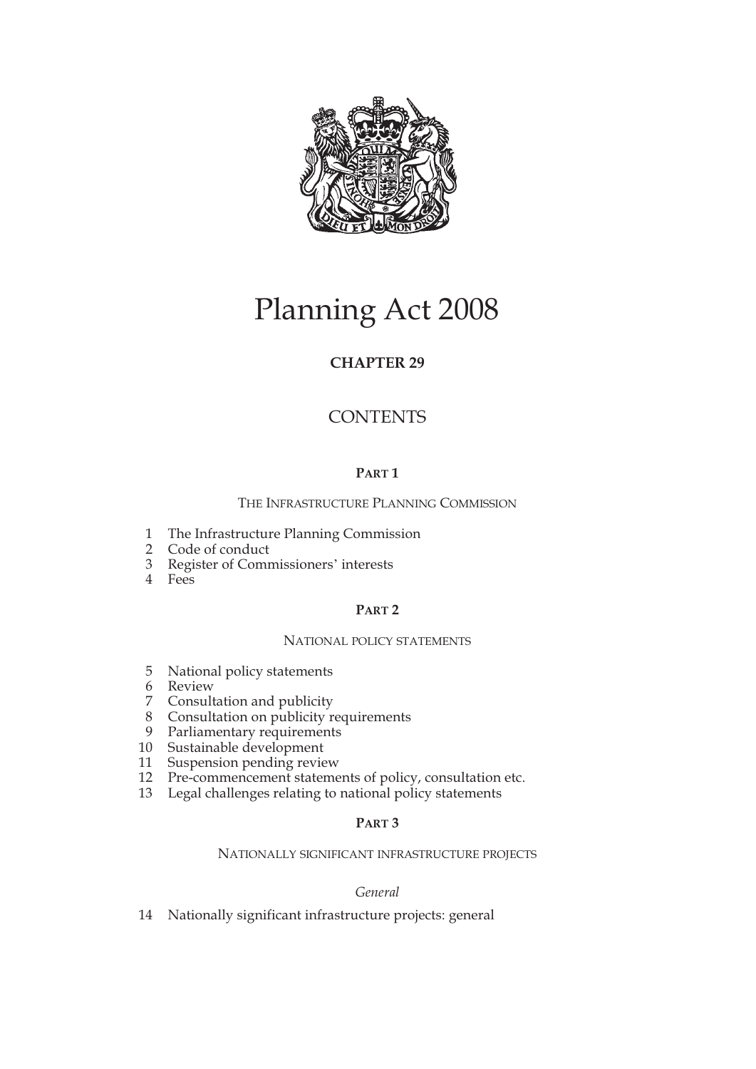# Planning Act 2008

**CHAPTER 29**

## CONTENTS

**PART 1**

THE INFRASTRUCTURE PLANNING COMMISSION

1 The Infrastructure Planning Commission
2 Code of conduct
3 Register of Commissioners' interests
4 Fees

**PART 2**

NATIONAL POLICY STATEMENTS

5 National policy statements
6 Review
7 Consultation and publicity
8 Consultation on publicity requirements
9 Parliamentary requirements
10 Sustainable development
11 Suspension pending review
12 Pre-commencement statements of policy, consultation etc.
13 Legal challenges relating to national policy statements

**PART 3**

NATIONALLY SIGNIFICANT INFRASTRUCTURE PROJECTS

*General*

14 Nationally significant infrastructure projects: general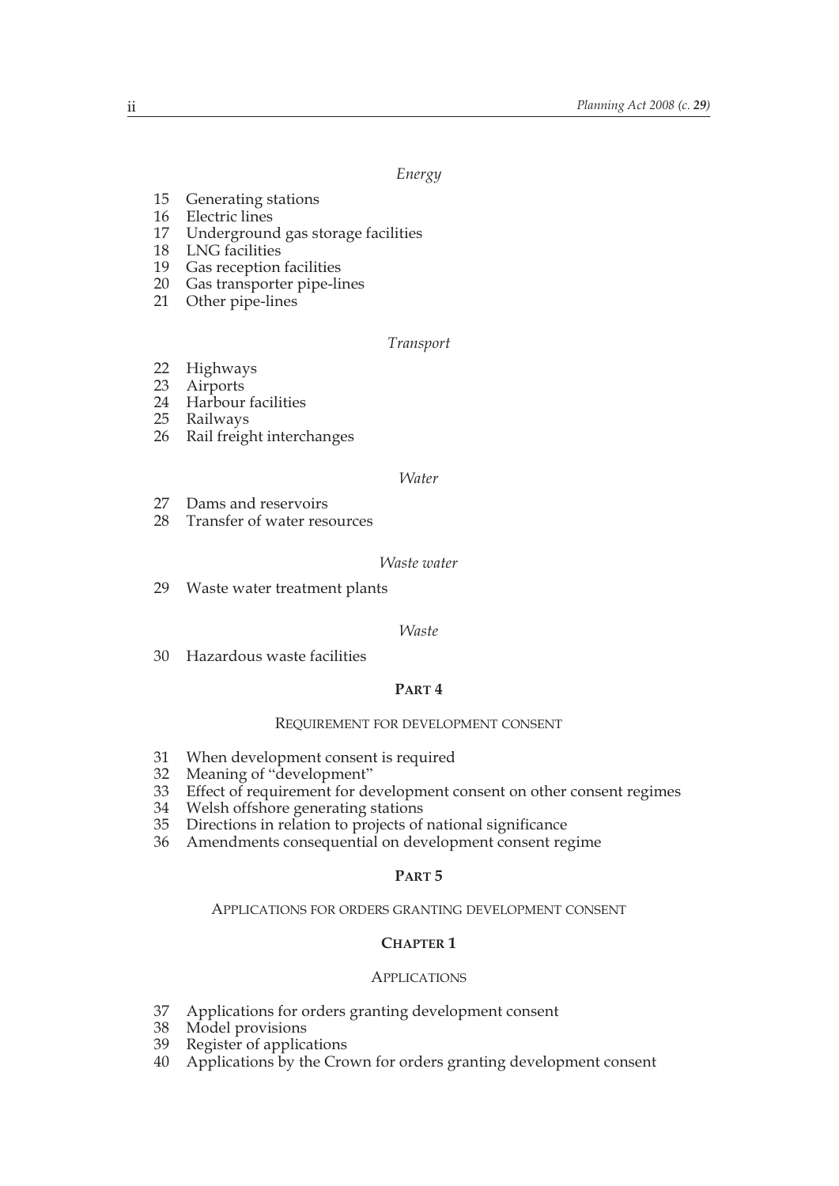*Energy*

15 Generating stations
16 Electric lines
17 Underground gas storage facilities
18 LNG facilities
19 Gas reception facilities
20 Gas transporter pipe-lines
21 Other pipe-lines

*Transport*

22 Highways
23 Airports
24 Harbour facilities
25 Railways
26 Rail freight interchanges

*Water*

27 Dams and reservoirs
28 Transfer of water resources

*Waste water*

29 Waste water treatment plants

*Waste*

30 Hazardous waste facilities

## PART 4

### REQUIREMENT FOR DEVELOPMENT CONSENT

31 When development consent is required
32 Meaning of "development"
33 Effect of requirement for development consent on other consent regimes
34 Welsh offshore generating stations
35 Directions in relation to projects of national significance
36 Amendments consequential on development consent regime

## PART 5

### APPLICATIONS FOR ORDERS GRANTING DEVELOPMENT CONSENT

#### CHAPTER 1

#### APPLICATIONS

37 Applications for orders granting development consent
38 Model provisions
39 Register of applications
40 Applications by the Crown for orders granting development consent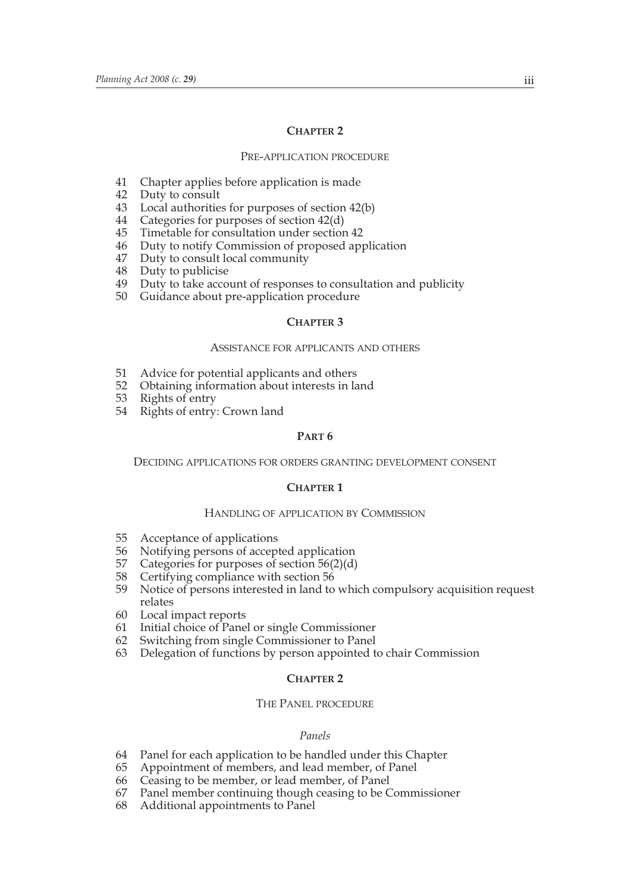## CHAPTER 2

### PRE-APPLICATION PROCEDURE

41 Chapter applies before application is made
42 Duty to consult
43 Local authorities for purposes of section 42(b)
44 Categories for purposes of section 42(d)
45 Timetable for consultation under section 42
46 Duty to notify Commission of proposed application
47 Duty to consult local community
48 Duty to publicise
49 Duty to take account of responses to consultation and publicity
50 Guidance about pre-application procedure

## CHAPTER 3

### ASSISTANCE FOR APPLICANTS AND OTHERS

51 Advice for potential applicants and others
52 Obtaining information about interests in land
53 Rights of entry
54 Rights of entry: Crown land

# PART 6

## DECIDING APPLICATIONS FOR ORDERS GRANTING DEVELOPMENT CONSENT

## CHAPTER 1

### HANDLING OF APPLICATION BY COMMISSION

55 Acceptance of applications
56 Notifying persons of accepted application
57 Categories for purposes of section 56(2)(d)
58 Certifying compliance with section 56
59 Notice of persons interested in land to which compulsory acquisition request relates
60 Local impact reports
61 Initial choice of Panel or single Commissioner
62 Switching from single Commissioner to Panel
63 Delegation of functions by person appointed to chair Commission

## CHAPTER 2

### THE PANEL PROCEDURE

*Panels*

64 Panel for each application to be handled under this Chapter
65 Appointment of members, and lead member, of Panel
66 Ceasing to be member, or lead member, of Panel
67 Panel member continuing though ceasing to be Commissioner
68 Additional appointments to Panel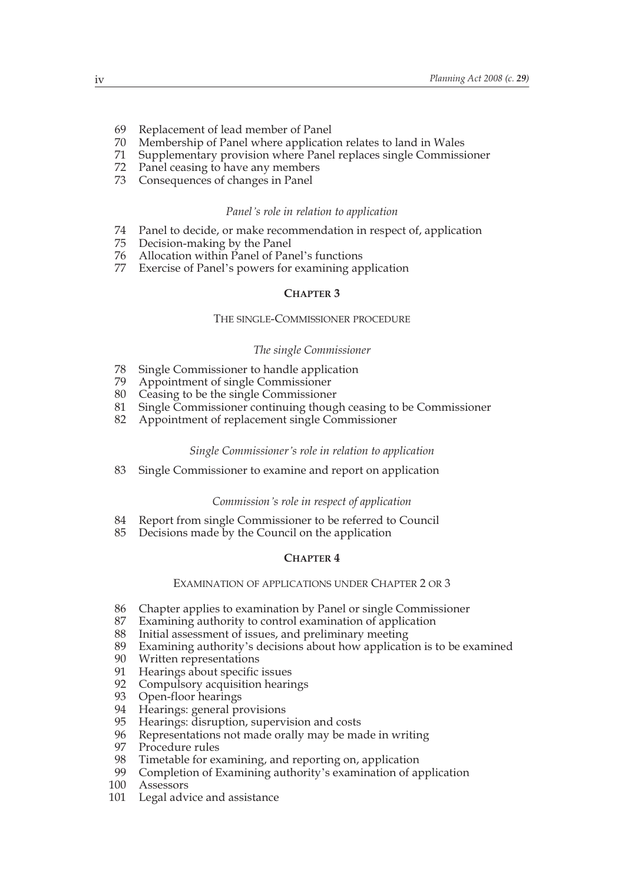69 Replacement of lead member of Panel
70 Membership of Panel where application relates to land in Wales
71 Supplementary provision where Panel replaces single Commissioner
72 Panel ceasing to have any members
73 Consequences of changes in Panel

*Panel's role in relation to application*

74 Panel to decide, or make recommendation in respect of, application
75 Decision-making by the Panel
76 Allocation within Panel of Panel's functions
77 Exercise of Panel's powers for examining application

## CHAPTER 3

### THE SINGLE-COMMISSIONER PROCEDURE

*The single Commissioner*

78 Single Commissioner to handle application
79 Appointment of single Commissioner
80 Ceasing to be the single Commissioner
81 Single Commissioner continuing though ceasing to be Commissioner
82 Appointment of replacement single Commissioner

*Single Commissioner's role in relation to application*

83 Single Commissioner to examine and report on application

*Commission's role in respect of application*

84 Report from single Commissioner to be referred to Council
85 Decisions made by the Council on the application

## CHAPTER 4

### EXAMINATION OF APPLICATIONS UNDER CHAPTER 2 OR 3

86 Chapter applies to examination by Panel or single Commissioner
87 Examining authority to control examination of application
88 Initial assessment of issues, and preliminary meeting
89 Examining authority's decisions about how application is to be examined
90 Written representations
91 Hearings about specific issues
92 Compulsory acquisition hearings
93 Open-floor hearings
94 Hearings: general provisions
95 Hearings: disruption, supervision and costs
96 Representations not made orally may be made in writing
97 Procedure rules
98 Timetable for examining, and reporting on, application
99 Completion of Examining authority's examination of application
100 Assessors
101 Legal advice and assistance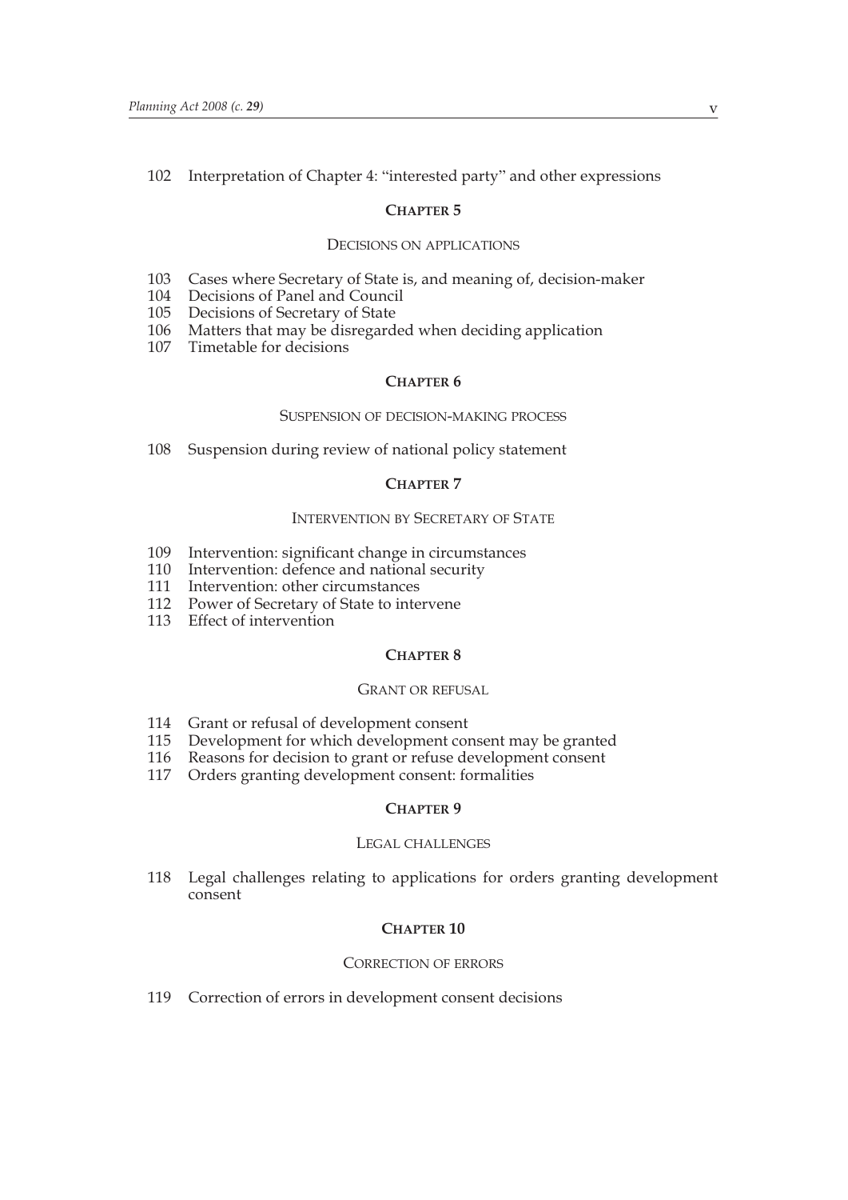102 Interpretation of Chapter 4: "interested party" and other expressions

### CHAPTER 5

#### DECISIONS ON APPLICATIONS

103 Cases where Secretary of State is, and meaning of, decision-maker
104 Decisions of Panel and Council
105 Decisions of Secretary of State
106 Matters that may be disregarded when deciding application
107 Timetable for decisions

### CHAPTER 6

#### SUSPENSION OF DECISION-MAKING PROCESS

108 Suspension during review of national policy statement

### CHAPTER 7

#### INTERVENTION BY SECRETARY OF STATE

109 Intervention: significant change in circumstances
110 Intervention: defence and national security
111 Intervention: other circumstances
112 Power of Secretary of State to intervene
113 Effect of intervention

### CHAPTER 8

#### GRANT OR REFUSAL

114 Grant or refusal of development consent
115 Development for which development consent may be granted
116 Reasons for decision to grant or refuse development consent
117 Orders granting development consent: formalities

### CHAPTER 9

#### LEGAL CHALLENGES

118 Legal challenges relating to applications for orders granting development consent

### CHAPTER 10

#### CORRECTION OF ERRORS

119 Correction of errors in development consent decisions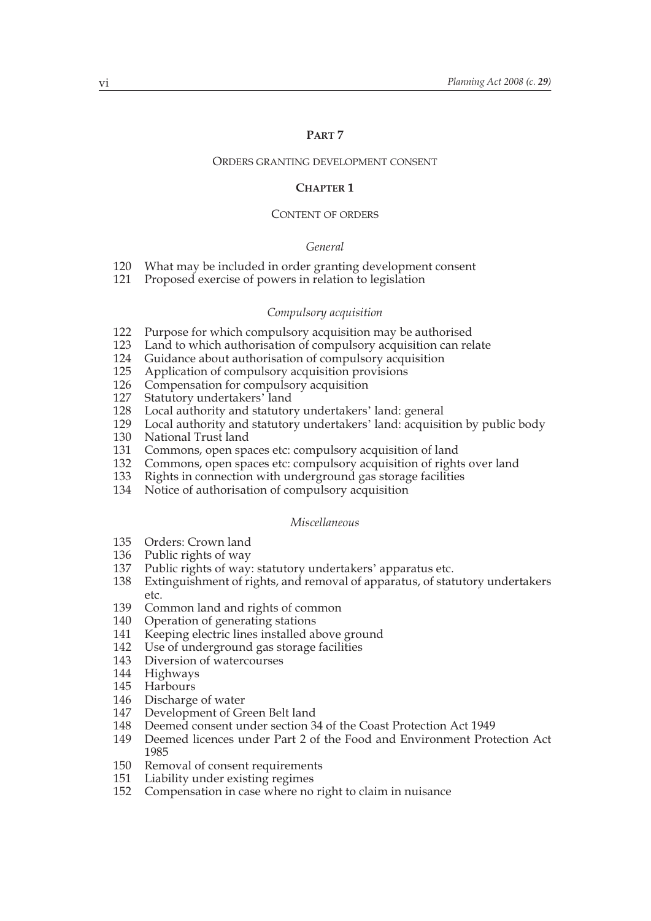## PART 7

### ORDERS GRANTING DEVELOPMENT CONSENT

### CHAPTER 1

### CONTENT OF ORDERS

*General*

120 What may be included in order granting development consent
121 Proposed exercise of powers in relation to legislation

*Compulsory acquisition*

122 Purpose for which compulsory acquisition may be authorised
123 Land to which authorisation of compulsory acquisition can relate
124 Guidance about authorisation of compulsory acquisition
125 Application of compulsory acquisition provisions
126 Compensation for compulsory acquisition
127 Statutory undertakers' land
128 Local authority and statutory undertakers' land: general
129 Local authority and statutory undertakers' land: acquisition by public body
130 National Trust land
131 Commons, open spaces etc: compulsory acquisition of land
132 Commons, open spaces etc: compulsory acquisition of rights over land
133 Rights in connection with underground gas storage facilities
134 Notice of authorisation of compulsory acquisition

*Miscellaneous*

135 Orders: Crown land
136 Public rights of way
137 Public rights of way: statutory undertakers' apparatus etc.
138 Extinguishment of rights, and removal of apparatus, of statutory undertakers etc.
139 Common land and rights of common
140 Operation of generating stations
141 Keeping electric lines installed above ground
142 Use of underground gas storage facilities
143 Diversion of watercourses
144 Highways
145 Harbours
146 Discharge of water
147 Development of Green Belt land
148 Deemed consent under section 34 of the Coast Protection Act 1949
149 Deemed licences under Part 2 of the Food and Environment Protection Act 1985
150 Removal of consent requirements
151 Liability under existing regimes
152 Compensation in case where no right to claim in nuisance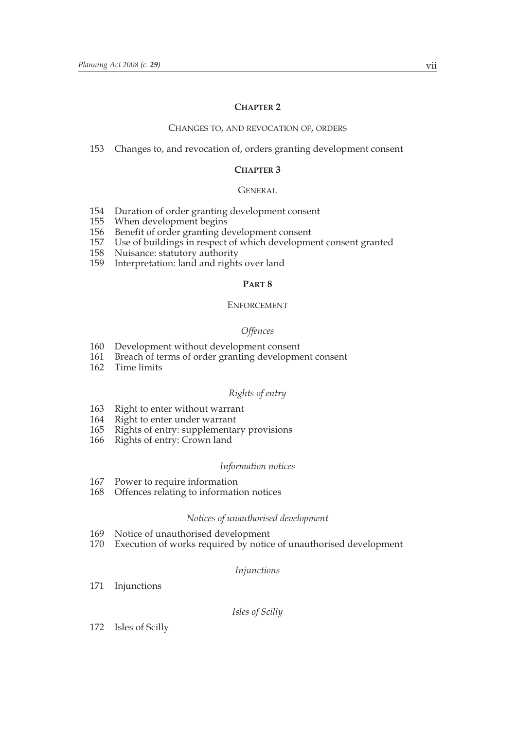## CHAPTER 2

CHANGES TO, AND REVOCATION OF, ORDERS

153 Changes to, and revocation of, orders granting development consent

## CHAPTER 3

GENERAL

154 Duration of order granting development consent
155 When development begins
156 Benefit of order granting development consent
157 Use of buildings in respect of which development consent granted
158 Nuisance: statutory authority
159 Interpretation: land and rights over land

## PART 8

ENFORCEMENT

*Offences*

160 Development without development consent
161 Breach of terms of order granting development consent
162 Time limits

*Rights of entry*

163 Right to enter without warrant
164 Right to enter under warrant
165 Rights of entry: supplementary provisions
166 Rights of entry: Crown land

*Information notices*

167 Power to require information
168 Offences relating to information notices

*Notices of unauthorised development*

169 Notice of unauthorised development
170 Execution of works required by notice of unauthorised development

*Injunctions*

171 Injunctions

*Isles of Scilly*

172 Isles of Scilly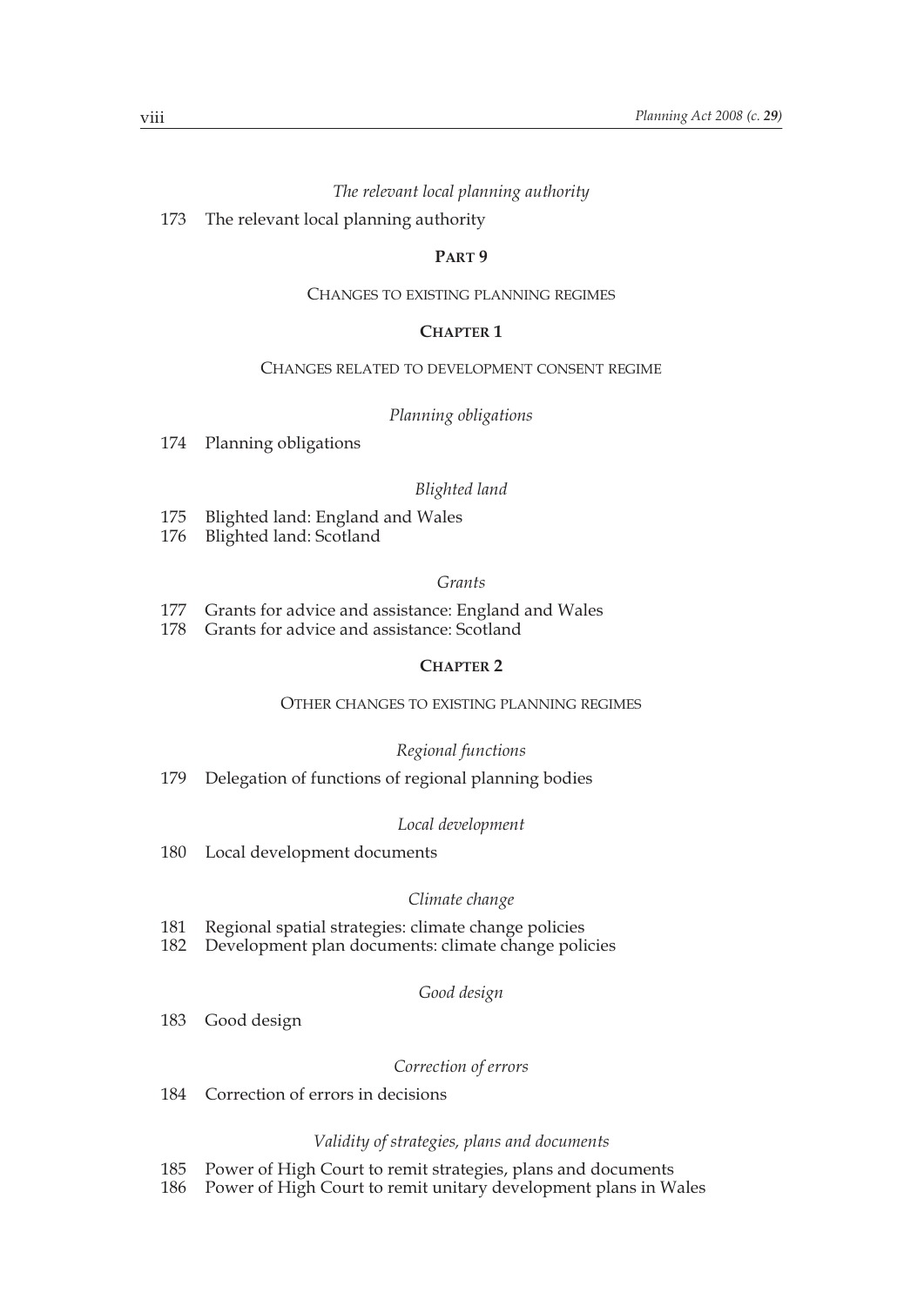*The relevant local planning authority*

173 The relevant local planning authority

## PART 9

### CHANGES TO EXISTING PLANNING REGIMES

### CHAPTER 1

#### CHANGES RELATED TO DEVELOPMENT CONSENT REGIME

*Planning obligations*

174 Planning obligations

*Blighted land*

175 Blighted land: England and Wales
176 Blighted land: Scotland

*Grants*

177 Grants for advice and assistance: England and Wales
178 Grants for advice and assistance: Scotland

### CHAPTER 2

#### OTHER CHANGES TO EXISTING PLANNING REGIMES

*Regional functions*

179 Delegation of functions of regional planning bodies

*Local development*

180 Local development documents

*Climate change*

181 Regional spatial strategies: climate change policies
182 Development plan documents: climate change policies

*Good design*

183 Good design

*Correction of errors*

184 Correction of errors in decisions

*Validity of strategies, plans and documents*

185 Power of High Court to remit strategies, plans and documents
186 Power of High Court to remit unitary development plans in Wales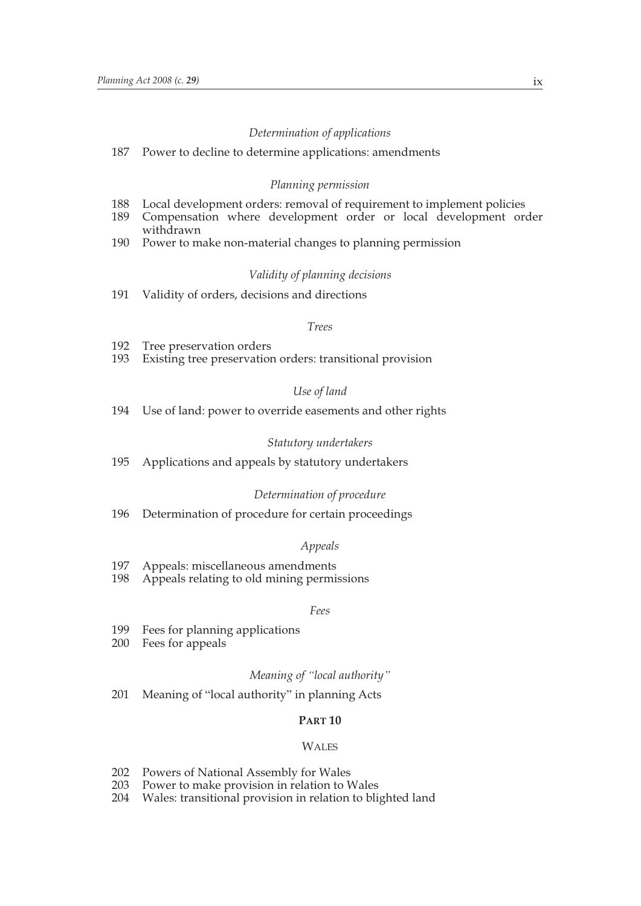*Determination of applications*

187 Power to decline to determine applications: amendments

*Planning permission*

188 Local development orders: removal of requirement to implement policies
189 Compensation where development order or local development order withdrawn
190 Power to make non-material changes to planning permission

*Validity of planning decisions*

191 Validity of orders, decisions and directions

*Trees*

192 Tree preservation orders
193 Existing tree preservation orders: transitional provision

*Use of land*

194 Use of land: power to override easements and other rights

*Statutory undertakers*

195 Applications and appeals by statutory undertakers

*Determination of procedure*

196 Determination of procedure for certain proceedings

*Appeals*

197 Appeals: miscellaneous amendments
198 Appeals relating to old mining permissions

*Fees*

199 Fees for planning applications
200 Fees for appeals

*Meaning of "local authority"*

201 Meaning of "local authority" in planning Acts

## PART 10

## WALES

202 Powers of National Assembly for Wales
203 Power to make provision in relation to Wales
204 Wales: transitional provision in relation to blighted land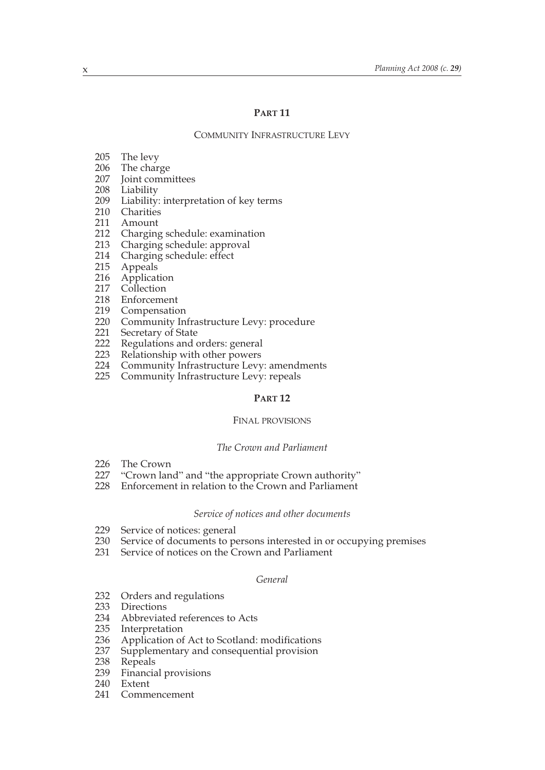## PART 11

### COMMUNITY INFRASTRUCTURE LEVY

205 The levy
206 The charge
207 Joint committees
208 Liability
209 Liability: interpretation of key terms
210 Charities
211 Amount
212 Charging schedule: examination
213 Charging schedule: approval
214 Charging schedule: effect
215 Appeals
216 Application
217 Collection
218 Enforcement
219 Compensation
220 Community Infrastructure Levy: procedure
221 Secretary of State
222 Regulations and orders: general
223 Relationship with other powers
224 Community Infrastructure Levy: amendments
225 Community Infrastructure Levy: repeals

## PART 12

### FINAL PROVISIONS

*The Crown and Parliament*

226 The Crown
227 "Crown land" and "the appropriate Crown authority"
228 Enforcement in relation to the Crown and Parliament

*Service of notices and other documents*

229 Service of notices: general
230 Service of documents to persons interested in or occupying premises
231 Service of notices on the Crown and Parliament

*General*

232 Orders and regulations
233 Directions
234 Abbreviated references to Acts
235 Interpretation
236 Application of Act to Scotland: modifications
237 Supplementary and consequential provision
238 Repeals
239 Financial provisions
240 Extent
241 Commencement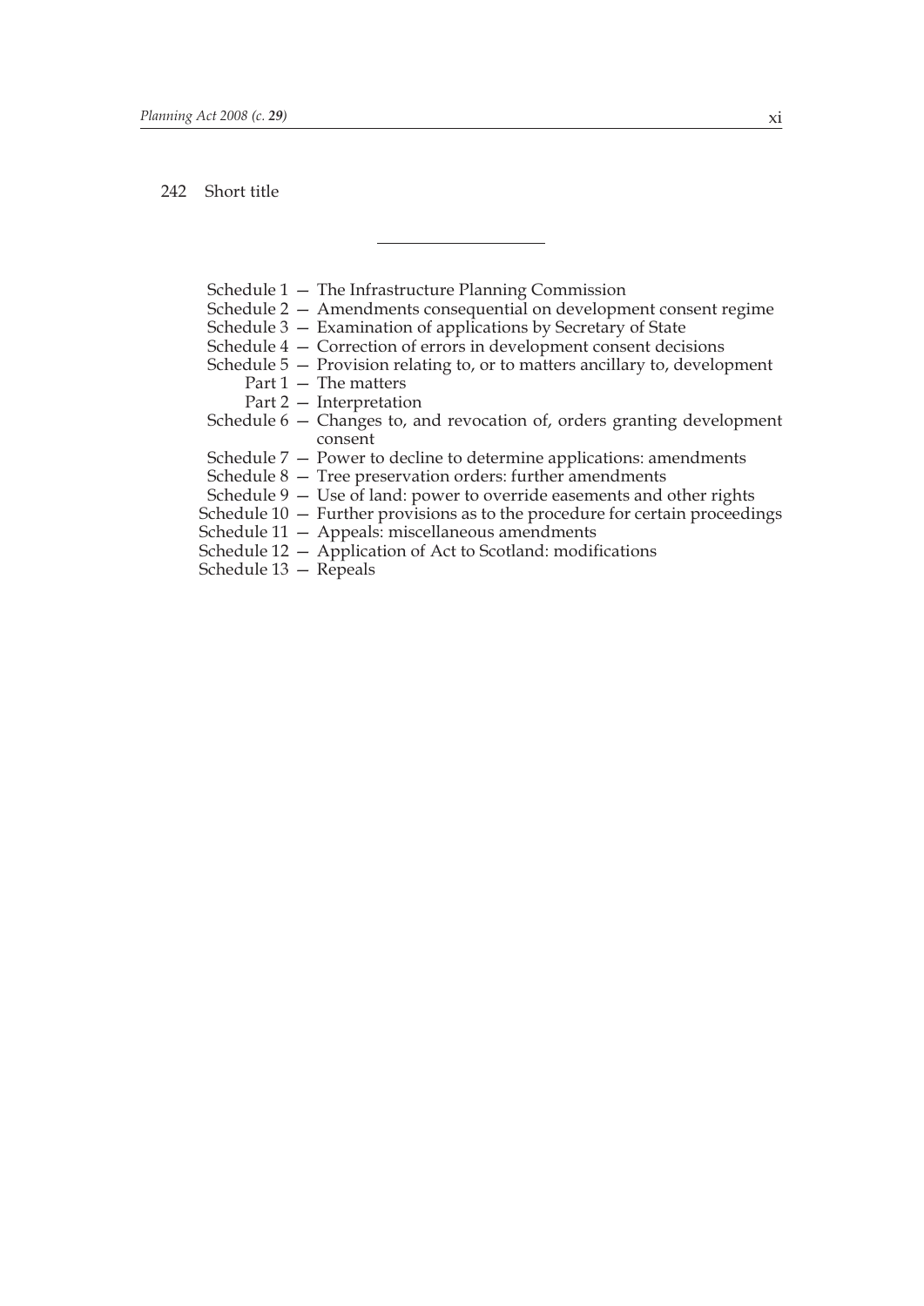242 Short title

---

Schedule 1 — The Infrastructure Planning Commission
Schedule 2 — Amendments consequential on development consent regime
Schedule 3 — Examination of applications by Secretary of State
Schedule 4 — Correction of errors in development consent decisions
Schedule 5 — Provision relating to, or to matters ancillary to, development
  Part 1 — The matters
  Part 2 — Interpretation
Schedule 6 — Changes to, and revocation of, orders granting development consent
Schedule 7 — Power to decline to determine applications: amendments
Schedule 8 — Tree preservation orders: further amendments
Schedule 9 — Use of land: power to override easements and other rights
Schedule 10 — Further provisions as to the procedure for certain proceedings
Schedule 11 — Appeals: miscellaneous amendments
Schedule 12 — Application of Act to Scotland: modifications
Schedule 13 — Repeals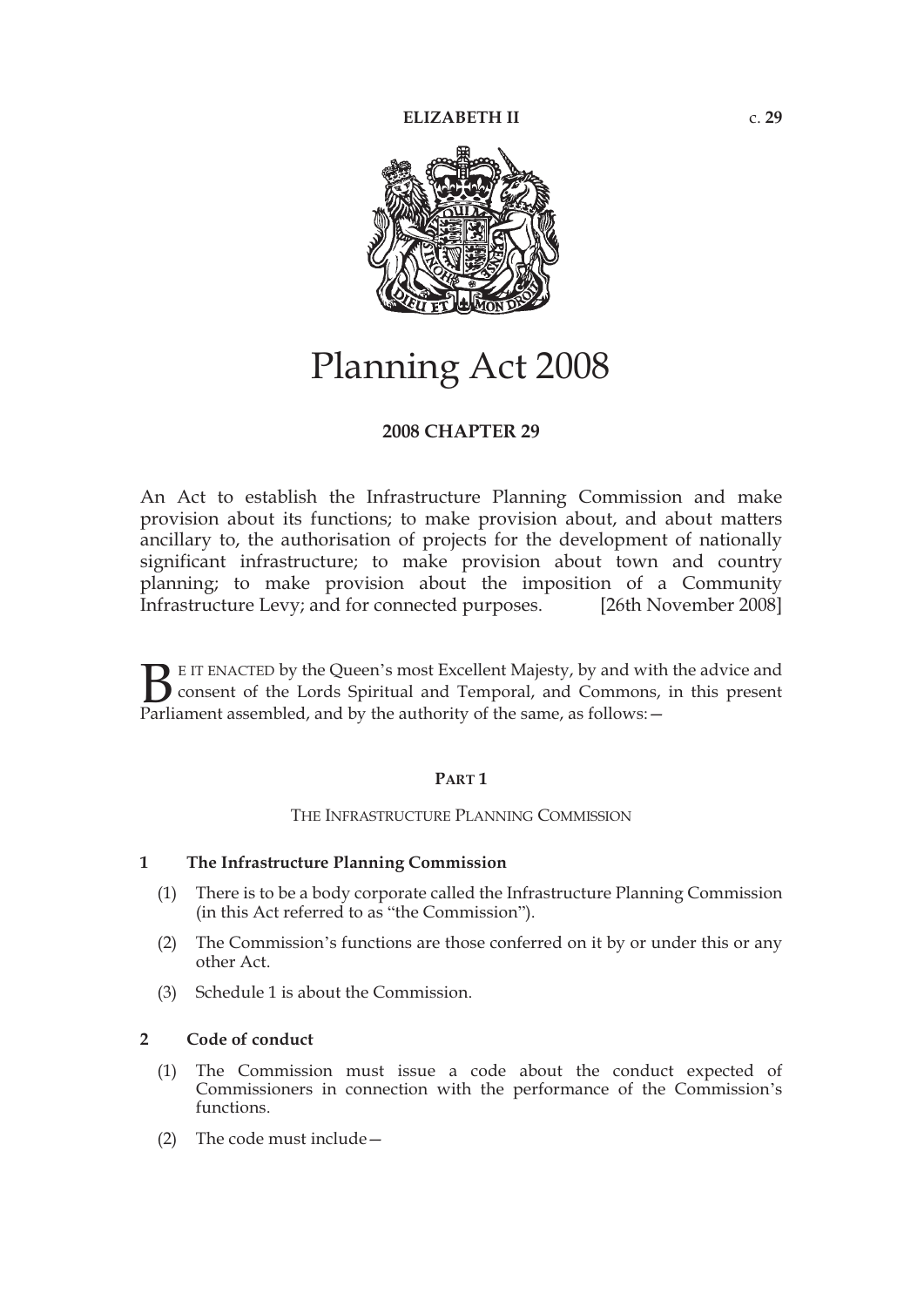ELIZABETH II c. 29

# Planning Act 2008

**2008 CHAPTER 29**

An Act to establish the Infrastructure Planning Commission and make provision about its functions; to make provision about, and about matters ancillary to, the authorisation of projects for the development of nationally significant infrastructure; to make provision about town and country planning; to make provision about the imposition of a Community Infrastructure Levy; and for connected purposes. [26th November 2008]

BE IT ENACTED by the Queen's most Excellent Majesty, by and with the advice and consent of the Lords Spiritual and Temporal, and Commons, in this present Parliament assembled, and by the authority of the same, as follows:—

## PART 1

### THE INFRASTRUCTURE PLANNING COMMISSION

**1 The Infrastructure Planning Commission**

(1) There is to be a body corporate called the Infrastructure Planning Commission (in this Act referred to as "the Commission").

(2) The Commission's functions are those conferred on it by or under this or any other Act.

(3) Schedule 1 is about the Commission.

**2 Code of conduct**

(1) The Commission must issue a code about the conduct expected of Commissioners in connection with the performance of the Commission's functions.

(2) The code must include—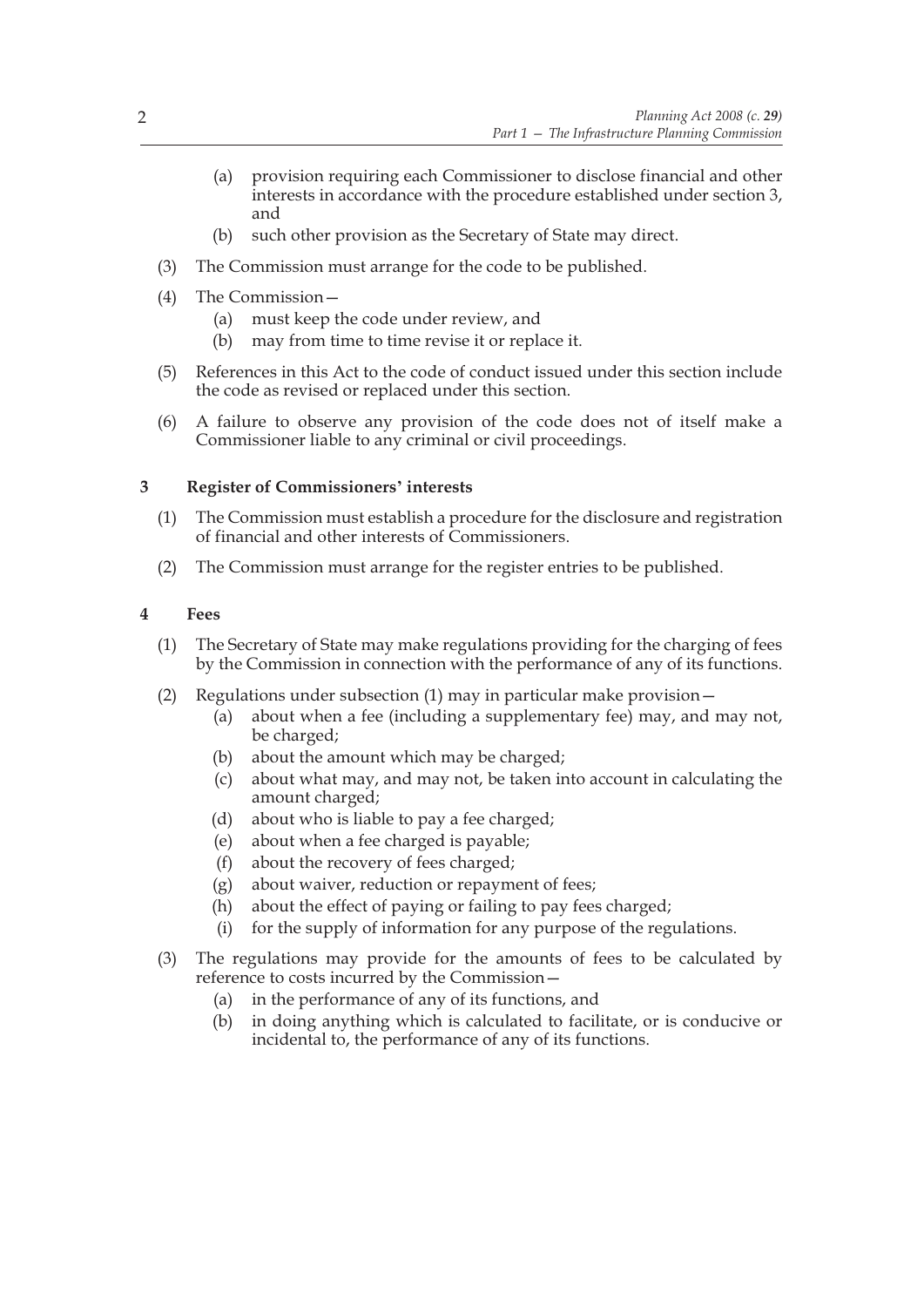(a) provision requiring each Commissioner to disclose financial and other interests in accordance with the procedure established under section 3, and

(b) such other provision as the Secretary of State may direct.

(3) The Commission must arrange for the code to be published.

(4) The Commission—

(a) must keep the code under review, and

(b) may from time to time revise it or replace it.

(5) References in this Act to the code of conduct issued under this section include the code as revised or replaced under this section.

(6) A failure to observe any provision of the code does not of itself make a Commissioner liable to any criminal or civil proceedings.

### 3 Register of Commissioners' interests

(1) The Commission must establish a procedure for the disclosure and registration of financial and other interests of Commissioners.

(2) The Commission must arrange for the register entries to be published.

### 4 Fees

(1) The Secretary of State may make regulations providing for the charging of fees by the Commission in connection with the performance of any of its functions.

(2) Regulations under subsection (1) may in particular make provision—

(a) about when a fee (including a supplementary fee) may, and may not, be charged;

(b) about the amount which may be charged;

(c) about what may, and may not, be taken into account in calculating the amount charged;

(d) about who is liable to pay a fee charged;

(e) about when a fee charged is payable;

(f) about the recovery of fees charged;

(g) about waiver, reduction or repayment of fees;

(h) about the effect of paying or failing to pay fees charged;

(i) for the supply of information for any purpose of the regulations.

(3) The regulations may provide for the amounts of fees to be calculated by reference to costs incurred by the Commission—

(a) in the performance of any of its functions, and

(b) in doing anything which is calculated to facilitate, or is conducive or incidental to, the performance of any of its functions.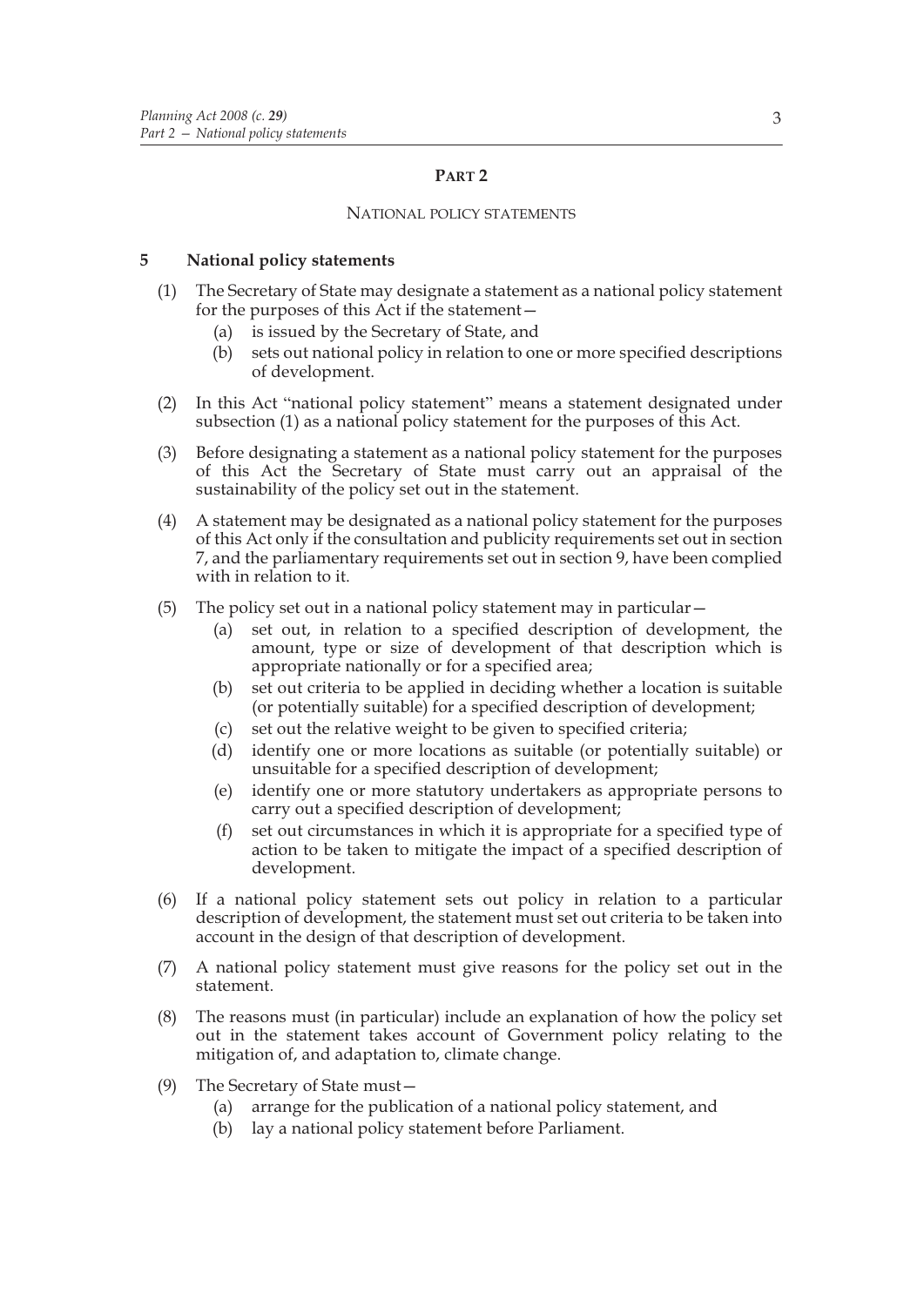## PART 2

### NATIONAL POLICY STATEMENTS

**5 National policy statements**

(1) The Secretary of State may designate a statement as a national policy statement for the purposes of this Act if the statement—

(a) is issued by the Secretary of State, and

(b) sets out national policy in relation to one or more specified descriptions of development.

(2) In this Act "national policy statement" means a statement designated under subsection (1) as a national policy statement for the purposes of this Act.

(3) Before designating a statement as a national policy statement for the purposes of this Act the Secretary of State must carry out an appraisal of the sustainability of the policy set out in the statement.

(4) A statement may be designated as a national policy statement for the purposes of this Act only if the consultation and publicity requirements set out in section 7, and the parliamentary requirements set out in section 9, have been complied with in relation to it.

(5) The policy set out in a national policy statement may in particular—

(a) set out, in relation to a specified description of development, the amount, type or size of development of that description which is appropriate nationally or for a specified area;

(b) set out criteria to be applied in deciding whether a location is suitable (or potentially suitable) for a specified description of development;

(c) set out the relative weight to be given to specified criteria;

(d) identify one or more locations as suitable (or potentially suitable) or unsuitable for a specified description of development;

(e) identify one or more statutory undertakers as appropriate persons to carry out a specified description of development;

(f) set out circumstances in which it is appropriate for a specified type of action to be taken to mitigate the impact of a specified description of development.

(6) If a national policy statement sets out policy in relation to a particular description of development, the statement must set out criteria to be taken into account in the design of that description of development.

(7) A national policy statement must give reasons for the policy set out in the statement.

(8) The reasons must (in particular) include an explanation of how the policy set out in the statement takes account of Government policy relating to the mitigation of, and adaptation to, climate change.

(9) The Secretary of State must—

(a) arrange for the publication of a national policy statement, and

(b) lay a national policy statement before Parliament.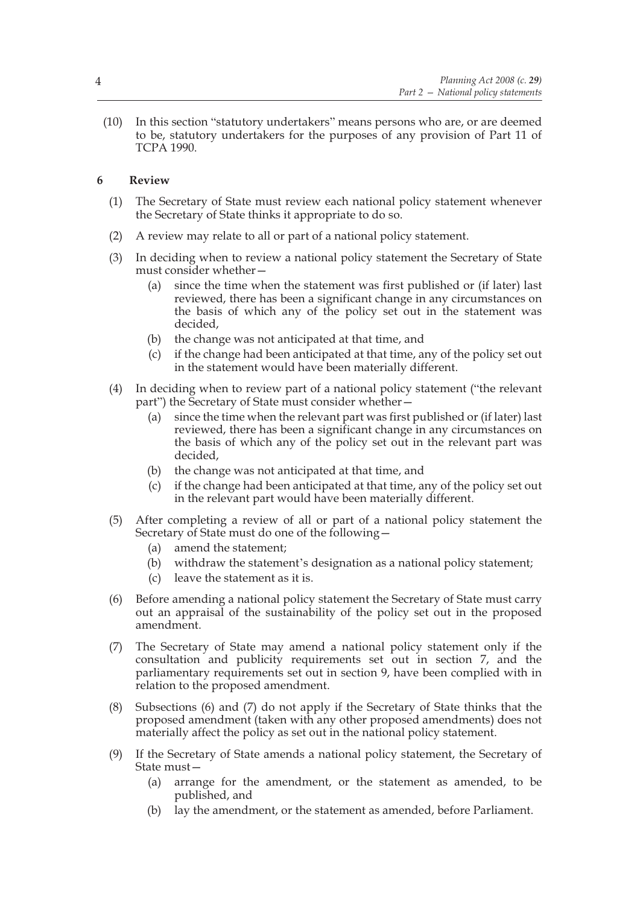(10) In this section "statutory undertakers" means persons who are, or are deemed to be, statutory undertakers for the purposes of any provision of Part 11 of TCPA 1990.

## 6 Review

(1) The Secretary of State must review each national policy statement whenever the Secretary of State thinks it appropriate to do so.

(2) A review may relate to all or part of a national policy statement.

(3) In deciding when to review a national policy statement the Secretary of State must consider whether—

- (a) since the time when the statement was first published or (if later) last reviewed, there has been a significant change in any circumstances on the basis of which any of the policy set out in the statement was decided,
- (b) the change was not anticipated at that time, and
- (c) if the change had been anticipated at that time, any of the policy set out in the statement would have been materially different.

(4) In deciding when to review part of a national policy statement ("the relevant part") the Secretary of State must consider whether—

- (a) since the time when the relevant part was first published or (if later) last reviewed, there has been a significant change in any circumstances on the basis of which any of the policy set out in the relevant part was decided,
- (b) the change was not anticipated at that time, and
- (c) if the change had been anticipated at that time, any of the policy set out in the relevant part would have been materially different.

(5) After completing a review of all or part of a national policy statement the Secretary of State must do one of the following—

- (a) amend the statement;
- (b) withdraw the statement's designation as a national policy statement;
- (c) leave the statement as it is.

(6) Before amending a national policy statement the Secretary of State must carry out an appraisal of the sustainability of the policy set out in the proposed amendment.

(7) The Secretary of State may amend a national policy statement only if the consultation and publicity requirements set out in section 7, and the parliamentary requirements set out in section 9, have been complied with in relation to the proposed amendment.

(8) Subsections (6) and (7) do not apply if the Secretary of State thinks that the proposed amendment (taken with any other proposed amendments) does not materially affect the policy as set out in the national policy statement.

(9) If the Secretary of State amends a national policy statement, the Secretary of State must—

- (a) arrange for the amendment, or the statement as amended, to be published, and
- (b) lay the amendment, or the statement as amended, before Parliament.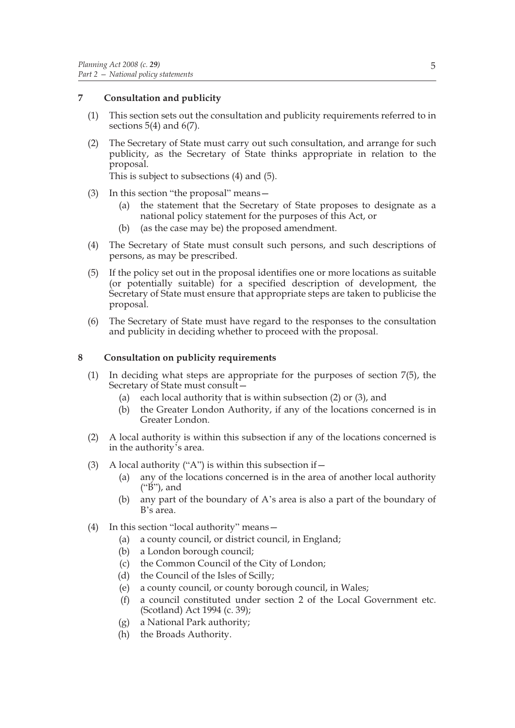## 7 Consultation and publicity

(1) This section sets out the consultation and publicity requirements referred to in sections 5(4) and 6(7).

(2) The Secretary of State must carry out such consultation, and arrange for such publicity, as the Secretary of State thinks appropriate in relation to the proposal.

This is subject to subsections (4) and (5).

(3) In this section "the proposal" means—

- (a) the statement that the Secretary of State proposes to designate as a national policy statement for the purposes of this Act, or
- (b) (as the case may be) the proposed amendment.

(4) The Secretary of State must consult such persons, and such descriptions of persons, as may be prescribed.

(5) If the policy set out in the proposal identifies one or more locations as suitable (or potentially suitable) for a specified description of development, the Secretary of State must ensure that appropriate steps are taken to publicise the proposal.

(6) The Secretary of State must have regard to the responses to the consultation and publicity in deciding whether to proceed with the proposal.

## 8 Consultation on publicity requirements

(1) In deciding what steps are appropriate for the purposes of section 7(5), the Secretary of State must consult—

- (a) each local authority that is within subsection (2) or (3), and
- (b) the Greater London Authority, if any of the locations concerned is in Greater London.

(2) A local authority is within this subsection if any of the locations concerned is in the authority's area.

(3) A local authority ("A") is within this subsection if—

- (a) any of the locations concerned is in the area of another local authority ("B"), and
- (b) any part of the boundary of A's area is also a part of the boundary of B's area.

(4) In this section "local authority" means—

- (a) a county council, or district council, in England;
- (b) a London borough council;
- (c) the Common Council of the City of London;
- (d) the Council of the Isles of Scilly;
- (e) a county council, or county borough council, in Wales;
- (f) a council constituted under section 2 of the Local Government etc. (Scotland) Act 1994 (c. 39);
- (g) a National Park authority;
- (h) the Broads Authority.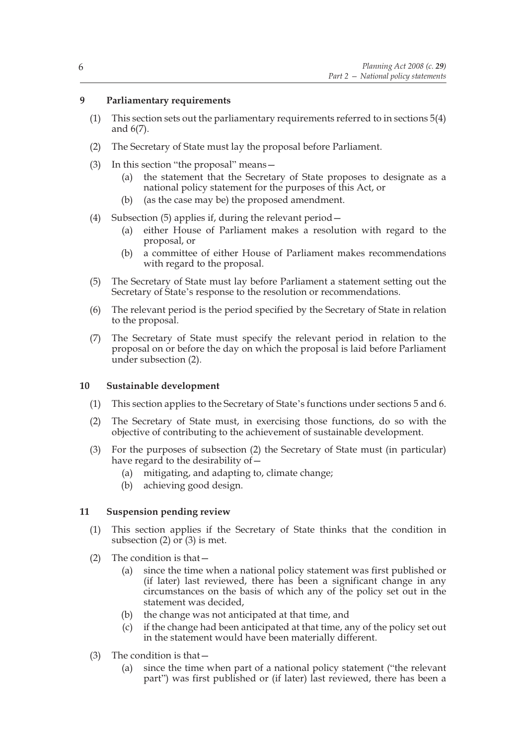### 9 Parliamentary requirements

(1) This section sets out the parliamentary requirements referred to in sections 5(4) and 6(7).

(2) The Secretary of State must lay the proposal before Parliament.

(3) In this section "the proposal" means—

- (a) the statement that the Secretary of State proposes to designate as a national policy statement for the purposes of this Act, or
- (b) (as the case may be) the proposed amendment.

(4) Subsection (5) applies if, during the relevant period—

- (a) either House of Parliament makes a resolution with regard to the proposal, or
- (b) a committee of either House of Parliament makes recommendations with regard to the proposal.

(5) The Secretary of State must lay before Parliament a statement setting out the Secretary of State's response to the resolution or recommendations.

(6) The relevant period is the period specified by the Secretary of State in relation to the proposal.

(7) The Secretary of State must specify the relevant period in relation to the proposal on or before the day on which the proposal is laid before Parliament under subsection (2).

### 10 Sustainable development

(1) This section applies to the Secretary of State's functions under sections 5 and 6.

(2) The Secretary of State must, in exercising those functions, do so with the objective of contributing to the achievement of sustainable development.

(3) For the purposes of subsection (2) the Secretary of State must (in particular) have regard to the desirability of—

- (a) mitigating, and adapting to, climate change;
- (b) achieving good design.

### 11 Suspension pending review

(1) This section applies if the Secretary of State thinks that the condition in subsection (2) or (3) is met.

(2) The condition is that—

- (a) since the time when a national policy statement was first published or (if later) last reviewed, there has been a significant change in any circumstances on the basis of which any of the policy set out in the statement was decided,
- (b) the change was not anticipated at that time, and
- (c) if the change had been anticipated at that time, any of the policy set out in the statement would have been materially different.

(3) The condition is that—

- (a) since the time when part of a national policy statement ("the relevant part") was first published or (if later) last reviewed, there has been a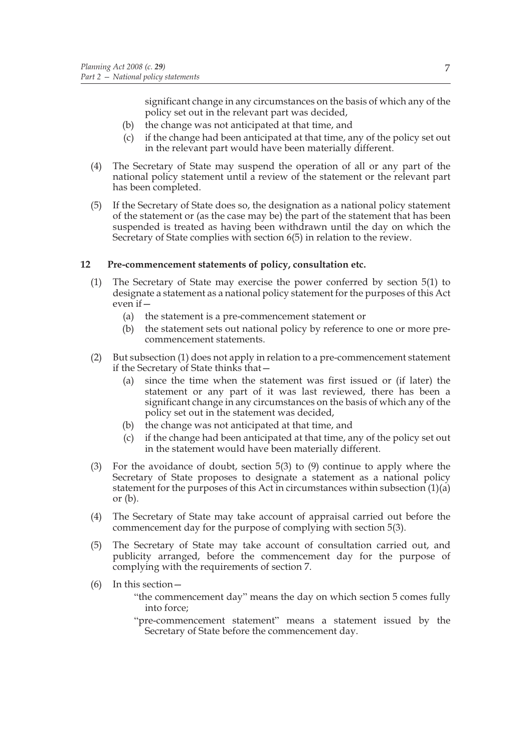significant change in any circumstances on the basis of which any of the policy set out in the relevant part was decided,

(b) the change was not anticipated at that time, and

(c) if the change had been anticipated at that time, any of the policy set out in the relevant part would have been materially different.

(4) The Secretary of State may suspend the operation of all or any part of the national policy statement until a review of the statement or the relevant part has been completed.

(5) If the Secretary of State does so, the designation as a national policy statement of the statement or (as the case may be) the part of the statement that has been suspended is treated as having been withdrawn until the day on which the Secretary of State complies with section 6(5) in relation to the review.

### 12 Pre-commencement statements of policy, consultation etc.

(1) The Secretary of State may exercise the power conferred by section 5(1) to designate a statement as a national policy statement for the purposes of this Act even if—

(a) the statement is a pre-commencement statement or

(b) the statement sets out national policy by reference to one or more pre-commencement statements.

(2) But subsection (1) does not apply in relation to a pre-commencement statement if the Secretary of State thinks that—

(a) since the time when the statement was first issued or (if later) the statement or any part of it was last reviewed, there has been a significant change in any circumstances on the basis of which any of the policy set out in the statement was decided,

(b) the change was not anticipated at that time, and

(c) if the change had been anticipated at that time, any of the policy set out in the statement would have been materially different.

(3) For the avoidance of doubt, section 5(3) to (9) continue to apply where the Secretary of State proposes to designate a statement as a national policy statement for the purposes of this Act in circumstances within subsection (1)(a) or (b).

(4) The Secretary of State may take account of appraisal carried out before the commencement day for the purpose of complying with section 5(3).

(5) The Secretary of State may take account of consultation carried out, and publicity arranged, before the commencement day for the purpose of complying with the requirements of section 7.

(6) In this section—

"the commencement day" means the day on which section 5 comes fully into force;

"pre-commencement statement" means a statement issued by the Secretary of State before the commencement day.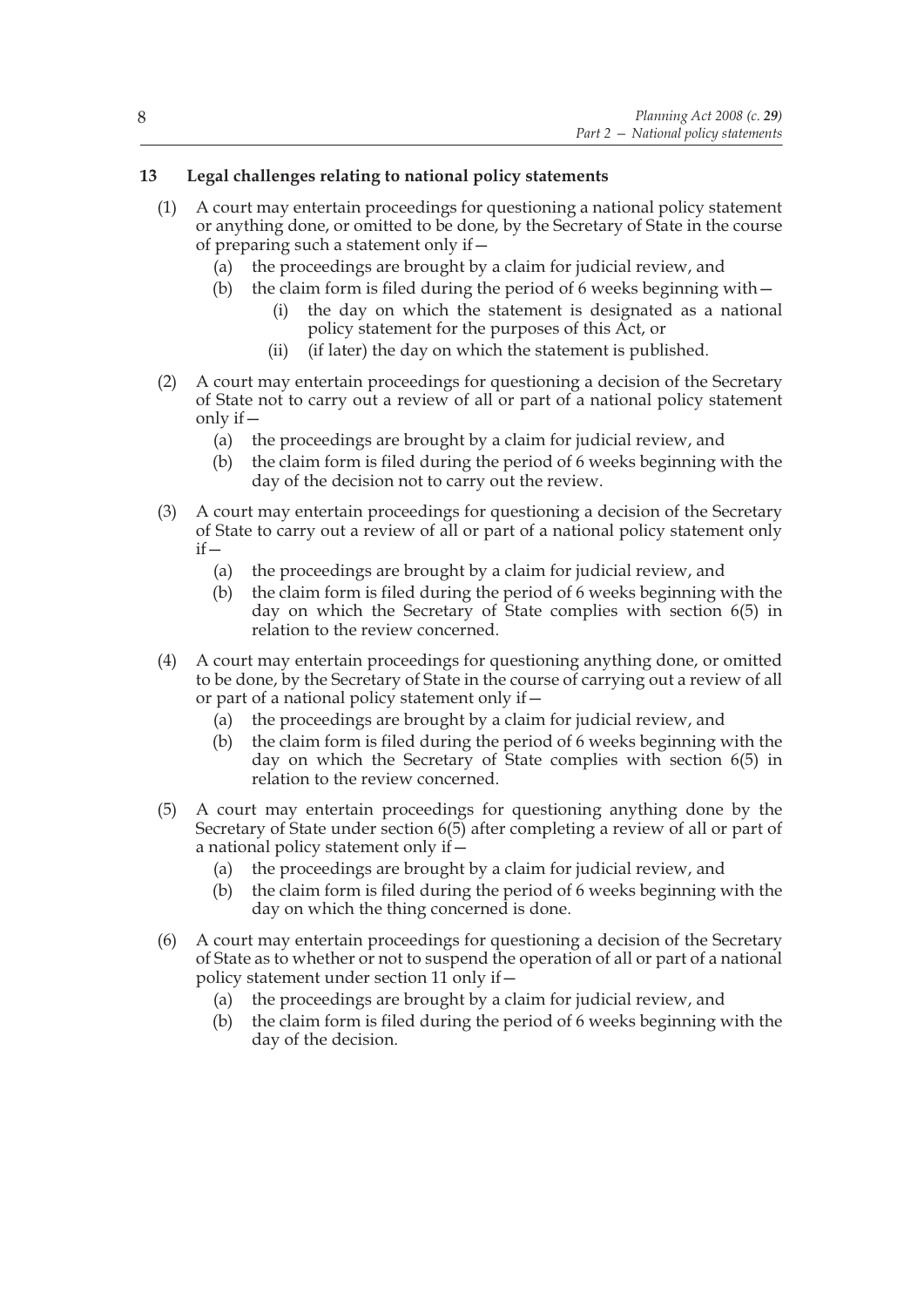### 13 Legal challenges relating to national policy statements

(1) A court may entertain proceedings for questioning a national policy statement or anything done, or omitted to be done, by the Secretary of State in the course of preparing such a statement only if—

- (a) the proceedings are brought by a claim for judicial review, and
- (b) the claim form is filed during the period of 6 weeks beginning with—
  - (i) the day on which the statement is designated as a national policy statement for the purposes of this Act, or
  - (ii) (if later) the day on which the statement is published.

(2) A court may entertain proceedings for questioning a decision of the Secretary of State not to carry out a review of all or part of a national policy statement only if—

- (a) the proceedings are brought by a claim for judicial review, and
- (b) the claim form is filed during the period of 6 weeks beginning with the day of the decision not to carry out the review.

(3) A court may entertain proceedings for questioning a decision of the Secretary of State to carry out a review of all or part of a national policy statement only if—

- (a) the proceedings are brought by a claim for judicial review, and
- (b) the claim form is filed during the period of 6 weeks beginning with the day on which the Secretary of State complies with section 6(5) in relation to the review concerned.

(4) A court may entertain proceedings for questioning anything done, or omitted to be done, by the Secretary of State in the course of carrying out a review of all or part of a national policy statement only if—

- (a) the proceedings are brought by a claim for judicial review, and
- (b) the claim form is filed during the period of 6 weeks beginning with the day on which the Secretary of State complies with section 6(5) in relation to the review concerned.

(5) A court may entertain proceedings for questioning anything done by the Secretary of State under section 6(5) after completing a review of all or part of a national policy statement only if—

- (a) the proceedings are brought by a claim for judicial review, and
- (b) the claim form is filed during the period of 6 weeks beginning with the day on which the thing concerned is done.

(6) A court may entertain proceedings for questioning a decision of the Secretary of State as to whether or not to suspend the operation of all or part of a national policy statement under section 11 only if—

- (a) the proceedings are brought by a claim for judicial review, and
- (b) the claim form is filed during the period of 6 weeks beginning with the day of the decision.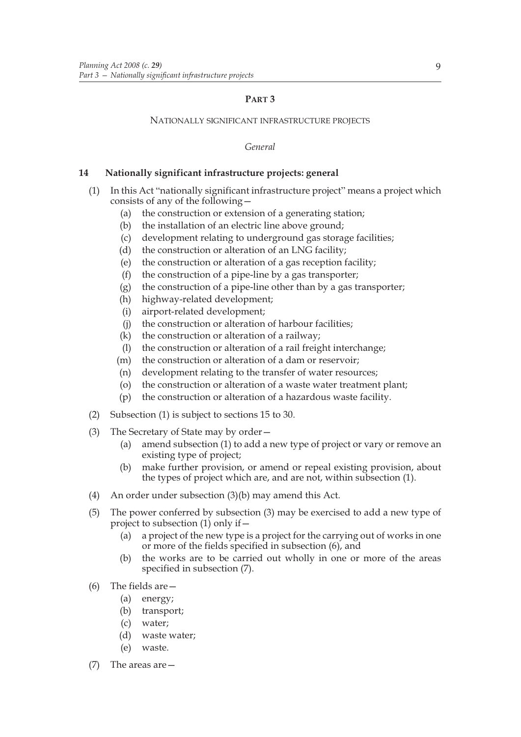## PART 3

### NATIONALLY SIGNIFICANT INFRASTRUCTURE PROJECTS

*General*

**14 Nationally significant infrastructure projects: general**

(1) In this Act "nationally significant infrastructure project" means a project which consists of any of the following—

   (a) the construction or extension of a generating station;

   (b) the installation of an electric line above ground;

   (c) development relating to underground gas storage facilities;

   (d) the construction or alteration of an LNG facility;

   (e) the construction or alteration of a gas reception facility;

   (f) the construction of a pipe-line by a gas transporter;

   (g) the construction of a pipe-line other than by a gas transporter;

   (h) highway-related development;

   (i) airport-related development;

   (j) the construction or alteration of harbour facilities;

   (k) the construction or alteration of a railway;

   (l) the construction or alteration of a rail freight interchange;

   (m) the construction or alteration of a dam or reservoir;

   (n) development relating to the transfer of water resources;

   (o) the construction or alteration of a waste water treatment plant;

   (p) the construction or alteration of a hazardous waste facility.

(2) Subsection (1) is subject to sections 15 to 30.

(3) The Secretary of State may by order—

   (a) amend subsection (1) to add a new type of project or vary or remove an existing type of project;

   (b) make further provision, or amend or repeal existing provision, about the types of project which are, and are not, within subsection (1).

(4) An order under subsection (3)(b) may amend this Act.

(5) The power conferred by subsection (3) may be exercised to add a new type of project to subsection (1) only if—

   (a) a project of the new type is a project for the carrying out of works in one or more of the fields specified in subsection (6), and

   (b) the works are to be carried out wholly in one or more of the areas specified in subsection (7).

(6) The fields are—

   (a) energy;

   (b) transport;

   (c) water;

   (d) waste water;

   (e) waste.

(7) The areas are—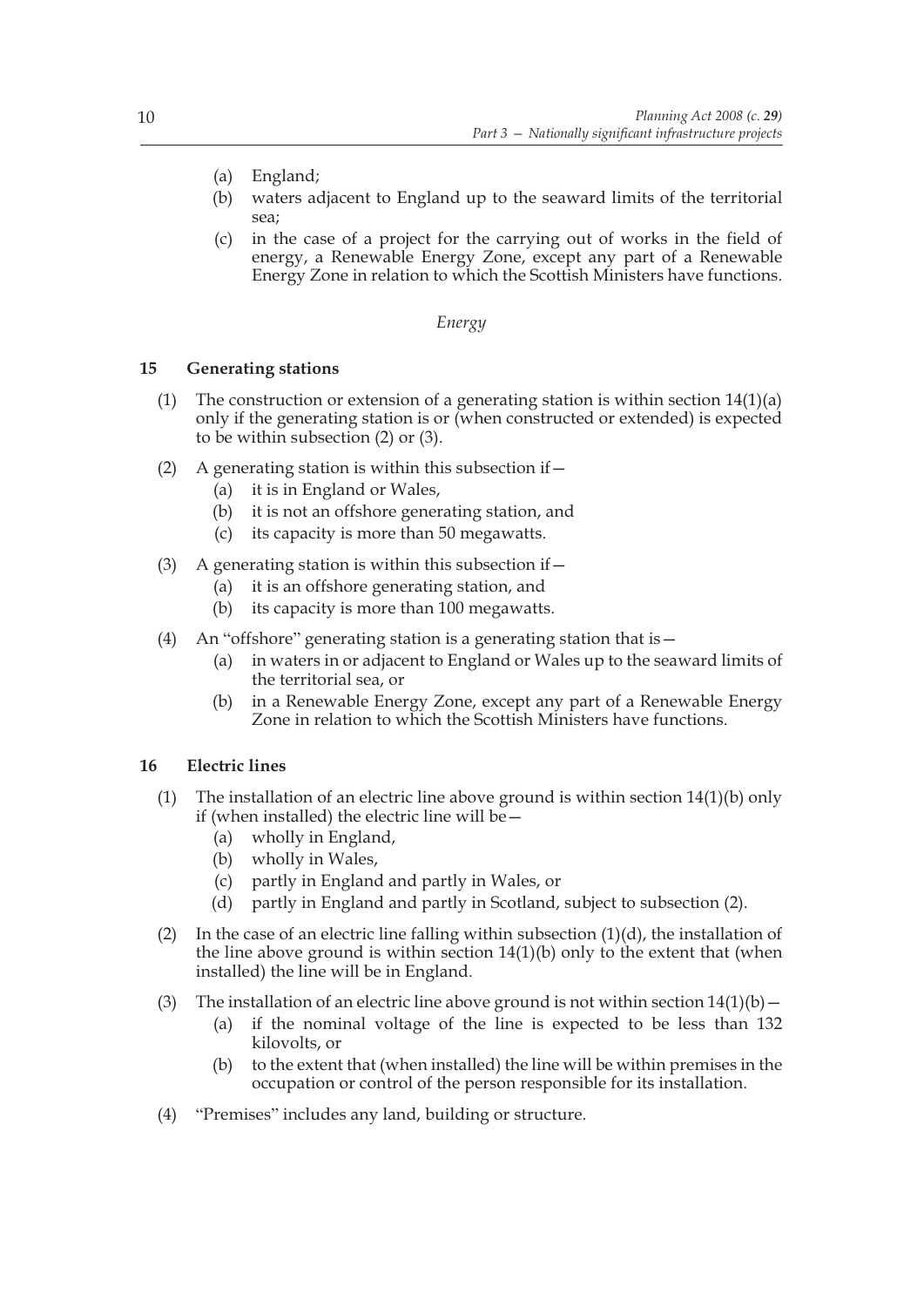(a) England;

(b) waters adjacent to England up to the seaward limits of the territorial sea;

(c) in the case of a project for the carrying out of works in the field of energy, a Renewable Energy Zone, except any part of a Renewable Energy Zone in relation to which the Scottish Ministers have functions.

*Energy*

### 15 Generating stations

(1) The construction or extension of a generating station is within section 14(1)(a) only if the generating station is or (when constructed or extended) is expected to be within subsection (2) or (3).

(2) A generating station is within this subsection if—

(a) it is in England or Wales,

(b) it is not an offshore generating station, and

(c) its capacity is more than 50 megawatts.

(3) A generating station is within this subsection if—

(a) it is an offshore generating station, and

(b) its capacity is more than 100 megawatts.

(4) An "offshore" generating station is a generating station that is—

(a) in waters in or adjacent to England or Wales up to the seaward limits of the territorial sea, or

(b) in a Renewable Energy Zone, except any part of a Renewable Energy Zone in relation to which the Scottish Ministers have functions.

### 16 Electric lines

(1) The installation of an electric line above ground is within section 14(1)(b) only if (when installed) the electric line will be—

(a) wholly in England,

(b) wholly in Wales,

(c) partly in England and partly in Wales, or

(d) partly in England and partly in Scotland, subject to subsection (2).

(2) In the case of an electric line falling within subsection (1)(d), the installation of the line above ground is within section 14(1)(b) only to the extent that (when installed) the line will be in England.

(3) The installation of an electric line above ground is not within section 14(1)(b)—

(a) if the nominal voltage of the line is expected to be less than 132 kilovolts, or

(b) to the extent that (when installed) the line will be within premises in the occupation or control of the person responsible for its installation.

(4) "Premises" includes any land, building or structure.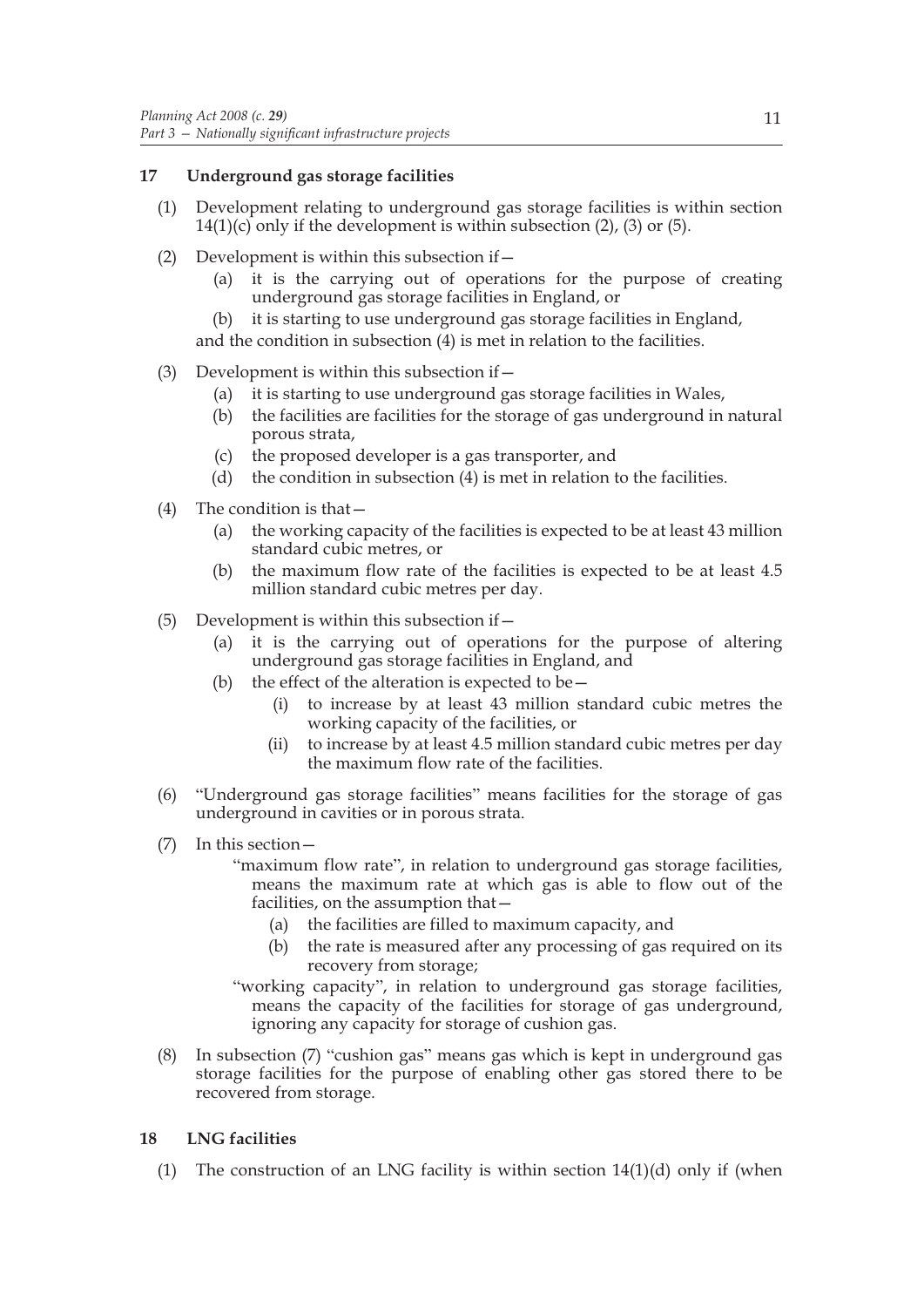## 17 Underground gas storage facilities

(1) Development relating to underground gas storage facilities is within section 14(1)(c) only if the development is within subsection (2), (3) or (5).

(2) Development is within this subsection if—

(a) it is the carrying out of operations for the purpose of creating underground gas storage facilities in England, or

(b) it is starting to use underground gas storage facilities in England,

and the condition in subsection (4) is met in relation to the facilities.

(3) Development is within this subsection if—

(a) it is starting to use underground gas storage facilities in Wales,

(b) the facilities are facilities for the storage of gas underground in natural porous strata,

(c) the proposed developer is a gas transporter, and

(d) the condition in subsection (4) is met in relation to the facilities.

(4) The condition is that—

(a) the working capacity of the facilities is expected to be at least 43 million standard cubic metres, or

(b) the maximum flow rate of the facilities is expected to be at least 4.5 million standard cubic metres per day.

(5) Development is within this subsection if—

(a) it is the carrying out of operations for the purpose of altering underground gas storage facilities in England, and

(b) the effect of the alteration is expected to be—

(i) to increase by at least 43 million standard cubic metres the working capacity of the facilities, or

(ii) to increase by at least 4.5 million standard cubic metres per day the maximum flow rate of the facilities.

(6) "Underground gas storage facilities" means facilities for the storage of gas underground in cavities or in porous strata.

(7) In this section—

"maximum flow rate", in relation to underground gas storage facilities, means the maximum rate at which gas is able to flow out of the facilities, on the assumption that—

(a) the facilities are filled to maximum capacity, and

(b) the rate is measured after any processing of gas required on its recovery from storage;

"working capacity", in relation to underground gas storage facilities, means the capacity of the facilities for storage of gas underground, ignoring any capacity for storage of cushion gas.

(8) In subsection (7) "cushion gas" means gas which is kept in underground gas storage facilities for the purpose of enabling other gas stored there to be recovered from storage.

## 18 LNG facilities

(1) The construction of an LNG facility is within section 14(1)(d) only if (when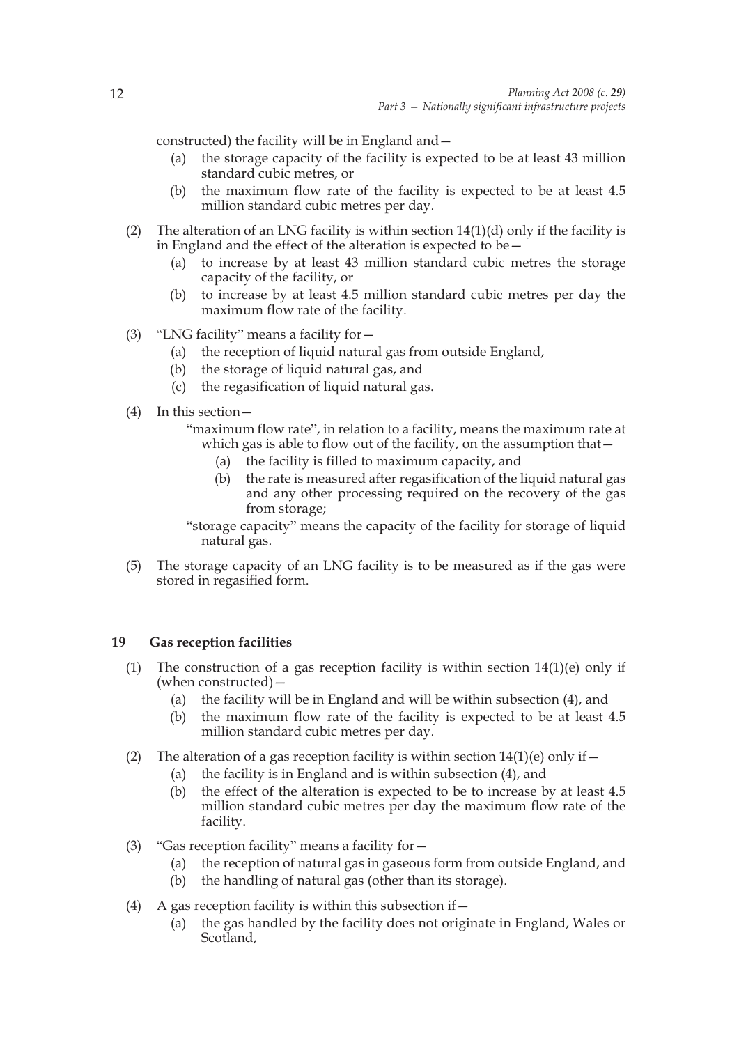constructed) the facility will be in England and—

(a) the storage capacity of the facility is expected to be at least 43 million standard cubic metres, or

(b) the maximum flow rate of the facility is expected to be at least 4.5 million standard cubic metres per day.

(2) The alteration of an LNG facility is within section 14(1)(d) only if the facility is in England and the effect of the alteration is expected to be—

(a) to increase by at least 43 million standard cubic metres the storage capacity of the facility, or

(b) to increase by at least 4.5 million standard cubic metres per day the maximum flow rate of the facility.

(3) "LNG facility" means a facility for—

(a) the reception of liquid natural gas from outside England,

(b) the storage of liquid natural gas, and

(c) the regasification of liquid natural gas.

(4) In this section—

"maximum flow rate", in relation to a facility, means the maximum rate at which gas is able to flow out of the facility, on the assumption that—

(a) the facility is filled to maximum capacity, and

(b) the rate is measured after regasification of the liquid natural gas and any other processing required on the recovery of the gas from storage;

"storage capacity" means the capacity of the facility for storage of liquid natural gas.

(5) The storage capacity of an LNG facility is to be measured as if the gas were stored in regasified form.

## 19 Gas reception facilities

(1) The construction of a gas reception facility is within section 14(1)(e) only if (when constructed)—

(a) the facility will be in England and will be within subsection (4), and

(b) the maximum flow rate of the facility is expected to be at least 4.5 million standard cubic metres per day.

(2) The alteration of a gas reception facility is within section 14(1)(e) only if—

(a) the facility is in England and is within subsection (4), and

(b) the effect of the alteration is expected to be to increase by at least 4.5 million standard cubic metres per day the maximum flow rate of the facility.

(3) "Gas reception facility" means a facility for—

(a) the reception of natural gas in gaseous form from outside England, and

(b) the handling of natural gas (other than its storage).

(4) A gas reception facility is within this subsection if—

(a) the gas handled by the facility does not originate in England, Wales or Scotland,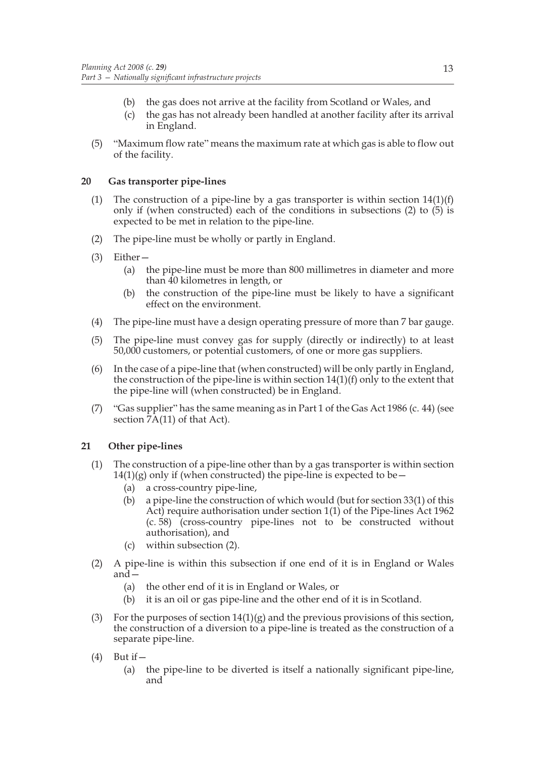(b) the gas does not arrive at the facility from Scotland or Wales, and

(c) the gas has not already been handled at another facility after its arrival in England.

(5) "Maximum flow rate" means the maximum rate at which gas is able to flow out of the facility.

### 20 Gas transporter pipe-lines

(1) The construction of a pipe-line by a gas transporter is within section 14(1)(f) only if (when constructed) each of the conditions in subsections (2) to (5) is expected to be met in relation to the pipe-line.

(2) The pipe-line must be wholly or partly in England.

(3) Either—

(a) the pipe-line must be more than 800 millimetres in diameter and more than 40 kilometres in length, or

(b) the construction of the pipe-line must be likely to have a significant effect on the environment.

(4) The pipe-line must have a design operating pressure of more than 7 bar gauge.

(5) The pipe-line must convey gas for supply (directly or indirectly) to at least 50,000 customers, or potential customers, of one or more gas suppliers.

(6) In the case of a pipe-line that (when constructed) will be only partly in England, the construction of the pipe-line is within section 14(1)(f) only to the extent that the pipe-line will (when constructed) be in England.

(7) "Gas supplier" has the same meaning as in Part 1 of the Gas Act 1986 (c. 44) (see section 7A(11) of that Act).

### 21 Other pipe-lines

(1) The construction of a pipe-line other than by a gas transporter is within section 14(1)(g) only if (when constructed) the pipe-line is expected to be—

(a) a cross-country pipe-line,

(b) a pipe-line the construction of which would (but for section 33(1) of this Act) require authorisation under section 1(1) of the Pipe-lines Act 1962 (c. 58) (cross-country pipe-lines not to be constructed without authorisation), and

(c) within subsection (2).

(2) A pipe-line is within this subsection if one end of it is in England or Wales and—

(a) the other end of it is in England or Wales, or

(b) it is an oil or gas pipe-line and the other end of it is in Scotland.

(3) For the purposes of section 14(1)(g) and the previous provisions of this section, the construction of a diversion to a pipe-line is treated as the construction of a separate pipe-line.

(4) But if—

(a) the pipe-line to be diverted is itself a nationally significant pipe-line, and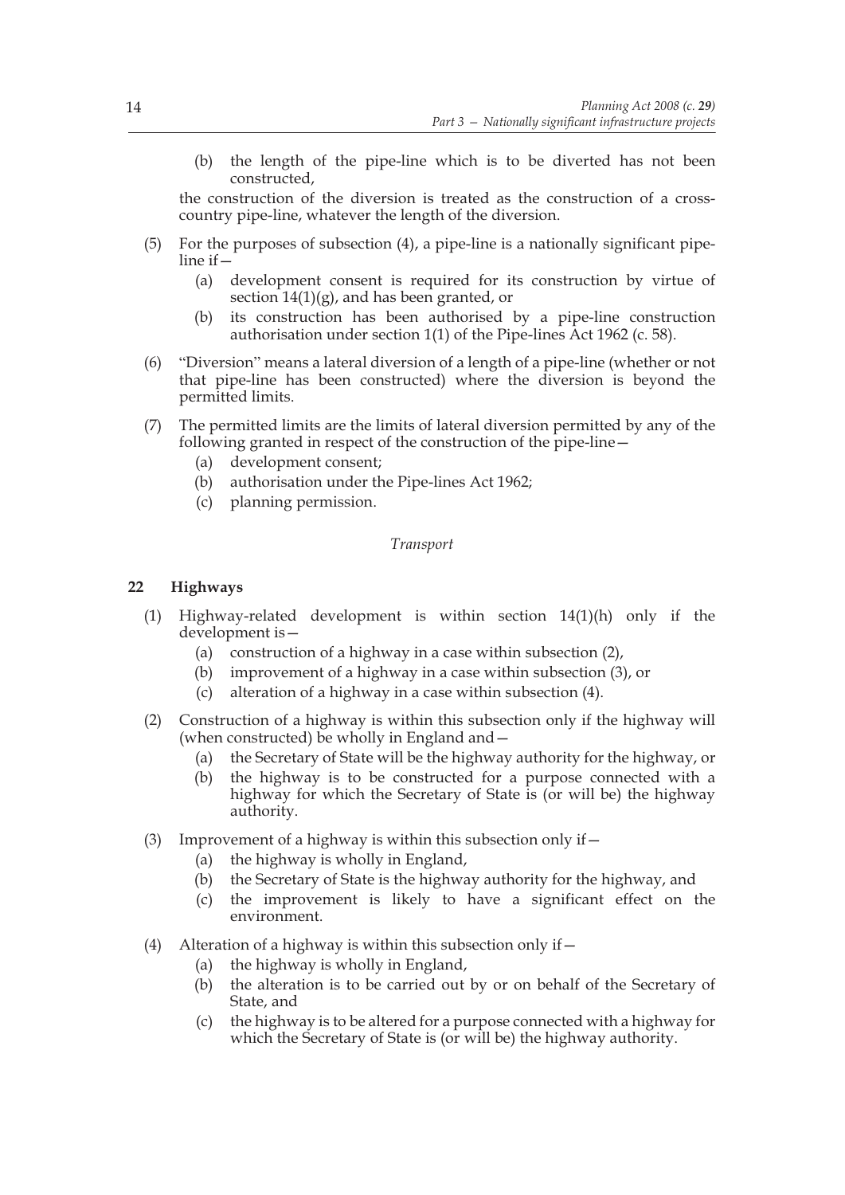(b) the length of the pipe-line which is to be diverted has not been constructed,

the construction of the diversion is treated as the construction of a cross-country pipe-line, whatever the length of the diversion.

(5) For the purposes of subsection (4), a pipe-line is a nationally significant pipe-line if—

(a) development consent is required for its construction by virtue of section 14(1)(g), and has been granted, or

(b) its construction has been authorised by a pipe-line construction authorisation under section 1(1) of the Pipe-lines Act 1962 (c. 58).

(6) "Diversion" means a lateral diversion of a length of a pipe-line (whether or not that pipe-line has been constructed) where the diversion is beyond the permitted limits.

(7) The permitted limits are the limits of lateral diversion permitted by any of the following granted in respect of the construction of the pipe-line—

(a) development consent;

(b) authorisation under the Pipe-lines Act 1962;

(c) planning permission.

*Transport*

## 22 Highways

(1) Highway-related development is within section 14(1)(h) only if the development is—

(a) construction of a highway in a case within subsection (2),

(b) improvement of a highway in a case within subsection (3), or

(c) alteration of a highway in a case within subsection (4).

(2) Construction of a highway is within this subsection only if the highway will (when constructed) be wholly in England and—

(a) the Secretary of State will be the highway authority for the highway, or

(b) the highway is to be constructed for a purpose connected with a highway for which the Secretary of State is (or will be) the highway authority.

(3) Improvement of a highway is within this subsection only if—

(a) the highway is wholly in England,

(b) the Secretary of State is the highway authority for the highway, and

(c) the improvement is likely to have a significant effect on the environment.

(4) Alteration of a highway is within this subsection only if—

(a) the highway is wholly in England,

(b) the alteration is to be carried out by or on behalf of the Secretary of State, and

(c) the highway is to be altered for a purpose connected with a highway for which the Secretary of State is (or will be) the highway authority.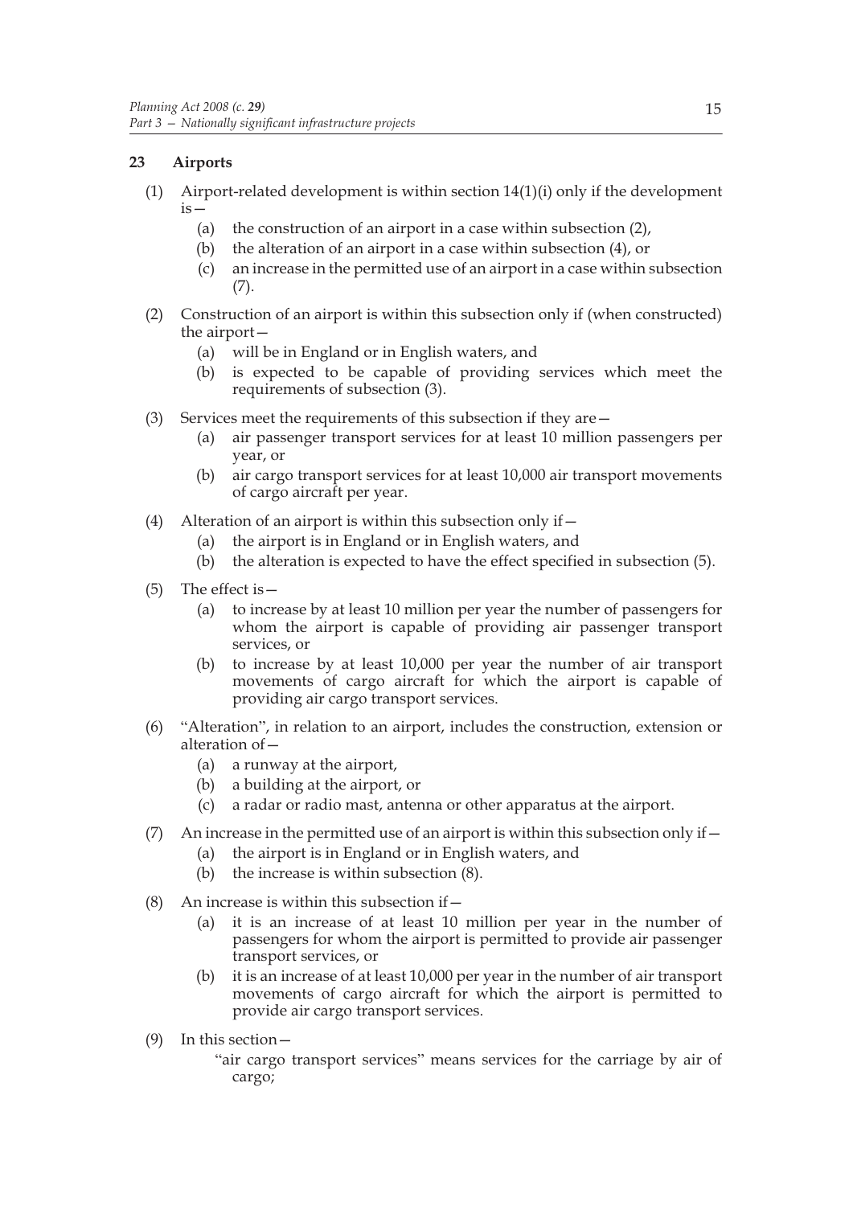## 23 Airports

(1) Airport-related development is within section 14(1)(i) only if the development is—

- (a) the construction of an airport in a case within subsection (2),
- (b) the alteration of an airport in a case within subsection (4), or
- (c) an increase in the permitted use of an airport in a case within subsection (7).

(2) Construction of an airport is within this subsection only if (when constructed) the airport—

- (a) will be in England or in English waters, and
- (b) is expected to be capable of providing services which meet the requirements of subsection (3).

(3) Services meet the requirements of this subsection if they are—

- (a) air passenger transport services for at least 10 million passengers per year, or
- (b) air cargo transport services for at least 10,000 air transport movements of cargo aircraft per year.

(4) Alteration of an airport is within this subsection only if—

- (a) the airport is in England or in English waters, and
- (b) the alteration is expected to have the effect specified in subsection (5).

(5) The effect is—

- (a) to increase by at least 10 million per year the number of passengers for whom the airport is capable of providing air passenger transport services, or
- (b) to increase by at least 10,000 per year the number of air transport movements of cargo aircraft for which the airport is capable of providing air cargo transport services.

(6) "Alteration", in relation to an airport, includes the construction, extension or alteration of—

- (a) a runway at the airport,
- (b) a building at the airport, or
- (c) a radar or radio mast, antenna or other apparatus at the airport.

(7) An increase in the permitted use of an airport is within this subsection only if—

- (a) the airport is in England or in English waters, and
- (b) the increase is within subsection (8).

(8) An increase is within this subsection if—

- (a) it is an increase of at least 10 million per year in the number of passengers for whom the airport is permitted to provide air passenger transport services, or
- (b) it is an increase of at least 10,000 per year in the number of air transport movements of cargo aircraft for which the airport is permitted to provide air cargo transport services.

(9) In this section—

"air cargo transport services" means services for the carriage by air of cargo;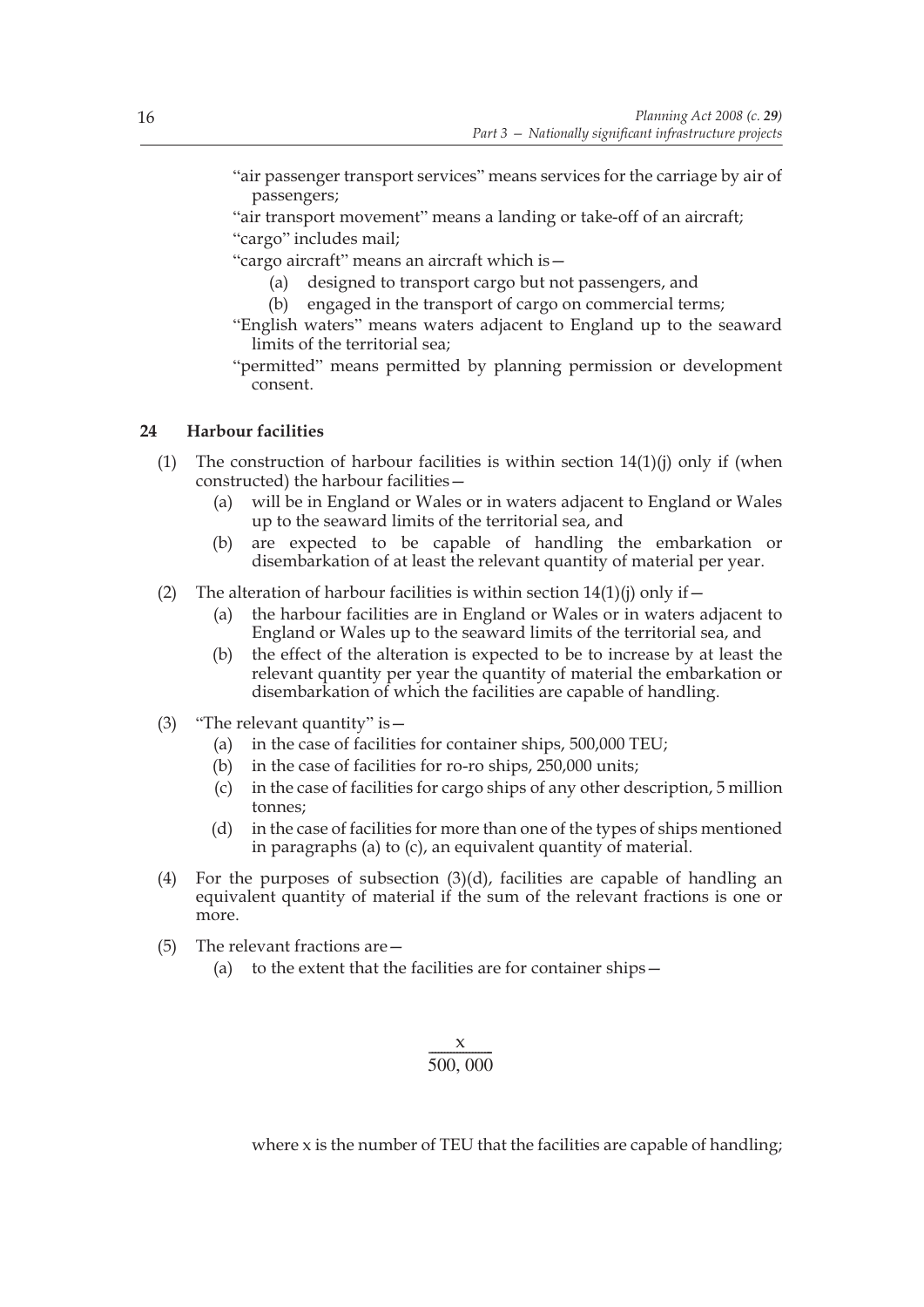"air passenger transport services" means services for the carriage by air of passengers;

"air transport movement" means a landing or take-off of an aircraft;

"cargo" includes mail;

"cargo aircraft" means an aircraft which is—

(a) designed to transport cargo but not passengers, and

(b) engaged in the transport of cargo on commercial terms;

"English waters" means waters adjacent to England up to the seaward limits of the territorial sea;

"permitted" means permitted by planning permission or development consent.

## 24 Harbour facilities

(1) The construction of harbour facilities is within section 14(1)(j) only if (when constructed) the harbour facilities—

(a) will be in England or Wales or in waters adjacent to England or Wales up to the seaward limits of the territorial sea, and

(b) are expected to be capable of handling the embarkation or disembarkation of at least the relevant quantity of material per year.

(2) The alteration of harbour facilities is within section 14(1)(j) only if—

(a) the harbour facilities are in England or Wales or in waters adjacent to England or Wales up to the seaward limits of the territorial sea, and

(b) the effect of the alteration is expected to be to increase by at least the relevant quantity per year the quantity of material the embarkation or disembarkation of which the facilities are capable of handling.

(3) "The relevant quantity" is—

(a) in the case of facilities for container ships, 500,000 TEU;

(b) in the case of facilities for ro-ro ships, 250,000 units;

(c) in the case of facilities for cargo ships of any other description, 5 million tonnes;

(d) in the case of facilities for more than one of the types of ships mentioned in paragraphs (a) to (c), an equivalent quantity of material.

(4) For the purposes of subsection (3)(d), facilities are capable of handling an equivalent quantity of material if the sum of the relevant fractions is one or more.

(5) The relevant fractions are—

(a) to the extent that the facilities are for container ships—

$$\frac{x}{500,000}$$

where x is the number of TEU that the facilities are capable of handling;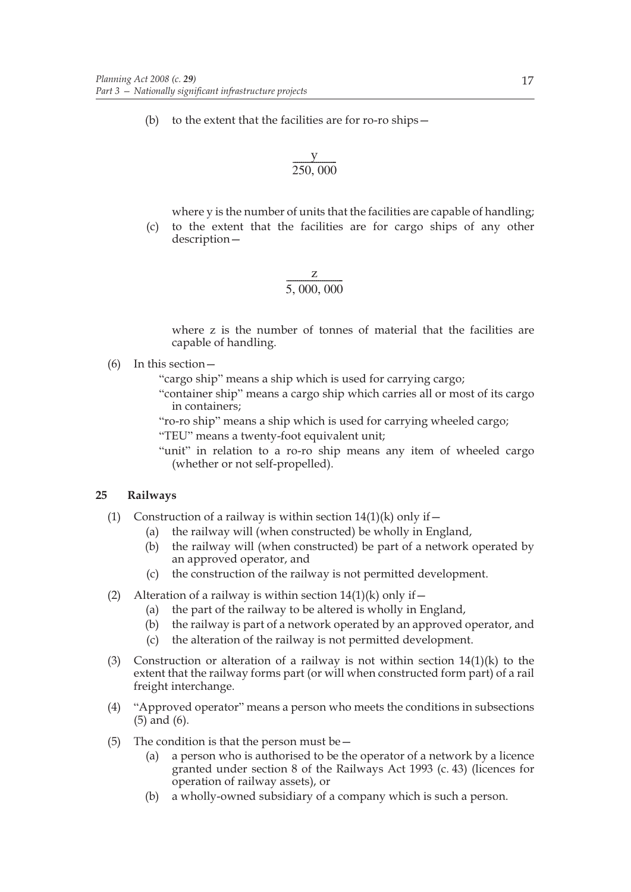(b) to the extent that the facilities are for ro-ro ships—

$$\frac{y}{250,000}$$

where y is the number of units that the facilities are capable of handling;

(c) to the extent that the facilities are for cargo ships of any other description—

$$\frac{z}{5,000,000}$$

where z is the number of tonnes of material that the facilities are capable of handling.

(6) In this section—

"cargo ship" means a ship which is used for carrying cargo;

"container ship" means a cargo ship which carries all or most of its cargo in containers;

"ro-ro ship" means a ship which is used for carrying wheeled cargo;

"TEU" means a twenty-foot equivalent unit;

"unit" in relation to a ro-ro ship means any item of wheeled cargo (whether or not self-propelled).

## 25 Railways

(1) Construction of a railway is within section 14(1)(k) only if—

(a) the railway will (when constructed) be wholly in England,

(b) the railway will (when constructed) be part of a network operated by an approved operator, and

(c) the construction of the railway is not permitted development.

(2) Alteration of a railway is within section 14(1)(k) only if—

(a) the part of the railway to be altered is wholly in England,

(b) the railway is part of a network operated by an approved operator, and

(c) the alteration of the railway is not permitted development.

(3) Construction or alteration of a railway is not within section 14(1)(k) to the extent that the railway forms part (or will when constructed form part) of a rail freight interchange.

(4) "Approved operator" means a person who meets the conditions in subsections (5) and (6).

(5) The condition is that the person must be—

(a) a person who is authorised to be the operator of a network by a licence granted under section 8 of the Railways Act 1993 (c. 43) (licences for operation of railway assets), or

(b) a wholly-owned subsidiary of a company which is such a person.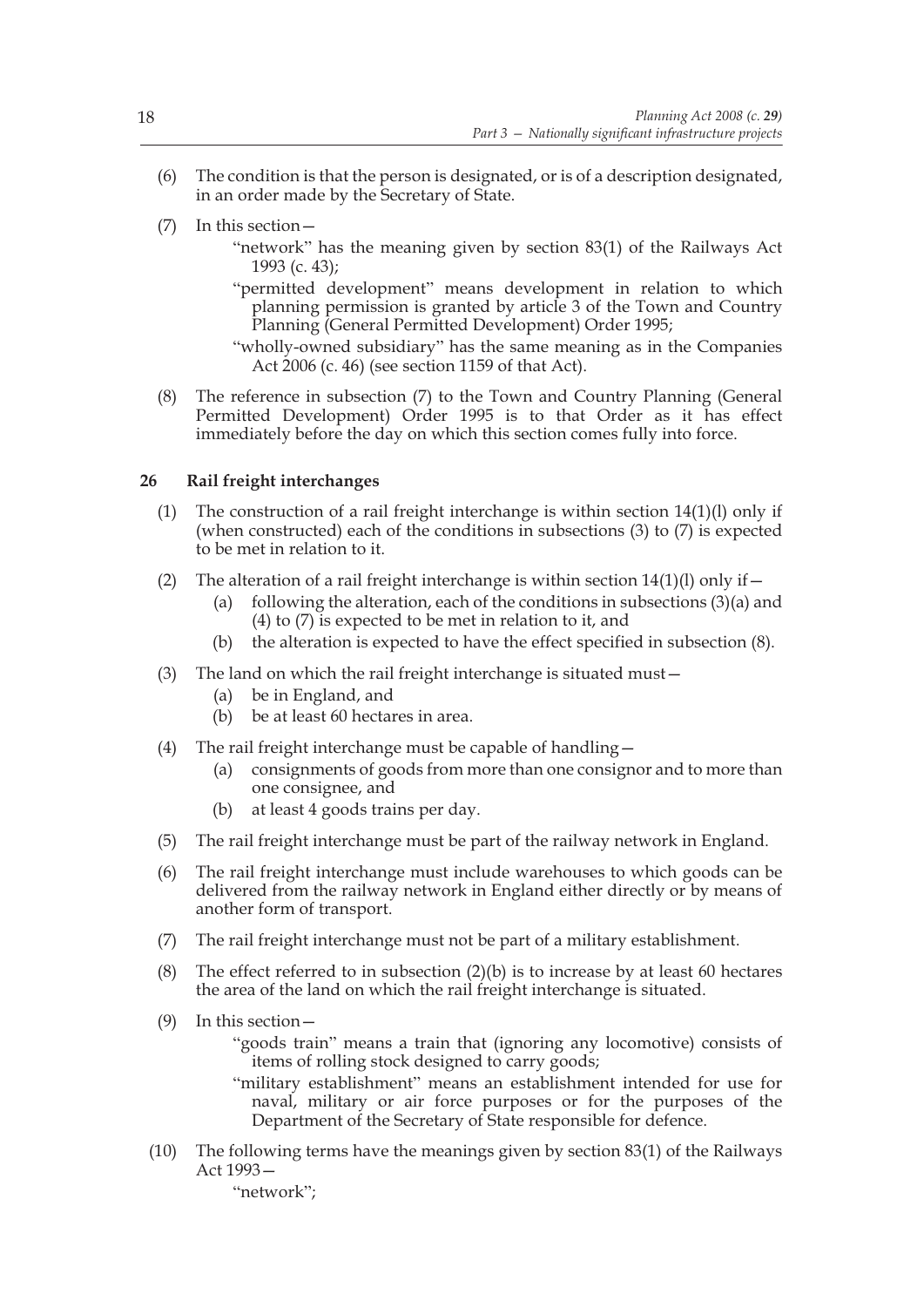(6) The condition is that the person is designated, or is of a description designated, in an order made by the Secretary of State.

(7) In this section—

"network" has the meaning given by section 83(1) of the Railways Act 1993 (c. 43);

"permitted development" means development in relation to which planning permission is granted by article 3 of the Town and Country Planning (General Permitted Development) Order 1995;

"wholly-owned subsidiary" has the same meaning as in the Companies Act 2006 (c. 46) (see section 1159 of that Act).

(8) The reference in subsection (7) to the Town and Country Planning (General Permitted Development) Order 1995 is to that Order as it has effect immediately before the day on which this section comes fully into force.

### 26 Rail freight interchanges

(1) The construction of a rail freight interchange is within section 14(1)(l) only if (when constructed) each of the conditions in subsections (3) to (7) is expected to be met in relation to it.

(2) The alteration of a rail freight interchange is within section 14(1)(l) only if—

(a) following the alteration, each of the conditions in subsections (3)(a) and (4) to (7) is expected to be met in relation to it, and

(b) the alteration is expected to have the effect specified in subsection (8).

(3) The land on which the rail freight interchange is situated must—

(a) be in England, and

(b) be at least 60 hectares in area.

(4) The rail freight interchange must be capable of handling—

(a) consignments of goods from more than one consignor and to more than one consignee, and

(b) at least 4 goods trains per day.

(5) The rail freight interchange must be part of the railway network in England.

(6) The rail freight interchange must include warehouses to which goods can be delivered from the railway network in England either directly or by means of another form of transport.

(7) The rail freight interchange must not be part of a military establishment.

(8) The effect referred to in subsection (2)(b) is to increase by at least 60 hectares the area of the land on which the rail freight interchange is situated.

(9) In this section—

"goods train" means a train that (ignoring any locomotive) consists of items of rolling stock designed to carry goods;

"military establishment" means an establishment intended for use for naval, military or air force purposes or for the purposes of the Department of the Secretary of State responsible for defence.

(10) The following terms have the meanings given by section 83(1) of the Railways Act 1993—

"network";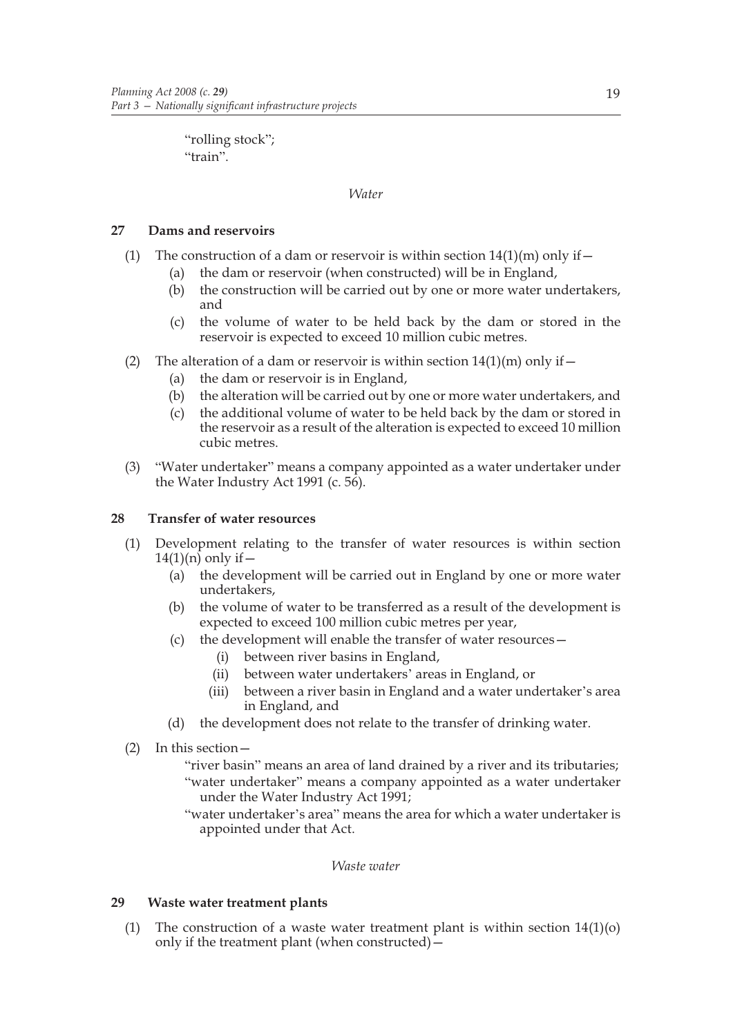"rolling stock";
"train".

*Water*

## 27 Dams and reservoirs

(1) The construction of a dam or reservoir is within section 14(1)(m) only if—

- (a) the dam or reservoir (when constructed) will be in England,
- (b) the construction will be carried out by one or more water undertakers, and
- (c) the volume of water to be held back by the dam or stored in the reservoir is expected to exceed 10 million cubic metres.

(2) The alteration of a dam or reservoir is within section 14(1)(m) only if—

- (a) the dam or reservoir is in England,
- (b) the alteration will be carried out by one or more water undertakers, and
- (c) the additional volume of water to be held back by the dam or stored in the reservoir as a result of the alteration is expected to exceed 10 million cubic metres.

(3) "Water undertaker" means a company appointed as a water undertaker under the Water Industry Act 1991 (c. 56).

## 28 Transfer of water resources

(1) Development relating to the transfer of water resources is within section 14(1)(n) only if—

- (a) the development will be carried out in England by one or more water undertakers,
- (b) the volume of water to be transferred as a result of the development is expected to exceed 100 million cubic metres per year,
- (c) the development will enable the transfer of water resources—
  - (i) between river basins in England,
  - (ii) between water undertakers' areas in England, or
  - (iii) between a river basin in England and a water undertaker's area in England, and
- (d) the development does not relate to the transfer of drinking water.

(2) In this section—

"river basin" means an area of land drained by a river and its tributaries;

"water undertaker" means a company appointed as a water undertaker under the Water Industry Act 1991;

"water undertaker's area" means the area for which a water undertaker is appointed under that Act.

*Waste water*

## 29 Waste water treatment plants

(1) The construction of a waste water treatment plant is within section 14(1)(o) only if the treatment plant (when constructed)—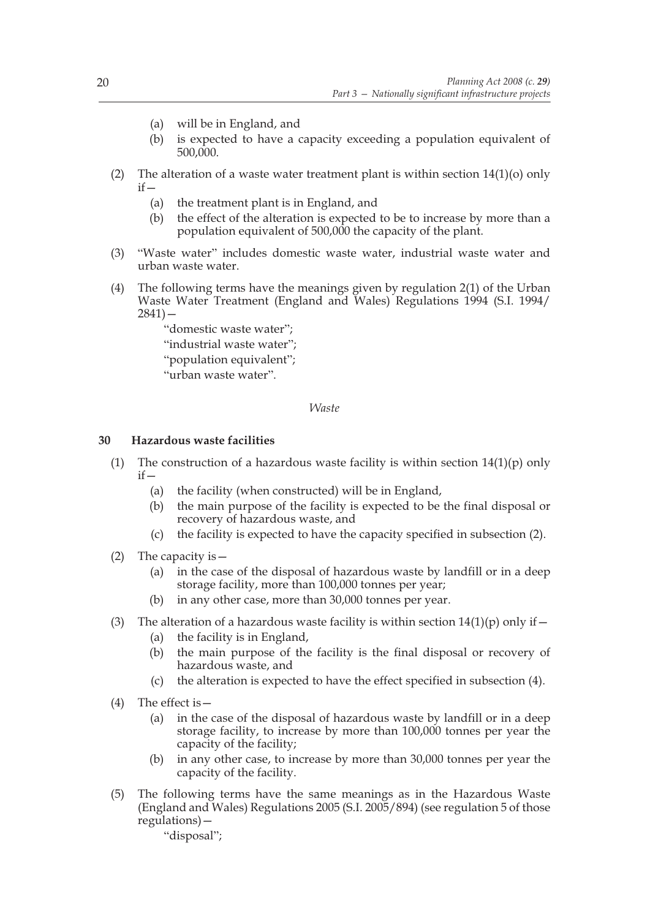(a) will be in England, and

(b) is expected to have a capacity exceeding a population equivalent of 500,000.

(2) The alteration of a waste water treatment plant is within section 14(1)(o) only if—

(a) the treatment plant is in England, and

(b) the effect of the alteration is expected to be to increase by more than a population equivalent of 500,000 the capacity of the plant.

(3) "Waste water" includes domestic waste water, industrial waste water and urban waste water.

(4) The following terms have the meanings given by regulation 2(1) of the Urban Waste Water Treatment (England and Wales) Regulations 1994 (S.I. 1994/2841)—

"domestic waste water";

"industrial waste water";

"population equivalent";

"urban waste water".

*Waste*

**30 Hazardous waste facilities**

(1) The construction of a hazardous waste facility is within section 14(1)(p) only if—

(a) the facility (when constructed) will be in England,

(b) the main purpose of the facility is expected to be the final disposal or recovery of hazardous waste, and

(c) the facility is expected to have the capacity specified in subsection (2).

(2) The capacity is—

(a) in the case of the disposal of hazardous waste by landfill or in a deep storage facility, more than 100,000 tonnes per year;

(b) in any other case, more than 30,000 tonnes per year.

(3) The alteration of a hazardous waste facility is within section 14(1)(p) only if—

(a) the facility is in England,

(b) the main purpose of the facility is the final disposal or recovery of hazardous waste, and

(c) the alteration is expected to have the effect specified in subsection (4).

(4) The effect is—

(a) in the case of the disposal of hazardous waste by landfill or in a deep storage facility, to increase by more than 100,000 tonnes per year the capacity of the facility;

(b) in any other case, to increase by more than 30,000 tonnes per year the capacity of the facility.

(5) The following terms have the same meanings as in the Hazardous Waste (England and Wales) Regulations 2005 (S.I. 2005/894) (see regulation 5 of those regulations)—

"disposal";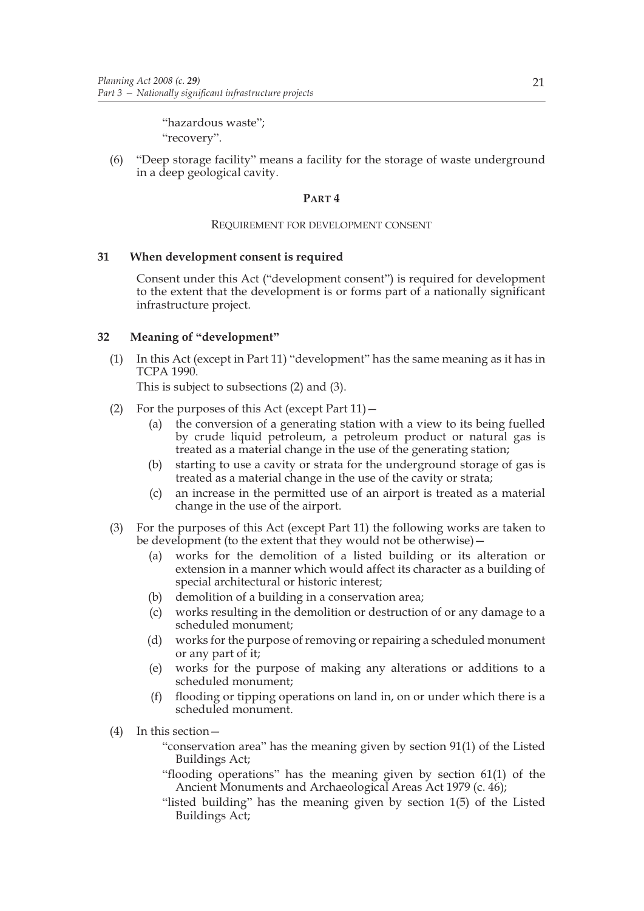"hazardous waste";
"recovery".

(6) "Deep storage facility" means a facility for the storage of waste underground in a deep geological cavity.

## PART 4

### REQUIREMENT FOR DEVELOPMENT CONSENT

**31 When development consent is required**

Consent under this Act ("development consent") is required for development to the extent that the development is or forms part of a nationally significant infrastructure project.

**32 Meaning of "development"**

(1) In this Act (except in Part 11) "development" has the same meaning as it has in TCPA 1990.
This is subject to subsections (2) and (3).

(2) For the purposes of this Act (except Part 11)—
   (a) the conversion of a generating station with a view to its being fuelled by crude liquid petroleum, a petroleum product or natural gas is treated as a material change in the use of the generating station;
   (b) starting to use a cavity or strata for the underground storage of gas is treated as a material change in the use of the cavity or strata;
   (c) an increase in the permitted use of an airport is treated as a material change in the use of the airport.

(3) For the purposes of this Act (except Part 11) the following works are taken to be development (to the extent that they would not be otherwise)—
   (a) works for the demolition of a listed building or its alteration or extension in a manner which would affect its character as a building of special architectural or historic interest;
   (b) demolition of a building in a conservation area;
   (c) works resulting in the demolition or destruction of or any damage to a scheduled monument;
   (d) works for the purpose of removing or repairing a scheduled monument or any part of it;
   (e) works for the purpose of making any alterations or additions to a scheduled monument;
   (f) flooding or tipping operations on land in, on or under which there is a scheduled monument.

(4) In this section—
   "conservation area" has the meaning given by section 91(1) of the Listed Buildings Act;
   "flooding operations" has the meaning given by section 61(1) of the Ancient Monuments and Archaeological Areas Act 1979 (c. 46);
   "listed building" has the meaning given by section 1(5) of the Listed Buildings Act;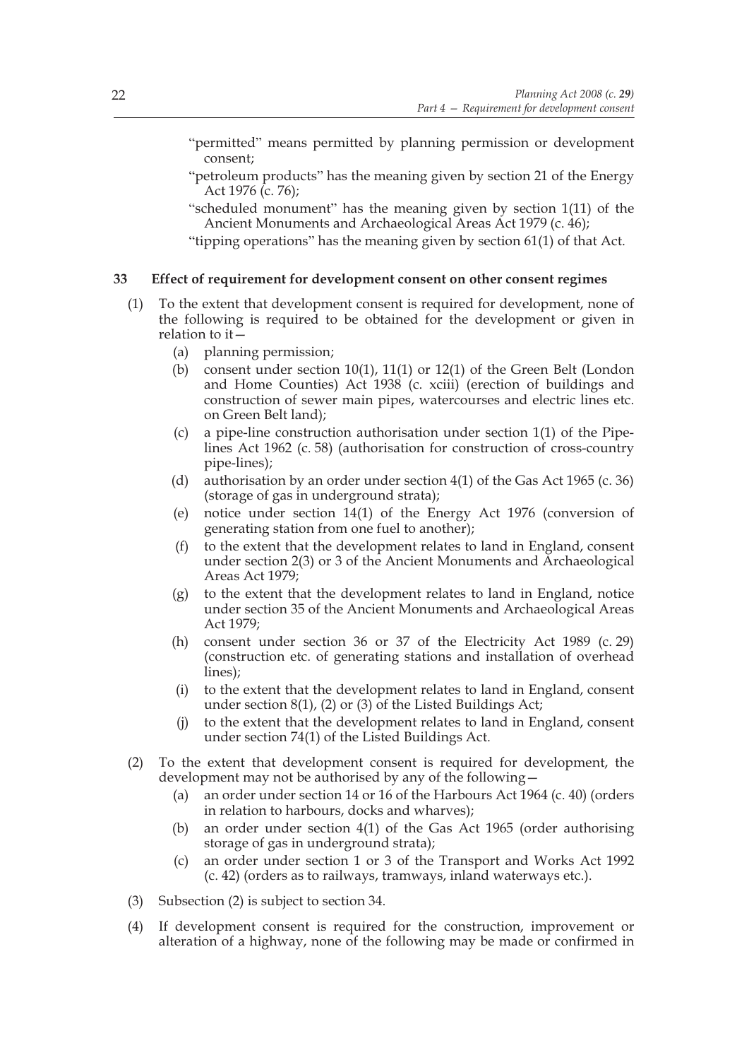"permitted" means permitted by planning permission or development consent;

"petroleum products" has the meaning given by section 21 of the Energy Act 1976 (c. 76);

"scheduled monument" has the meaning given by section 1(11) of the Ancient Monuments and Archaeological Areas Act 1979 (c. 46);

"tipping operations" has the meaning given by section 61(1) of that Act.

### 33 Effect of requirement for development consent on other consent regimes

(1) To the extent that development consent is required for development, none of the following is required to be obtained for the development or given in relation to it—

(a) planning permission;

(b) consent under section 10(1), 11(1) or 12(1) of the Green Belt (London and Home Counties) Act 1938 (c. xciii) (erection of buildings and construction of sewer main pipes, watercourses and electric lines etc. on Green Belt land);

(c) a pipe-line construction authorisation under section 1(1) of the Pipe-lines Act 1962 (c. 58) (authorisation for construction of cross-country pipe-lines);

(d) authorisation by an order under section 4(1) of the Gas Act 1965 (c. 36) (storage of gas in underground strata);

(e) notice under section 14(1) of the Energy Act 1976 (conversion of generating station from one fuel to another);

(f) to the extent that the development relates to land in England, consent under section 2(3) or 3 of the Ancient Monuments and Archaeological Areas Act 1979;

(g) to the extent that the development relates to land in England, notice under section 35 of the Ancient Monuments and Archaeological Areas Act 1979;

(h) consent under section 36 or 37 of the Electricity Act 1989 (c. 29) (construction etc. of generating stations and installation of overhead lines);

(i) to the extent that the development relates to land in England, consent under section 8(1), (2) or (3) of the Listed Buildings Act;

(j) to the extent that the development relates to land in England, consent under section 74(1) of the Listed Buildings Act.

(2) To the extent that development consent is required for development, the development may not be authorised by any of the following—

(a) an order under section 14 or 16 of the Harbours Act 1964 (c. 40) (orders in relation to harbours, docks and wharves);

(b) an order under section 4(1) of the Gas Act 1965 (order authorising storage of gas in underground strata);

(c) an order under section 1 or 3 of the Transport and Works Act 1992 (c. 42) (orders as to railways, tramways, inland waterways etc.).

(3) Subsection (2) is subject to section 34.

(4) If development consent is required for the construction, improvement or alteration of a highway, none of the following may be made or confirmed in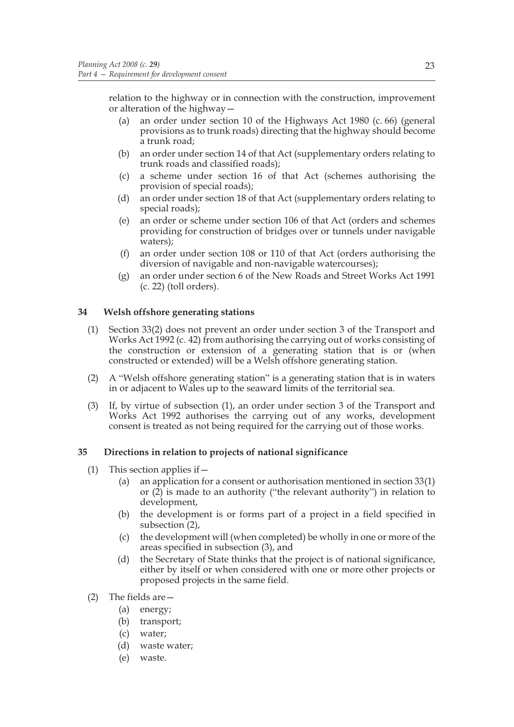relation to the highway or in connection with the construction, improvement or alteration of the highway—

(a) an order under section 10 of the Highways Act 1980 (c. 66) (general provisions as to trunk roads) directing that the highway should become a trunk road;

(b) an order under section 14 of that Act (supplementary orders relating to trunk roads and classified roads);

(c) a scheme under section 16 of that Act (schemes authorising the provision of special roads);

(d) an order under section 18 of that Act (supplementary orders relating to special roads);

(e) an order or scheme under section 106 of that Act (orders and schemes providing for construction of bridges over or tunnels under navigable waters);

(f) an order under section 108 or 110 of that Act (orders authorising the diversion of navigable and non-navigable watercourses);

(g) an order under section 6 of the New Roads and Street Works Act 1991 (c. 22) (toll orders).

## 34 Welsh offshore generating stations

(1) Section 33(2) does not prevent an order under section 3 of the Transport and Works Act 1992 (c. 42) from authorising the carrying out of works consisting of the construction or extension of a generating station that is or (when constructed or extended) will be a Welsh offshore generating station.

(2) A "Welsh offshore generating station" is a generating station that is in waters in or adjacent to Wales up to the seaward limits of the territorial sea.

(3) If, by virtue of subsection (1), an order under section 3 of the Transport and Works Act 1992 authorises the carrying out of any works, development consent is treated as not being required for the carrying out of those works.

## 35 Directions in relation to projects of national significance

(1) This section applies if—

(a) an application for a consent or authorisation mentioned in section 33(1) or (2) is made to an authority ("the relevant authority") in relation to development,

(b) the development is or forms part of a project in a field specified in subsection (2),

(c) the development will (when completed) be wholly in one or more of the areas specified in subsection (3), and

(d) the Secretary of State thinks that the project is of national significance, either by itself or when considered with one or more other projects or proposed projects in the same field.

(2) The fields are—

(a) energy;

(b) transport;

(c) water;

(d) waste water;

(e) waste.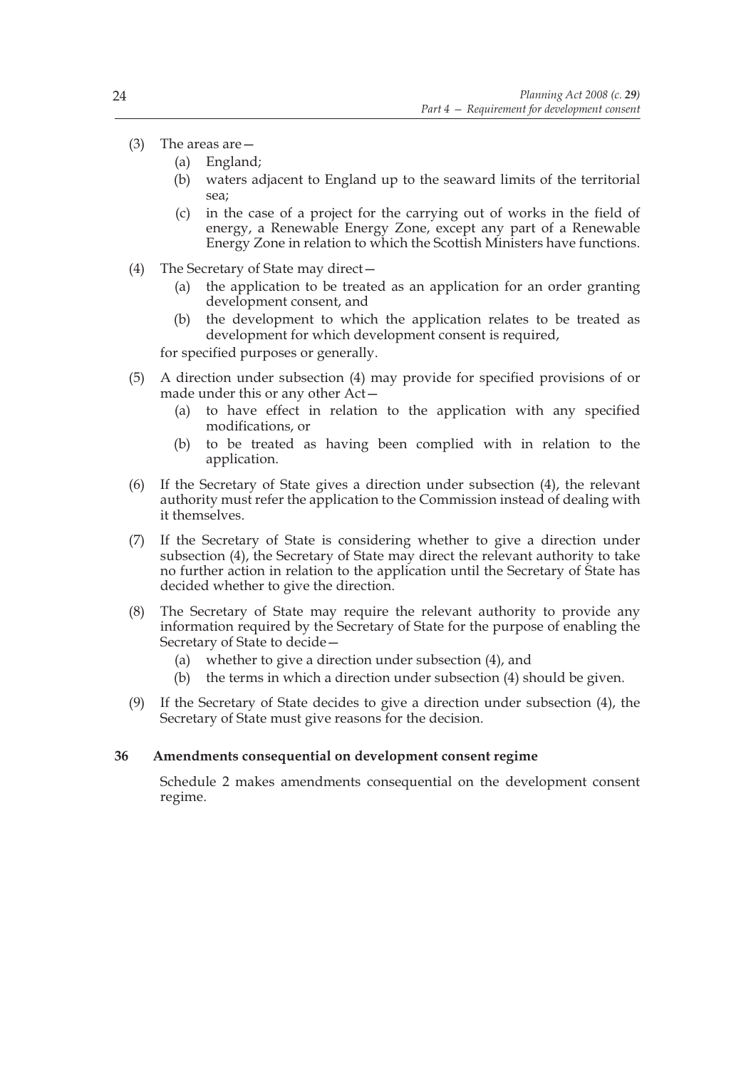(3) The areas are—
   (a) England;
   (b) waters adjacent to England up to the seaward limits of the territorial sea;
   (c) in the case of a project for the carrying out of works in the field of energy, a Renewable Energy Zone, except any part of a Renewable Energy Zone in relation to which the Scottish Ministers have functions.

(4) The Secretary of State may direct—
   (a) the application to be treated as an application for an order granting development consent, and
   (b) the development to which the application relates to be treated as development for which development consent is required,

   for specified purposes or generally.

(5) A direction under subsection (4) may provide for specified provisions of or made under this or any other Act—
   (a) to have effect in relation to the application with any specified modifications, or
   (b) to be treated as having been complied with in relation to the application.

(6) If the Secretary of State gives a direction under subsection (4), the relevant authority must refer the application to the Commission instead of dealing with it themselves.

(7) If the Secretary of State is considering whether to give a direction under subsection (4), the Secretary of State may direct the relevant authority to take no further action in relation to the application until the Secretary of State has decided whether to give the direction.

(8) The Secretary of State may require the relevant authority to provide any information required by the Secretary of State for the purpose of enabling the Secretary of State to decide—
   (a) whether to give a direction under subsection (4), and
   (b) the terms in which a direction under subsection (4) should be given.

(9) If the Secretary of State decides to give a direction under subsection (4), the Secretary of State must give reasons for the decision.

**36 Amendments consequential on development consent regime**

Schedule 2 makes amendments consequential on the development consent regime.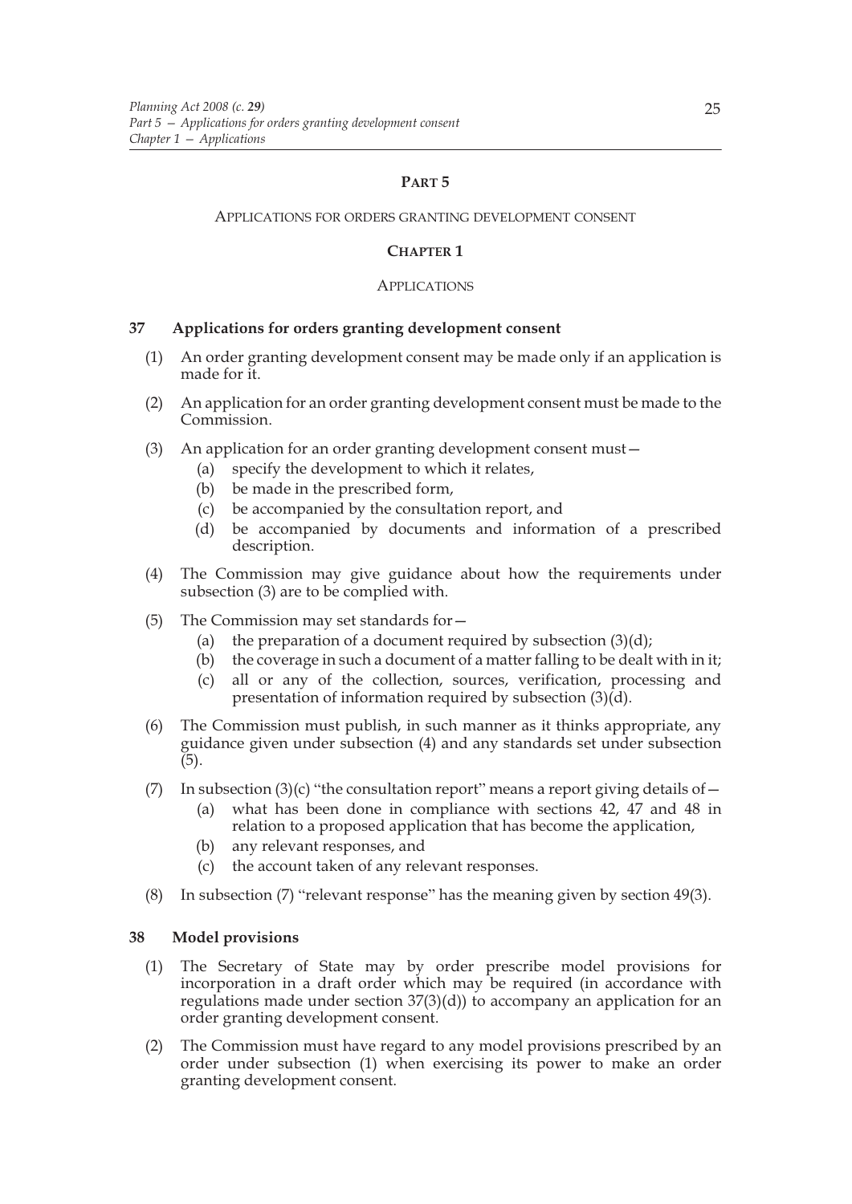# PART 5

## APPLICATIONS FOR ORDERS GRANTING DEVELOPMENT CONSENT

### CHAPTER 1

### APPLICATIONS

**37 Applications for orders granting development consent**

(1) An order granting development consent may be made only if an application is made for it.

(2) An application for an order granting development consent must be made to the Commission.

(3) An application for an order granting development consent must—

- (a) specify the development to which it relates,
- (b) be made in the prescribed form,
- (c) be accompanied by the consultation report, and
- (d) be accompanied by documents and information of a prescribed description.

(4) The Commission may give guidance about how the requirements under subsection (3) are to be complied with.

(5) The Commission may set standards for—

- (a) the preparation of a document required by subsection (3)(d);
- (b) the coverage in such a document of a matter falling to be dealt with in it;
- (c) all or any of the collection, sources, verification, processing and presentation of information required by subsection (3)(d).

(6) The Commission must publish, in such manner as it thinks appropriate, any guidance given under subsection (4) and any standards set under subsection (5).

(7) In subsection (3)(c) "the consultation report" means a report giving details of—

- (a) what has been done in compliance with sections 42, 47 and 48 in relation to a proposed application that has become the application,
- (b) any relevant responses, and
- (c) the account taken of any relevant responses.

(8) In subsection (7) "relevant response" has the meaning given by section 49(3).

**38 Model provisions**

(1) The Secretary of State may by order prescribe model provisions for incorporation in a draft order which may be required (in accordance with regulations made under section 37(3)(d)) to accompany an application for an order granting development consent.

(2) The Commission must have regard to any model provisions prescribed by an order under subsection (1) when exercising its power to make an order granting development consent.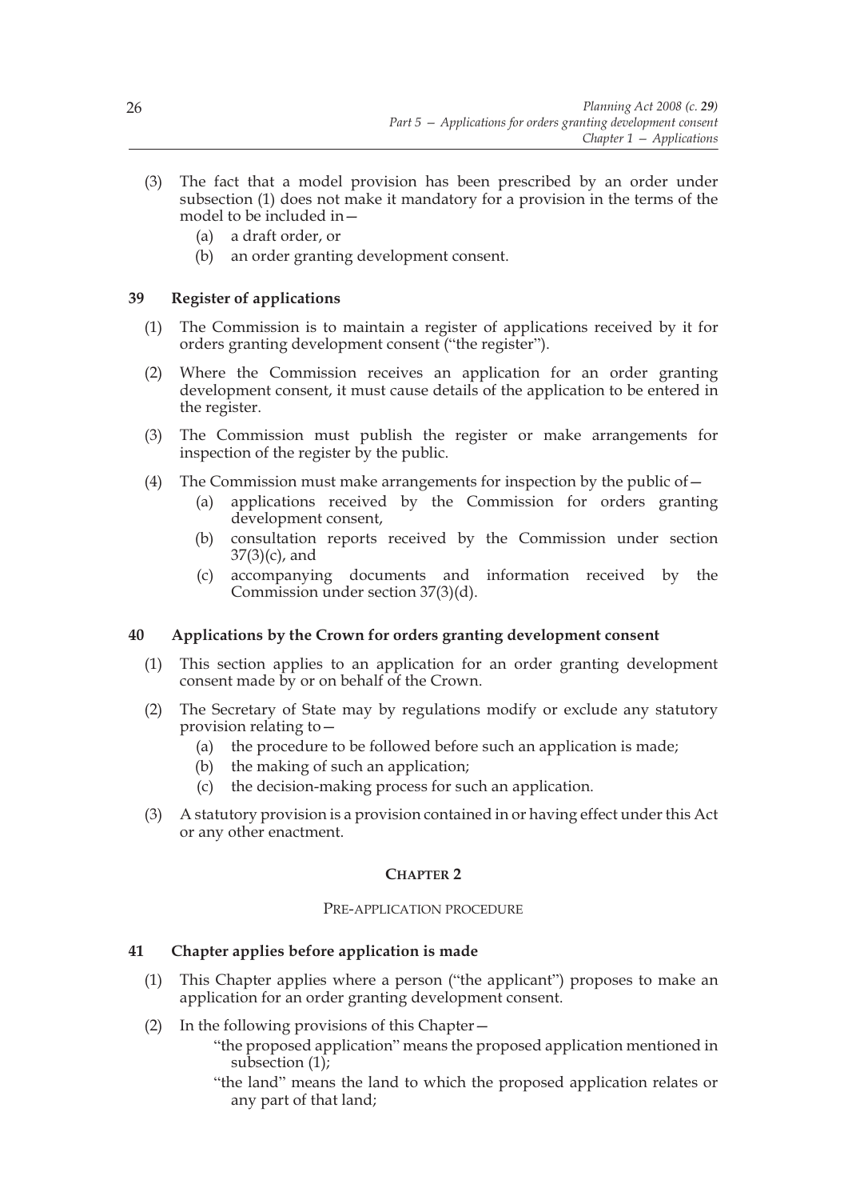(3) The fact that a model provision has been prescribed by an order under subsection (1) does not make it mandatory for a provision in the terms of the model to be included in—
   (a) a draft order, or
   (b) an order granting development consent.

### 39 Register of applications

(1) The Commission is to maintain a register of applications received by it for orders granting development consent ("the register").

(2) Where the Commission receives an application for an order granting development consent, it must cause details of the application to be entered in the register.

(3) The Commission must publish the register or make arrangements for inspection of the register by the public.

(4) The Commission must make arrangements for inspection by the public of—
   (a) applications received by the Commission for orders granting development consent,
   (b) consultation reports received by the Commission under section 37(3)(c), and
   (c) accompanying documents and information received by the Commission under section 37(3)(d).

### 40 Applications by the Crown for orders granting development consent

(1) This section applies to an application for an order granting development consent made by or on behalf of the Crown.

(2) The Secretary of State may by regulations modify or exclude any statutory provision relating to—
   (a) the procedure to be followed before such an application is made;
   (b) the making of such an application;
   (c) the decision-making process for such an application.

(3) A statutory provision is a provision contained in or having effect under this Act or any other enactment.

## CHAPTER 2

### PRE-APPLICATION PROCEDURE

### 41 Chapter applies before application is made

(1) This Chapter applies where a person ("the applicant") proposes to make an application for an order granting development consent.

(2) In the following provisions of this Chapter—

"the proposed application" means the proposed application mentioned in subsection (1);

"the land" means the land to which the proposed application relates or any part of that land;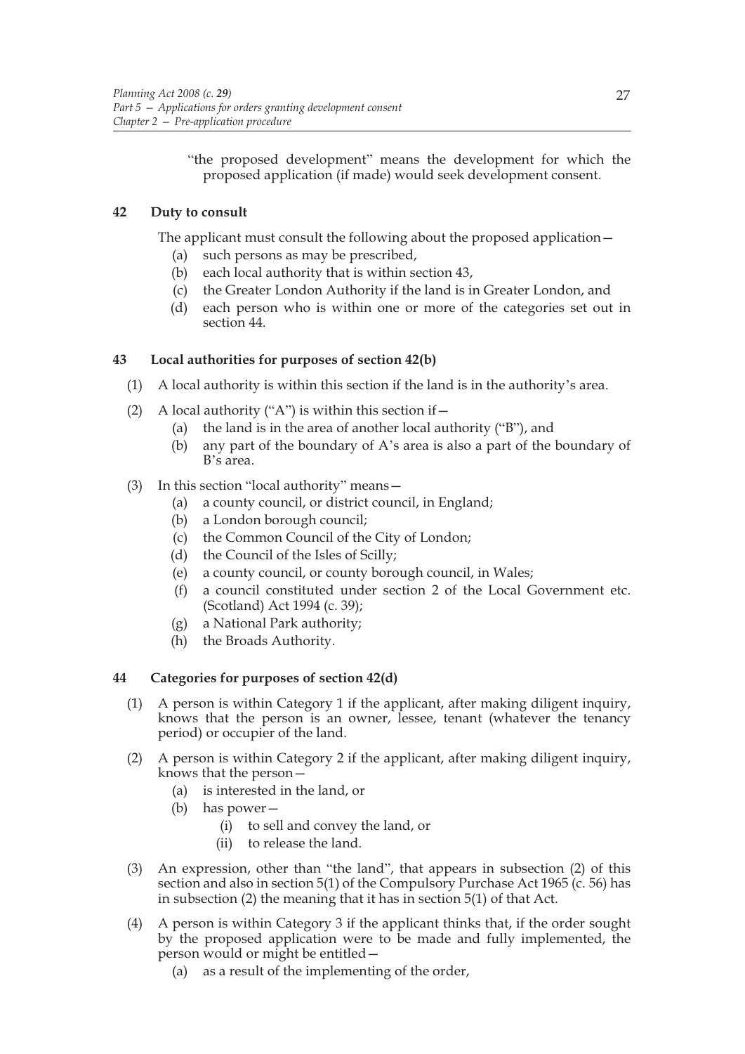"the proposed development" means the development for which the proposed application (if made) would seek development consent.

## 42 Duty to consult

The applicant must consult the following about the proposed application—

- (a) such persons as may be prescribed,
- (b) each local authority that is within section 43,
- (c) the Greater London Authority if the land is in Greater London, and
- (d) each person who is within one or more of the categories set out in section 44.

## 43 Local authorities for purposes of section 42(b)

(1) A local authority is within this section if the land is in the authority's area.

(2) A local authority ("A") is within this section if—

- (a) the land is in the area of another local authority ("B"), and
- (b) any part of the boundary of A's area is also a part of the boundary of B's area.

(3) In this section "local authority" means—

- (a) a county council, or district council, in England;
- (b) a London borough council;
- (c) the Common Council of the City of London;
- (d) the Council of the Isles of Scilly;
- (e) a county council, or county borough council, in Wales;
- (f) a council constituted under section 2 of the Local Government etc. (Scotland) Act 1994 (c. 39);
- (g) a National Park authority;
- (h) the Broads Authority.

## 44 Categories for purposes of section 42(d)

(1) A person is within Category 1 if the applicant, after making diligent inquiry, knows that the person is an owner, lessee, tenant (whatever the tenancy period) or occupier of the land.

(2) A person is within Category 2 if the applicant, after making diligent inquiry, knows that the person—

- (a) is interested in the land, or
- (b) has power—
  - (i) to sell and convey the land, or
  - (ii) to release the land.

(3) An expression, other than "the land", that appears in subsection (2) of this section and also in section 5(1) of the Compulsory Purchase Act 1965 (c. 56) has in subsection (2) the meaning that it has in section 5(1) of that Act.

(4) A person is within Category 3 if the applicant thinks that, if the order sought by the proposed application were to be made and fully implemented, the person would or might be entitled—

- (a) as a result of the implementing of the order,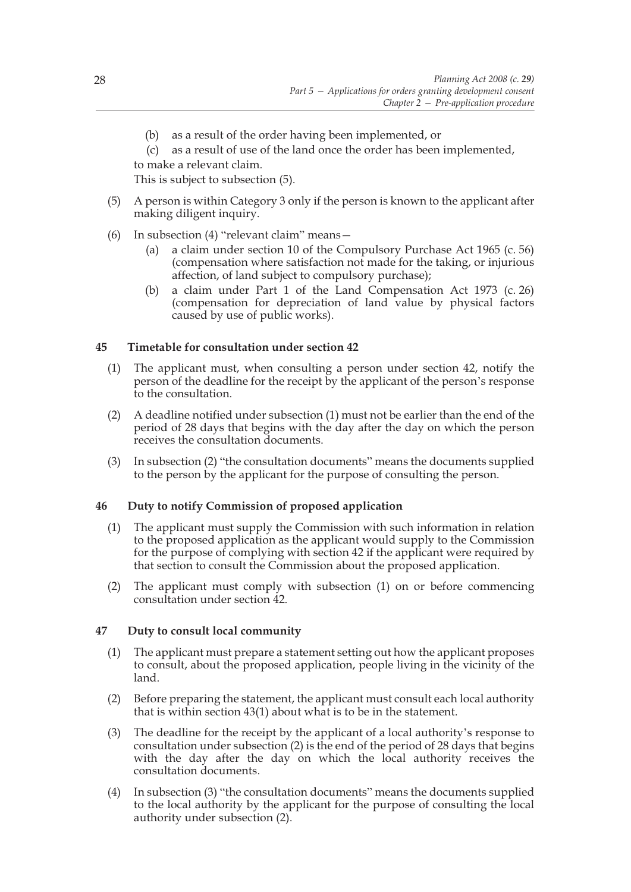(b) as a result of the order having been implemented, or

(c) as a result of use of the land once the order has been implemented,

to make a relevant claim.

This is subject to subsection (5).

(5) A person is within Category 3 only if the person is known to the applicant after making diligent inquiry.

(6) In subsection (4) "relevant claim" means—

(a) a claim under section 10 of the Compulsory Purchase Act 1965 (c. 56) (compensation where satisfaction not made for the taking, or injurious affection, of land subject to compulsory purchase);

(b) a claim under Part 1 of the Land Compensation Act 1973 (c. 26) (compensation for depreciation of land value by physical factors caused by use of public works).

## 45 Timetable for consultation under section 42

(1) The applicant must, when consulting a person under section 42, notify the person of the deadline for the receipt by the applicant of the person's response to the consultation.

(2) A deadline notified under subsection (1) must not be earlier than the end of the period of 28 days that begins with the day after the day on which the person receives the consultation documents.

(3) In subsection (2) "the consultation documents" means the documents supplied to the person by the applicant for the purpose of consulting the person.

## 46 Duty to notify Commission of proposed application

(1) The applicant must supply the Commission with such information in relation to the proposed application as the applicant would supply to the Commission for the purpose of complying with section 42 if the applicant were required by that section to consult the Commission about the proposed application.

(2) The applicant must comply with subsection (1) on or before commencing consultation under section 42.

## 47 Duty to consult local community

(1) The applicant must prepare a statement setting out how the applicant proposes to consult, about the proposed application, people living in the vicinity of the land.

(2) Before preparing the statement, the applicant must consult each local authority that is within section 43(1) about what is to be in the statement.

(3) The deadline for the receipt by the applicant of a local authority's response to consultation under subsection (2) is the end of the period of 28 days that begins with the day after the day on which the local authority receives the consultation documents.

(4) In subsection (3) "the consultation documents" means the documents supplied to the local authority by the applicant for the purpose of consulting the local authority under subsection (2).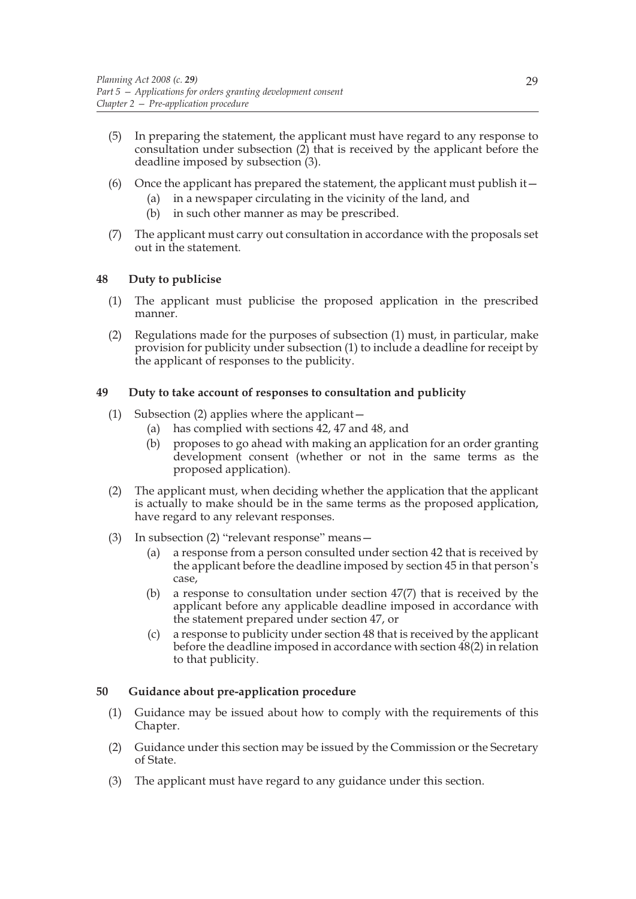(5) In preparing the statement, the applicant must have regard to any response to consultation under subsection (2) that is received by the applicant before the deadline imposed by subsection (3).

(6) Once the applicant has prepared the statement, the applicant must publish it—

  (a) in a newspaper circulating in the vicinity of the land, and

  (b) in such other manner as may be prescribed.

(7) The applicant must carry out consultation in accordance with the proposals set out in the statement.

### 48 Duty to publicise

(1) The applicant must publicise the proposed application in the prescribed manner.

(2) Regulations made for the purposes of subsection (1) must, in particular, make provision for publicity under subsection (1) to include a deadline for receipt by the applicant of responses to the publicity.

### 49 Duty to take account of responses to consultation and publicity

(1) Subsection (2) applies where the applicant—

  (a) has complied with sections 42, 47 and 48, and

  (b) proposes to go ahead with making an application for an order granting development consent (whether or not in the same terms as the proposed application).

(2) The applicant must, when deciding whether the application that the applicant is actually to make should be in the same terms as the proposed application, have regard to any relevant responses.

(3) In subsection (2) "relevant response" means—

  (a) a response from a person consulted under section 42 that is received by the applicant before the deadline imposed by section 45 in that person's case,

  (b) a response to consultation under section 47(7) that is received by the applicant before any applicable deadline imposed in accordance with the statement prepared under section 47, or

  (c) a response to publicity under section 48 that is received by the applicant before the deadline imposed in accordance with section 48(2) in relation to that publicity.

### 50 Guidance about pre-application procedure

(1) Guidance may be issued about how to comply with the requirements of this Chapter.

(2) Guidance under this section may be issued by the Commission or the Secretary of State.

(3) The applicant must have regard to any guidance under this section.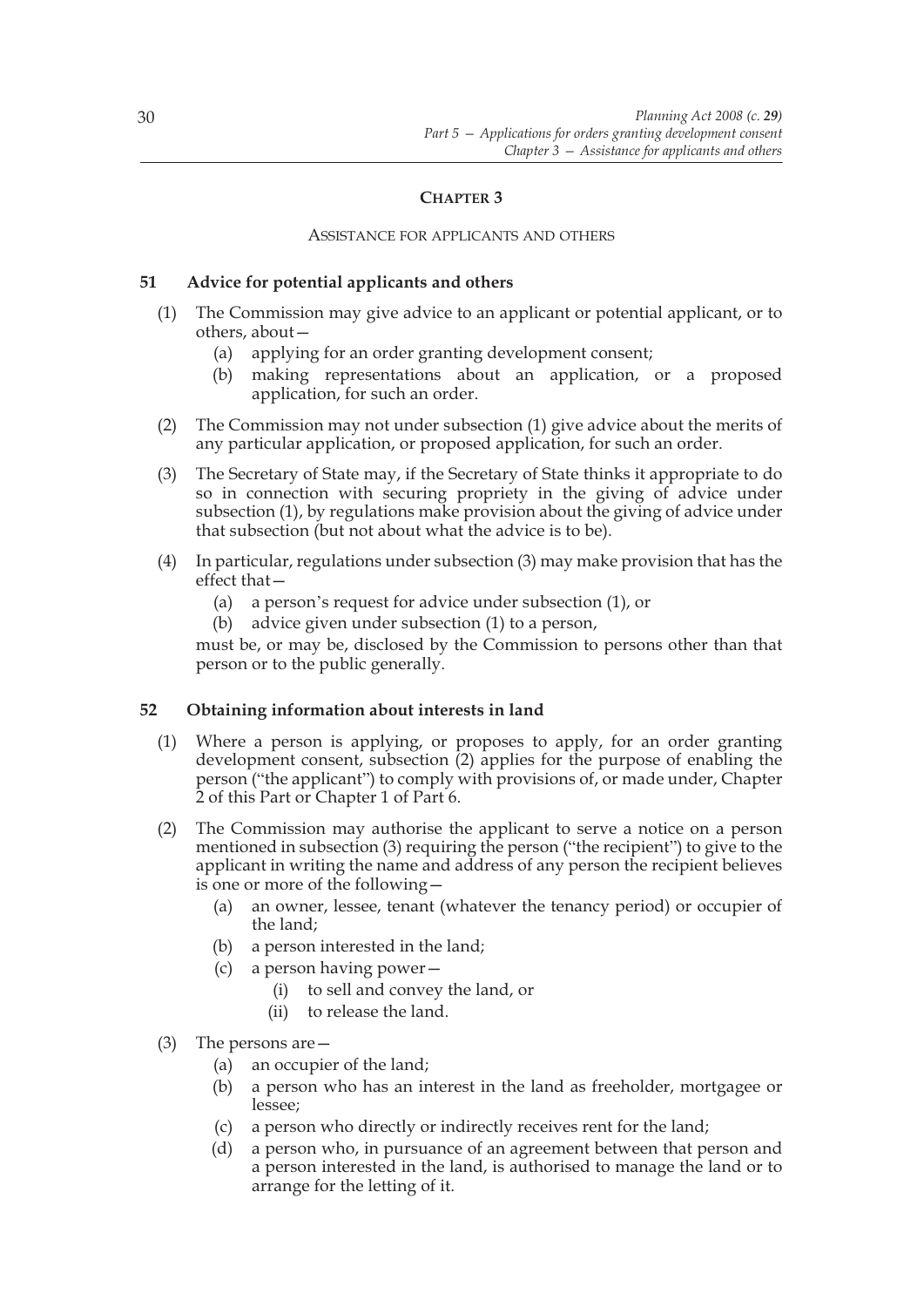## CHAPTER 3

### ASSISTANCE FOR APPLICANTS AND OTHERS

**51 Advice for potential applicants and others**

(1) The Commission may give advice to an applicant or potential applicant, or to others, about—

  (a) applying for an order granting development consent;

  (b) making representations about an application, or a proposed application, for such an order.

(2) The Commission may not under subsection (1) give advice about the merits of any particular application, or proposed application, for such an order.

(3) The Secretary of State may, if the Secretary of State thinks it appropriate to do so in connection with securing propriety in the giving of advice under subsection (1), by regulations make provision about the giving of advice under that subsection (but not about what the advice is to be).

(4) In particular, regulations under subsection (3) may make provision that has the effect that—

  (a) a person's request for advice under subsection (1), or

  (b) advice given under subsection (1) to a person,

must be, or may be, disclosed by the Commission to persons other than that person or to the public generally.

**52 Obtaining information about interests in land**

(1) Where a person is applying, or proposes to apply, for an order granting development consent, subsection (2) applies for the purpose of enabling the person ("the applicant") to comply with provisions of, or made under, Chapter 2 of this Part or Chapter 1 of Part 6.

(2) The Commission may authorise the applicant to serve a notice on a person mentioned in subsection (3) requiring the person ("the recipient") to give to the applicant in writing the name and address of any person the recipient believes is one or more of the following—

  (a) an owner, lessee, tenant (whatever the tenancy period) or occupier of the land;

  (b) a person interested in the land;

  (c) a person having power—

    (i) to sell and convey the land, or

    (ii) to release the land.

(3) The persons are—

  (a) an occupier of the land;

  (b) a person who has an interest in the land as freeholder, mortgagee or lessee;

  (c) a person who directly or indirectly receives rent for the land;

  (d) a person who, in pursuance of an agreement between that person and a person interested in the land, is authorised to manage the land or to arrange for the letting of it.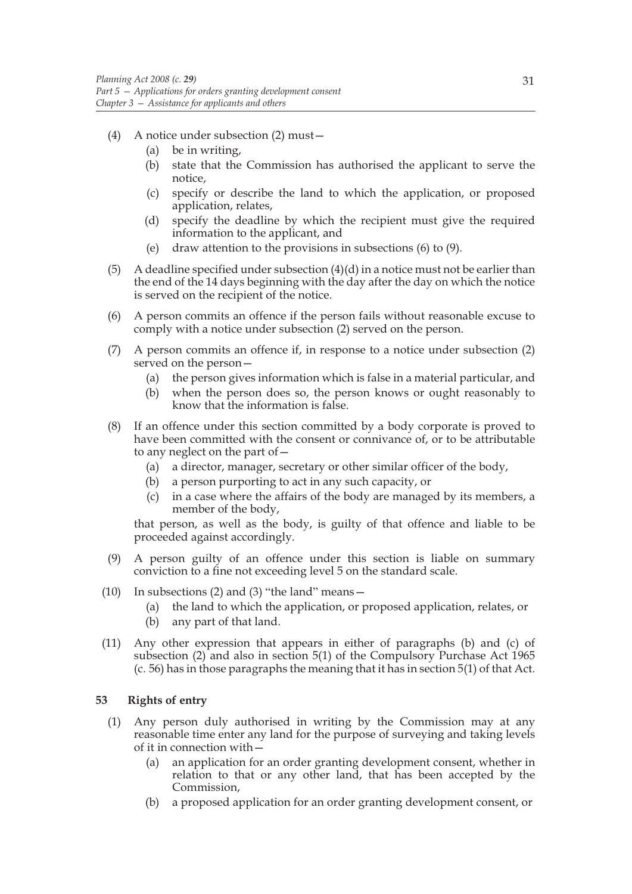(4) A notice under subsection (2) must—

   (a) be in writing,

   (b) state that the Commission has authorised the applicant to serve the notice,

   (c) specify or describe the land to which the application, or proposed application, relates,

   (d) specify the deadline by which the recipient must give the required information to the applicant, and

   (e) draw attention to the provisions in subsections (6) to (9).

(5) A deadline specified under subsection (4)(d) in a notice must not be earlier than the end of the 14 days beginning with the day after the day on which the notice is served on the recipient of the notice.

(6) A person commits an offence if the person fails without reasonable excuse to comply with a notice under subsection (2) served on the person.

(7) A person commits an offence if, in response to a notice under subsection (2) served on the person—

   (a) the person gives information which is false in a material particular, and

   (b) when the person does so, the person knows or ought reasonably to know that the information is false.

(8) If an offence under this section committed by a body corporate is proved to have been committed with the consent or connivance of, or to be attributable to any neglect on the part of—

   (a) a director, manager, secretary or other similar officer of the body,

   (b) a person purporting to act in any such capacity, or

   (c) in a case where the affairs of the body are managed by its members, a member of the body,

   that person, as well as the body, is guilty of that offence and liable to be proceeded against accordingly.

(9) A person guilty of an offence under this section is liable on summary conviction to a fine not exceeding level 5 on the standard scale.

(10) In subsections (2) and (3) "the land" means—

   (a) the land to which the application, or proposed application, relates, or

   (b) any part of that land.

(11) Any other expression that appears in either of paragraphs (b) and (c) of subsection (2) and also in section 5(1) of the Compulsory Purchase Act 1965 (c. 56) has in those paragraphs the meaning that it has in section 5(1) of that Act.

### 53 Rights of entry

(1) Any person duly authorised in writing by the Commission may at any reasonable time enter any land for the purpose of surveying and taking levels of it in connection with—

   (a) an application for an order granting development consent, whether in relation to that or any other land, that has been accepted by the Commission,

   (b) a proposed application for an order granting development consent, or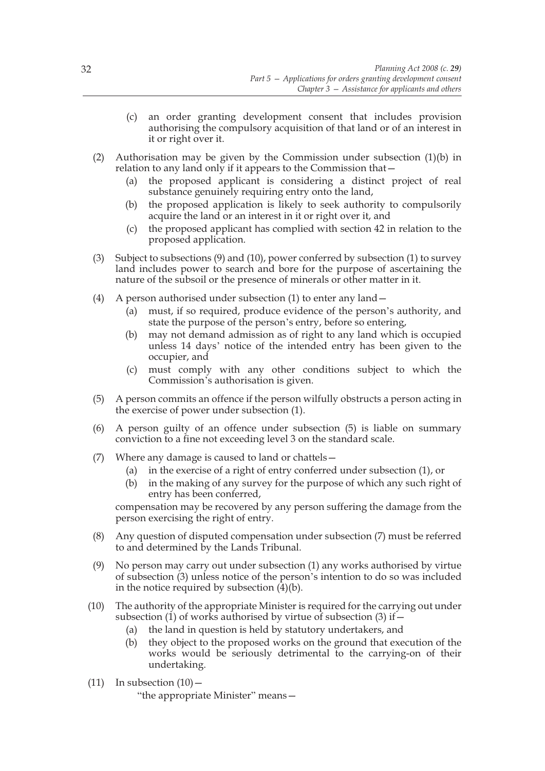(c) an order granting development consent that includes provision authorising the compulsory acquisition of that land or of an interest in it or right over it.

(2) Authorisation may be given by the Commission under subsection (1)(b) in relation to any land only if it appears to the Commission that—

(a) the proposed applicant is considering a distinct project of real substance genuinely requiring entry onto the land,

(b) the proposed application is likely to seek authority to compulsorily acquire the land or an interest in it or right over it, and

(c) the proposed applicant has complied with section 42 in relation to the proposed application.

(3) Subject to subsections (9) and (10), power conferred by subsection (1) to survey land includes power to search and bore for the purpose of ascertaining the nature of the subsoil or the presence of minerals or other matter in it.

(4) A person authorised under subsection (1) to enter any land—

(a) must, if so required, produce evidence of the person's authority, and state the purpose of the person's entry, before so entering,

(b) may not demand admission as of right to any land which is occupied unless 14 days' notice of the intended entry has been given to the occupier, and

(c) must comply with any other conditions subject to which the Commission's authorisation is given.

(5) A person commits an offence if the person wilfully obstructs a person acting in the exercise of power under subsection (1).

(6) A person guilty of an offence under subsection (5) is liable on summary conviction to a fine not exceeding level 3 on the standard scale.

(7) Where any damage is caused to land or chattels—

(a) in the exercise of a right of entry conferred under subsection (1), or

(b) in the making of any survey for the purpose of which any such right of entry has been conferred,

compensation may be recovered by any person suffering the damage from the person exercising the right of entry.

(8) Any question of disputed compensation under subsection (7) must be referred to and determined by the Lands Tribunal.

(9) No person may carry out under subsection (1) any works authorised by virtue of subsection (3) unless notice of the person's intention to do so was included in the notice required by subsection (4)(b).

(10) The authority of the appropriate Minister is required for the carrying out under subsection (1) of works authorised by virtue of subsection (3) if—

(a) the land in question is held by statutory undertakers, and

(b) they object to the proposed works on the ground that execution of the works would be seriously detrimental to the carrying-on of their undertaking.

(11) In subsection (10)—

"the appropriate Minister" means—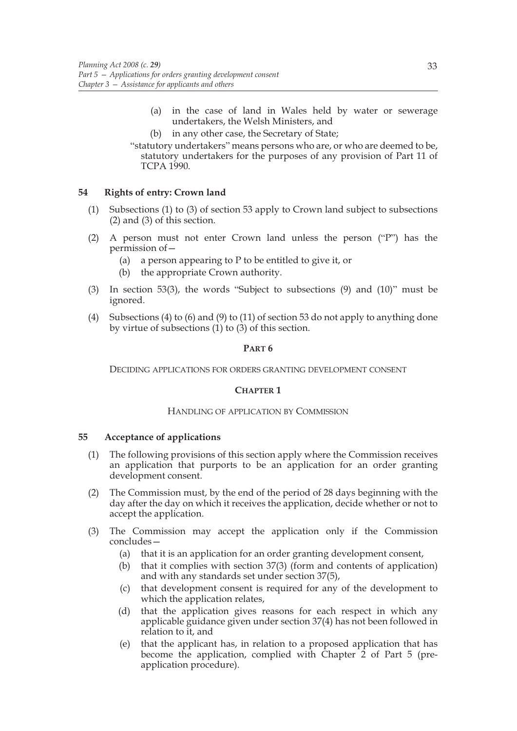(a) in the case of land in Wales held by water or sewerage undertakers, the Welsh Ministers, and

(b) in any other case, the Secretary of State;

"statutory undertakers" means persons who are, or who are deemed to be, statutory undertakers for the purposes of any provision of Part 11 of TCPA 1990.

### 54 Rights of entry: Crown land

(1) Subsections (1) to (3) of section 53 apply to Crown land subject to subsections (2) and (3) of this section.

(2) A person must not enter Crown land unless the person ("P") has the permission of—

(a) a person appearing to P to be entitled to give it, or

(b) the appropriate Crown authority.

(3) In section 53(3), the words "Subject to subsections (9) and (10)" must be ignored.

(4) Subsections (4) to (6) and (9) to (11) of section 53 do not apply to anything done by virtue of subsections (1) to (3) of this section.

## PART 6

## DECIDING APPLICATIONS FOR ORDERS GRANTING DEVELOPMENT CONSENT

## CHAPTER 1

## HANDLING OF APPLICATION BY COMMISSION

### 55 Acceptance of applications

(1) The following provisions of this section apply where the Commission receives an application that purports to be an application for an order granting development consent.

(2) The Commission must, by the end of the period of 28 days beginning with the day after the day on which it receives the application, decide whether or not to accept the application.

(3) The Commission may accept the application only if the Commission concludes—

(a) that it is an application for an order granting development consent,

(b) that it complies with section 37(3) (form and contents of application) and with any standards set under section 37(5),

(c) that development consent is required for any of the development to which the application relates,

(d) that the application gives reasons for each respect in which any applicable guidance given under section 37(4) has not been followed in relation to it, and

(e) that the applicant has, in relation to a proposed application that has become the application, complied with Chapter 2 of Part 5 (pre-application procedure).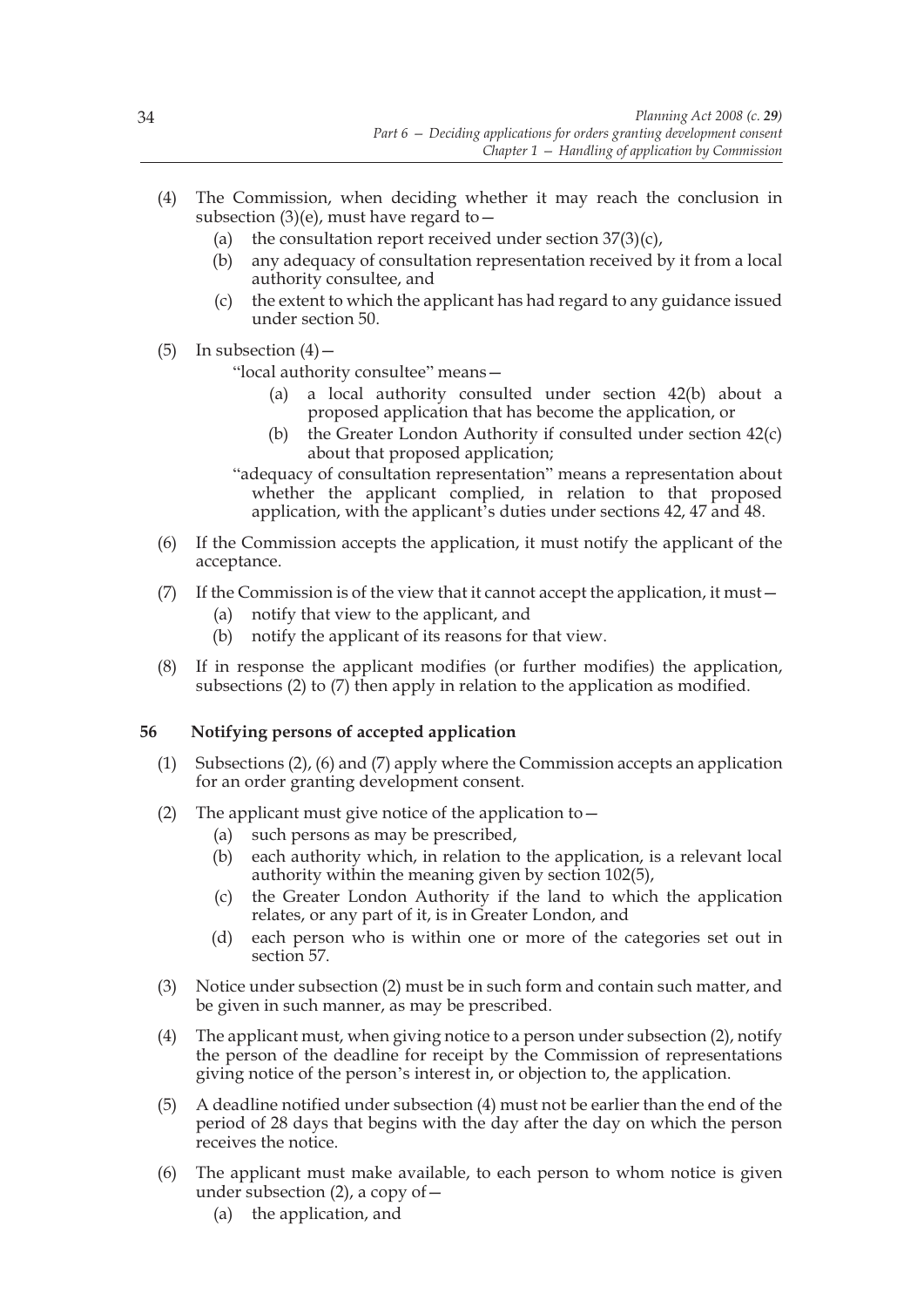(4) The Commission, when deciding whether it may reach the conclusion in subsection (3)(e), must have regard to—

   (a) the consultation report received under section 37(3)(c),

   (b) any adequacy of consultation representation received by it from a local authority consultee, and

   (c) the extent to which the applicant has had regard to any guidance issued under section 50.

(5) In subsection (4)—

   "local authority consultee" means—

      (a) a local authority consulted under section 42(b) about a proposed application that has become the application, or

      (b) the Greater London Authority if consulted under section 42(c) about that proposed application;

   "adequacy of consultation representation" means a representation about whether the applicant complied, in relation to that proposed application, with the applicant's duties under sections 42, 47 and 48.

(6) If the Commission accepts the application, it must notify the applicant of the acceptance.

(7) If the Commission is of the view that it cannot accept the application, it must—

   (a) notify that view to the applicant, and

   (b) notify the applicant of its reasons for that view.

(8) If in response the applicant modifies (or further modifies) the application, subsections (2) to (7) then apply in relation to the application as modified.

### 56 Notifying persons of accepted application

(1) Subsections (2), (6) and (7) apply where the Commission accepts an application for an order granting development consent.

(2) The applicant must give notice of the application to—

   (a) such persons as may be prescribed,

   (b) each authority which, in relation to the application, is a relevant local authority within the meaning given by section 102(5),

   (c) the Greater London Authority if the land to which the application relates, or any part of it, is in Greater London, and

   (d) each person who is within one or more of the categories set out in section 57.

(3) Notice under subsection (2) must be in such form and contain such matter, and be given in such manner, as may be prescribed.

(4) The applicant must, when giving notice to a person under subsection (2), notify the person of the deadline for receipt by the Commission of representations giving notice of the person's interest in, or objection to, the application.

(5) A deadline notified under subsection (4) must not be earlier than the end of the period of 28 days that begins with the day after the day on which the person receives the notice.

(6) The applicant must make available, to each person to whom notice is given under subsection (2), a copy of—

   (a) the application, and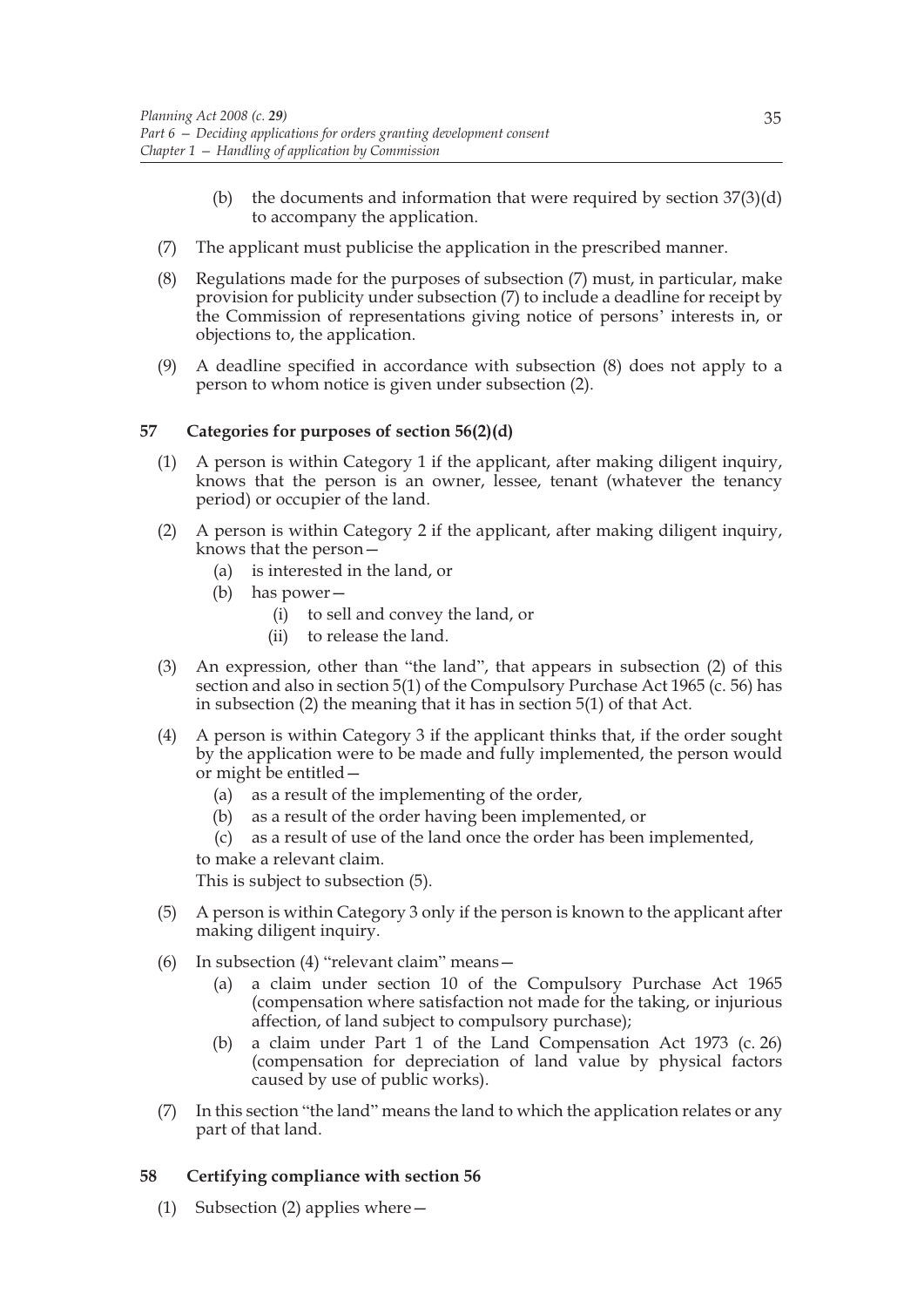(b) the documents and information that were required by section 37(3)(d) to accompany the application.

(7) The applicant must publicise the application in the prescribed manner.

(8) Regulations made for the purposes of subsection (7) must, in particular, make provision for publicity under subsection (7) to include a deadline for receipt by the Commission of representations giving notice of persons' interests in, or objections to, the application.

(9) A deadline specified in accordance with subsection (8) does not apply to a person to whom notice is given under subsection (2).

**57 Categories for purposes of section 56(2)(d)**

(1) A person is within Category 1 if the applicant, after making diligent inquiry, knows that the person is an owner, lessee, tenant (whatever the tenancy period) or occupier of the land.

(2) A person is within Category 2 if the applicant, after making diligent inquiry, knows that the person—

(a) is interested in the land, or

(b) has power—

(i) to sell and convey the land, or

(ii) to release the land.

(3) An expression, other than "the land", that appears in subsection (2) of this section and also in section 5(1) of the Compulsory Purchase Act 1965 (c. 56) has in subsection (2) the meaning that it has in section 5(1) of that Act.

(4) A person is within Category 3 if the applicant thinks that, if the order sought by the application were to be made and fully implemented, the person would or might be entitled—

(a) as a result of the implementing of the order,

(b) as a result of the order having been implemented, or

(c) as a result of use of the land once the order has been implemented,

to make a relevant claim.

This is subject to subsection (5).

(5) A person is within Category 3 only if the person is known to the applicant after making diligent inquiry.

(6) In subsection (4) "relevant claim" means—

(a) a claim under section 10 of the Compulsory Purchase Act 1965 (compensation where satisfaction not made for the taking, or injurious affection, of land subject to compulsory purchase);

(b) a claim under Part 1 of the Land Compensation Act 1973 (c. 26) (compensation for depreciation of land value by physical factors caused by use of public works).

(7) In this section "the land" means the land to which the application relates or any part of that land.

**58 Certifying compliance with section 56**

(1) Subsection (2) applies where—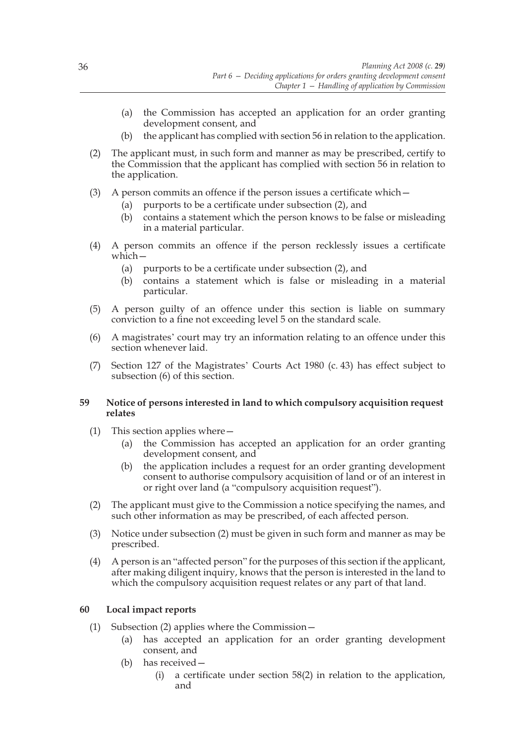(a) the Commission has accepted an application for an order granting development consent, and

(b) the applicant has complied with section 56 in relation to the application.

(2) The applicant must, in such form and manner as may be prescribed, certify to the Commission that the applicant has complied with section 56 in relation to the application.

(3) A person commits an offence if the person issues a certificate which—

(a) purports to be a certificate under subsection (2), and

(b) contains a statement which the person knows to be false or misleading in a material particular.

(4) A person commits an offence if the person recklessly issues a certificate which—

(a) purports to be a certificate under subsection (2), and

(b) contains a statement which is false or misleading in a material particular.

(5) A person guilty of an offence under this section is liable on summary conviction to a fine not exceeding level 5 on the standard scale.

(6) A magistrates' court may try an information relating to an offence under this section whenever laid.

(7) Section 127 of the Magistrates' Courts Act 1980 (c. 43) has effect subject to subsection (6) of this section.

### 59 Notice of persons interested in land to which compulsory acquisition request relates

(1) This section applies where—

(a) the Commission has accepted an application for an order granting development consent, and

(b) the application includes a request for an order granting development consent to authorise compulsory acquisition of land or of an interest in or right over land (a "compulsory acquisition request").

(2) The applicant must give to the Commission a notice specifying the names, and such other information as may be prescribed, of each affected person.

(3) Notice under subsection (2) must be given in such form and manner as may be prescribed.

(4) A person is an "affected person" for the purposes of this section if the applicant, after making diligent inquiry, knows that the person is interested in the land to which the compulsory acquisition request relates or any part of that land.

### 60 Local impact reports

(1) Subsection (2) applies where the Commission—

(a) has accepted an application for an order granting development consent, and

(b) has received—

(i) a certificate under section 58(2) in relation to the application, and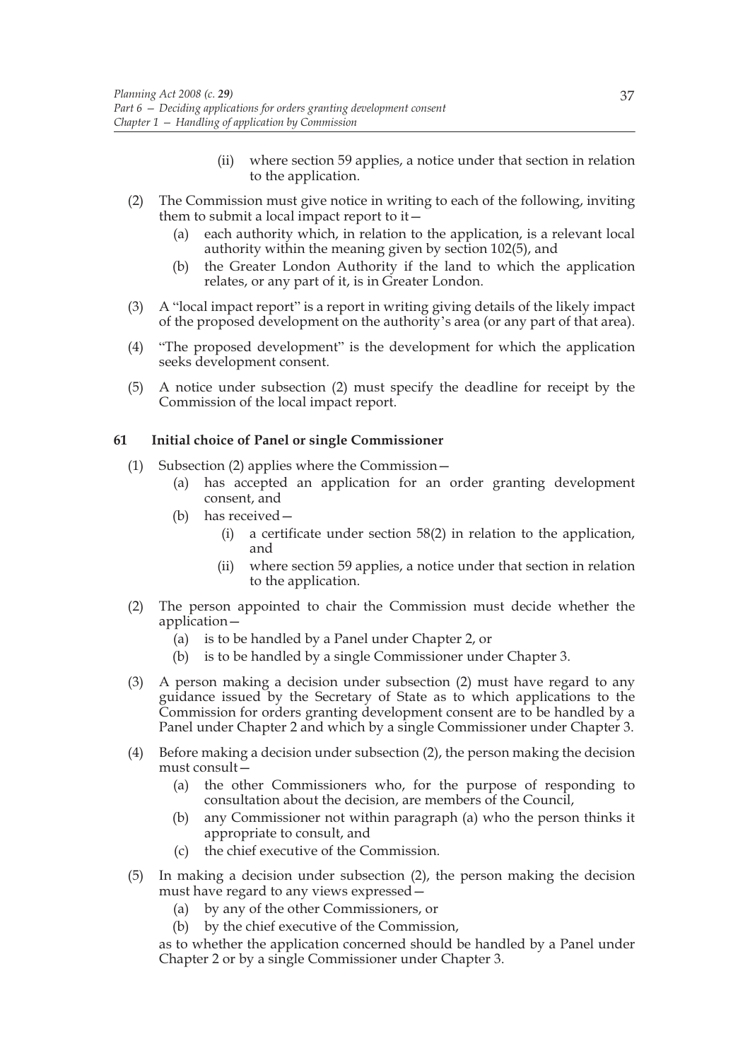(ii) where section 59 applies, a notice under that section in relation to the application.

(2) The Commission must give notice in writing to each of the following, inviting them to submit a local impact report to it—

(a) each authority which, in relation to the application, is a relevant local authority within the meaning given by section 102(5), and

(b) the Greater London Authority if the land to which the application relates, or any part of it, is in Greater London.

(3) A "local impact report" is a report in writing giving details of the likely impact of the proposed development on the authority's area (or any part of that area).

(4) "The proposed development" is the development for which the application seeks development consent.

(5) A notice under subsection (2) must specify the deadline for receipt by the Commission of the local impact report.

## 61 Initial choice of Panel or single Commissioner

(1) Subsection (2) applies where the Commission—

(a) has accepted an application for an order granting development consent, and

(b) has received—

(i) a certificate under section 58(2) in relation to the application, and

(ii) where section 59 applies, a notice under that section in relation to the application.

(2) The person appointed to chair the Commission must decide whether the application—

(a) is to be handled by a Panel under Chapter 2, or

(b) is to be handled by a single Commissioner under Chapter 3.

(3) A person making a decision under subsection (2) must have regard to any guidance issued by the Secretary of State as to which applications to the Commission for orders granting development consent are to be handled by a Panel under Chapter 2 and which by a single Commissioner under Chapter 3.

(4) Before making a decision under subsection (2), the person making the decision must consult—

(a) the other Commissioners who, for the purpose of responding to consultation about the decision, are members of the Council,

(b) any Commissioner not within paragraph (a) who the person thinks it appropriate to consult, and

(c) the chief executive of the Commission.

(5) In making a decision under subsection (2), the person making the decision must have regard to any views expressed—

(a) by any of the other Commissioners, or

(b) by the chief executive of the Commission,

as to whether the application concerned should be handled by a Panel under Chapter 2 or by a single Commissioner under Chapter 3.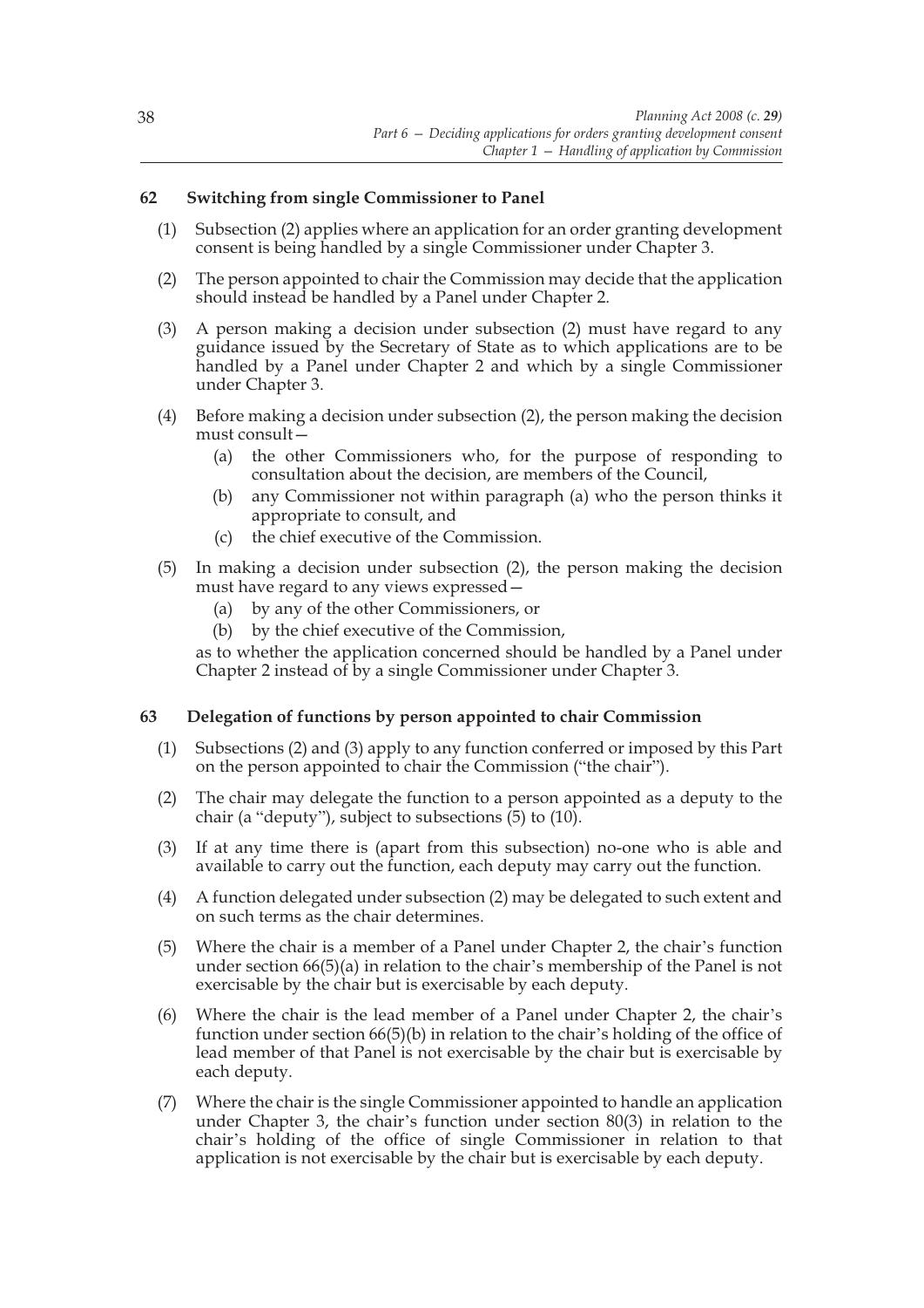### 62 Switching from single Commissioner to Panel

(1) Subsection (2) applies where an application for an order granting development consent is being handled by a single Commissioner under Chapter 3.

(2) The person appointed to chair the Commission may decide that the application should instead be handled by a Panel under Chapter 2.

(3) A person making a decision under subsection (2) must have regard to any guidance issued by the Secretary of State as to which applications are to be handled by a Panel under Chapter 2 and which by a single Commissioner under Chapter 3.

(4) Before making a decision under subsection (2), the person making the decision must consult—

- (a) the other Commissioners who, for the purpose of responding to consultation about the decision, are members of the Council,
- (b) any Commissioner not within paragraph (a) who the person thinks it appropriate to consult, and
- (c) the chief executive of the Commission.

(5) In making a decision under subsection (2), the person making the decision must have regard to any views expressed—

- (a) by any of the other Commissioners, or
- (b) by the chief executive of the Commission,

as to whether the application concerned should be handled by a Panel under Chapter 2 instead of by a single Commissioner under Chapter 3.

### 63 Delegation of functions by person appointed to chair Commission

(1) Subsections (2) and (3) apply to any function conferred or imposed by this Part on the person appointed to chair the Commission ("the chair").

(2) The chair may delegate the function to a person appointed as a deputy to the chair (a "deputy"), subject to subsections (5) to (10).

(3) If at any time there is (apart from this subsection) no-one who is able and available to carry out the function, each deputy may carry out the function.

(4) A function delegated under subsection (2) may be delegated to such extent and on such terms as the chair determines.

(5) Where the chair is a member of a Panel under Chapter 2, the chair's function under section 66(5)(a) in relation to the chair's membership of the Panel is not exercisable by the chair but is exercisable by each deputy.

(6) Where the chair is the lead member of a Panel under Chapter 2, the chair's function under section 66(5)(b) in relation to the chair's holding of the office of lead member of that Panel is not exercisable by the chair but is exercisable by each deputy.

(7) Where the chair is the single Commissioner appointed to handle an application under Chapter 3, the chair's function under section 80(3) in relation to the chair's holding of the office of single Commissioner in relation to that application is not exercisable by the chair but is exercisable by each deputy.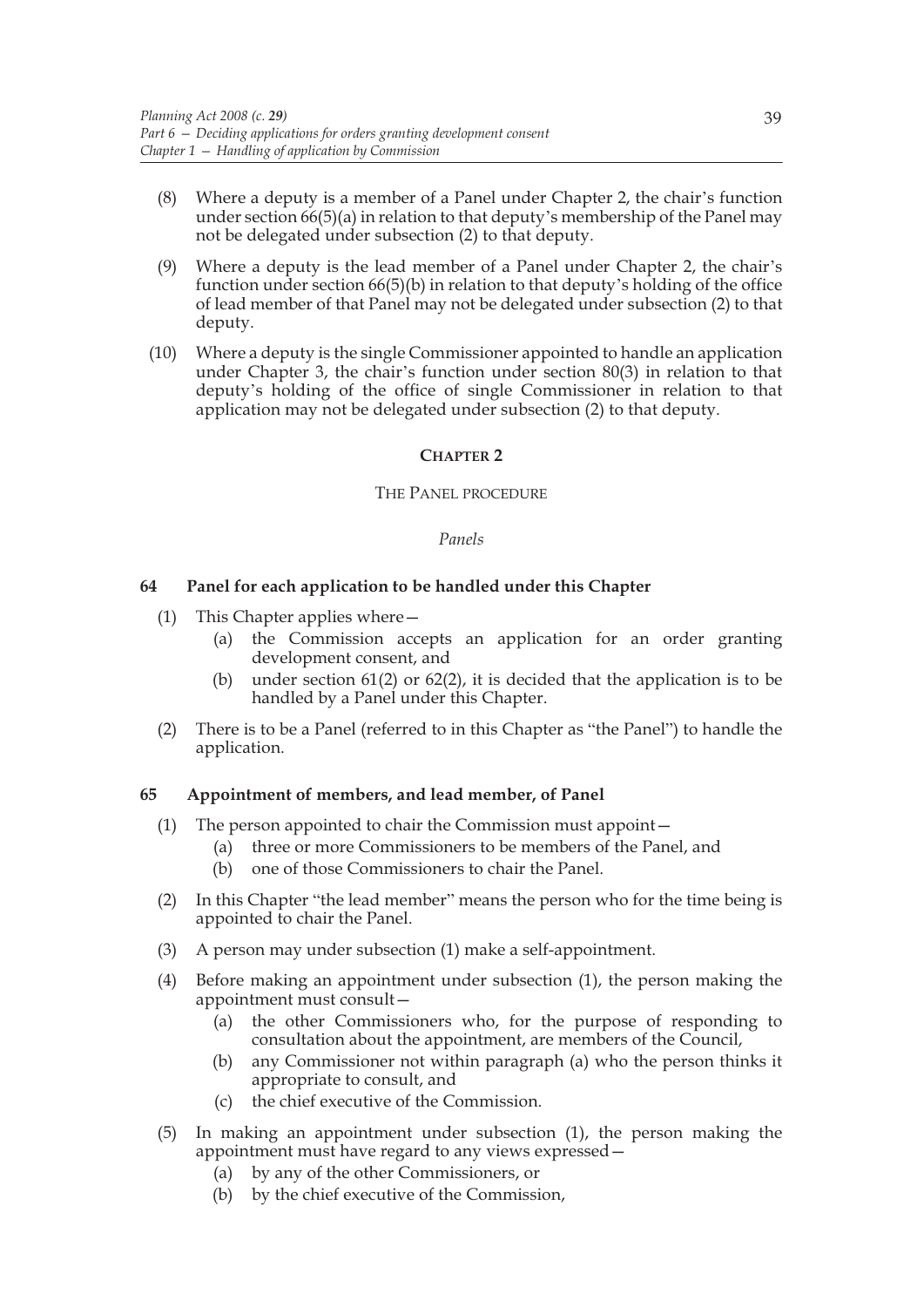(8) Where a deputy is a member of a Panel under Chapter 2, the chair's function under section 66(5)(a) in relation to that deputy's membership of the Panel may not be delegated under subsection (2) to that deputy.

(9) Where a deputy is the lead member of a Panel under Chapter 2, the chair's function under section 66(5)(b) in relation to that deputy's holding of the office of lead member of that Panel may not be delegated under subsection (2) to that deputy.

(10) Where a deputy is the single Commissioner appointed to handle an application under Chapter 3, the chair's function under section 80(3) in relation to that deputy's holding of the office of single Commissioner in relation to that application may not be delegated under subsection (2) to that deputy.

## CHAPTER 2

### THE PANEL PROCEDURE

*Panels*

#### 64 Panel for each application to be handled under this Chapter

(1) This Chapter applies where—

  (a) the Commission accepts an application for an order granting development consent, and

  (b) under section 61(2) or 62(2), it is decided that the application is to be handled by a Panel under this Chapter.

(2) There is to be a Panel (referred to in this Chapter as "the Panel") to handle the application.

#### 65 Appointment of members, and lead member, of Panel

(1) The person appointed to chair the Commission must appoint—

  (a) three or more Commissioners to be members of the Panel, and

  (b) one of those Commissioners to chair the Panel.

(2) In this Chapter "the lead member" means the person who for the time being is appointed to chair the Panel.

(3) A person may under subsection (1) make a self-appointment.

(4) Before making an appointment under subsection (1), the person making the appointment must consult—

  (a) the other Commissioners who, for the purpose of responding to consultation about the appointment, are members of the Council,

  (b) any Commissioner not within paragraph (a) who the person thinks it appropriate to consult, and

  (c) the chief executive of the Commission.

(5) In making an appointment under subsection (1), the person making the appointment must have regard to any views expressed—

  (a) by any of the other Commissioners, or

  (b) by the chief executive of the Commission,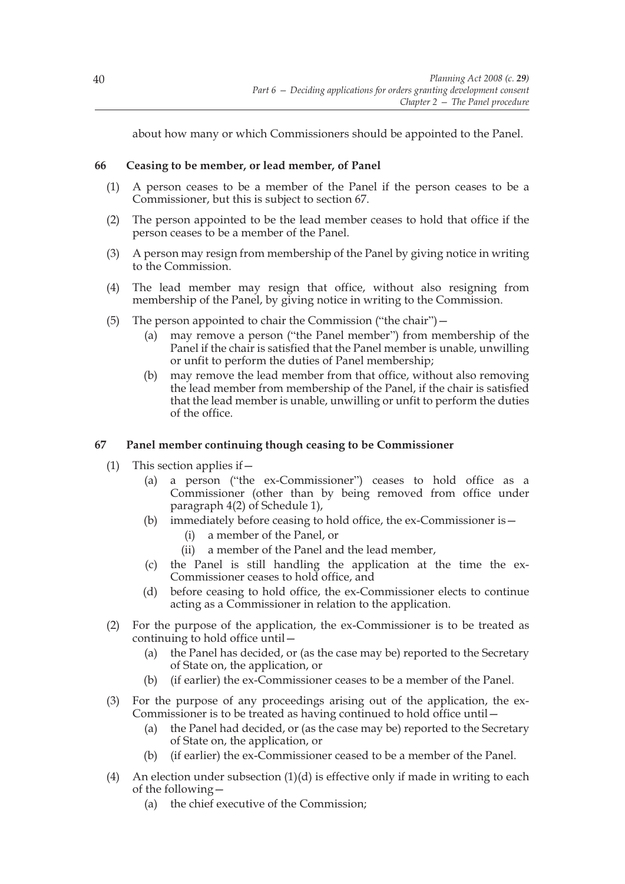about how many or which Commissioners should be appointed to the Panel.

### 66 Ceasing to be member, or lead member, of Panel

(1) A person ceases to be a member of the Panel if the person ceases to be a Commissioner, but this is subject to section 67.

(2) The person appointed to be the lead member ceases to hold that office if the person ceases to be a member of the Panel.

(3) A person may resign from membership of the Panel by giving notice in writing to the Commission.

(4) The lead member may resign that office, without also resigning from membership of the Panel, by giving notice in writing to the Commission.

(5) The person appointed to chair the Commission ("the chair")—

- (a) may remove a person ("the Panel member") from membership of the Panel if the chair is satisfied that the Panel member is unable, unwilling or unfit to perform the duties of Panel membership;
- (b) may remove the lead member from that office, without also removing the lead member from membership of the Panel, if the chair is satisfied that the lead member is unable, unwilling or unfit to perform the duties of the office.

### 67 Panel member continuing though ceasing to be Commissioner

(1) This section applies if—

- (a) a person ("the ex-Commissioner") ceases to hold office as a Commissioner (other than by being removed from office under paragraph 4(2) of Schedule 1),
- (b) immediately before ceasing to hold office, the ex-Commissioner is—
  - (i) a member of the Panel, or
  - (ii) a member of the Panel and the lead member,
- (c) the Panel is still handling the application at the time the ex-Commissioner ceases to hold office, and
- (d) before ceasing to hold office, the ex-Commissioner elects to continue acting as a Commissioner in relation to the application.

(2) For the purpose of the application, the ex-Commissioner is to be treated as continuing to hold office until—

- (a) the Panel has decided, or (as the case may be) reported to the Secretary of State on, the application, or
- (b) (if earlier) the ex-Commissioner ceases to be a member of the Panel.

(3) For the purpose of any proceedings arising out of the application, the ex-Commissioner is to be treated as having continued to hold office until—

- (a) the Panel had decided, or (as the case may be) reported to the Secretary of State on, the application, or
- (b) (if earlier) the ex-Commissioner ceased to be a member of the Panel.

(4) An election under subsection (1)(d) is effective only if made in writing to each of the following—

- (a) the chief executive of the Commission;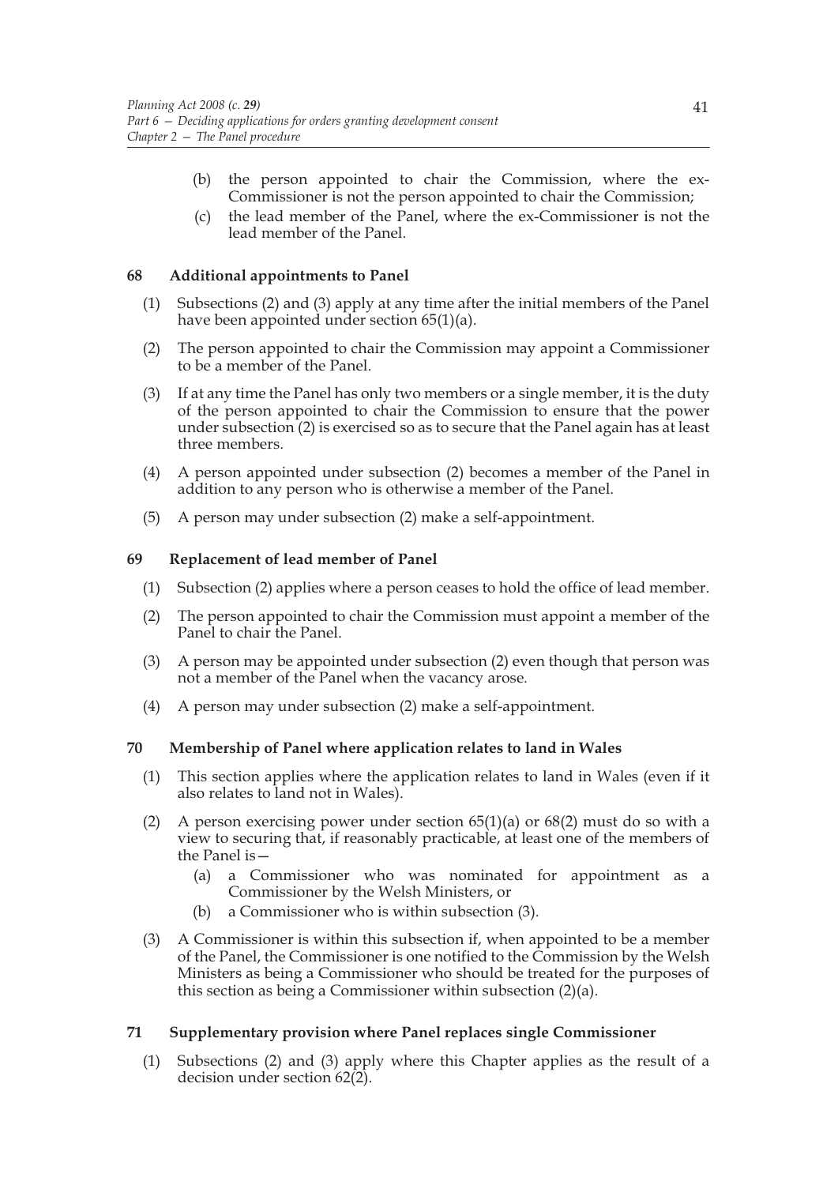(b) the person appointed to chair the Commission, where the ex-Commissioner is not the person appointed to chair the Commission;

(c) the lead member of the Panel, where the ex-Commissioner is not the lead member of the Panel.

### 68 Additional appointments to Panel

(1) Subsections (2) and (3) apply at any time after the initial members of the Panel have been appointed under section 65(1)(a).

(2) The person appointed to chair the Commission may appoint a Commissioner to be a member of the Panel.

(3) If at any time the Panel has only two members or a single member, it is the duty of the person appointed to chair the Commission to ensure that the power under subsection (2) is exercised so as to secure that the Panel again has at least three members.

(4) A person appointed under subsection (2) becomes a member of the Panel in addition to any person who is otherwise a member of the Panel.

(5) A person may under subsection (2) make a self-appointment.

### 69 Replacement of lead member of Panel

(1) Subsection (2) applies where a person ceases to hold the office of lead member.

(2) The person appointed to chair the Commission must appoint a member of the Panel to chair the Panel.

(3) A person may be appointed under subsection (2) even though that person was not a member of the Panel when the vacancy arose.

(4) A person may under subsection (2) make a self-appointment.

### 70 Membership of Panel where application relates to land in Wales

(1) This section applies where the application relates to land in Wales (even if it also relates to land not in Wales).

(2) A person exercising power under section 65(1)(a) or 68(2) must do so with a view to securing that, if reasonably practicable, at least one of the members of the Panel is—

(a) a Commissioner who was nominated for appointment as a Commissioner by the Welsh Ministers, or

(b) a Commissioner who is within subsection (3).

(3) A Commissioner is within this subsection if, when appointed to be a member of the Panel, the Commissioner is one notified to the Commission by the Welsh Ministers as being a Commissioner who should be treated for the purposes of this section as being a Commissioner within subsection (2)(a).

### 71 Supplementary provision where Panel replaces single Commissioner

(1) Subsections (2) and (3) apply where this Chapter applies as the result of a decision under section 62(2).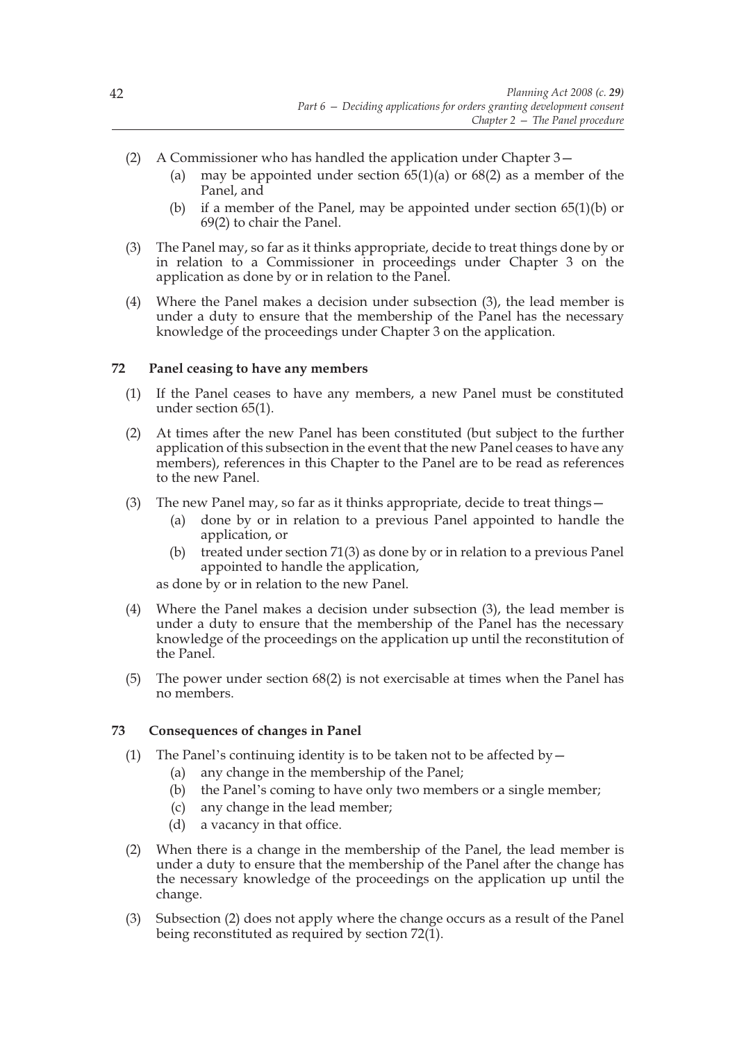(2) A Commissioner who has handled the application under Chapter 3—

  (a) may be appointed under section 65(1)(a) or 68(2) as a member of the Panel, and

  (b) if a member of the Panel, may be appointed under section 65(1)(b) or 69(2) to chair the Panel.

(3) The Panel may, so far as it thinks appropriate, decide to treat things done by or in relation to a Commissioner in proceedings under Chapter 3 on the application as done by or in relation to the Panel.

(4) Where the Panel makes a decision under subsection (3), the lead member is under a duty to ensure that the membership of the Panel has the necessary knowledge of the proceedings under Chapter 3 on the application.

### 72 Panel ceasing to have any members

(1) If the Panel ceases to have any members, a new Panel must be constituted under section 65(1).

(2) At times after the new Panel has been constituted (but subject to the further application of this subsection in the event that the new Panel ceases to have any members), references in this Chapter to the Panel are to be read as references to the new Panel.

(3) The new Panel may, so far as it thinks appropriate, decide to treat things—

  (a) done by or in relation to a previous Panel appointed to handle the application, or

  (b) treated under section 71(3) as done by or in relation to a previous Panel appointed to handle the application,

as done by or in relation to the new Panel.

(4) Where the Panel makes a decision under subsection (3), the lead member is under a duty to ensure that the membership of the Panel has the necessary knowledge of the proceedings on the application up until the reconstitution of the Panel.

(5) The power under section 68(2) is not exercisable at times when the Panel has no members.

### 73 Consequences of changes in Panel

(1) The Panel's continuing identity is to be taken not to be affected by—

  (a) any change in the membership of the Panel;

  (b) the Panel's coming to have only two members or a single member;

  (c) any change in the lead member;

  (d) a vacancy in that office.

(2) When there is a change in the membership of the Panel, the lead member is under a duty to ensure that the membership of the Panel after the change has the necessary knowledge of the proceedings on the application up until the change.

(3) Subsection (2) does not apply where the change occurs as a result of the Panel being reconstituted as required by section 72(1).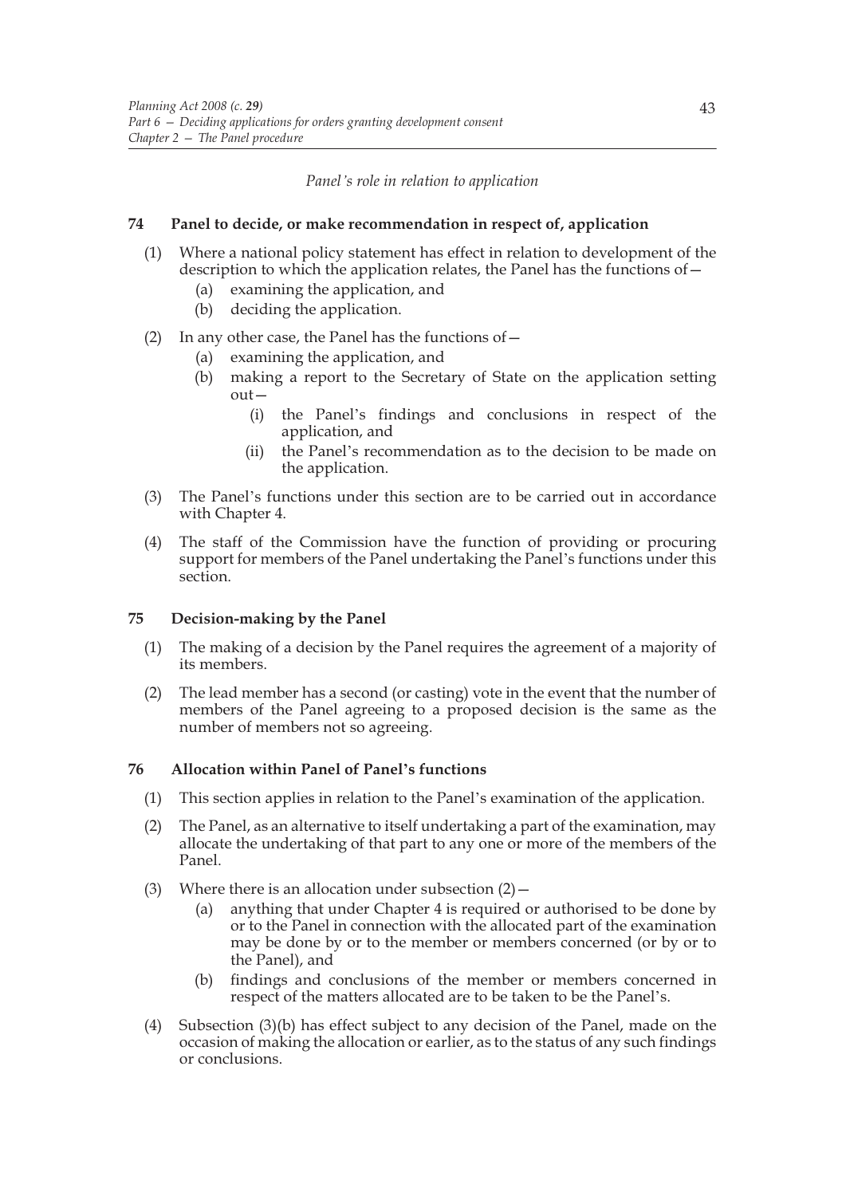*Panel's role in relation to application*

**74 Panel to decide, or make recommendation in respect of, application**

(1) Where a national policy statement has effect in relation to development of the description to which the application relates, the Panel has the functions of—

(a) examining the application, and

(b) deciding the application.

(2) In any other case, the Panel has the functions of—

(a) examining the application, and

(b) making a report to the Secretary of State on the application setting out—

(i) the Panel's findings and conclusions in respect of the application, and

(ii) the Panel's recommendation as to the decision to be made on the application.

(3) The Panel's functions under this section are to be carried out in accordance with Chapter 4.

(4) The staff of the Commission have the function of providing or procuring support for members of the Panel undertaking the Panel's functions under this section.

**75 Decision-making by the Panel**

(1) The making of a decision by the Panel requires the agreement of a majority of its members.

(2) The lead member has a second (or casting) vote in the event that the number of members of the Panel agreeing to a proposed decision is the same as the number of members not so agreeing.

**76 Allocation within Panel of Panel's functions**

(1) This section applies in relation to the Panel's examination of the application.

(2) The Panel, as an alternative to itself undertaking a part of the examination, may allocate the undertaking of that part to any one or more of the members of the Panel.

(3) Where there is an allocation under subsection (2)—

(a) anything that under Chapter 4 is required or authorised to be done by or to the Panel in connection with the allocated part of the examination may be done by or to the member or members concerned (or by or to the Panel), and

(b) findings and conclusions of the member or members concerned in respect of the matters allocated are to be taken to be the Panel's.

(4) Subsection (3)(b) has effect subject to any decision of the Panel, made on the occasion of making the allocation or earlier, as to the status of any such findings or conclusions.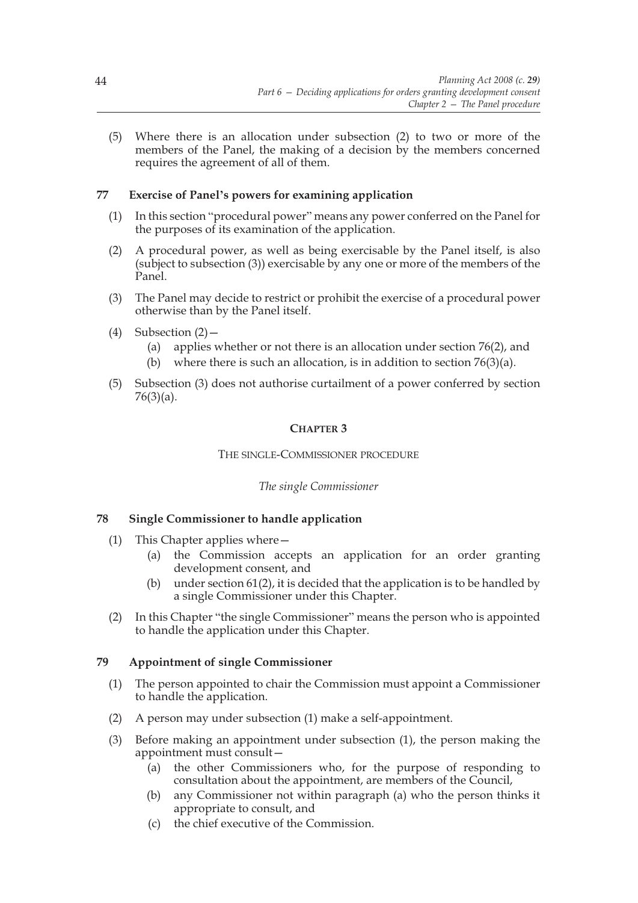(5) Where there is an allocation under subsection (2) to two or more of the members of the Panel, the making of a decision by the members concerned requires the agreement of all of them.

### 77 Exercise of Panel's powers for examining application

(1) In this section "procedural power" means any power conferred on the Panel for the purposes of its examination of the application.

(2) A procedural power, as well as being exercisable by the Panel itself, is also (subject to subsection (3)) exercisable by any one or more of the members of the Panel.

(3) The Panel may decide to restrict or prohibit the exercise of a procedural power otherwise than by the Panel itself.

(4) Subsection (2)—

  (a) applies whether or not there is an allocation under section 76(2), and

  (b) where there is such an allocation, is in addition to section 76(3)(a).

(5) Subsection (3) does not authorise curtailment of a power conferred by section 76(3)(a).

## CHAPTER 3

THE SINGLE-COMMISSIONER PROCEDURE

*The single Commissioner*

### 78 Single Commissioner to handle application

(1) This Chapter applies where—

  (a) the Commission accepts an application for an order granting development consent, and

  (b) under section 61(2), it is decided that the application is to be handled by a single Commissioner under this Chapter.

(2) In this Chapter "the single Commissioner" means the person who is appointed to handle the application under this Chapter.

### 79 Appointment of single Commissioner

(1) The person appointed to chair the Commission must appoint a Commissioner to handle the application.

(2) A person may under subsection (1) make a self-appointment.

(3) Before making an appointment under subsection (1), the person making the appointment must consult—

  (a) the other Commissioners who, for the purpose of responding to consultation about the appointment, are members of the Council,

  (b) any Commissioner not within paragraph (a) who the person thinks it appropriate to consult, and

  (c) the chief executive of the Commission.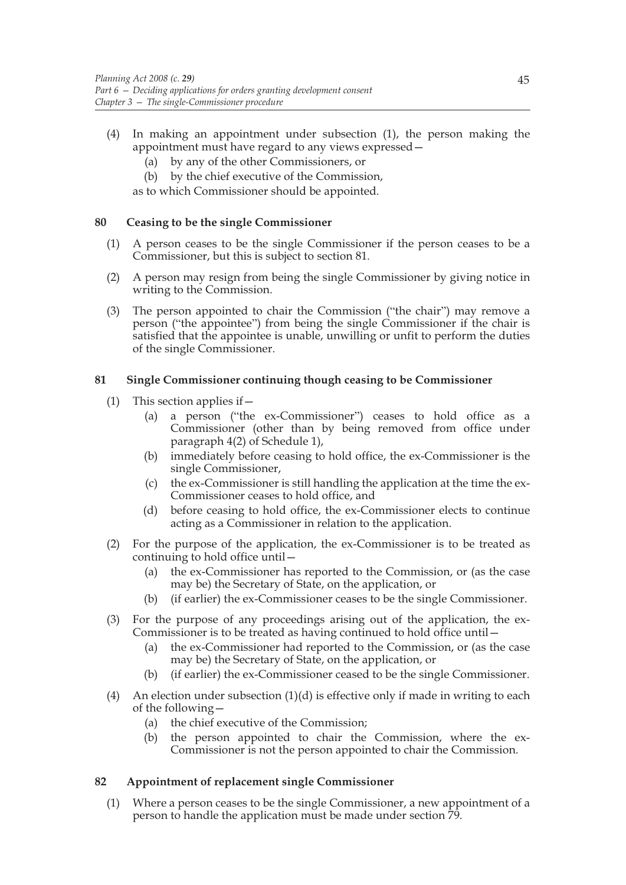(4) In making an appointment under subsection (1), the person making the appointment must have regard to any views expressed—
   (a) by any of the other Commissioners, or
   (b) by the chief executive of the Commission,

   as to which Commissioner should be appointed.

### 80 Ceasing to be the single Commissioner

(1) A person ceases to be the single Commissioner if the person ceases to be a Commissioner, but this is subject to section 81.

(2) A person may resign from being the single Commissioner by giving notice in writing to the Commission.

(3) The person appointed to chair the Commission ("the chair") may remove a person ("the appointee") from being the single Commissioner if the chair is satisfied that the appointee is unable, unwilling or unfit to perform the duties of the single Commissioner.

### 81 Single Commissioner continuing though ceasing to be Commissioner

(1) This section applies if—
   (a) a person ("the ex-Commissioner") ceases to hold office as a Commissioner (other than by being removed from office under paragraph 4(2) of Schedule 1),
   (b) immediately before ceasing to hold office, the ex-Commissioner is the single Commissioner,
   (c) the ex-Commissioner is still handling the application at the time the ex-Commissioner ceases to hold office, and
   (d) before ceasing to hold office, the ex-Commissioner elects to continue acting as a Commissioner in relation to the application.

(2) For the purpose of the application, the ex-Commissioner is to be treated as continuing to hold office until—
   (a) the ex-Commissioner has reported to the Commission, or (as the case may be) the Secretary of State, on the application, or
   (b) (if earlier) the ex-Commissioner ceases to be the single Commissioner.

(3) For the purpose of any proceedings arising out of the application, the ex-Commissioner is to be treated as having continued to hold office until—
   (a) the ex-Commissioner had reported to the Commission, or (as the case may be) the Secretary of State, on the application, or
   (b) (if earlier) the ex-Commissioner ceased to be the single Commissioner.

(4) An election under subsection (1)(d) is effective only if made in writing to each of the following—
   (a) the chief executive of the Commission;
   (b) the person appointed to chair the Commission, where the ex-Commissioner is not the person appointed to chair the Commission.

### 82 Appointment of replacement single Commissioner

(1) Where a person ceases to be the single Commissioner, a new appointment of a person to handle the application must be made under section 79.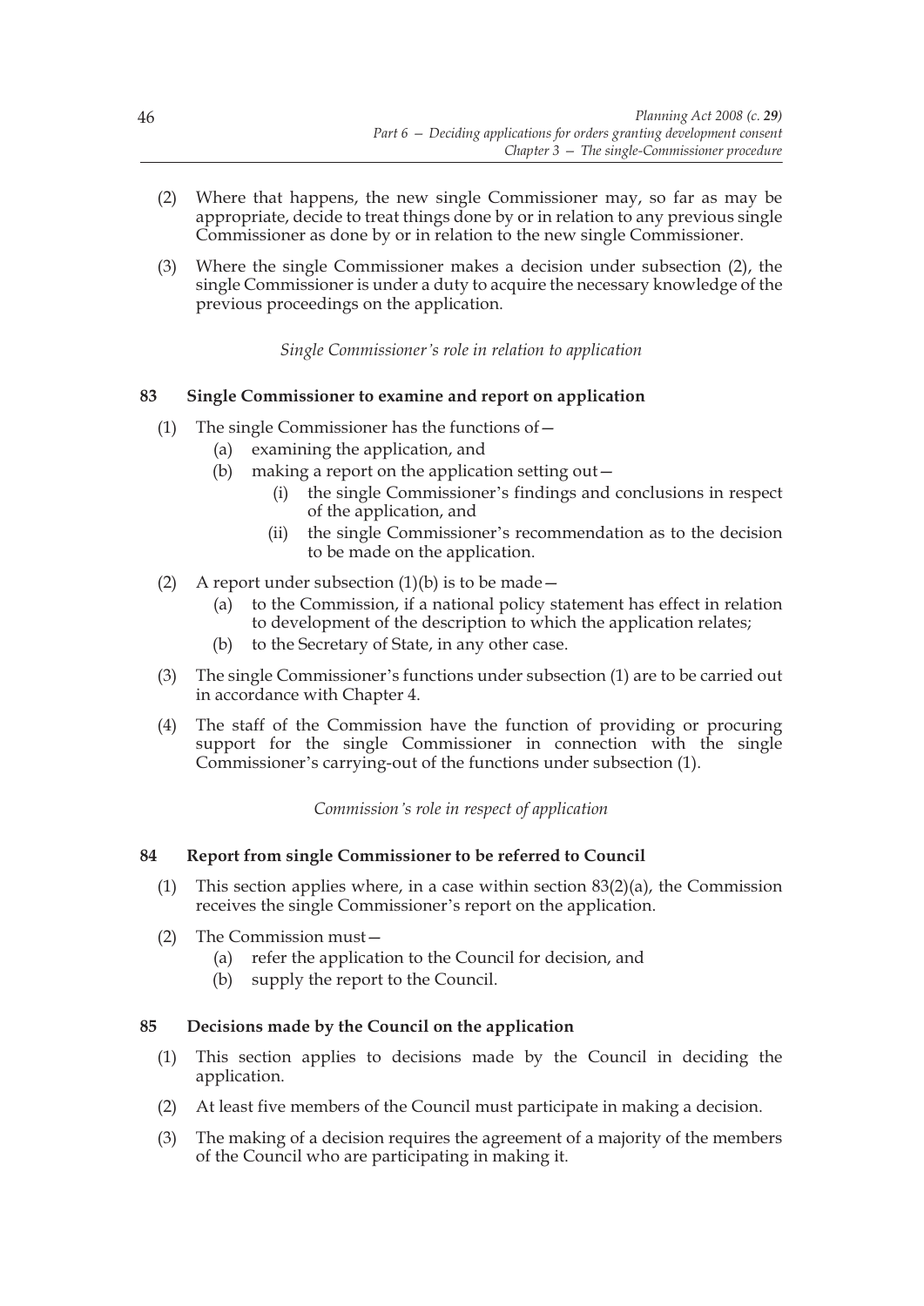(2) Where that happens, the new single Commissioner may, so far as may be appropriate, decide to treat things done by or in relation to any previous single Commissioner as done by or in relation to the new single Commissioner.

(3) Where the single Commissioner makes a decision under subsection (2), the single Commissioner is under a duty to acquire the necessary knowledge of the previous proceedings on the application.

*Single Commissioner's role in relation to application*

### 83 Single Commissioner to examine and report on application

(1) The single Commissioner has the functions of—

- (a) examining the application, and
- (b) making a report on the application setting out—
  - (i) the single Commissioner's findings and conclusions in respect of the application, and
  - (ii) the single Commissioner's recommendation as to the decision to be made on the application.

(2) A report under subsection (1)(b) is to be made—

- (a) to the Commission, if a national policy statement has effect in relation to development of the description to which the application relates;
- (b) to the Secretary of State, in any other case.

(3) The single Commissioner's functions under subsection (1) are to be carried out in accordance with Chapter 4.

(4) The staff of the Commission have the function of providing or procuring support for the single Commissioner in connection with the single Commissioner's carrying-out of the functions under subsection (1).

*Commission's role in respect of application*

### 84 Report from single Commissioner to be referred to Council

(1) This section applies where, in a case within section 83(2)(a), the Commission receives the single Commissioner's report on the application.

(2) The Commission must—

- (a) refer the application to the Council for decision, and
- (b) supply the report to the Council.

### 85 Decisions made by the Council on the application

(1) This section applies to decisions made by the Council in deciding the application.

(2) At least five members of the Council must participate in making a decision.

(3) The making of a decision requires the agreement of a majority of the members of the Council who are participating in making it.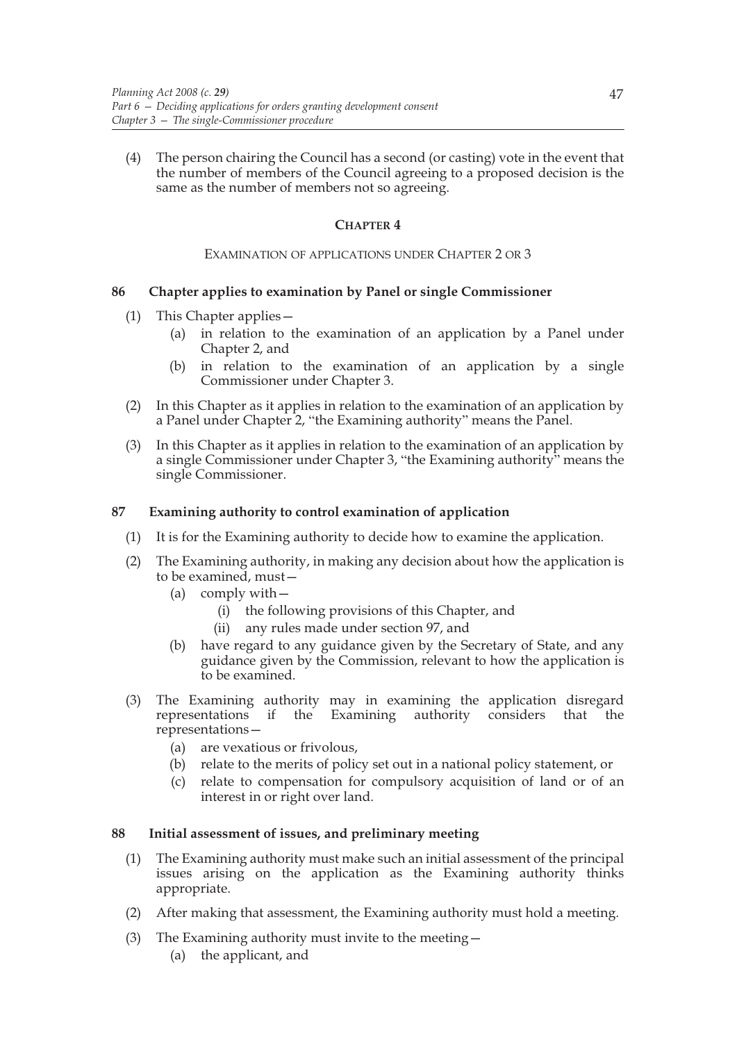(4) The person chairing the Council has a second (or casting) vote in the event that the number of members of the Council agreeing to a proposed decision is the same as the number of members not so agreeing.

## CHAPTER 4

### EXAMINATION OF APPLICATIONS UNDER CHAPTER 2 OR 3

#### 86 Chapter applies to examination by Panel or single Commissioner

(1) This Chapter applies—

(a) in relation to the examination of an application by a Panel under Chapter 2, and

(b) in relation to the examination of an application by a single Commissioner under Chapter 3.

(2) In this Chapter as it applies in relation to the examination of an application by a Panel under Chapter 2, "the Examining authority" means the Panel.

(3) In this Chapter as it applies in relation to the examination of an application by a single Commissioner under Chapter 3, "the Examining authority" means the single Commissioner.

#### 87 Examining authority to control examination of application

(1) It is for the Examining authority to decide how to examine the application.

(2) The Examining authority, in making any decision about how the application is to be examined, must—

(a) comply with—

(i) the following provisions of this Chapter, and

(ii) any rules made under section 97, and

(b) have regard to any guidance given by the Secretary of State, and any guidance given by the Commission, relevant to how the application is to be examined.

(3) The Examining authority may in examining the application disregard representations if the Examining authority considers that the representations—

(a) are vexatious or frivolous,

(b) relate to the merits of policy set out in a national policy statement, or

(c) relate to compensation for compulsory acquisition of land or of an interest in or right over land.

#### 88 Initial assessment of issues, and preliminary meeting

(1) The Examining authority must make such an initial assessment of the principal issues arising on the application as the Examining authority thinks appropriate.

(2) After making that assessment, the Examining authority must hold a meeting.

(3) The Examining authority must invite to the meeting—

(a) the applicant, and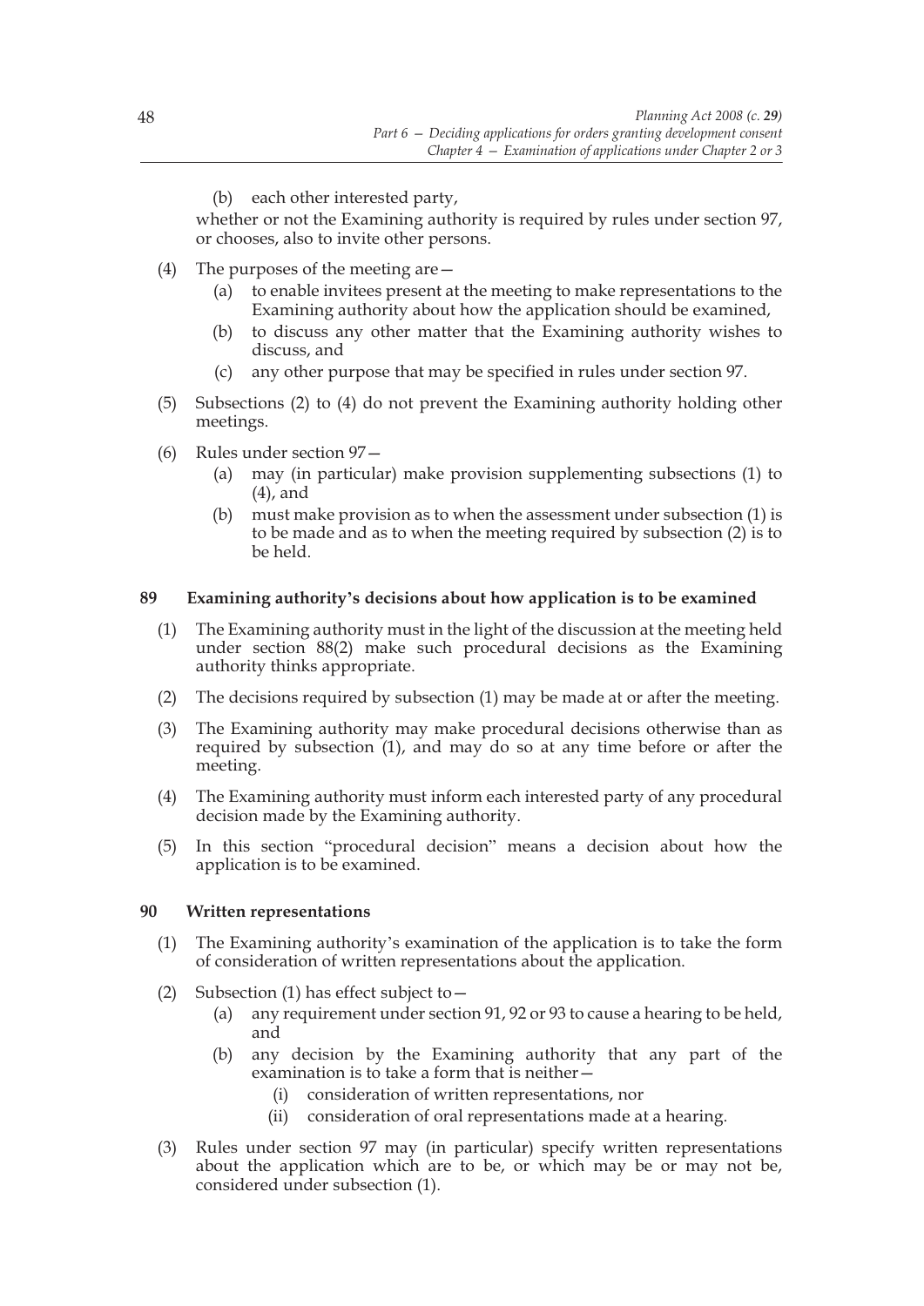(b) each other interested party,

whether or not the Examining authority is required by rules under section 97, or chooses, also to invite other persons.

(4) The purposes of the meeting are—

(a) to enable invitees present at the meeting to make representations to the Examining authority about how the application should be examined,

(b) to discuss any other matter that the Examining authority wishes to discuss, and

(c) any other purpose that may be specified in rules under section 97.

(5) Subsections (2) to (4) do not prevent the Examining authority holding other meetings.

(6) Rules under section 97—

(a) may (in particular) make provision supplementing subsections (1) to (4), and

(b) must make provision as to when the assessment under subsection (1) is to be made and as to when the meeting required by subsection (2) is to be held.

### 89 Examining authority's decisions about how application is to be examined

(1) The Examining authority must in the light of the discussion at the meeting held under section 88(2) make such procedural decisions as the Examining authority thinks appropriate.

(2) The decisions required by subsection (1) may be made at or after the meeting.

(3) The Examining authority may make procedural decisions otherwise than as required by subsection (1), and may do so at any time before or after the meeting.

(4) The Examining authority must inform each interested party of any procedural decision made by the Examining authority.

(5) In this section "procedural decision" means a decision about how the application is to be examined.

### 90 Written representations

(1) The Examining authority's examination of the application is to take the form of consideration of written representations about the application.

(2) Subsection (1) has effect subject to—

(a) any requirement under section 91, 92 or 93 to cause a hearing to be held, and

(b) any decision by the Examining authority that any part of the examination is to take a form that is neither—

(i) consideration of written representations, nor

(ii) consideration of oral representations made at a hearing.

(3) Rules under section 97 may (in particular) specify written representations about the application which are to be, or which may be or may not be, considered under subsection (1).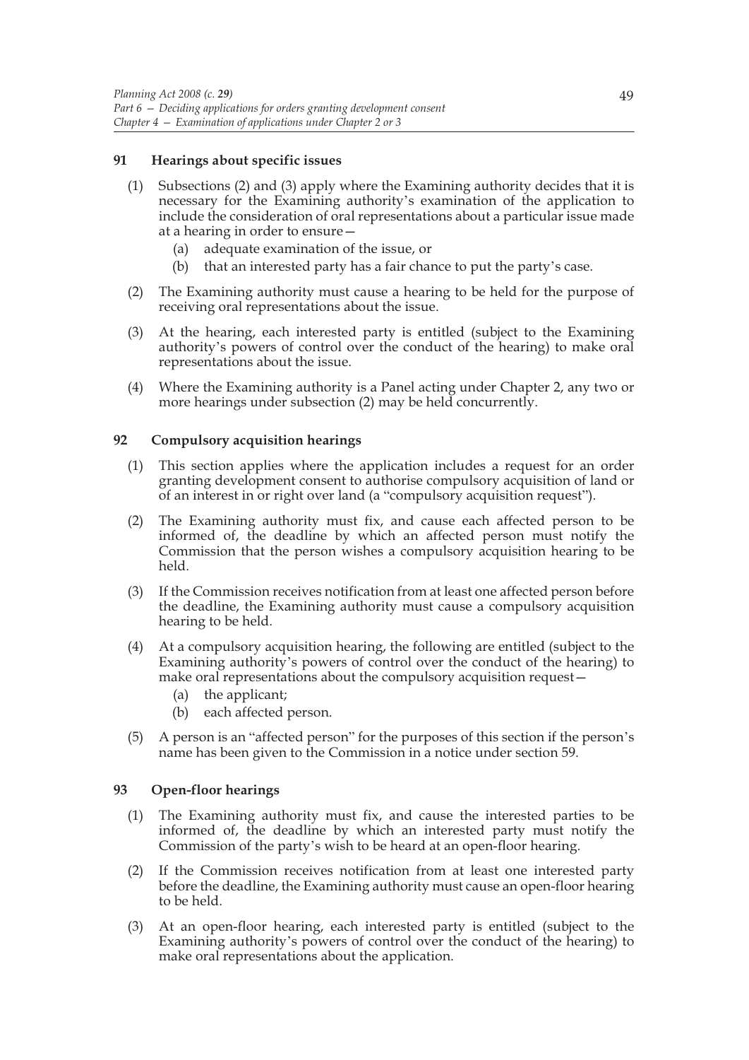### 91 Hearings about specific issues

(1) Subsections (2) and (3) apply where the Examining authority decides that it is necessary for the Examining authority's examination of the application to include the consideration of oral representations about a particular issue made at a hearing in order to ensure—

  (a) adequate examination of the issue, or

  (b) that an interested party has a fair chance to put the party's case.

(2) The Examining authority must cause a hearing to be held for the purpose of receiving oral representations about the issue.

(3) At the hearing, each interested party is entitled (subject to the Examining authority's powers of control over the conduct of the hearing) to make oral representations about the issue.

(4) Where the Examining authority is a Panel acting under Chapter 2, any two or more hearings under subsection (2) may be held concurrently.

### 92 Compulsory acquisition hearings

(1) This section applies where the application includes a request for an order granting development consent to authorise compulsory acquisition of land or of an interest in or right over land (a "compulsory acquisition request").

(2) The Examining authority must fix, and cause each affected person to be informed of, the deadline by which an affected person must notify the Commission that the person wishes a compulsory acquisition hearing to be held.

(3) If the Commission receives notification from at least one affected person before the deadline, the Examining authority must cause a compulsory acquisition hearing to be held.

(4) At a compulsory acquisition hearing, the following are entitled (subject to the Examining authority's powers of control over the conduct of the hearing) to make oral representations about the compulsory acquisition request—

  (a) the applicant;

  (b) each affected person.

(5) A person is an "affected person" for the purposes of this section if the person's name has been given to the Commission in a notice under section 59.

### 93 Open-floor hearings

(1) The Examining authority must fix, and cause the interested parties to be informed of, the deadline by which an interested party must notify the Commission of the party's wish to be heard at an open-floor hearing.

(2) If the Commission receives notification from at least one interested party before the deadline, the Examining authority must cause an open-floor hearing to be held.

(3) At an open-floor hearing, each interested party is entitled (subject to the Examining authority's powers of control over the conduct of the hearing) to make oral representations about the application.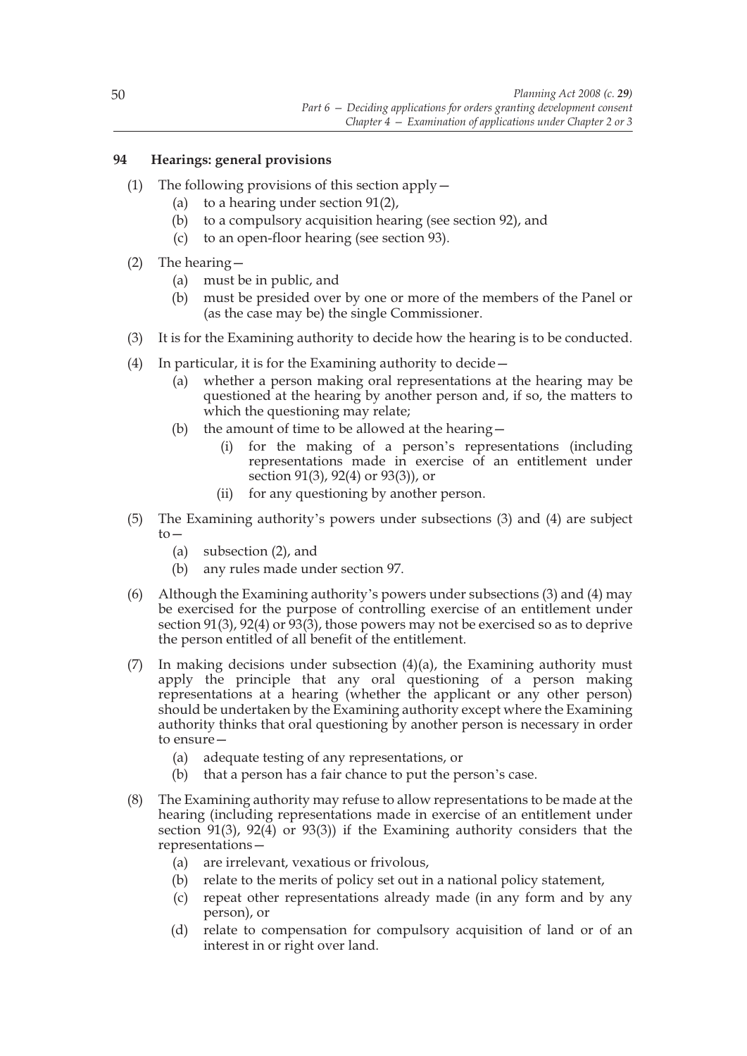## 94 Hearings: general provisions

(1) The following provisions of this section apply—

  (a) to a hearing under section 91(2),

  (b) to a compulsory acquisition hearing (see section 92), and

  (c) to an open-floor hearing (see section 93).

(2) The hearing—

  (a) must be in public, and

  (b) must be presided over by one or more of the members of the Panel or (as the case may be) the single Commissioner.

(3) It is for the Examining authority to decide how the hearing is to be conducted.

(4) In particular, it is for the Examining authority to decide—

  (a) whether a person making oral representations at the hearing may be questioned at the hearing by another person and, if so, the matters to which the questioning may relate;

  (b) the amount of time to be allowed at the hearing—

    (i) for the making of a person's representations (including representations made in exercise of an entitlement under section 91(3), 92(4) or 93(3)), or

    (ii) for any questioning by another person.

(5) The Examining authority's powers under subsections (3) and (4) are subject to—

  (a) subsection (2), and

  (b) any rules made under section 97.

(6) Although the Examining authority's powers under subsections (3) and (4) may be exercised for the purpose of controlling exercise of an entitlement under section 91(3), 92(4) or 93(3), those powers may not be exercised so as to deprive the person entitled of all benefit of the entitlement.

(7) In making decisions under subsection (4)(a), the Examining authority must apply the principle that any oral questioning of a person making representations at a hearing (whether the applicant or any other person) should be undertaken by the Examining authority except where the Examining authority thinks that oral questioning by another person is necessary in order to ensure—

  (a) adequate testing of any representations, or

  (b) that a person has a fair chance to put the person's case.

(8) The Examining authority may refuse to allow representations to be made at the hearing (including representations made in exercise of an entitlement under section 91(3), 92(4) or 93(3)) if the Examining authority considers that the representations—

  (a) are irrelevant, vexatious or frivolous,

  (b) relate to the merits of policy set out in a national policy statement,

  (c) repeat other representations already made (in any form and by any person), or

  (d) relate to compensation for compulsory acquisition of land or of an interest in or right over land.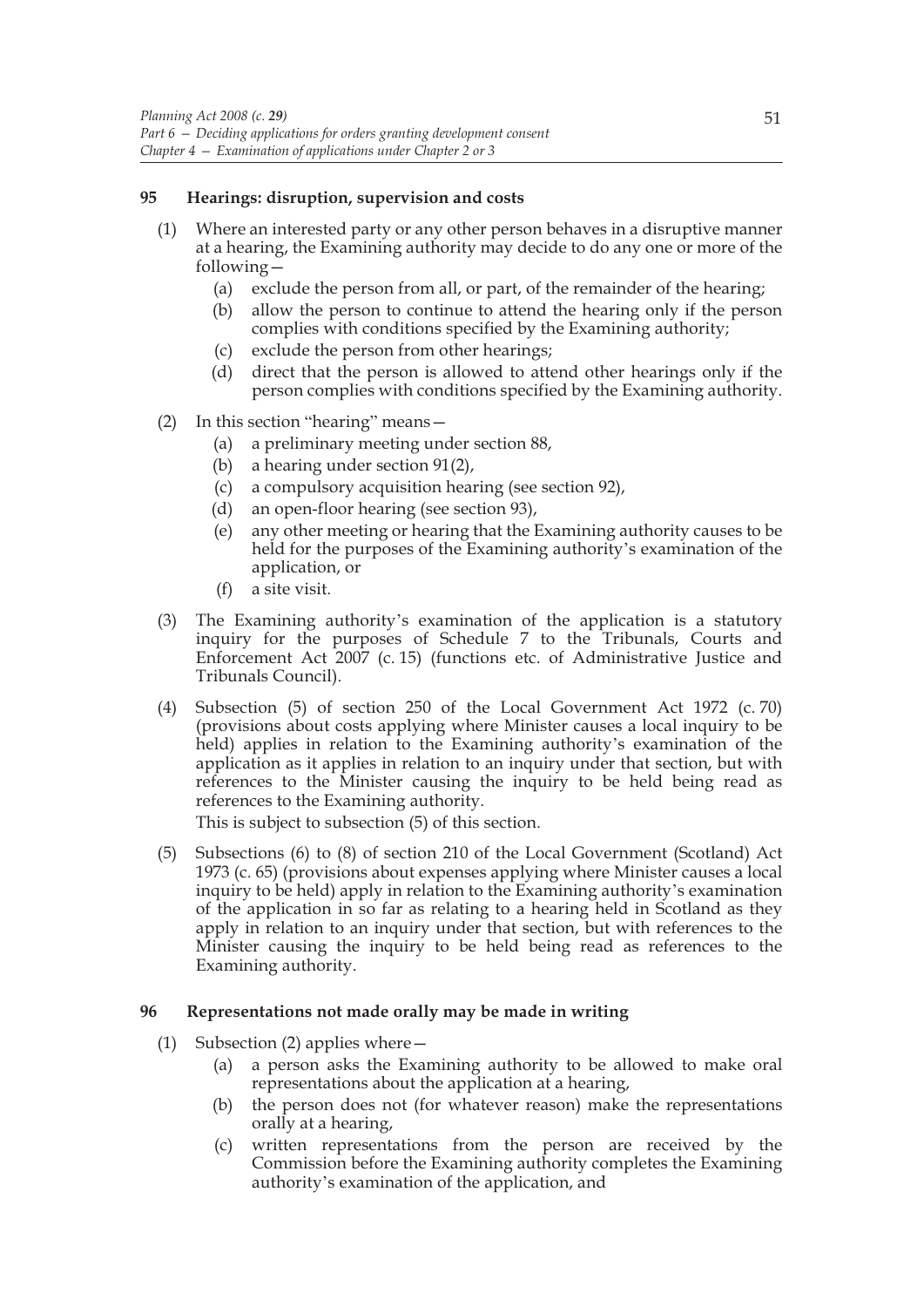## 95 Hearings: disruption, supervision and costs

(1) Where an interested party or any other person behaves in a disruptive manner at a hearing, the Examining authority may decide to do any one or more of the following—

 (a) exclude the person from all, or part, of the remainder of the hearing;
 (b) allow the person to continue to attend the hearing only if the person complies with conditions specified by the Examining authority;
 (c) exclude the person from other hearings;
 (d) direct that the person is allowed to attend other hearings only if the person complies with conditions specified by the Examining authority.

(2) In this section "hearing" means—

 (a) a preliminary meeting under section 88,
 (b) a hearing under section 91(2),
 (c) a compulsory acquisition hearing (see section 92),
 (d) an open-floor hearing (see section 93),
 (e) any other meeting or hearing that the Examining authority causes to be held for the purposes of the Examining authority's examination of the application, or
 (f) a site visit.

(3) The Examining authority's examination of the application is a statutory inquiry for the purposes of Schedule 7 to the Tribunals, Courts and Enforcement Act 2007 (c. 15) (functions etc. of Administrative Justice and Tribunals Council).

(4) Subsection (5) of section 250 of the Local Government Act 1972 (c. 70) (provisions about costs applying where Minister causes a local inquiry to be held) applies in relation to the Examining authority's examination of the application as it applies in relation to an inquiry under that section, but with references to the Minister causing the inquiry to be held being read as references to the Examining authority.

This is subject to subsection (5) of this section.

(5) Subsections (6) to (8) of section 210 of the Local Government (Scotland) Act 1973 (c. 65) (provisions about expenses applying where Minister causes a local inquiry to be held) apply in relation to the Examining authority's examination of the application in so far as relating to a hearing held in Scotland as they apply in relation to an inquiry under that section, but with references to the Minister causing the inquiry to be held being read as references to the Examining authority.

## 96 Representations not made orally may be made in writing

(1) Subsection (2) applies where—

 (a) a person asks the Examining authority to be allowed to make oral representations about the application at a hearing,
 (b) the person does not (for whatever reason) make the representations orally at a hearing,
 (c) written representations from the person are received by the Commission before the Examining authority completes the Examining authority's examination of the application, and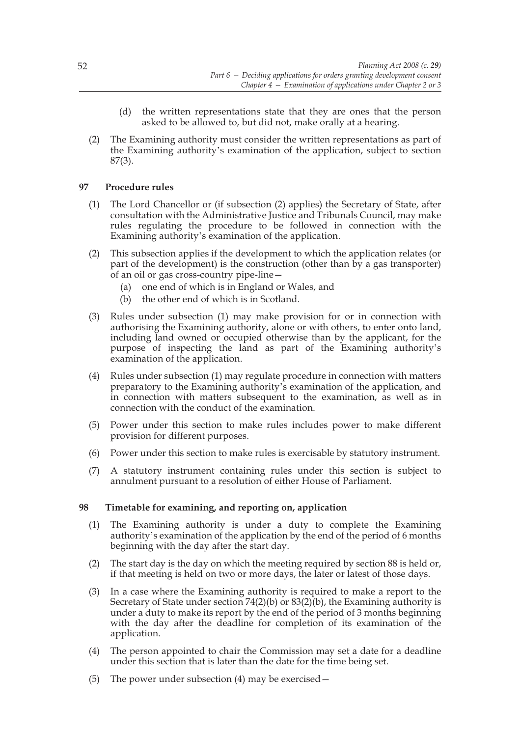(d) the written representations state that they are ones that the person asked to be allowed to, but did not, make orally at a hearing.

(2) The Examining authority must consider the written representations as part of the Examining authority's examination of the application, subject to section 87(3).

### 97 Procedure rules

(1) The Lord Chancellor or (if subsection (2) applies) the Secretary of State, after consultation with the Administrative Justice and Tribunals Council, may make rules regulating the procedure to be followed in connection with the Examining authority's examination of the application.

(2) This subsection applies if the development to which the application relates (or part of the development) is the construction (other than by a gas transporter) of an oil or gas cross-country pipe-line—

  (a) one end of which is in England or Wales, and

  (b) the other end of which is in Scotland.

(3) Rules under subsection (1) may make provision for or in connection with authorising the Examining authority, alone or with others, to enter onto land, including land owned or occupied otherwise than by the applicant, for the purpose of inspecting the land as part of the Examining authority's examination of the application.

(4) Rules under subsection (1) may regulate procedure in connection with matters preparatory to the Examining authority's examination of the application, and in connection with matters subsequent to the examination, as well as in connection with the conduct of the examination.

(5) Power under this section to make rules includes power to make different provision for different purposes.

(6) Power under this section to make rules is exercisable by statutory instrument.

(7) A statutory instrument containing rules under this section is subject to annulment pursuant to a resolution of either House of Parliament.

### 98 Timetable for examining, and reporting on, application

(1) The Examining authority is under a duty to complete the Examining authority's examination of the application by the end of the period of 6 months beginning with the day after the start day.

(2) The start day is the day on which the meeting required by section 88 is held or, if that meeting is held on two or more days, the later or latest of those days.

(3) In a case where the Examining authority is required to make a report to the Secretary of State under section 74(2)(b) or 83(2)(b), the Examining authority is under a duty to make its report by the end of the period of 3 months beginning with the day after the deadline for completion of its examination of the application.

(4) The person appointed to chair the Commission may set a date for a deadline under this section that is later than the date for the time being set.

(5) The power under subsection (4) may be exercised—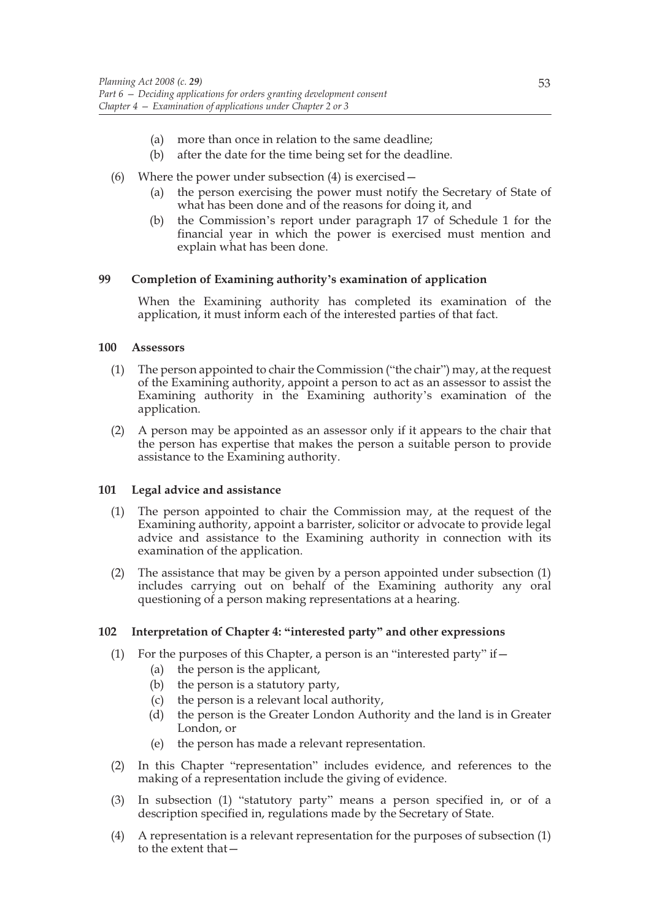(a) more than once in relation to the same deadline;

(b) after the date for the time being set for the deadline.

(6) Where the power under subsection (4) is exercised—

(a) the person exercising the power must notify the Secretary of State of what has been done and of the reasons for doing it, and

(b) the Commission's report under paragraph 17 of Schedule 1 for the financial year in which the power is exercised must mention and explain what has been done.

### 99 Completion of Examining authority's examination of application

When the Examining authority has completed its examination of the application, it must inform each of the interested parties of that fact.

### 100 Assessors

(1) The person appointed to chair the Commission ("the chair") may, at the request of the Examining authority, appoint a person to act as an assessor to assist the Examining authority in the Examining authority's examination of the application.

(2) A person may be appointed as an assessor only if it appears to the chair that the person has expertise that makes the person a suitable person to provide assistance to the Examining authority.

### 101 Legal advice and assistance

(1) The person appointed to chair the Commission may, at the request of the Examining authority, appoint a barrister, solicitor or advocate to provide legal advice and assistance to the Examining authority in connection with its examination of the application.

(2) The assistance that may be given by a person appointed under subsection (1) includes carrying out on behalf of the Examining authority any oral questioning of a person making representations at a hearing.

### 102 Interpretation of Chapter 4: "interested party" and other expressions

(1) For the purposes of this Chapter, a person is an "interested party" if—

(a) the person is the applicant,

(b) the person is a statutory party,

(c) the person is a relevant local authority,

(d) the person is the Greater London Authority and the land is in Greater London, or

(e) the person has made a relevant representation.

(2) In this Chapter "representation" includes evidence, and references to the making of a representation include the giving of evidence.

(3) In subsection (1) "statutory party" means a person specified in, or of a description specified in, regulations made by the Secretary of State.

(4) A representation is a relevant representation for the purposes of subsection (1) to the extent that—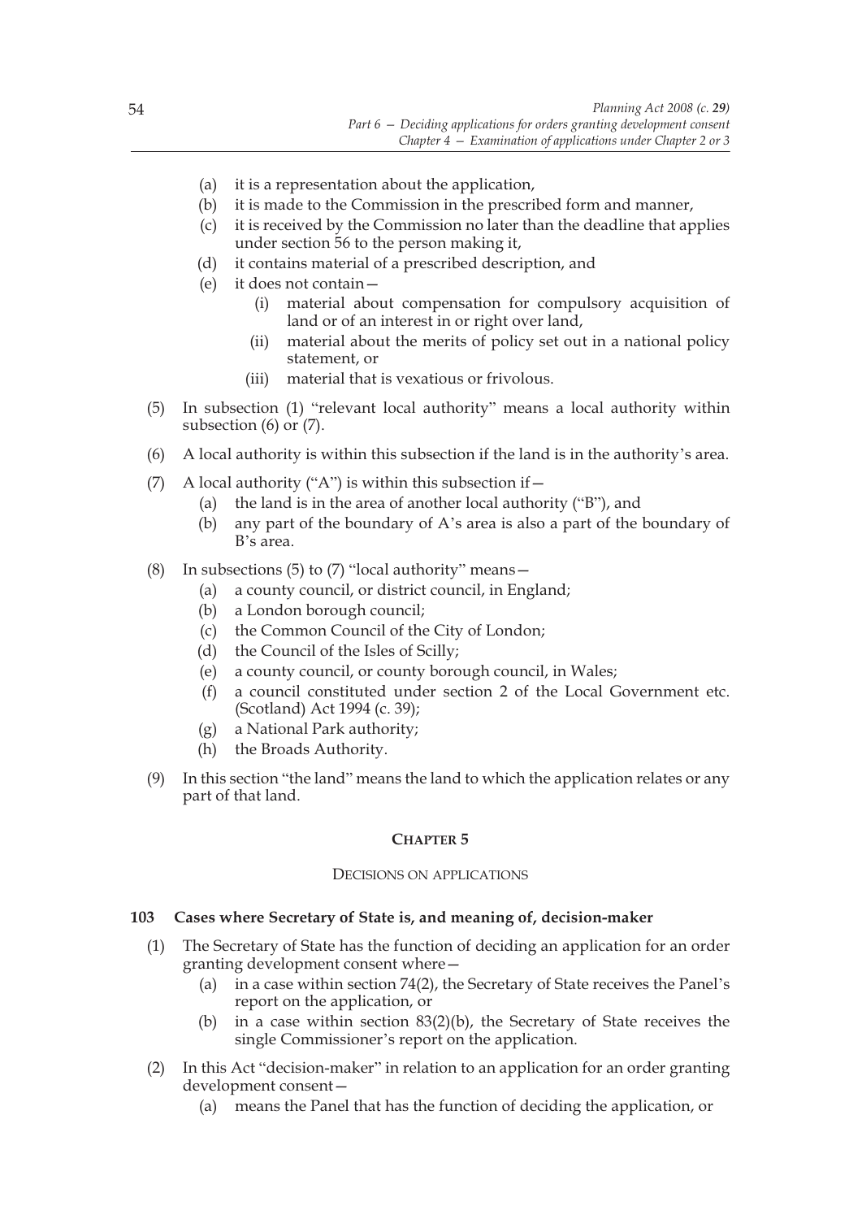- (a) it is a representation about the application,
- (b) it is made to the Commission in the prescribed form and manner,
- (c) it is received by the Commission no later than the deadline that applies under section 56 to the person making it,
- (d) it contains material of a prescribed description, and
- (e) it does not contain—
  - (i) material about compensation for compulsory acquisition of land or of an interest in or right over land,
  - (ii) material about the merits of policy set out in a national policy statement, or
  - (iii) material that is vexatious or frivolous.

(5) In subsection (1) "relevant local authority" means a local authority within subsection (6) or (7).

(6) A local authority is within this subsection if the land is in the authority's area.

(7) A local authority ("A") is within this subsection if—
- (a) the land is in the area of another local authority ("B"), and
- (b) any part of the boundary of A's area is also a part of the boundary of B's area.

(8) In subsections (5) to (7) "local authority" means—
- (a) a county council, or district council, in England;
- (b) a London borough council;
- (c) the Common Council of the City of London;
- (d) the Council of the Isles of Scilly;
- (e) a county council, or county borough council, in Wales;
- (f) a council constituted under section 2 of the Local Government etc. (Scotland) Act 1994 (c. 39);
- (g) a National Park authority;
- (h) the Broads Authority.

(9) In this section "the land" means the land to which the application relates or any part of that land.

## Chapter 5

### Decisions on applications

#### 103 Cases where Secretary of State is, and meaning of, decision-maker

(1) The Secretary of State has the function of deciding an application for an order granting development consent where—
- (a) in a case within section 74(2), the Secretary of State receives the Panel's report on the application, or
- (b) in a case within section 83(2)(b), the Secretary of State receives the single Commissioner's report on the application.

(2) In this Act "decision-maker" in relation to an application for an order granting development consent—
- (a) means the Panel that has the function of deciding the application, or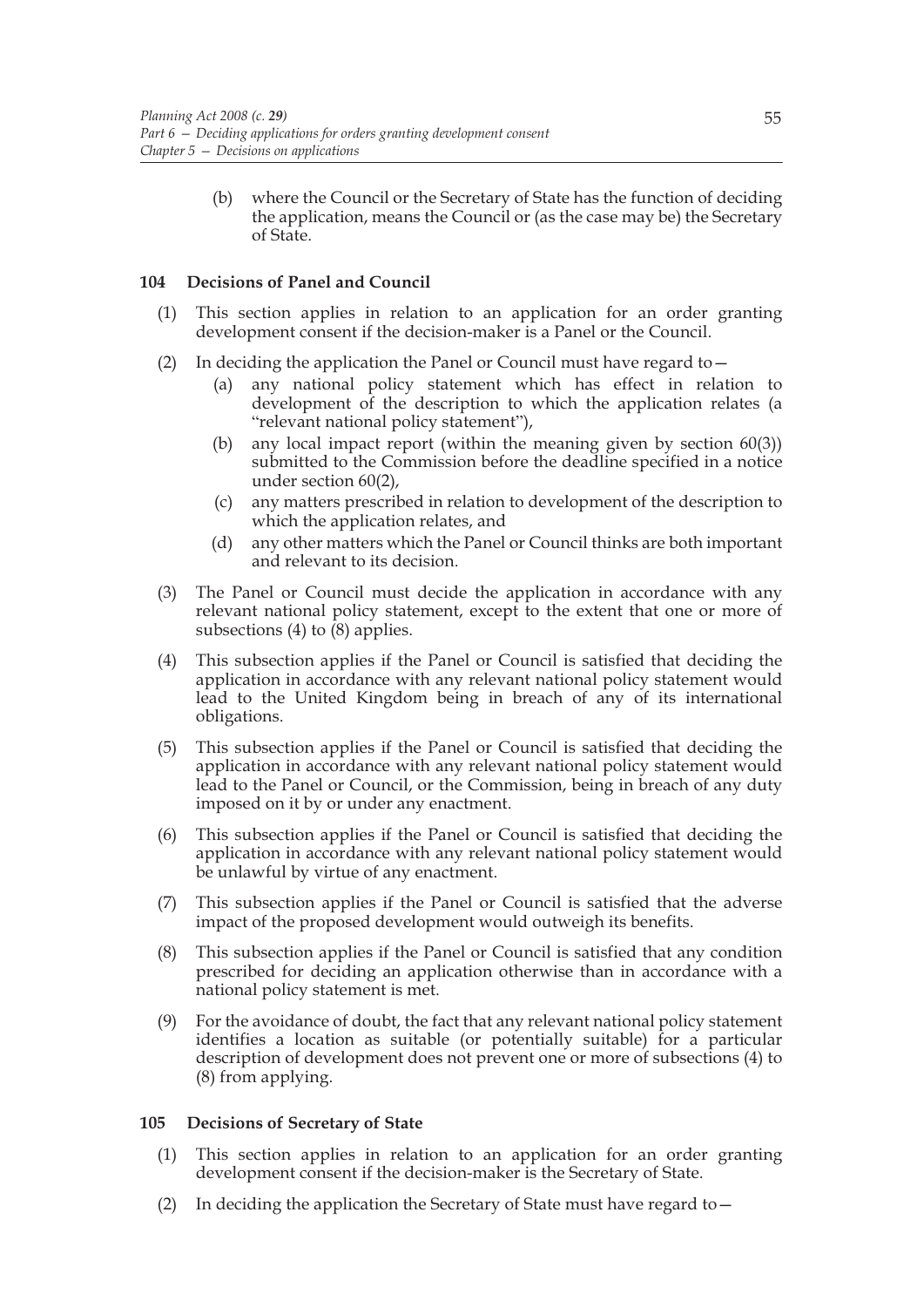(b) where the Council or the Secretary of State has the function of deciding the application, means the Council or (as the case may be) the Secretary of State.

### 104 Decisions of Panel and Council

(1) This section applies in relation to an application for an order granting development consent if the decision-maker is a Panel or the Council.

(2) In deciding the application the Panel or Council must have regard to—

(a) any national policy statement which has effect in relation to development of the description to which the application relates (a "relevant national policy statement"),

(b) any local impact report (within the meaning given by section 60(3)) submitted to the Commission before the deadline specified in a notice under section 60(2),

(c) any matters prescribed in relation to development of the description to which the application relates, and

(d) any other matters which the Panel or Council thinks are both important and relevant to its decision.

(3) The Panel or Council must decide the application in accordance with any relevant national policy statement, except to the extent that one or more of subsections (4) to (8) applies.

(4) This subsection applies if the Panel or Council is satisfied that deciding the application in accordance with any relevant national policy statement would lead to the United Kingdom being in breach of any of its international obligations.

(5) This subsection applies if the Panel or Council is satisfied that deciding the application in accordance with any relevant national policy statement would lead to the Panel or Council, or the Commission, being in breach of any duty imposed on it by or under any enactment.

(6) This subsection applies if the Panel or Council is satisfied that deciding the application in accordance with any relevant national policy statement would be unlawful by virtue of any enactment.

(7) This subsection applies if the Panel or Council is satisfied that the adverse impact of the proposed development would outweigh its benefits.

(8) This subsection applies if the Panel or Council is satisfied that any condition prescribed for deciding an application otherwise than in accordance with a national policy statement is met.

(9) For the avoidance of doubt, the fact that any relevant national policy statement identifies a location as suitable (or potentially suitable) for a particular description of development does not prevent one or more of subsections (4) to (8) from applying.

### 105 Decisions of Secretary of State

(1) This section applies in relation to an application for an order granting development consent if the decision-maker is the Secretary of State.

(2) In deciding the application the Secretary of State must have regard to—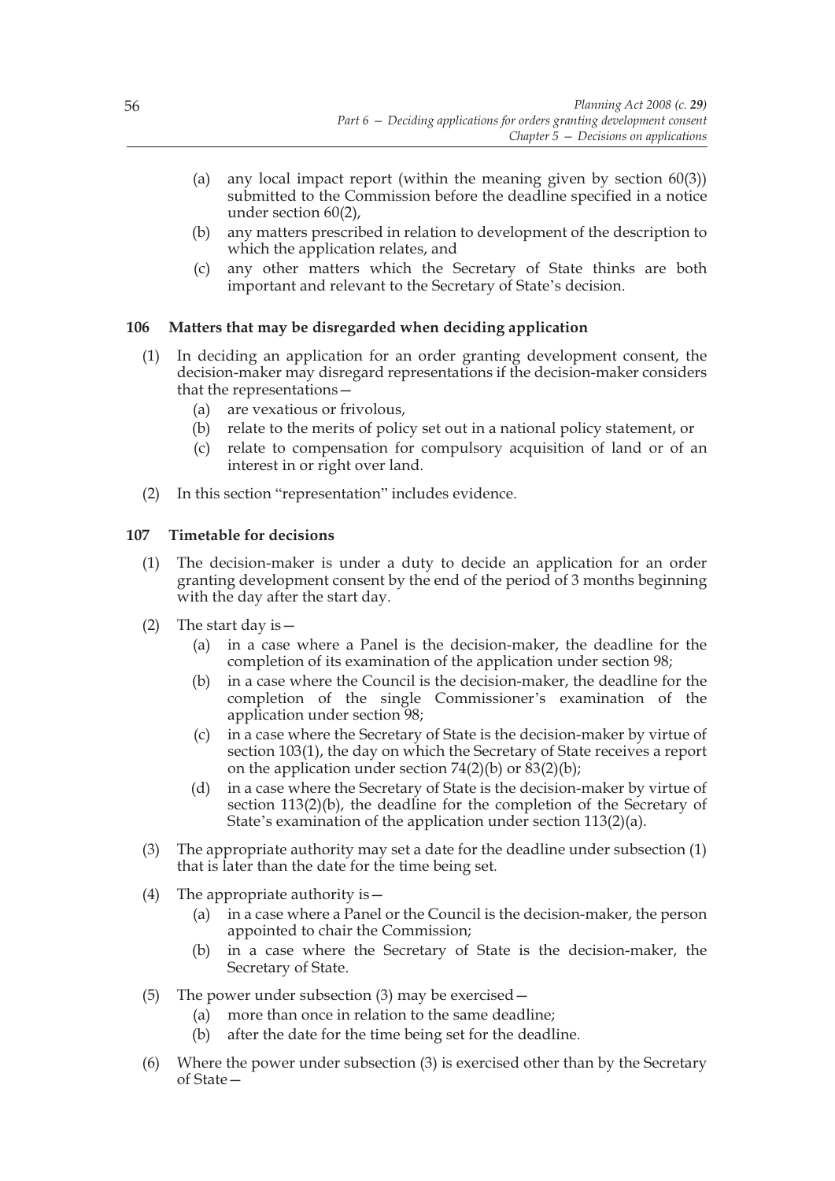(a) any local impact report (within the meaning given by section 60(3)) submitted to the Commission before the deadline specified in a notice under section 60(2),

(b) any matters prescribed in relation to development of the description to which the application relates, and

(c) any other matters which the Secretary of State thinks are both important and relevant to the Secretary of State's decision.

**106 Matters that may be disregarded when deciding application**

(1) In deciding an application for an order granting development consent, the decision-maker may disregard representations if the decision-maker considers that the representations—

(a) are vexatious or frivolous,

(b) relate to the merits of policy set out in a national policy statement, or

(c) relate to compensation for compulsory acquisition of land or of an interest in or right over land.

(2) In this section "representation" includes evidence.

**107 Timetable for decisions**

(1) The decision-maker is under a duty to decide an application for an order granting development consent by the end of the period of 3 months beginning with the day after the start day.

(2) The start day is—

(a) in a case where a Panel is the decision-maker, the deadline for the completion of its examination of the application under section 98;

(b) in a case where the Council is the decision-maker, the deadline for the completion of the single Commissioner's examination of the application under section 98;

(c) in a case where the Secretary of State is the decision-maker by virtue of section 103(1), the day on which the Secretary of State receives a report on the application under section 74(2)(b) or 83(2)(b);

(d) in a case where the Secretary of State is the decision-maker by virtue of section 113(2)(b), the deadline for the completion of the Secretary of State's examination of the application under section 113(2)(a).

(3) The appropriate authority may set a date for the deadline under subsection (1) that is later than the date for the time being set.

(4) The appropriate authority is—

(a) in a case where a Panel or the Council is the decision-maker, the person appointed to chair the Commission;

(b) in a case where the Secretary of State is the decision-maker, the Secretary of State.

(5) The power under subsection (3) may be exercised—

(a) more than once in relation to the same deadline;

(b) after the date for the time being set for the deadline.

(6) Where the power under subsection (3) is exercised other than by the Secretary of State—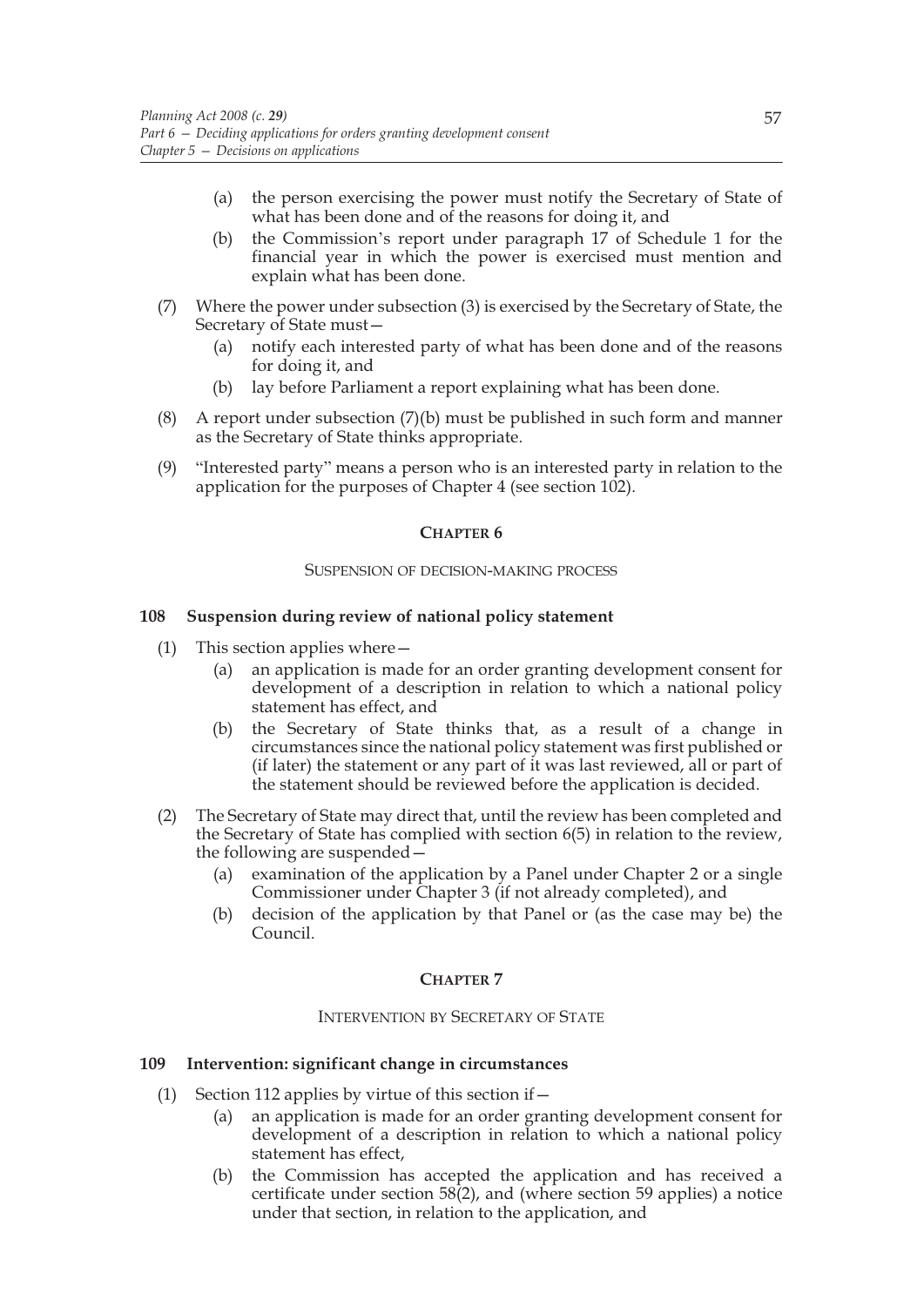(a) the person exercising the power must notify the Secretary of State of what has been done and of the reasons for doing it, and

(b) the Commission's report under paragraph 17 of Schedule 1 for the financial year in which the power is exercised must mention and explain what has been done.

(7) Where the power under subsection (3) is exercised by the Secretary of State, the Secretary of State must—

(a) notify each interested party of what has been done and of the reasons for doing it, and

(b) lay before Parliament a report explaining what has been done.

(8) A report under subsection (7)(b) must be published in such form and manner as the Secretary of State thinks appropriate.

(9) "Interested party" means a person who is an interested party in relation to the application for the purposes of Chapter 4 (see section 102).

## CHAPTER 6

### SUSPENSION OF DECISION-MAKING PROCESS

### 108 Suspension during review of national policy statement

(1) This section applies where—

(a) an application is made for an order granting development consent for development of a description in relation to which a national policy statement has effect, and

(b) the Secretary of State thinks that, as a result of a change in circumstances since the national policy statement was first published or (if later) the statement or any part of it was last reviewed, all or part of the statement should be reviewed before the application is decided.

(2) The Secretary of State may direct that, until the review has been completed and the Secretary of State has complied with section 6(5) in relation to the review, the following are suspended—

(a) examination of the application by a Panel under Chapter 2 or a single Commissioner under Chapter 3 (if not already completed), and

(b) decision of the application by that Panel or (as the case may be) the Council.

## CHAPTER 7

### INTERVENTION BY SECRETARY OF STATE

### 109 Intervention: significant change in circumstances

(1) Section 112 applies by virtue of this section if—

(a) an application is made for an order granting development consent for development of a description in relation to which a national policy statement has effect,

(b) the Commission has accepted the application and has received a certificate under section 58(2), and (where section 59 applies) a notice under that section, in relation to the application, and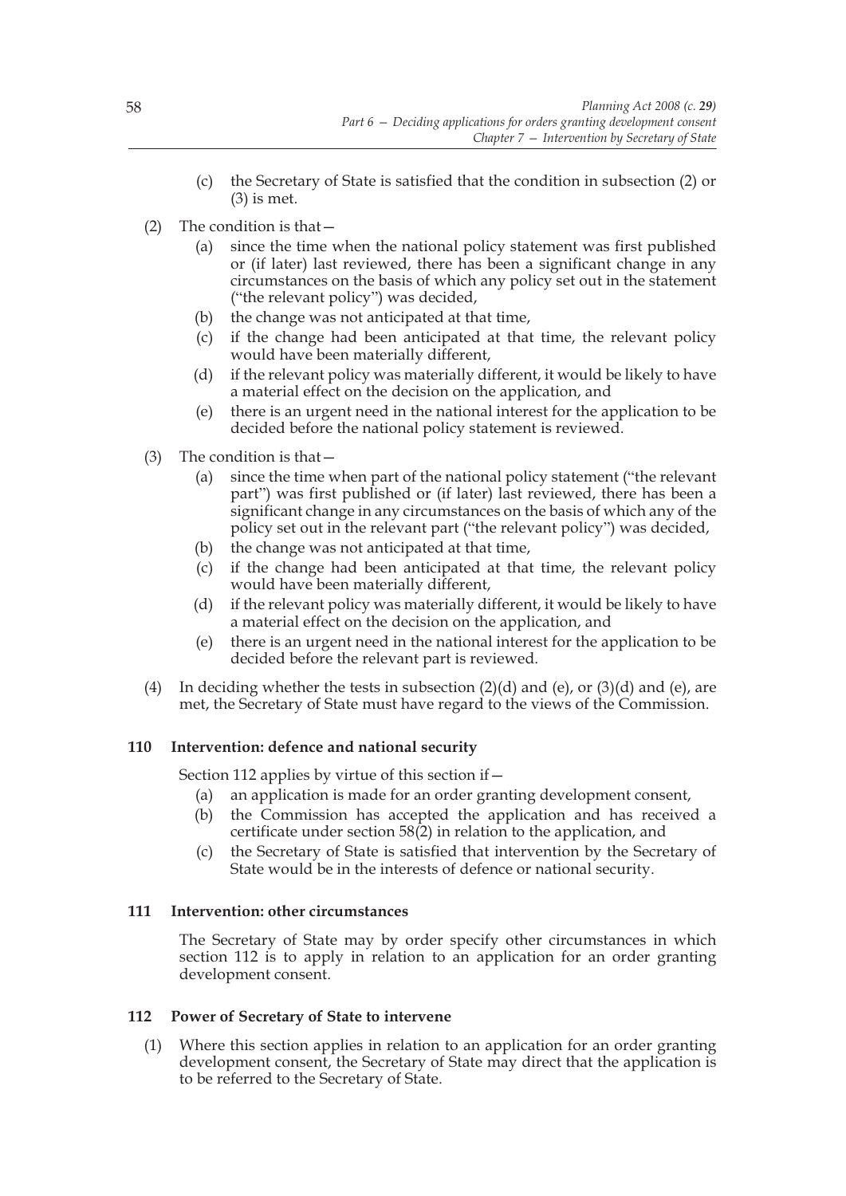(c) the Secretary of State is satisfied that the condition in subsection (2) or (3) is met.

(2) The condition is that—

(a) since the time when the national policy statement was first published or (if later) last reviewed, there has been a significant change in any circumstances on the basis of which any policy set out in the statement ("the relevant policy") was decided,

(b) the change was not anticipated at that time,

(c) if the change had been anticipated at that time, the relevant policy would have been materially different,

(d) if the relevant policy was materially different, it would be likely to have a material effect on the decision on the application, and

(e) there is an urgent need in the national interest for the application to be decided before the national policy statement is reviewed.

(3) The condition is that—

(a) since the time when part of the national policy statement ("the relevant part") was first published or (if later) last reviewed, there has been a significant change in any circumstances on the basis of which any of the policy set out in the relevant part ("the relevant policy") was decided,

(b) the change was not anticipated at that time,

(c) if the change had been anticipated at that time, the relevant policy would have been materially different,

(d) if the relevant policy was materially different, it would be likely to have a material effect on the decision on the application, and

(e) there is an urgent need in the national interest for the application to be decided before the relevant part is reviewed.

(4) In deciding whether the tests in subsection (2)(d) and (e), or (3)(d) and (e), are met, the Secretary of State must have regard to the views of the Commission.

### 110 Intervention: defence and national security

Section 112 applies by virtue of this section if—

(a) an application is made for an order granting development consent,

(b) the Commission has accepted the application and has received a certificate under section 58(2) in relation to the application, and

(c) the Secretary of State is satisfied that intervention by the Secretary of State would be in the interests of defence or national security.

### 111 Intervention: other circumstances

The Secretary of State may by order specify other circumstances in which section 112 is to apply in relation to an application for an order granting development consent.

### 112 Power of Secretary of State to intervene

(1) Where this section applies in relation to an application for an order granting development consent, the Secretary of State may direct that the application is to be referred to the Secretary of State.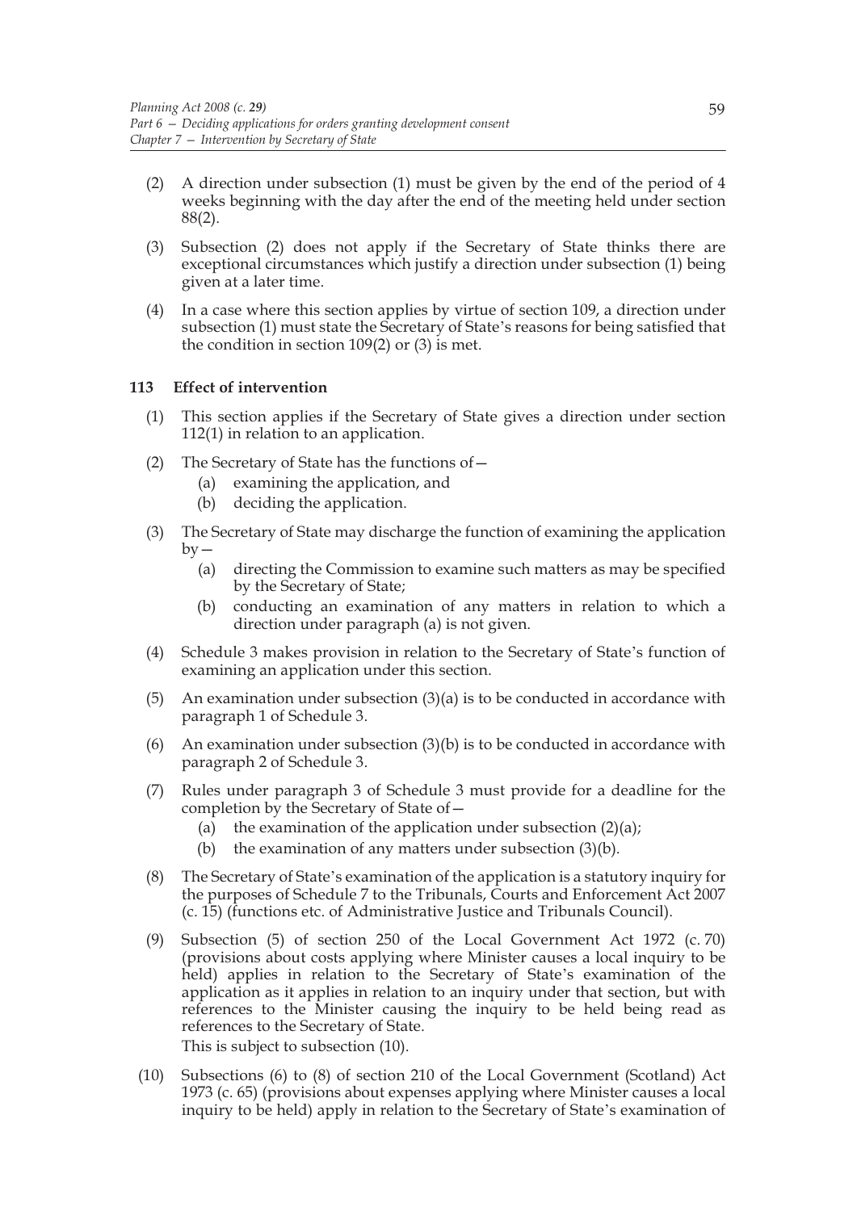(2) A direction under subsection (1) must be given by the end of the period of 4 weeks beginning with the day after the end of the meeting held under section 88(2).

(3) Subsection (2) does not apply if the Secretary of State thinks there are exceptional circumstances which justify a direction under subsection (1) being given at a later time.

(4) In a case where this section applies by virtue of section 109, a direction under subsection (1) must state the Secretary of State's reasons for being satisfied that the condition in section 109(2) or (3) is met.

### 113 Effect of intervention

(1) This section applies if the Secretary of State gives a direction under section 112(1) in relation to an application.

(2) The Secretary of State has the functions of—

- (a) examining the application, and
- (b) deciding the application.

(3) The Secretary of State may discharge the function of examining the application by—

- (a) directing the Commission to examine such matters as may be specified by the Secretary of State;
- (b) conducting an examination of any matters in relation to which a direction under paragraph (a) is not given.

(4) Schedule 3 makes provision in relation to the Secretary of State's function of examining an application under this section.

(5) An examination under subsection (3)(a) is to be conducted in accordance with paragraph 1 of Schedule 3.

(6) An examination under subsection (3)(b) is to be conducted in accordance with paragraph 2 of Schedule 3.

(7) Rules under paragraph 3 of Schedule 3 must provide for a deadline for the completion by the Secretary of State of—

- (a) the examination of the application under subsection (2)(a);
- (b) the examination of any matters under subsection (3)(b).

(8) The Secretary of State's examination of the application is a statutory inquiry for the purposes of Schedule 7 to the Tribunals, Courts and Enforcement Act 2007 (c. 15) (functions etc. of Administrative Justice and Tribunals Council).

(9) Subsection (5) of section 250 of the Local Government Act 1972 (c. 70) (provisions about costs applying where Minister causes a local inquiry to be held) applies in relation to the Secretary of State's examination of the application as it applies in relation to an inquiry under that section, but with references to the Minister causing the inquiry to be held being read as references to the Secretary of State.
This is subject to subsection (10).

(10) Subsections (6) to (8) of section 210 of the Local Government (Scotland) Act 1973 (c. 65) (provisions about expenses applying where Minister causes a local inquiry to be held) apply in relation to the Secretary of State's examination of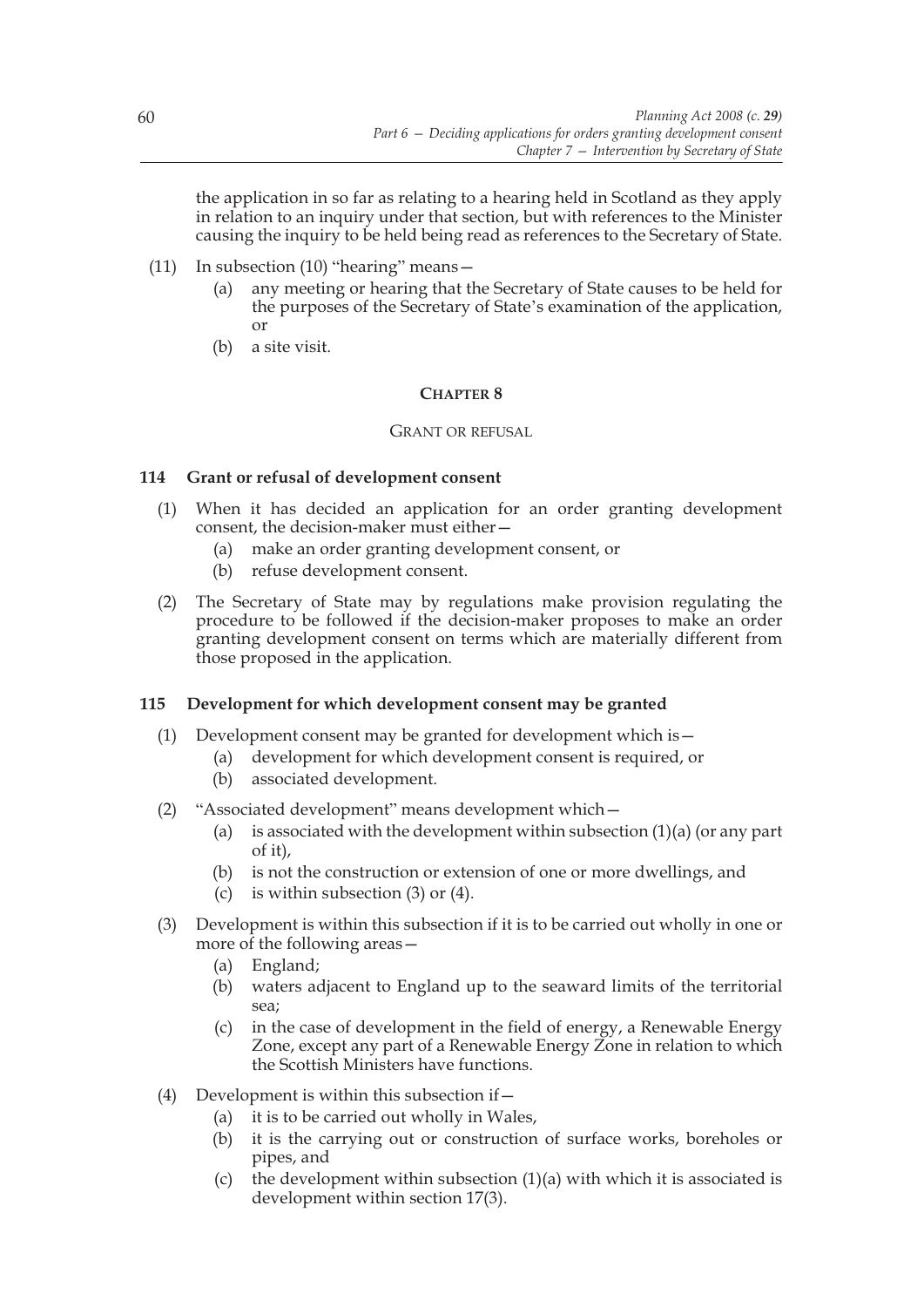the application in so far as relating to a hearing held in Scotland as they apply in relation to an inquiry under that section, but with references to the Minister causing the inquiry to be held being read as references to the Secretary of State.

(11) In subsection (10) "hearing" means—

- (a) any meeting or hearing that the Secretary of State causes to be held for the purposes of the Secretary of State's examination of the application, or
- (b) a site visit.

## CHAPTER 8

### GRANT OR REFUSAL

### 114 Grant or refusal of development consent

(1) When it has decided an application for an order granting development consent, the decision-maker must either—

- (a) make an order granting development consent, or
- (b) refuse development consent.

(2) The Secretary of State may by regulations make provision regulating the procedure to be followed if the decision-maker proposes to make an order granting development consent on terms which are materially different from those proposed in the application.

### 115 Development for which development consent may be granted

(1) Development consent may be granted for development which is—

- (a) development for which development consent is required, or
- (b) associated development.

(2) "Associated development" means development which—

- (a) is associated with the development within subsection (1)(a) (or any part of it),
- (b) is not the construction or extension of one or more dwellings, and
- (c) is within subsection (3) or (4).

(3) Development is within this subsection if it is to be carried out wholly in one or more of the following areas—

- (a) England;
- (b) waters adjacent to England up to the seaward limits of the territorial sea;
- (c) in the case of development in the field of energy, a Renewable Energy Zone, except any part of a Renewable Energy Zone in relation to which the Scottish Ministers have functions.

(4) Development is within this subsection if—

- (a) it is to be carried out wholly in Wales,
- (b) it is the carrying out or construction of surface works, boreholes or pipes, and
- (c) the development within subsection (1)(a) with which it is associated is development within section 17(3).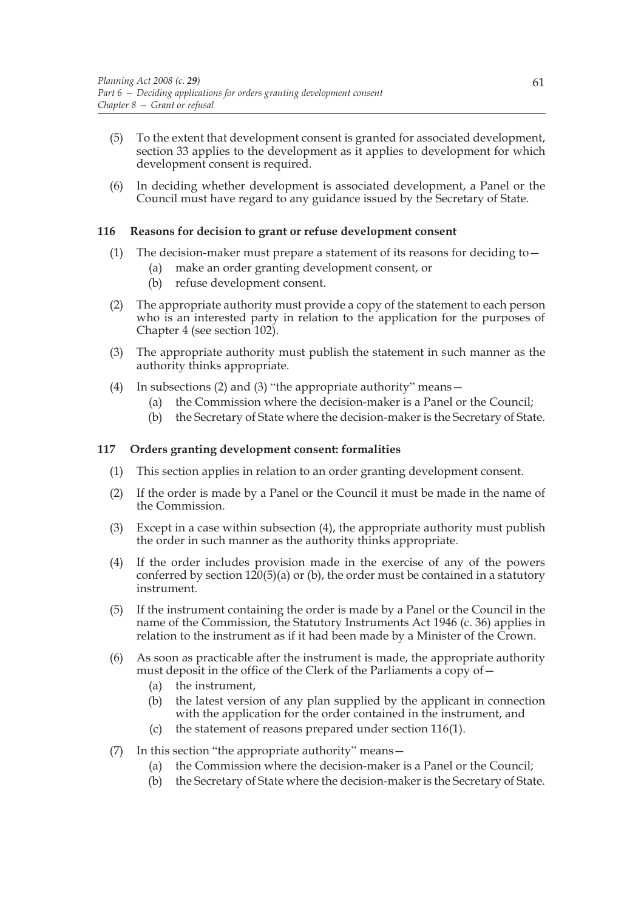(5) To the extent that development consent is granted for associated development, section 33 applies to the development as it applies to development for which development consent is required.

(6) In deciding whether development is associated development, a Panel or the Council must have regard to any guidance issued by the Secretary of State.

### 116 Reasons for decision to grant or refuse development consent

(1) The decision-maker must prepare a statement of its reasons for deciding to—

- (a) make an order granting development consent, or
- (b) refuse development consent.

(2) The appropriate authority must provide a copy of the statement to each person who is an interested party in relation to the application for the purposes of Chapter 4 (see section 102).

(3) The appropriate authority must publish the statement in such manner as the authority thinks appropriate.

(4) In subsections (2) and (3) "the appropriate authority" means—

- (a) the Commission where the decision-maker is a Panel or the Council;
- (b) the Secretary of State where the decision-maker is the Secretary of State.

### 117 Orders granting development consent: formalities

(1) This section applies in relation to an order granting development consent.

(2) If the order is made by a Panel or the Council it must be made in the name of the Commission.

(3) Except in a case within subsection (4), the appropriate authority must publish the order in such manner as the authority thinks appropriate.

(4) If the order includes provision made in the exercise of any of the powers conferred by section 120(5)(a) or (b), the order must be contained in a statutory instrument.

(5) If the instrument containing the order is made by a Panel or the Council in the name of the Commission, the Statutory Instruments Act 1946 (c. 36) applies in relation to the instrument as if it had been made by a Minister of the Crown.

(6) As soon as practicable after the instrument is made, the appropriate authority must deposit in the office of the Clerk of the Parliaments a copy of—

- (a) the instrument,
- (b) the latest version of any plan supplied by the applicant in connection with the application for the order contained in the instrument, and
- (c) the statement of reasons prepared under section 116(1).

(7) In this section "the appropriate authority" means—

- (a) the Commission where the decision-maker is a Panel or the Council;
- (b) the Secretary of State where the decision-maker is the Secretary of State.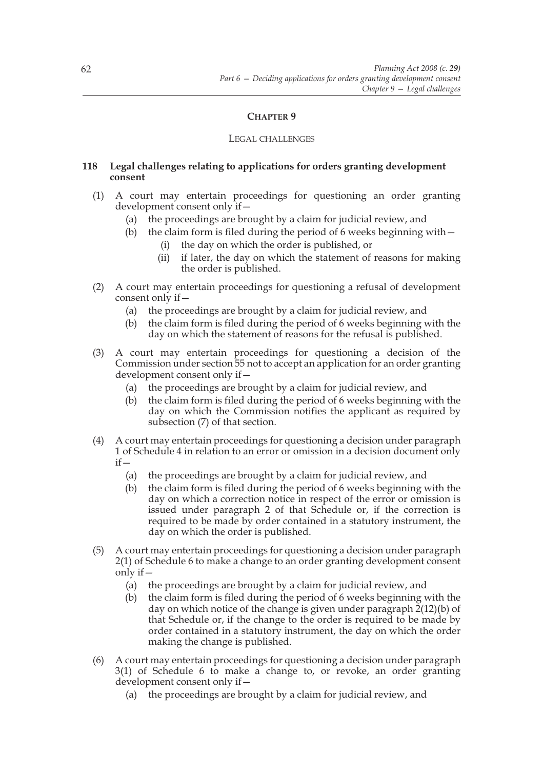## CHAPTER 9

### LEGAL CHALLENGES

**118 Legal challenges relating to applications for orders granting development consent**

(1) A court may entertain proceedings for questioning an order granting development consent only if—

  (a) the proceedings are brought by a claim for judicial review, and

  (b) the claim form is filed during the period of 6 weeks beginning with—

    (i) the day on which the order is published, or

    (ii) if later, the day on which the statement of reasons for making the order is published.

(2) A court may entertain proceedings for questioning a refusal of development consent only if—

  (a) the proceedings are brought by a claim for judicial review, and

  (b) the claim form is filed during the period of 6 weeks beginning with the day on which the statement of reasons for the refusal is published.

(3) A court may entertain proceedings for questioning a decision of the Commission under section 55 not to accept an application for an order granting development consent only if—

  (a) the proceedings are brought by a claim for judicial review, and

  (b) the claim form is filed during the period of 6 weeks beginning with the day on which the Commission notifies the applicant as required by subsection (7) of that section.

(4) A court may entertain proceedings for questioning a decision under paragraph 1 of Schedule 4 in relation to an error or omission in a decision document only if—

  (a) the proceedings are brought by a claim for judicial review, and

  (b) the claim form is filed during the period of 6 weeks beginning with the day on which a correction notice in respect of the error or omission is issued under paragraph 2 of that Schedule or, if the correction is required to be made by order contained in a statutory instrument, the day on which the order is published.

(5) A court may entertain proceedings for questioning a decision under paragraph 2(1) of Schedule 6 to make a change to an order granting development consent only if—

  (a) the proceedings are brought by a claim for judicial review, and

  (b) the claim form is filed during the period of 6 weeks beginning with the day on which notice of the change is given under paragraph 2(12)(b) of that Schedule or, if the change to the order is required to be made by order contained in a statutory instrument, the day on which the order making the change is published.

(6) A court may entertain proceedings for questioning a decision under paragraph 3(1) of Schedule 6 to make a change to, or revoke, an order granting development consent only if—

  (a) the proceedings are brought by a claim for judicial review, and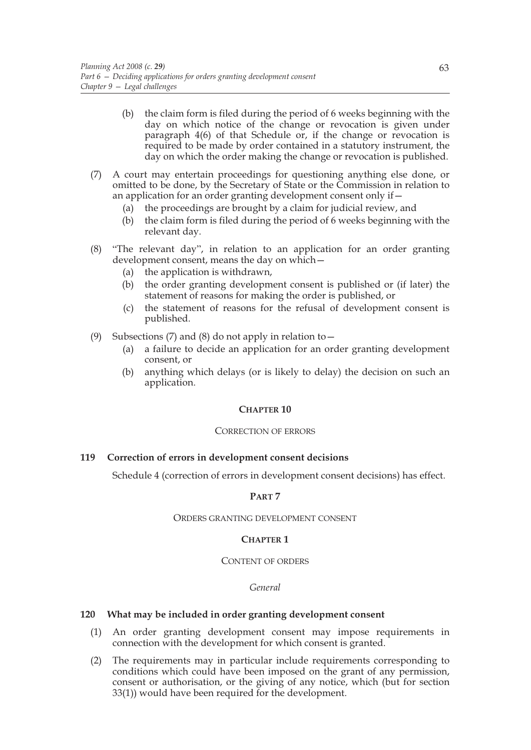(b) the claim form is filed during the period of 6 weeks beginning with the day on which notice of the change or revocation is given under paragraph 4(6) of that Schedule or, if the change or revocation is required to be made by order contained in a statutory instrument, the day on which the order making the change or revocation is published.

(7) A court may entertain proceedings for questioning anything else done, or omitted to be done, by the Secretary of State or the Commission in relation to an application for an order granting development consent only if—

(a) the proceedings are brought by a claim for judicial review, and

(b) the claim form is filed during the period of 6 weeks beginning with the relevant day.

(8) "The relevant day", in relation to an application for an order granting development consent, means the day on which—

(a) the application is withdrawn,

(b) the order granting development consent is published or (if later) the statement of reasons for making the order is published, or

(c) the statement of reasons for the refusal of development consent is published.

(9) Subsections (7) and (8) do not apply in relation to—

(a) a failure to decide an application for an order granting development consent, or

(b) anything which delays (or is likely to delay) the decision on such an application.

## CHAPTER 10

### CORRECTION OF ERRORS

**119 Correction of errors in development consent decisions**

Schedule 4 (correction of errors in development consent decisions) has effect.

## PART 7

### ORDERS GRANTING DEVELOPMENT CONSENT

## CHAPTER 1

### CONTENT OF ORDERS

*General*

**120 What may be included in order granting development consent**

(1) An order granting development consent may impose requirements in connection with the development for which consent is granted.

(2) The requirements may in particular include requirements corresponding to conditions which could have been imposed on the grant of any permission, consent or authorisation, or the giving of any notice, which (but for section 33(1)) would have been required for the development.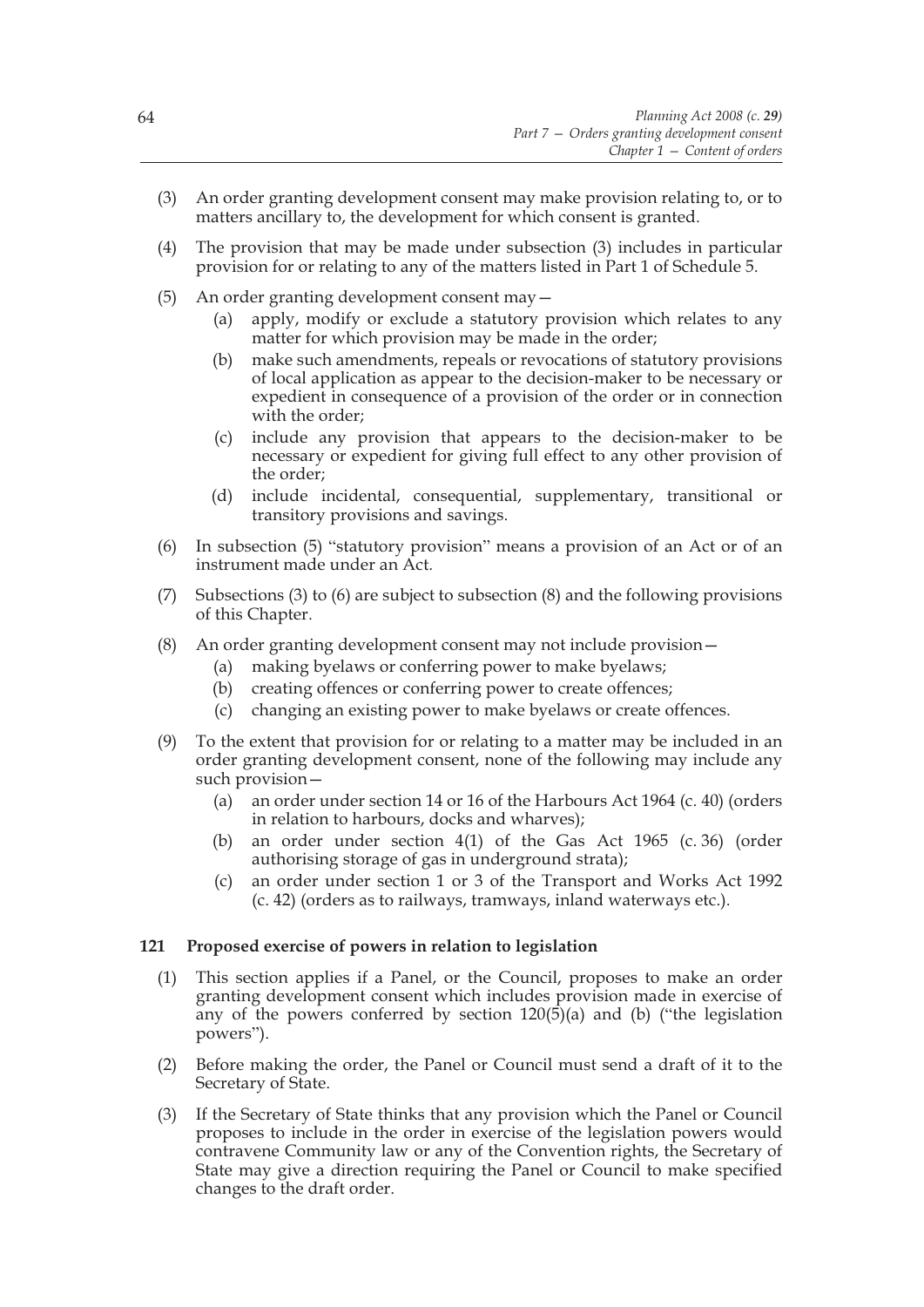(3) An order granting development consent may make provision relating to, or to matters ancillary to, the development for which consent is granted.

(4) The provision that may be made under subsection (3) includes in particular provision for or relating to any of the matters listed in Part 1 of Schedule 5.

(5) An order granting development consent may—
   - (a) apply, modify or exclude a statutory provision which relates to any matter for which provision may be made in the order;
   - (b) make such amendments, repeals or revocations of statutory provisions of local application as appear to the decision-maker to be necessary or expedient in consequence of a provision of the order or in connection with the order;
   - (c) include any provision that appears to the decision-maker to be necessary or expedient for giving full effect to any other provision of the order;
   - (d) include incidental, consequential, supplementary, transitional or transitory provisions and savings.

(6) In subsection (5) "statutory provision" means a provision of an Act or of an instrument made under an Act.

(7) Subsections (3) to (6) are subject to subsection (8) and the following provisions of this Chapter.

(8) An order granting development consent may not include provision—
   - (a) making byelaws or conferring power to make byelaws;
   - (b) creating offences or conferring power to create offences;
   - (c) changing an existing power to make byelaws or create offences.

(9) To the extent that provision for or relating to a matter may be included in an order granting development consent, none of the following may include any such provision—
   - (a) an order under section 14 or 16 of the Harbours Act 1964 (c. 40) (orders in relation to harbours, docks and wharves);
   - (b) an order under section 4(1) of the Gas Act 1965 (c. 36) (order authorising storage of gas in underground strata);
   - (c) an order under section 1 or 3 of the Transport and Works Act 1992 (c. 42) (orders as to railways, tramways, inland waterways etc.).

### 121 Proposed exercise of powers in relation to legislation

(1) This section applies if a Panel, or the Council, proposes to make an order granting development consent which includes provision made in exercise of any of the powers conferred by section 120(5)(a) and (b) ("the legislation powers").

(2) Before making the order, the Panel or Council must send a draft of it to the Secretary of State.

(3) If the Secretary of State thinks that any provision which the Panel or Council proposes to include in the order in exercise of the legislation powers would contravene Community law or any of the Convention rights, the Secretary of State may give a direction requiring the Panel or Council to make specified changes to the draft order.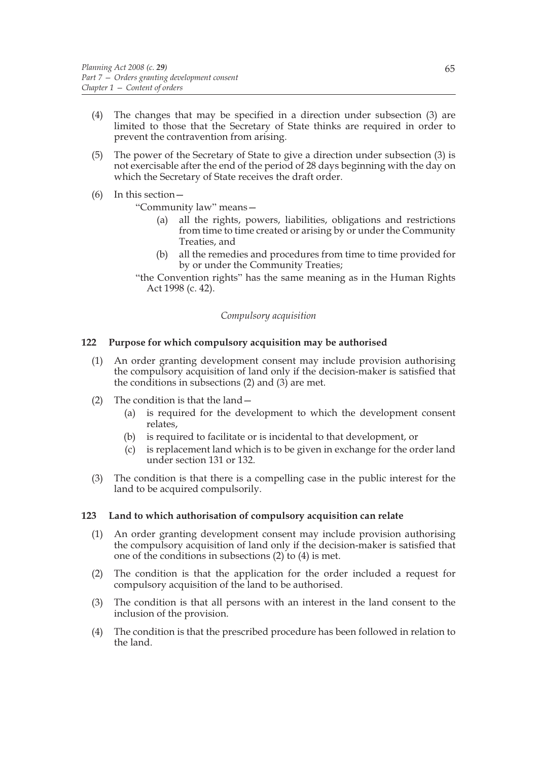(4) The changes that may be specified in a direction under subsection (3) are limited to those that the Secretary of State thinks are required in order to prevent the contravention from arising.

(5) The power of the Secretary of State to give a direction under subsection (3) is not exercisable after the end of the period of 28 days beginning with the day on which the Secretary of State receives the draft order.

(6) In this section—

"Community law" means—

(a) all the rights, powers, liabilities, obligations and restrictions from time to time created or arising by or under the Community Treaties, and

(b) all the remedies and procedures from time to time provided for by or under the Community Treaties;

"the Convention rights" has the same meaning as in the Human Rights Act 1998 (c. 42).

*Compulsory acquisition*

### 122 Purpose for which compulsory acquisition may be authorised

(1) An order granting development consent may include provision authorising the compulsory acquisition of land only if the decision-maker is satisfied that the conditions in subsections (2) and (3) are met.

(2) The condition is that the land—

(a) is required for the development to which the development consent relates,

(b) is required to facilitate or is incidental to that development, or

(c) is replacement land which is to be given in exchange for the order land under section 131 or 132.

(3) The condition is that there is a compelling case in the public interest for the land to be acquired compulsorily.

### 123 Land to which authorisation of compulsory acquisition can relate

(1) An order granting development consent may include provision authorising the compulsory acquisition of land only if the decision-maker is satisfied that one of the conditions in subsections (2) to (4) is met.

(2) The condition is that the application for the order included a request for compulsory acquisition of the land to be authorised.

(3) The condition is that all persons with an interest in the land consent to the inclusion of the provision.

(4) The condition is that the prescribed procedure has been followed in relation to the land.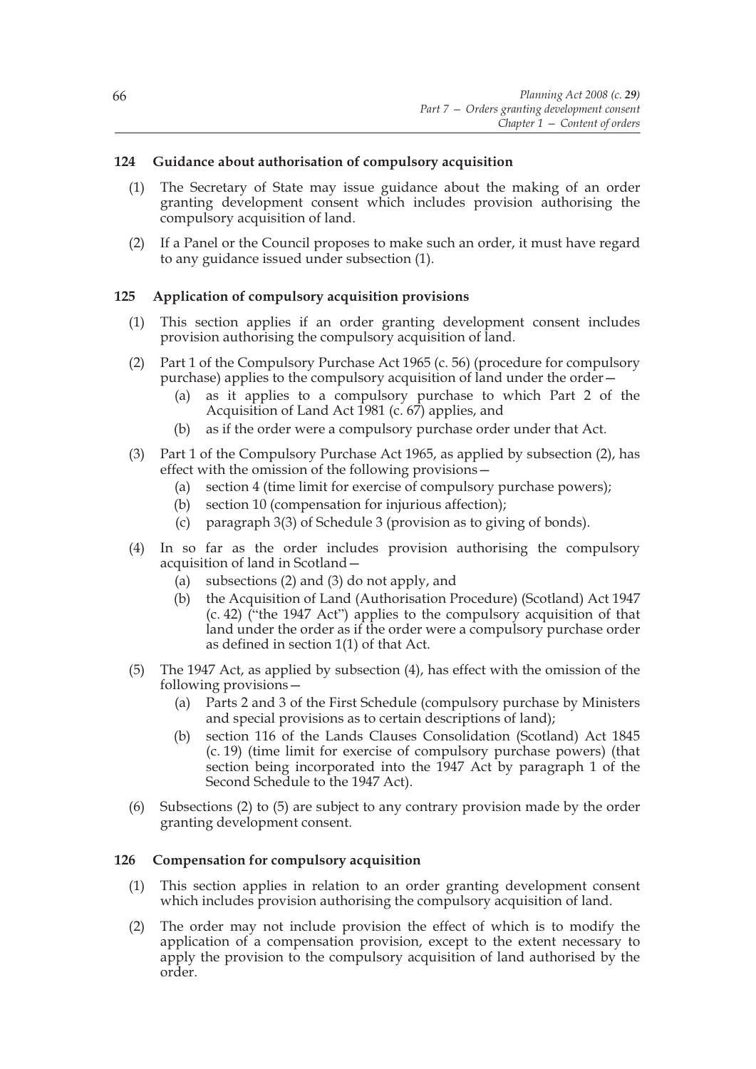### 124 Guidance about authorisation of compulsory acquisition

(1) The Secretary of State may issue guidance about the making of an order granting development consent which includes provision authorising the compulsory acquisition of land.

(2) If a Panel or the Council proposes to make such an order, it must have regard to any guidance issued under subsection (1).

### 125 Application of compulsory acquisition provisions

(1) This section applies if an order granting development consent includes provision authorising the compulsory acquisition of land.

(2) Part 1 of the Compulsory Purchase Act 1965 (c. 56) (procedure for compulsory purchase) applies to the compulsory acquisition of land under the order—

- (a) as it applies to a compulsory purchase to which Part 2 of the Acquisition of Land Act 1981 (c. 67) applies, and
- (b) as if the order were a compulsory purchase order under that Act.

(3) Part 1 of the Compulsory Purchase Act 1965, as applied by subsection (2), has effect with the omission of the following provisions—

- (a) section 4 (time limit for exercise of compulsory purchase powers);
- (b) section 10 (compensation for injurious affection);
- (c) paragraph 3(3) of Schedule 3 (provision as to giving of bonds).

(4) In so far as the order includes provision authorising the compulsory acquisition of land in Scotland—

- (a) subsections (2) and (3) do not apply, and
- (b) the Acquisition of Land (Authorisation Procedure) (Scotland) Act 1947 (c. 42) ("the 1947 Act") applies to the compulsory acquisition of that land under the order as if the order were a compulsory purchase order as defined in section 1(1) of that Act.

(5) The 1947 Act, as applied by subsection (4), has effect with the omission of the following provisions—

- (a) Parts 2 and 3 of the First Schedule (compulsory purchase by Ministers and special provisions as to certain descriptions of land);
- (b) section 116 of the Lands Clauses Consolidation (Scotland) Act 1845 (c. 19) (time limit for exercise of compulsory purchase powers) (that section being incorporated into the 1947 Act by paragraph 1 of the Second Schedule to the 1947 Act).

(6) Subsections (2) to (5) are subject to any contrary provision made by the order granting development consent.

### 126 Compensation for compulsory acquisition

(1) This section applies in relation to an order granting development consent which includes provision authorising the compulsory acquisition of land.

(2) The order may not include provision the effect of which is to modify the application of a compensation provision, except to the extent necessary to apply the provision to the compulsory acquisition of land authorised by the order.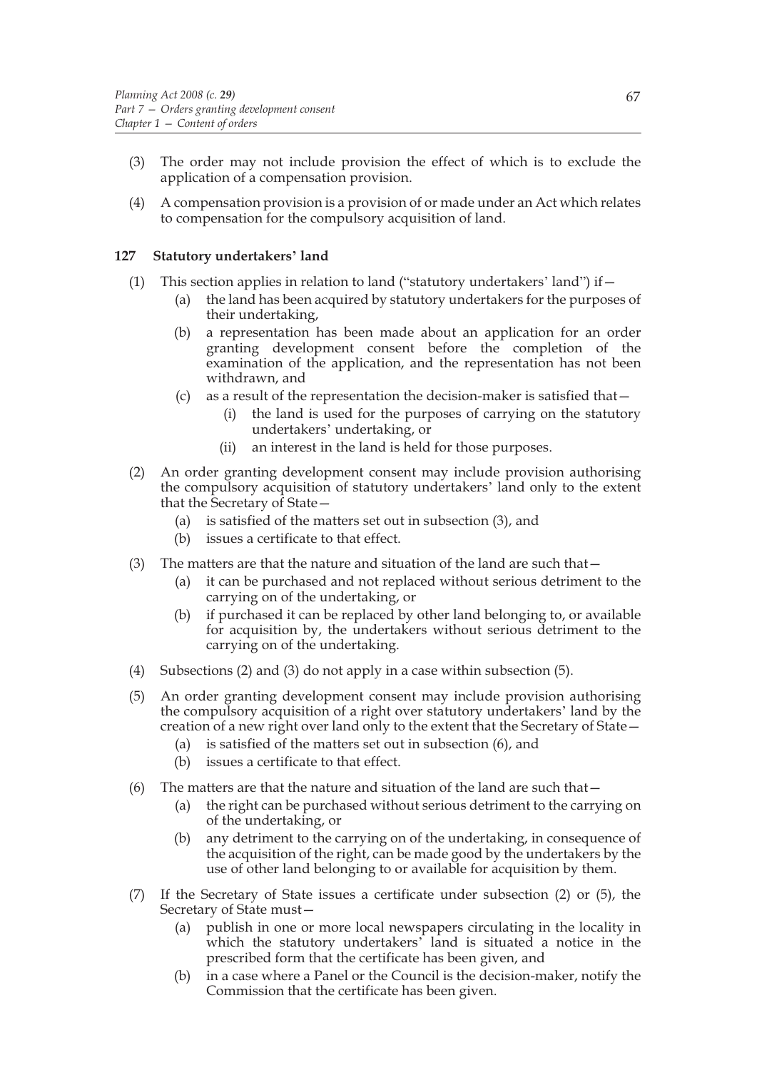(3) The order may not include provision the effect of which is to exclude the application of a compensation provision.

(4) A compensation provision is a provision of or made under an Act which relates to compensation for the compulsory acquisition of land.

### 127 Statutory undertakers' land

(1) This section applies in relation to land ("statutory undertakers' land") if—

  (a) the land has been acquired by statutory undertakers for the purposes of their undertaking,

  (b) a representation has been made about an application for an order granting development consent before the completion of the examination of the application, and the representation has not been withdrawn, and

  (c) as a result of the representation the decision-maker is satisfied that—

    (i) the land is used for the purposes of carrying on the statutory undertakers' undertaking, or

    (ii) an interest in the land is held for those purposes.

(2) An order granting development consent may include provision authorising the compulsory acquisition of statutory undertakers' land only to the extent that the Secretary of State—

  (a) is satisfied of the matters set out in subsection (3), and

  (b) issues a certificate to that effect.

(3) The matters are that the nature and situation of the land are such that—

  (a) it can be purchased and not replaced without serious detriment to the carrying on of the undertaking, or

  (b) if purchased it can be replaced by other land belonging to, or available for acquisition by, the undertakers without serious detriment to the carrying on of the undertaking.

(4) Subsections (2) and (3) do not apply in a case within subsection (5).

(5) An order granting development consent may include provision authorising the compulsory acquisition of a right over statutory undertakers' land by the creation of a new right over land only to the extent that the Secretary of State—

  (a) is satisfied of the matters set out in subsection (6), and

  (b) issues a certificate to that effect.

(6) The matters are that the nature and situation of the land are such that—

  (a) the right can be purchased without serious detriment to the carrying on of the undertaking, or

  (b) any detriment to the carrying on of the undertaking, in consequence of the acquisition of the right, can be made good by the undertakers by the use of other land belonging to or available for acquisition by them.

(7) If the Secretary of State issues a certificate under subsection (2) or (5), the Secretary of State must—

  (a) publish in one or more local newspapers circulating in the locality in which the statutory undertakers' land is situated a notice in the prescribed form that the certificate has been given, and

  (b) in a case where a Panel or the Council is the decision-maker, notify the Commission that the certificate has been given.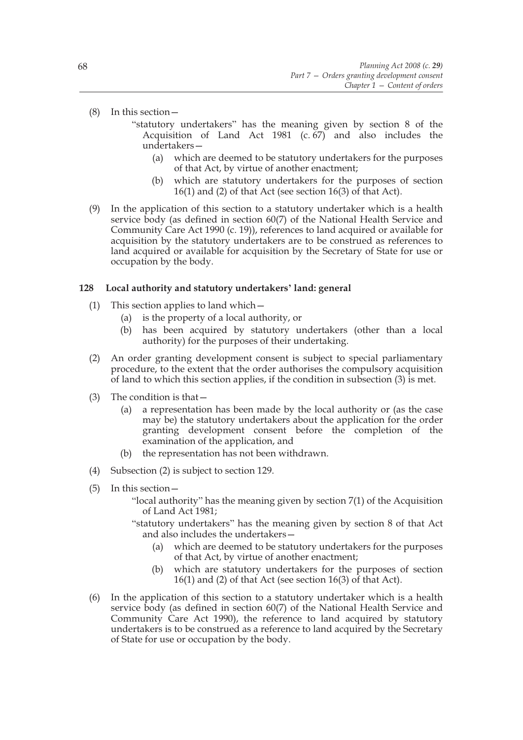(8) In this section—

"statutory undertakers" has the meaning given by section 8 of the Acquisition of Land Act 1981 (c. 67) and also includes the undertakers—

(a) which are deemed to be statutory undertakers for the purposes of that Act, by virtue of another enactment;

(b) which are statutory undertakers for the purposes of section 16(1) and (2) of that Act (see section 16(3) of that Act).

(9) In the application of this section to a statutory undertaker which is a health service body (as defined in section 60(7) of the National Health Service and Community Care Act 1990 (c. 19)), references to land acquired or available for acquisition by the statutory undertakers are to be construed as references to land acquired or available for acquisition by the Secretary of State for use or occupation by the body.

### 128 Local authority and statutory undertakers' land: general

(1) This section applies to land which—

(a) is the property of a local authority, or

(b) has been acquired by statutory undertakers (other than a local authority) for the purposes of their undertaking.

(2) An order granting development consent is subject to special parliamentary procedure, to the extent that the order authorises the compulsory acquisition of land to which this section applies, if the condition in subsection (3) is met.

(3) The condition is that—

(a) a representation has been made by the local authority or (as the case may be) the statutory undertakers about the application for the order granting development consent before the completion of the examination of the application, and

(b) the representation has not been withdrawn.

(4) Subsection (2) is subject to section 129.

(5) In this section—

"local authority" has the meaning given by section 7(1) of the Acquisition of Land Act 1981;

"statutory undertakers" has the meaning given by section 8 of that Act and also includes the undertakers—

(a) which are deemed to be statutory undertakers for the purposes of that Act, by virtue of another enactment;

(b) which are statutory undertakers for the purposes of section 16(1) and (2) of that Act (see section 16(3) of that Act).

(6) In the application of this section to a statutory undertaker which is a health service body (as defined in section 60(7) of the National Health Service and Community Care Act 1990), the reference to land acquired by statutory undertakers is to be construed as a reference to land acquired by the Secretary of State for use or occupation by the body.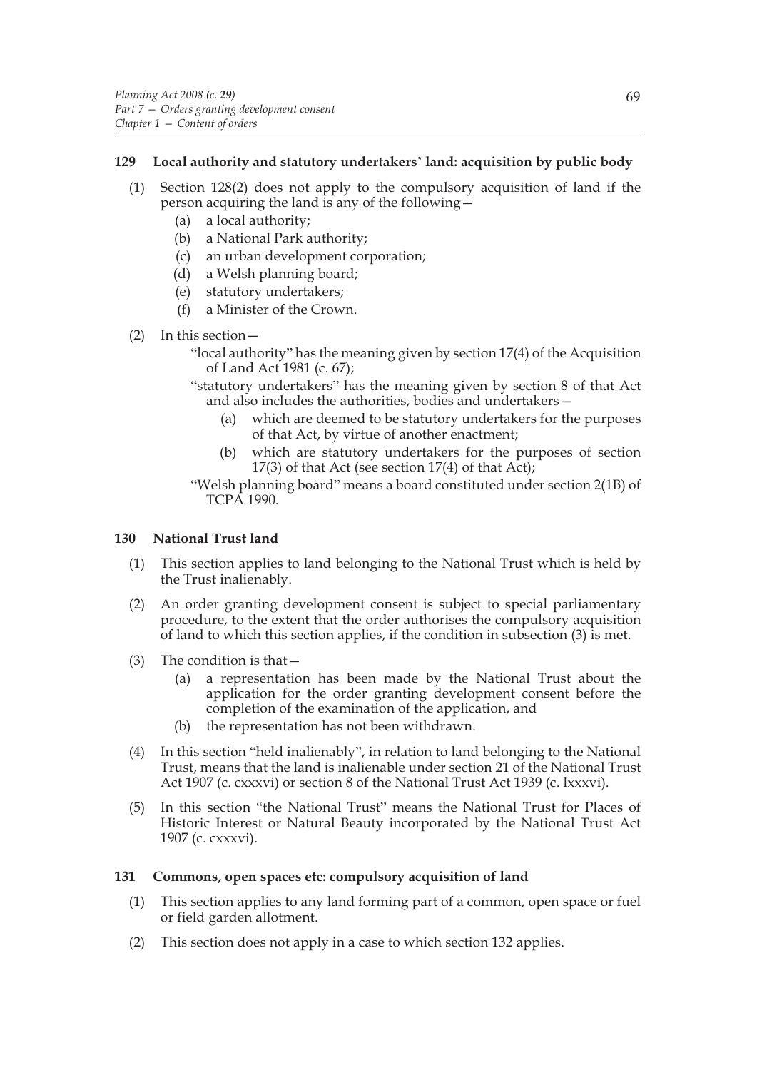## 129 Local authority and statutory undertakers' land: acquisition by public body

(1) Section 128(2) does not apply to the compulsory acquisition of land if the person acquiring the land is any of the following—

- (a) a local authority;
- (b) a National Park authority;
- (c) an urban development corporation;
- (d) a Welsh planning board;
- (e) statutory undertakers;
- (f) a Minister of the Crown.

(2) In this section—

"local authority" has the meaning given by section 17(4) of the Acquisition of Land Act 1981 (c. 67);

"statutory undertakers" has the meaning given by section 8 of that Act and also includes the authorities, bodies and undertakers—

- (a) which are deemed to be statutory undertakers for the purposes of that Act, by virtue of another enactment;
- (b) which are statutory undertakers for the purposes of section 17(3) of that Act (see section 17(4) of that Act);

"Welsh planning board" means a board constituted under section 2(1B) of TCPA 1990.

## 130 National Trust land

(1) This section applies to land belonging to the National Trust which is held by the Trust inalienably.

(2) An order granting development consent is subject to special parliamentary procedure, to the extent that the order authorises the compulsory acquisition of land to which this section applies, if the condition in subsection (3) is met.

(3) The condition is that—

- (a) a representation has been made by the National Trust about the application for the order granting development consent before the completion of the examination of the application, and
- (b) the representation has not been withdrawn.

(4) In this section "held inalienably", in relation to land belonging to the National Trust, means that the land is inalienable under section 21 of the National Trust Act 1907 (c. cxxxvi) or section 8 of the National Trust Act 1939 (c. lxxxvi).

(5) In this section "the National Trust" means the National Trust for Places of Historic Interest or Natural Beauty incorporated by the National Trust Act 1907 (c. cxxxvi).

## 131 Commons, open spaces etc: compulsory acquisition of land

(1) This section applies to any land forming part of a common, open space or fuel or field garden allotment.

(2) This section does not apply in a case to which section 132 applies.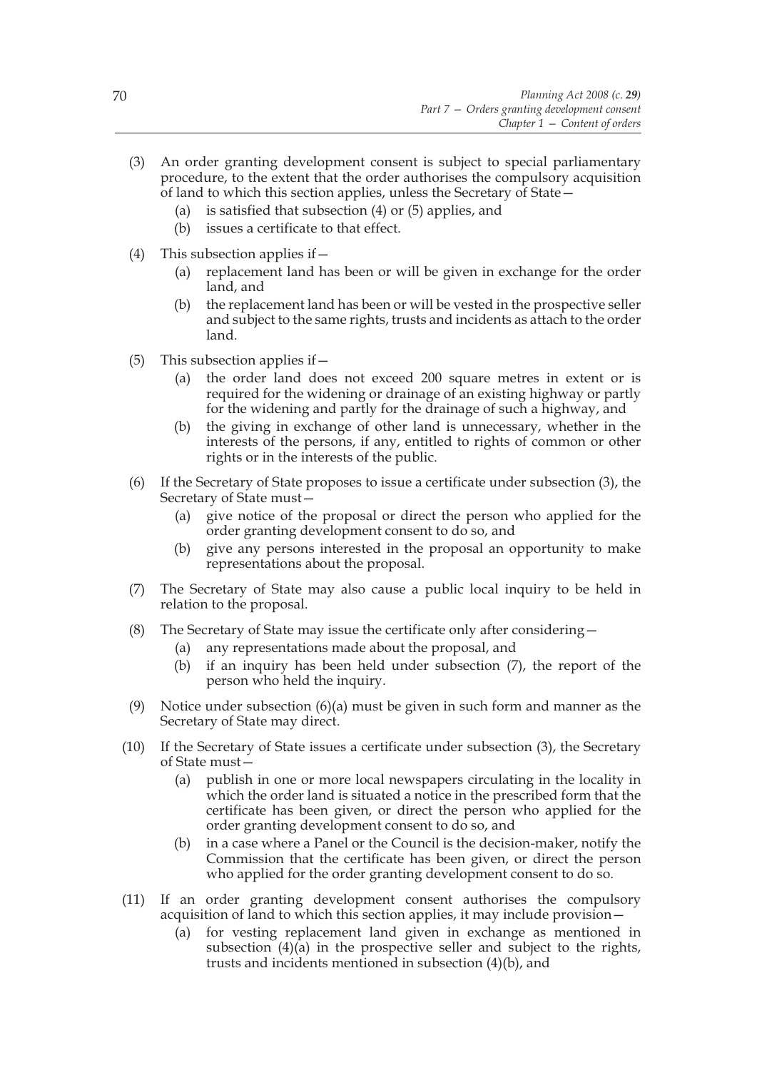(3) An order granting development consent is subject to special parliamentary procedure, to the extent that the order authorises the compulsory acquisition of land to which this section applies, unless the Secretary of State—

   (a) is satisfied that subsection (4) or (5) applies, and

   (b) issues a certificate to that effect.

(4) This subsection applies if—

   (a) replacement land has been or will be given in exchange for the order land, and

   (b) the replacement land has been or will be vested in the prospective seller and subject to the same rights, trusts and incidents as attach to the order land.

(5) This subsection applies if—

   (a) the order land does not exceed 200 square metres in extent or is required for the widening or drainage of an existing highway or partly for the widening and partly for the drainage of such a highway, and

   (b) the giving in exchange of other land is unnecessary, whether in the interests of the persons, if any, entitled to rights of common or other rights or in the interests of the public.

(6) If the Secretary of State proposes to issue a certificate under subsection (3), the Secretary of State must—

   (a) give notice of the proposal or direct the person who applied for the order granting development consent to do so, and

   (b) give any persons interested in the proposal an opportunity to make representations about the proposal.

(7) The Secretary of State may also cause a public local inquiry to be held in relation to the proposal.

(8) The Secretary of State may issue the certificate only after considering—

   (a) any representations made about the proposal, and

   (b) if an inquiry has been held under subsection (7), the report of the person who held the inquiry.

(9) Notice under subsection (6)(a) must be given in such form and manner as the Secretary of State may direct.

(10) If the Secretary of State issues a certificate under subsection (3), the Secretary of State must—

   (a) publish in one or more local newspapers circulating in the locality in which the order land is situated a notice in the prescribed form that the certificate has been given, or direct the person who applied for the order granting development consent to do so, and

   (b) in a case where a Panel or the Council is the decision-maker, notify the Commission that the certificate has been given, or direct the person who applied for the order granting development consent to do so.

(11) If an order granting development consent authorises the compulsory acquisition of land to which this section applies, it may include provision—

   (a) for vesting replacement land given in exchange as mentioned in subsection (4)(a) in the prospective seller and subject to the rights, trusts and incidents mentioned in subsection (4)(b), and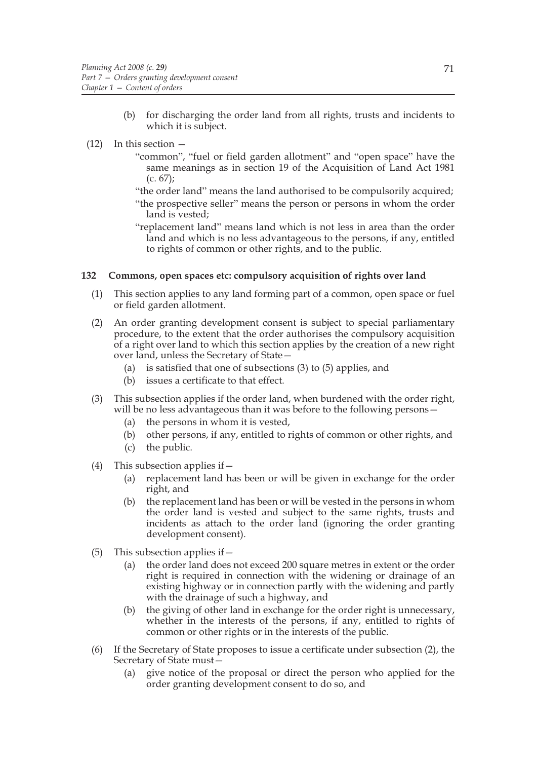(b) for discharging the order land from all rights, trusts and incidents to which it is subject.

(12) In this section —

"common", "fuel or field garden allotment" and "open space" have the same meanings as in section 19 of the Acquisition of Land Act 1981 (c. 67);

"the order land" means the land authorised to be compulsorily acquired;

"the prospective seller" means the person or persons in whom the order land is vested;

"replacement land" means land which is not less in area than the order land and which is no less advantageous to the persons, if any, entitled to rights of common or other rights, and to the public.

**132 Commons, open spaces etc: compulsory acquisition of rights over land**

(1) This section applies to any land forming part of a common, open space or fuel or field garden allotment.

(2) An order granting development consent is subject to special parliamentary procedure, to the extent that the order authorises the compulsory acquisition of a right over land to which this section applies by the creation of a new right over land, unless the Secretary of State—

(a) is satisfied that one of subsections (3) to (5) applies, and

(b) issues a certificate to that effect.

(3) This subsection applies if the order land, when burdened with the order right, will be no less advantageous than it was before to the following persons—

(a) the persons in whom it is vested,

(b) other persons, if any, entitled to rights of common or other rights, and

(c) the public.

(4) This subsection applies if—

(a) replacement land has been or will be given in exchange for the order right, and

(b) the replacement land has been or will be vested in the persons in whom the order land is vested and subject to the same rights, trusts and incidents as attach to the order land (ignoring the order granting development consent).

(5) This subsection applies if—

(a) the order land does not exceed 200 square metres in extent or the order right is required in connection with the widening or drainage of an existing highway or in connection partly with the widening and partly with the drainage of such a highway, and

(b) the giving of other land in exchange for the order right is unnecessary, whether in the interests of the persons, if any, entitled to rights of common or other rights or in the interests of the public.

(6) If the Secretary of State proposes to issue a certificate under subsection (2), the Secretary of State must—

(a) give notice of the proposal or direct the person who applied for the order granting development consent to do so, and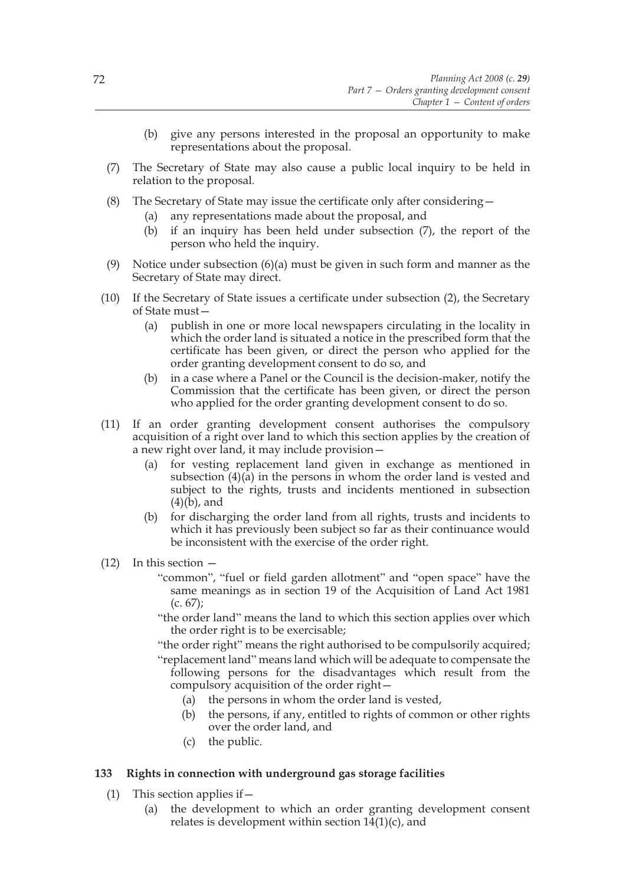(b) give any persons interested in the proposal an opportunity to make representations about the proposal.

(7) The Secretary of State may also cause a public local inquiry to be held in relation to the proposal.

(8) The Secretary of State may issue the certificate only after considering—

(a) any representations made about the proposal, and

(b) if an inquiry has been held under subsection (7), the report of the person who held the inquiry.

(9) Notice under subsection (6)(a) must be given in such form and manner as the Secretary of State may direct.

(10) If the Secretary of State issues a certificate under subsection (2), the Secretary of State must—

(a) publish in one or more local newspapers circulating in the locality in which the order land is situated a notice in the prescribed form that the certificate has been given, or direct the person who applied for the order granting development consent to do so, and

(b) in a case where a Panel or the Council is the decision-maker, notify the Commission that the certificate has been given, or direct the person who applied for the order granting development consent to do so.

(11) If an order granting development consent authorises the compulsory acquisition of a right over land to which this section applies by the creation of a new right over land, it may include provision—

(a) for vesting replacement land given in exchange as mentioned in subsection (4)(a) in the persons in whom the order land is vested and subject to the rights, trusts and incidents mentioned in subsection (4)(b), and

(b) for discharging the order land from all rights, trusts and incidents to which it has previously been subject so far as their continuance would be inconsistent with the exercise of the order right.

(12) In this section —

"common", "fuel or field garden allotment" and "open space" have the same meanings as in section 19 of the Acquisition of Land Act 1981 (c. 67);

"the order land" means the land to which this section applies over which the order right is to be exercisable;

"the order right" means the right authorised to be compulsorily acquired;

"replacement land" means land which will be adequate to compensate the following persons for the disadvantages which result from the compulsory acquisition of the order right—

(a) the persons in whom the order land is vested,

(b) the persons, if any, entitled to rights of common or other rights over the order land, and

(c) the public.

### 133 Rights in connection with underground gas storage facilities

(1) This section applies if—

(a) the development to which an order granting development consent relates is development within section 14(1)(c), and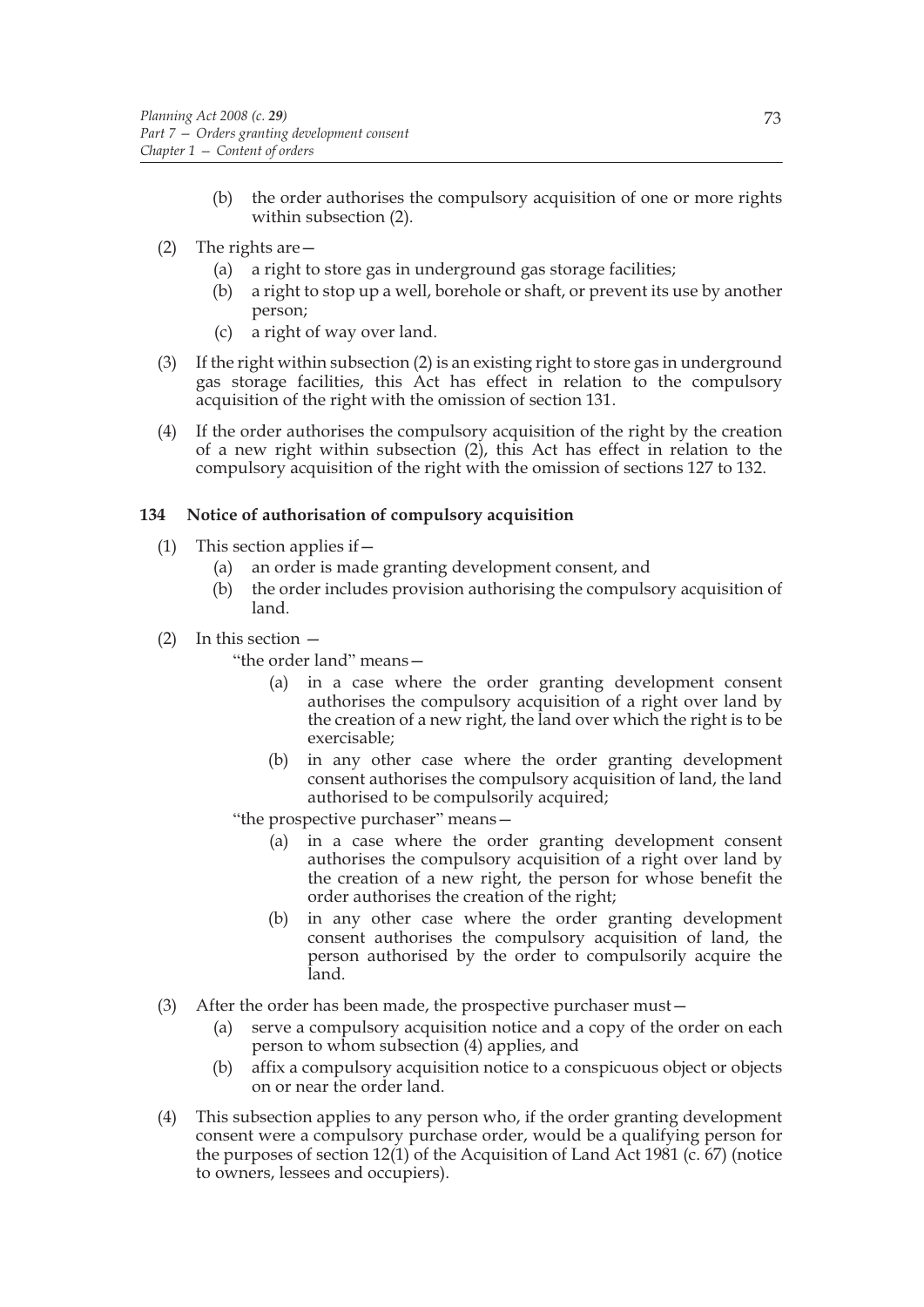(b) the order authorises the compulsory acquisition of one or more rights within subsection (2).

(2) The rights are—

   (a) a right to store gas in underground gas storage facilities;

   (b) a right to stop up a well, borehole or shaft, or prevent its use by another person;

   (c) a right of way over land.

(3) If the right within subsection (2) is an existing right to store gas in underground gas storage facilities, this Act has effect in relation to the compulsory acquisition of the right with the omission of section 131.

(4) If the order authorises the compulsory acquisition of the right by the creation of a new right within subsection (2), this Act has effect in relation to the compulsory acquisition of the right with the omission of sections 127 to 132.

### 134 Notice of authorisation of compulsory acquisition

(1) This section applies if—

   (a) an order is made granting development consent, and

   (b) the order includes provision authorising the compulsory acquisition of land.

(2) In this section —

"the order land" means—

   (a) in a case where the order granting development consent authorises the compulsory acquisition of a right over land by the creation of a new right, the land over which the right is to be exercisable;

   (b) in any other case where the order granting development consent authorises the compulsory acquisition of land, the land authorised to be compulsorily acquired;

"the prospective purchaser" means—

   (a) in a case where the order granting development consent authorises the compulsory acquisition of a right over land by the creation of a new right, the person for whose benefit the order authorises the creation of the right;

   (b) in any other case where the order granting development consent authorises the compulsory acquisition of land, the person authorised by the order to compulsorily acquire the land.

(3) After the order has been made, the prospective purchaser must—

   (a) serve a compulsory acquisition notice and a copy of the order on each person to whom subsection (4) applies, and

   (b) affix a compulsory acquisition notice to a conspicuous object or objects on or near the order land.

(4) This subsection applies to any person who, if the order granting development consent were a compulsory purchase order, would be a qualifying person for the purposes of section 12(1) of the Acquisition of Land Act 1981 (c. 67) (notice to owners, lessees and occupiers).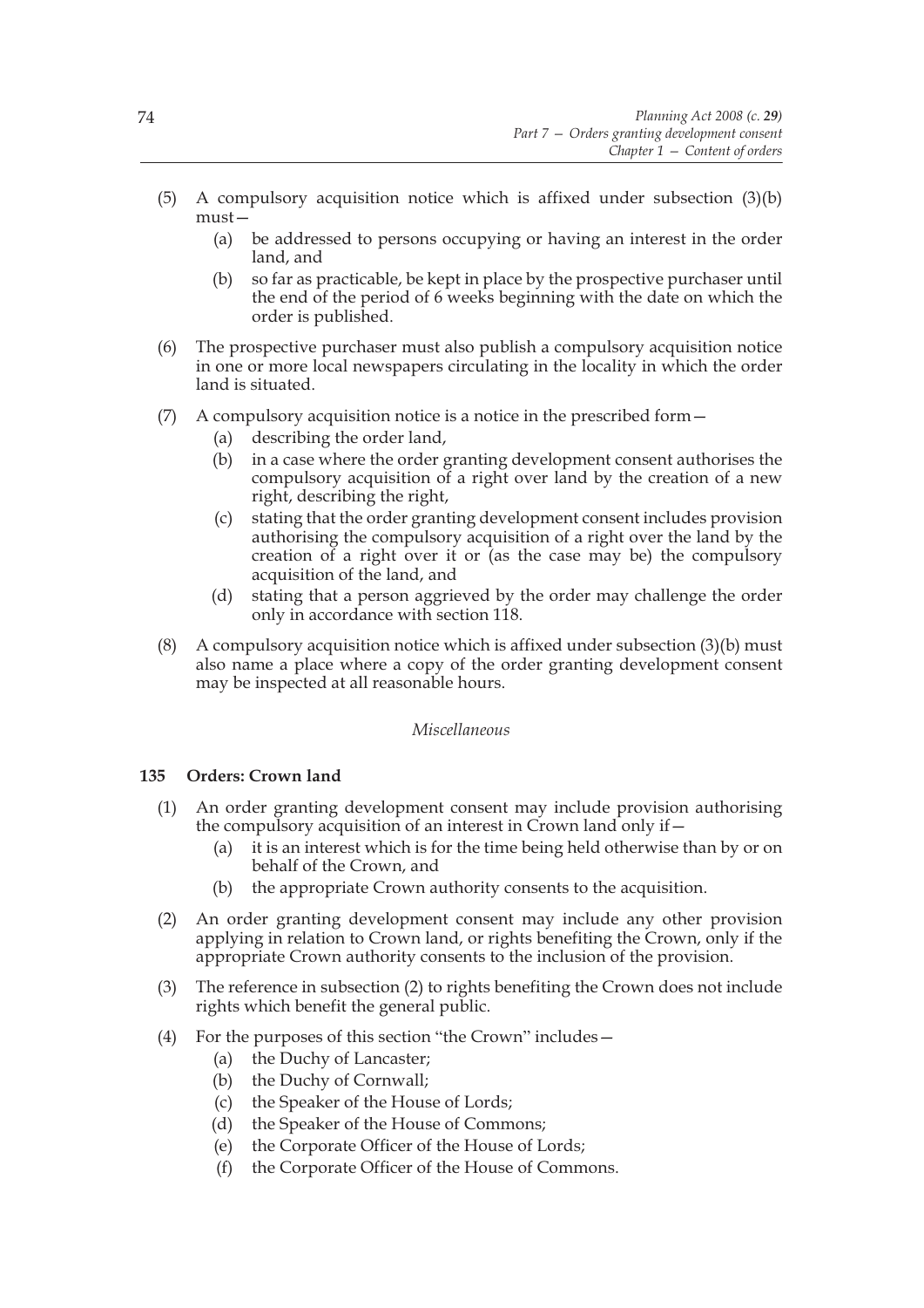(5) A compulsory acquisition notice which is affixed under subsection (3)(b) must—

   (a) be addressed to persons occupying or having an interest in the order land, and

   (b) so far as practicable, be kept in place by the prospective purchaser until the end of the period of 6 weeks beginning with the date on which the order is published.

(6) The prospective purchaser must also publish a compulsory acquisition notice in one or more local newspapers circulating in the locality in which the order land is situated.

(7) A compulsory acquisition notice is a notice in the prescribed form—

   (a) describing the order land,

   (b) in a case where the order granting development consent authorises the compulsory acquisition of a right over land by the creation of a new right, describing the right,

   (c) stating that the order granting development consent includes provision authorising the compulsory acquisition of a right over the land by the creation of a right over it or (as the case may be) the compulsory acquisition of the land, and

   (d) stating that a person aggrieved by the order may challenge the order only in accordance with section 118.

(8) A compulsory acquisition notice which is affixed under subsection (3)(b) must also name a place where a copy of the order granting development consent may be inspected at all reasonable hours.

*Miscellaneous*

### 135 Orders: Crown land

(1) An order granting development consent may include provision authorising the compulsory acquisition of an interest in Crown land only if—

   (a) it is an interest which is for the time being held otherwise than by or on behalf of the Crown, and

   (b) the appropriate Crown authority consents to the acquisition.

(2) An order granting development consent may include any other provision applying in relation to Crown land, or rights benefiting the Crown, only if the appropriate Crown authority consents to the inclusion of the provision.

(3) The reference in subsection (2) to rights benefiting the Crown does not include rights which benefit the general public.

(4) For the purposes of this section "the Crown" includes—

   (a) the Duchy of Lancaster;

   (b) the Duchy of Cornwall;

   (c) the Speaker of the House of Lords;

   (d) the Speaker of the House of Commons;

   (e) the Corporate Officer of the House of Lords;

   (f) the Corporate Officer of the House of Commons.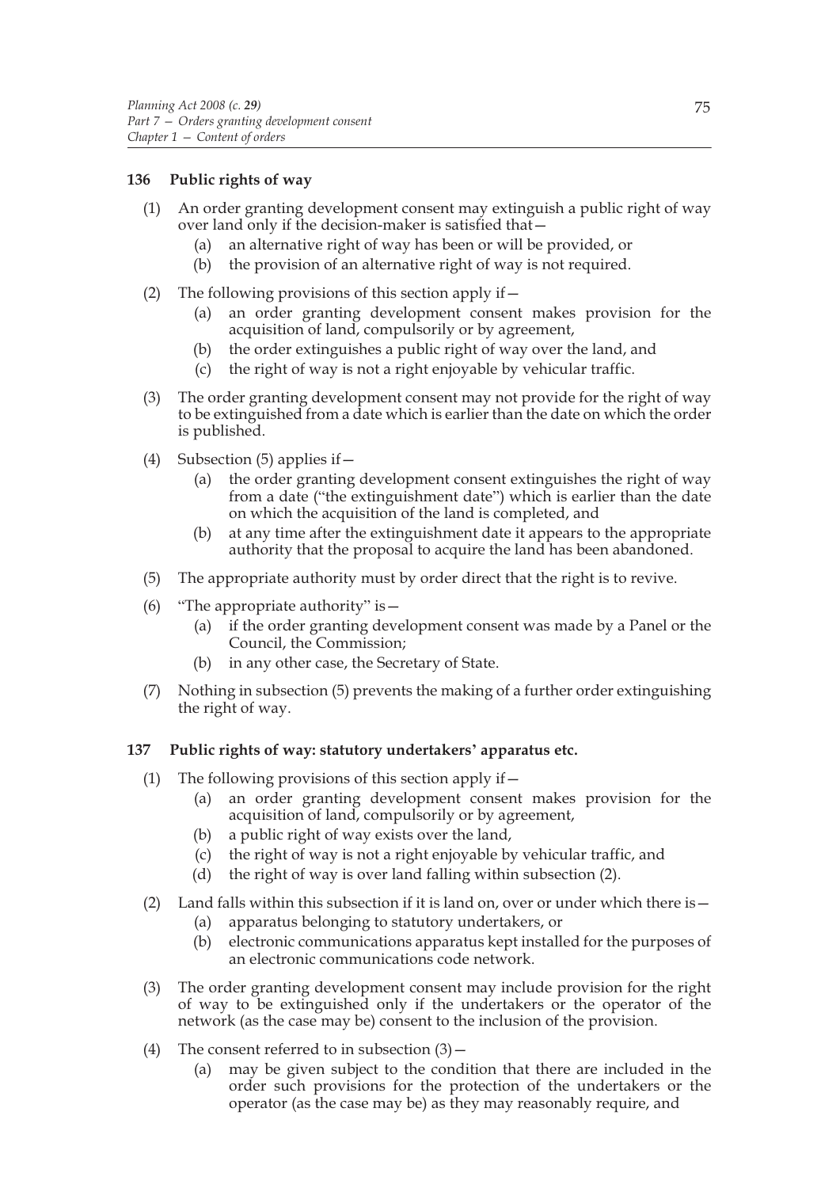**136 Public rights of way**

(1) An order granting development consent may extinguish a public right of way over land only if the decision-maker is satisfied that—

(a) an alternative right of way has been or will be provided, or

(b) the provision of an alternative right of way is not required.

(2) The following provisions of this section apply if—

(a) an order granting development consent makes provision for the acquisition of land, compulsorily or by agreement,

(b) the order extinguishes a public right of way over the land, and

(c) the right of way is not a right enjoyable by vehicular traffic.

(3) The order granting development consent may not provide for the right of way to be extinguished from a date which is earlier than the date on which the order is published.

(4) Subsection (5) applies if—

(a) the order granting development consent extinguishes the right of way from a date ("the extinguishment date") which is earlier than the date on which the acquisition of the land is completed, and

(b) at any time after the extinguishment date it appears to the appropriate authority that the proposal to acquire the land has been abandoned.

(5) The appropriate authority must by order direct that the right is to revive.

(6) "The appropriate authority" is—

(a) if the order granting development consent was made by a Panel or the Council, the Commission;

(b) in any other case, the Secretary of State.

(7) Nothing in subsection (5) prevents the making of a further order extinguishing the right of way.

**137 Public rights of way: statutory undertakers' apparatus etc.**

(1) The following provisions of this section apply if—

(a) an order granting development consent makes provision for the acquisition of land, compulsorily or by agreement,

(b) a public right of way exists over the land,

(c) the right of way is not a right enjoyable by vehicular traffic, and

(d) the right of way is over land falling within subsection (2).

(2) Land falls within this subsection if it is land on, over or under which there is—

(a) apparatus belonging to statutory undertakers, or

(b) electronic communications apparatus kept installed for the purposes of an electronic communications code network.

(3) The order granting development consent may include provision for the right of way to be extinguished only if the undertakers or the operator of the network (as the case may be) consent to the inclusion of the provision.

(4) The consent referred to in subsection (3)—

(a) may be given subject to the condition that there are included in the order such provisions for the protection of the undertakers or the operator (as the case may be) as they may reasonably require, and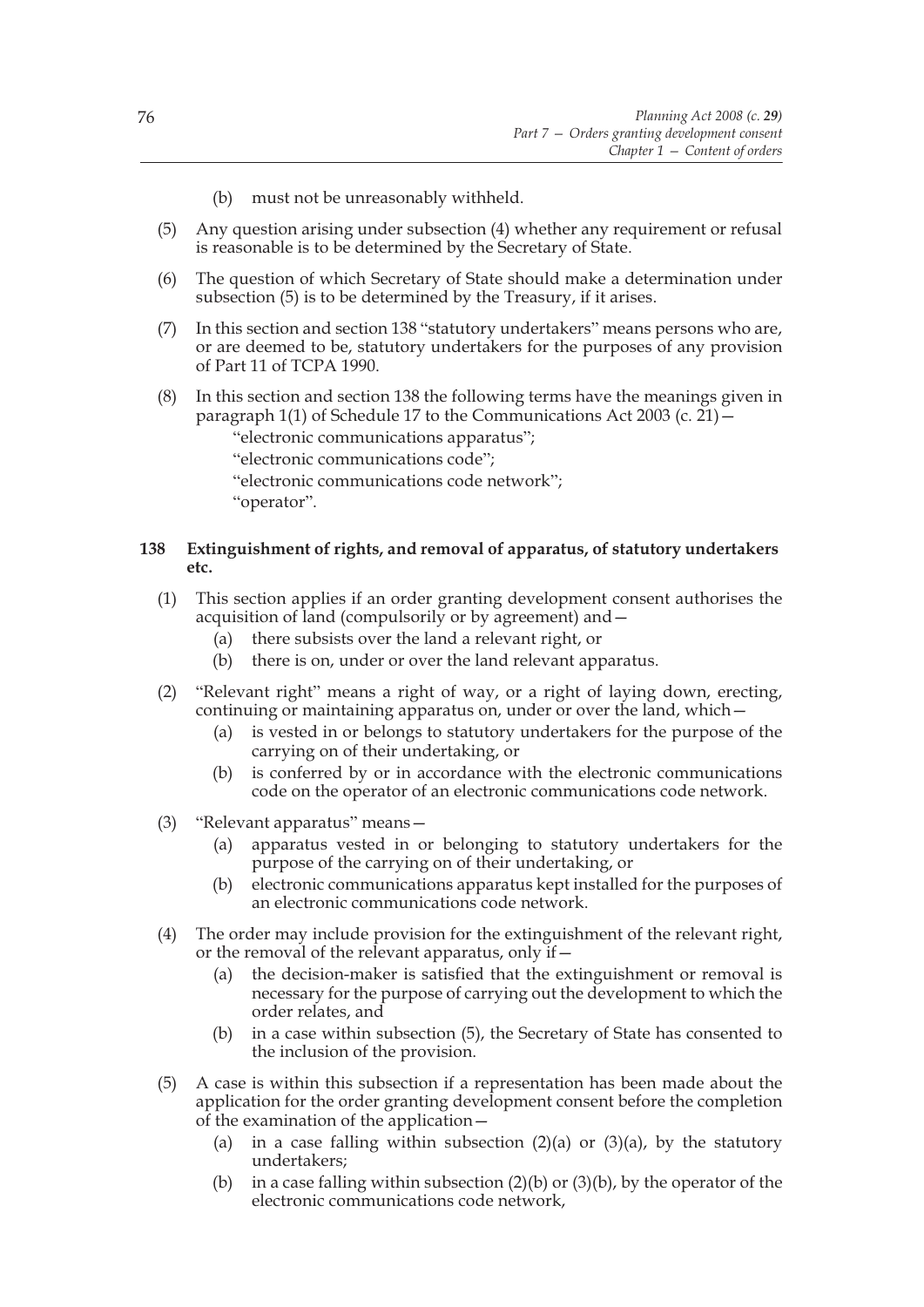(b) must not be unreasonably withheld.

(5) Any question arising under subsection (4) whether any requirement or refusal is reasonable is to be determined by the Secretary of State.

(6) The question of which Secretary of State should make a determination under subsection (5) is to be determined by the Treasury, if it arises.

(7) In this section and section 138 "statutory undertakers" means persons who are, or are deemed to be, statutory undertakers for the purposes of any provision of Part 11 of TCPA 1990.

(8) In this section and section 138 the following terms have the meanings given in paragraph 1(1) of Schedule 17 to the Communications Act 2003 (c. 21)—

"electronic communications apparatus";

"electronic communications code";

"electronic communications code network";

"operator".

**138 Extinguishment of rights, and removal of apparatus, of statutory undertakers etc.**

(1) This section applies if an order granting development consent authorises the acquisition of land (compulsorily or by agreement) and—

(a) there subsists over the land a relevant right, or

(b) there is on, under or over the land relevant apparatus.

(2) "Relevant right" means a right of way, or a right of laying down, erecting, continuing or maintaining apparatus on, under or over the land, which—

(a) is vested in or belongs to statutory undertakers for the purpose of the carrying on of their undertaking, or

(b) is conferred by or in accordance with the electronic communications code on the operator of an electronic communications code network.

(3) "Relevant apparatus" means—

(a) apparatus vested in or belonging to statutory undertakers for the purpose of the carrying on of their undertaking, or

(b) electronic communications apparatus kept installed for the purposes of an electronic communications code network.

(4) The order may include provision for the extinguishment of the relevant right, or the removal of the relevant apparatus, only if—

(a) the decision-maker is satisfied that the extinguishment or removal is necessary for the purpose of carrying out the development to which the order relates, and

(b) in a case within subsection (5), the Secretary of State has consented to the inclusion of the provision.

(5) A case is within this subsection if a representation has been made about the application for the order granting development consent before the completion of the examination of the application—

(a) in a case falling within subsection (2)(a) or (3)(a), by the statutory undertakers;

(b) in a case falling within subsection (2)(b) or (3)(b), by the operator of the electronic communications code network,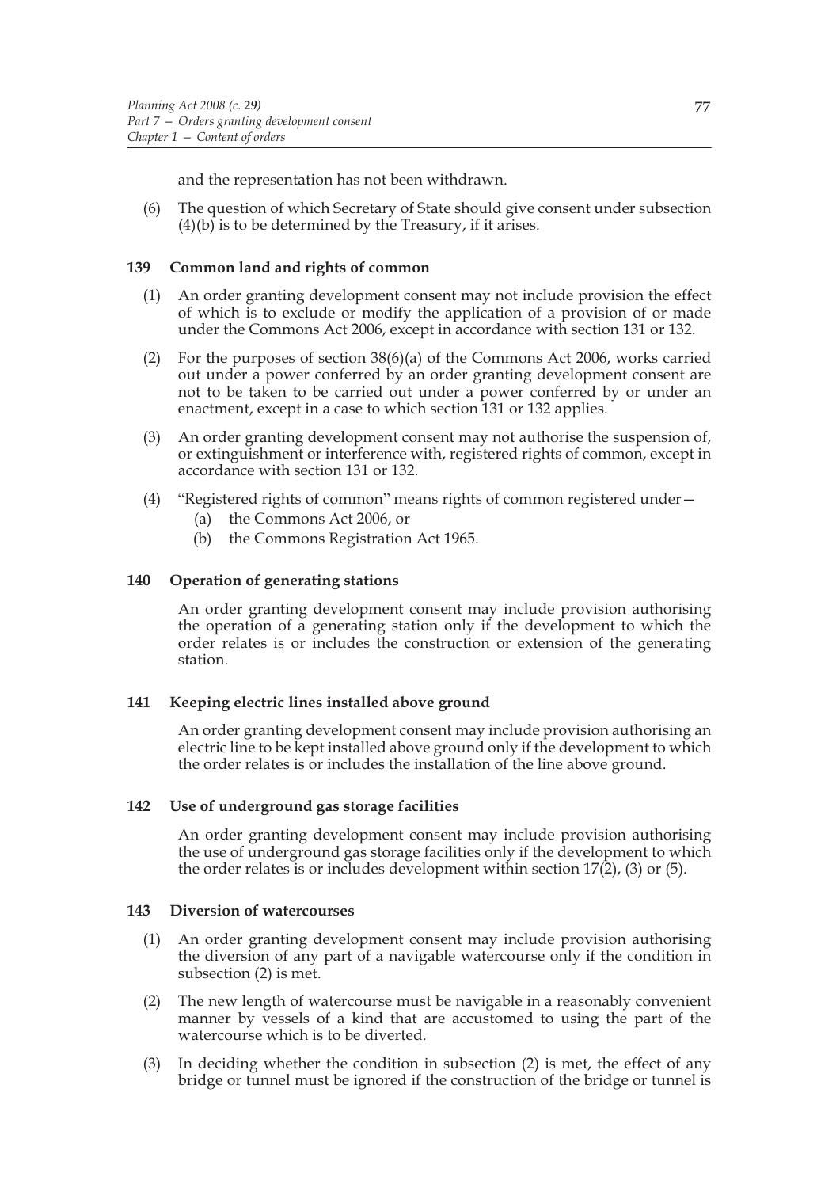and the representation has not been withdrawn.

(6) The question of which Secretary of State should give consent under subsection (4)(b) is to be determined by the Treasury, if it arises.

### 139 Common land and rights of common

(1) An order granting development consent may not include provision the effect of which is to exclude or modify the application of a provision of or made under the Commons Act 2006, except in accordance with section 131 or 132.

(2) For the purposes of section 38(6)(a) of the Commons Act 2006, works carried out under a power conferred by an order granting development consent are not to be taken to be carried out under a power conferred by or under an enactment, except in a case to which section 131 or 132 applies.

(3) An order granting development consent may not authorise the suspension of, or extinguishment or interference with, registered rights of common, except in accordance with section 131 or 132.

(4) "Registered rights of common" means rights of common registered under—

- (a) the Commons Act 2006, or
- (b) the Commons Registration Act 1965.

### 140 Operation of generating stations

An order granting development consent may include provision authorising the operation of a generating station only if the development to which the order relates is or includes the construction or extension of the generating station.

### 141 Keeping electric lines installed above ground

An order granting development consent may include provision authorising an electric line to be kept installed above ground only if the development to which the order relates is or includes the installation of the line above ground.

### 142 Use of underground gas storage facilities

An order granting development consent may include provision authorising the use of underground gas storage facilities only if the development to which the order relates is or includes development within section 17(2), (3) or (5).

### 143 Diversion of watercourses

(1) An order granting development consent may include provision authorising the diversion of any part of a navigable watercourse only if the condition in subsection (2) is met.

(2) The new length of watercourse must be navigable in a reasonably convenient manner by vessels of a kind that are accustomed to using the part of the watercourse which is to be diverted.

(3) In deciding whether the condition in subsection (2) is met, the effect of any bridge or tunnel must be ignored if the construction of the bridge or tunnel is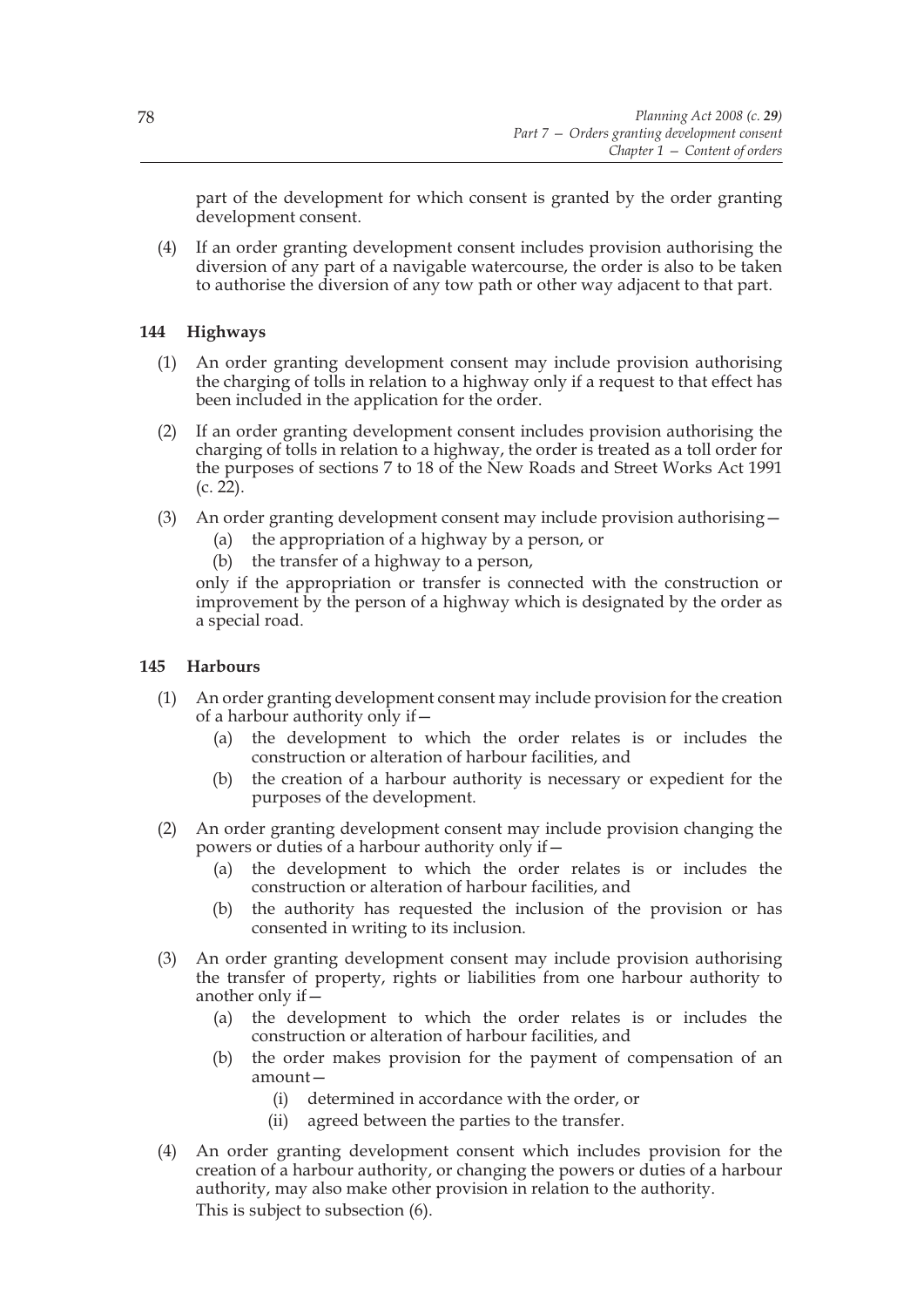part of the development for which consent is granted by the order granting development consent.

(4) If an order granting development consent includes provision authorising the diversion of any part of a navigable watercourse, the order is also to be taken to authorise the diversion of any tow path or other way adjacent to that part.

### 144 Highways

(1) An order granting development consent may include provision authorising the charging of tolls in relation to a highway only if a request to that effect has been included in the application for the order.

(2) If an order granting development consent includes provision authorising the charging of tolls in relation to a highway, the order is treated as a toll order for the purposes of sections 7 to 18 of the New Roads and Street Works Act 1991 (c. 22).

(3) An order granting development consent may include provision authorising—
   (a) the appropriation of a highway by a person, or
   (b) the transfer of a highway to a person,

   only if the appropriation or transfer is connected with the construction or improvement by the person of a highway which is designated by the order as a special road.

### 145 Harbours

(1) An order granting development consent may include provision for the creation of a harbour authority only if—
   (a) the development to which the order relates is or includes the construction or alteration of harbour facilities, and
   (b) the creation of a harbour authority is necessary or expedient for the purposes of the development.

(2) An order granting development consent may include provision changing the powers or duties of a harbour authority only if—
   (a) the development to which the order relates is or includes the construction or alteration of harbour facilities, and
   (b) the authority has requested the inclusion of the provision or has consented in writing to its inclusion.

(3) An order granting development consent may include provision authorising the transfer of property, rights or liabilities from one harbour authority to another only if—
   (a) the development to which the order relates is or includes the construction or alteration of harbour facilities, and
   (b) the order makes provision for the payment of compensation of an amount—
      (i) determined in accordance with the order, or
      (ii) agreed between the parties to the transfer.

(4) An order granting development consent which includes provision for the creation of a harbour authority, or changing the powers or duties of a harbour authority, may also make other provision in relation to the authority.
   This is subject to subsection (6).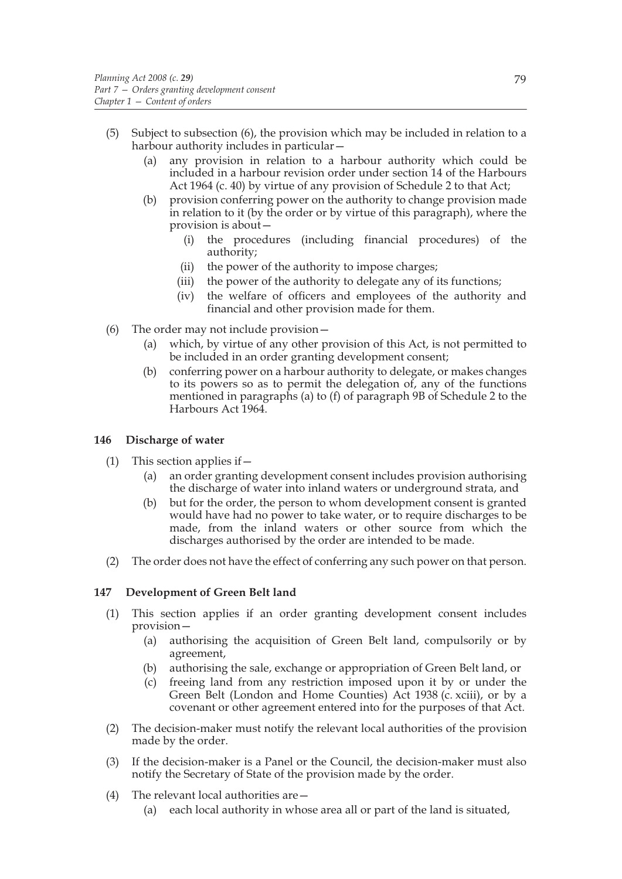(5) Subject to subsection (6), the provision which may be included in relation to a harbour authority includes in particular—

(a) any provision in relation to a harbour authority which could be included in a harbour revision order under section 14 of the Harbours Act 1964 (c. 40) by virtue of any provision of Schedule 2 to that Act;

(b) provision conferring power on the authority to change provision made in relation to it (by the order or by virtue of this paragraph), where the provision is about—

(i) the procedures (including financial procedures) of the authority;

(ii) the power of the authority to impose charges;

(iii) the power of the authority to delegate any of its functions;

(iv) the welfare of officers and employees of the authority and financial and other provision made for them.

(6) The order may not include provision—

(a) which, by virtue of any other provision of this Act, is not permitted to be included in an order granting development consent;

(b) conferring power on a harbour authority to delegate, or makes changes to its powers so as to permit the delegation of, any of the functions mentioned in paragraphs (a) to (f) of paragraph 9B of Schedule 2 to the Harbours Act 1964.

### 146 Discharge of water

(1) This section applies if—

(a) an order granting development consent includes provision authorising the discharge of water into inland waters or underground strata, and

(b) but for the order, the person to whom development consent is granted would have had no power to take water, or to require discharges to be made, from the inland waters or other source from which the discharges authorised by the order are intended to be made.

(2) The order does not have the effect of conferring any such power on that person.

### 147 Development of Green Belt land

(1) This section applies if an order granting development consent includes provision—

(a) authorising the acquisition of Green Belt land, compulsorily or by agreement,

(b) authorising the sale, exchange or appropriation of Green Belt land, or

(c) freeing land from any restriction imposed upon it by or under the Green Belt (London and Home Counties) Act 1938 (c. xciii), or by a covenant or other agreement entered into for the purposes of that Act.

(2) The decision-maker must notify the relevant local authorities of the provision made by the order.

(3) If the decision-maker is a Panel or the Council, the decision-maker must also notify the Secretary of State of the provision made by the order.

(4) The relevant local authorities are—

(a) each local authority in whose area all or part of the land is situated,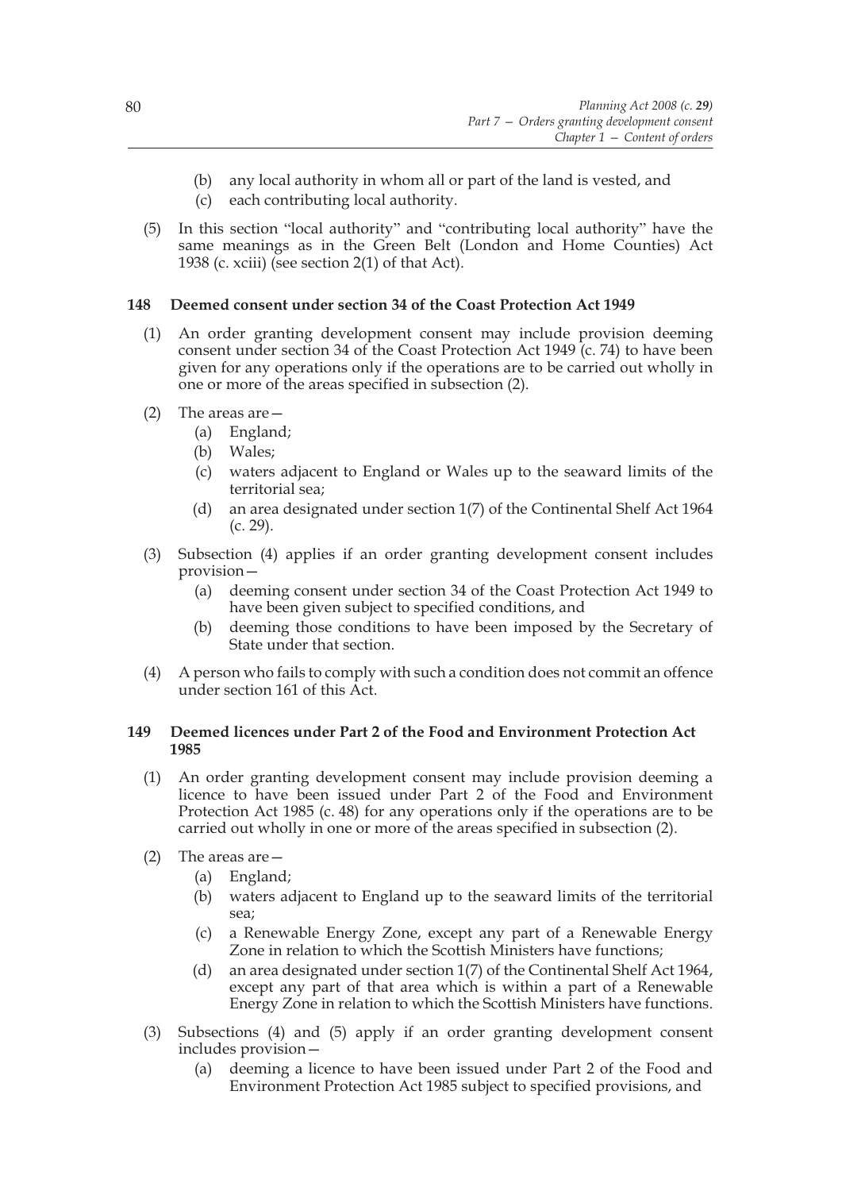(b) any local authority in whom all or part of the land is vested, and

(c) each contributing local authority.

(5) In this section "local authority" and "contributing local authority" have the same meanings as in the Green Belt (London and Home Counties) Act 1938 (c. xciii) (see section 2(1) of that Act).

**148 Deemed consent under section 34 of the Coast Protection Act 1949**

(1) An order granting development consent may include provision deeming consent under section 34 of the Coast Protection Act 1949 (c. 74) to have been given for any operations only if the operations are to be carried out wholly in one or more of the areas specified in subsection (2).

(2) The areas are—

(a) England;

(b) Wales;

(c) waters adjacent to England or Wales up to the seaward limits of the territorial sea;

(d) an area designated under section 1(7) of the Continental Shelf Act 1964 (c. 29).

(3) Subsection (4) applies if an order granting development consent includes provision—

(a) deeming consent under section 34 of the Coast Protection Act 1949 to have been given subject to specified conditions, and

(b) deeming those conditions to have been imposed by the Secretary of State under that section.

(4) A person who fails to comply with such a condition does not commit an offence under section 161 of this Act.

**149 Deemed licences under Part 2 of the Food and Environment Protection Act 1985**

(1) An order granting development consent may include provision deeming a licence to have been issued under Part 2 of the Food and Environment Protection Act 1985 (c. 48) for any operations only if the operations are to be carried out wholly in one or more of the areas specified in subsection (2).

(2) The areas are—

(a) England;

(b) waters adjacent to England up to the seaward limits of the territorial sea;

(c) a Renewable Energy Zone, except any part of a Renewable Energy Zone in relation to which the Scottish Ministers have functions;

(d) an area designated under section 1(7) of the Continental Shelf Act 1964, except any part of that area which is within a part of a Renewable Energy Zone in relation to which the Scottish Ministers have functions.

(3) Subsections (4) and (5) apply if an order granting development consent includes provision—

(a) deeming a licence to have been issued under Part 2 of the Food and Environment Protection Act 1985 subject to specified provisions, and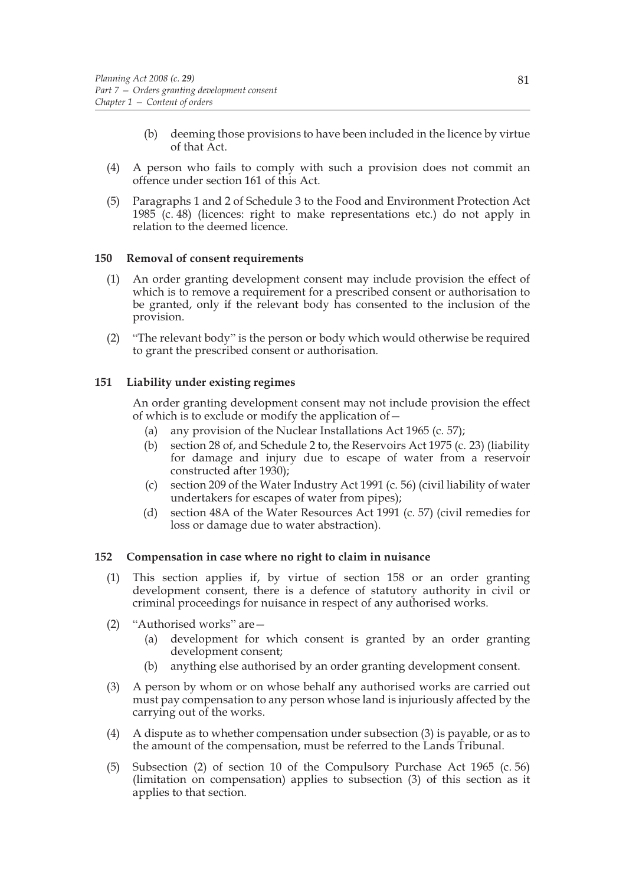(b) deeming those provisions to have been included in the licence by virtue of that Act.

(4) A person who fails to comply with such a provision does not commit an offence under section 161 of this Act.

(5) Paragraphs 1 and 2 of Schedule 3 to the Food and Environment Protection Act 1985 (c. 48) (licences: right to make representations etc.) do not apply in relation to the deemed licence.

### 150 Removal of consent requirements

(1) An order granting development consent may include provision the effect of which is to remove a requirement for a prescribed consent or authorisation to be granted, only if the relevant body has consented to the inclusion of the provision.

(2) "The relevant body" is the person or body which would otherwise be required to grant the prescribed consent or authorisation.

### 151 Liability under existing regimes

An order granting development consent may not include provision the effect of which is to exclude or modify the application of—

(a) any provision of the Nuclear Installations Act 1965 (c. 57);

(b) section 28 of, and Schedule 2 to, the Reservoirs Act 1975 (c. 23) (liability for damage and injury due to escape of water from a reservoir constructed after 1930);

(c) section 209 of the Water Industry Act 1991 (c. 56) (civil liability of water undertakers for escapes of water from pipes);

(d) section 48A of the Water Resources Act 1991 (c. 57) (civil remedies for loss or damage due to water abstraction).

### 152 Compensation in case where no right to claim in nuisance

(1) This section applies if, by virtue of section 158 or an order granting development consent, there is a defence of statutory authority in civil or criminal proceedings for nuisance in respect of any authorised works.

(2) "Authorised works" are—

(a) development for which consent is granted by an order granting development consent;

(b) anything else authorised by an order granting development consent.

(3) A person by whom or on whose behalf any authorised works are carried out must pay compensation to any person whose land is injuriously affected by the carrying out of the works.

(4) A dispute as to whether compensation under subsection (3) is payable, or as to the amount of the compensation, must be referred to the Lands Tribunal.

(5) Subsection (2) of section 10 of the Compulsory Purchase Act 1965 (c. 56) (limitation on compensation) applies to subsection (3) of this section as it applies to that section.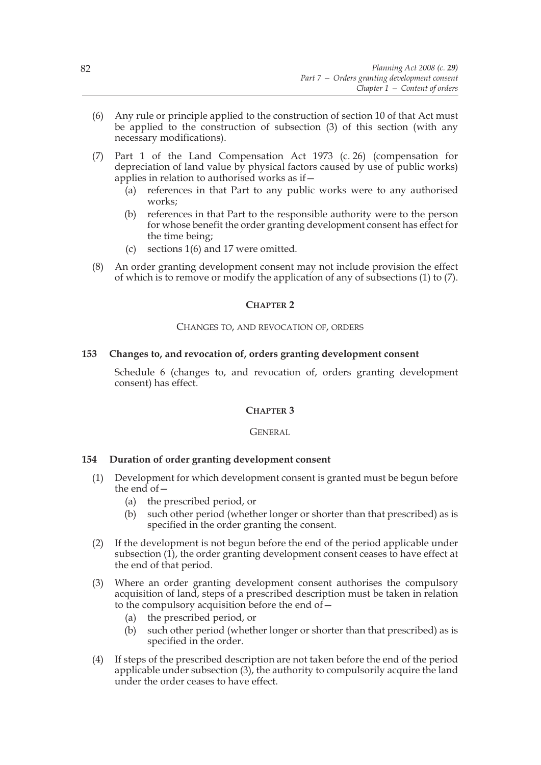(6) Any rule or principle applied to the construction of section 10 of that Act must be applied to the construction of subsection (3) of this section (with any necessary modifications).

(7) Part 1 of the Land Compensation Act 1973 (c. 26) (compensation for depreciation of land value by physical factors caused by use of public works) applies in relation to authorised works as if—

  (a) references in that Part to any public works were to any authorised works;

  (b) references in that Part to the responsible authority were to the person for whose benefit the order granting development consent has effect for the time being;

  (c) sections 1(6) and 17 were omitted.

(8) An order granting development consent may not include provision the effect of which is to remove or modify the application of any of subsections (1) to (7).

## CHAPTER 2

### CHANGES TO, AND REVOCATION OF, ORDERS

**153 Changes to, and revocation of, orders granting development consent**

Schedule 6 (changes to, and revocation of, orders granting development consent) has effect.

## CHAPTER 3

### GENERAL

**154 Duration of order granting development consent**

(1) Development for which development consent is granted must be begun before the end of—

  (a) the prescribed period, or

  (b) such other period (whether longer or shorter than that prescribed) as is specified in the order granting the consent.

(2) If the development is not begun before the end of the period applicable under subsection (1), the order granting development consent ceases to have effect at the end of that period.

(3) Where an order granting development consent authorises the compulsory acquisition of land, steps of a prescribed description must be taken in relation to the compulsory acquisition before the end of—

  (a) the prescribed period, or

  (b) such other period (whether longer or shorter than that prescribed) as is specified in the order.

(4) If steps of the prescribed description are not taken before the end of the period applicable under subsection (3), the authority to compulsorily acquire the land under the order ceases to have effect.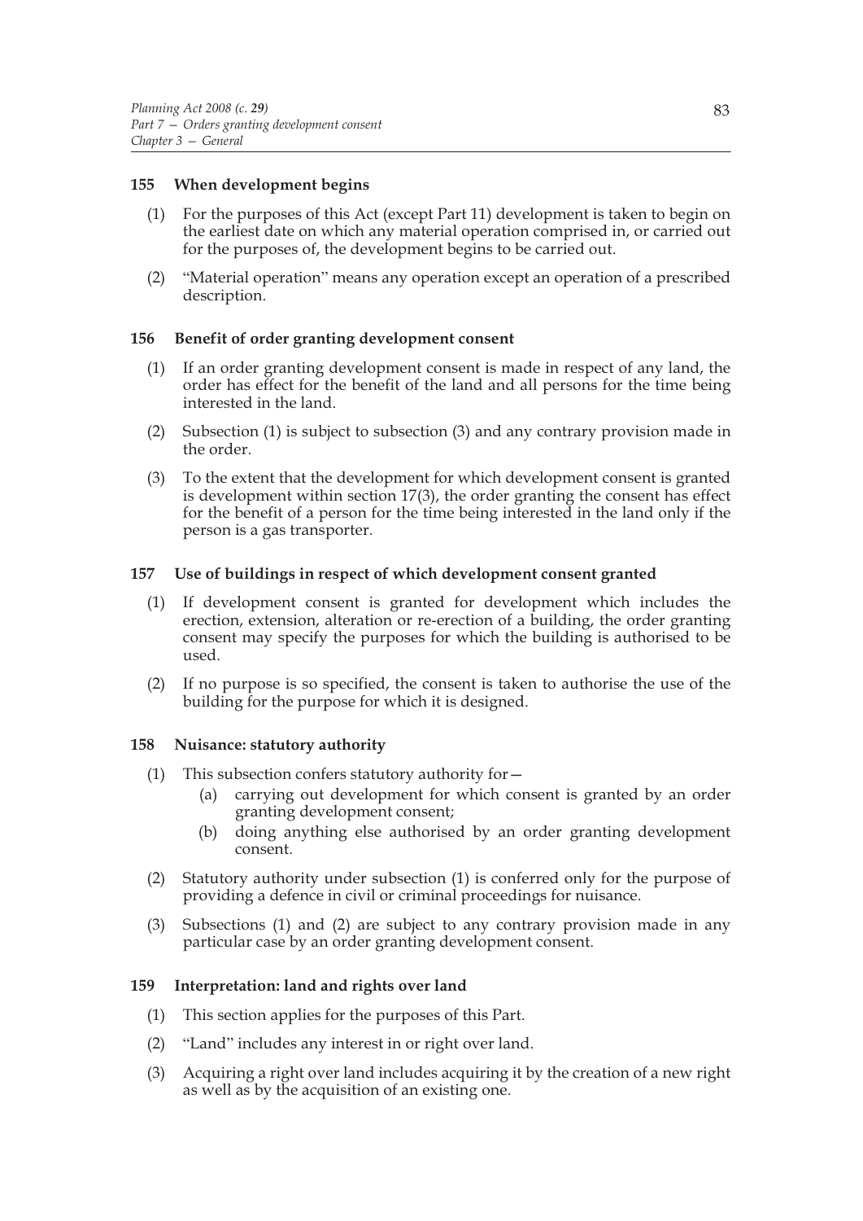## 155 When development begins

(1) For the purposes of this Act (except Part 11) development is taken to begin on the earliest date on which any material operation comprised in, or carried out for the purposes of, the development begins to be carried out.

(2) "Material operation" means any operation except an operation of a prescribed description.

## 156 Benefit of order granting development consent

(1) If an order granting development consent is made in respect of any land, the order has effect for the benefit of the land and all persons for the time being interested in the land.

(2) Subsection (1) is subject to subsection (3) and any contrary provision made in the order.

(3) To the extent that the development for which development consent is granted is development within section 17(3), the order granting the consent has effect for the benefit of a person for the time being interested in the land only if the person is a gas transporter.

## 157 Use of buildings in respect of which development consent granted

(1) If development consent is granted for development which includes the erection, extension, alteration or re-erection of a building, the order granting consent may specify the purposes for which the building is authorised to be used.

(2) If no purpose is so specified, the consent is taken to authorise the use of the building for the purpose for which it is designed.

## 158 Nuisance: statutory authority

(1) This subsection confers statutory authority for—

   (a) carrying out development for which consent is granted by an order granting development consent;

   (b) doing anything else authorised by an order granting development consent.

(2) Statutory authority under subsection (1) is conferred only for the purpose of providing a defence in civil or criminal proceedings for nuisance.

(3) Subsections (1) and (2) are subject to any contrary provision made in any particular case by an order granting development consent.

## 159 Interpretation: land and rights over land

(1) This section applies for the purposes of this Part.

(2) "Land" includes any interest in or right over land.

(3) Acquiring a right over land includes acquiring it by the creation of a new right as well as by the acquisition of an existing one.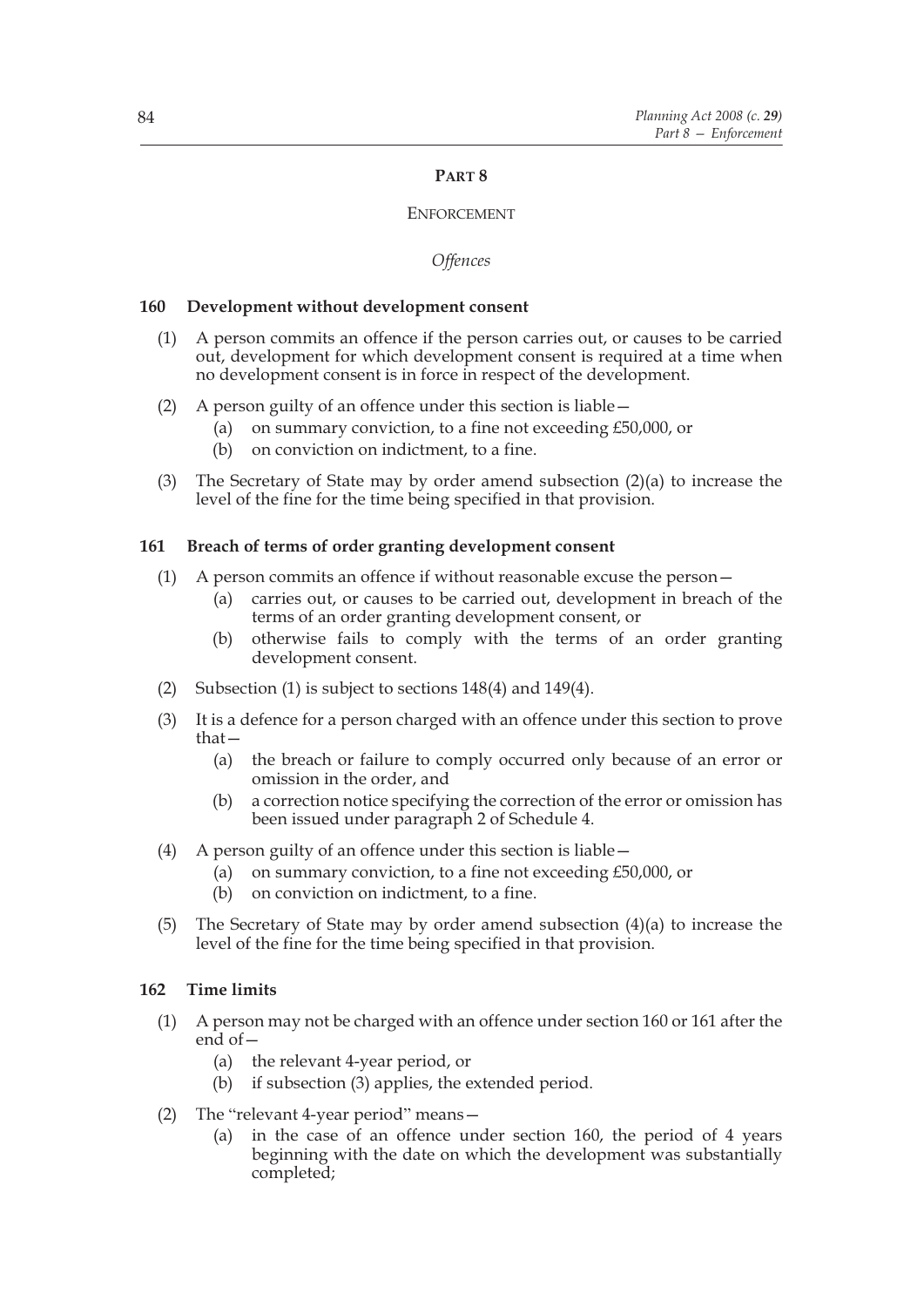# PART 8

## ENFORCEMENT

### *Offences*

**160 Development without development consent**

(1) A person commits an offence if the person carries out, or causes to be carried out, development for which development consent is required at a time when no development consent is in force in respect of the development.

(2) A person guilty of an offence under this section is liable—

(a) on summary conviction, to a fine not exceeding £50,000, or

(b) on conviction on indictment, to a fine.

(3) The Secretary of State may by order amend subsection (2)(a) to increase the level of the fine for the time being specified in that provision.

**161 Breach of terms of order granting development consent**

(1) A person commits an offence if without reasonable excuse the person—

(a) carries out, or causes to be carried out, development in breach of the terms of an order granting development consent, or

(b) otherwise fails to comply with the terms of an order granting development consent.

(2) Subsection (1) is subject to sections 148(4) and 149(4).

(3) It is a defence for a person charged with an offence under this section to prove that—

(a) the breach or failure to comply occurred only because of an error or omission in the order, and

(b) a correction notice specifying the correction of the error or omission has been issued under paragraph 2 of Schedule 4.

(4) A person guilty of an offence under this section is liable—

(a) on summary conviction, to a fine not exceeding £50,000, or

(b) on conviction on indictment, to a fine.

(5) The Secretary of State may by order amend subsection (4)(a) to increase the level of the fine for the time being specified in that provision.

**162 Time limits**

(1) A person may not be charged with an offence under section 160 or 161 after the end of—

(a) the relevant 4-year period, or

(b) if subsection (3) applies, the extended period.

(2) The "relevant 4-year period" means—

(a) in the case of an offence under section 160, the period of 4 years beginning with the date on which the development was substantially completed;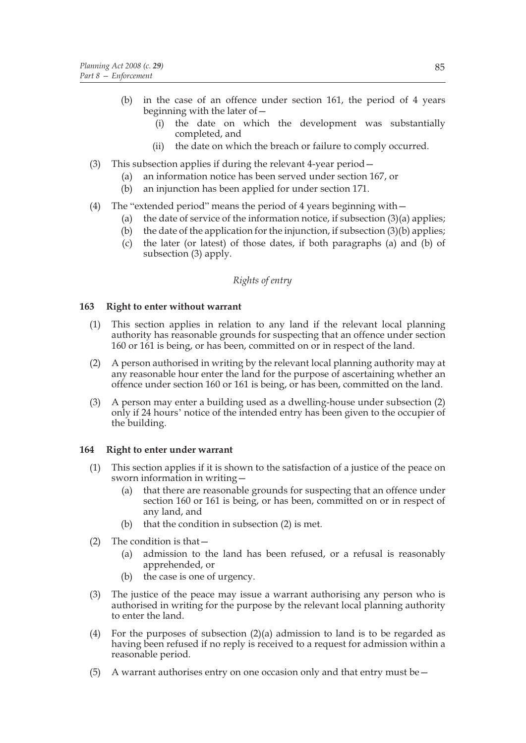(b) in the case of an offence under section 161, the period of 4 years beginning with the later of—
   (i) the date on which the development was substantially completed, and
   (ii) the date on which the breach or failure to comply occurred.

(3) This subsection applies if during the relevant 4-year period—
   (a) an information notice has been served under section 167, or
   (b) an injunction has been applied for under section 171.

(4) The "extended period" means the period of 4 years beginning with—
   (a) the date of service of the information notice, if subsection (3)(a) applies;
   (b) the date of the application for the injunction, if subsection (3)(b) applies;
   (c) the later (or latest) of those dates, if both paragraphs (a) and (b) of subsection (3) apply.

*Rights of entry*

**163 Right to enter without warrant**

(1) This section applies in relation to any land if the relevant local planning authority has reasonable grounds for suspecting that an offence under section 160 or 161 is being, or has been, committed on or in respect of the land.

(2) A person authorised in writing by the relevant local planning authority may at any reasonable hour enter the land for the purpose of ascertaining whether an offence under section 160 or 161 is being, or has been, committed on the land.

(3) A person may enter a building used as a dwelling-house under subsection (2) only if 24 hours' notice of the intended entry has been given to the occupier of the building.

**164 Right to enter under warrant**

(1) This section applies if it is shown to the satisfaction of a justice of the peace on sworn information in writing—
   (a) that there are reasonable grounds for suspecting that an offence under section 160 or 161 is being, or has been, committed on or in respect of any land, and
   (b) that the condition in subsection (2) is met.

(2) The condition is that—
   (a) admission to the land has been refused, or a refusal is reasonably apprehended, or
   (b) the case is one of urgency.

(3) The justice of the peace may issue a warrant authorising any person who is authorised in writing for the purpose by the relevant local planning authority to enter the land.

(4) For the purposes of subsection (2)(a) admission to land is to be regarded as having been refused if no reply is received to a request for admission within a reasonable period.

(5) A warrant authorises entry on one occasion only and that entry must be—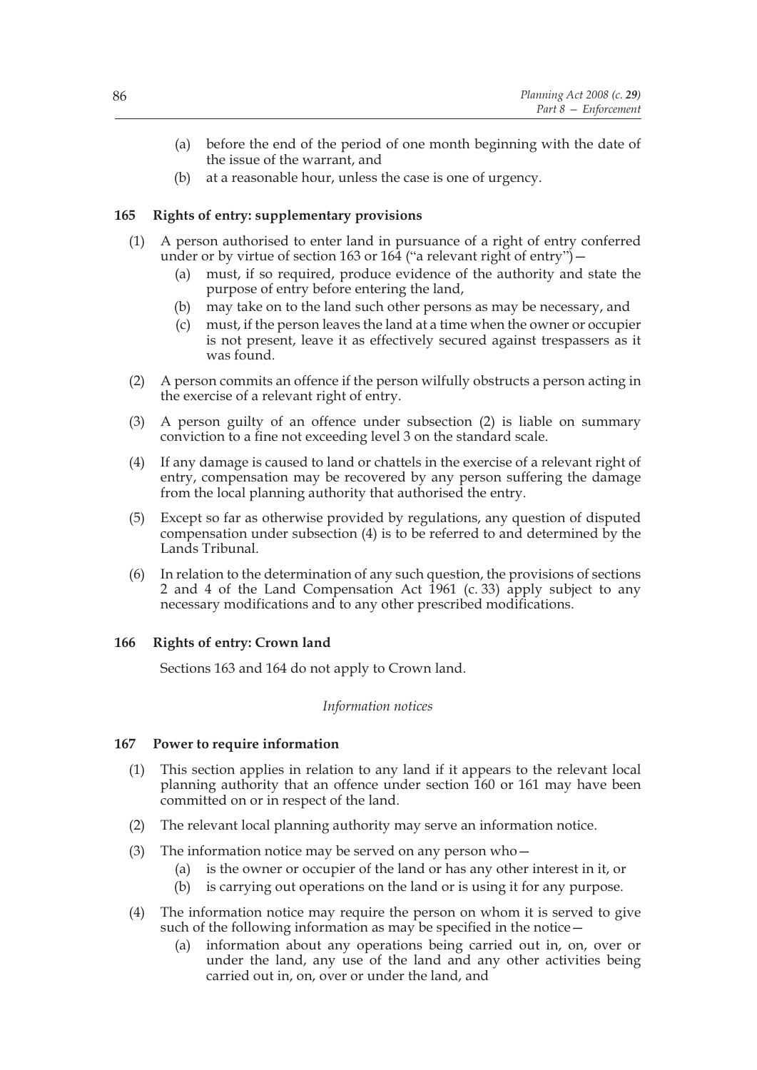(a) before the end of the period of one month beginning with the date of the issue of the warrant, and

(b) at a reasonable hour, unless the case is one of urgency.

### 165 Rights of entry: supplementary provisions

(1) A person authorised to enter land in pursuance of a right of entry conferred under or by virtue of section 163 or 164 ("a relevant right of entry")—

(a) must, if so required, produce evidence of the authority and state the purpose of entry before entering the land,

(b) may take on to the land such other persons as may be necessary, and

(c) must, if the person leaves the land at a time when the owner or occupier is not present, leave it as effectively secured against trespassers as it was found.

(2) A person commits an offence if the person wilfully obstructs a person acting in the exercise of a relevant right of entry.

(3) A person guilty of an offence under subsection (2) is liable on summary conviction to a fine not exceeding level 3 on the standard scale.

(4) If any damage is caused to land or chattels in the exercise of a relevant right of entry, compensation may be recovered by any person suffering the damage from the local planning authority that authorised the entry.

(5) Except so far as otherwise provided by regulations, any question of disputed compensation under subsection (4) is to be referred to and determined by the Lands Tribunal.

(6) In relation to the determination of any such question, the provisions of sections 2 and 4 of the Land Compensation Act 1961 (c. 33) apply subject to any necessary modifications and to any other prescribed modifications.

### 166 Rights of entry: Crown land

Sections 163 and 164 do not apply to Crown land.

*Information notices*

### 167 Power to require information

(1) This section applies in relation to any land if it appears to the relevant local planning authority that an offence under section 160 or 161 may have been committed on or in respect of the land.

(2) The relevant local planning authority may serve an information notice.

(3) The information notice may be served on any person who—

(a) is the owner or occupier of the land or has any other interest in it, or

(b) is carrying out operations on the land or is using it for any purpose.

(4) The information notice may require the person on whom it is served to give such of the following information as may be specified in the notice—

(a) information about any operations being carried out in, on, over or under the land, any use of the land and any other activities being carried out in, on, over or under the land, and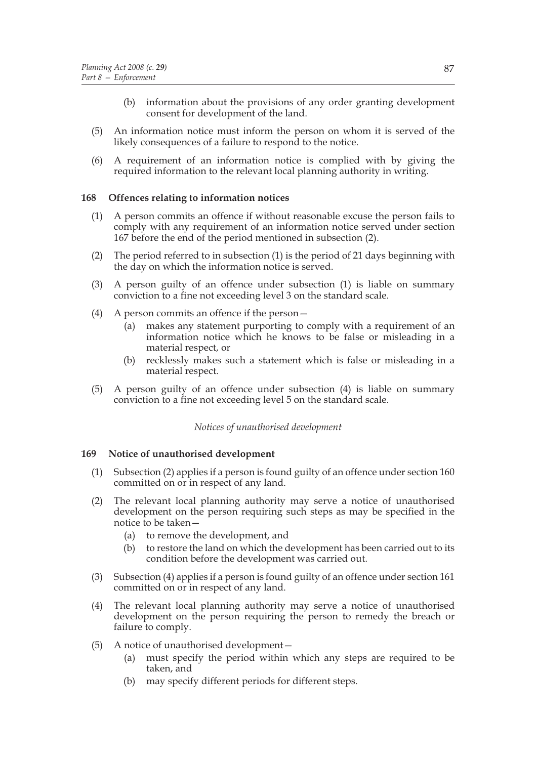(b) information about the provisions of any order granting development consent for development of the land.

(5) An information notice must inform the person on whom it is served of the likely consequences of a failure to respond to the notice.

(6) A requirement of an information notice is complied with by giving the required information to the relevant local planning authority in writing.

**168 Offences relating to information notices**

(1) A person commits an offence if without reasonable excuse the person fails to comply with any requirement of an information notice served under section 167 before the end of the period mentioned in subsection (2).

(2) The period referred to in subsection (1) is the period of 21 days beginning with the day on which the information notice is served.

(3) A person guilty of an offence under subsection (1) is liable on summary conviction to a fine not exceeding level 3 on the standard scale.

(4) A person commits an offence if the person—

(a) makes any statement purporting to comply with a requirement of an information notice which he knows to be false or misleading in a material respect, or

(b) recklessly makes such a statement which is false or misleading in a material respect.

(5) A person guilty of an offence under subsection (4) is liable on summary conviction to a fine not exceeding level 5 on the standard scale.

*Notices of unauthorised development*

**169 Notice of unauthorised development**

(1) Subsection (2) applies if a person is found guilty of an offence under section 160 committed on or in respect of any land.

(2) The relevant local planning authority may serve a notice of unauthorised development on the person requiring such steps as may be specified in the notice to be taken—

(a) to remove the development, and

(b) to restore the land on which the development has been carried out to its condition before the development was carried out.

(3) Subsection (4) applies if a person is found guilty of an offence under section 161 committed on or in respect of any land.

(4) The relevant local planning authority may serve a notice of unauthorised development on the person requiring the person to remedy the breach or failure to comply.

(5) A notice of unauthorised development—

(a) must specify the period within which any steps are required to be taken, and

(b) may specify different periods for different steps.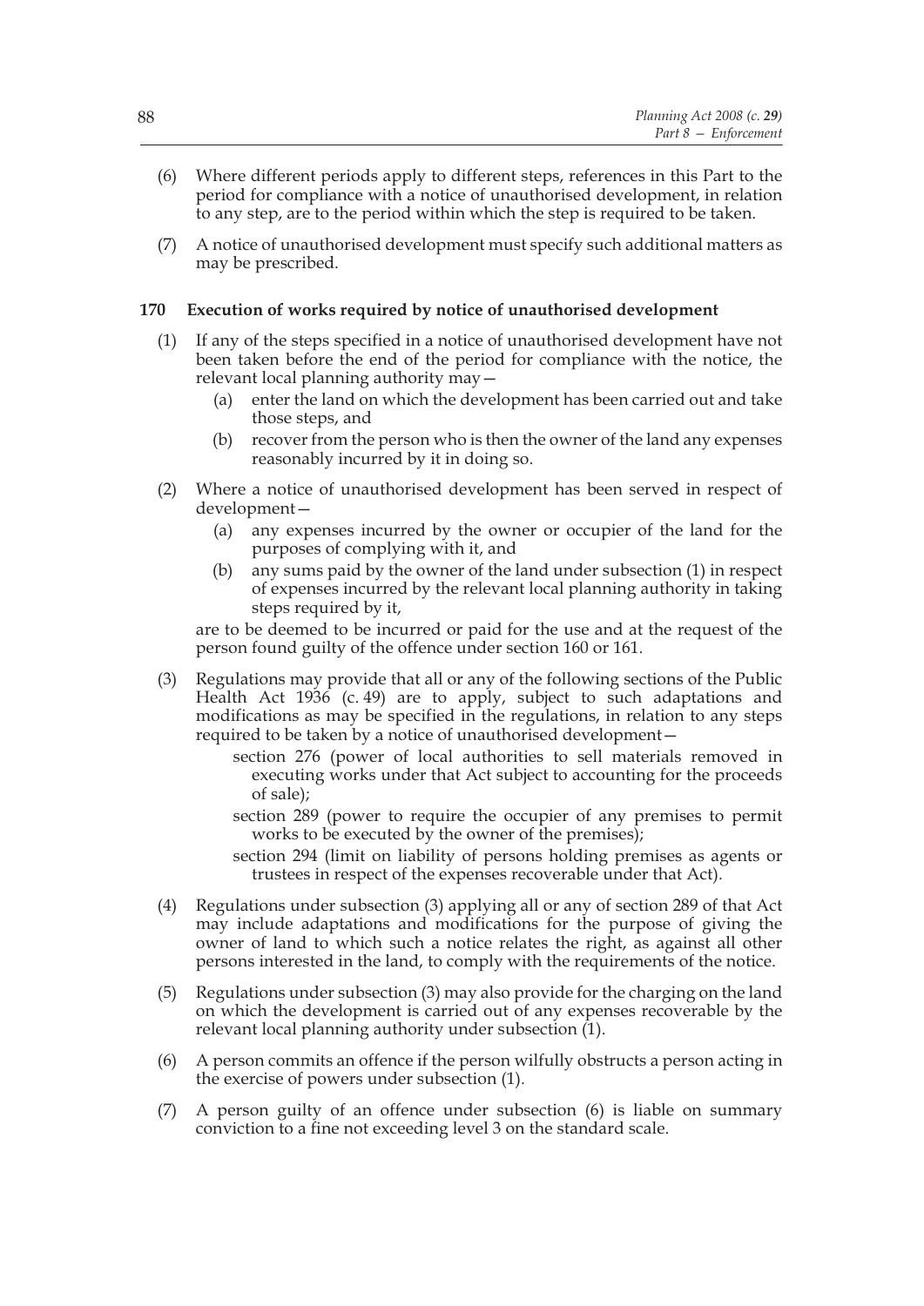(6) Where different periods apply to different steps, references in this Part to the period for compliance with a notice of unauthorised development, in relation to any step, are to the period within which the step is required to be taken.

(7) A notice of unauthorised development must specify such additional matters as may be prescribed.

### 170 Execution of works required by notice of unauthorised development

(1) If any of the steps specified in a notice of unauthorised development have not been taken before the end of the period for compliance with the notice, the relevant local planning authority may—

- (a) enter the land on which the development has been carried out and take those steps, and
- (b) recover from the person who is then the owner of the land any expenses reasonably incurred by it in doing so.

(2) Where a notice of unauthorised development has been served in respect of development—

- (a) any expenses incurred by the owner or occupier of the land for the purposes of complying with it, and
- (b) any sums paid by the owner of the land under subsection (1) in respect of expenses incurred by the relevant local planning authority in taking steps required by it,

are to be deemed to be incurred or paid for the use and at the request of the person found guilty of the offence under section 160 or 161.

(3) Regulations may provide that all or any of the following sections of the Public Health Act 1936 (c. 49) are to apply, subject to such adaptations and modifications as may be specified in the regulations, in relation to any steps required to be taken by a notice of unauthorised development—

section 276 (power of local authorities to sell materials removed in executing works under that Act subject to accounting for the proceeds of sale);

section 289 (power to require the occupier of any premises to permit works to be executed by the owner of the premises);

section 294 (limit on liability of persons holding premises as agents or trustees in respect of the expenses recoverable under that Act).

(4) Regulations under subsection (3) applying all or any of section 289 of that Act may include adaptations and modifications for the purpose of giving the owner of land to which such a notice relates the right, as against all other persons interested in the land, to comply with the requirements of the notice.

(5) Regulations under subsection (3) may also provide for the charging on the land on which the development is carried out of any expenses recoverable by the relevant local planning authority under subsection (1).

(6) A person commits an offence if the person wilfully obstructs a person acting in the exercise of powers under subsection (1).

(7) A person guilty of an offence under subsection (6) is liable on summary conviction to a fine not exceeding level 3 on the standard scale.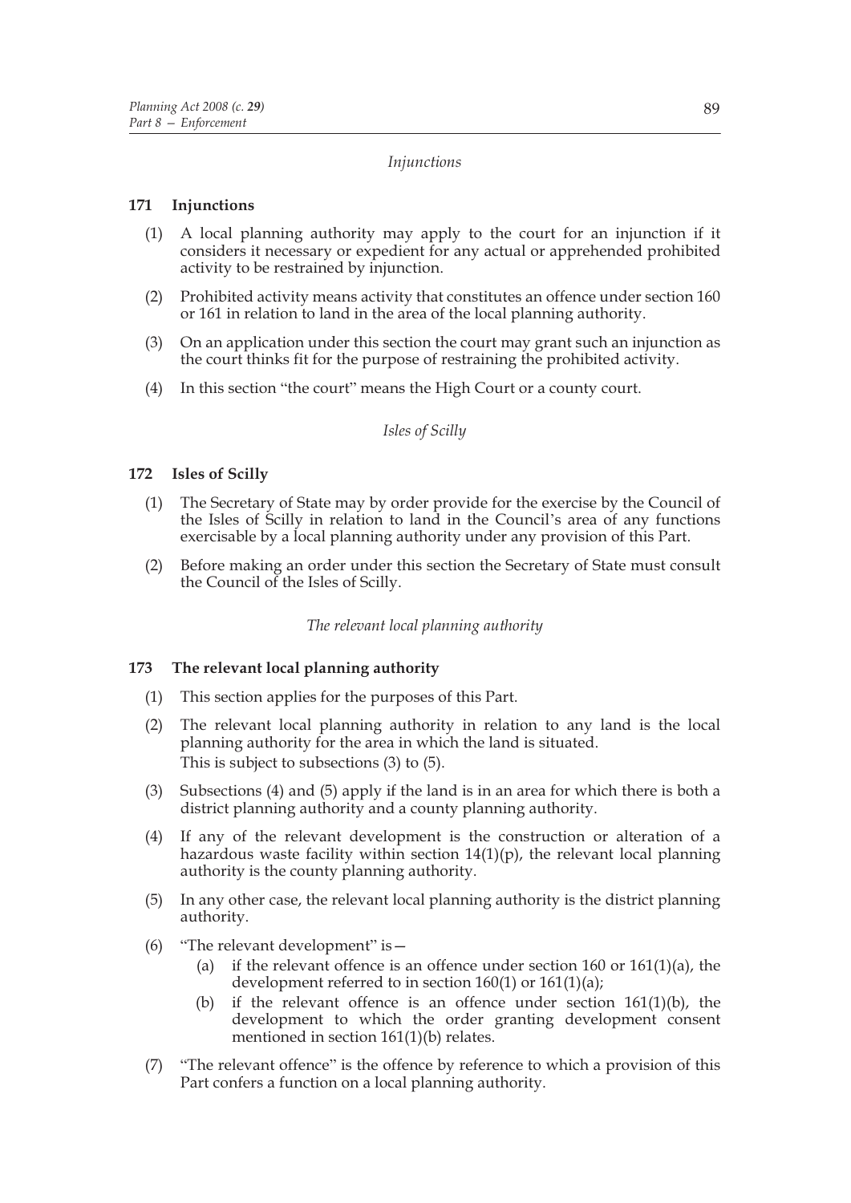*Injunctions*

**171 Injunctions**

(1) A local planning authority may apply to the court for an injunction if it considers it necessary or expedient for any actual or apprehended prohibited activity to be restrained by injunction.

(2) Prohibited activity means activity that constitutes an offence under section 160 or 161 in relation to land in the area of the local planning authority.

(3) On an application under this section the court may grant such an injunction as the court thinks fit for the purpose of restraining the prohibited activity.

(4) In this section "the court" means the High Court or a county court.

*Isles of Scilly*

**172 Isles of Scilly**

(1) The Secretary of State may by order provide for the exercise by the Council of the Isles of Scilly in relation to land in the Council's area of any functions exercisable by a local planning authority under any provision of this Part.

(2) Before making an order under this section the Secretary of State must consult the Council of the Isles of Scilly.

*The relevant local planning authority*

**173 The relevant local planning authority**

(1) This section applies for the purposes of this Part.

(2) The relevant local planning authority in relation to any land is the local planning authority for the area in which the land is situated.
This is subject to subsections (3) to (5).

(3) Subsections (4) and (5) apply if the land is in an area for which there is both a district planning authority and a county planning authority.

(4) If any of the relevant development is the construction or alteration of a hazardous waste facility within section 14(1)(p), the relevant local planning authority is the county planning authority.

(5) In any other case, the relevant local planning authority is the district planning authority.

(6) "The relevant development" is—
   (a) if the relevant offence is an offence under section 160 or 161(1)(a), the development referred to in section 160(1) or 161(1)(a);
   (b) if the relevant offence is an offence under section 161(1)(b), the development to which the order granting development consent mentioned in section 161(1)(b) relates.

(7) "The relevant offence" is the offence by reference to which a provision of this Part confers a function on a local planning authority.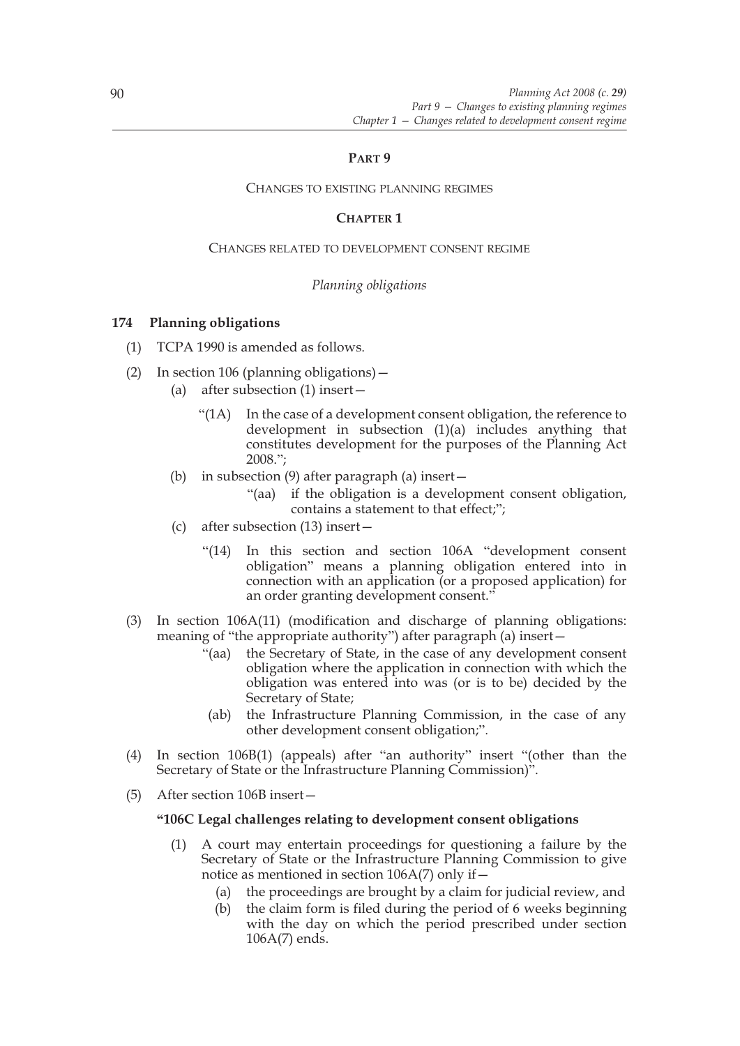## PART 9

CHANGES TO EXISTING PLANNING REGIMES

### CHAPTER 1

CHANGES RELATED TO DEVELOPMENT CONSENT REGIME

*Planning obligations*

**174 Planning obligations**

(1) TCPA 1990 is amended as follows.

(2) In section 106 (planning obligations)—

(a) after subsection (1) insert—

"(1A) In the case of a development consent obligation, the reference to development in subsection (1)(a) includes anything that constitutes development for the purposes of the Planning Act 2008.";

(b) in subsection (9) after paragraph (a) insert—

"(aa) if the obligation is a development consent obligation, contains a statement to that effect;";

(c) after subsection (13) insert—

"(14) In this section and section 106A "development consent obligation" means a planning obligation entered into in connection with an application (or a proposed application) for an order granting development consent."

(3) In section 106A(11) (modification and discharge of planning obligations: meaning of "the appropriate authority") after paragraph (a) insert—

"(aa) the Secretary of State, in the case of any development consent obligation where the application in connection with which the obligation was entered into was (or is to be) decided by the Secretary of State;

(ab) the Infrastructure Planning Commission, in the case of any other development consent obligation;".

(4) In section 106B(1) (appeals) after "an authority" insert "(other than the Secretary of State or the Infrastructure Planning Commission)".

(5) After section 106B insert—

**"106C Legal challenges relating to development consent obligations**

(1) A court may entertain proceedings for questioning a failure by the Secretary of State or the Infrastructure Planning Commission to give notice as mentioned in section 106A(7) only if—

(a) the proceedings are brought by a claim for judicial review, and

(b) the claim form is filed during the period of 6 weeks beginning with the day on which the period prescribed under section 106A(7) ends.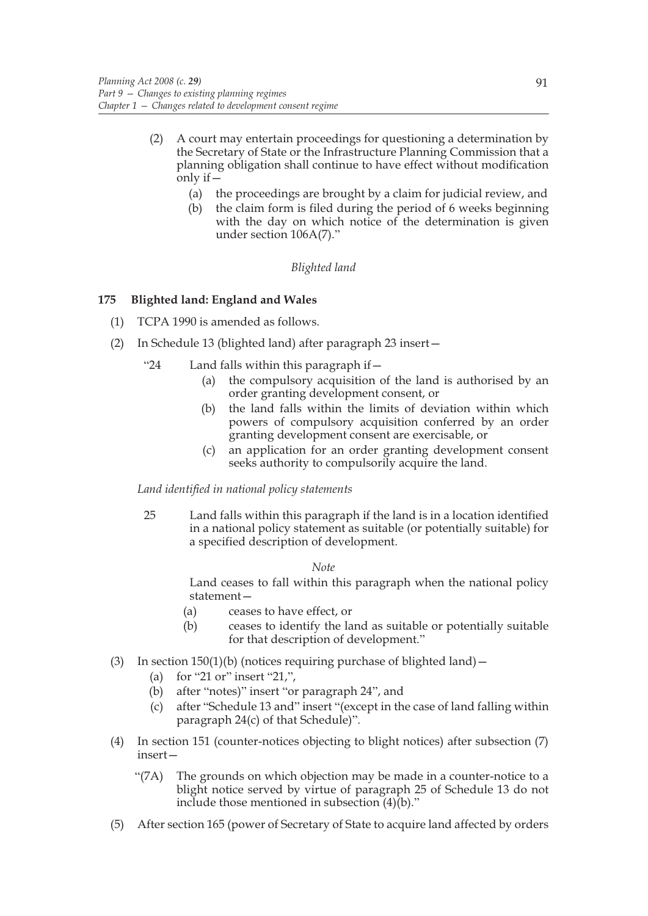(2) A court may entertain proceedings for questioning a determination by the Secretary of State or the Infrastructure Planning Commission that a planning obligation shall continue to have effect without modification only if—

   (a) the proceedings are brought by a claim for judicial review, and

   (b) the claim form is filed during the period of 6 weeks beginning with the day on which notice of the determination is given under section 106A(7)."

*Blighted land*

### 175 Blighted land: England and Wales

(1) TCPA 1990 is amended as follows.

(2) In Schedule 13 (blighted land) after paragraph 23 insert—

"24 Land falls within this paragraph if—

   (a) the compulsory acquisition of the land is authorised by an order granting development consent, or

   (b) the land falls within the limits of deviation within which powers of compulsory acquisition conferred by an order granting development consent are exercisable, or

   (c) an application for an order granting development consent seeks authority to compulsorily acquire the land.

*Land identified in national policy statements*

25 Land falls within this paragraph if the land is in a location identified in a national policy statement as suitable (or potentially suitable) for a specified description of development.

*Note*

Land ceases to fall within this paragraph when the national policy statement—

   (a) ceases to have effect, or

   (b) ceases to identify the land as suitable or potentially suitable for that description of development."

(3) In section 150(1)(b) (notices requiring purchase of blighted land)—

   (a) for "21 or" insert "21,",

   (b) after "notes)" insert "or paragraph 24", and

   (c) after "Schedule 13 and" insert "(except in the case of land falling within paragraph 24(c) of that Schedule)".

(4) In section 151 (counter-notices objecting to blight notices) after subsection (7) insert—

"(7A) The grounds on which objection may be made in a counter-notice to a blight notice served by virtue of paragraph 25 of Schedule 13 do not include those mentioned in subsection (4)(b)."

(5) After section 165 (power of Secretary of State to acquire land affected by orders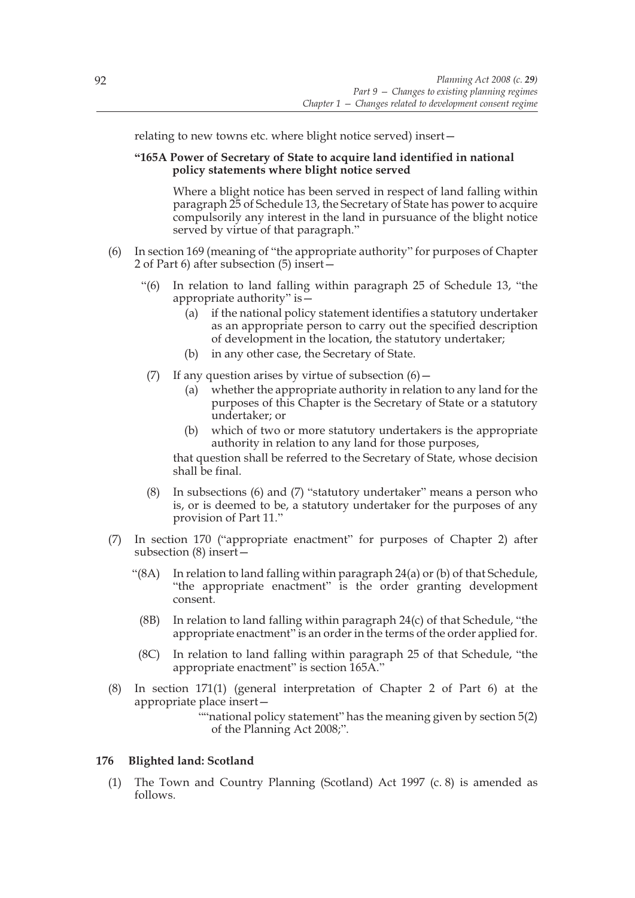relating to new towns etc. where blight notice served) insert—

**"165A Power of Secretary of State to acquire land identified in national policy statements where blight notice served**

Where a blight notice has been served in respect of land falling within paragraph 25 of Schedule 13, the Secretary of State has power to acquire compulsorily any interest in the land in pursuance of the blight notice served by virtue of that paragraph."

(6) In section 169 (meaning of "the appropriate authority" for purposes of Chapter 2 of Part 6) after subsection (5) insert—

"(6) In relation to land falling within paragraph 25 of Schedule 13, "the appropriate authority" is—

(a) if the national policy statement identifies a statutory undertaker as an appropriate person to carry out the specified description of development in the location, the statutory undertaker;

(b) in any other case, the Secretary of State.

(7) If any question arises by virtue of subsection (6)—

(a) whether the appropriate authority in relation to any land for the purposes of this Chapter is the Secretary of State or a statutory undertaker; or

(b) which of two or more statutory undertakers is the appropriate authority in relation to any land for those purposes,

that question shall be referred to the Secretary of State, whose decision shall be final.

(8) In subsections (6) and (7) "statutory undertaker" means a person who is, or is deemed to be, a statutory undertaker for the purposes of any provision of Part 11."

(7) In section 170 ("appropriate enactment" for purposes of Chapter 2) after subsection (8) insert—

"(8A) In relation to land falling within paragraph 24(a) or (b) of that Schedule, "the appropriate enactment" is the order granting development consent.

(8B) In relation to land falling within paragraph 24(c) of that Schedule, "the appropriate enactment" is an order in the terms of the order applied for.

(8C) In relation to land falling within paragraph 25 of that Schedule, "the appropriate enactment" is section 165A."

(8) In section 171(1) (general interpretation of Chapter 2 of Part 6) at the appropriate place insert—

""national policy statement" has the meaning given by section 5(2) of the Planning Act 2008;".

### 176 Blighted land: Scotland

(1) The Town and Country Planning (Scotland) Act 1997 (c. 8) is amended as follows.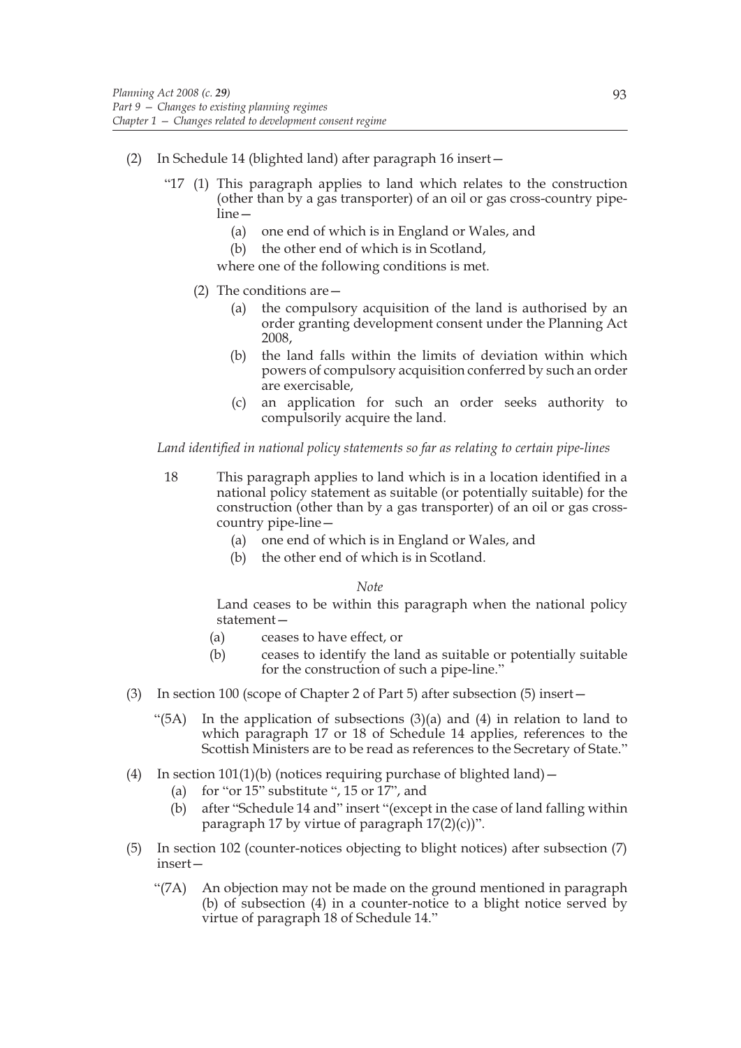(2) In Schedule 14 (blighted land) after paragraph 16 insert—

"17 (1) This paragraph applies to land which relates to the construction (other than by a gas transporter) of an oil or gas cross-country pipe-line—

(a) one end of which is in England or Wales, and

(b) the other end of which is in Scotland,

where one of the following conditions is met.

(2) The conditions are—

(a) the compulsory acquisition of the land is authorised by an order granting development consent under the Planning Act 2008,

(b) the land falls within the limits of deviation within which powers of compulsory acquisition conferred by such an order are exercisable,

(c) an application for such an order seeks authority to compulsorily acquire the land.

*Land identified in national policy statements so far as relating to certain pipe-lines*

18 This paragraph applies to land which is in a location identified in a national policy statement as suitable (or potentially suitable) for the construction (other than by a gas transporter) of an oil or gas cross-country pipe-line—

(a) one end of which is in England or Wales, and

(b) the other end of which is in Scotland.

*Note*

Land ceases to be within this paragraph when the national policy statement—

(a) ceases to have effect, or

(b) ceases to identify the land as suitable or potentially suitable for the construction of such a pipe-line."

(3) In section 100 (scope of Chapter 2 of Part 5) after subsection (5) insert—

"(5A) In the application of subsections (3)(a) and (4) in relation to land to which paragraph 17 or 18 of Schedule 14 applies, references to the Scottish Ministers are to be read as references to the Secretary of State."

(4) In section 101(1)(b) (notices requiring purchase of blighted land)—

(a) for "or 15" substitute ", 15 or 17", and

(b) after "Schedule 14 and" insert "(except in the case of land falling within paragraph 17 by virtue of paragraph 17(2)(c))".

(5) In section 102 (counter-notices objecting to blight notices) after subsection (7) insert—

"(7A) An objection may not be made on the ground mentioned in paragraph (b) of subsection (4) in a counter-notice to a blight notice served by virtue of paragraph 18 of Schedule 14."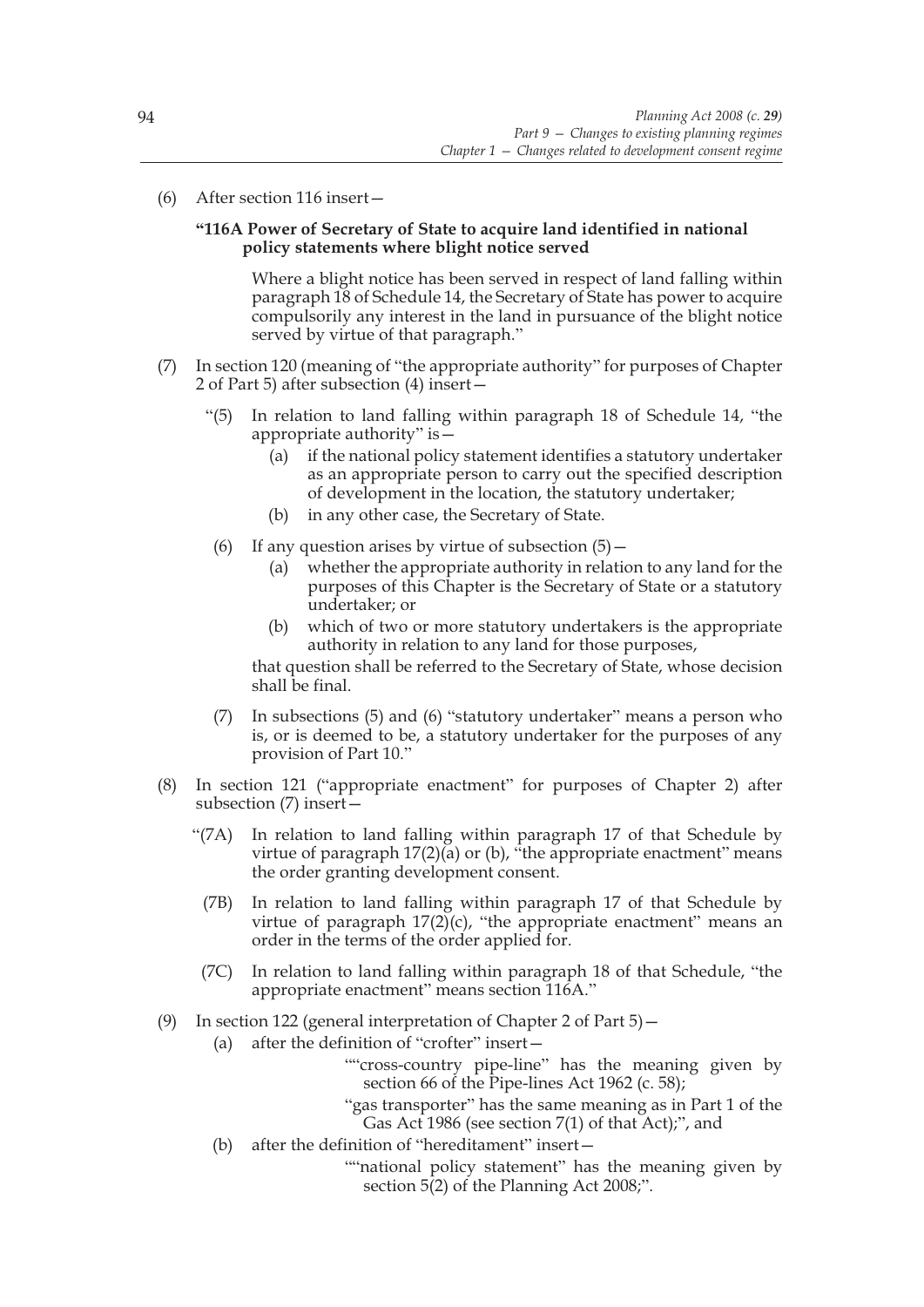(6) After section 116 insert—

**"116A Power of Secretary of State to acquire land identified in national policy statements where blight notice served**

Where a blight notice has been served in respect of land falling within paragraph 18 of Schedule 14, the Secretary of State has power to acquire compulsorily any interest in the land in pursuance of the blight notice served by virtue of that paragraph."

(7) In section 120 (meaning of "the appropriate authority" for purposes of Chapter 2 of Part 5) after subsection (4) insert—

"(5) In relation to land falling within paragraph 18 of Schedule 14, "the appropriate authority" is—

(a) if the national policy statement identifies a statutory undertaker as an appropriate person to carry out the specified description of development in the location, the statutory undertaker;

(b) in any other case, the Secretary of State.

(6) If any question arises by virtue of subsection (5)—

(a) whether the appropriate authority in relation to any land for the purposes of this Chapter is the Secretary of State or a statutory undertaker; or

(b) which of two or more statutory undertakers is the appropriate authority in relation to any land for those purposes,

that question shall be referred to the Secretary of State, whose decision shall be final.

(7) In subsections (5) and (6) "statutory undertaker" means a person who is, or is deemed to be, a statutory undertaker for the purposes of any provision of Part 10."

(8) In section 121 ("appropriate enactment" for purposes of Chapter 2) after subsection (7) insert—

"(7A) In relation to land falling within paragraph 17 of that Schedule by virtue of paragraph 17(2)(a) or (b), "the appropriate enactment" means the order granting development consent.

(7B) In relation to land falling within paragraph 17 of that Schedule by virtue of paragraph 17(2)(c), "the appropriate enactment" means an order in the terms of the order applied for.

(7C) In relation to land falling within paragraph 18 of that Schedule, "the appropriate enactment" means section 116A."

(9) In section 122 (general interpretation of Chapter 2 of Part 5)—

(a) after the definition of "crofter" insert—

""cross-country pipe-line" has the meaning given by section 66 of the Pipe-lines Act 1962 (c. 58);

"gas transporter" has the same meaning as in Part 1 of the Gas Act 1986 (see section 7(1) of that Act);", and

(b) after the definition of "hereditament" insert—

""national policy statement" has the meaning given by section 5(2) of the Planning Act 2008;".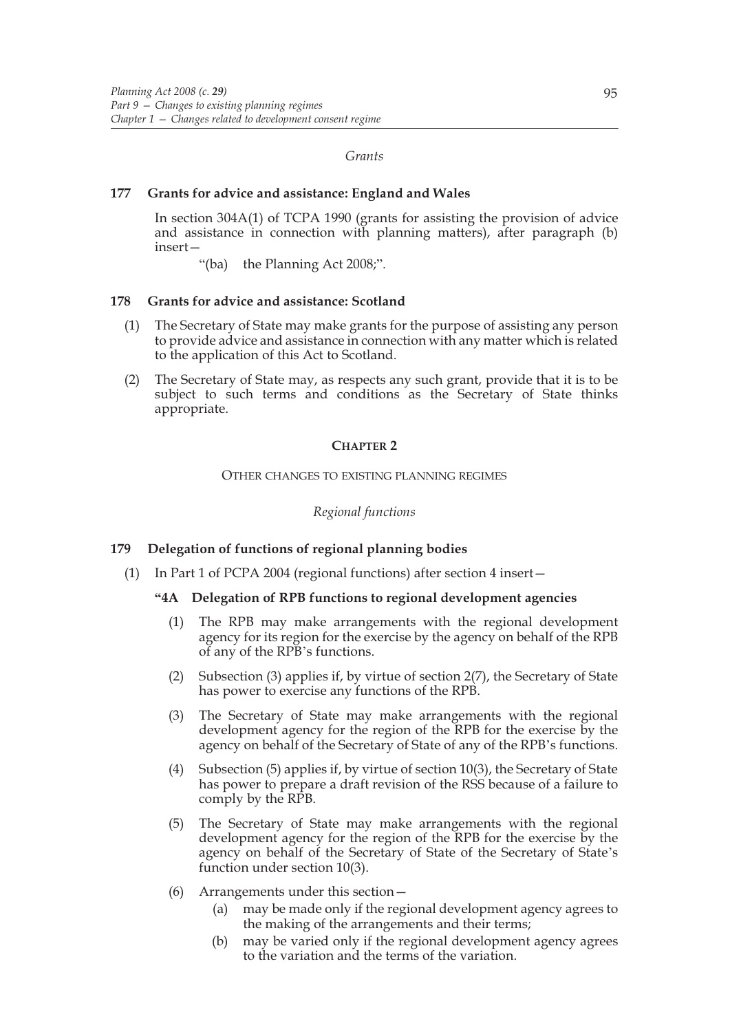*Grants*

### 177 Grants for advice and assistance: England and Wales

In section 304A(1) of TCPA 1990 (grants for assisting the provision of advice and assistance in connection with planning matters), after paragraph (b) insert—

"(ba) the Planning Act 2008;".

### 178 Grants for advice and assistance: Scotland

(1) The Secretary of State may make grants for the purpose of assisting any person to provide advice and assistance in connection with any matter which is related to the application of this Act to Scotland.

(2) The Secretary of State may, as respects any such grant, provide that it is to be subject to such terms and conditions as the Secretary of State thinks appropriate.

## CHAPTER 2

OTHER CHANGES TO EXISTING PLANNING REGIMES

*Regional functions*

### 179 Delegation of functions of regional planning bodies

(1) In Part 1 of PCPA 2004 (regional functions) after section 4 insert—

**"4A Delegation of RPB functions to regional development agencies**

(1) The RPB may make arrangements with the regional development agency for its region for the exercise by the agency on behalf of the RPB of any of the RPB's functions.

(2) Subsection (3) applies if, by virtue of section 2(7), the Secretary of State has power to exercise any functions of the RPB.

(3) The Secretary of State may make arrangements with the regional development agency for the region of the RPB for the exercise by the agency on behalf of the Secretary of State of any of the RPB's functions.

(4) Subsection (5) applies if, by virtue of section 10(3), the Secretary of State has power to prepare a draft revision of the RSS because of a failure to comply by the RPB.

(5) The Secretary of State may make arrangements with the regional development agency for the region of the RPB for the exercise by the agency on behalf of the Secretary of State of the Secretary of State's function under section 10(3).

(6) Arrangements under this section—

(a) may be made only if the regional development agency agrees to the making of the arrangements and their terms;

(b) may be varied only if the regional development agency agrees to the variation and the terms of the variation.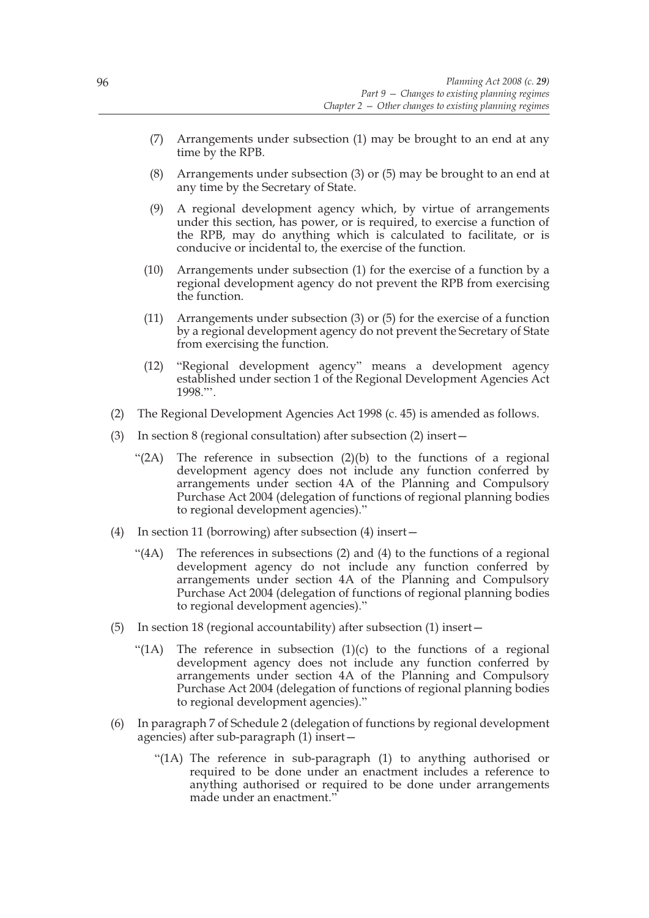(7) Arrangements under subsection (1) may be brought to an end at any time by the RPB.

(8) Arrangements under subsection (3) or (5) may be brought to an end at any time by the Secretary of State.

(9) A regional development agency which, by virtue of arrangements under this section, has power, or is required, to exercise a function of the RPB, may do anything which is calculated to facilitate, or is conducive or incidental to, the exercise of the function.

(10) Arrangements under subsection (1) for the exercise of a function by a regional development agency do not prevent the RPB from exercising the function.

(11) Arrangements under subsection (3) or (5) for the exercise of a function by a regional development agency do not prevent the Secretary of State from exercising the function.

(12) "Regional development agency" means a development agency established under section 1 of the Regional Development Agencies Act 1998."'.

(2) The Regional Development Agencies Act 1998 (c. 45) is amended as follows.

(3) In section 8 (regional consultation) after subsection (2) insert—

"(2A) The reference in subsection (2)(b) to the functions of a regional development agency does not include any function conferred by arrangements under section 4A of the Planning and Compulsory Purchase Act 2004 (delegation of functions of regional planning bodies to regional development agencies)."

(4) In section 11 (borrowing) after subsection (4) insert—

"(4A) The references in subsections (2) and (4) to the functions of a regional development agency do not include any function conferred by arrangements under section 4A of the Planning and Compulsory Purchase Act 2004 (delegation of functions of regional planning bodies to regional development agencies)."

(5) In section 18 (regional accountability) after subsection (1) insert—

"(1A) The reference in subsection (1)(c) to the functions of a regional development agency does not include any function conferred by arrangements under section 4A of the Planning and Compulsory Purchase Act 2004 (delegation of functions of regional planning bodies to regional development agencies)."

(6) In paragraph 7 of Schedule 2 (delegation of functions by regional development agencies) after sub-paragraph (1) insert—

"(1A) The reference in sub-paragraph (1) to anything authorised or required to be done under an enactment includes a reference to anything authorised or required to be done under arrangements made under an enactment."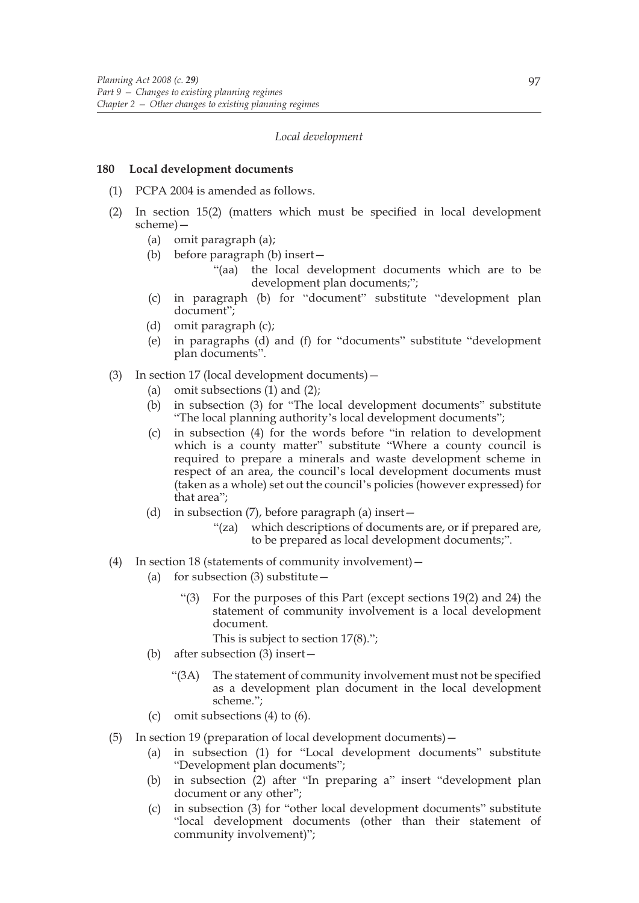*Local development*

**180 Local development documents**

(1) PCPA 2004 is amended as follows.

(2) In section 15(2) (matters which must be specified in local development scheme)—

(a) omit paragraph (a);

(b) before paragraph (b) insert—

"(aa) the local development documents which are to be development plan documents;";

(c) in paragraph (b) for "document" substitute "development plan document";

(d) omit paragraph (c);

(e) in paragraphs (d) and (f) for "documents" substitute "development plan documents".

(3) In section 17 (local development documents)—

(a) omit subsections (1) and (2);

(b) in subsection (3) for "The local development documents" substitute "The local planning authority's local development documents";

(c) in subsection (4) for the words before "in relation to development which is a county matter" substitute "Where a county council is required to prepare a minerals and waste development scheme in respect of an area, the council's local development documents must (taken as a whole) set out the council's policies (however expressed) for that area";

(d) in subsection (7), before paragraph (a) insert—

"(za) which descriptions of documents are, or if prepared are, to be prepared as local development documents;".

(4) In section 18 (statements of community involvement)—

(a) for subsection (3) substitute—

"(3) For the purposes of this Part (except sections 19(2) and 24) the statement of community involvement is a local development document.

This is subject to section 17(8).";

(b) after subsection (3) insert—

"(3A) The statement of community involvement must not be specified as a development plan document in the local development scheme.";

(c) omit subsections (4) to (6).

(5) In section 19 (preparation of local development documents)—

(a) in subsection (1) for "Local development documents" substitute "Development plan documents";

(b) in subsection (2) after "In preparing a" insert "development plan document or any other";

(c) in subsection (3) for "other local development documents" substitute "local development documents (other than their statement of community involvement)";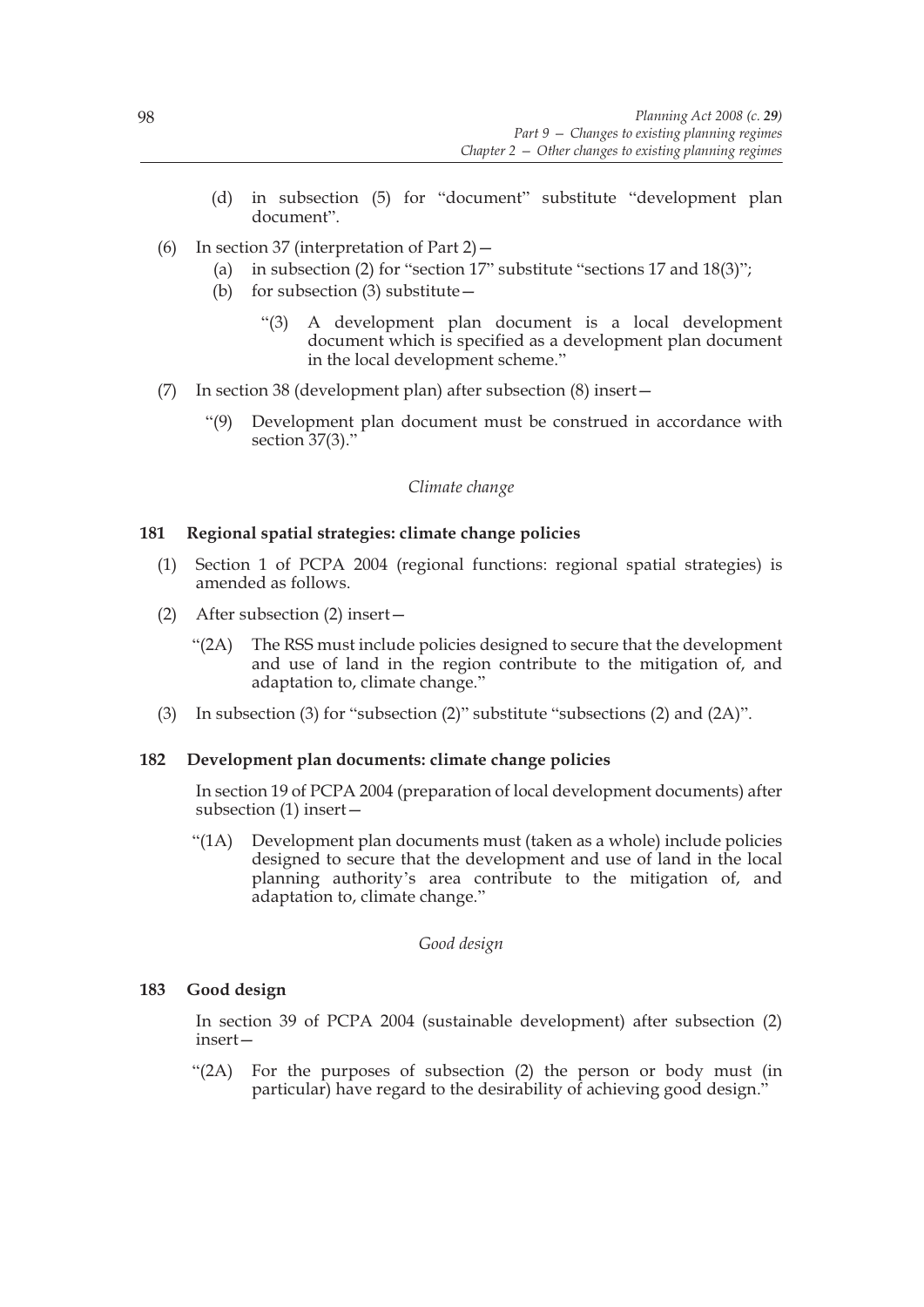(d) in subsection (5) for "document" substitute "development plan document".

(6) In section 37 (interpretation of Part 2)—

(a) in subsection (2) for "section 17" substitute "sections 17 and 18(3)";

(b) for subsection (3) substitute—

"(3) A development plan document is a local development document which is specified as a development plan document in the local development scheme."

(7) In section 38 (development plan) after subsection (8) insert—

"(9) Development plan document must be construed in accordance with section 37(3)."

*Climate change*

**181 Regional spatial strategies: climate change policies**

(1) Section 1 of PCPA 2004 (regional functions: regional spatial strategies) is amended as follows.

(2) After subsection (2) insert—

"(2A) The RSS must include policies designed to secure that the development and use of land in the region contribute to the mitigation of, and adaptation to, climate change."

(3) In subsection (3) for "subsection (2)" substitute "subsections (2) and (2A)".

**182 Development plan documents: climate change policies**

In section 19 of PCPA 2004 (preparation of local development documents) after subsection (1) insert—

"(1A) Development plan documents must (taken as a whole) include policies designed to secure that the development and use of land in the local planning authority's area contribute to the mitigation of, and adaptation to, climate change."

*Good design*

**183 Good design**

In section 39 of PCPA 2004 (sustainable development) after subsection (2) insert—

"(2A) For the purposes of subsection (2) the person or body must (in particular) have regard to the desirability of achieving good design."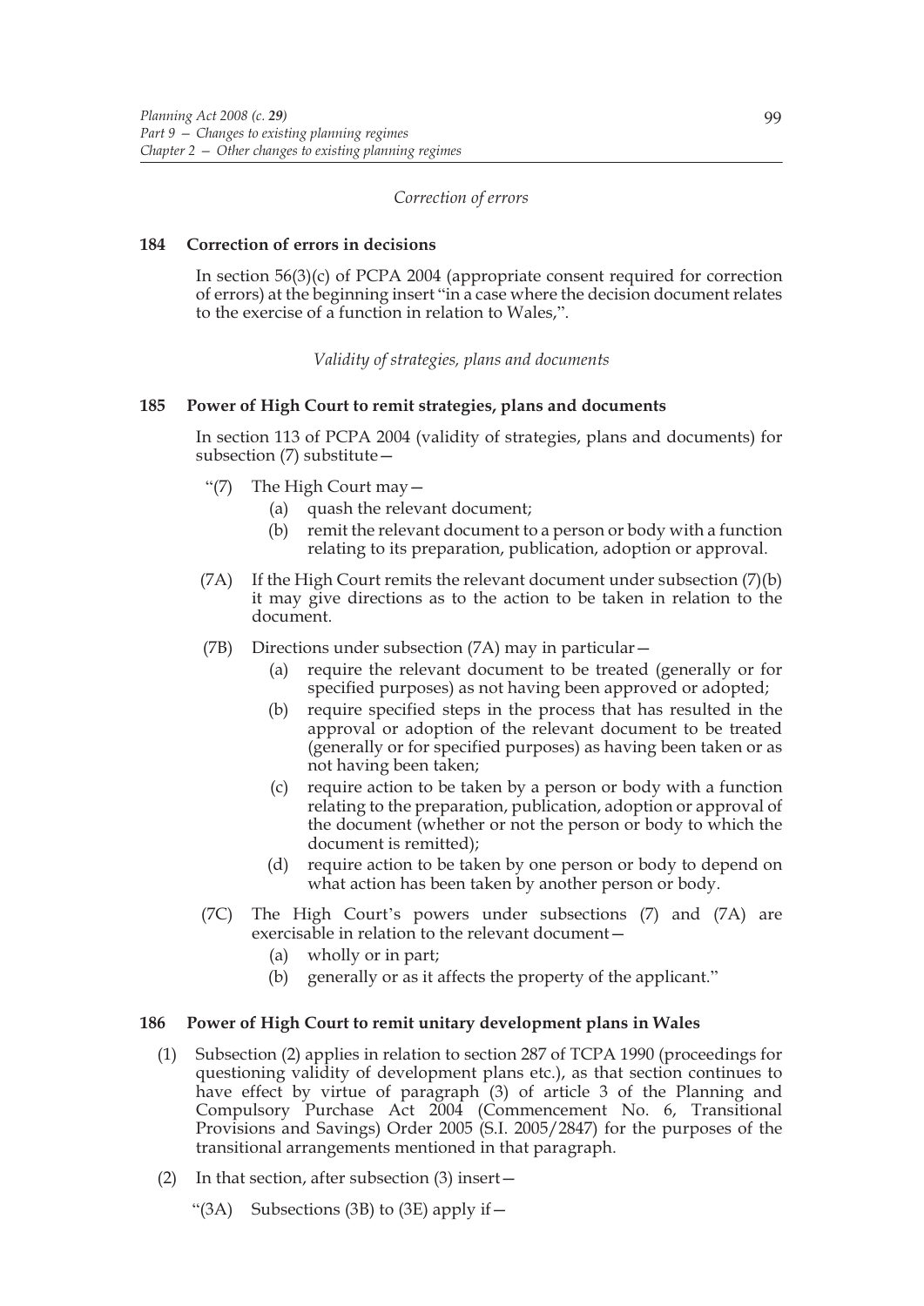*Correction of errors*

**184 Correction of errors in decisions**

In section 56(3)(c) of PCPA 2004 (appropriate consent required for correction of errors) at the beginning insert "in a case where the decision document relates to the exercise of a function in relation to Wales,".

*Validity of strategies, plans and documents*

**185 Power of High Court to remit strategies, plans and documents**

In section 113 of PCPA 2004 (validity of strategies, plans and documents) for subsection (7) substitute—

"(7) The High Court may—

(a) quash the relevant document;

(b) remit the relevant document to a person or body with a function relating to its preparation, publication, adoption or approval.

(7A) If the High Court remits the relevant document under subsection (7)(b) it may give directions as to the action to be taken in relation to the document.

(7B) Directions under subsection (7A) may in particular—

(a) require the relevant document to be treated (generally or for specified purposes) as not having been approved or adopted;

(b) require specified steps in the process that has resulted in the approval or adoption of the relevant document to be treated (generally or for specified purposes) as having been taken or as not having been taken;

(c) require action to be taken by a person or body with a function relating to the preparation, publication, adoption or approval of the document (whether or not the person or body to which the document is remitted);

(d) require action to be taken by one person or body to depend on what action has been taken by another person or body.

(7C) The High Court's powers under subsections (7) and (7A) are exercisable in relation to the relevant document—

(a) wholly or in part;

(b) generally or as it affects the property of the applicant."

**186 Power of High Court to remit unitary development plans in Wales**

(1) Subsection (2) applies in relation to section 287 of TCPA 1990 (proceedings for questioning validity of development plans etc.), as that section continues to have effect by virtue of paragraph (3) of article 3 of the Planning and Compulsory Purchase Act 2004 (Commencement No. 6, Transitional Provisions and Savings) Order 2005 (S.I. 2005/2847) for the purposes of the transitional arrangements mentioned in that paragraph.

(2) In that section, after subsection (3) insert—

"(3A) Subsections (3B) to (3E) apply if—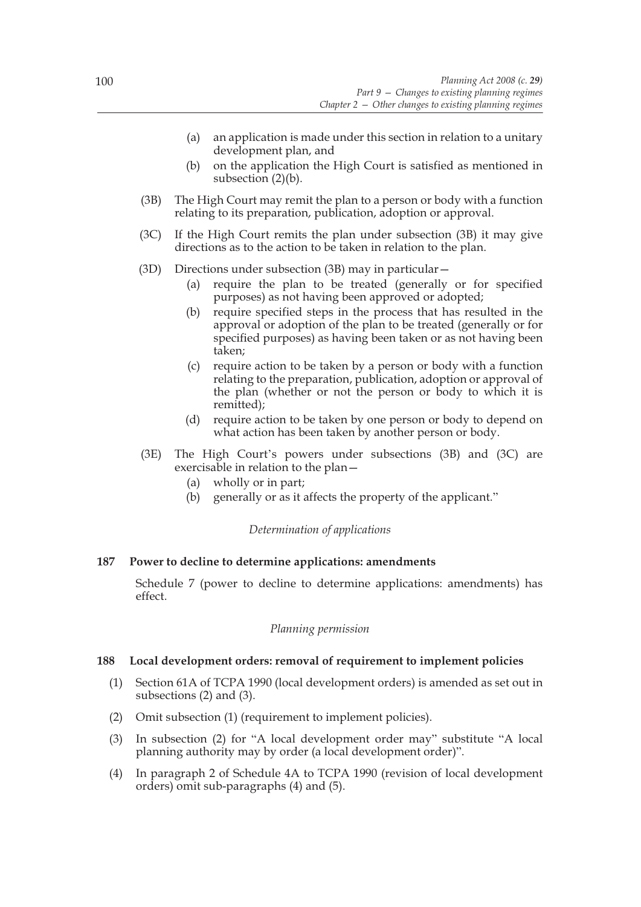(a) an application is made under this section in relation to a unitary development plan, and

(b) on the application the High Court is satisfied as mentioned in subsection (2)(b).

(3B) The High Court may remit the plan to a person or body with a function relating to its preparation, publication, adoption or approval.

(3C) If the High Court remits the plan under subsection (3B) it may give directions as to the action to be taken in relation to the plan.

(3D) Directions under subsection (3B) may in particular—

(a) require the plan to be treated (generally or for specified purposes) as not having been approved or adopted;

(b) require specified steps in the process that has resulted in the approval or adoption of the plan to be treated (generally or for specified purposes) as having been taken or as not having been taken;

(c) require action to be taken by a person or body with a function relating to the preparation, publication, adoption or approval of the plan (whether or not the person or body to which it is remitted);

(d) require action to be taken by one person or body to depend on what action has been taken by another person or body.

(3E) The High Court's powers under subsections (3B) and (3C) are exercisable in relation to the plan—

(a) wholly or in part;

(b) generally or as it affects the property of the applicant."

*Determination of applications*

**187 Power to decline to determine applications: amendments**

Schedule 7 (power to decline to determine applications: amendments) has effect.

*Planning permission*

**188 Local development orders: removal of requirement to implement policies**

(1) Section 61A of TCPA 1990 (local development orders) is amended as set out in subsections (2) and (3).

(2) Omit subsection (1) (requirement to implement policies).

(3) In subsection (2) for "A local development order may" substitute "A local planning authority may by order (a local development order)".

(4) In paragraph 2 of Schedule 4A to TCPA 1990 (revision of local development orders) omit sub-paragraphs (4) and (5).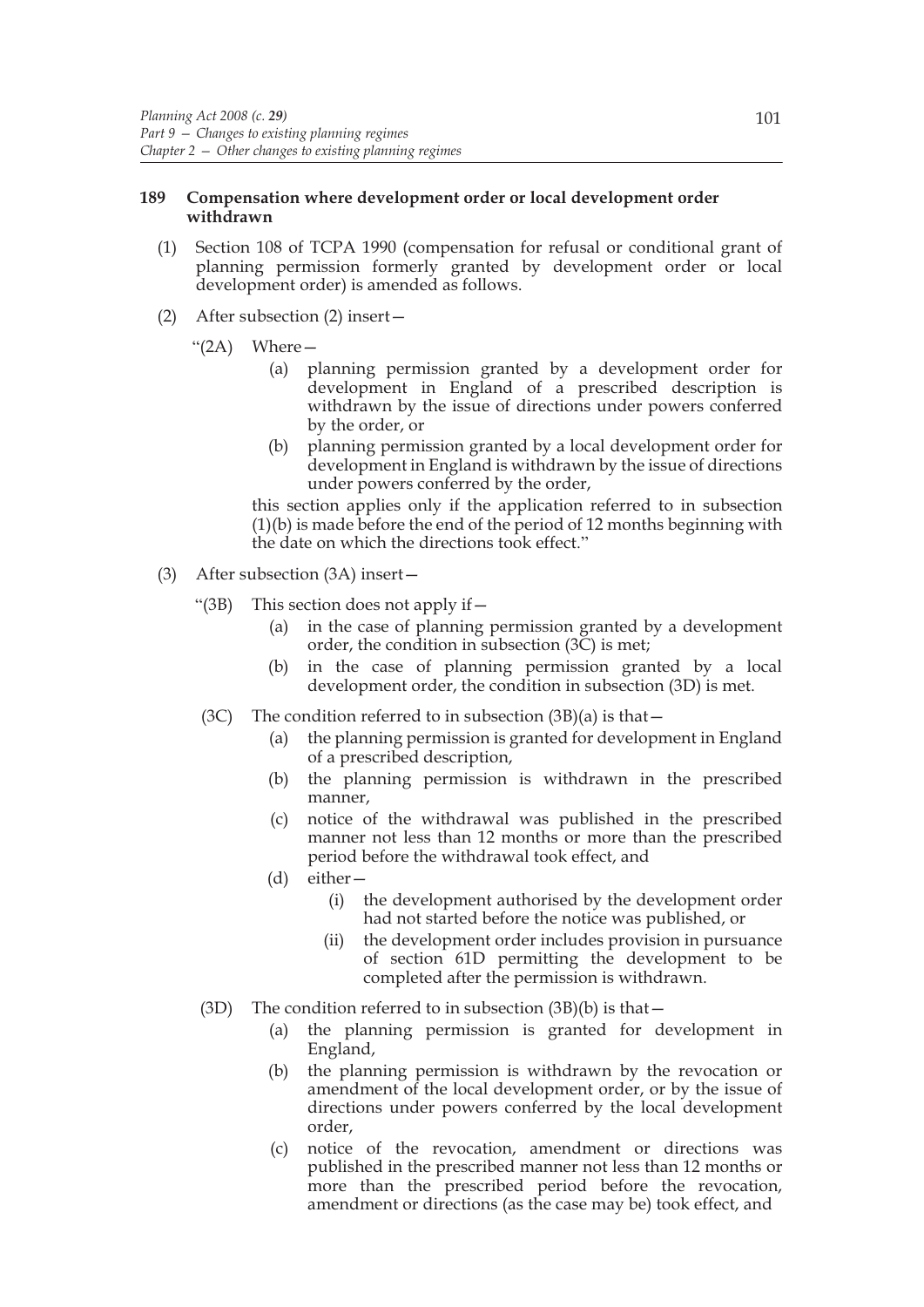### 189 Compensation where development order or local development order withdrawn

(1) Section 108 of TCPA 1990 (compensation for refusal or conditional grant of planning permission formerly granted by development order or local development order) is amended as follows.

(2) After subsection (2) insert—

"(2A) Where—

(a) planning permission granted by a development order for development in England of a prescribed description is withdrawn by the issue of directions under powers conferred by the order, or

(b) planning permission granted by a local development order for development in England is withdrawn by the issue of directions under powers conferred by the order,

this section applies only if the application referred to in subsection (1)(b) is made before the end of the period of 12 months beginning with the date on which the directions took effect."

(3) After subsection (3A) insert—

"(3B) This section does not apply if—

(a) in the case of planning permission granted by a development order, the condition in subsection (3C) is met;

(b) in the case of planning permission granted by a local development order, the condition in subsection (3D) is met.

(3C) The condition referred to in subsection (3B)(a) is that—

(a) the planning permission is granted for development in England of a prescribed description,

(b) the planning permission is withdrawn in the prescribed manner,

(c) notice of the withdrawal was published in the prescribed manner not less than 12 months or more than the prescribed period before the withdrawal took effect, and

(d) either—

(i) the development authorised by the development order had not started before the notice was published, or

(ii) the development order includes provision in pursuance of section 61D permitting the development to be completed after the permission is withdrawn.

(3D) The condition referred to in subsection (3B)(b) is that—

(a) the planning permission is granted for development in England,

(b) the planning permission is withdrawn by the revocation or amendment of the local development order, or by the issue of directions under powers conferred by the local development order,

(c) notice of the revocation, amendment or directions was published in the prescribed manner not less than 12 months or more than the prescribed period before the revocation, amendment or directions (as the case may be) took effect, and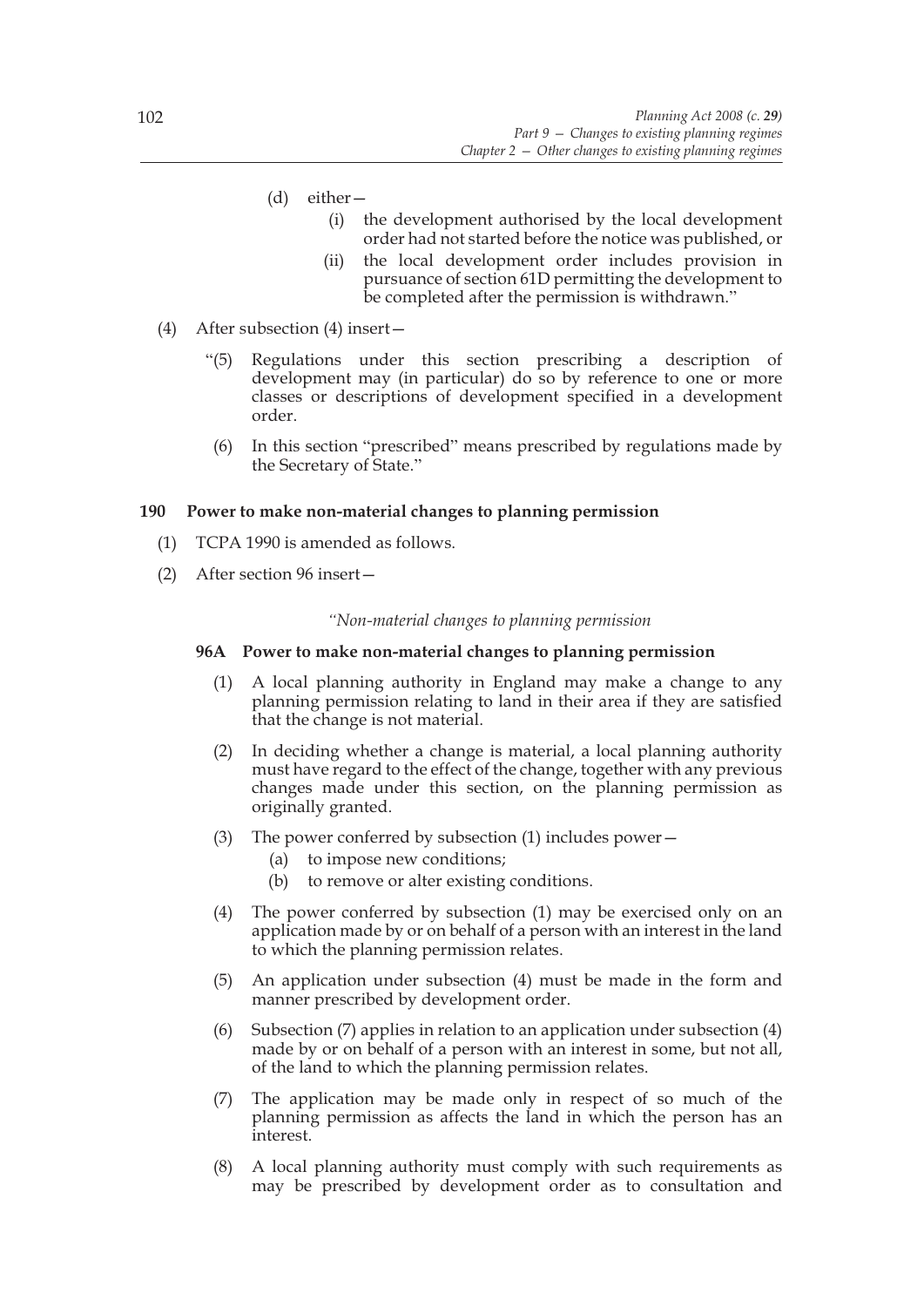(d) either—
   (i) the development authorised by the local development order had not started before the notice was published, or
   (ii) the local development order includes provision in pursuance of section 61D permitting the development to be completed after the permission is withdrawn."

(4) After subsection (4) insert—

"(5) Regulations under this section prescribing a description of development may (in particular) do so by reference to one or more classes or descriptions of development specified in a development order.

(6) In this section "prescribed" means prescribed by regulations made by the Secretary of State."

### 190 Power to make non-material changes to planning permission

(1) TCPA 1990 is amended as follows.

(2) After section 96 insert—

*"Non-material changes to planning permission*

#### 96A Power to make non-material changes to planning permission

(1) A local planning authority in England may make a change to any planning permission relating to land in their area if they are satisfied that the change is not material.

(2) In deciding whether a change is material, a local planning authority must have regard to the effect of the change, together with any previous changes made under this section, on the planning permission as originally granted.

(3) The power conferred by subsection (1) includes power—
   (a) to impose new conditions;
   (b) to remove or alter existing conditions.

(4) The power conferred by subsection (1) may be exercised only on an application made by or on behalf of a person with an interest in the land to which the planning permission relates.

(5) An application under subsection (4) must be made in the form and manner prescribed by development order.

(6) Subsection (7) applies in relation to an application under subsection (4) made by or on behalf of a person with an interest in some, but not all, of the land to which the planning permission relates.

(7) The application may be made only in respect of so much of the planning permission as affects the land in which the person has an interest.

(8) A local planning authority must comply with such requirements as may be prescribed by development order as to consultation and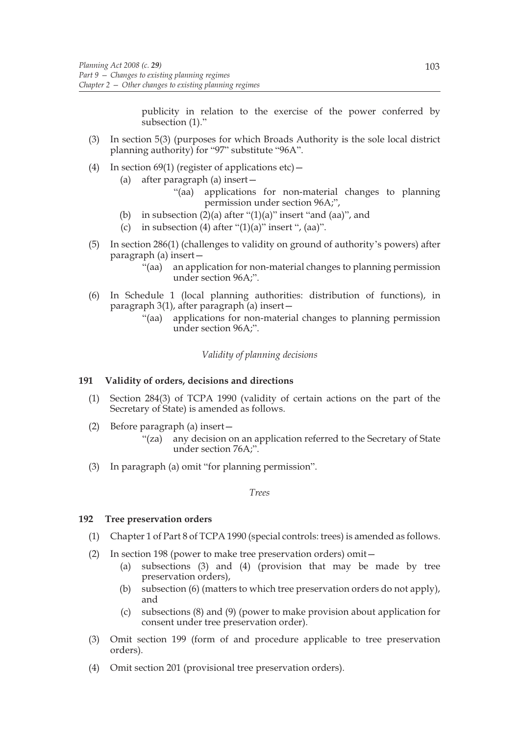publicity in relation to the exercise of the power conferred by subsection (1)."

(3) In section 5(3) (purposes for which Broads Authority is the sole local district planning authority) for "97" substitute "96A".

(4) In section 69(1) (register of applications etc)—

 (a) after paragraph (a) insert—

  "(aa) applications for non-material changes to planning permission under section 96A;",

 (b) in subsection (2)(a) after "(1)(a)" insert "and (aa)", and

 (c) in subsection (4) after "(1)(a)" insert ", (aa)".

(5) In section 286(1) (challenges to validity on ground of authority's powers) after paragraph (a) insert—

  "(aa) an application for non-material changes to planning permission under section 96A;".

(6) In Schedule 1 (local planning authorities: distribution of functions), in paragraph 3(1), after paragraph (a) insert—

  "(aa) applications for non-material changes to planning permission under section 96A;".

*Validity of planning decisions*

**191 Validity of orders, decisions and directions**

(1) Section 284(3) of TCPA 1990 (validity of certain actions on the part of the Secretary of State) is amended as follows.

(2) Before paragraph (a) insert—

  "(za) any decision on an application referred to the Secretary of State under section 76A;".

(3) In paragraph (a) omit "for planning permission".

*Trees*

**192 Tree preservation orders**

(1) Chapter 1 of Part 8 of TCPA 1990 (special controls: trees) is amended as follows.

(2) In section 198 (power to make tree preservation orders) omit—

 (a) subsections (3) and (4) (provision that may be made by tree preservation orders),

 (b) subsection (6) (matters to which tree preservation orders do not apply), and

 (c) subsections (8) and (9) (power to make provision about application for consent under tree preservation order).

(3) Omit section 199 (form of and procedure applicable to tree preservation orders).

(4) Omit section 201 (provisional tree preservation orders).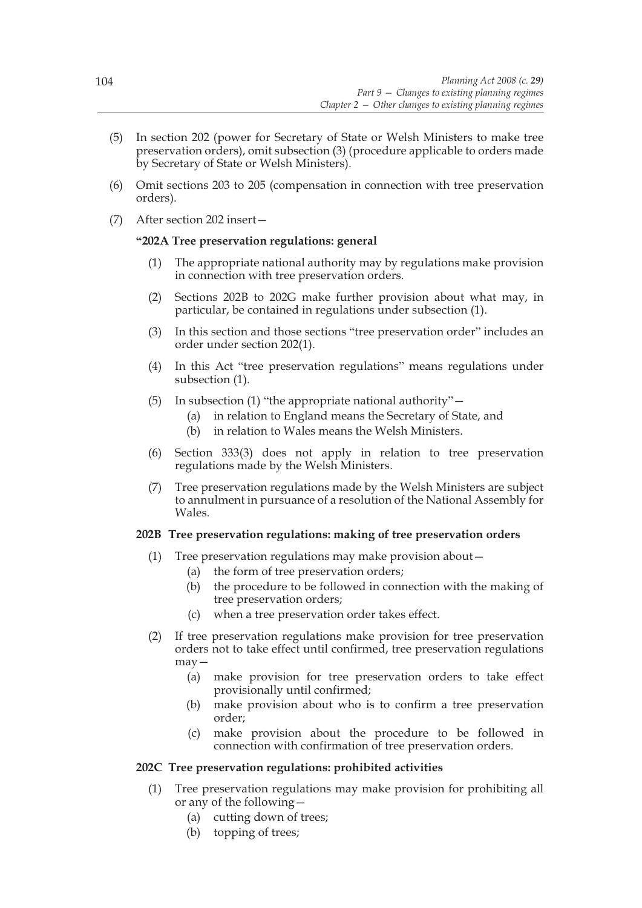(5) In section 202 (power for Secretary of State or Welsh Ministers to make tree preservation orders), omit subsection (3) (procedure applicable to orders made by Secretary of State or Welsh Ministers).

(6) Omit sections 203 to 205 (compensation in connection with tree preservation orders).

(7) After section 202 insert—

**"202A Tree preservation regulations: general**

(1) The appropriate national authority may by regulations make provision in connection with tree preservation orders.

(2) Sections 202B to 202G make further provision about what may, in particular, be contained in regulations under subsection (1).

(3) In this section and those sections "tree preservation order" includes an order under section 202(1).

(4) In this Act "tree preservation regulations" means regulations under subsection (1).

(5) In subsection (1) "the appropriate national authority"—

(a) in relation to England means the Secretary of State, and

(b) in relation to Wales means the Welsh Ministers.

(6) Section 333(3) does not apply in relation to tree preservation regulations made by the Welsh Ministers.

(7) Tree preservation regulations made by the Welsh Ministers are subject to annulment in pursuance of a resolution of the National Assembly for Wales.

**202B Tree preservation regulations: making of tree preservation orders**

(1) Tree preservation regulations may make provision about—

(a) the form of tree preservation orders;

(b) the procedure to be followed in connection with the making of tree preservation orders;

(c) when a tree preservation order takes effect.

(2) If tree preservation regulations make provision for tree preservation orders not to take effect until confirmed, tree preservation regulations may—

(a) make provision for tree preservation orders to take effect provisionally until confirmed;

(b) make provision about who is to confirm a tree preservation order;

(c) make provision about the procedure to be followed in connection with confirmation of tree preservation orders.

**202C Tree preservation regulations: prohibited activities**

(1) Tree preservation regulations may make provision for prohibiting all or any of the following—

(a) cutting down of trees;

(b) topping of trees;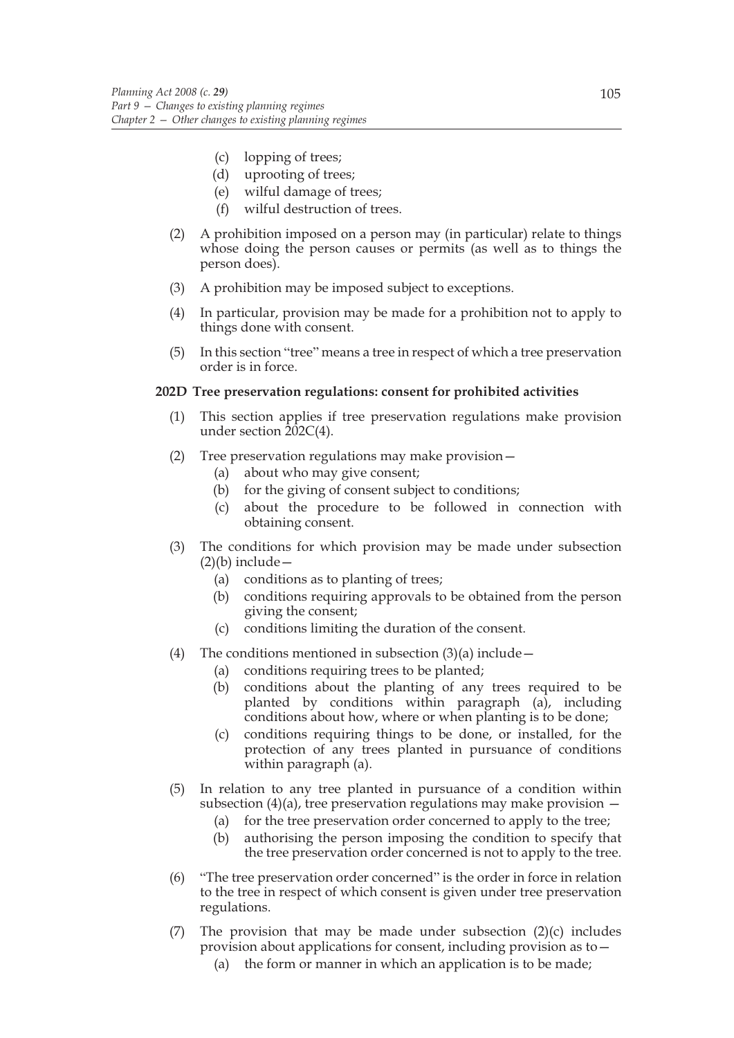- (c) lopping of trees;
- (d) uprooting of trees;
- (e) wilful damage of trees;
- (f) wilful destruction of trees.

(2) A prohibition imposed on a person may (in particular) relate to things whose doing the person causes or permits (as well as to things the person does).

(3) A prohibition may be imposed subject to exceptions.

(4) In particular, provision may be made for a prohibition not to apply to things done with consent.

(5) In this section "tree" means a tree in respect of which a tree preservation order is in force.

**202D Tree preservation regulations: consent for prohibited activities**

(1) This section applies if tree preservation regulations make provision under section 202C(4).

(2) Tree preservation regulations may make provision—

- (a) about who may give consent;
- (b) for the giving of consent subject to conditions;
- (c) about the procedure to be followed in connection with obtaining consent.

(3) The conditions for which provision may be made under subsection (2)(b) include—

- (a) conditions as to planting of trees;
- (b) conditions requiring approvals to be obtained from the person giving the consent;
- (c) conditions limiting the duration of the consent.

(4) The conditions mentioned in subsection (3)(a) include—

- (a) conditions requiring trees to be planted;
- (b) conditions about the planting of any trees required to be planted by conditions within paragraph (a), including conditions about how, where or when planting is to be done;
- (c) conditions requiring things to be done, or installed, for the protection of any trees planted in pursuance of conditions within paragraph (a).

(5) In relation to any tree planted in pursuance of a condition within subsection (4)(a), tree preservation regulations may make provision —

- (a) for the tree preservation order concerned to apply to the tree;
- (b) authorising the person imposing the condition to specify that the tree preservation order concerned is not to apply to the tree.

(6) "The tree preservation order concerned" is the order in force in relation to the tree in respect of which consent is given under tree preservation regulations.

(7) The provision that may be made under subsection (2)(c) includes provision about applications for consent, including provision as to—

- (a) the form or manner in which an application is to be made;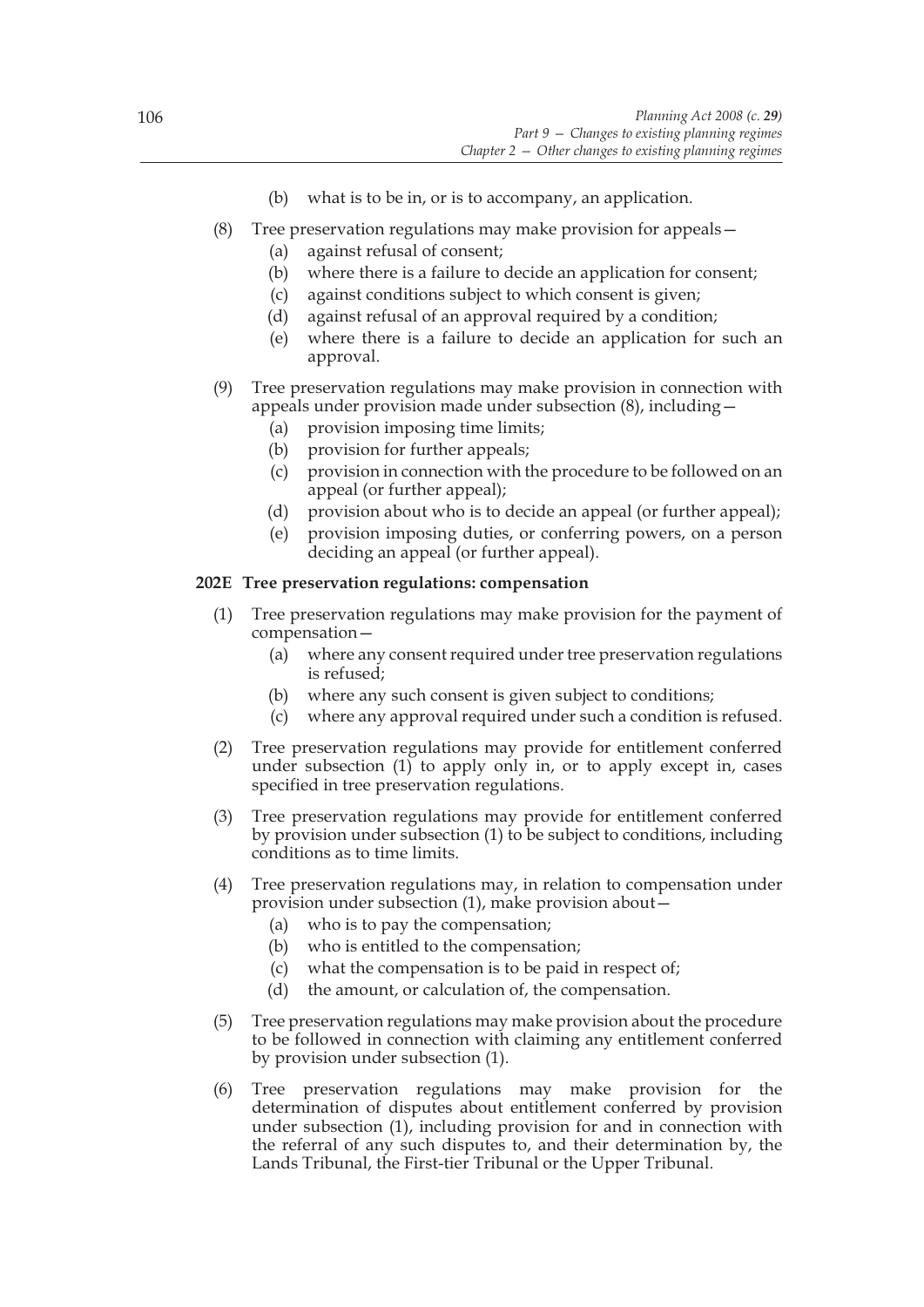(b) what is to be in, or is to accompany, an application.

(8) Tree preservation regulations may make provision for appeals—

(a) against refusal of consent;

(b) where there is a failure to decide an application for consent;

(c) against conditions subject to which consent is given;

(d) against refusal of an approval required by a condition;

(e) where there is a failure to decide an application for such an approval.

(9) Tree preservation regulations may make provision in connection with appeals under provision made under subsection (8), including—

(a) provision imposing time limits;

(b) provision for further appeals;

(c) provision in connection with the procedure to be followed on an appeal (or further appeal);

(d) provision about who is to decide an appeal (or further appeal);

(e) provision imposing duties, or conferring powers, on a person deciding an appeal (or further appeal).

**202E Tree preservation regulations: compensation**

(1) Tree preservation regulations may make provision for the payment of compensation—

(a) where any consent required under tree preservation regulations is refused;

(b) where any such consent is given subject to conditions;

(c) where any approval required under such a condition is refused.

(2) Tree preservation regulations may provide for entitlement conferred under subsection (1) to apply only in, or to apply except in, cases specified in tree preservation regulations.

(3) Tree preservation regulations may provide for entitlement conferred by provision under subsection (1) to be subject to conditions, including conditions as to time limits.

(4) Tree preservation regulations may, in relation to compensation under provision under subsection (1), make provision about—

(a) who is to pay the compensation;

(b) who is entitled to the compensation;

(c) what the compensation is to be paid in respect of;

(d) the amount, or calculation of, the compensation.

(5) Tree preservation regulations may make provision about the procedure to be followed in connection with claiming any entitlement conferred by provision under subsection (1).

(6) Tree preservation regulations may make provision for the determination of disputes about entitlement conferred by provision under subsection (1), including provision for and in connection with the referral of any such disputes to, and their determination by, the Lands Tribunal, the First-tier Tribunal or the Upper Tribunal.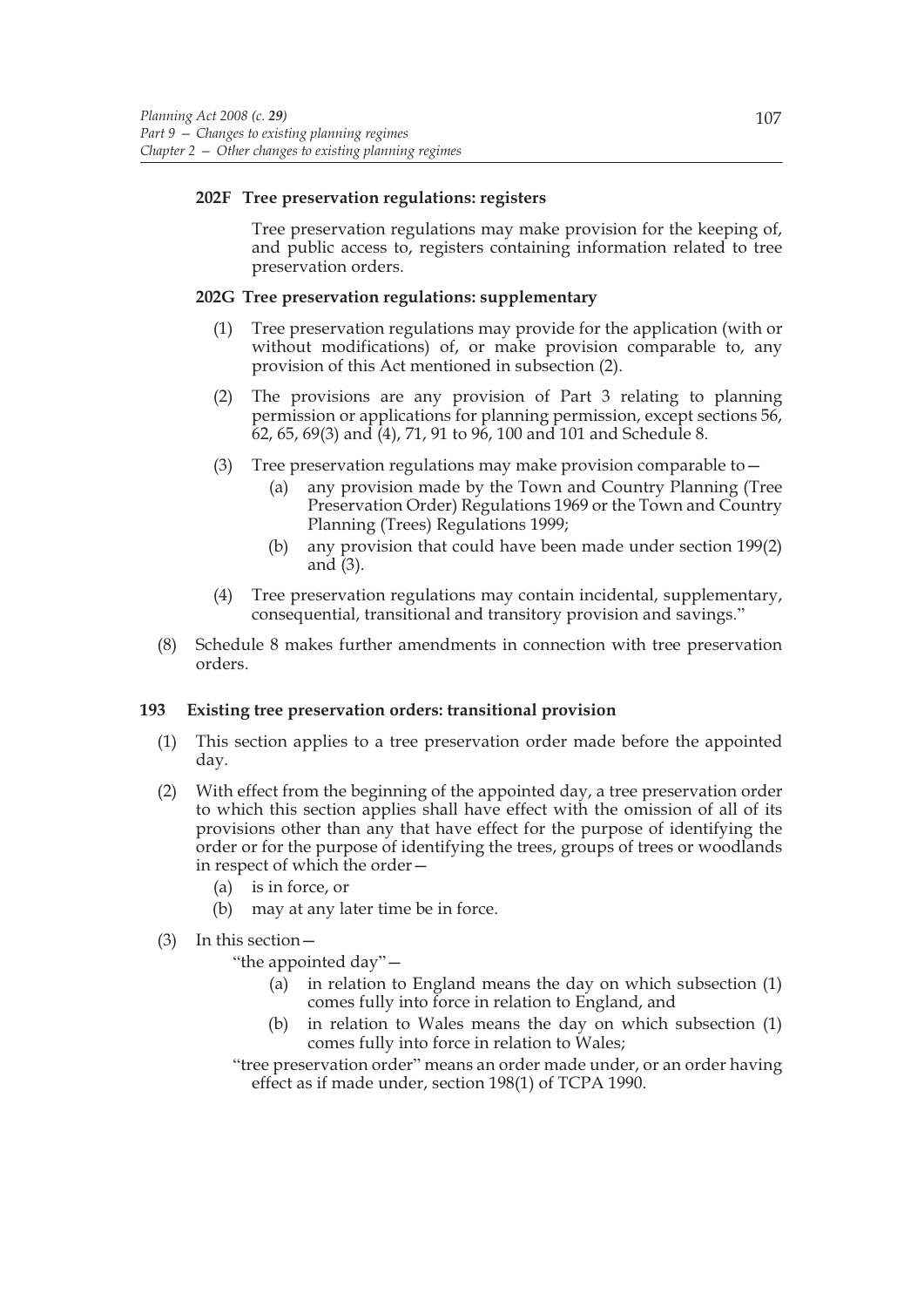**202F Tree preservation regulations: registers**

Tree preservation regulations may make provision for the keeping of, and public access to, registers containing information related to tree preservation orders.

**202G Tree preservation regulations: supplementary**

(1) Tree preservation regulations may provide for the application (with or without modifications) of, or make provision comparable to, any provision of this Act mentioned in subsection (2).

(2) The provisions are any provision of Part 3 relating to planning permission or applications for planning permission, except sections 56, 62, 65, 69(3) and (4), 71, 91 to 96, 100 and 101 and Schedule 8.

(3) Tree preservation regulations may make provision comparable to—

(a) any provision made by the Town and Country Planning (Tree Preservation Order) Regulations 1969 or the Town and Country Planning (Trees) Regulations 1999;

(b) any provision that could have been made under section 199(2) and (3).

(4) Tree preservation regulations may contain incidental, supplementary, consequential, transitional and transitory provision and savings."

(8) Schedule 8 makes further amendments in connection with tree preservation orders.

**193 Existing tree preservation orders: transitional provision**

(1) This section applies to a tree preservation order made before the appointed day.

(2) With effect from the beginning of the appointed day, a tree preservation order to which this section applies shall have effect with the omission of all of its provisions other than any that have effect for the purpose of identifying the order or for the purpose of identifying the trees, groups of trees or woodlands in respect of which the order—

(a) is in force, or

(b) may at any later time be in force.

(3) In this section—

"the appointed day"—

(a) in relation to England means the day on which subsection (1) comes fully into force in relation to England, and

(b) in relation to Wales means the day on which subsection (1) comes fully into force in relation to Wales;

"tree preservation order" means an order made under, or an order having effect as if made under, section 198(1) of TCPA 1990.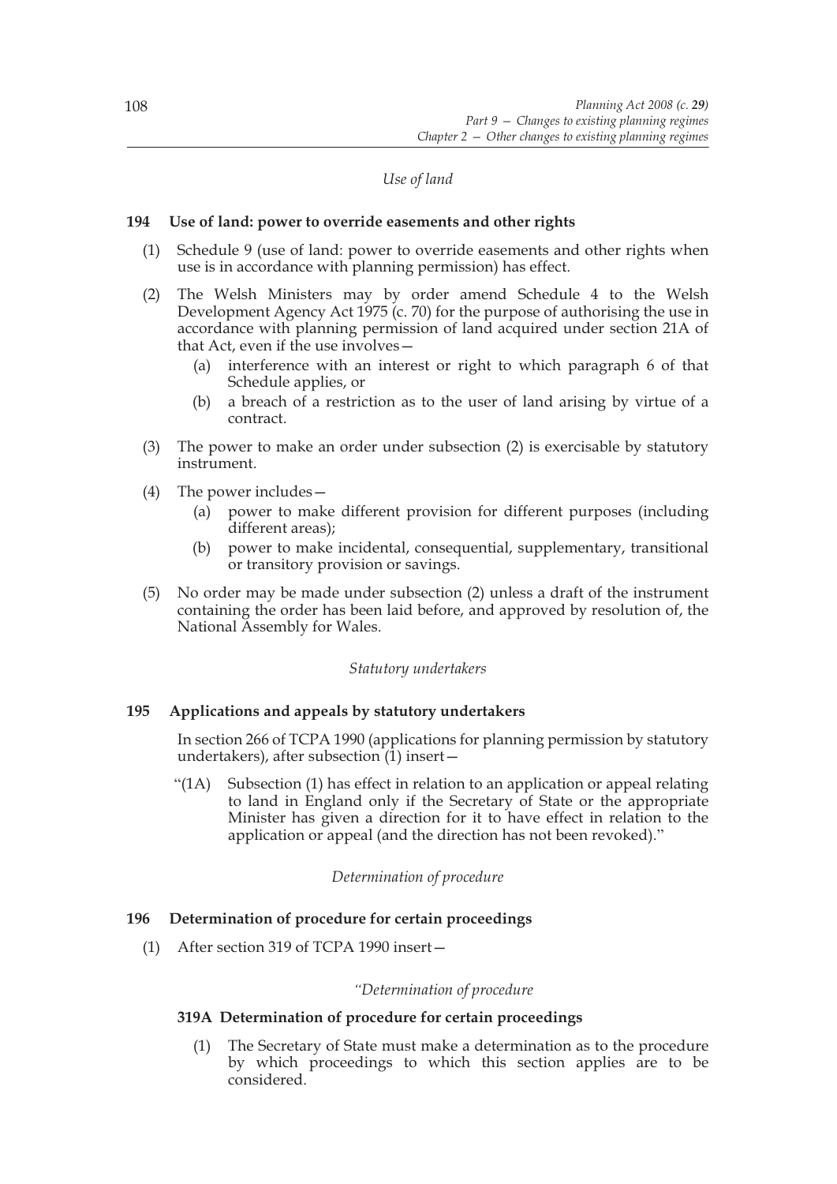*Use of land*

**194 Use of land: power to override easements and other rights**

(1) Schedule 9 (use of land: power to override easements and other rights when use is in accordance with planning permission) has effect.

(2) The Welsh Ministers may by order amend Schedule 4 to the Welsh Development Agency Act 1975 (c. 70) for the purpose of authorising the use in accordance with planning permission of land acquired under section 21A of that Act, even if the use involves—

(a) interference with an interest or right to which paragraph 6 of that Schedule applies, or

(b) a breach of a restriction as to the user of land arising by virtue of a contract.

(3) The power to make an order under subsection (2) is exercisable by statutory instrument.

(4) The power includes—

(a) power to make different provision for different purposes (including different areas);

(b) power to make incidental, consequential, supplementary, transitional or transitory provision or savings.

(5) No order may be made under subsection (2) unless a draft of the instrument containing the order has been laid before, and approved by resolution of, the National Assembly for Wales.

*Statutory undertakers*

**195 Applications and appeals by statutory undertakers**

In section 266 of TCPA 1990 (applications for planning permission by statutory undertakers), after subsection (1) insert—

"(1A) Subsection (1) has effect in relation to an application or appeal relating to land in England only if the Secretary of State or the appropriate Minister has given a direction for it to have effect in relation to the application or appeal (and the direction has not been revoked)."

*Determination of procedure*

**196 Determination of procedure for certain proceedings**

(1) After section 319 of TCPA 1990 insert—

*"Determination of procedure*

**319A Determination of procedure for certain proceedings**

(1) The Secretary of State must make a determination as to the procedure by which proceedings to which this section applies are to be considered.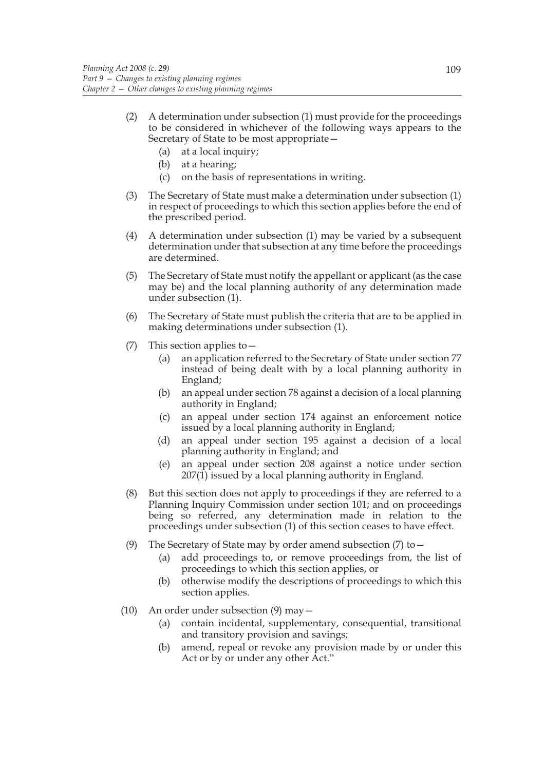(2) A determination under subsection (1) must provide for the proceedings to be considered in whichever of the following ways appears to the Secretary of State to be most appropriate—

   (a) at a local inquiry;

   (b) at a hearing;

   (c) on the basis of representations in writing.

(3) The Secretary of State must make a determination under subsection (1) in respect of proceedings to which this section applies before the end of the prescribed period.

(4) A determination under subsection (1) may be varied by a subsequent determination under that subsection at any time before the proceedings are determined.

(5) The Secretary of State must notify the appellant or applicant (as the case may be) and the local planning authority of any determination made under subsection (1).

(6) The Secretary of State must publish the criteria that are to be applied in making determinations under subsection (1).

(7) This section applies to—

   (a) an application referred to the Secretary of State under section 77 instead of being dealt with by a local planning authority in England;

   (b) an appeal under section 78 against a decision of a local planning authority in England;

   (c) an appeal under section 174 against an enforcement notice issued by a local planning authority in England;

   (d) an appeal under section 195 against a decision of a local planning authority in England; and

   (e) an appeal under section 208 against a notice under section 207(1) issued by a local planning authority in England.

(8) But this section does not apply to proceedings if they are referred to a Planning Inquiry Commission under section 101; and on proceedings being so referred, any determination made in relation to the proceedings under subsection (1) of this section ceases to have effect.

(9) The Secretary of State may by order amend subsection (7) to—

   (a) add proceedings to, or remove proceedings from, the list of proceedings to which this section applies, or

   (b) otherwise modify the descriptions of proceedings to which this section applies.

(10) An order under subsection (9) may—

   (a) contain incidental, supplementary, consequential, transitional and transitory provision and savings;

   (b) amend, repeal or revoke any provision made by or under this Act or by or under any other Act."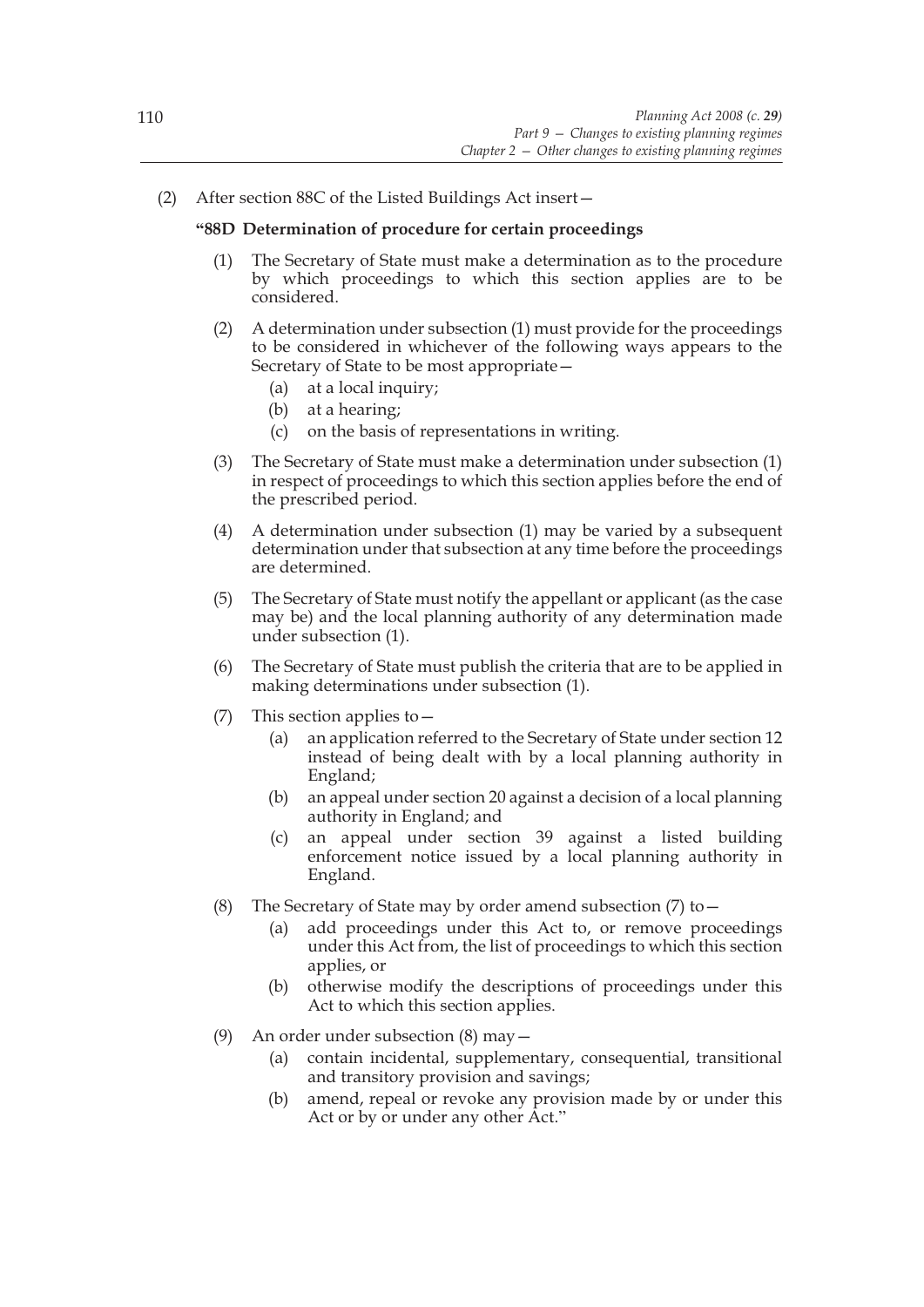(2) After section 88C of the Listed Buildings Act insert—

**"88D Determination of procedure for certain proceedings**

(1) The Secretary of State must make a determination as to the procedure by which proceedings to which this section applies are to be considered.

(2) A determination under subsection (1) must provide for the proceedings to be considered in whichever of the following ways appears to the Secretary of State to be most appropriate—

(a) at a local inquiry;

(b) at a hearing;

(c) on the basis of representations in writing.

(3) The Secretary of State must make a determination under subsection (1) in respect of proceedings to which this section applies before the end of the prescribed period.

(4) A determination under subsection (1) may be varied by a subsequent determination under that subsection at any time before the proceedings are determined.

(5) The Secretary of State must notify the appellant or applicant (as the case may be) and the local planning authority of any determination made under subsection (1).

(6) The Secretary of State must publish the criteria that are to be applied in making determinations under subsection (1).

(7) This section applies to—

(a) an application referred to the Secretary of State under section 12 instead of being dealt with by a local planning authority in England;

(b) an appeal under section 20 against a decision of a local planning authority in England; and

(c) an appeal under section 39 against a listed building enforcement notice issued by a local planning authority in England.

(8) The Secretary of State may by order amend subsection (7) to—

(a) add proceedings under this Act to, or remove proceedings under this Act from, the list of proceedings to which this section applies, or

(b) otherwise modify the descriptions of proceedings under this Act to which this section applies.

(9) An order under subsection (8) may—

(a) contain incidental, supplementary, consequential, transitional and transitory provision and savings;

(b) amend, repeal or revoke any provision made by or under this Act or by or under any other Act."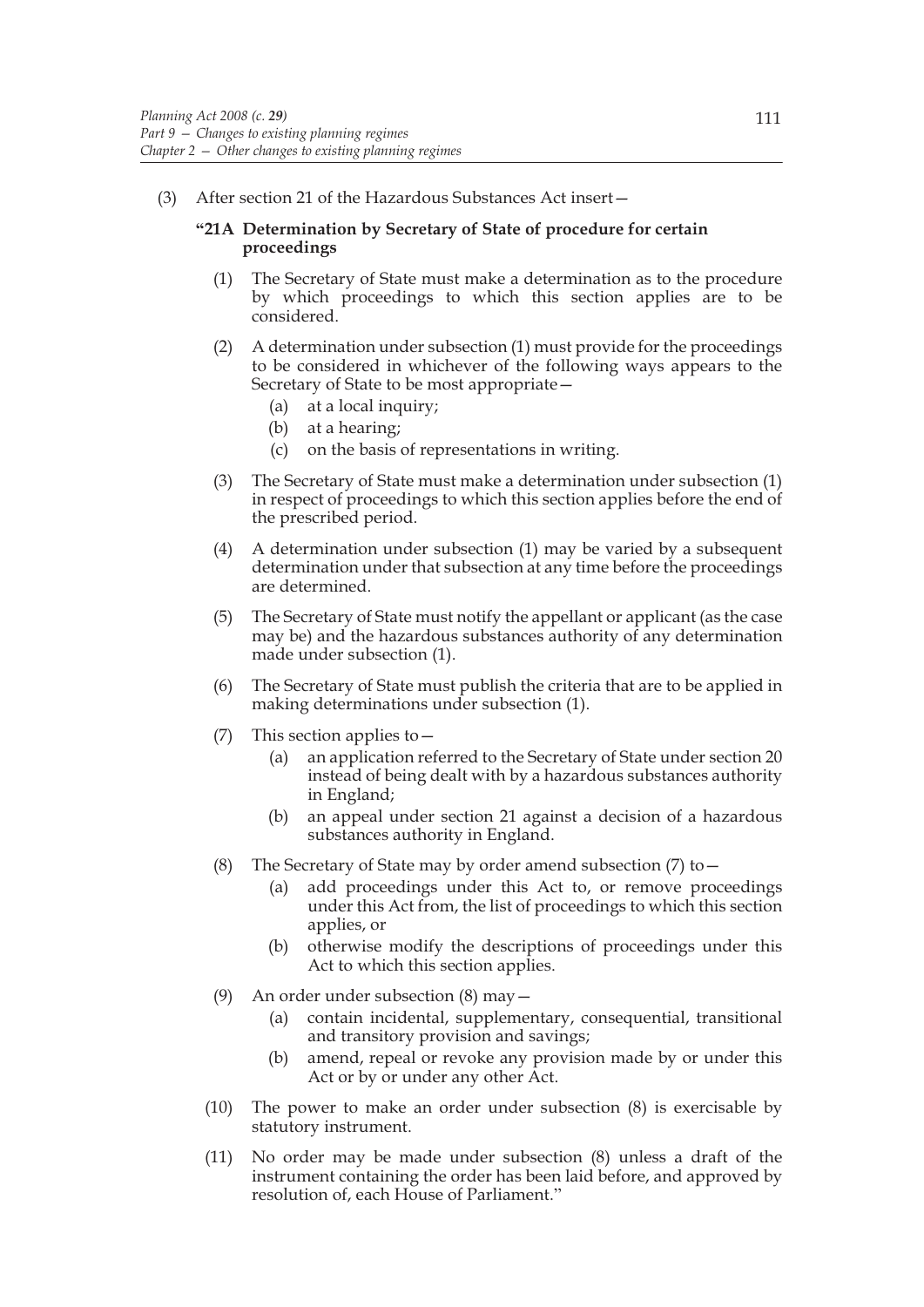(3) After section 21 of the Hazardous Substances Act insert—

**"21A Determination by Secretary of State of procedure for certain proceedings**

(1) The Secretary of State must make a determination as to the procedure by which proceedings to which this section applies are to be considered.

(2) A determination under subsection (1) must provide for the proceedings to be considered in whichever of the following ways appears to the Secretary of State to be most appropriate—

(a) at a local inquiry;

(b) at a hearing;

(c) on the basis of representations in writing.

(3) The Secretary of State must make a determination under subsection (1) in respect of proceedings to which this section applies before the end of the prescribed period.

(4) A determination under subsection (1) may be varied by a subsequent determination under that subsection at any time before the proceedings are determined.

(5) The Secretary of State must notify the appellant or applicant (as the case may be) and the hazardous substances authority of any determination made under subsection (1).

(6) The Secretary of State must publish the criteria that are to be applied in making determinations under subsection (1).

(7) This section applies to—

(a) an application referred to the Secretary of State under section 20 instead of being dealt with by a hazardous substances authority in England;

(b) an appeal under section 21 against a decision of a hazardous substances authority in England.

(8) The Secretary of State may by order amend subsection (7) to—

(a) add proceedings under this Act to, or remove proceedings under this Act from, the list of proceedings to which this section applies, or

(b) otherwise modify the descriptions of proceedings under this Act to which this section applies.

(9) An order under subsection (8) may—

(a) contain incidental, supplementary, consequential, transitional and transitory provision and savings;

(b) amend, repeal or revoke any provision made by or under this Act or by or under any other Act.

(10) The power to make an order under subsection (8) is exercisable by statutory instrument.

(11) No order may be made under subsection (8) unless a draft of the instrument containing the order has been laid before, and approved by resolution of, each House of Parliament."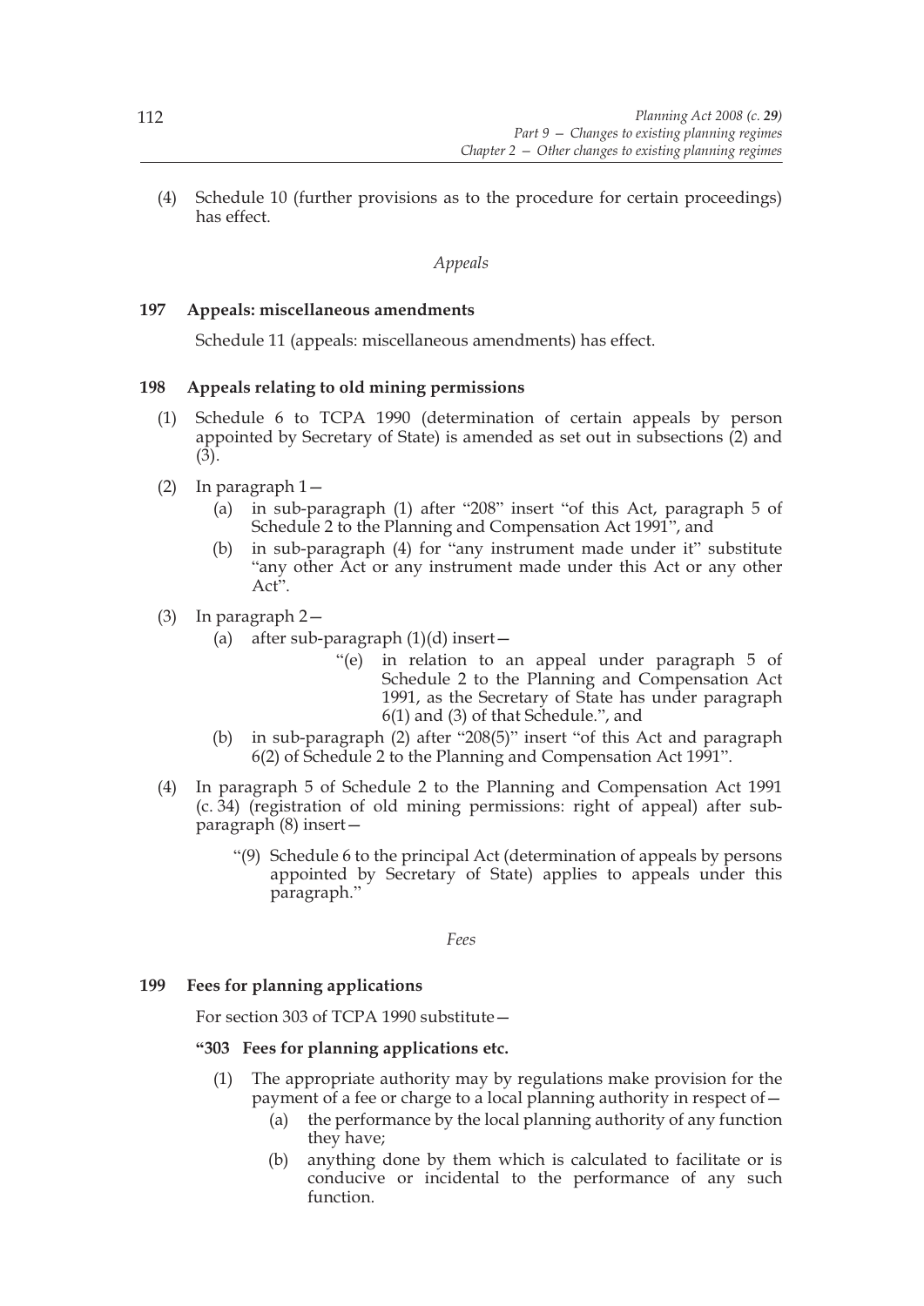(4) Schedule 10 (further provisions as to the procedure for certain proceedings) has effect.

*Appeals*

**197 Appeals: miscellaneous amendments**

Schedule 11 (appeals: miscellaneous amendments) has effect.

**198 Appeals relating to old mining permissions**

(1) Schedule 6 to TCPA 1990 (determination of certain appeals by person appointed by Secretary of State) is amended as set out in subsections (2) and (3).

(2) In paragraph 1—

(a) in sub-paragraph (1) after "208" insert "of this Act, paragraph 5 of Schedule 2 to the Planning and Compensation Act 1991", and

(b) in sub-paragraph (4) for "any instrument made under it" substitute "any other Act or any instrument made under this Act or any other Act".

(3) In paragraph 2—

(a) after sub-paragraph (1)(d) insert—

"(e) in relation to an appeal under paragraph 5 of Schedule 2 to the Planning and Compensation Act 1991, as the Secretary of State has under paragraph 6(1) and (3) of that Schedule.", and

(b) in sub-paragraph (2) after "208(5)" insert "of this Act and paragraph 6(2) of Schedule 2 to the Planning and Compensation Act 1991".

(4) In paragraph 5 of Schedule 2 to the Planning and Compensation Act 1991 (c. 34) (registration of old mining permissions: right of appeal) after sub-paragraph (8) insert—

"(9) Schedule 6 to the principal Act (determination of appeals by persons appointed by Secretary of State) applies to appeals under this paragraph."

*Fees*

**199 Fees for planning applications**

For section 303 of TCPA 1990 substitute—

**"303 Fees for planning applications etc.**

(1) The appropriate authority may by regulations make provision for the payment of a fee or charge to a local planning authority in respect of—

(a) the performance by the local planning authority of any function they have;

(b) anything done by them which is calculated to facilitate or is conducive or incidental to the performance of any such function.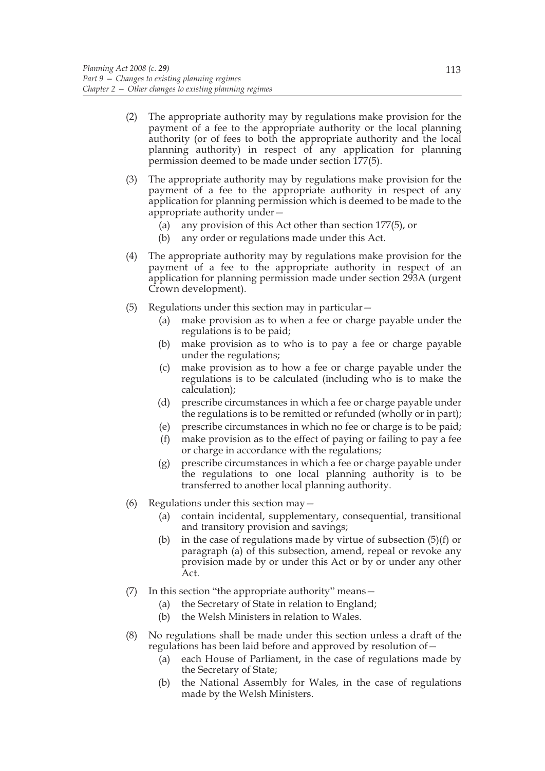(2) The appropriate authority may by regulations make provision for the payment of a fee to the appropriate authority or the local planning authority (or of fees to both the appropriate authority and the local planning authority) in respect of any application for planning permission deemed to be made under section 177(5).

(3) The appropriate authority may by regulations make provision for the payment of a fee to the appropriate authority in respect of any application for planning permission which is deemed to be made to the appropriate authority under—

  (a) any provision of this Act other than section 177(5), or

  (b) any order or regulations made under this Act.

(4) The appropriate authority may by regulations make provision for the payment of a fee to the appropriate authority in respect of an application for planning permission made under section 293A (urgent Crown development).

(5) Regulations under this section may in particular—

  (a) make provision as to when a fee or charge payable under the regulations is to be paid;

  (b) make provision as to who is to pay a fee or charge payable under the regulations;

  (c) make provision as to how a fee or charge payable under the regulations is to be calculated (including who is to make the calculation);

  (d) prescribe circumstances in which a fee or charge payable under the regulations is to be remitted or refunded (wholly or in part);

  (e) prescribe circumstances in which no fee or charge is to be paid;

  (f) make provision as to the effect of paying or failing to pay a fee or charge in accordance with the regulations;

  (g) prescribe circumstances in which a fee or charge payable under the regulations to one local planning authority is to be transferred to another local planning authority.

(6) Regulations under this section may—

  (a) contain incidental, supplementary, consequential, transitional and transitory provision and savings;

  (b) in the case of regulations made by virtue of subsection (5)(f) or paragraph (a) of this subsection, amend, repeal or revoke any provision made by or under this Act or by or under any other Act.

(7) In this section "the appropriate authority" means—

  (a) the Secretary of State in relation to England;

  (b) the Welsh Ministers in relation to Wales.

(8) No regulations shall be made under this section unless a draft of the regulations has been laid before and approved by resolution of—

  (a) each House of Parliament, in the case of regulations made by the Secretary of State;

  (b) the National Assembly for Wales, in the case of regulations made by the Welsh Ministers.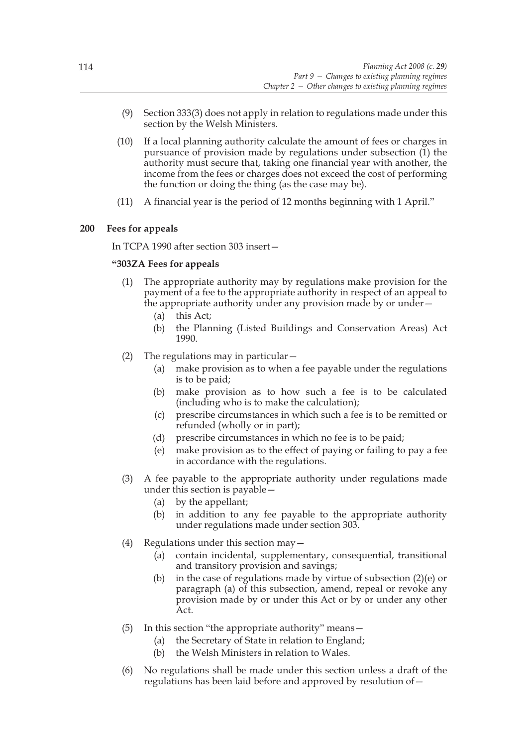(9) Section 333(3) does not apply in relation to regulations made under this section by the Welsh Ministers.

(10) If a local planning authority calculate the amount of fees or charges in pursuance of provision made by regulations under subsection (1) the authority must secure that, taking one financial year with another, the income from the fees or charges does not exceed the cost of performing the function or doing the thing (as the case may be).

(11) A financial year is the period of 12 months beginning with 1 April."

### 200 Fees for appeals

In TCPA 1990 after section 303 insert—

**"303ZA Fees for appeals**

(1) The appropriate authority may by regulations make provision for the payment of a fee to the appropriate authority in respect of an appeal to the appropriate authority under any provision made by or under—

(a) this Act;

(b) the Planning (Listed Buildings and Conservation Areas) Act 1990.

(2) The regulations may in particular—

(a) make provision as to when a fee payable under the regulations is to be paid;

(b) make provision as to how such a fee is to be calculated (including who is to make the calculation);

(c) prescribe circumstances in which such a fee is to be remitted or refunded (wholly or in part);

(d) prescribe circumstances in which no fee is to be paid;

(e) make provision as to the effect of paying or failing to pay a fee in accordance with the regulations.

(3) A fee payable to the appropriate authority under regulations made under this section is payable—

(a) by the appellant;

(b) in addition to any fee payable to the appropriate authority under regulations made under section 303.

(4) Regulations under this section may—

(a) contain incidental, supplementary, consequential, transitional and transitory provision and savings;

(b) in the case of regulations made by virtue of subsection (2)(e) or paragraph (a) of this subsection, amend, repeal or revoke any provision made by or under this Act or by or under any other Act.

(5) In this section "the appropriate authority" means—

(a) the Secretary of State in relation to England;

(b) the Welsh Ministers in relation to Wales.

(6) No regulations shall be made under this section unless a draft of the regulations has been laid before and approved by resolution of—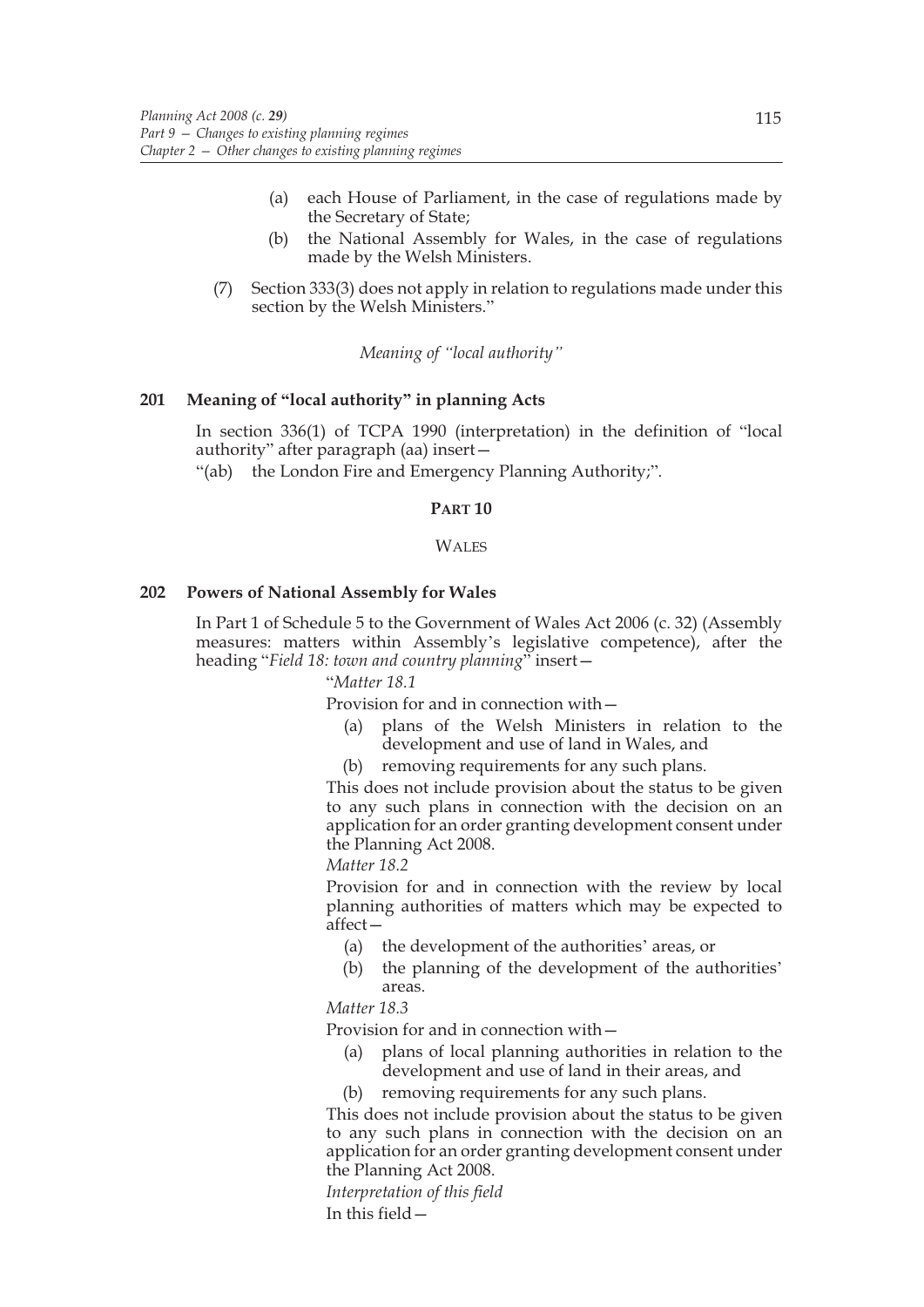(a) each House of Parliament, in the case of regulations made by the Secretary of State;

(b) the National Assembly for Wales, in the case of regulations made by the Welsh Ministers.

(7) Section 333(3) does not apply in relation to regulations made under this section by the Welsh Ministers."

*Meaning of "local authority"*

### 201 Meaning of "local authority" in planning Acts

In section 336(1) of TCPA 1990 (interpretation) in the definition of "local authority" after paragraph (aa) insert—

"(ab) the London Fire and Emergency Planning Authority;".

## PART 10

## WALES

### 202 Powers of National Assembly for Wales

In Part 1 of Schedule 5 to the Government of Wales Act 2006 (c. 32) (Assembly measures: matters within Assembly's legislative competence), after the heading "*Field 18: town and country planning*" insert—

"*Matter 18.1*

Provision for and in connection with—

(a) plans of the Welsh Ministers in relation to the development and use of land in Wales, and

(b) removing requirements for any such plans.

This does not include provision about the status to be given to any such plans in connection with the decision on an application for an order granting development consent under the Planning Act 2008.

*Matter 18.2*

Provision for and in connection with the review by local planning authorities of matters which may be expected to affect—

(a) the development of the authorities' areas, or

(b) the planning of the development of the authorities' areas.

*Matter 18.3*

Provision for and in connection with—

(a) plans of local planning authorities in relation to the development and use of land in their areas, and

(b) removing requirements for any such plans.

This does not include provision about the status to be given to any such plans in connection with the decision on an application for an order granting development consent under the Planning Act 2008.

*Interpretation of this field*

In this field—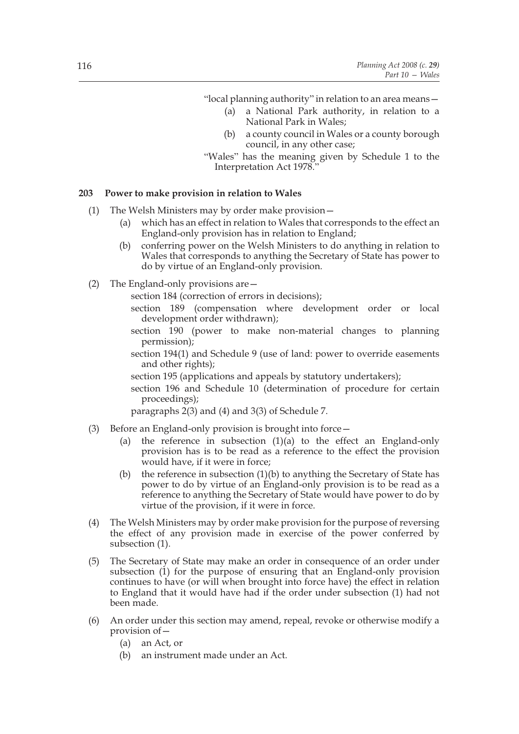"local planning authority" in relation to an area means—

(a) a National Park authority, in relation to a National Park in Wales;

(b) a county council in Wales or a county borough council, in any other case;

"Wales" has the meaning given by Schedule 1 to the Interpretation Act 1978."

**203 Power to make provision in relation to Wales**

(1) The Welsh Ministers may by order make provision—

(a) which has an effect in relation to Wales that corresponds to the effect an England-only provision has in relation to England;

(b) conferring power on the Welsh Ministers to do anything in relation to Wales that corresponds to anything the Secretary of State has power to do by virtue of an England-only provision.

(2) The England-only provisions are—

section 184 (correction of errors in decisions);

section 189 (compensation where development order or local development order withdrawn);

section 190 (power to make non-material changes to planning permission);

section 194(1) and Schedule 9 (use of land: power to override easements and other rights);

section 195 (applications and appeals by statutory undertakers);

section 196 and Schedule 10 (determination of procedure for certain proceedings);

paragraphs 2(3) and (4) and 3(3) of Schedule 7.

(3) Before an England-only provision is brought into force—

(a) the reference in subsection (1)(a) to the effect an England-only provision has is to be read as a reference to the effect the provision would have, if it were in force;

(b) the reference in subsection (1)(b) to anything the Secretary of State has power to do by virtue of an England-only provision is to be read as a reference to anything the Secretary of State would have power to do by virtue of the provision, if it were in force.

(4) The Welsh Ministers may by order make provision for the purpose of reversing the effect of any provision made in exercise of the power conferred by subsection (1).

(5) The Secretary of State may make an order in consequence of an order under subsection (1) for the purpose of ensuring that an England-only provision continues to have (or will when brought into force have) the effect in relation to England that it would have had if the order under subsection (1) had not been made.

(6) An order under this section may amend, repeal, revoke or otherwise modify a provision of—

(a) an Act, or

(b) an instrument made under an Act.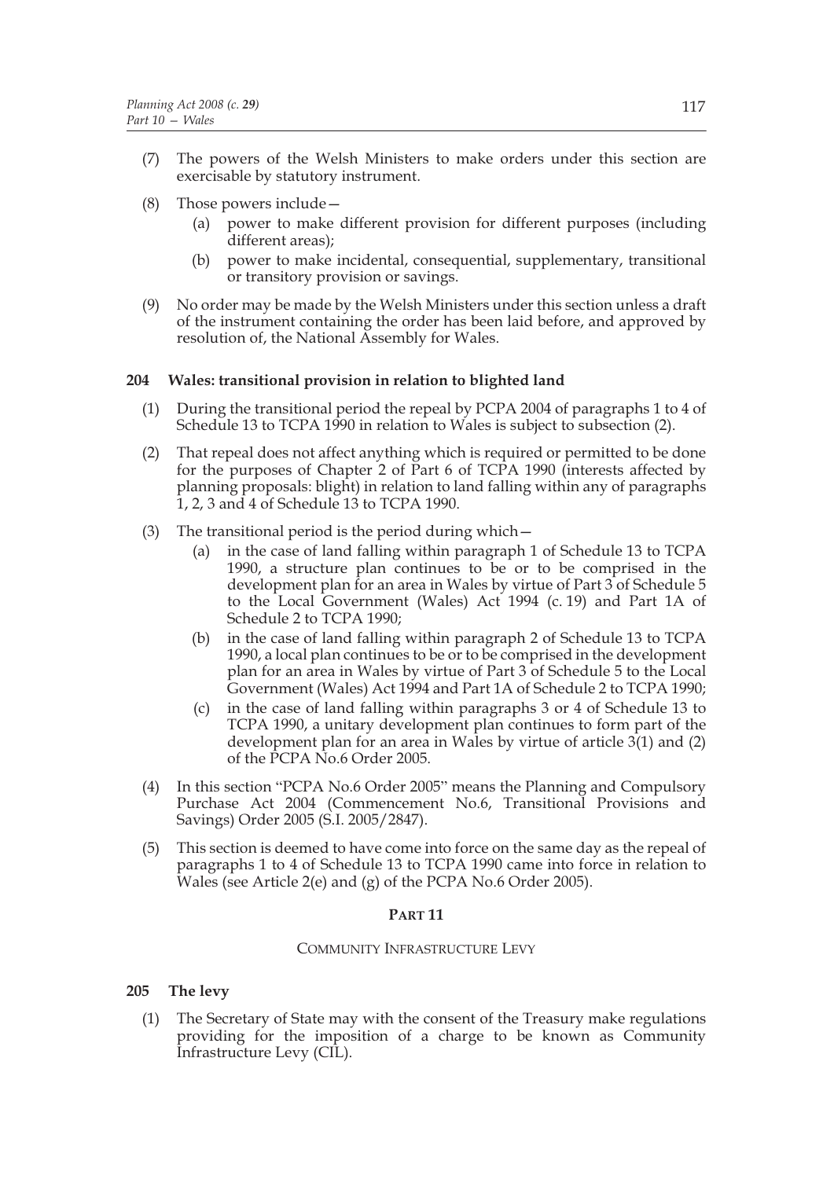(7) The powers of the Welsh Ministers to make orders under this section are exercisable by statutory instrument.

(8) Those powers include—

 (a) power to make different provision for different purposes (including different areas);

 (b) power to make incidental, consequential, supplementary, transitional or transitory provision or savings.

(9) No order may be made by the Welsh Ministers under this section unless a draft of the instrument containing the order has been laid before, and approved by resolution of, the National Assembly for Wales.

### 204 Wales: transitional provision in relation to blighted land

(1) During the transitional period the repeal by PCPA 2004 of paragraphs 1 to 4 of Schedule 13 to TCPA 1990 in relation to Wales is subject to subsection (2).

(2) That repeal does not affect anything which is required or permitted to be done for the purposes of Chapter 2 of Part 6 of TCPA 1990 (interests affected by planning proposals: blight) in relation to land falling within any of paragraphs 1, 2, 3 and 4 of Schedule 13 to TCPA 1990.

(3) The transitional period is the period during which—

 (a) in the case of land falling within paragraph 1 of Schedule 13 to TCPA 1990, a structure plan continues to be or to be comprised in the development plan for an area in Wales by virtue of Part 3 of Schedule 5 to the Local Government (Wales) Act 1994 (c. 19) and Part 1A of Schedule 2 to TCPA 1990;

 (b) in the case of land falling within paragraph 2 of Schedule 13 to TCPA 1990, a local plan continues to be or to be comprised in the development plan for an area in Wales by virtue of Part 3 of Schedule 5 to the Local Government (Wales) Act 1994 and Part 1A of Schedule 2 to TCPA 1990;

 (c) in the case of land falling within paragraphs 3 or 4 of Schedule 13 to TCPA 1990, a unitary development plan continues to form part of the development plan for an area in Wales by virtue of article 3(1) and (2) of the PCPA No.6 Order 2005.

(4) In this section "PCPA No.6 Order 2005" means the Planning and Compulsory Purchase Act 2004 (Commencement No.6, Transitional Provisions and Savings) Order 2005 (S.I. 2005/2847).

(5) This section is deemed to have come into force on the same day as the repeal of paragraphs 1 to 4 of Schedule 13 to TCPA 1990 came into force in relation to Wales (see Article 2(e) and (g) of the PCPA No.6 Order 2005).

## PART 11

## COMMUNITY INFRASTRUCTURE LEVY

### 205 The levy

(1) The Secretary of State may with the consent of the Treasury make regulations providing for the imposition of a charge to be known as Community Infrastructure Levy (CIL).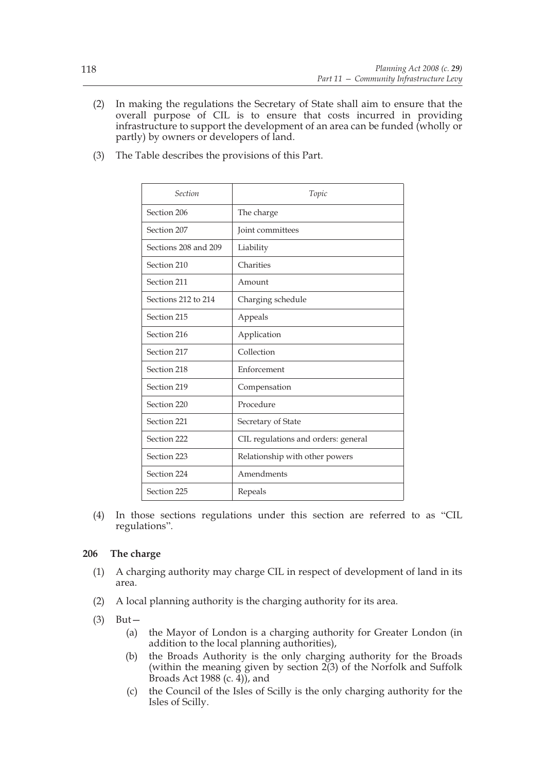(2) In making the regulations the Secretary of State shall aim to ensure that the overall purpose of CIL is to ensure that costs incurred in providing infrastructure to support the development of an area can be funded (wholly or partly) by owners or developers of land.

(3) The Table describes the provisions of this Part.

| *Section* | *Topic* |
|---|---|
| Section 206 | The charge |
| Section 207 | Joint committees |
| Sections 208 and 209 | Liability |
| Section 210 | Charities |
| Section 211 | Amount |
| Sections 212 to 214 | Charging schedule |
| Section 215 | Appeals |
| Section 216 | Application |
| Section 217 | Collection |
| Section 218 | Enforcement |
| Section 219 | Compensation |
| Section 220 | Procedure |
| Section 221 | Secretary of State |
| Section 222 | CIL regulations and orders: general |
| Section 223 | Relationship with other powers |
| Section 224 | Amendments |
| Section 225 | Repeals |

(4) In those sections regulations under this section are referred to as "CIL regulations".

### 206 The charge

(1) A charging authority may charge CIL in respect of development of land in its area.

(2) A local planning authority is the charging authority for its area.

(3) But—

  (a) the Mayor of London is a charging authority for Greater London (in addition to the local planning authorities),

  (b) the Broads Authority is the only charging authority for the Broads (within the meaning given by section 2(3) of the Norfolk and Suffolk Broads Act 1988 (c. 4)), and

  (c) the Council of the Isles of Scilly is the only charging authority for the Isles of Scilly.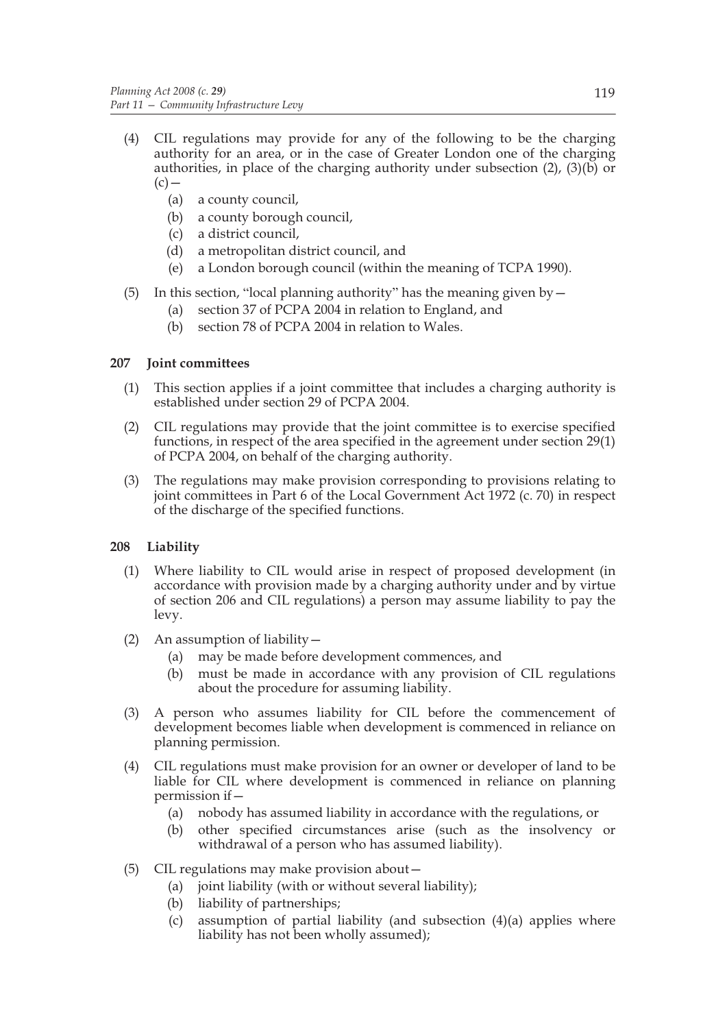(4) CIL regulations may provide for any of the following to be the charging authority for an area, or in the case of Greater London one of the charging authorities, in place of the charging authority under subsection (2), (3)(b) or (c)—

   (a) a county council,

   (b) a county borough council,

   (c) a district council,

   (d) a metropolitan district council, and

   (e) a London borough council (within the meaning of TCPA 1990).

(5) In this section, "local planning authority" has the meaning given by—

   (a) section 37 of PCPA 2004 in relation to England, and

   (b) section 78 of PCPA 2004 in relation to Wales.

### 207 Joint committees

(1) This section applies if a joint committee that includes a charging authority is established under section 29 of PCPA 2004.

(2) CIL regulations may provide that the joint committee is to exercise specified functions, in respect of the area specified in the agreement under section 29(1) of PCPA 2004, on behalf of the charging authority.

(3) The regulations may make provision corresponding to provisions relating to joint committees in Part 6 of the Local Government Act 1972 (c. 70) in respect of the discharge of the specified functions.

### 208 Liability

(1) Where liability to CIL would arise in respect of proposed development (in accordance with provision made by a charging authority under and by virtue of section 206 and CIL regulations) a person may assume liability to pay the levy.

(2) An assumption of liability—

   (a) may be made before development commences, and

   (b) must be made in accordance with any provision of CIL regulations about the procedure for assuming liability.

(3) A person who assumes liability for CIL before the commencement of development becomes liable when development is commenced in reliance on planning permission.

(4) CIL regulations must make provision for an owner or developer of land to be liable for CIL where development is commenced in reliance on planning permission if—

   (a) nobody has assumed liability in accordance with the regulations, or

   (b) other specified circumstances arise (such as the insolvency or withdrawal of a person who has assumed liability).

(5) CIL regulations may make provision about—

   (a) joint liability (with or without several liability);

   (b) liability of partnerships;

   (c) assumption of partial liability (and subsection (4)(a) applies where liability has not been wholly assumed);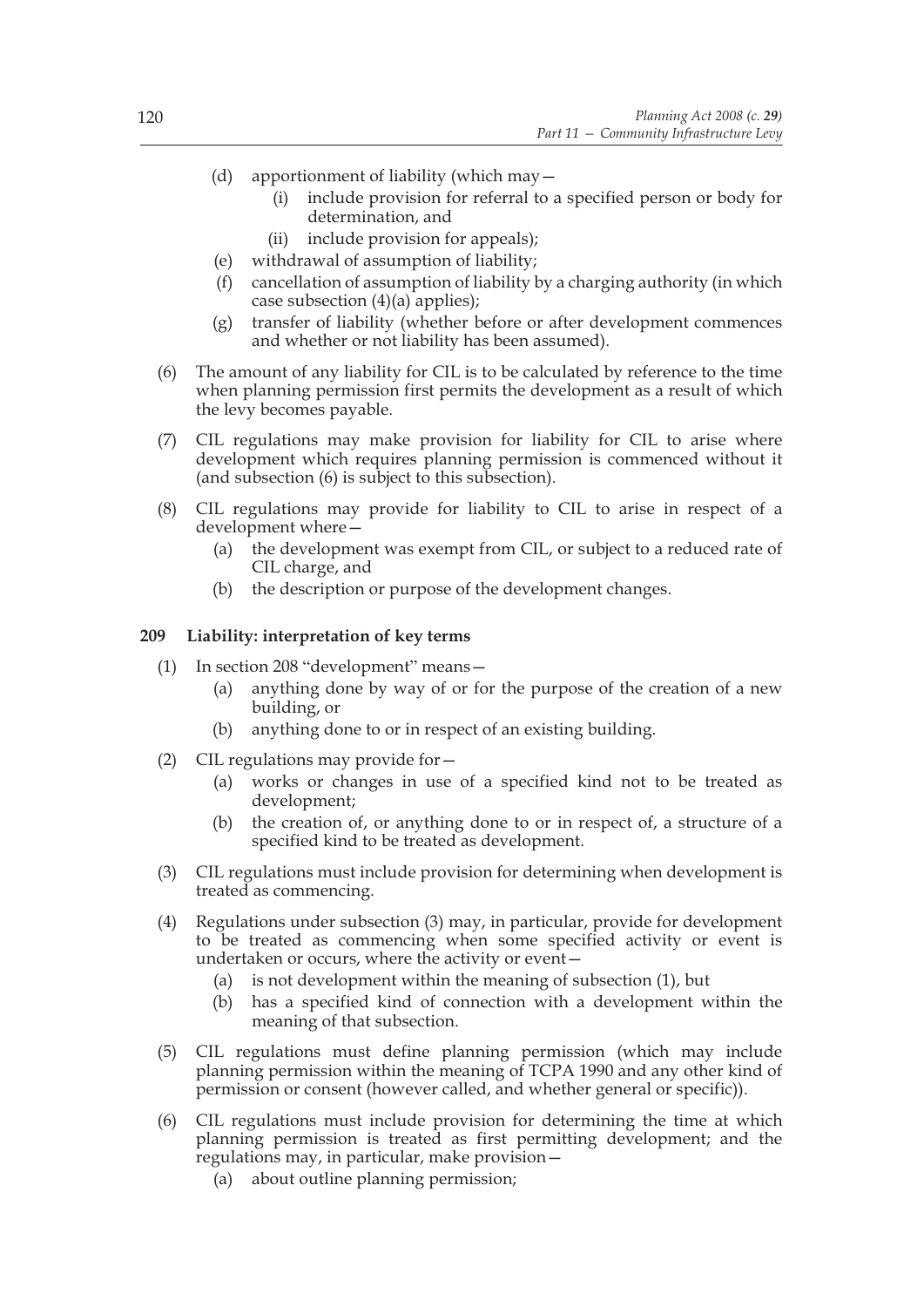(d) apportionment of liability (which may—
   (i) include provision for referral to a specified person or body for determination, and
   (ii) include provision for appeals);

(e) withdrawal of assumption of liability;

(f) cancellation of assumption of liability by a charging authority (in which case subsection (4)(a) applies);

(g) transfer of liability (whether before or after development commences and whether or not liability has been assumed).

(6) The amount of any liability for CIL is to be calculated by reference to the time when planning permission first permits the development as a result of which the levy becomes payable.

(7) CIL regulations may make provision for liability for CIL to arise where development which requires planning permission is commenced without it (and subsection (6) is subject to this subsection).

(8) CIL regulations may provide for liability to CIL to arise in respect of a development where—
   (a) the development was exempt from CIL, or subject to a reduced rate of CIL charge, and
   (b) the description or purpose of the development changes.

**209 Liability: interpretation of key terms**

(1) In section 208 "development" means—
   (a) anything done by way of or for the purpose of the creation of a new building, or
   (b) anything done to or in respect of an existing building.

(2) CIL regulations may provide for—
   (a) works or changes in use of a specified kind not to be treated as development;
   (b) the creation of, or anything done to or in respect of, a structure of a specified kind to be treated as development.

(3) CIL regulations must include provision for determining when development is treated as commencing.

(4) Regulations under subsection (3) may, in particular, provide for development to be treated as commencing when some specified activity or event is undertaken or occurs, where the activity or event—
   (a) is not development within the meaning of subsection (1), but
   (b) has a specified kind of connection with a development within the meaning of that subsection.

(5) CIL regulations must define planning permission (which may include planning permission within the meaning of TCPA 1990 and any other kind of permission or consent (however called, and whether general or specific)).

(6) CIL regulations must include provision for determining the time at which planning permission is treated as first permitting development; and the regulations may, in particular, make provision—
   (a) about outline planning permission;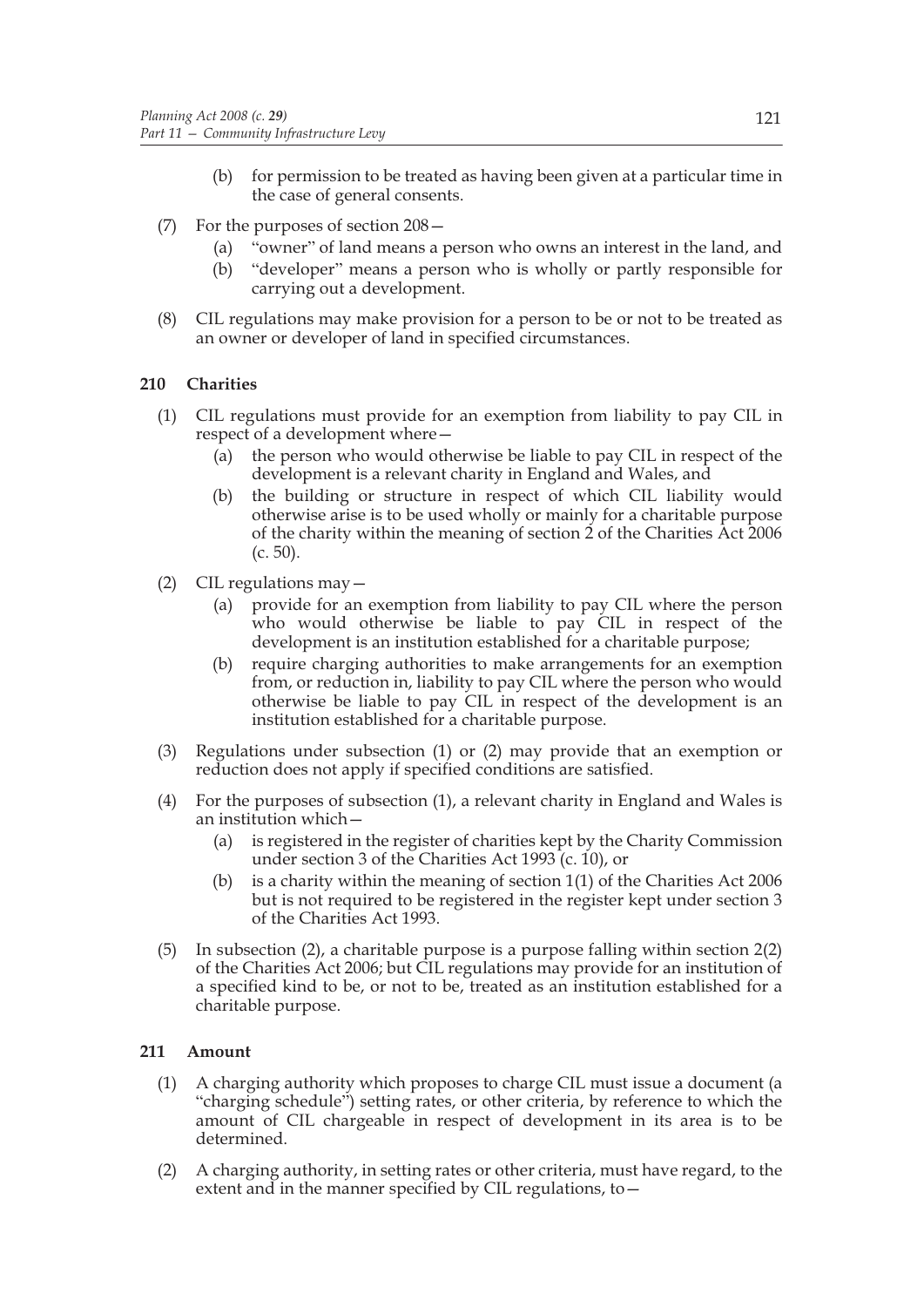(b) for permission to be treated as having been given at a particular time in the case of general consents.

(7) For the purposes of section 208—

(a) "owner" of land means a person who owns an interest in the land, and

(b) "developer" means a person who is wholly or partly responsible for carrying out a development.

(8) CIL regulations may make provision for a person to be or not to be treated as an owner or developer of land in specified circumstances.

### 210 Charities

(1) CIL regulations must provide for an exemption from liability to pay CIL in respect of a development where—

(a) the person who would otherwise be liable to pay CIL in respect of the development is a relevant charity in England and Wales, and

(b) the building or structure in respect of which CIL liability would otherwise arise is to be used wholly or mainly for a charitable purpose of the charity within the meaning of section 2 of the Charities Act 2006 (c. 50).

(2) CIL regulations may—

(a) provide for an exemption from liability to pay CIL where the person who would otherwise be liable to pay CIL in respect of the development is an institution established for a charitable purpose;

(b) require charging authorities to make arrangements for an exemption from, or reduction in, liability to pay CIL where the person who would otherwise be liable to pay CIL in respect of the development is an institution established for a charitable purpose.

(3) Regulations under subsection (1) or (2) may provide that an exemption or reduction does not apply if specified conditions are satisfied.

(4) For the purposes of subsection (1), a relevant charity in England and Wales is an institution which—

(a) is registered in the register of charities kept by the Charity Commission under section 3 of the Charities Act 1993 (c. 10), or

(b) is a charity within the meaning of section 1(1) of the Charities Act 2006 but is not required to be registered in the register kept under section 3 of the Charities Act 1993.

(5) In subsection (2), a charitable purpose is a purpose falling within section 2(2) of the Charities Act 2006; but CIL regulations may provide for an institution of a specified kind to be, or not to be, treated as an institution established for a charitable purpose.

### 211 Amount

(1) A charging authority which proposes to charge CIL must issue a document (a "charging schedule") setting rates, or other criteria, by reference to which the amount of CIL chargeable in respect of development in its area is to be determined.

(2) A charging authority, in setting rates or other criteria, must have regard, to the extent and in the manner specified by CIL regulations, to—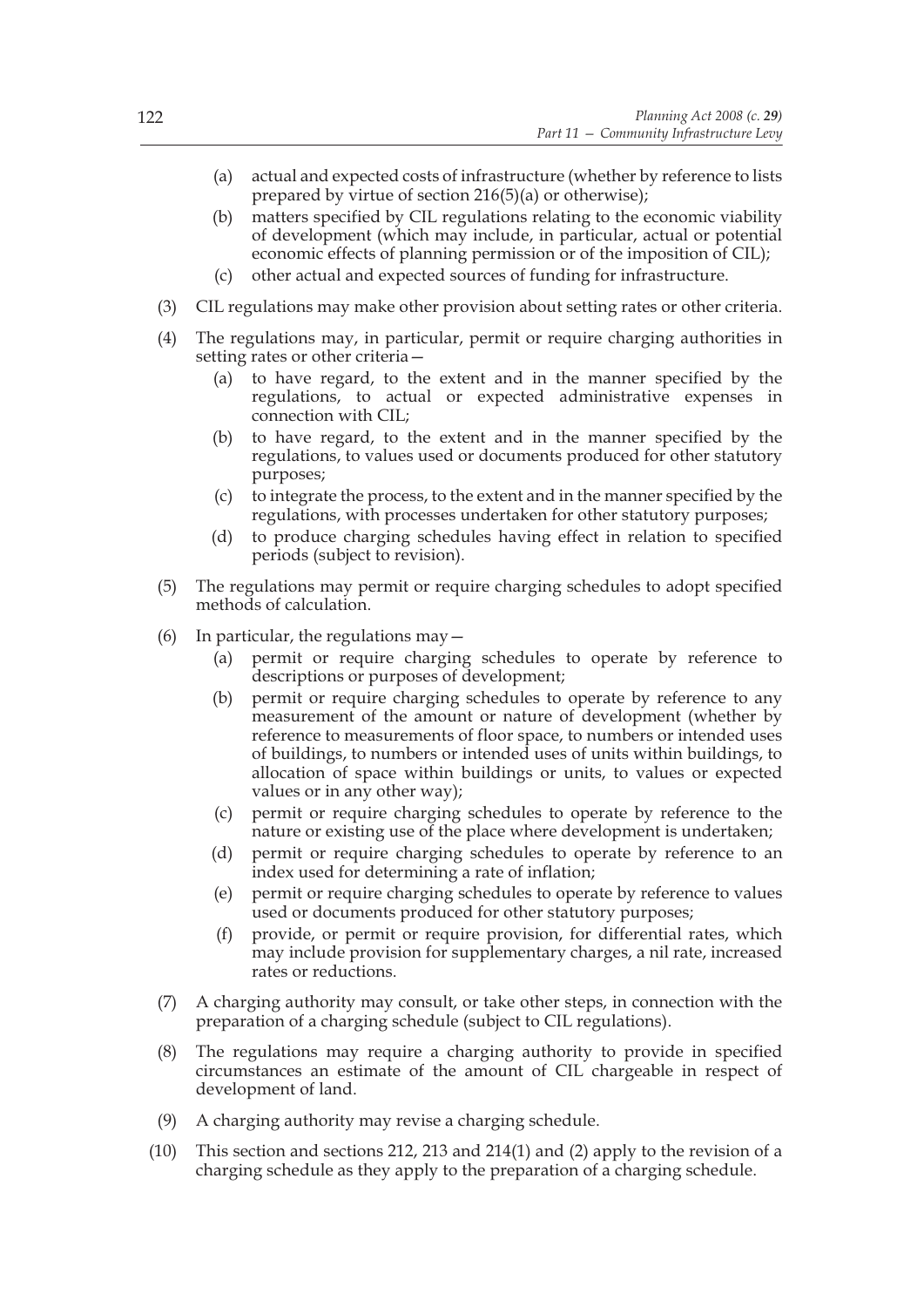(a) actual and expected costs of infrastructure (whether by reference to lists prepared by virtue of section 216(5)(a) or otherwise);

(b) matters specified by CIL regulations relating to the economic viability of development (which may include, in particular, actual or potential economic effects of planning permission or of the imposition of CIL);

(c) other actual and expected sources of funding for infrastructure.

(3) CIL regulations may make other provision about setting rates or other criteria.

(4) The regulations may, in particular, permit or require charging authorities in setting rates or other criteria—

(a) to have regard, to the extent and in the manner specified by the regulations, to actual or expected administrative expenses in connection with CIL;

(b) to have regard, to the extent and in the manner specified by the regulations, to values used or documents produced for other statutory purposes;

(c) to integrate the process, to the extent and in the manner specified by the regulations, with processes undertaken for other statutory purposes;

(d) to produce charging schedules having effect in relation to specified periods (subject to revision).

(5) The regulations may permit or require charging schedules to adopt specified methods of calculation.

(6) In particular, the regulations may—

(a) permit or require charging schedules to operate by reference to descriptions or purposes of development;

(b) permit or require charging schedules to operate by reference to any measurement of the amount or nature of development (whether by reference to measurements of floor space, to numbers or intended uses of buildings, to numbers or intended uses of units within buildings, to allocation of space within buildings or units, to values or expected values or in any other way);

(c) permit or require charging schedules to operate by reference to the nature or existing use of the place where development is undertaken;

(d) permit or require charging schedules to operate by reference to an index used for determining a rate of inflation;

(e) permit or require charging schedules to operate by reference to values used or documents produced for other statutory purposes;

(f) provide, or permit or require provision, for differential rates, which may include provision for supplementary charges, a nil rate, increased rates or reductions.

(7) A charging authority may consult, or take other steps, in connection with the preparation of a charging schedule (subject to CIL regulations).

(8) The regulations may require a charging authority to provide in specified circumstances an estimate of the amount of CIL chargeable in respect of development of land.

(9) A charging authority may revise a charging schedule.

(10) This section and sections 212, 213 and 214(1) and (2) apply to the revision of a charging schedule as they apply to the preparation of a charging schedule.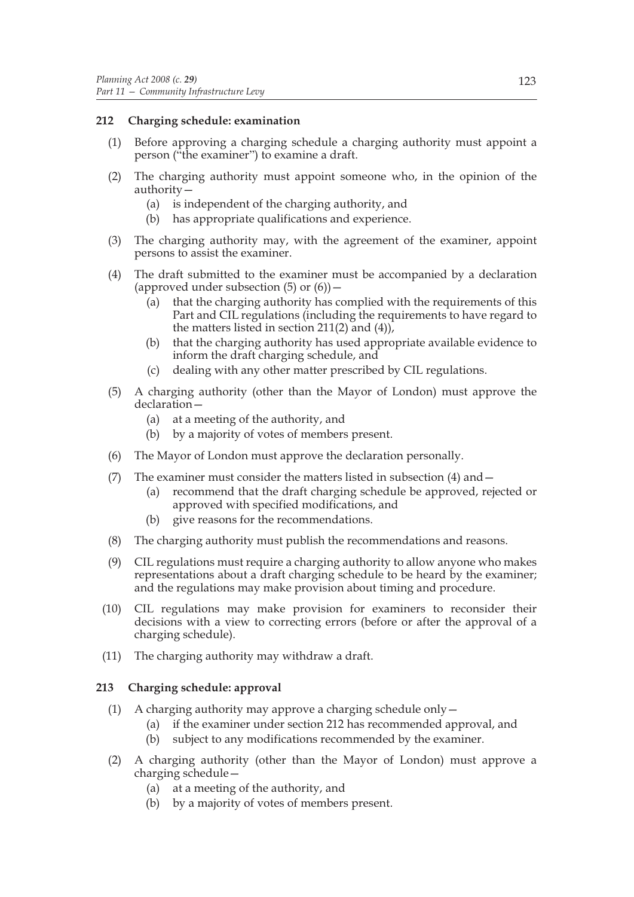## 212 Charging schedule: examination

(1) Before approving a charging schedule a charging authority must appoint a person ("the examiner") to examine a draft.

(2) The charging authority must appoint someone who, in the opinion of the authority—

- (a) is independent of the charging authority, and
- (b) has appropriate qualifications and experience.

(3) The charging authority may, with the agreement of the examiner, appoint persons to assist the examiner.

(4) The draft submitted to the examiner must be accompanied by a declaration (approved under subsection (5) or (6))—

- (a) that the charging authority has complied with the requirements of this Part and CIL regulations (including the requirements to have regard to the matters listed in section 211(2) and (4)),
- (b) that the charging authority has used appropriate available evidence to inform the draft charging schedule, and
- (c) dealing with any other matter prescribed by CIL regulations.

(5) A charging authority (other than the Mayor of London) must approve the declaration—

- (a) at a meeting of the authority, and
- (b) by a majority of votes of members present.

(6) The Mayor of London must approve the declaration personally.

(7) The examiner must consider the matters listed in subsection (4) and—

- (a) recommend that the draft charging schedule be approved, rejected or approved with specified modifications, and
- (b) give reasons for the recommendations.

(8) The charging authority must publish the recommendations and reasons.

(9) CIL regulations must require a charging authority to allow anyone who makes representations about a draft charging schedule to be heard by the examiner; and the regulations may make provision about timing and procedure.

(10) CIL regulations may make provision for examiners to reconsider their decisions with a view to correcting errors (before or after the approval of a charging schedule).

(11) The charging authority may withdraw a draft.

## 213 Charging schedule: approval

(1) A charging authority may approve a charging schedule only—

- (a) if the examiner under section 212 has recommended approval, and
- (b) subject to any modifications recommended by the examiner.

(2) A charging authority (other than the Mayor of London) must approve a charging schedule—

- (a) at a meeting of the authority, and
- (b) by a majority of votes of members present.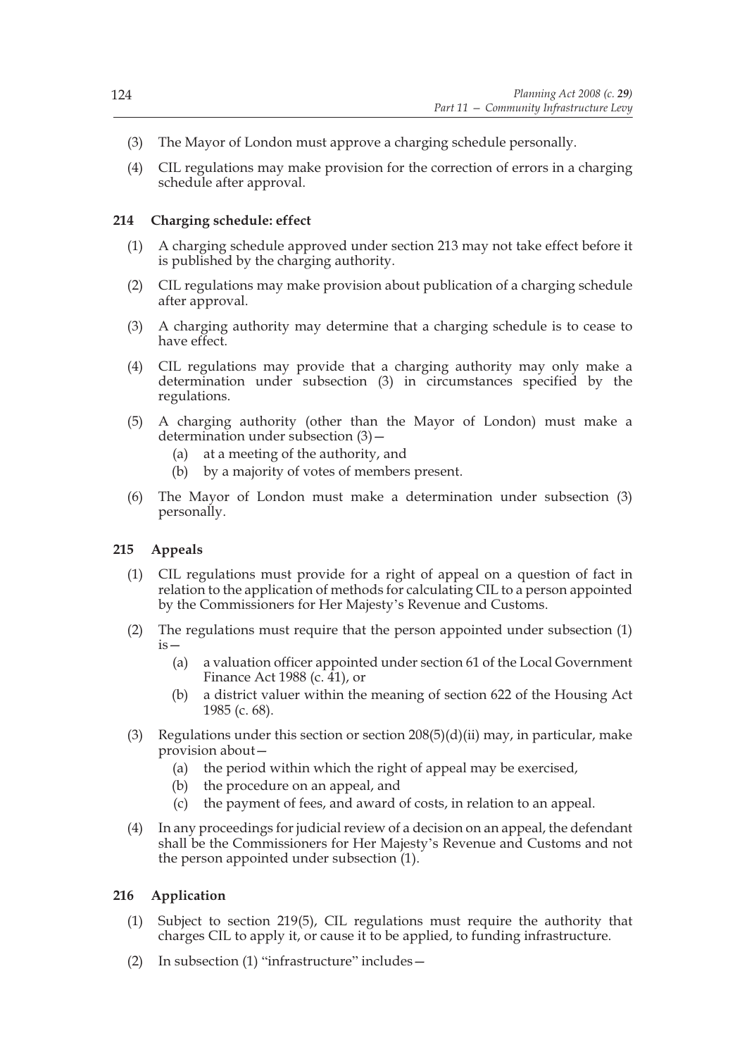(3) The Mayor of London must approve a charging schedule personally.

(4) CIL regulations may make provision for the correction of errors in a charging schedule after approval.

### 214 Charging schedule: effect

(1) A charging schedule approved under section 213 may not take effect before it is published by the charging authority.

(2) CIL regulations may make provision about publication of a charging schedule after approval.

(3) A charging authority may determine that a charging schedule is to cease to have effect.

(4) CIL regulations may provide that a charging authority may only make a determination under subsection (3) in circumstances specified by the regulations.

(5) A charging authority (other than the Mayor of London) must make a determination under subsection (3)—
   (a) at a meeting of the authority, and
   (b) by a majority of votes of members present.

(6) The Mayor of London must make a determination under subsection (3) personally.

### 215 Appeals

(1) CIL regulations must provide for a right of appeal on a question of fact in relation to the application of methods for calculating CIL to a person appointed by the Commissioners for Her Majesty's Revenue and Customs.

(2) The regulations must require that the person appointed under subsection (1) is—
   (a) a valuation officer appointed under section 61 of the Local Government Finance Act 1988 (c. 41), or
   (b) a district valuer within the meaning of section 622 of the Housing Act 1985 (c. 68).

(3) Regulations under this section or section 208(5)(d)(ii) may, in particular, make provision about—
   (a) the period within which the right of appeal may be exercised,
   (b) the procedure on an appeal, and
   (c) the payment of fees, and award of costs, in relation to an appeal.

(4) In any proceedings for judicial review of a decision on an appeal, the defendant shall be the Commissioners for Her Majesty's Revenue and Customs and not the person appointed under subsection (1).

### 216 Application

(1) Subject to section 219(5), CIL regulations must require the authority that charges CIL to apply it, or cause it to be applied, to funding infrastructure.

(2) In subsection (1) "infrastructure" includes—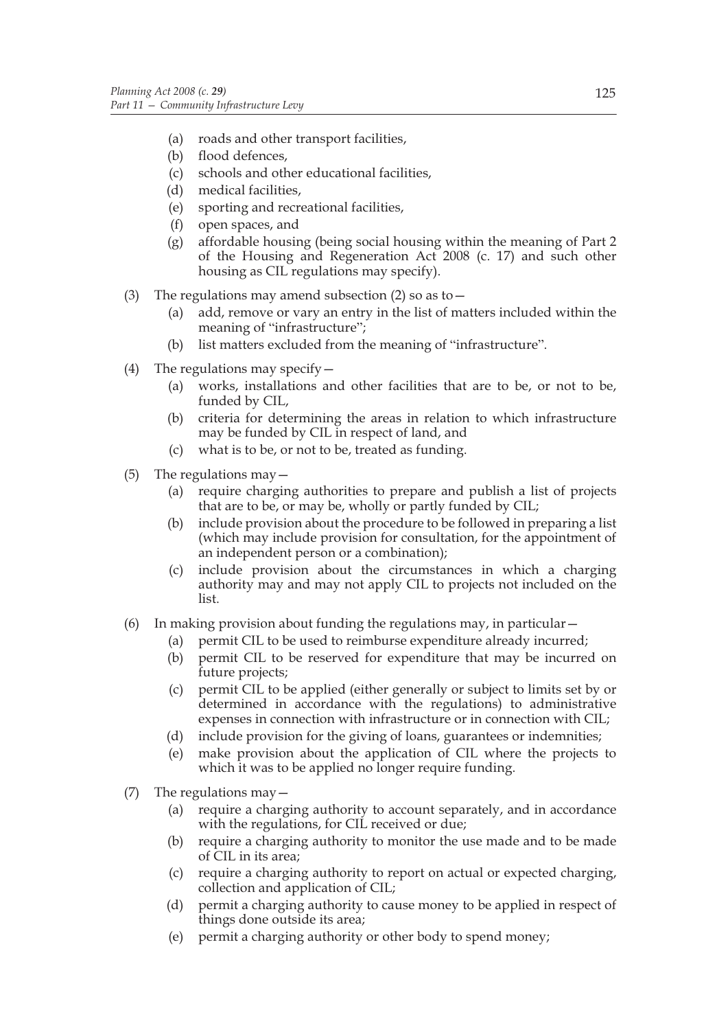- (a) roads and other transport facilities,
- (b) flood defences,
- (c) schools and other educational facilities,
- (d) medical facilities,
- (e) sporting and recreational facilities,
- (f) open spaces, and
- (g) affordable housing (being social housing within the meaning of Part 2 of the Housing and Regeneration Act 2008 (c. 17) and such other housing as CIL regulations may specify).

(3) The regulations may amend subsection (2) so as to—

- (a) add, remove or vary an entry in the list of matters included within the meaning of "infrastructure";
- (b) list matters excluded from the meaning of "infrastructure".

(4) The regulations may specify—

- (a) works, installations and other facilities that are to be, or not to be, funded by CIL,
- (b) criteria for determining the areas in relation to which infrastructure may be funded by CIL in respect of land, and
- (c) what is to be, or not to be, treated as funding.

(5) The regulations may—

- (a) require charging authorities to prepare and publish a list of projects that are to be, or may be, wholly or partly funded by CIL;
- (b) include provision about the procedure to be followed in preparing a list (which may include provision for consultation, for the appointment of an independent person or a combination);
- (c) include provision about the circumstances in which a charging authority may and may not apply CIL to projects not included on the list.

(6) In making provision about funding the regulations may, in particular—

- (a) permit CIL to be used to reimburse expenditure already incurred;
- (b) permit CIL to be reserved for expenditure that may be incurred on future projects;
- (c) permit CIL to be applied (either generally or subject to limits set by or determined in accordance with the regulations) to administrative expenses in connection with infrastructure or in connection with CIL;
- (d) include provision for the giving of loans, guarantees or indemnities;
- (e) make provision about the application of CIL where the projects to which it was to be applied no longer require funding.

(7) The regulations may—

- (a) require a charging authority to account separately, and in accordance with the regulations, for CIL received or due;
- (b) require a charging authority to monitor the use made and to be made of CIL in its area;
- (c) require a charging authority to report on actual or expected charging, collection and application of CIL;
- (d) permit a charging authority to cause money to be applied in respect of things done outside its area;
- (e) permit a charging authority or other body to spend money;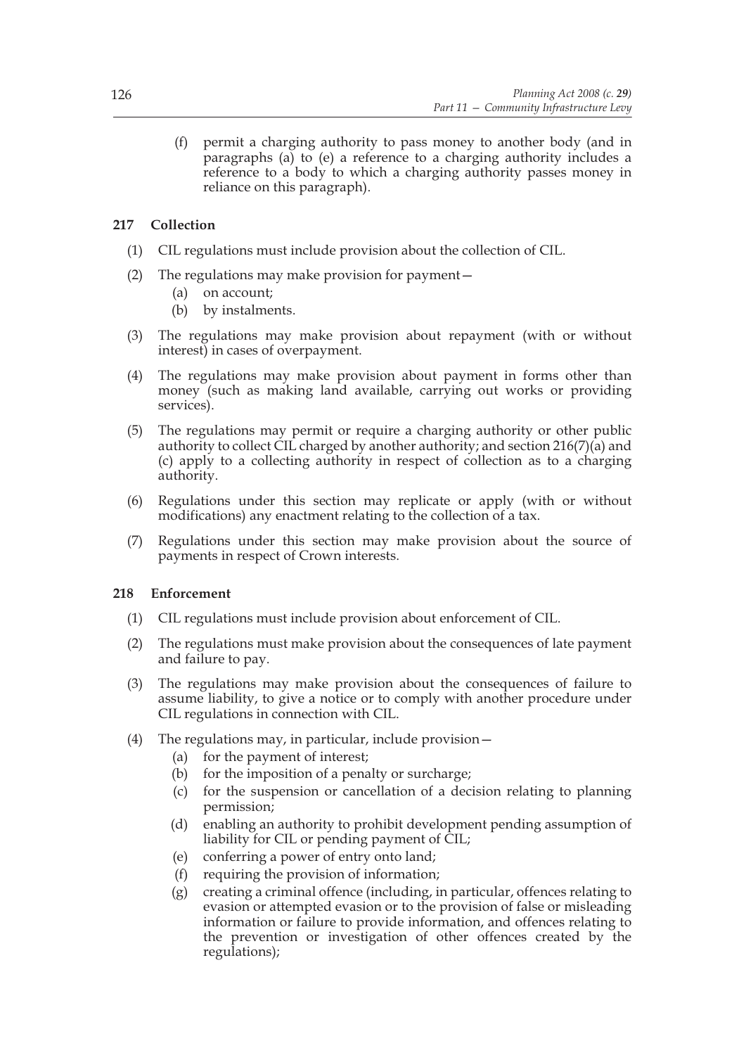(f) permit a charging authority to pass money to another body (and in paragraphs (a) to (e) a reference to a charging authority includes a reference to a body to which a charging authority passes money in reliance on this paragraph).

## 217 Collection

(1) CIL regulations must include provision about the collection of CIL.

(2) The regulations may make provision for payment—

  (a) on account;

  (b) by instalments.

(3) The regulations may make provision about repayment (with or without interest) in cases of overpayment.

(4) The regulations may make provision about payment in forms other than money (such as making land available, carrying out works or providing services).

(5) The regulations may permit or require a charging authority or other public authority to collect CIL charged by another authority; and section 216(7)(a) and (c) apply to a collecting authority in respect of collection as to a charging authority.

(6) Regulations under this section may replicate or apply (with or without modifications) any enactment relating to the collection of a tax.

(7) Regulations under this section may make provision about the source of payments in respect of Crown interests.

## 218 Enforcement

(1) CIL regulations must include provision about enforcement of CIL.

(2) The regulations must make provision about the consequences of late payment and failure to pay.

(3) The regulations may make provision about the consequences of failure to assume liability, to give a notice or to comply with another procedure under CIL regulations in connection with CIL.

(4) The regulations may, in particular, include provision—

  (a) for the payment of interest;

  (b) for the imposition of a penalty or surcharge;

  (c) for the suspension or cancellation of a decision relating to planning permission;

  (d) enabling an authority to prohibit development pending assumption of liability for CIL or pending payment of CIL;

  (e) conferring a power of entry onto land;

  (f) requiring the provision of information;

  (g) creating a criminal offence (including, in particular, offences relating to evasion or attempted evasion or to the provision of false or misleading information or failure to provide information, and offences relating to the prevention or investigation of other offences created by the regulations);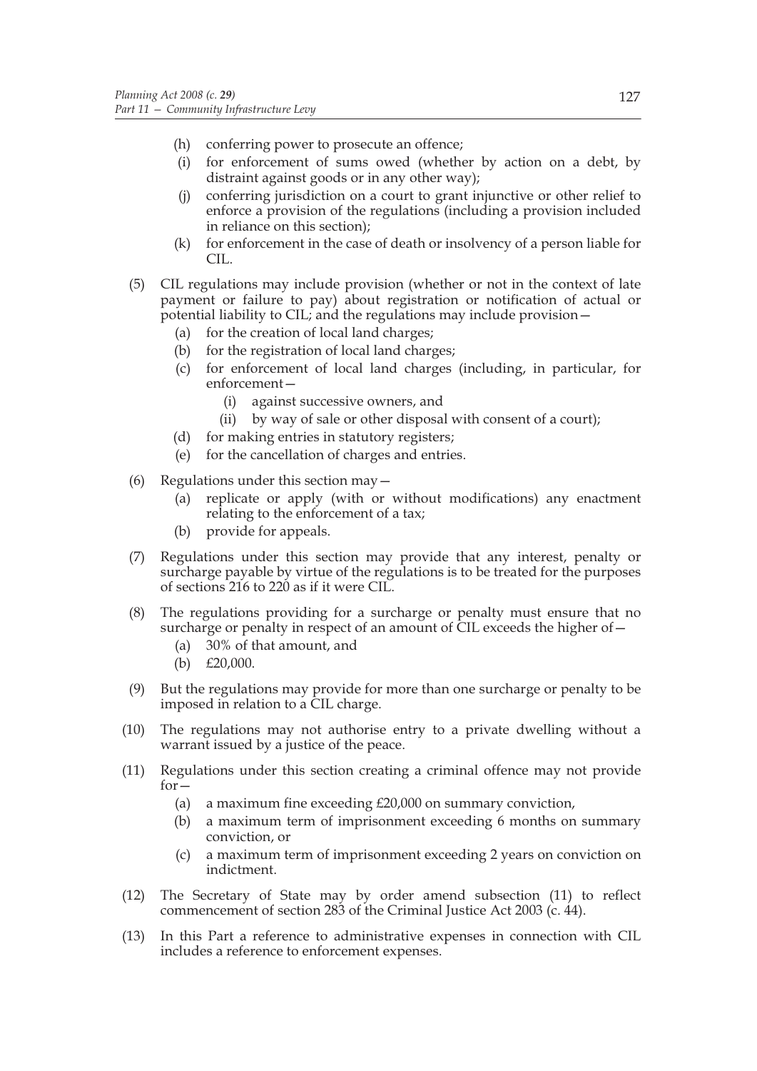(h) conferring power to prosecute an offence;

(i) for enforcement of sums owed (whether by action on a debt, by distraint against goods or in any other way);

(j) conferring jurisdiction on a court to grant injunctive or other relief to enforce a provision of the regulations (including a provision included in reliance on this section);

(k) for enforcement in the case of death or insolvency of a person liable for CIL.

(5) CIL regulations may include provision (whether or not in the context of late payment or failure to pay) about registration or notification of actual or potential liability to CIL; and the regulations may include provision—

(a) for the creation of local land charges;

(b) for the registration of local land charges;

(c) for enforcement of local land charges (including, in particular, for enforcement—

(i) against successive owners, and

(ii) by way of sale or other disposal with consent of a court);

(d) for making entries in statutory registers;

(e) for the cancellation of charges and entries.

(6) Regulations under this section may—

(a) replicate or apply (with or without modifications) any enactment relating to the enforcement of a tax;

(b) provide for appeals.

(7) Regulations under this section may provide that any interest, penalty or surcharge payable by virtue of the regulations is to be treated for the purposes of sections 216 to 220 as if it were CIL.

(8) The regulations providing for a surcharge or penalty must ensure that no surcharge or penalty in respect of an amount of CIL exceeds the higher of—

(a) 30% of that amount, and

(b) £20,000.

(9) But the regulations may provide for more than one surcharge or penalty to be imposed in relation to a CIL charge.

(10) The regulations may not authorise entry to a private dwelling without a warrant issued by a justice of the peace.

(11) Regulations under this section creating a criminal offence may not provide for—

(a) a maximum fine exceeding £20,000 on summary conviction,

(b) a maximum term of imprisonment exceeding 6 months on summary conviction, or

(c) a maximum term of imprisonment exceeding 2 years on conviction on indictment.

(12) The Secretary of State may by order amend subsection (11) to reflect commencement of section 283 of the Criminal Justice Act 2003 (c. 44).

(13) In this Part a reference to administrative expenses in connection with CIL includes a reference to enforcement expenses.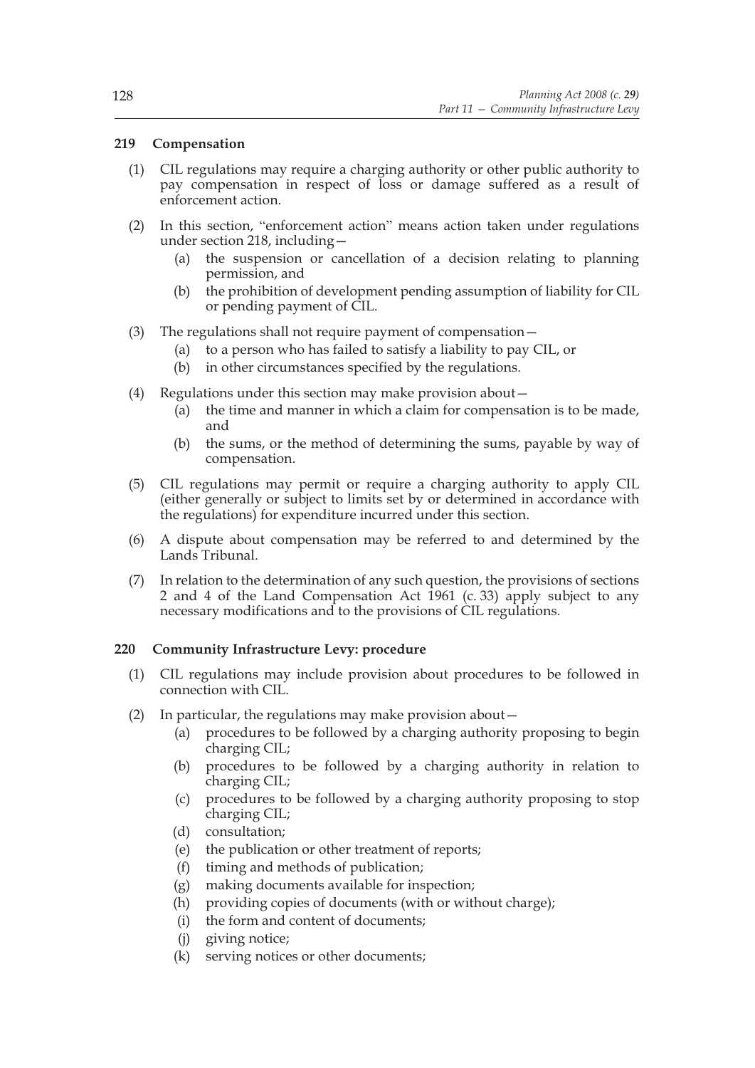## 219 Compensation

(1) CIL regulations may require a charging authority or other public authority to pay compensation in respect of loss or damage suffered as a result of enforcement action.

(2) In this section, "enforcement action" means action taken under regulations under section 218, including—

   (a) the suspension or cancellation of a decision relating to planning permission, and

   (b) the prohibition of development pending assumption of liability for CIL or pending payment of CIL.

(3) The regulations shall not require payment of compensation—

   (a) to a person who has failed to satisfy a liability to pay CIL, or

   (b) in other circumstances specified by the regulations.

(4) Regulations under this section may make provision about—

   (a) the time and manner in which a claim for compensation is to be made, and

   (b) the sums, or the method of determining the sums, payable by way of compensation.

(5) CIL regulations may permit or require a charging authority to apply CIL (either generally or subject to limits set by or determined in accordance with the regulations) for expenditure incurred under this section.

(6) A dispute about compensation may be referred to and determined by the Lands Tribunal.

(7) In relation to the determination of any such question, the provisions of sections 2 and 4 of the Land Compensation Act 1961 (c. 33) apply subject to any necessary modifications and to the provisions of CIL regulations.

## 220 Community Infrastructure Levy: procedure

(1) CIL regulations may include provision about procedures to be followed in connection with CIL.

(2) In particular, the regulations may make provision about—

   (a) procedures to be followed by a charging authority proposing to begin charging CIL;

   (b) procedures to be followed by a charging authority in relation to charging CIL;

   (c) procedures to be followed by a charging authority proposing to stop charging CIL;

   (d) consultation;

   (e) the publication or other treatment of reports;

   (f) timing and methods of publication;

   (g) making documents available for inspection;

   (h) providing copies of documents (with or without charge);

   (i) the form and content of documents;

   (j) giving notice;

   (k) serving notices or other documents;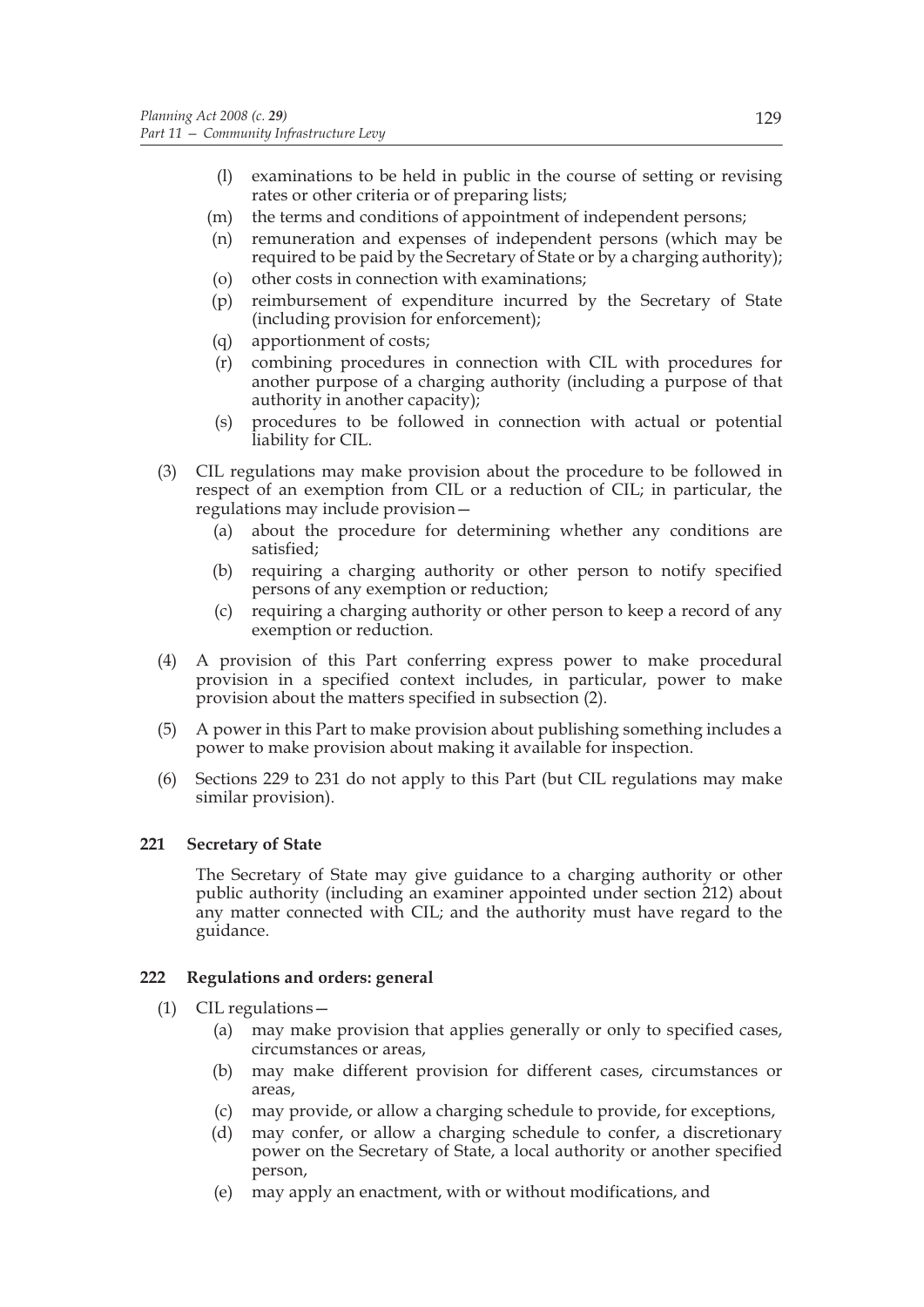(l) examinations to be held in public in the course of setting or revising rates or other criteria or of preparing lists;

(m) the terms and conditions of appointment of independent persons;

(n) remuneration and expenses of independent persons (which may be required to be paid by the Secretary of State or by a charging authority);

(o) other costs in connection with examinations;

(p) reimbursement of expenditure incurred by the Secretary of State (including provision for enforcement);

(q) apportionment of costs;

(r) combining procedures in connection with CIL with procedures for another purpose of a charging authority (including a purpose of that authority in another capacity);

(s) procedures to be followed in connection with actual or potential liability for CIL.

(3) CIL regulations may make provision about the procedure to be followed in respect of an exemption from CIL or a reduction of CIL; in particular, the regulations may include provision—

(a) about the procedure for determining whether any conditions are satisfied;

(b) requiring a charging authority or other person to notify specified persons of any exemption or reduction;

(c) requiring a charging authority or other person to keep a record of any exemption or reduction.

(4) A provision of this Part conferring express power to make procedural provision in a specified context includes, in particular, power to make provision about the matters specified in subsection (2).

(5) A power in this Part to make provision about publishing something includes a power to make provision about making it available for inspection.

(6) Sections 229 to 231 do not apply to this Part (but CIL regulations may make similar provision).

### 221 Secretary of State

The Secretary of State may give guidance to a charging authority or other public authority (including an examiner appointed under section 212) about any matter connected with CIL; and the authority must have regard to the guidance.

### 222 Regulations and orders: general

(1) CIL regulations—

(a) may make provision that applies generally or only to specified cases, circumstances or areas,

(b) may make different provision for different cases, circumstances or areas,

(c) may provide, or allow a charging schedule to provide, for exceptions,

(d) may confer, or allow a charging schedule to confer, a discretionary power on the Secretary of State, a local authority or another specified person,

(e) may apply an enactment, with or without modifications, and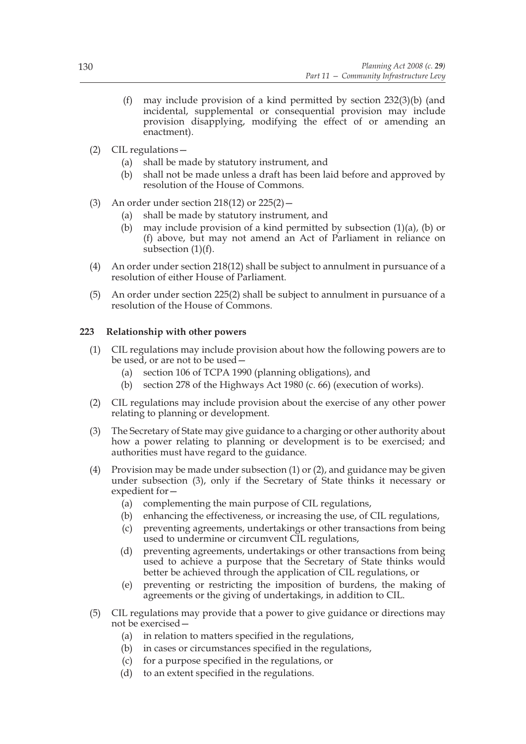(f) may include provision of a kind permitted by section 232(3)(b) (and incidental, supplemental or consequential provision may include provision disapplying, modifying the effect of or amending an enactment).

(2) CIL regulations—
   (a) shall be made by statutory instrument, and
   (b) shall not be made unless a draft has been laid before and approved by resolution of the House of Commons.

(3) An order under section 218(12) or 225(2)—
   (a) shall be made by statutory instrument, and
   (b) may include provision of a kind permitted by subsection (1)(a), (b) or (f) above, but may not amend an Act of Parliament in reliance on subsection (1)(f).

(4) An order under section 218(12) shall be subject to annulment in pursuance of a resolution of either House of Parliament.

(5) An order under section 225(2) shall be subject to annulment in pursuance of a resolution of the House of Commons.

### 223 Relationship with other powers

(1) CIL regulations may include provision about how the following powers are to be used, or are not to be used—
   (a) section 106 of TCPA 1990 (planning obligations), and
   (b) section 278 of the Highways Act 1980 (c. 66) (execution of works).

(2) CIL regulations may include provision about the exercise of any other power relating to planning or development.

(3) The Secretary of State may give guidance to a charging or other authority about how a power relating to planning or development is to be exercised; and authorities must have regard to the guidance.

(4) Provision may be made under subsection (1) or (2), and guidance may be given under subsection (3), only if the Secretary of State thinks it necessary or expedient for—
   (a) complementing the main purpose of CIL regulations,
   (b) enhancing the effectiveness, or increasing the use, of CIL regulations,
   (c) preventing agreements, undertakings or other transactions from being used to undermine or circumvent CIL regulations,
   (d) preventing agreements, undertakings or other transactions from being used to achieve a purpose that the Secretary of State thinks would better be achieved through the application of CIL regulations, or
   (e) preventing or restricting the imposition of burdens, the making of agreements or the giving of undertakings, in addition to CIL.

(5) CIL regulations may provide that a power to give guidance or directions may not be exercised—
   (a) in relation to matters specified in the regulations,
   (b) in cases or circumstances specified in the regulations,
   (c) for a purpose specified in the regulations, or
   (d) to an extent specified in the regulations.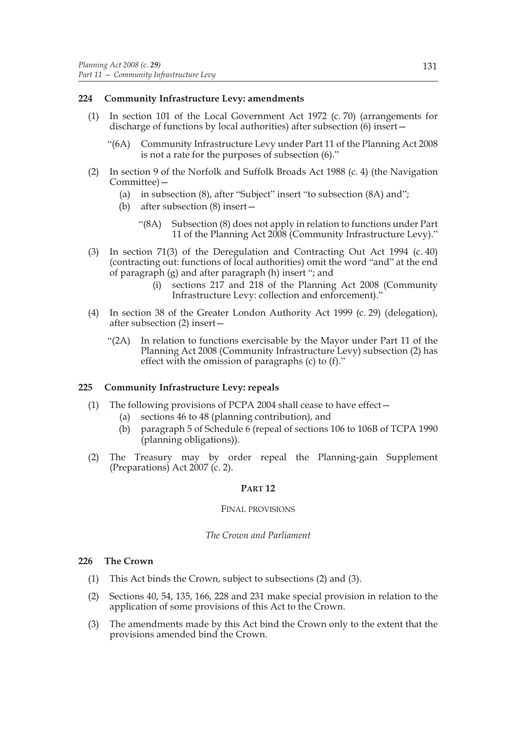### 224 Community Infrastructure Levy: amendments

(1) In section 101 of the Local Government Act 1972 (c. 70) (arrangements for discharge of functions by local authorities) after subsection (6) insert—

"(6A) Community Infrastructure Levy under Part 11 of the Planning Act 2008 is not a rate for the purposes of subsection (6)."

(2) In section 9 of the Norfolk and Suffolk Broads Act 1988 (c. 4) (the Navigation Committee)—

(a) in subsection (8), after "Subject" insert "to subsection (8A) and";

(b) after subsection (8) insert—

"(8A) Subsection (8) does not apply in relation to functions under Part 11 of the Planning Act 2008 (Community Infrastructure Levy)."

(3) In section 71(3) of the Deregulation and Contracting Out Act 1994 (c. 40) (contracting out: functions of local authorities) omit the word "and" at the end of paragraph (g) and after paragraph (h) insert "; and

(i) sections 217 and 218 of the Planning Act 2008 (Community Infrastructure Levy: collection and enforcement)."

(4) In section 38 of the Greater London Authority Act 1999 (c. 29) (delegation), after subsection (2) insert—

"(2A) In relation to functions exercisable by the Mayor under Part 11 of the Planning Act 2008 (Community Infrastructure Levy) subsection (2) has effect with the omission of paragraphs (c) to (f)."

### 225 Community Infrastructure Levy: repeals

(1) The following provisions of PCPA 2004 shall cease to have effect—

(a) sections 46 to 48 (planning contribution), and

(b) paragraph 5 of Schedule 6 (repeal of sections 106 to 106B of TCPA 1990 (planning obligations)).

(2) The Treasury may by order repeal the Planning-gain Supplement (Preparations) Act 2007 (c. 2).

## PART 12

## FINAL PROVISIONS

*The Crown and Parliament*

### 226 The Crown

(1) This Act binds the Crown, subject to subsections (2) and (3).

(2) Sections 40, 54, 135, 166, 228 and 231 make special provision in relation to the application of some provisions of this Act to the Crown.

(3) The amendments made by this Act bind the Crown only to the extent that the provisions amended bind the Crown.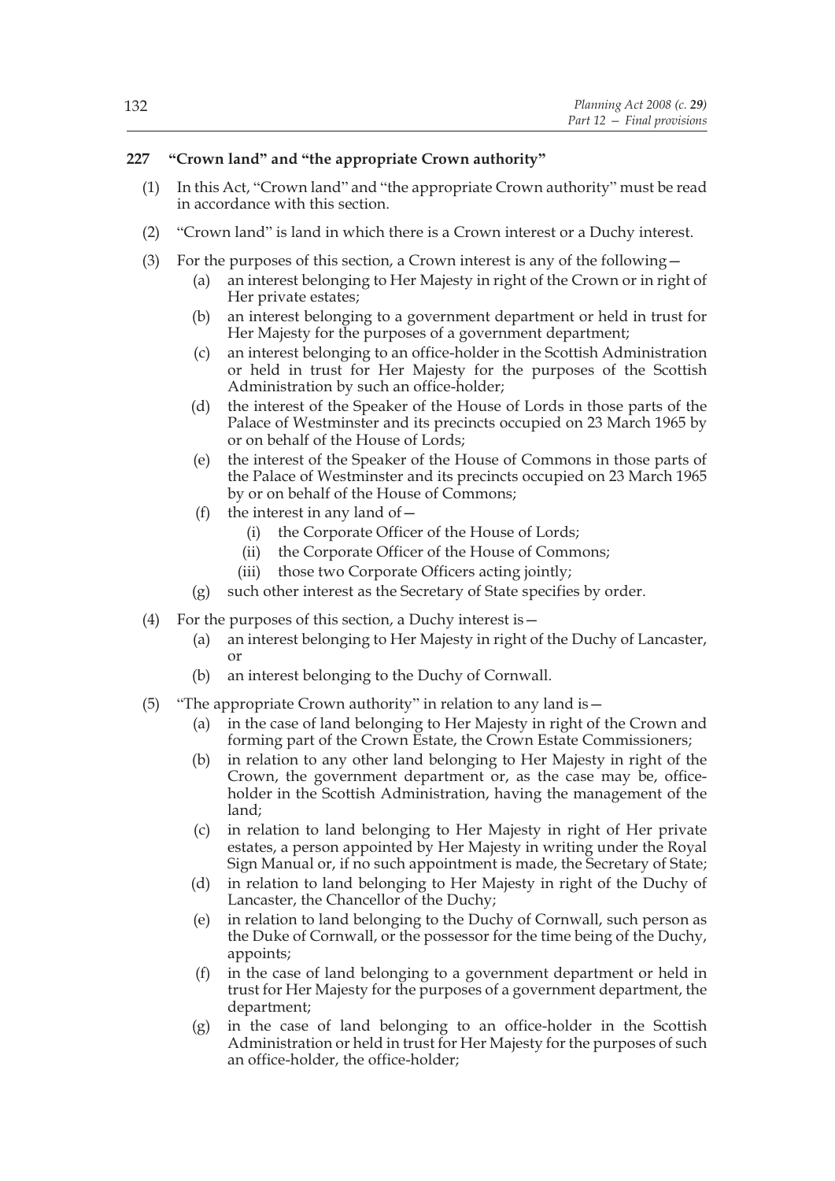### 227 "Crown land" and "the appropriate Crown authority"

(1) In this Act, "Crown land" and "the appropriate Crown authority" must be read in accordance with this section.

(2) "Crown land" is land in which there is a Crown interest or a Duchy interest.

(3) For the purposes of this section, a Crown interest is any of the following—

- (a) an interest belonging to Her Majesty in right of the Crown or in right of Her private estates;
- (b) an interest belonging to a government department or held in trust for Her Majesty for the purposes of a government department;
- (c) an interest belonging to an office-holder in the Scottish Administration or held in trust for Her Majesty for the purposes of the Scottish Administration by such an office-holder;
- (d) the interest of the Speaker of the House of Lords in those parts of the Palace of Westminster and its precincts occupied on 23 March 1965 by or on behalf of the House of Lords;
- (e) the interest of the Speaker of the House of Commons in those parts of the Palace of Westminster and its precincts occupied on 23 March 1965 by or on behalf of the House of Commons;
- (f) the interest in any land of—
  - (i) the Corporate Officer of the House of Lords;
  - (ii) the Corporate Officer of the House of Commons;
  - (iii) those two Corporate Officers acting jointly;
- (g) such other interest as the Secretary of State specifies by order.

(4) For the purposes of this section, a Duchy interest is—

- (a) an interest belonging to Her Majesty in right of the Duchy of Lancaster, or
- (b) an interest belonging to the Duchy of Cornwall.

(5) "The appropriate Crown authority" in relation to any land is—

- (a) in the case of land belonging to Her Majesty in right of the Crown and forming part of the Crown Estate, the Crown Estate Commissioners;
- (b) in relation to any other land belonging to Her Majesty in right of the Crown, the government department or, as the case may be, office-holder in the Scottish Administration, having the management of the land;
- (c) in relation to land belonging to Her Majesty in right of Her private estates, a person appointed by Her Majesty in writing under the Royal Sign Manual or, if no such appointment is made, the Secretary of State;
- (d) in relation to land belonging to Her Majesty in right of the Duchy of Lancaster, the Chancellor of the Duchy;
- (e) in relation to land belonging to the Duchy of Cornwall, such person as the Duke of Cornwall, or the possessor for the time being of the Duchy, appoints;
- (f) in the case of land belonging to a government department or held in trust for Her Majesty for the purposes of a government department, the department;
- (g) in the case of land belonging to an office-holder in the Scottish Administration or held in trust for Her Majesty for the purposes of such an office-holder, the office-holder;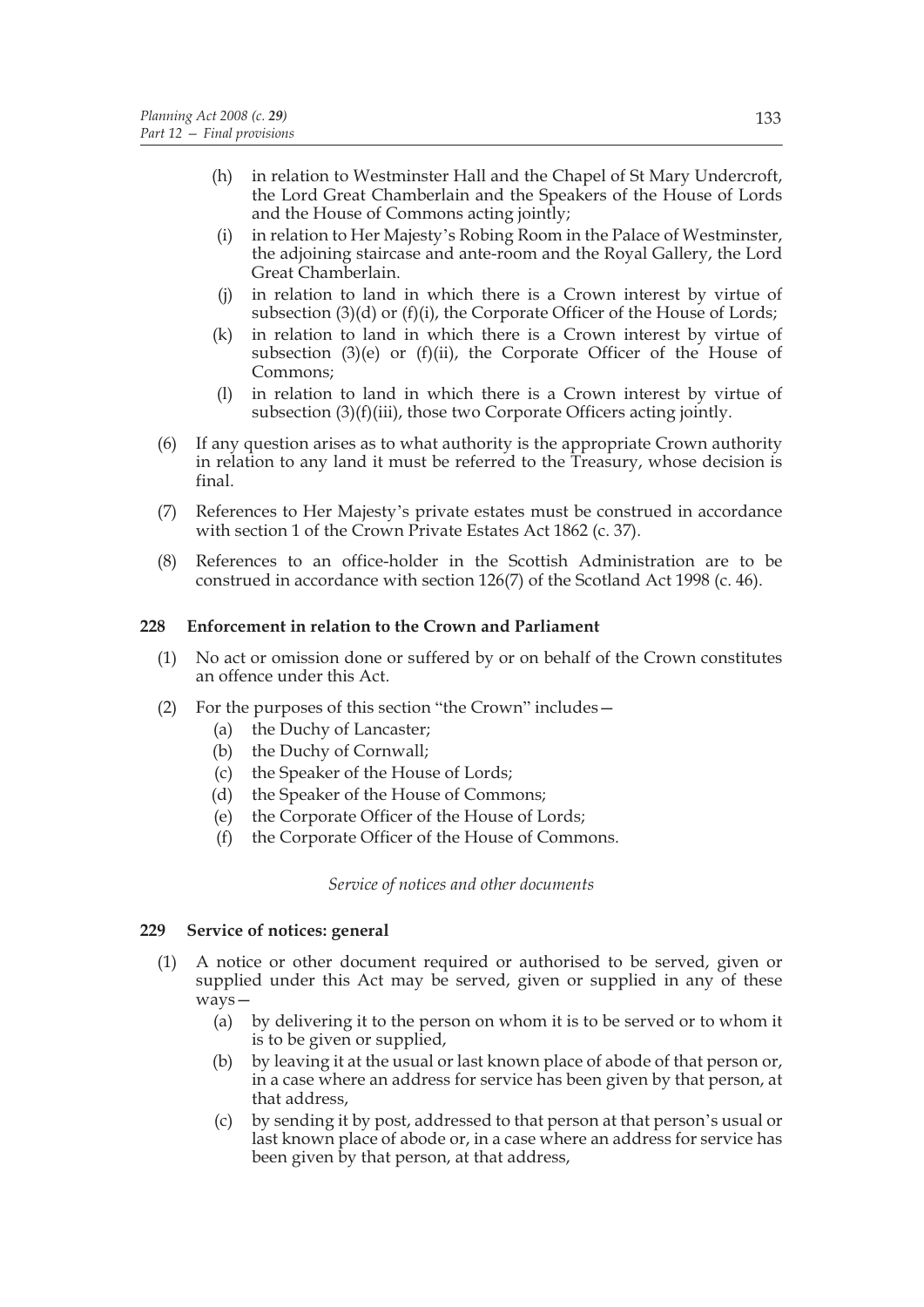(h) in relation to Westminster Hall and the Chapel of St Mary Undercroft, the Lord Great Chamberlain and the Speakers of the House of Lords and the House of Commons acting jointly;

(i) in relation to Her Majesty's Robing Room in the Palace of Westminster, the adjoining staircase and ante-room and the Royal Gallery, the Lord Great Chamberlain.

(j) in relation to land in which there is a Crown interest by virtue of subsection (3)(d) or (f)(i), the Corporate Officer of the House of Lords;

(k) in relation to land in which there is a Crown interest by virtue of subsection (3)(e) or (f)(ii), the Corporate Officer of the House of Commons;

(l) in relation to land in which there is a Crown interest by virtue of subsection (3)(f)(iii), those two Corporate Officers acting jointly.

(6) If any question arises as to what authority is the appropriate Crown authority in relation to any land it must be referred to the Treasury, whose decision is final.

(7) References to Her Majesty's private estates must be construed in accordance with section 1 of the Crown Private Estates Act 1862 (c. 37).

(8) References to an office-holder in the Scottish Administration are to be construed in accordance with section 126(7) of the Scotland Act 1998 (c. 46).

## 228 Enforcement in relation to the Crown and Parliament

(1) No act or omission done or suffered by or on behalf of the Crown constitutes an offence under this Act.

(2) For the purposes of this section "the Crown" includes—

(a) the Duchy of Lancaster;

(b) the Duchy of Cornwall;

(c) the Speaker of the House of Lords;

(d) the Speaker of the House of Commons;

(e) the Corporate Officer of the House of Lords;

(f) the Corporate Officer of the House of Commons.

*Service of notices and other documents*

## 229 Service of notices: general

(1) A notice or other document required or authorised to be served, given or supplied under this Act may be served, given or supplied in any of these ways—

(a) by delivering it to the person on whom it is to be served or to whom it is to be given or supplied,

(b) by leaving it at the usual or last known place of abode of that person or, in a case where an address for service has been given by that person, at that address,

(c) by sending it by post, addressed to that person at that person's usual or last known place of abode or, in a case where an address for service has been given by that person, at that address,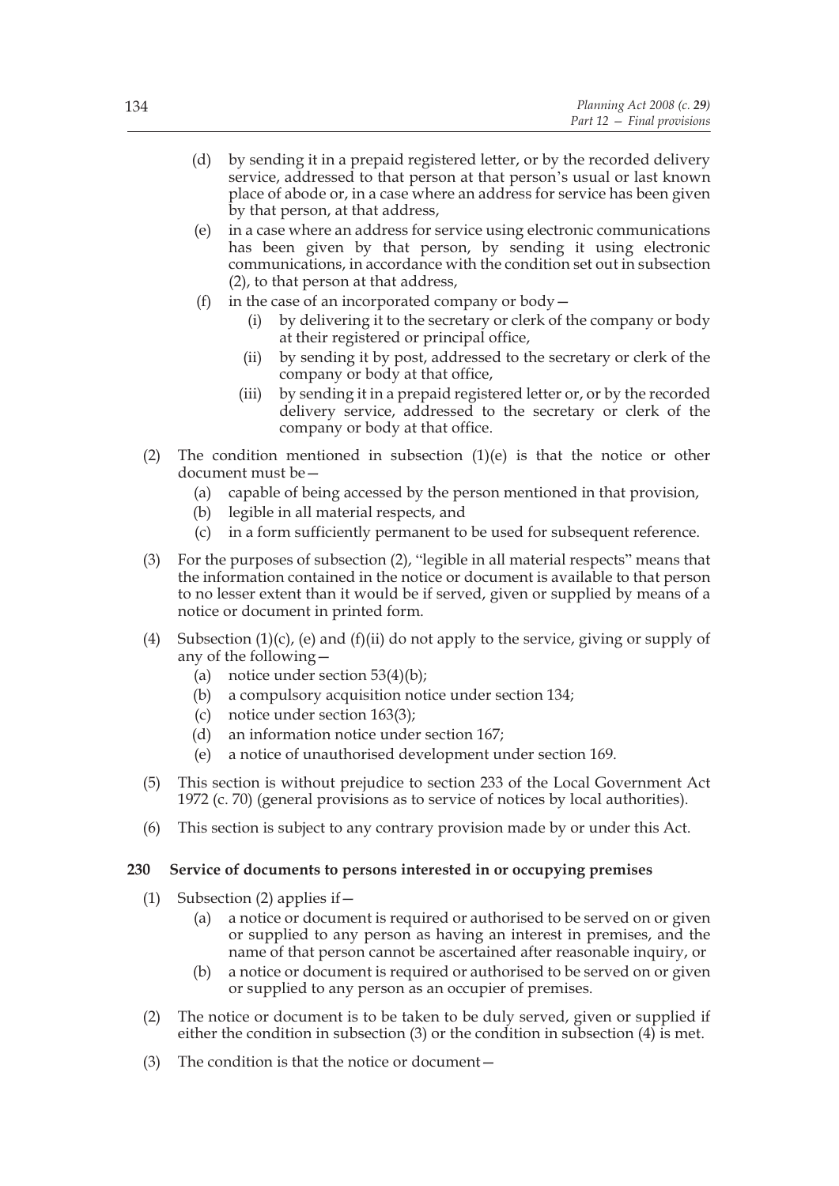(d) by sending it in a prepaid registered letter, or by the recorded delivery service, addressed to that person at that person's usual or last known place of abode or, in a case where an address for service has been given by that person, at that address,

(e) in a case where an address for service using electronic communications has been given by that person, by sending it using electronic communications, in accordance with the condition set out in subsection (2), to that person at that address,

(f) in the case of an incorporated company or body—

(i) by delivering it to the secretary or clerk of the company or body at their registered or principal office,

(ii) by sending it by post, addressed to the secretary or clerk of the company or body at that office,

(iii) by sending it in a prepaid registered letter or, or by the recorded delivery service, addressed to the secretary or clerk of the company or body at that office.

(2) The condition mentioned in subsection (1)(e) is that the notice or other document must be—

(a) capable of being accessed by the person mentioned in that provision,

(b) legible in all material respects, and

(c) in a form sufficiently permanent to be used for subsequent reference.

(3) For the purposes of subsection (2), "legible in all material respects" means that the information contained in the notice or document is available to that person to no lesser extent than it would be if served, given or supplied by means of a notice or document in printed form.

(4) Subsection (1)(c), (e) and (f)(ii) do not apply to the service, giving or supply of any of the following—

(a) notice under section 53(4)(b);

(b) a compulsory acquisition notice under section 134;

(c) notice under section 163(3);

(d) an information notice under section 167;

(e) a notice of unauthorised development under section 169.

(5) This section is without prejudice to section 233 of the Local Government Act 1972 (c. 70) (general provisions as to service of notices by local authorities).

(6) This section is subject to any contrary provision made by or under this Act.

## 230 Service of documents to persons interested in or occupying premises

(1) Subsection (2) applies if—

(a) a notice or document is required or authorised to be served on or given or supplied to any person as having an interest in premises, and the name of that person cannot be ascertained after reasonable inquiry, or

(b) a notice or document is required or authorised to be served on or given or supplied to any person as an occupier of premises.

(2) The notice or document is to be taken to be duly served, given or supplied if either the condition in subsection (3) or the condition in subsection (4) is met.

(3) The condition is that the notice or document—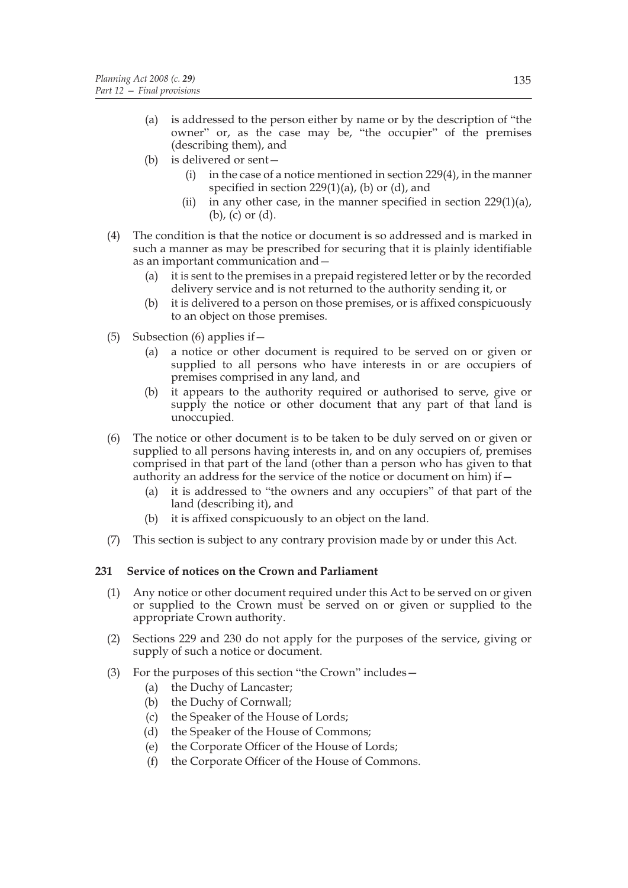(a) is addressed to the person either by name or by the description of "the owner" or, as the case may be, "the occupier" of the premises (describing them), and

(b) is delivered or sent—

  (i) in the case of a notice mentioned in section 229(4), in the manner specified in section 229(1)(a), (b) or (d), and

  (ii) in any other case, in the manner specified in section 229(1)(a), (b), (c) or (d).

(4) The condition is that the notice or document is so addressed and is marked in such a manner as may be prescribed for securing that it is plainly identifiable as an important communication and—

  (a) it is sent to the premises in a prepaid registered letter or by the recorded delivery service and is not returned to the authority sending it, or

  (b) it is delivered to a person on those premises, or is affixed conspicuously to an object on those premises.

(5) Subsection (6) applies if—

  (a) a notice or other document is required to be served on or given or supplied to all persons who have interests in or are occupiers of premises comprised in any land, and

  (b) it appears to the authority required or authorised to serve, give or supply the notice or other document that any part of that land is unoccupied.

(6) The notice or other document is to be taken to be duly served on or given or supplied to all persons having interests in, and on any occupiers of, premises comprised in that part of the land (other than a person who has given to that authority an address for the service of the notice or document on him) if—

  (a) it is addressed to "the owners and any occupiers" of that part of the land (describing it), and

  (b) it is affixed conspicuously to an object on the land.

(7) This section is subject to any contrary provision made by or under this Act.

### 231 Service of notices on the Crown and Parliament

(1) Any notice or other document required under this Act to be served on or given or supplied to the Crown must be served on or given or supplied to the appropriate Crown authority.

(2) Sections 229 and 230 do not apply for the purposes of the service, giving or supply of such a notice or document.

(3) For the purposes of this section "the Crown" includes—

  (a) the Duchy of Lancaster;

  (b) the Duchy of Cornwall;

  (c) the Speaker of the House of Lords;

  (d) the Speaker of the House of Commons;

  (e) the Corporate Officer of the House of Lords;

  (f) the Corporate Officer of the House of Commons.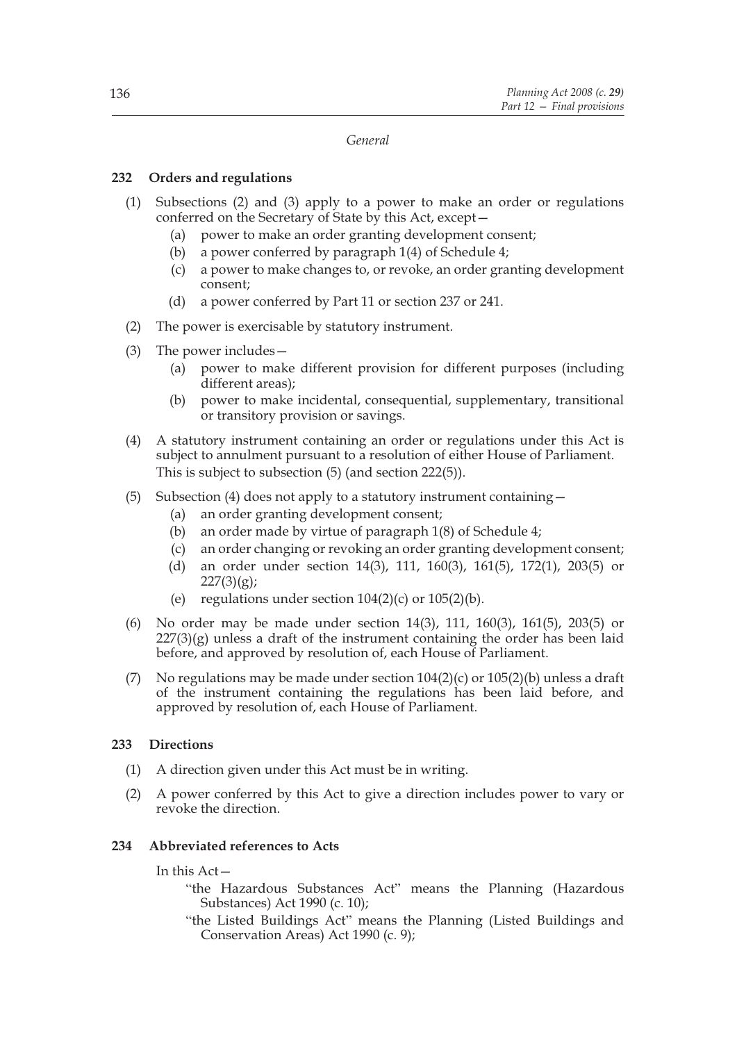*General*

### 232 Orders and regulations

(1) Subsections (2) and (3) apply to a power to make an order or regulations conferred on the Secretary of State by this Act, except—

- (a) power to make an order granting development consent;
- (b) a power conferred by paragraph 1(4) of Schedule 4;
- (c) a power to make changes to, or revoke, an order granting development consent;
- (d) a power conferred by Part 11 or section 237 or 241.

(2) The power is exercisable by statutory instrument.

(3) The power includes—

- (a) power to make different provision for different purposes (including different areas);
- (b) power to make incidental, consequential, supplementary, transitional or transitory provision or savings.

(4) A statutory instrument containing an order or regulations under this Act is subject to annulment pursuant to a resolution of either House of Parliament. This is subject to subsection (5) (and section 222(5)).

(5) Subsection (4) does not apply to a statutory instrument containing—

- (a) an order granting development consent;
- (b) an order made by virtue of paragraph 1(8) of Schedule 4;
- (c) an order changing or revoking an order granting development consent;
- (d) an order under section 14(3), 111, 160(3), 161(5), 172(1), 203(5) or 227(3)(g);
- (e) regulations under section 104(2)(c) or 105(2)(b).

(6) No order may be made under section 14(3), 111, 160(3), 161(5), 203(5) or 227(3)(g) unless a draft of the instrument containing the order has been laid before, and approved by resolution of, each House of Parliament.

(7) No regulations may be made under section 104(2)(c) or 105(2)(b) unless a draft of the instrument containing the regulations has been laid before, and approved by resolution of, each House of Parliament.

### 233 Directions

(1) A direction given under this Act must be in writing.

(2) A power conferred by this Act to give a direction includes power to vary or revoke the direction.

### 234 Abbreviated references to Acts

In this Act—

"the Hazardous Substances Act" means the Planning (Hazardous Substances) Act 1990 (c. 10);

"the Listed Buildings Act" means the Planning (Listed Buildings and Conservation Areas) Act 1990 (c. 9);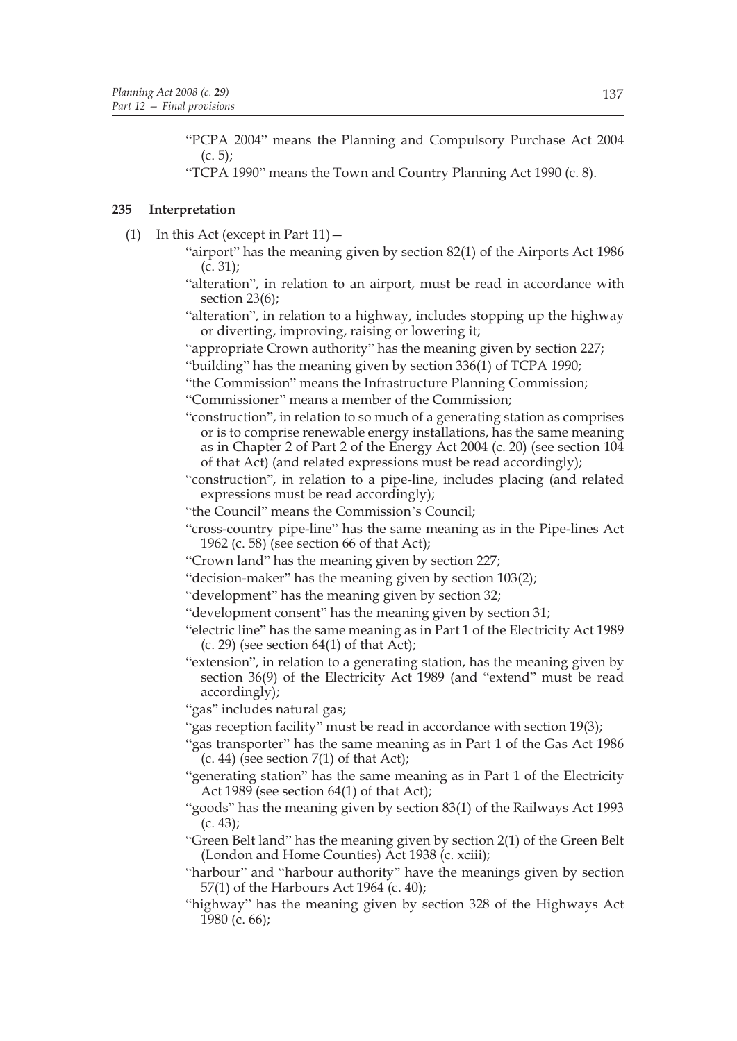"PCPA 2004" means the Planning and Compulsory Purchase Act 2004 (c. 5);

"TCPA 1990" means the Town and Country Planning Act 1990 (c. 8).

## 235 Interpretation

(1) In this Act (except in Part 11)—

"airport" has the meaning given by section 82(1) of the Airports Act 1986 (c. 31);

"alteration", in relation to an airport, must be read in accordance with section 23(6);

"alteration", in relation to a highway, includes stopping up the highway or diverting, improving, raising or lowering it;

"appropriate Crown authority" has the meaning given by section 227;

"building" has the meaning given by section 336(1) of TCPA 1990;

"the Commission" means the Infrastructure Planning Commission;

"Commissioner" means a member of the Commission;

"construction", in relation to so much of a generating station as comprises or is to comprise renewable energy installations, has the same meaning as in Chapter 2 of Part 2 of the Energy Act 2004 (c. 20) (see section 104 of that Act) (and related expressions must be read accordingly);

"construction", in relation to a pipe-line, includes placing (and related expressions must be read accordingly);

"the Council" means the Commission's Council;

"cross-country pipe-line" has the same meaning as in the Pipe-lines Act 1962 (c. 58) (see section 66 of that Act);

"Crown land" has the meaning given by section 227;

"decision-maker" has the meaning given by section 103(2);

"development" has the meaning given by section 32;

"development consent" has the meaning given by section 31;

"electric line" has the same meaning as in Part 1 of the Electricity Act 1989 (c. 29) (see section 64(1) of that Act);

"extension", in relation to a generating station, has the meaning given by section 36(9) of the Electricity Act 1989 (and "extend" must be read accordingly);

"gas" includes natural gas;

"gas reception facility" must be read in accordance with section 19(3);

"gas transporter" has the same meaning as in Part 1 of the Gas Act 1986 (c. 44) (see section 7(1) of that Act);

"generating station" has the same meaning as in Part 1 of the Electricity Act 1989 (see section 64(1) of that Act);

"goods" has the meaning given by section 83(1) of the Railways Act 1993 (c. 43);

"Green Belt land" has the meaning given by section 2(1) of the Green Belt (London and Home Counties) Act 1938 (c. xciii);

"harbour" and "harbour authority" have the meanings given by section 57(1) of the Harbours Act 1964 (c. 40);

"highway" has the meaning given by section 328 of the Highways Act 1980 (c. 66);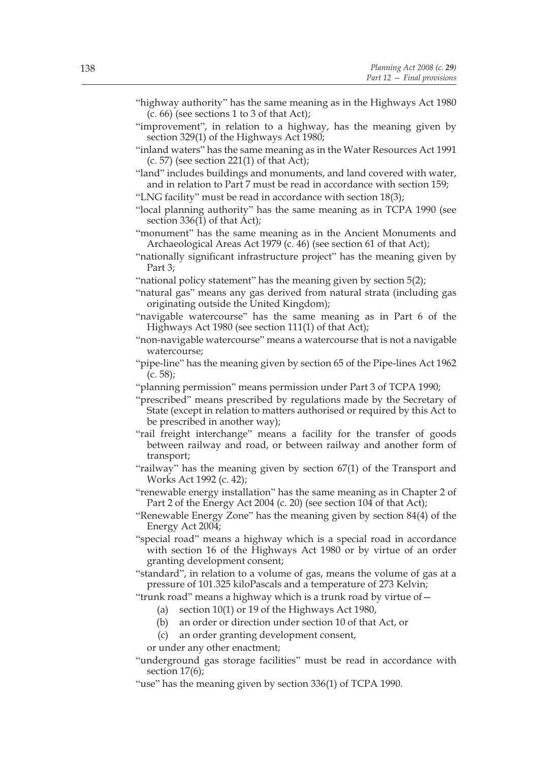"highway authority" has the same meaning as in the Highways Act 1980 (c. 66) (see sections 1 to 3 of that Act);

"improvement", in relation to a highway, has the meaning given by section 329(1) of the Highways Act 1980;

"inland waters" has the same meaning as in the Water Resources Act 1991 (c. 57) (see section 221(1) of that Act);

"land" includes buildings and monuments, and land covered with water, and in relation to Part 7 must be read in accordance with section 159;

"LNG facility" must be read in accordance with section 18(3);

"local planning authority" has the same meaning as in TCPA 1990 (see section 336(1) of that Act);

"monument" has the same meaning as in the Ancient Monuments and Archaeological Areas Act 1979 (c. 46) (see section 61 of that Act);

"nationally significant infrastructure project" has the meaning given by Part 3;

"national policy statement" has the meaning given by section 5(2);

"natural gas" means any gas derived from natural strata (including gas originating outside the United Kingdom);

"navigable watercourse" has the same meaning as in Part 6 of the Highways Act 1980 (see section 111(1) of that Act);

"non-navigable watercourse" means a watercourse that is not a navigable watercourse;

"pipe-line" has the meaning given by section 65 of the Pipe-lines Act 1962 (c. 58);

"planning permission" means permission under Part 3 of TCPA 1990;

"prescribed" means prescribed by regulations made by the Secretary of State (except in relation to matters authorised or required by this Act to be prescribed in another way);

"rail freight interchange" means a facility for the transfer of goods between railway and road, or between railway and another form of transport;

"railway" has the meaning given by section 67(1) of the Transport and Works Act 1992 (c. 42);

"renewable energy installation" has the same meaning as in Chapter 2 of Part 2 of the Energy Act 2004 (c. 20) (see section 104 of that Act);

"Renewable Energy Zone" has the meaning given by section 84(4) of the Energy Act 2004;

"special road" means a highway which is a special road in accordance with section 16 of the Highways Act 1980 or by virtue of an order granting development consent;

"standard", in relation to a volume of gas, means the volume of gas at a pressure of 101.325 kiloPascals and a temperature of 273 Kelvin;

"trunk road" means a highway which is a trunk road by virtue of—

(a) section 10(1) or 19 of the Highways Act 1980,

(b) an order or direction under section 10 of that Act, or

(c) an order granting development consent,

or under any other enactment;

"underground gas storage facilities" must be read in accordance with section 17(6);

"use" has the meaning given by section 336(1) of TCPA 1990.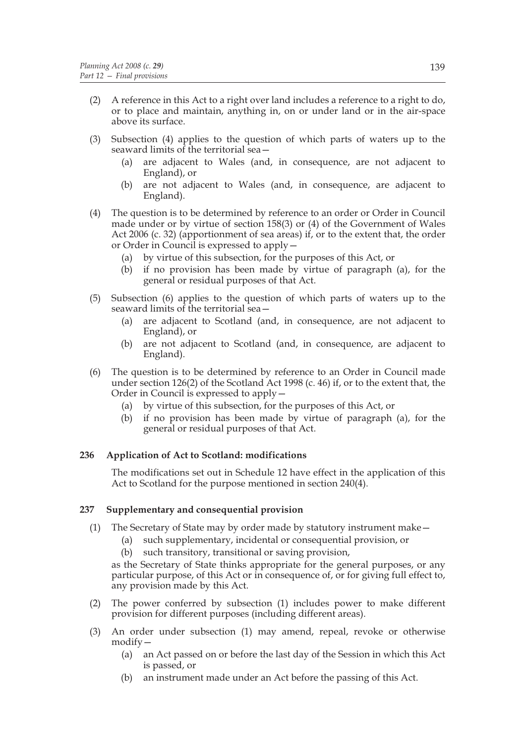(2) A reference in this Act to a right over land includes a reference to a right to do, or to place and maintain, anything in, on or under land or in the air-space above its surface.

(3) Subsection (4) applies to the question of which parts of waters up to the seaward limits of the territorial sea—

- (a) are adjacent to Wales (and, in consequence, are not adjacent to England), or
- (b) are not adjacent to Wales (and, in consequence, are adjacent to England).

(4) The question is to be determined by reference to an order or Order in Council made under or by virtue of section 158(3) or (4) of the Government of Wales Act 2006 (c. 32) (apportionment of sea areas) if, or to the extent that, the order or Order in Council is expressed to apply—

- (a) by virtue of this subsection, for the purposes of this Act, or
- (b) if no provision has been made by virtue of paragraph (a), for the general or residual purposes of that Act.

(5) Subsection (6) applies to the question of which parts of waters up to the seaward limits of the territorial sea—

- (a) are adjacent to Scotland (and, in consequence, are not adjacent to England), or
- (b) are not adjacent to Scotland (and, in consequence, are adjacent to England).

(6) The question is to be determined by reference to an Order in Council made under section 126(2) of the Scotland Act 1998 (c. 46) if, or to the extent that, the Order in Council is expressed to apply—

- (a) by virtue of this subsection, for the purposes of this Act, or
- (b) if no provision has been made by virtue of paragraph (a), for the general or residual purposes of that Act.

### 236 Application of Act to Scotland: modifications

The modifications set out in Schedule 12 have effect in the application of this Act to Scotland for the purpose mentioned in section 240(4).

### 237 Supplementary and consequential provision

(1) The Secretary of State may by order made by statutory instrument make—

- (a) such supplementary, incidental or consequential provision, or
- (b) such transitory, transitional or saving provision,

as the Secretary of State thinks appropriate for the general purposes, or any particular purpose, of this Act or in consequence of, or for giving full effect to, any provision made by this Act.

(2) The power conferred by subsection (1) includes power to make different provision for different purposes (including different areas).

(3) An order under subsection (1) may amend, repeal, revoke or otherwise modify—

- (a) an Act passed on or before the last day of the Session in which this Act is passed, or
- (b) an instrument made under an Act before the passing of this Act.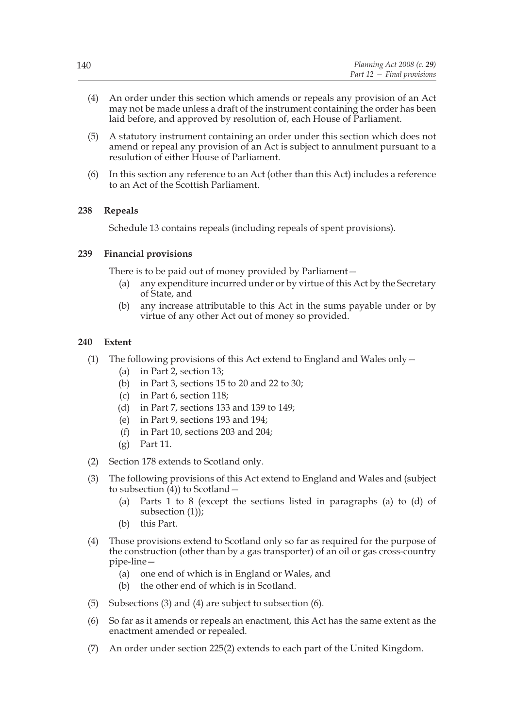(4) An order under this section which amends or repeals any provision of an Act may not be made unless a draft of the instrument containing the order has been laid before, and approved by resolution of, each House of Parliament.

(5) A statutory instrument containing an order under this section which does not amend or repeal any provision of an Act is subject to annulment pursuant to a resolution of either House of Parliament.

(6) In this section any reference to an Act (other than this Act) includes a reference to an Act of the Scottish Parliament.

### 238 Repeals

Schedule 13 contains repeals (including repeals of spent provisions).

### 239 Financial provisions

There is to be paid out of money provided by Parliament—

- (a) any expenditure incurred under or by virtue of this Act by the Secretary of State, and
- (b) any increase attributable to this Act in the sums payable under or by virtue of any other Act out of money so provided.

### 240 Extent

(1) The following provisions of this Act extend to England and Wales only—

- (a) in Part 2, section 13;
- (b) in Part 3, sections 15 to 20 and 22 to 30;
- (c) in Part 6, section 118;
- (d) in Part 7, sections 133 and 139 to 149;
- (e) in Part 9, sections 193 and 194;
- (f) in Part 10, sections 203 and 204;
- (g) Part 11.

(2) Section 178 extends to Scotland only.

(3) The following provisions of this Act extend to England and Wales and (subject to subsection (4)) to Scotland—

- (a) Parts 1 to 8 (except the sections listed in paragraphs (a) to (d) of subsection (1));
- (b) this Part.

(4) Those provisions extend to Scotland only so far as required for the purpose of the construction (other than by a gas transporter) of an oil or gas cross-country pipe-line—

- (a) one end of which is in England or Wales, and
- (b) the other end of which is in Scotland.

(5) Subsections (3) and (4) are subject to subsection (6).

(6) So far as it amends or repeals an enactment, this Act has the same extent as the enactment amended or repealed.

(7) An order under section 225(2) extends to each part of the United Kingdom.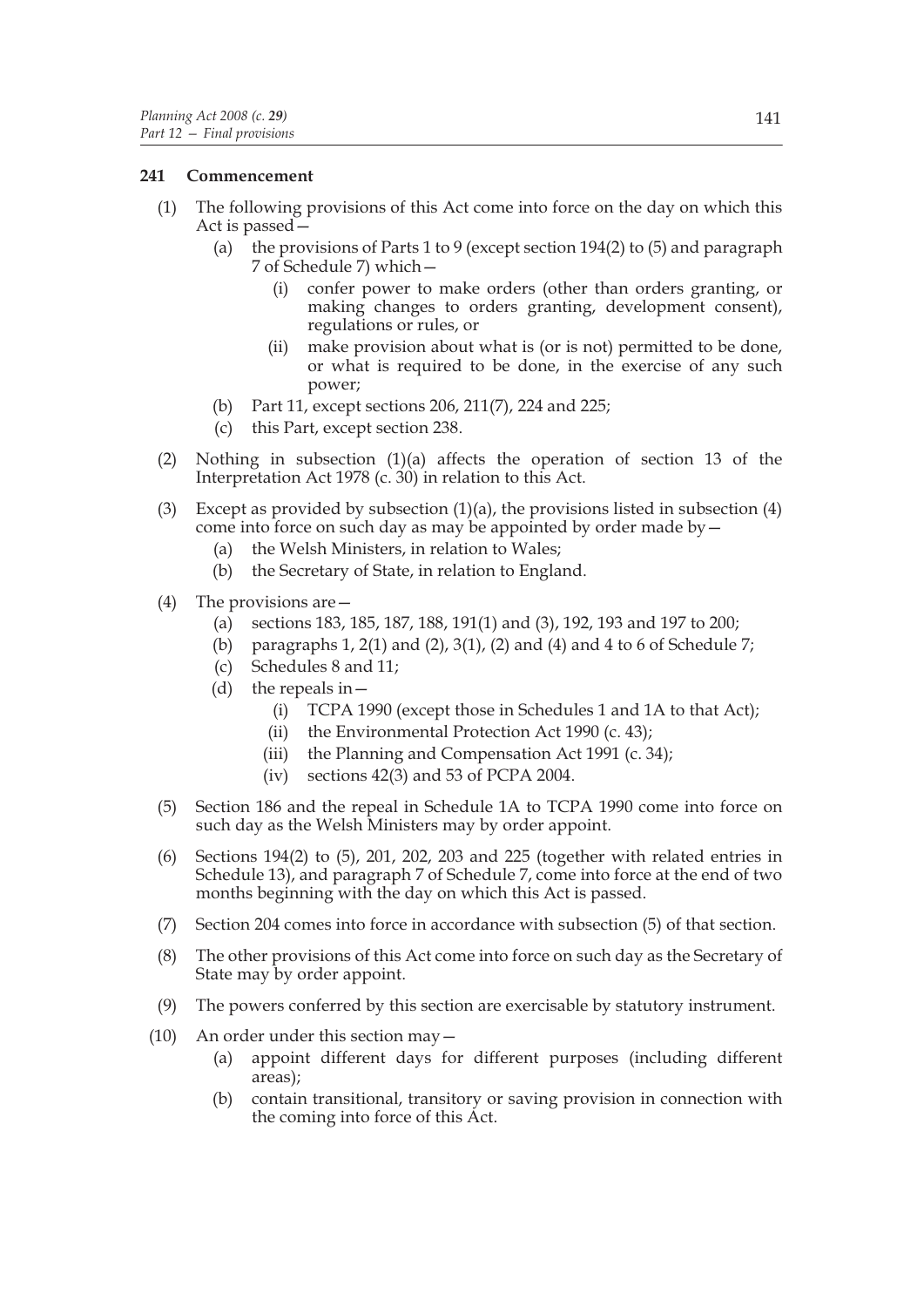### 241 Commencement

(1) The following provisions of this Act come into force on the day on which this Act is passed—

  (a) the provisions of Parts 1 to 9 (except section 194(2) to (5) and paragraph 7 of Schedule 7) which—

    (i) confer power to make orders (other than orders granting, or making changes to orders granting, development consent), regulations or rules, or

    (ii) make provision about what is (or is not) permitted to be done, or what is required to be done, in the exercise of any such power;

  (b) Part 11, except sections 206, 211(7), 224 and 225;

  (c) this Part, except section 238.

(2) Nothing in subsection (1)(a) affects the operation of section 13 of the Interpretation Act 1978 (c. 30) in relation to this Act.

(3) Except as provided by subsection (1)(a), the provisions listed in subsection (4) come into force on such day as may be appointed by order made by—

  (a) the Welsh Ministers, in relation to Wales;

  (b) the Secretary of State, in relation to England.

(4) The provisions are—

  (a) sections 183, 185, 187, 188, 191(1) and (3), 192, 193 and 197 to 200;

  (b) paragraphs 1, 2(1) and (2), 3(1), (2) and (4) and 4 to 6 of Schedule 7;

  (c) Schedules 8 and 11;

  (d) the repeals in—

    (i) TCPA 1990 (except those in Schedules 1 and 1A to that Act);

    (ii) the Environmental Protection Act 1990 (c. 43);

    (iii) the Planning and Compensation Act 1991 (c. 34);

    (iv) sections 42(3) and 53 of PCPA 2004.

(5) Section 186 and the repeal in Schedule 1A to TCPA 1990 come into force on such day as the Welsh Ministers may by order appoint.

(6) Sections 194(2) to (5), 201, 202, 203 and 225 (together with related entries in Schedule 13), and paragraph 7 of Schedule 7, come into force at the end of two months beginning with the day on which this Act is passed.

(7) Section 204 comes into force in accordance with subsection (5) of that section.

(8) The other provisions of this Act come into force on such day as the Secretary of State may by order appoint.

(9) The powers conferred by this section are exercisable by statutory instrument.

(10) An order under this section may—

  (a) appoint different days for different purposes (including different areas);

  (b) contain transitional, transitory or saving provision in connection with the coming into force of this Act.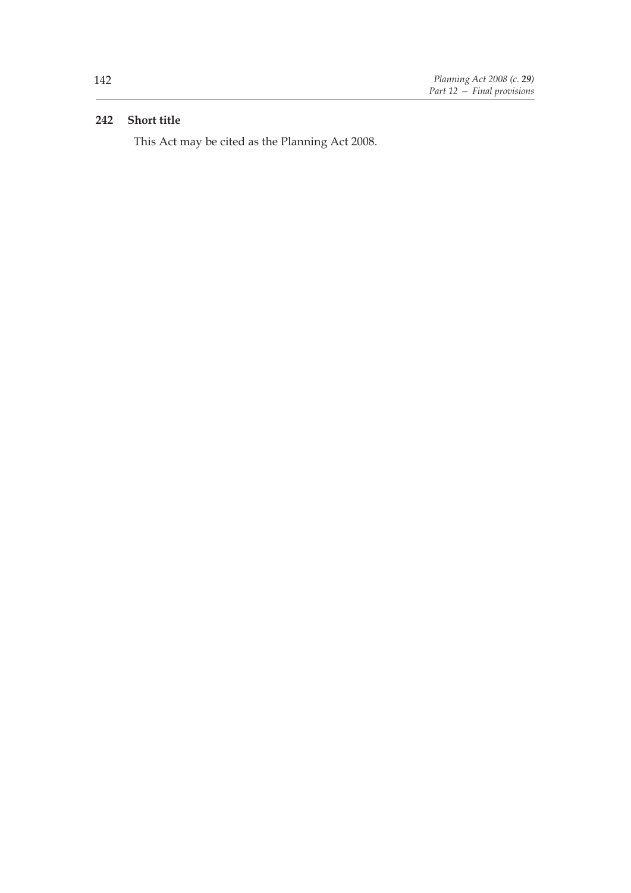### 242 Short title

This Act may be cited as the Planning Act 2008.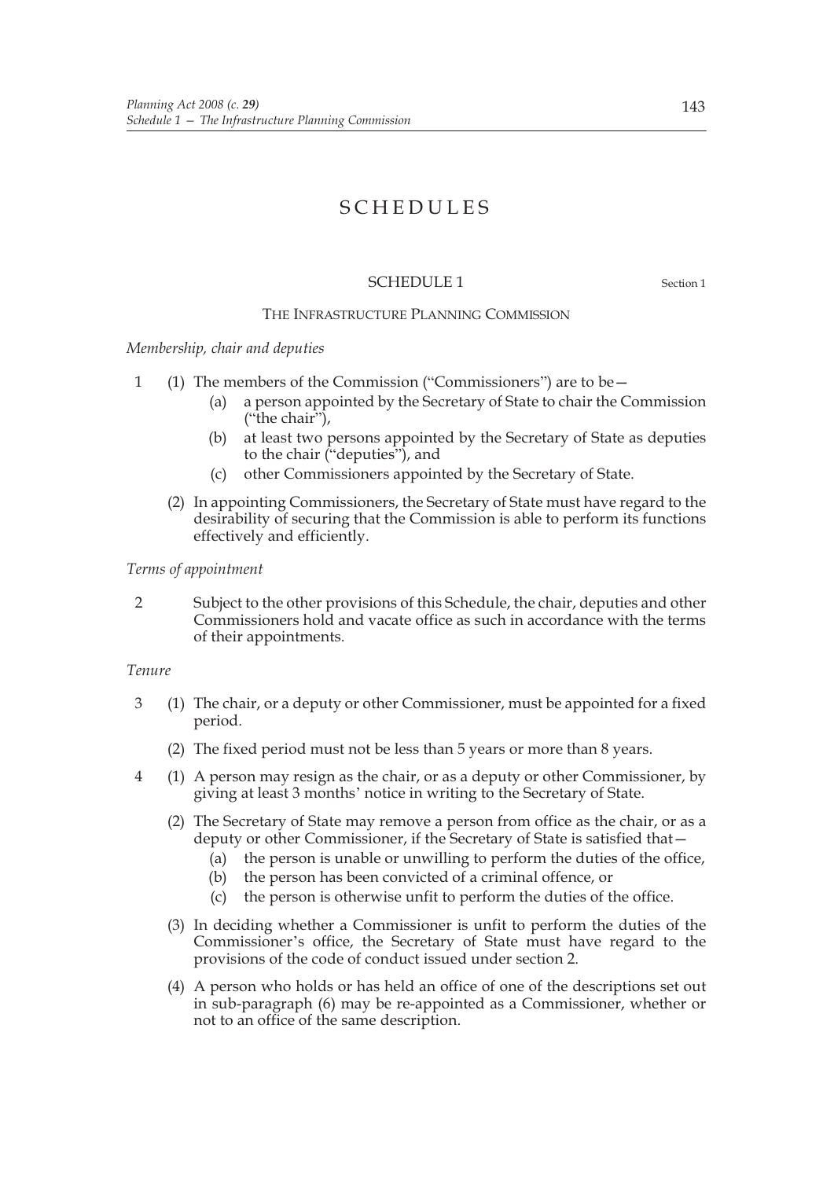# SCHEDULES

## SCHEDULE 1

Section 1

### THE INFRASTRUCTURE PLANNING COMMISSION

*Membership, chair and deputies*

1 (1) The members of the Commission ("Commissioners") are to be—

(a) a person appointed by the Secretary of State to chair the Commission ("the chair"),

(b) at least two persons appointed by the Secretary of State as deputies to the chair ("deputies"), and

(c) other Commissioners appointed by the Secretary of State.

(2) In appointing Commissioners, the Secretary of State must have regard to the desirability of securing that the Commission is able to perform its functions effectively and efficiently.

*Terms of appointment*

2 Subject to the other provisions of this Schedule, the chair, deputies and other Commissioners hold and vacate office as such in accordance with the terms of their appointments.

*Tenure*

3 (1) The chair, or a deputy or other Commissioner, must be appointed for a fixed period.

(2) The fixed period must not be less than 5 years or more than 8 years.

4 (1) A person may resign as the chair, or as a deputy or other Commissioner, by giving at least 3 months' notice in writing to the Secretary of State.

(2) The Secretary of State may remove a person from office as the chair, or as a deputy or other Commissioner, if the Secretary of State is satisfied that—

(a) the person is unable or unwilling to perform the duties of the office,

(b) the person has been convicted of a criminal offence, or

(c) the person is otherwise unfit to perform the duties of the office.

(3) In deciding whether a Commissioner is unfit to perform the duties of the Commissioner's office, the Secretary of State must have regard to the provisions of the code of conduct issued under section 2.

(4) A person who holds or has held an office of one of the descriptions set out in sub-paragraph (6) may be re-appointed as a Commissioner, whether or not to an office of the same description.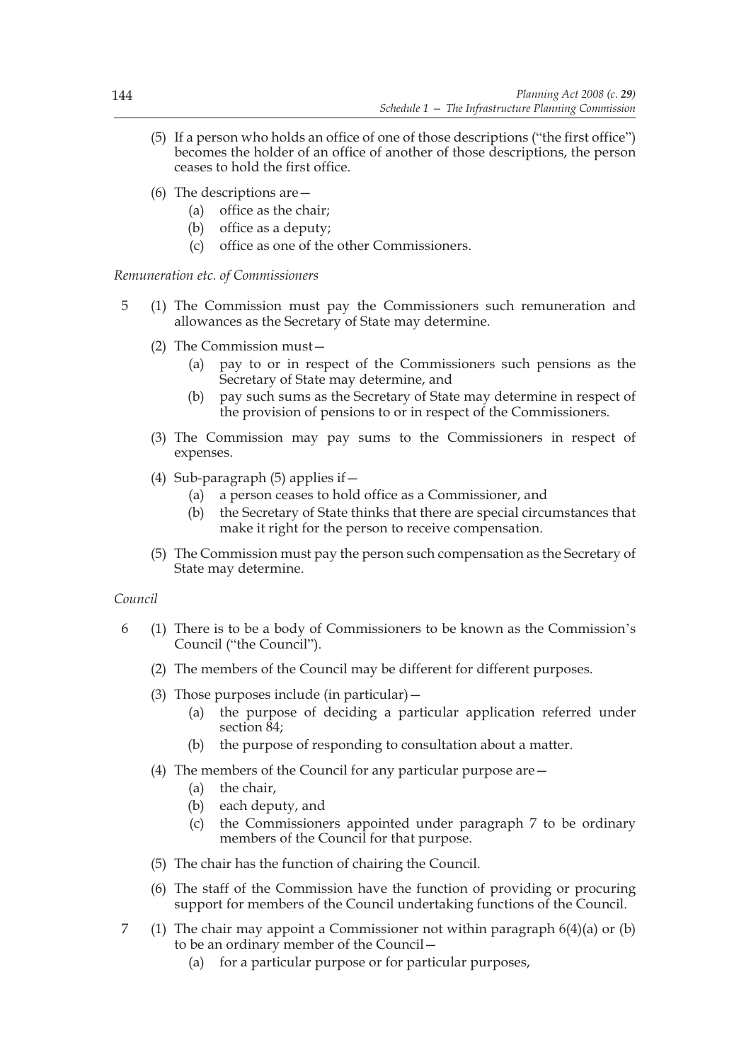(5) If a person who holds an office of one of those descriptions ("the first office") becomes the holder of an office of another of those descriptions, the person ceases to hold the first office.

(6) The descriptions are—

(a) office as the chair;

(b) office as a deputy;

(c) office as one of the other Commissioners.

*Remuneration etc. of Commissioners*

5 (1) The Commission must pay the Commissioners such remuneration and allowances as the Secretary of State may determine.

(2) The Commission must—

(a) pay to or in respect of the Commissioners such pensions as the Secretary of State may determine, and

(b) pay such sums as the Secretary of State may determine in respect of the provision of pensions to or in respect of the Commissioners.

(3) The Commission may pay sums to the Commissioners in respect of expenses.

(4) Sub-paragraph (5) applies if—

(a) a person ceases to hold office as a Commissioner, and

(b) the Secretary of State thinks that there are special circumstances that make it right for the person to receive compensation.

(5) The Commission must pay the person such compensation as the Secretary of State may determine.

*Council*

6 (1) There is to be a body of Commissioners to be known as the Commission's Council ("the Council").

(2) The members of the Council may be different for different purposes.

(3) Those purposes include (in particular)—

(a) the purpose of deciding a particular application referred under section 84;

(b) the purpose of responding to consultation about a matter.

(4) The members of the Council for any particular purpose are—

(a) the chair,

(b) each deputy, and

(c) the Commissioners appointed under paragraph 7 to be ordinary members of the Council for that purpose.

(5) The chair has the function of chairing the Council.

(6) The staff of the Commission have the function of providing or procuring support for members of the Council undertaking functions of the Council.

7 (1) The chair may appoint a Commissioner not within paragraph 6(4)(a) or (b) to be an ordinary member of the Council—

(a) for a particular purpose or for particular purposes,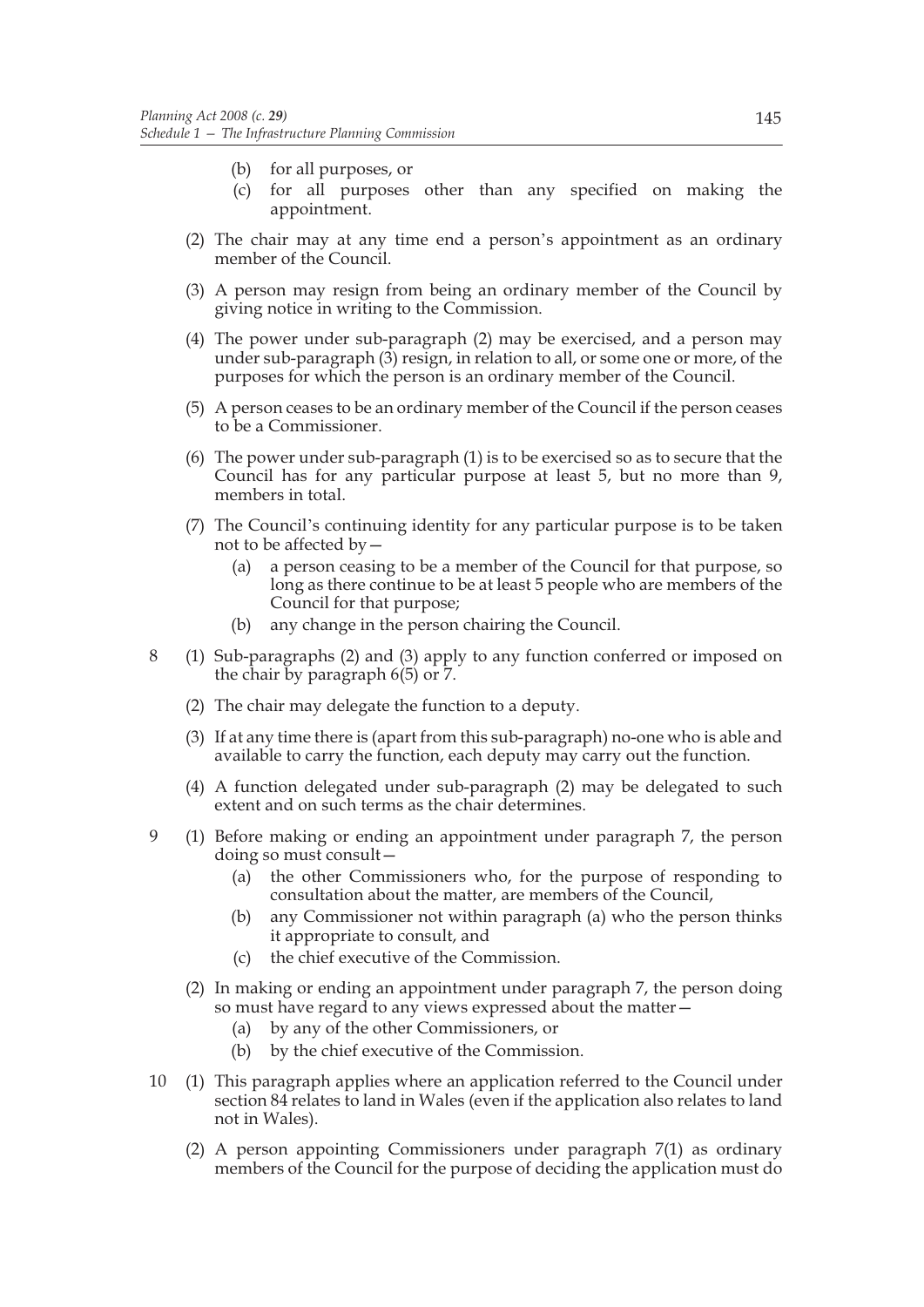(b) for all purposes, or

(c) for all purposes other than any specified on making the appointment.

(2) The chair may at any time end a person's appointment as an ordinary member of the Council.

(3) A person may resign from being an ordinary member of the Council by giving notice in writing to the Commission.

(4) The power under sub-paragraph (2) may be exercised, and a person may under sub-paragraph (3) resign, in relation to all, or some one or more, of the purposes for which the person is an ordinary member of the Council.

(5) A person ceases to be an ordinary member of the Council if the person ceases to be a Commissioner.

(6) The power under sub-paragraph (1) is to be exercised so as to secure that the Council has for any particular purpose at least 5, but no more than 9, members in total.

(7) The Council's continuing identity for any particular purpose is to be taken not to be affected by—

(a) a person ceasing to be a member of the Council for that purpose, so long as there continue to be at least 5 people who are members of the Council for that purpose;

(b) any change in the person chairing the Council.

8 (1) Sub-paragraphs (2) and (3) apply to any function conferred or imposed on the chair by paragraph 6(5) or 7.

(2) The chair may delegate the function to a deputy.

(3) If at any time there is (apart from this sub-paragraph) no-one who is able and available to carry the function, each deputy may carry out the function.

(4) A function delegated under sub-paragraph (2) may be delegated to such extent and on such terms as the chair determines.

9 (1) Before making or ending an appointment under paragraph 7, the person doing so must consult—

(a) the other Commissioners who, for the purpose of responding to consultation about the matter, are members of the Council,

(b) any Commissioner not within paragraph (a) who the person thinks it appropriate to consult, and

(c) the chief executive of the Commission.

(2) In making or ending an appointment under paragraph 7, the person doing so must have regard to any views expressed about the matter—

(a) by any of the other Commissioners, or

(b) by the chief executive of the Commission.

10 (1) This paragraph applies where an application referred to the Council under section 84 relates to land in Wales (even if the application also relates to land not in Wales).

(2) A person appointing Commissioners under paragraph 7(1) as ordinary members of the Council for the purpose of deciding the application must do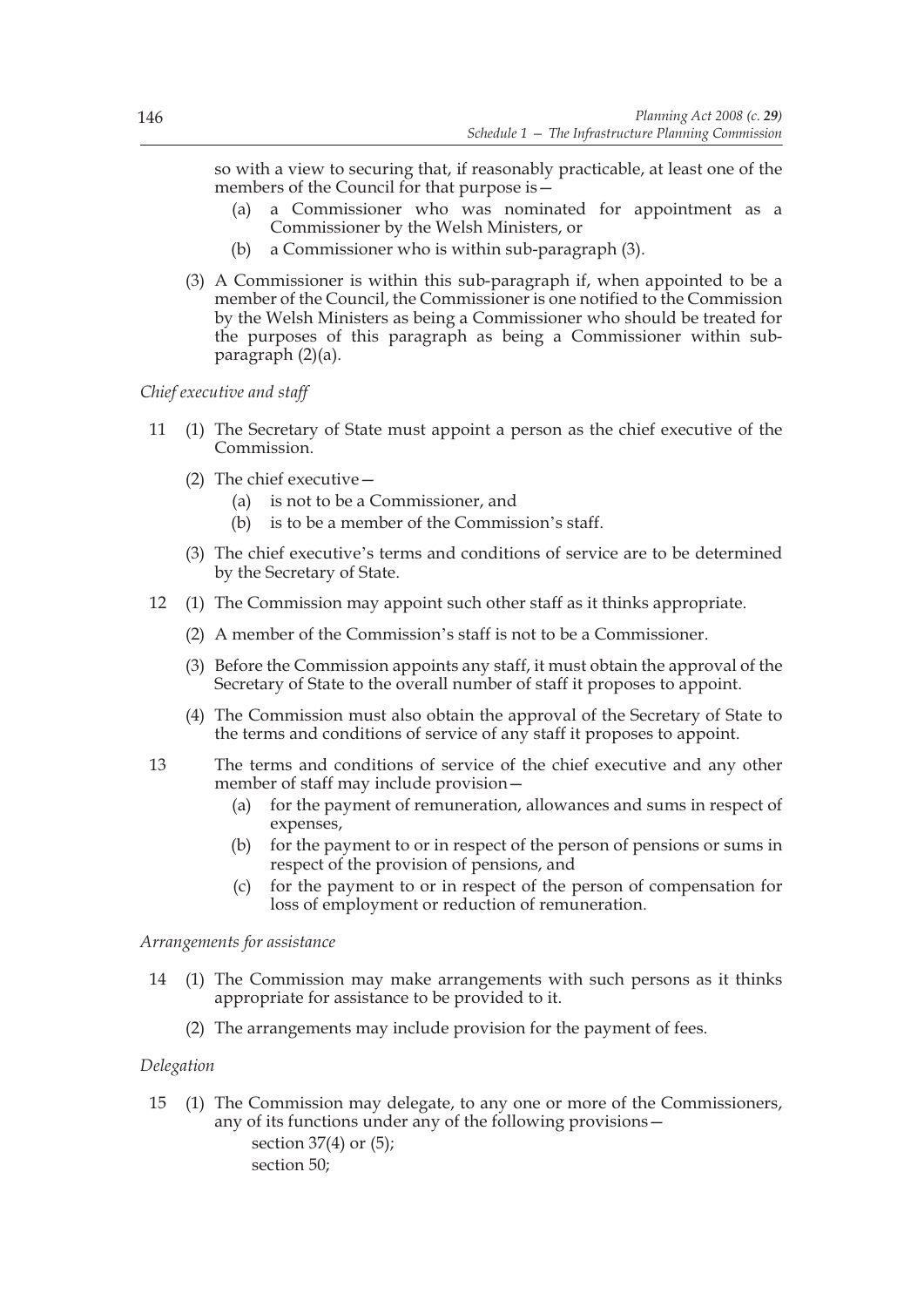so with a view to securing that, if reasonably practicable, at least one of the members of the Council for that purpose is—

(a) a Commissioner who was nominated for appointment as a Commissioner by the Welsh Ministers, or

(b) a Commissioner who is within sub-paragraph (3).

(3) A Commissioner is within this sub-paragraph if, when appointed to be a member of the Council, the Commissioner is one notified to the Commission by the Welsh Ministers as being a Commissioner who should be treated for the purposes of this paragraph as being a Commissioner within sub-paragraph (2)(a).

*Chief executive and staff*

11 (1) The Secretary of State must appoint a person as the chief executive of the Commission.

(2) The chief executive—

(a) is not to be a Commissioner, and

(b) is to be a member of the Commission's staff.

(3) The chief executive's terms and conditions of service are to be determined by the Secretary of State.

12 (1) The Commission may appoint such other staff as it thinks appropriate.

(2) A member of the Commission's staff is not to be a Commissioner.

(3) Before the Commission appoints any staff, it must obtain the approval of the Secretary of State to the overall number of staff it proposes to appoint.

(4) The Commission must also obtain the approval of the Secretary of State to the terms and conditions of service of any staff it proposes to appoint.

13 The terms and conditions of service of the chief executive and any other member of staff may include provision—

(a) for the payment of remuneration, allowances and sums in respect of expenses,

(b) for the payment to or in respect of the person of pensions or sums in respect of the provision of pensions, and

(c) for the payment to or in respect of the person of compensation for loss of employment or reduction of remuneration.

*Arrangements for assistance*

14 (1) The Commission may make arrangements with such persons as it thinks appropriate for assistance to be provided to it.

(2) The arrangements may include provision for the payment of fees.

*Delegation*

15 (1) The Commission may delegate, to any one or more of the Commissioners, any of its functions under any of the following provisions—

section 37(4) or (5);

section 50;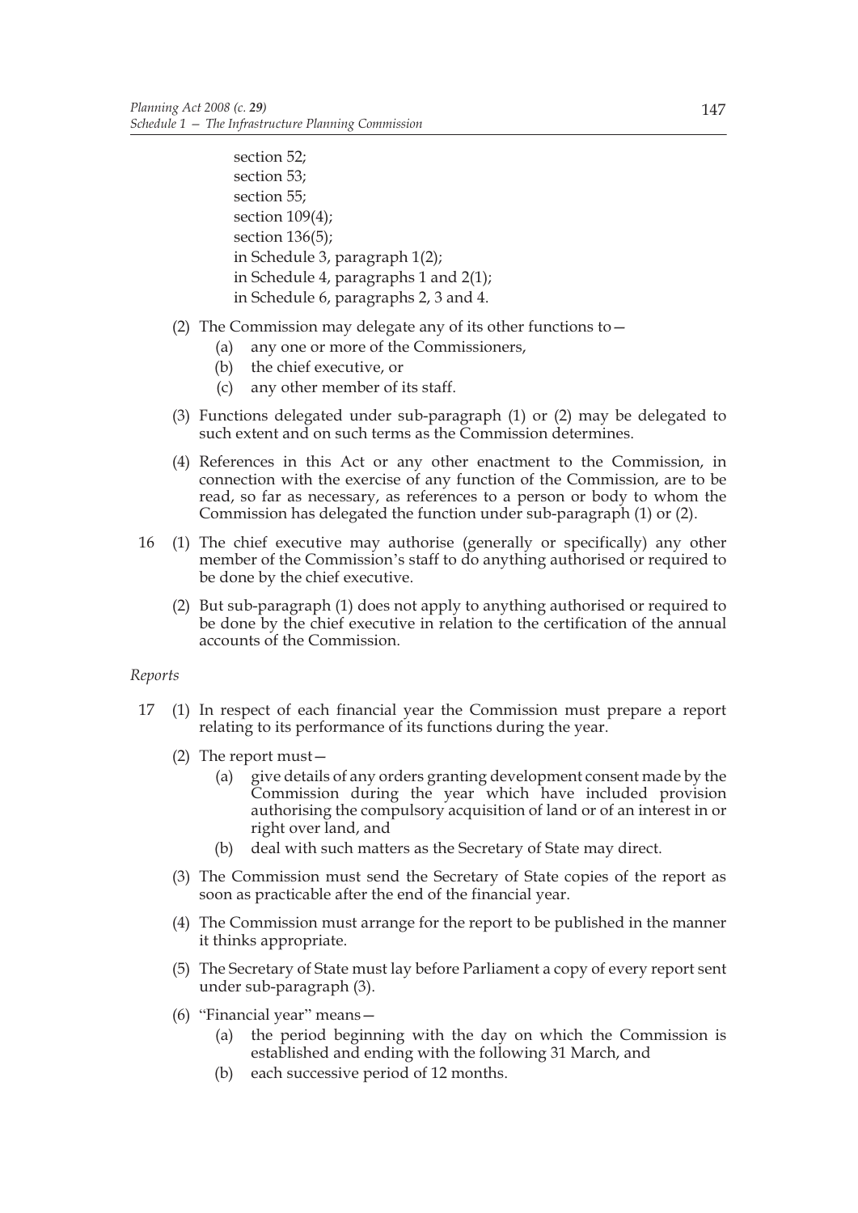section 52;
section 53;
section 55;
section 109(4);
section 136(5);
in Schedule 3, paragraph 1(2);
in Schedule 4, paragraphs 1 and 2(1);
in Schedule 6, paragraphs 2, 3 and 4.

(2) The Commission may delegate any of its other functions to—

(a) any one or more of the Commissioners,

(b) the chief executive, or

(c) any other member of its staff.

(3) Functions delegated under sub-paragraph (1) or (2) may be delegated to such extent and on such terms as the Commission determines.

(4) References in this Act or any other enactment to the Commission, in connection with the exercise of any function of the Commission, are to be read, so far as necessary, as references to a person or body to whom the Commission has delegated the function under sub-paragraph (1) or (2).

16 (1) The chief executive may authorise (generally or specifically) any other member of the Commission's staff to do anything authorised or required to be done by the chief executive.

(2) But sub-paragraph (1) does not apply to anything authorised or required to be done by the chief executive in relation to the certification of the annual accounts of the Commission.

*Reports*

17 (1) In respect of each financial year the Commission must prepare a report relating to its performance of its functions during the year.

(2) The report must—

(a) give details of any orders granting development consent made by the Commission during the year which have included provision authorising the compulsory acquisition of land or of an interest in or right over land, and

(b) deal with such matters as the Secretary of State may direct.

(3) The Commission must send the Secretary of State copies of the report as soon as practicable after the end of the financial year.

(4) The Commission must arrange for the report to be published in the manner it thinks appropriate.

(5) The Secretary of State must lay before Parliament a copy of every report sent under sub-paragraph (3).

(6) "Financial year" means—

(a) the period beginning with the day on which the Commission is established and ending with the following 31 March, and

(b) each successive period of 12 months.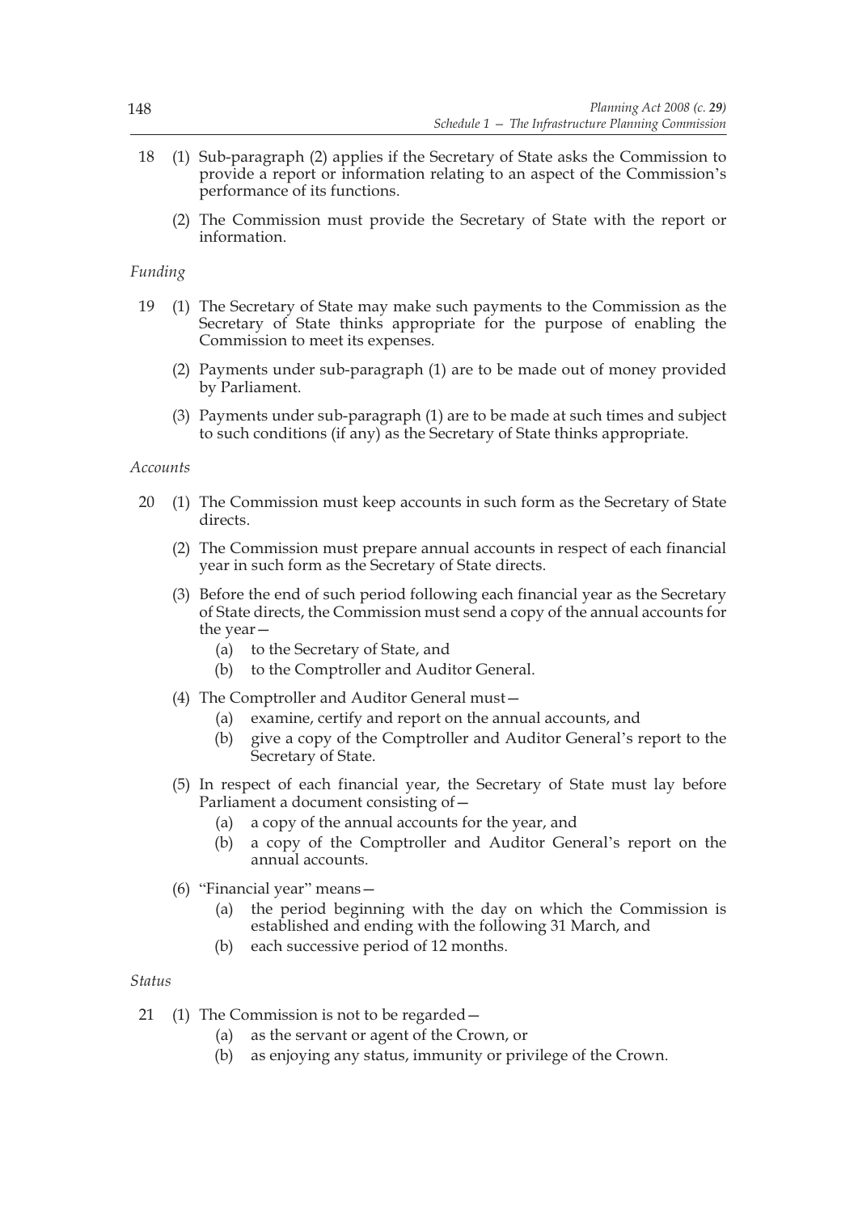18 (1) Sub-paragraph (2) applies if the Secretary of State asks the Commission to provide a report or information relating to an aspect of the Commission's performance of its functions.

(2) The Commission must provide the Secretary of State with the report or information.

*Funding*

19 (1) The Secretary of State may make such payments to the Commission as the Secretary of State thinks appropriate for the purpose of enabling the Commission to meet its expenses.

(2) Payments under sub-paragraph (1) are to be made out of money provided by Parliament.

(3) Payments under sub-paragraph (1) are to be made at such times and subject to such conditions (if any) as the Secretary of State thinks appropriate.

*Accounts*

20 (1) The Commission must keep accounts in such form as the Secretary of State directs.

(2) The Commission must prepare annual accounts in respect of each financial year in such form as the Secretary of State directs.

(3) Before the end of such period following each financial year as the Secretary of State directs, the Commission must send a copy of the annual accounts for the year—

(a) to the Secretary of State, and

(b) to the Comptroller and Auditor General.

(4) The Comptroller and Auditor General must—

(a) examine, certify and report on the annual accounts, and

(b) give a copy of the Comptroller and Auditor General's report to the Secretary of State.

(5) In respect of each financial year, the Secretary of State must lay before Parliament a document consisting of—

(a) a copy of the annual accounts for the year, and

(b) a copy of the Comptroller and Auditor General's report on the annual accounts.

(6) "Financial year" means—

(a) the period beginning with the day on which the Commission is established and ending with the following 31 March, and

(b) each successive period of 12 months.

*Status*

21 (1) The Commission is not to be regarded—

(a) as the servant or agent of the Crown, or

(b) as enjoying any status, immunity or privilege of the Crown.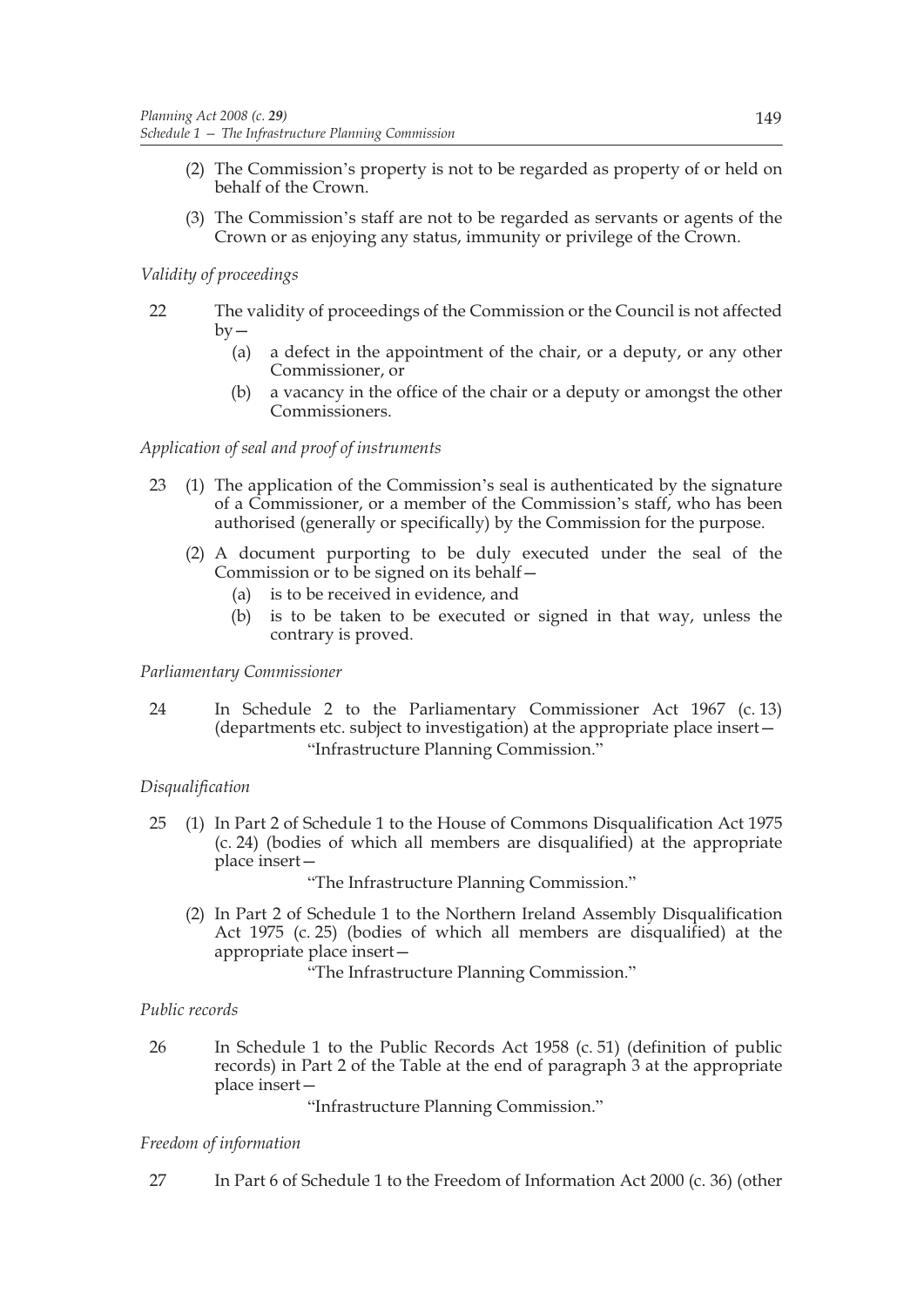(2) The Commission's property is not to be regarded as property of or held on behalf of the Crown.

(3) The Commission's staff are not to be regarded as servants or agents of the Crown or as enjoying any status, immunity or privilege of the Crown.

*Validity of proceedings*

22 The validity of proceedings of the Commission or the Council is not affected by—

(a) a defect in the appointment of the chair, or a deputy, or any other Commissioner, or

(b) a vacancy in the office of the chair or a deputy or amongst the other Commissioners.

*Application of seal and proof of instruments*

23 (1) The application of the Commission's seal is authenticated by the signature of a Commissioner, or a member of the Commission's staff, who has been authorised (generally or specifically) by the Commission for the purpose.

(2) A document purporting to be duly executed under the seal of the Commission or to be signed on its behalf—

(a) is to be received in evidence, and

(b) is to be taken to be executed or signed in that way, unless the contrary is proved.

*Parliamentary Commissioner*

24 In Schedule 2 to the Parliamentary Commissioner Act 1967 (c. 13) (departments etc. subject to investigation) at the appropriate place insert—

"Infrastructure Planning Commission."

*Disqualification*

25 (1) In Part 2 of Schedule 1 to the House of Commons Disqualification Act 1975 (c. 24) (bodies of which all members are disqualified) at the appropriate place insert—

"The Infrastructure Planning Commission."

(2) In Part 2 of Schedule 1 to the Northern Ireland Assembly Disqualification Act 1975 (c. 25) (bodies of which all members are disqualified) at the appropriate place insert—

"The Infrastructure Planning Commission."

*Public records*

26 In Schedule 1 to the Public Records Act 1958 (c. 51) (definition of public records) in Part 2 of the Table at the end of paragraph 3 at the appropriate place insert—

"Infrastructure Planning Commission."

*Freedom of information*

27 In Part 6 of Schedule 1 to the Freedom of Information Act 2000 (c. 36) (other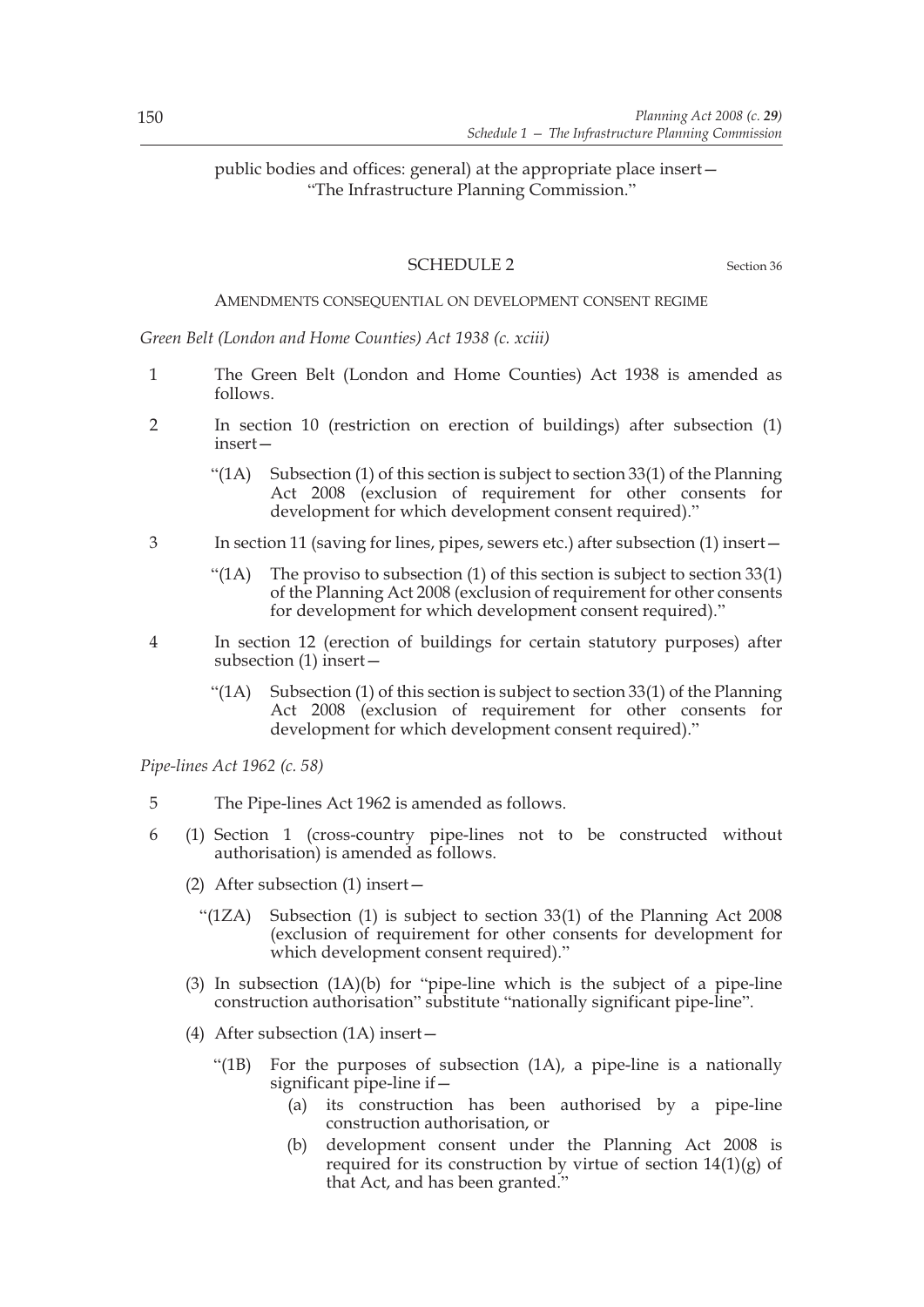public bodies and offices: general) at the appropriate place insert—
"The Infrastructure Planning Commission."

## SCHEDULE 2

Section 36

AMENDMENTS CONSEQUENTIAL ON DEVELOPMENT CONSENT REGIME

*Green Belt (London and Home Counties) Act 1938 (c. xciii)*

1 The Green Belt (London and Home Counties) Act 1938 is amended as follows.

2 In section 10 (restriction on erection of buildings) after subsection (1) insert—

"(1A) Subsection (1) of this section is subject to section 33(1) of the Planning Act 2008 (exclusion of requirement for other consents for development for which development consent required)."

3 In section 11 (saving for lines, pipes, sewers etc.) after subsection (1) insert—

"(1A) The proviso to subsection (1) of this section is subject to section 33(1) of the Planning Act 2008 (exclusion of requirement for other consents for development for which development consent required)."

4 In section 12 (erection of buildings for certain statutory purposes) after subsection (1) insert—

"(1A) Subsection (1) of this section is subject to section 33(1) of the Planning Act 2008 (exclusion of requirement for other consents for development for which development consent required)."

*Pipe-lines Act 1962 (c. 58)*

5 The Pipe-lines Act 1962 is amended as follows.

6 (1) Section 1 (cross-country pipe-lines not to be constructed without authorisation) is amended as follows.

(2) After subsection (1) insert—

"(1ZA) Subsection (1) is subject to section 33(1) of the Planning Act 2008 (exclusion of requirement for other consents for development for which development consent required)."

(3) In subsection (1A)(b) for "pipe-line which is the subject of a pipe-line construction authorisation" substitute "nationally significant pipe-line".

(4) After subsection (1A) insert—

"(1B) For the purposes of subsection (1A), a pipe-line is a nationally significant pipe-line if—

(a) its construction has been authorised by a pipe-line construction authorisation, or

(b) development consent under the Planning Act 2008 is required for its construction by virtue of section 14(1)(g) of that Act, and has been granted."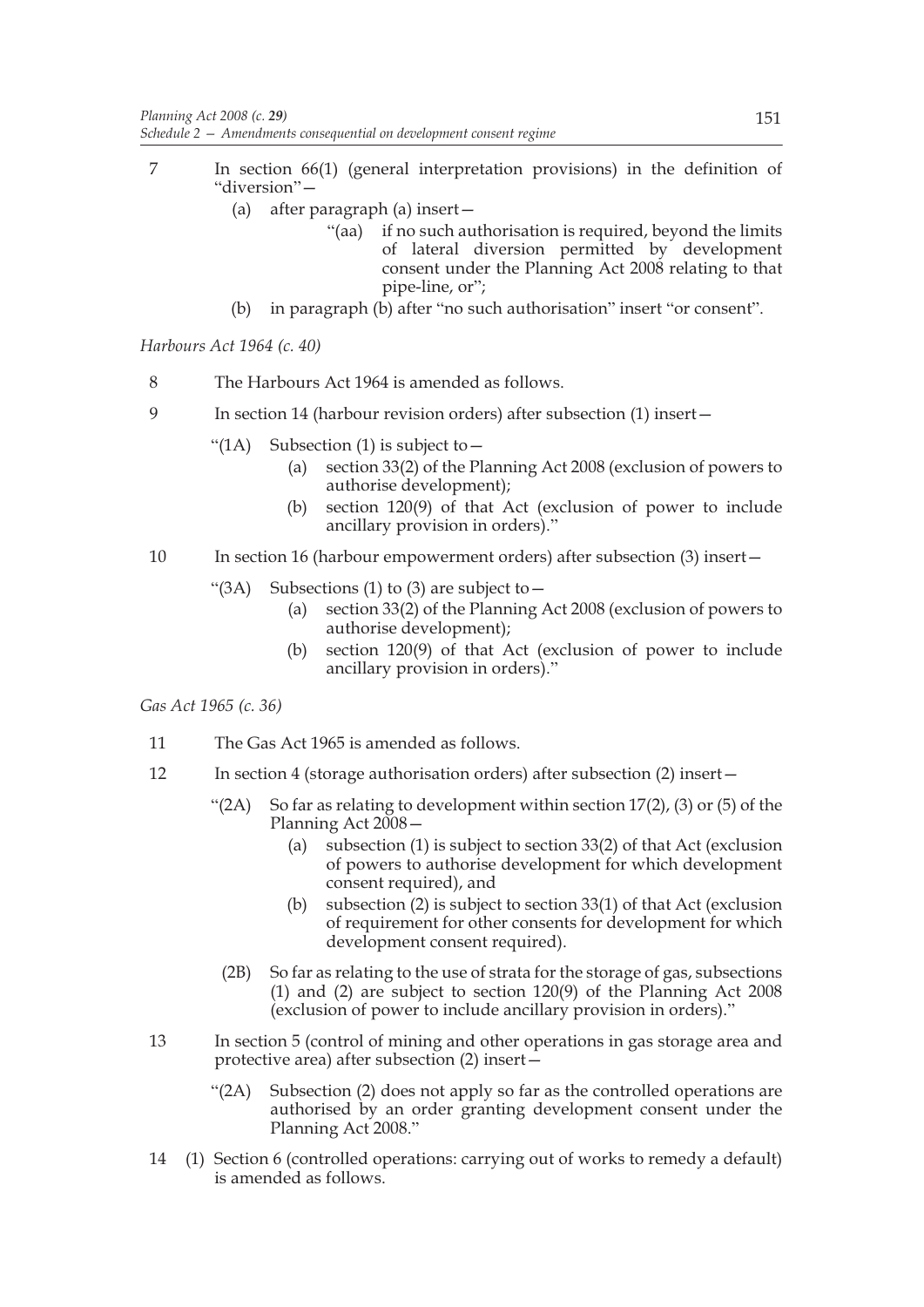7 In section 66(1) (general interpretation provisions) in the definition of "diversion"—

   (a) after paragraph (a) insert—

      "(aa) if no such authorisation is required, beyond the limits of lateral diversion permitted by development consent under the Planning Act 2008 relating to that pipe-line, or";

   (b) in paragraph (b) after "no such authorisation" insert "or consent".

*Harbours Act 1964 (c. 40)*

8 The Harbours Act 1964 is amended as follows.

9 In section 14 (harbour revision orders) after subsection (1) insert—

   "(1A) Subsection (1) is subject to—

      (a) section 33(2) of the Planning Act 2008 (exclusion of powers to authorise development);

      (b) section 120(9) of that Act (exclusion of power to include ancillary provision in orders)."

10 In section 16 (harbour empowerment orders) after subsection (3) insert—

   "(3A) Subsections (1) to (3) are subject to—

      (a) section 33(2) of the Planning Act 2008 (exclusion of powers to authorise development);

      (b) section 120(9) of that Act (exclusion of power to include ancillary provision in orders)."

*Gas Act 1965 (c. 36)*

11 The Gas Act 1965 is amended as follows.

12 In section 4 (storage authorisation orders) after subsection (2) insert—

   "(2A) So far as relating to development within section 17(2), (3) or (5) of the Planning Act 2008—

      (a) subsection (1) is subject to section 33(2) of that Act (exclusion of powers to authorise development for which development consent required), and

      (b) subsection (2) is subject to section 33(1) of that Act (exclusion of requirement for other consents for development for which development consent required).

   (2B) So far as relating to the use of strata for the storage of gas, subsections (1) and (2) are subject to section 120(9) of the Planning Act 2008 (exclusion of power to include ancillary provision in orders)."

13 In section 5 (control of mining and other operations in gas storage area and protective area) after subsection (2) insert—

   "(2A) Subsection (2) does not apply so far as the controlled operations are authorised by an order granting development consent under the Planning Act 2008."

14 (1) Section 6 (controlled operations: carrying out of works to remedy a default) is amended as follows.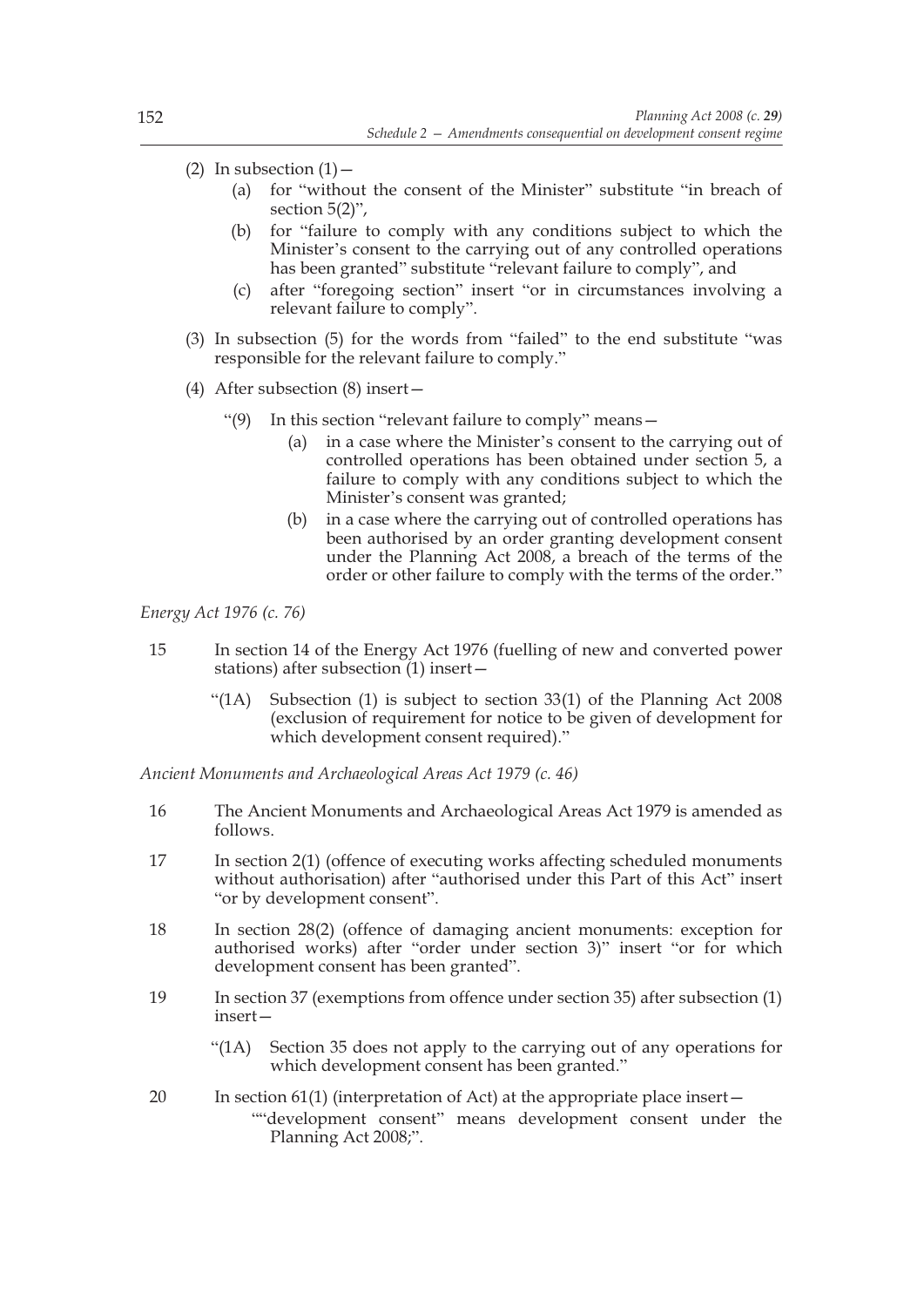(2) In subsection (1)—

(a) for "without the consent of the Minister" substitute "in breach of section 5(2)",

(b) for "failure to comply with any conditions subject to which the Minister's consent to the carrying out of any controlled operations has been granted" substitute "relevant failure to comply", and

(c) after "foregoing section" insert "or in circumstances involving a relevant failure to comply".

(3) In subsection (5) for the words from "failed" to the end substitute "was responsible for the relevant failure to comply."

(4) After subsection (8) insert—

"(9) In this section "relevant failure to comply" means—

(a) in a case where the Minister's consent to the carrying out of controlled operations has been obtained under section 5, a failure to comply with any conditions subject to which the Minister's consent was granted;

(b) in a case where the carrying out of controlled operations has been authorised by an order granting development consent under the Planning Act 2008, a breach of the terms of the order or other failure to comply with the terms of the order."

*Energy Act 1976 (c. 76)*

15 In section 14 of the Energy Act 1976 (fuelling of new and converted power stations) after subsection (1) insert—

"(1A) Subsection (1) is subject to section 33(1) of the Planning Act 2008 (exclusion of requirement for notice to be given of development for which development consent required)."

*Ancient Monuments and Archaeological Areas Act 1979 (c. 46)*

16 The Ancient Monuments and Archaeological Areas Act 1979 is amended as follows.

17 In section 2(1) (offence of executing works affecting scheduled monuments without authorisation) after "authorised under this Part of this Act" insert "or by development consent".

18 In section 28(2) (offence of damaging ancient monuments: exception for authorised works) after "order under section 3)" insert "or for which development consent has been granted".

19 In section 37 (exemptions from offence under section 35) after subsection (1) insert—

"(1A) Section 35 does not apply to the carrying out of any operations for which development consent has been granted."

20 In section 61(1) (interpretation of Act) at the appropriate place insert—

""development consent" means development consent under the Planning Act 2008;".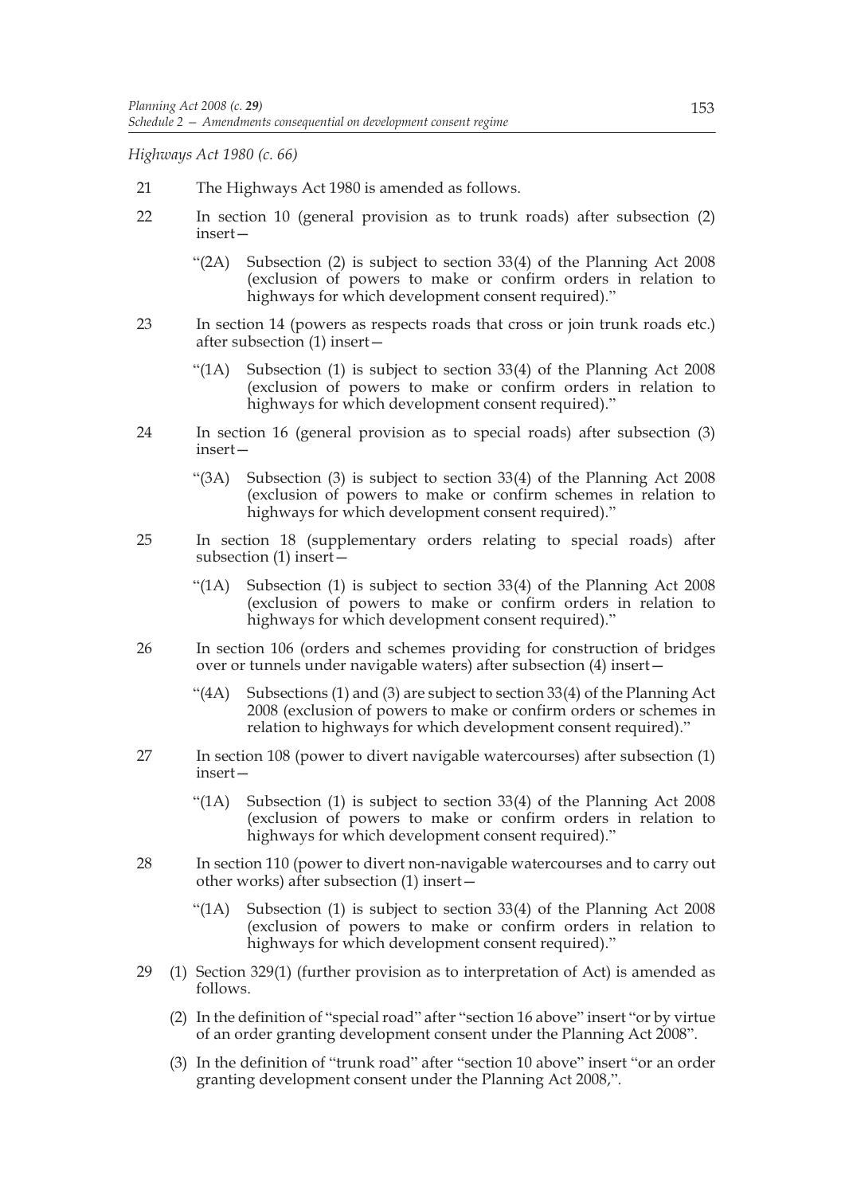*Highways Act 1980 (c. 66)*

21 The Highways Act 1980 is amended as follows.

22 In section 10 (general provision as to trunk roads) after subsection (2) insert—

> "(2A) Subsection (2) is subject to section 33(4) of the Planning Act 2008 (exclusion of powers to make or confirm orders in relation to highways for which development consent required)."

23 In section 14 (powers as respects roads that cross or join trunk roads etc.) after subsection (1) insert—

> "(1A) Subsection (1) is subject to section 33(4) of the Planning Act 2008 (exclusion of powers to make or confirm orders in relation to highways for which development consent required)."

24 In section 16 (general provision as to special roads) after subsection (3) insert—

> "(3A) Subsection (3) is subject to section 33(4) of the Planning Act 2008 (exclusion of powers to make or confirm schemes in relation to highways for which development consent required)."

25 In section 18 (supplementary orders relating to special roads) after subsection (1) insert—

> "(1A) Subsection (1) is subject to section 33(4) of the Planning Act 2008 (exclusion of powers to make or confirm orders in relation to highways for which development consent required)."

26 In section 106 (orders and schemes providing for construction of bridges over or tunnels under navigable waters) after subsection (4) insert—

> "(4A) Subsections (1) and (3) are subject to section 33(4) of the Planning Act 2008 (exclusion of powers to make or confirm orders or schemes in relation to highways for which development consent required)."

27 In section 108 (power to divert navigable watercourses) after subsection (1) insert—

> "(1A) Subsection (1) is subject to section 33(4) of the Planning Act 2008 (exclusion of powers to make or confirm orders in relation to highways for which development consent required)."

28 In section 110 (power to divert non-navigable watercourses and to carry out other works) after subsection (1) insert—

> "(1A) Subsection (1) is subject to section 33(4) of the Planning Act 2008 (exclusion of powers to make or confirm orders in relation to highways for which development consent required)."

29 (1) Section 329(1) (further provision as to interpretation of Act) is amended as follows.

(2) In the definition of "special road" after "section 16 above" insert "or by virtue of an order granting development consent under the Planning Act 2008".

(3) In the definition of "trunk road" after "section 10 above" insert "or an order granting development consent under the Planning Act 2008,".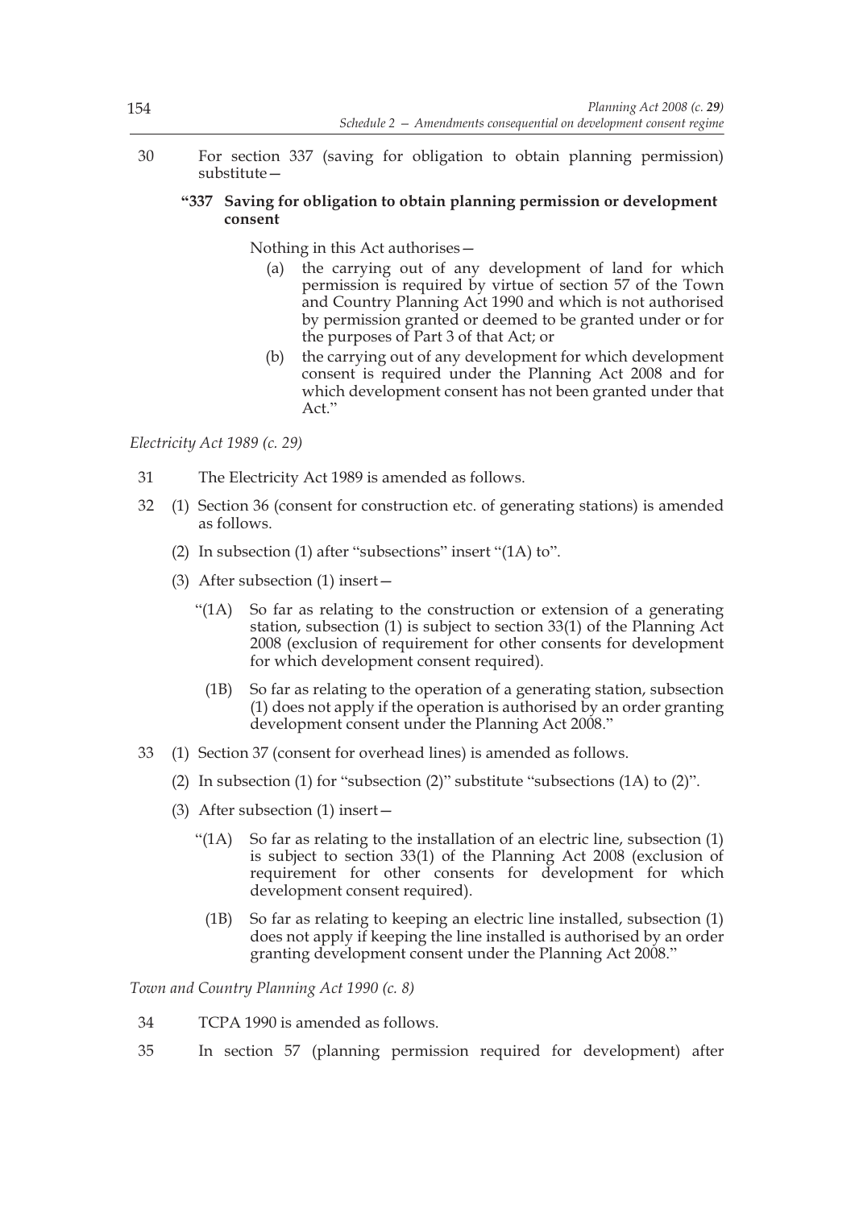30 For section 337 (saving for obligation to obtain planning permission) substitute—

**"337 Saving for obligation to obtain planning permission or development consent**

Nothing in this Act authorises—

(a) the carrying out of any development of land for which permission is required by virtue of section 57 of the Town and Country Planning Act 1990 and which is not authorised by permission granted or deemed to be granted under or for the purposes of Part 3 of that Act; or

(b) the carrying out of any development for which development consent is required under the Planning Act 2008 and for which development consent has not been granted under that Act."

*Electricity Act 1989 (c. 29)*

31 The Electricity Act 1989 is amended as follows.

32 (1) Section 36 (consent for construction etc. of generating stations) is amended as follows.

(2) In subsection (1) after "subsections" insert "(1A) to".

(3) After subsection (1) insert—

"(1A) So far as relating to the construction or extension of a generating station, subsection (1) is subject to section 33(1) of the Planning Act 2008 (exclusion of requirement for other consents for development for which development consent required).

(1B) So far as relating to the operation of a generating station, subsection (1) does not apply if the operation is authorised by an order granting development consent under the Planning Act 2008."

33 (1) Section 37 (consent for overhead lines) is amended as follows.

(2) In subsection (1) for "subsection (2)" substitute "subsections (1A) to (2)".

(3) After subsection (1) insert—

"(1A) So far as relating to the installation of an electric line, subsection (1) is subject to section 33(1) of the Planning Act 2008 (exclusion of requirement for other consents for development for which development consent required).

(1B) So far as relating to keeping an electric line installed, subsection (1) does not apply if keeping the line installed is authorised by an order granting development consent under the Planning Act 2008."

*Town and Country Planning Act 1990 (c. 8)*

34 TCPA 1990 is amended as follows.

35 In section 57 (planning permission required for development) after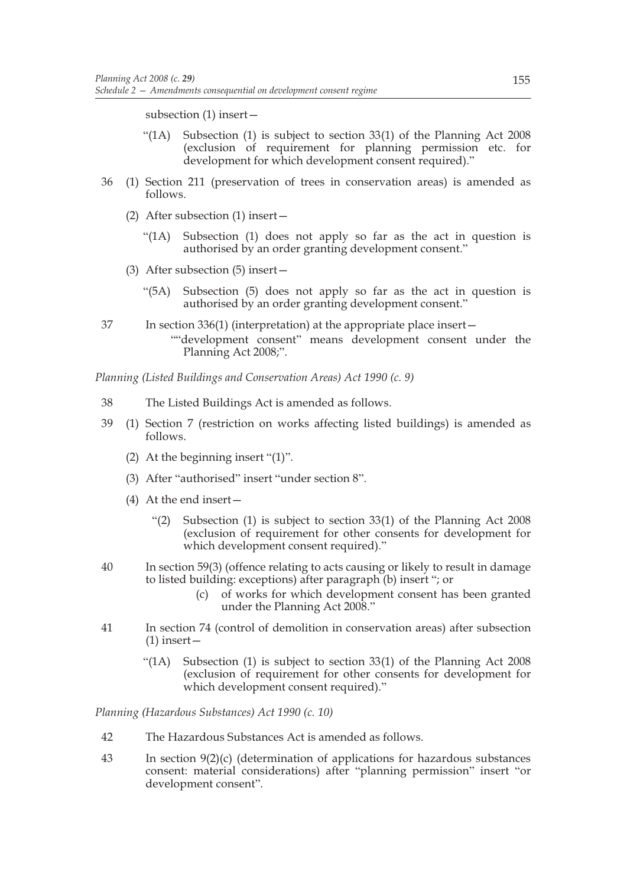subsection (1) insert—

"(1A) Subsection (1) is subject to section 33(1) of the Planning Act 2008 (exclusion of requirement for planning permission etc. for development for which development consent required)."

36 (1) Section 211 (preservation of trees in conservation areas) is amended as follows.

(2) After subsection (1) insert—

"(1A) Subsection (1) does not apply so far as the act in question is authorised by an order granting development consent."

(3) After subsection (5) insert—

"(5A) Subsection (5) does not apply so far as the act in question is authorised by an order granting development consent."

37 In section 336(1) (interpretation) at the appropriate place insert—

""development consent" means development consent under the Planning Act 2008;".

*Planning (Listed Buildings and Conservation Areas) Act 1990 (c. 9)*

38 The Listed Buildings Act is amended as follows.

39 (1) Section 7 (restriction on works affecting listed buildings) is amended as follows.

(2) At the beginning insert "(1)".

(3) After "authorised" insert "under section 8".

(4) At the end insert—

"(2) Subsection (1) is subject to section 33(1) of the Planning Act 2008 (exclusion of requirement for other consents for development for which development consent required)."

40 In section 59(3) (offence relating to acts causing or likely to result in damage to listed building: exceptions) after paragraph (b) insert "; or

(c) of works for which development consent has been granted under the Planning Act 2008."

41 In section 74 (control of demolition in conservation areas) after subsection (1) insert—

"(1A) Subsection (1) is subject to section 33(1) of the Planning Act 2008 (exclusion of requirement for other consents for development for which development consent required)."

*Planning (Hazardous Substances) Act 1990 (c. 10)*

42 The Hazardous Substances Act is amended as follows.

43 In section 9(2)(c) (determination of applications for hazardous substances consent: material considerations) after "planning permission" insert "or development consent".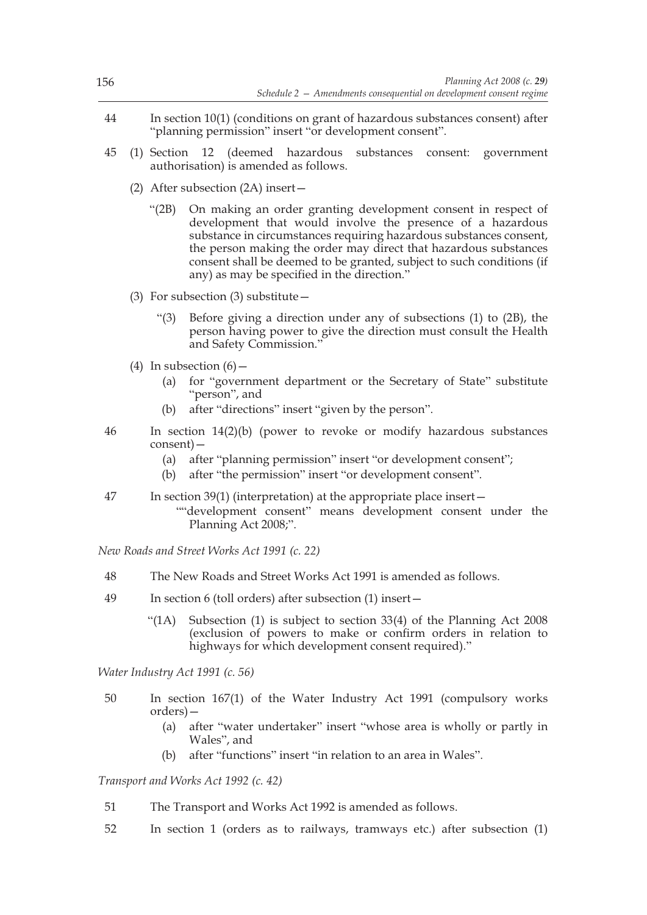44 In section 10(1) (conditions on grant of hazardous substances consent) after "planning permission" insert "or development consent".

45 (1) Section 12 (deemed hazardous substances consent: government authorisation) is amended as follows.

(2) After subsection (2A) insert—

"(2B) On making an order granting development consent in respect of development that would involve the presence of a hazardous substance in circumstances requiring hazardous substances consent, the person making the order may direct that hazardous substances consent shall be deemed to be granted, subject to such conditions (if any) as may be specified in the direction."

(3) For subsection (3) substitute—

"(3) Before giving a direction under any of subsections (1) to (2B), the person having power to give the direction must consult the Health and Safety Commission."

(4) In subsection (6)—

(a) for "government department or the Secretary of State" substitute "person", and

(b) after "directions" insert "given by the person".

46 In section 14(2)(b) (power to revoke or modify hazardous substances consent)—

(a) after "planning permission" insert "or development consent";

(b) after "the permission" insert "or development consent".

47 In section 39(1) (interpretation) at the appropriate place insert—

""development consent" means development consent under the Planning Act 2008;".

*New Roads and Street Works Act 1991 (c. 22)*

48 The New Roads and Street Works Act 1991 is amended as follows.

49 In section 6 (toll orders) after subsection (1) insert—

"(1A) Subsection (1) is subject to section 33(4) of the Planning Act 2008 (exclusion of powers to make or confirm orders in relation to highways for which development consent required)."

*Water Industry Act 1991 (c. 56)*

50 In section 167(1) of the Water Industry Act 1991 (compulsory works orders)—

(a) after "water undertaker" insert "whose area is wholly or partly in Wales", and

(b) after "functions" insert "in relation to an area in Wales".

*Transport and Works Act 1992 (c. 42)*

51 The Transport and Works Act 1992 is amended as follows.

52 In section 1 (orders as to railways, tramways etc.) after subsection (1)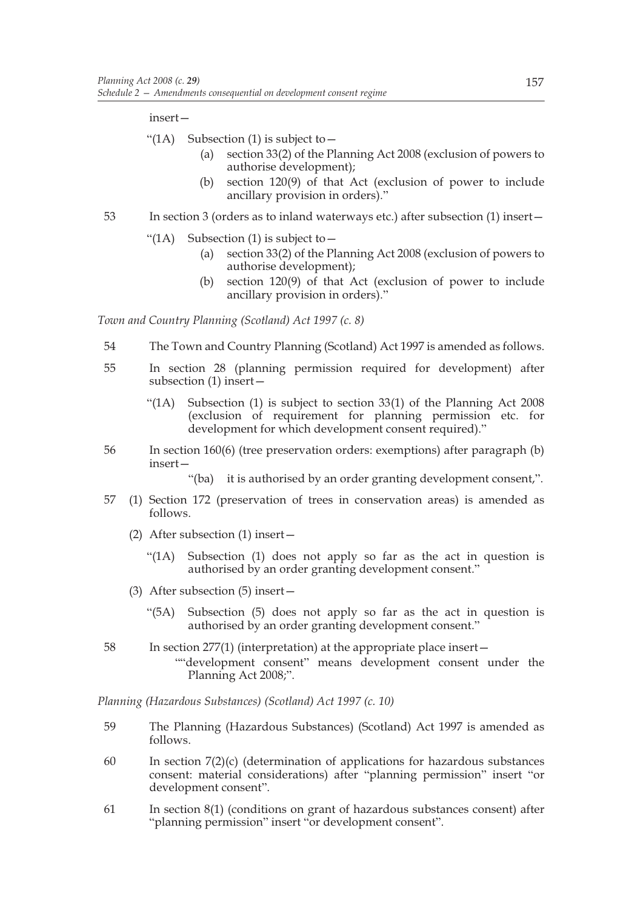insert—

"(1A) Subsection (1) is subject to—

(a) section 33(2) of the Planning Act 2008 (exclusion of powers to authorise development);

(b) section 120(9) of that Act (exclusion of power to include ancillary provision in orders)."

53 In section 3 (orders as to inland waterways etc.) after subsection (1) insert—

"(1A) Subsection (1) is subject to—

(a) section 33(2) of the Planning Act 2008 (exclusion of powers to authorise development);

(b) section 120(9) of that Act (exclusion of power to include ancillary provision in orders)."

*Town and Country Planning (Scotland) Act 1997 (c. 8)*

54 The Town and Country Planning (Scotland) Act 1997 is amended as follows.

55 In section 28 (planning permission required for development) after subsection (1) insert—

"(1A) Subsection (1) is subject to section 33(1) of the Planning Act 2008 (exclusion of requirement for planning permission etc. for development for which development consent required)."

56 In section 160(6) (tree preservation orders: exemptions) after paragraph (b) insert—

"(ba) it is authorised by an order granting development consent,".

57 (1) Section 172 (preservation of trees in conservation areas) is amended as follows.

(2) After subsection (1) insert—

"(1A) Subsection (1) does not apply so far as the act in question is authorised by an order granting development consent."

(3) After subsection (5) insert—

"(5A) Subsection (5) does not apply so far as the act in question is authorised by an order granting development consent."

58 In section 277(1) (interpretation) at the appropriate place insert—

""development consent" means development consent under the Planning Act 2008;".

*Planning (Hazardous Substances) (Scotland) Act 1997 (c. 10)*

59 The Planning (Hazardous Substances) (Scotland) Act 1997 is amended as follows.

60 In section 7(2)(c) (determination of applications for hazardous substances consent: material considerations) after "planning permission" insert "or development consent".

61 In section 8(1) (conditions on grant of hazardous substances consent) after "planning permission" insert "or development consent".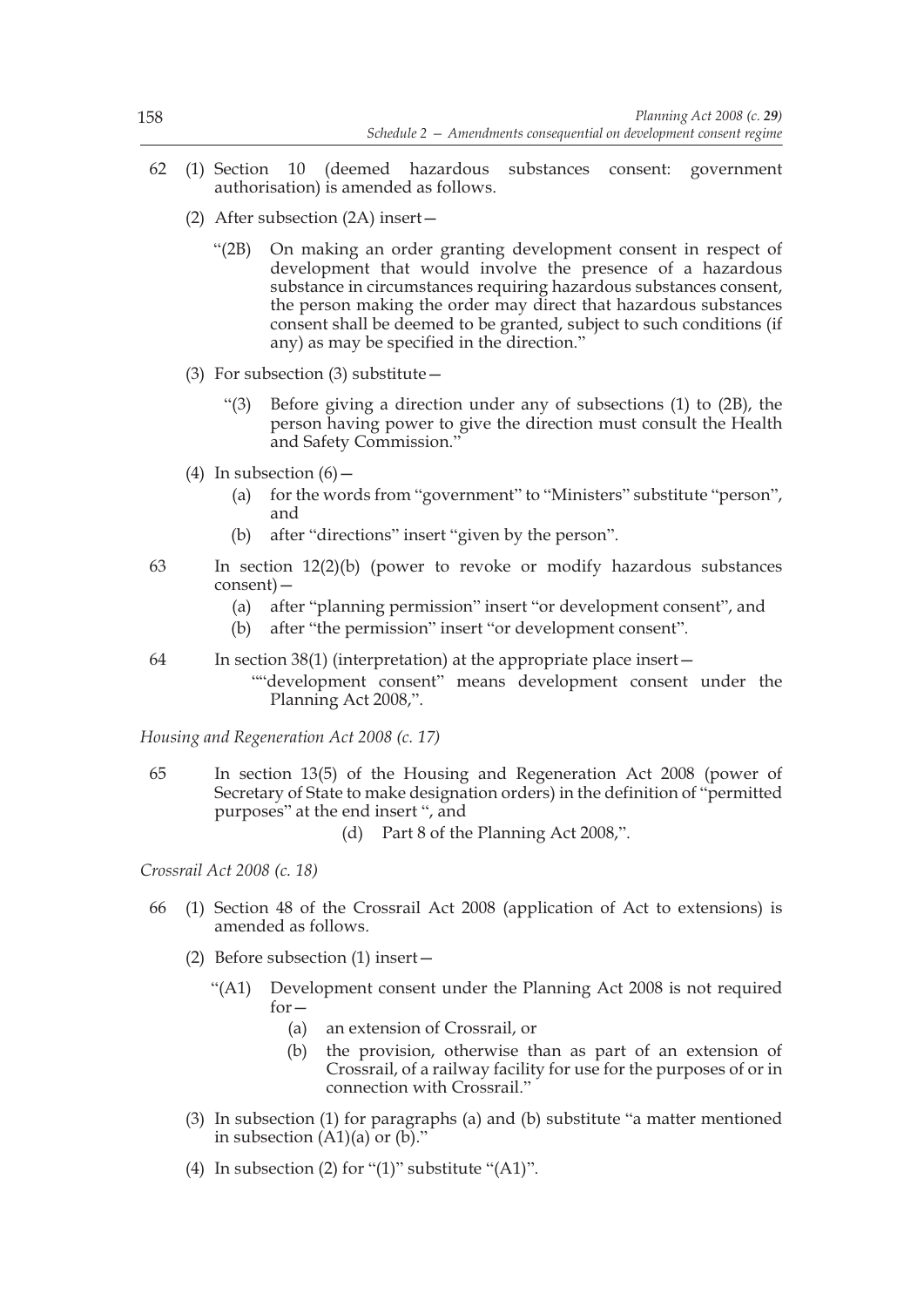62 (1) Section 10 (deemed hazardous substances consent: government authorisation) is amended as follows.

(2) After subsection (2A) insert—

"(2B) On making an order granting development consent in respect of development that would involve the presence of a hazardous substance in circumstances requiring hazardous substances consent, the person making the order may direct that hazardous substances consent shall be deemed to be granted, subject to such conditions (if any) as may be specified in the direction."

(3) For subsection (3) substitute—

"(3) Before giving a direction under any of subsections (1) to (2B), the person having power to give the direction must consult the Health and Safety Commission."

(4) In subsection (6)—

(a) for the words from "government" to "Ministers" substitute "person", and

(b) after "directions" insert "given by the person".

63 In section 12(2)(b) (power to revoke or modify hazardous substances consent)—

(a) after "planning permission" insert "or development consent", and

(b) after "the permission" insert "or development consent".

64 In section 38(1) (interpretation) at the appropriate place insert—

""development consent" means development consent under the Planning Act 2008,".

*Housing and Regeneration Act 2008 (c. 17)*

65 In section 13(5) of the Housing and Regeneration Act 2008 (power of Secretary of State to make designation orders) in the definition of "permitted purposes" at the end insert ", and

(d) Part 8 of the Planning Act 2008,".

*Crossrail Act 2008 (c. 18)*

66 (1) Section 48 of the Crossrail Act 2008 (application of Act to extensions) is amended as follows.

(2) Before subsection (1) insert—

"(A1) Development consent under the Planning Act 2008 is not required for—

(a) an extension of Crossrail, or

(b) the provision, otherwise than as part of an extension of Crossrail, of a railway facility for use for the purposes of or in connection with Crossrail."

(3) In subsection (1) for paragraphs (a) and (b) substitute "a matter mentioned in subsection (A1)(a) or (b)."

(4) In subsection (2) for "(1)" substitute "(A1)".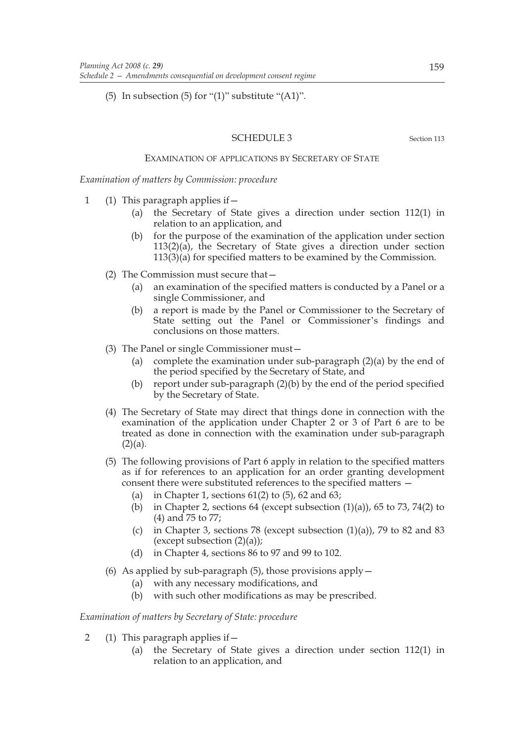(5) In subsection (5) for "(1)" substitute "(A1)".

## SCHEDULE 3

Section 113

### EXAMINATION OF APPLICATIONS BY SECRETARY OF STATE

*Examination of matters by Commission: procedure*

1 (1) This paragraph applies if—

(a) the Secretary of State gives a direction under section 112(1) in relation to an application, and

(b) for the purpose of the examination of the application under section 113(2)(a), the Secretary of State gives a direction under section 113(3)(a) for specified matters to be examined by the Commission.

(2) The Commission must secure that—

(a) an examination of the specified matters is conducted by a Panel or a single Commissioner, and

(b) a report is made by the Panel or Commissioner to the Secretary of State setting out the Panel or Commissioner's findings and conclusions on those matters.

(3) The Panel or single Commissioner must—

(a) complete the examination under sub-paragraph (2)(a) by the end of the period specified by the Secretary of State, and

(b) report under sub-paragraph (2)(b) by the end of the period specified by the Secretary of State.

(4) The Secretary of State may direct that things done in connection with the examination of the application under Chapter 2 or 3 of Part 6 are to be treated as done in connection with the examination under sub-paragraph (2)(a).

(5) The following provisions of Part 6 apply in relation to the specified matters as if for references to an application for an order granting development consent there were substituted references to the specified matters —

(a) in Chapter 1, sections 61(2) to (5), 62 and 63;

(b) in Chapter 2, sections 64 (except subsection (1)(a)), 65 to 73, 74(2) to (4) and 75 to 77;

(c) in Chapter 3, sections 78 (except subsection (1)(a)), 79 to 82 and 83 (except subsection (2)(a));

(d) in Chapter 4, sections 86 to 97 and 99 to 102.

(6) As applied by sub-paragraph (5), those provisions apply—

(a) with any necessary modifications, and

(b) with such other modifications as may be prescribed.

*Examination of matters by Secretary of State: procedure*

2 (1) This paragraph applies if—

(a) the Secretary of State gives a direction under section 112(1) in relation to an application, and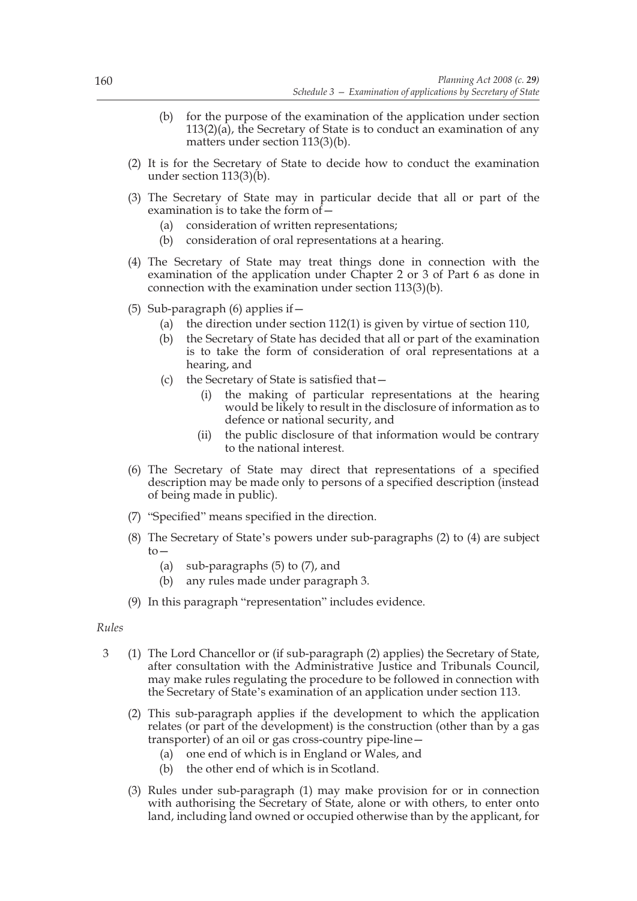(b) for the purpose of the examination of the application under section 113(2)(a), the Secretary of State is to conduct an examination of any matters under section 113(3)(b).

(2) It is for the Secretary of State to decide how to conduct the examination under section 113(3)(b).

(3) The Secretary of State may in particular decide that all or part of the examination is to take the form of—

(a) consideration of written representations;

(b) consideration of oral representations at a hearing.

(4) The Secretary of State may treat things done in connection with the examination of the application under Chapter 2 or 3 of Part 6 as done in connection with the examination under section 113(3)(b).

(5) Sub-paragraph (6) applies if—

(a) the direction under section 112(1) is given by virtue of section 110,

(b) the Secretary of State has decided that all or part of the examination is to take the form of consideration of oral representations at a hearing, and

(c) the Secretary of State is satisfied that—

(i) the making of particular representations at the hearing would be likely to result in the disclosure of information as to defence or national security, and

(ii) the public disclosure of that information would be contrary to the national interest.

(6) The Secretary of State may direct that representations of a specified description may be made only to persons of a specified description (instead of being made in public).

(7) "Specified" means specified in the direction.

(8) The Secretary of State's powers under sub-paragraphs (2) to (4) are subject to—

(a) sub-paragraphs (5) to (7), and

(b) any rules made under paragraph 3.

(9) In this paragraph "representation" includes evidence.

*Rules*

3 (1) The Lord Chancellor or (if sub-paragraph (2) applies) the Secretary of State, after consultation with the Administrative Justice and Tribunals Council, may make rules regulating the procedure to be followed in connection with the Secretary of State's examination of an application under section 113.

(2) This sub-paragraph applies if the development to which the application relates (or part of the development) is the construction (other than by a gas transporter) of an oil or gas cross-country pipe-line—

(a) one end of which is in England or Wales, and

(b) the other end of which is in Scotland.

(3) Rules under sub-paragraph (1) may make provision for or in connection with authorising the Secretary of State, alone or with others, to enter onto land, including land owned or occupied otherwise than by the applicant, for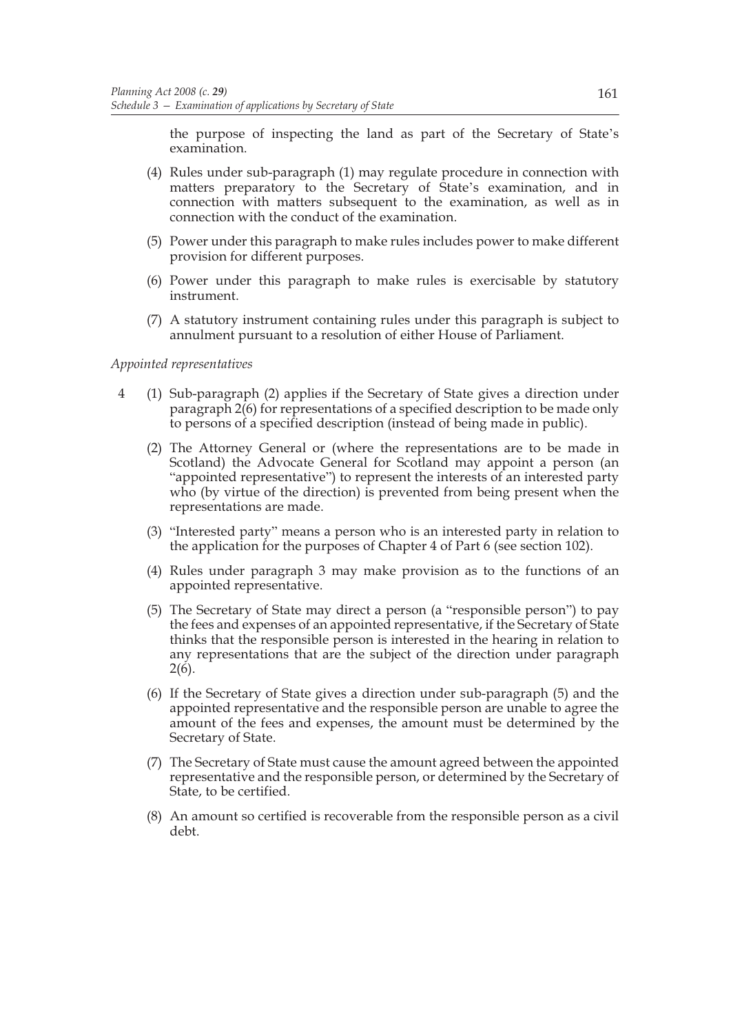the purpose of inspecting the land as part of the Secretary of State's examination.

(4) Rules under sub-paragraph (1) may regulate procedure in connection with matters preparatory to the Secretary of State's examination, and in connection with matters subsequent to the examination, as well as in connection with the conduct of the examination.

(5) Power under this paragraph to make rules includes power to make different provision for different purposes.

(6) Power under this paragraph to make rules is exercisable by statutory instrument.

(7) A statutory instrument containing rules under this paragraph is subject to annulment pursuant to a resolution of either House of Parliament.

*Appointed representatives*

4 (1) Sub-paragraph (2) applies if the Secretary of State gives a direction under paragraph 2(6) for representations of a specified description to be made only to persons of a specified description (instead of being made in public).

(2) The Attorney General or (where the representations are to be made in Scotland) the Advocate General for Scotland may appoint a person (an "appointed representative") to represent the interests of an interested party who (by virtue of the direction) is prevented from being present when the representations are made.

(3) "Interested party" means a person who is an interested party in relation to the application for the purposes of Chapter 4 of Part 6 (see section 102).

(4) Rules under paragraph 3 may make provision as to the functions of an appointed representative.

(5) The Secretary of State may direct a person (a "responsible person") to pay the fees and expenses of an appointed representative, if the Secretary of State thinks that the responsible person is interested in the hearing in relation to any representations that are the subject of the direction under paragraph 2(6).

(6) If the Secretary of State gives a direction under sub-paragraph (5) and the appointed representative and the responsible person are unable to agree the amount of the fees and expenses, the amount must be determined by the Secretary of State.

(7) The Secretary of State must cause the amount agreed between the appointed representative and the responsible person, or determined by the Secretary of State, to be certified.

(8) An amount so certified is recoverable from the responsible person as a civil debt.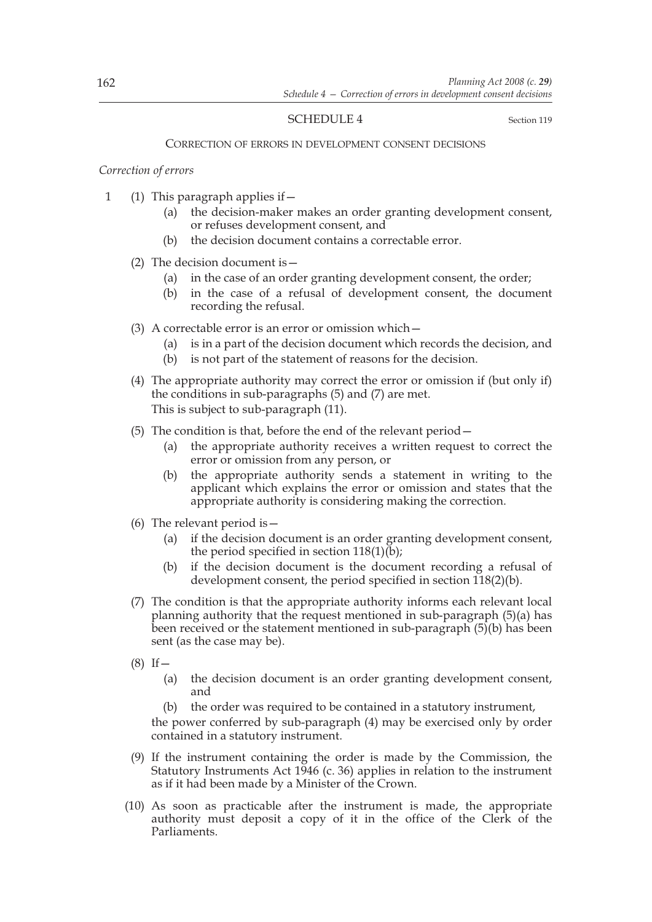## SCHEDULE 4

Section 119

### CORRECTION OF ERRORS IN DEVELOPMENT CONSENT DECISIONS

*Correction of errors*

1 (1) This paragraph applies if—

(a) the decision-maker makes an order granting development consent, or refuses development consent, and

(b) the decision document contains a correctable error.

(2) The decision document is—

(a) in the case of an order granting development consent, the order;

(b) in the case of a refusal of development consent, the document recording the refusal.

(3) A correctable error is an error or omission which—

(a) is in a part of the decision document which records the decision, and

(b) is not part of the statement of reasons for the decision.

(4) The appropriate authority may correct the error or omission if (but only if) the conditions in sub-paragraphs (5) and (7) are met.
This is subject to sub-paragraph (11).

(5) The condition is that, before the end of the relevant period—

(a) the appropriate authority receives a written request to correct the error or omission from any person, or

(b) the appropriate authority sends a statement in writing to the applicant which explains the error or omission and states that the appropriate authority is considering making the correction.

(6) The relevant period is—

(a) if the decision document is an order granting development consent, the period specified in section 118(1)(b);

(b) if the decision document is the document recording a refusal of development consent, the period specified in section 118(2)(b).

(7) The condition is that the appropriate authority informs each relevant local planning authority that the request mentioned in sub-paragraph (5)(a) has been received or the statement mentioned in sub-paragraph (5)(b) has been sent (as the case may be).

(8) If—

(a) the decision document is an order granting development consent, and

(b) the order was required to be contained in a statutory instrument,

the power conferred by sub-paragraph (4) may be exercised only by order contained in a statutory instrument.

(9) If the instrument containing the order is made by the Commission, the Statutory Instruments Act 1946 (c. 36) applies in relation to the instrument as if it had been made by a Minister of the Crown.

(10) As soon as practicable after the instrument is made, the appropriate authority must deposit a copy of it in the office of the Clerk of the Parliaments.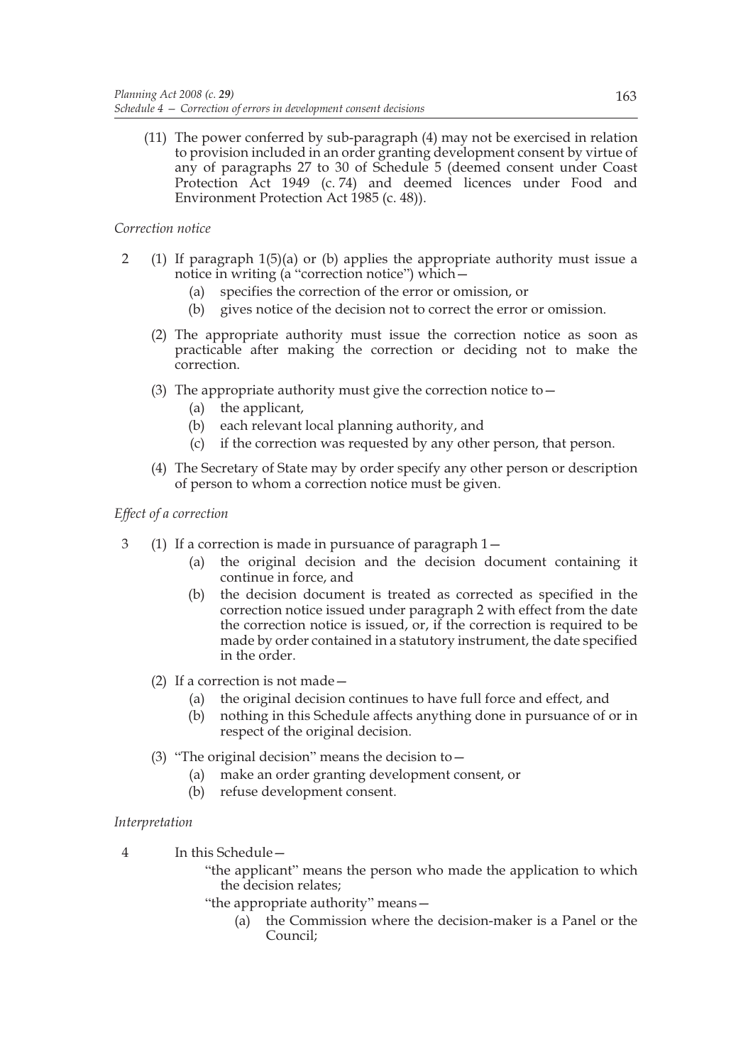(11) The power conferred by sub-paragraph (4) may not be exercised in relation to provision included in an order granting development consent by virtue of any of paragraphs 27 to 30 of Schedule 5 (deemed consent under Coast Protection Act 1949 (c. 74) and deemed licences under Food and Environment Protection Act 1985 (c. 48)).

*Correction notice*

2 (1) If paragraph 1(5)(a) or (b) applies the appropriate authority must issue a notice in writing (a "correction notice") which—

(a) specifies the correction of the error or omission, or

(b) gives notice of the decision not to correct the error or omission.

(2) The appropriate authority must issue the correction notice as soon as practicable after making the correction or deciding not to make the correction.

(3) The appropriate authority must give the correction notice to—

(a) the applicant,

(b) each relevant local planning authority, and

(c) if the correction was requested by any other person, that person.

(4) The Secretary of State may by order specify any other person or description of person to whom a correction notice must be given.

*Effect of a correction*

3 (1) If a correction is made in pursuance of paragraph 1—

(a) the original decision and the decision document containing it continue in force, and

(b) the decision document is treated as corrected as specified in the correction notice issued under paragraph 2 with effect from the date the correction notice is issued, or, if the correction is required to be made by order contained in a statutory instrument, the date specified in the order.

(2) If a correction is not made—

(a) the original decision continues to have full force and effect, and

(b) nothing in this Schedule affects anything done in pursuance of or in respect of the original decision.

(3) "The original decision" means the decision to—

(a) make an order granting development consent, or

(b) refuse development consent.

*Interpretation*

4 In this Schedule—

"the applicant" means the person who made the application to which the decision relates;

"the appropriate authority" means—

(a) the Commission where the decision-maker is a Panel or the Council;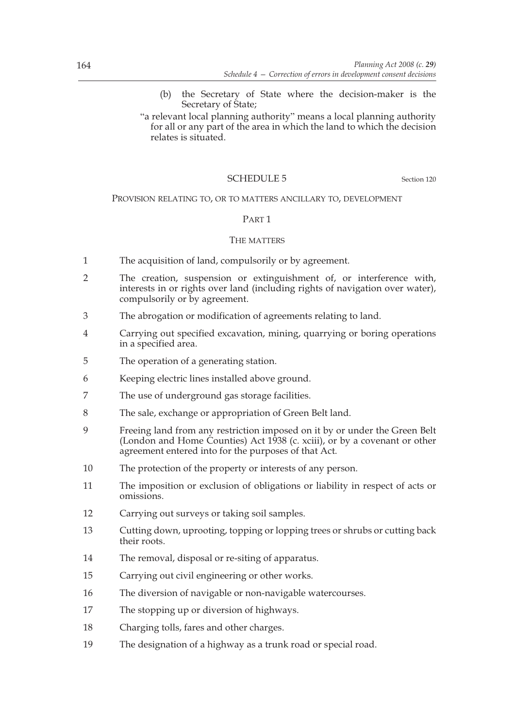(b) the Secretary of State where the decision-maker is the Secretary of State;

"a relevant local planning authority" means a local planning authority for all or any part of the area in which the land to which the decision relates is situated.

## SCHEDULE 5

Section 120

### PROVISION RELATING TO, OR TO MATTERS ANCILLARY TO, DEVELOPMENT

#### PART 1

#### THE MATTERS

1 The acquisition of land, compulsorily or by agreement.

2 The creation, suspension or extinguishment of, or interference with, interests in or rights over land (including rights of navigation over water), compulsorily or by agreement.

3 The abrogation or modification of agreements relating to land.

4 Carrying out specified excavation, mining, quarrying or boring operations in a specified area.

5 The operation of a generating station.

6 Keeping electric lines installed above ground.

7 The use of underground gas storage facilities.

8 The sale, exchange or appropriation of Green Belt land.

9 Freeing land from any restriction imposed on it by or under the Green Belt (London and Home Counties) Act 1938 (c. xciii), or by a covenant or other agreement entered into for the purposes of that Act.

10 The protection of the property or interests of any person.

11 The imposition or exclusion of obligations or liability in respect of acts or omissions.

12 Carrying out surveys or taking soil samples.

13 Cutting down, uprooting, topping or lopping trees or shrubs or cutting back their roots.

14 The removal, disposal or re-siting of apparatus.

15 Carrying out civil engineering or other works.

16 The diversion of navigable or non-navigable watercourses.

17 The stopping up or diversion of highways.

18 Charging tolls, fares and other charges.

19 The designation of a highway as a trunk road or special road.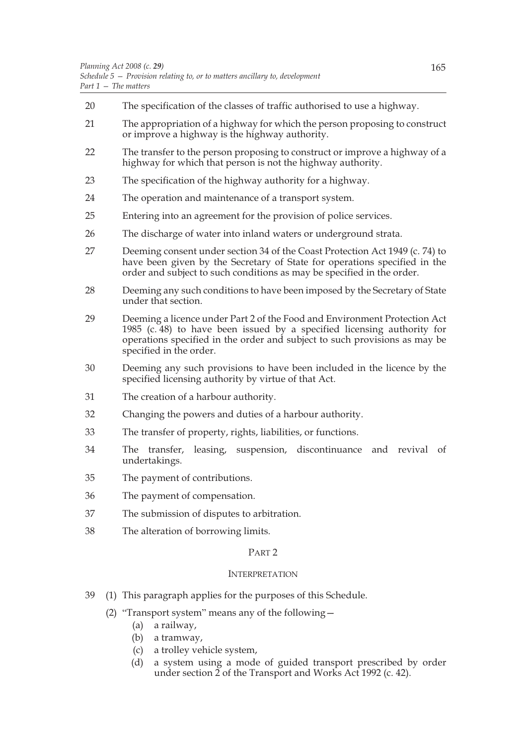20 The specification of the classes of traffic authorised to use a highway.

21 The appropriation of a highway for which the person proposing to construct or improve a highway is the highway authority.

22 The transfer to the person proposing to construct or improve a highway of a highway for which that person is not the highway authority.

23 The specification of the highway authority for a highway.

24 The operation and maintenance of a transport system.

25 Entering into an agreement for the provision of police services.

26 The discharge of water into inland waters or underground strata.

27 Deeming consent under section 34 of the Coast Protection Act 1949 (c. 74) to have been given by the Secretary of State for operations specified in the order and subject to such conditions as may be specified in the order.

28 Deeming any such conditions to have been imposed by the Secretary of State under that section.

29 Deeming a licence under Part 2 of the Food and Environment Protection Act 1985 (c. 48) to have been issued by a specified licensing authority for operations specified in the order and subject to such provisions as may be specified in the order.

30 Deeming any such provisions to have been included in the licence by the specified licensing authority by virtue of that Act.

31 The creation of a harbour authority.

32 Changing the powers and duties of a harbour authority.

33 The transfer of property, rights, liabilities, or functions.

34 The transfer, leasing, suspension, discontinuance and revival of undertakings.

35 The payment of contributions.

36 The payment of compensation.

37 The submission of disputes to arbitration.

38 The alteration of borrowing limits.

## PART 2

### INTERPRETATION

39 (1) This paragraph applies for the purposes of this Schedule.

(2) "Transport system" means any of the following—

(a) a railway,

(b) a tramway,

(c) a trolley vehicle system,

(d) a system using a mode of guided transport prescribed by order under section 2 of the Transport and Works Act 1992 (c. 42).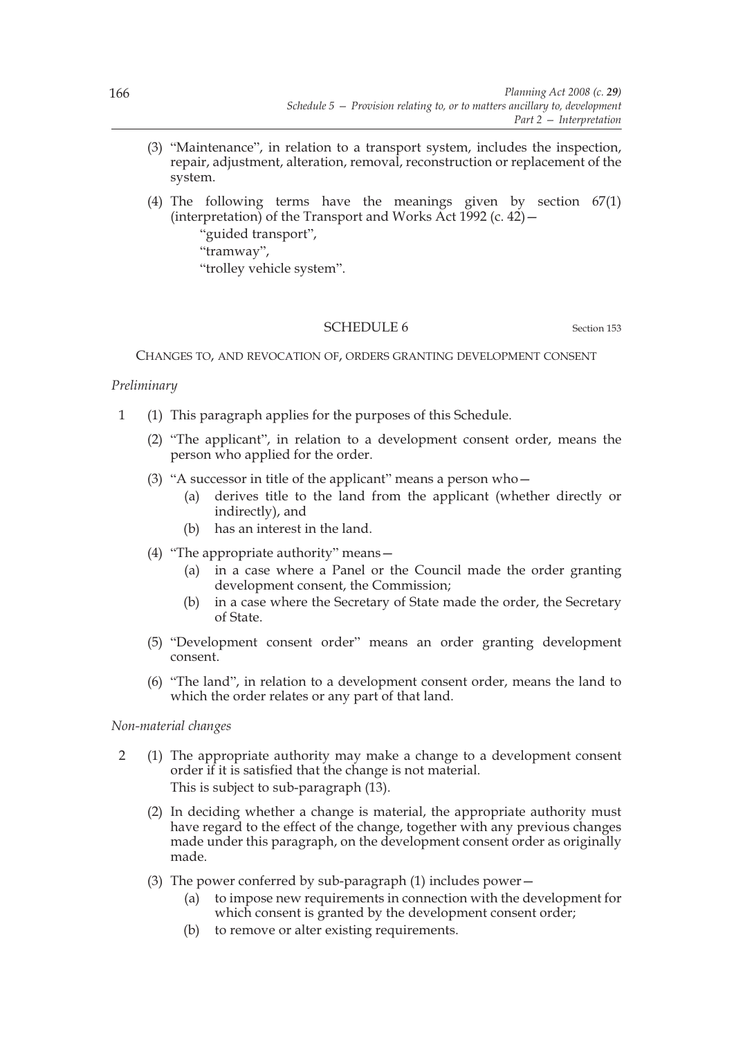(3) "Maintenance", in relation to a transport system, includes the inspection, repair, adjustment, alteration, removal, reconstruction or replacement of the system.

(4) The following terms have the meanings given by section 67(1) (interpretation) of the Transport and Works Act 1992 (c. 42)—

"guided transport",

"tramway",

"trolley vehicle system".

## SCHEDULE 6

Section 153

CHANGES TO, AND REVOCATION OF, ORDERS GRANTING DEVELOPMENT CONSENT

*Preliminary*

1 (1) This paragraph applies for the purposes of this Schedule.

(2) "The applicant", in relation to a development consent order, means the person who applied for the order.

(3) "A successor in title of the applicant" means a person who—

(a) derives title to the land from the applicant (whether directly or indirectly), and

(b) has an interest in the land.

(4) "The appropriate authority" means—

(a) in a case where a Panel or the Council made the order granting development consent, the Commission;

(b) in a case where the Secretary of State made the order, the Secretary of State.

(5) "Development consent order" means an order granting development consent.

(6) "The land", in relation to a development consent order, means the land to which the order relates or any part of that land.

*Non-material changes*

2 (1) The appropriate authority may make a change to a development consent order if it is satisfied that the change is not material.

This is subject to sub-paragraph (13).

(2) In deciding whether a change is material, the appropriate authority must have regard to the effect of the change, together with any previous changes made under this paragraph, on the development consent order as originally made.

(3) The power conferred by sub-paragraph (1) includes power—

(a) to impose new requirements in connection with the development for which consent is granted by the development consent order;

(b) to remove or alter existing requirements.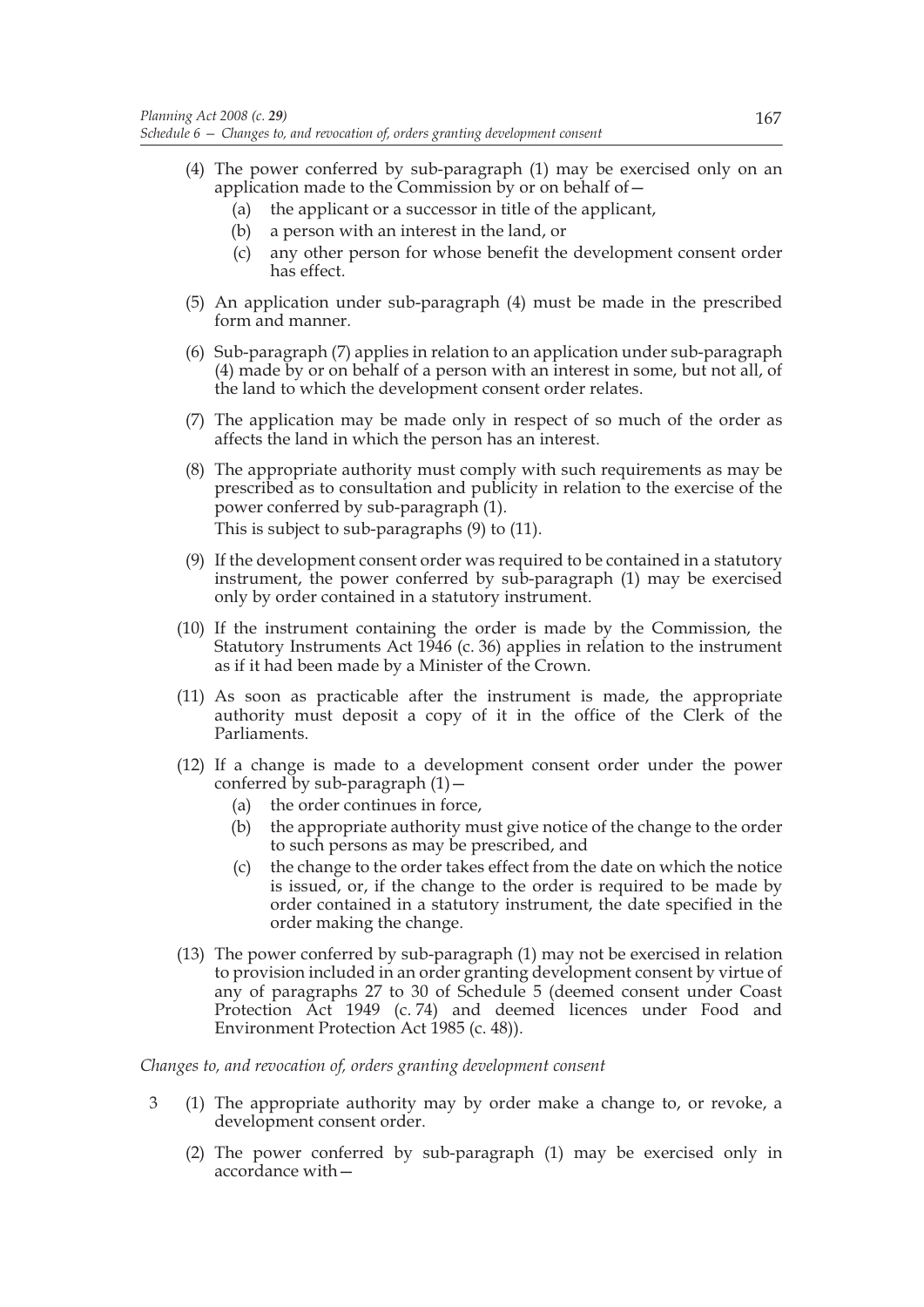(4) The power conferred by sub-paragraph (1) may be exercised only on an application made to the Commission by or on behalf of—

  (a) the applicant or a successor in title of the applicant,

  (b) a person with an interest in the land, or

  (c) any other person for whose benefit the development consent order has effect.

(5) An application under sub-paragraph (4) must be made in the prescribed form and manner.

(6) Sub-paragraph (7) applies in relation to an application under sub-paragraph (4) made by or on behalf of a person with an interest in some, but not all, of the land to which the development consent order relates.

(7) The application may be made only in respect of so much of the order as affects the land in which the person has an interest.

(8) The appropriate authority must comply with such requirements as may be prescribed as to consultation and publicity in relation to the exercise of the power conferred by sub-paragraph (1).

This is subject to sub-paragraphs (9) to (11).

(9) If the development consent order was required to be contained in a statutory instrument, the power conferred by sub-paragraph (1) may be exercised only by order contained in a statutory instrument.

(10) If the instrument containing the order is made by the Commission, the Statutory Instruments Act 1946 (c. 36) applies in relation to the instrument as if it had been made by a Minister of the Crown.

(11) As soon as practicable after the instrument is made, the appropriate authority must deposit a copy of it in the office of the Clerk of the Parliaments.

(12) If a change is made to a development consent order under the power conferred by sub-paragraph (1)—

  (a) the order continues in force,

  (b) the appropriate authority must give notice of the change to the order to such persons as may be prescribed, and

  (c) the change to the order takes effect from the date on which the notice is issued, or, if the change to the order is required to be made by order contained in a statutory instrument, the date specified in the order making the change.

(13) The power conferred by sub-paragraph (1) may not be exercised in relation to provision included in an order granting development consent by virtue of any of paragraphs 27 to 30 of Schedule 5 (deemed consent under Coast Protection Act 1949 (c. 74) and deemed licences under Food and Environment Protection Act 1985 (c. 48)).

*Changes to, and revocation of, orders granting development consent*

3 (1) The appropriate authority may by order make a change to, or revoke, a development consent order.

(2) The power conferred by sub-paragraph (1) may be exercised only in accordance with—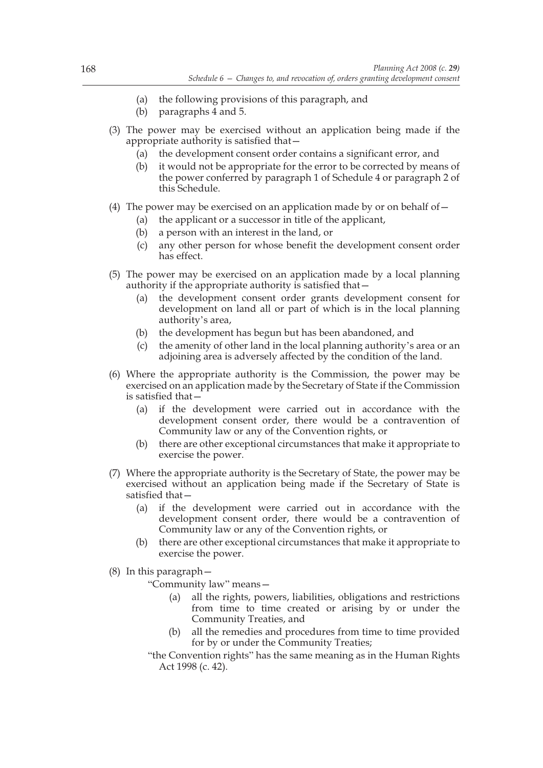(a) the following provisions of this paragraph, and
(b) paragraphs 4 and 5.

(3) The power may be exercised without an application being made if the appropriate authority is satisfied that—
   (a) the development consent order contains a significant error, and
   (b) it would not be appropriate for the error to be corrected by means of the power conferred by paragraph 1 of Schedule 4 or paragraph 2 of this Schedule.

(4) The power may be exercised on an application made by or on behalf of—
   (a) the applicant or a successor in title of the applicant,
   (b) a person with an interest in the land, or
   (c) any other person for whose benefit the development consent order has effect.

(5) The power may be exercised on an application made by a local planning authority if the appropriate authority is satisfied that—
   (a) the development consent order grants development consent for development on land all or part of which is in the local planning authority's area,
   (b) the development has begun but has been abandoned, and
   (c) the amenity of other land in the local planning authority's area or an adjoining area is adversely affected by the condition of the land.

(6) Where the appropriate authority is the Commission, the power may be exercised on an application made by the Secretary of State if the Commission is satisfied that—
   (a) if the development were carried out in accordance with the development consent order, there would be a contravention of Community law or any of the Convention rights, or
   (b) there are other exceptional circumstances that make it appropriate to exercise the power.

(7) Where the appropriate authority is the Secretary of State, the power may be exercised without an application being made if the Secretary of State is satisfied that—
   (a) if the development were carried out in accordance with the development consent order, there would be a contravention of Community law or any of the Convention rights, or
   (b) there are other exceptional circumstances that make it appropriate to exercise the power.

(8) In this paragraph—

"Community law" means—
   (a) all the rights, powers, liabilities, obligations and restrictions from time to time created or arising by or under the Community Treaties, and
   (b) all the remedies and procedures from time to time provided for by or under the Community Treaties;

"the Convention rights" has the same meaning as in the Human Rights Act 1998 (c. 42).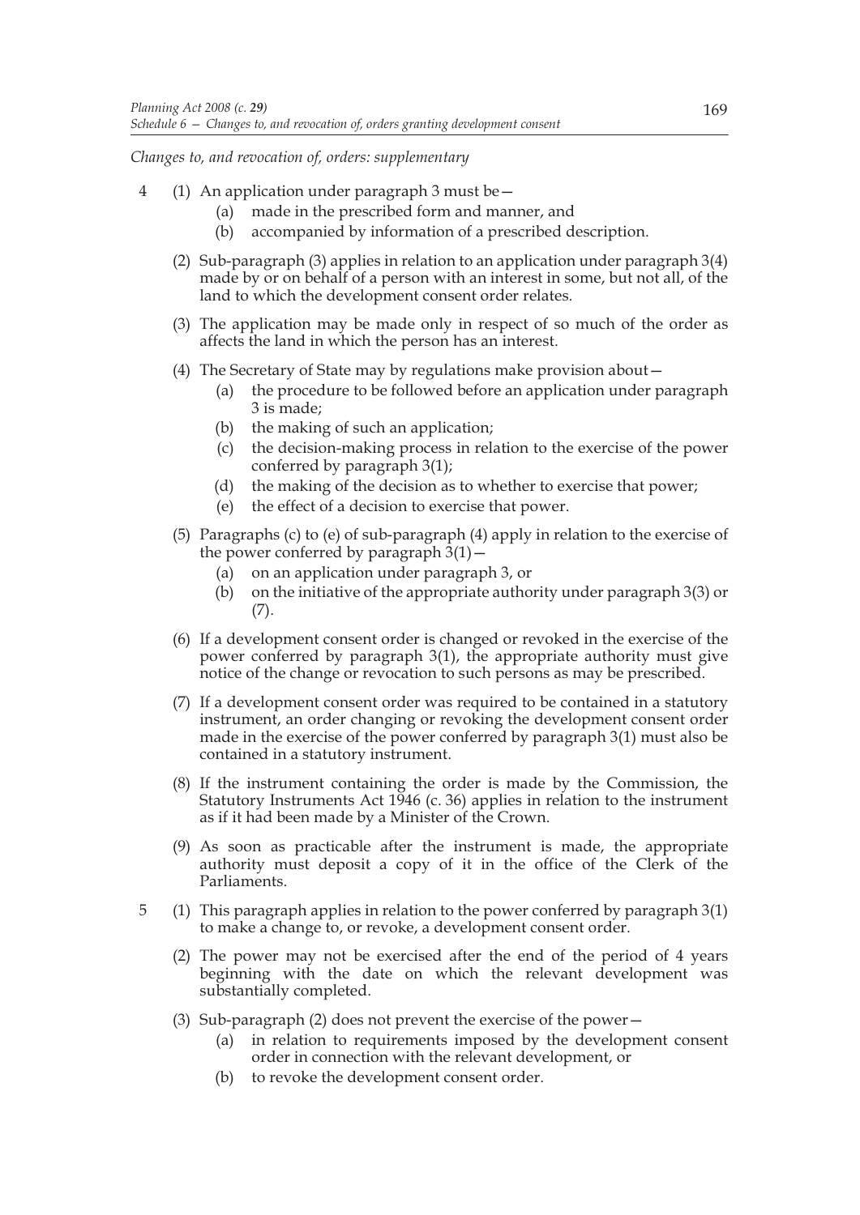*Changes to, and revocation of, orders: supplementary*

4 (1) An application under paragraph 3 must be—

(a) made in the prescribed form and manner, and

(b) accompanied by information of a prescribed description.

(2) Sub-paragraph (3) applies in relation to an application under paragraph 3(4) made by or on behalf of a person with an interest in some, but not all, of the land to which the development consent order relates.

(3) The application may be made only in respect of so much of the order as affects the land in which the person has an interest.

(4) The Secretary of State may by regulations make provision about—

(a) the procedure to be followed before an application under paragraph 3 is made;

(b) the making of such an application;

(c) the decision-making process in relation to the exercise of the power conferred by paragraph 3(1);

(d) the making of the decision as to whether to exercise that power;

(e) the effect of a decision to exercise that power.

(5) Paragraphs (c) to (e) of sub-paragraph (4) apply in relation to the exercise of the power conferred by paragraph 3(1)—

(a) on an application under paragraph 3, or

(b) on the initiative of the appropriate authority under paragraph 3(3) or (7).

(6) If a development consent order is changed or revoked in the exercise of the power conferred by paragraph 3(1), the appropriate authority must give notice of the change or revocation to such persons as may be prescribed.

(7) If a development consent order was required to be contained in a statutory instrument, an order changing or revoking the development consent order made in the exercise of the power conferred by paragraph 3(1) must also be contained in a statutory instrument.

(8) If the instrument containing the order is made by the Commission, the Statutory Instruments Act 1946 (c. 36) applies in relation to the instrument as if it had been made by a Minister of the Crown.

(9) As soon as practicable after the instrument is made, the appropriate authority must deposit a copy of it in the office of the Clerk of the Parliaments.

5 (1) This paragraph applies in relation to the power conferred by paragraph 3(1) to make a change to, or revoke, a development consent order.

(2) The power may not be exercised after the end of the period of 4 years beginning with the date on which the relevant development was substantially completed.

(3) Sub-paragraph (2) does not prevent the exercise of the power—

(a) in relation to requirements imposed by the development consent order in connection with the relevant development, or

(b) to revoke the development consent order.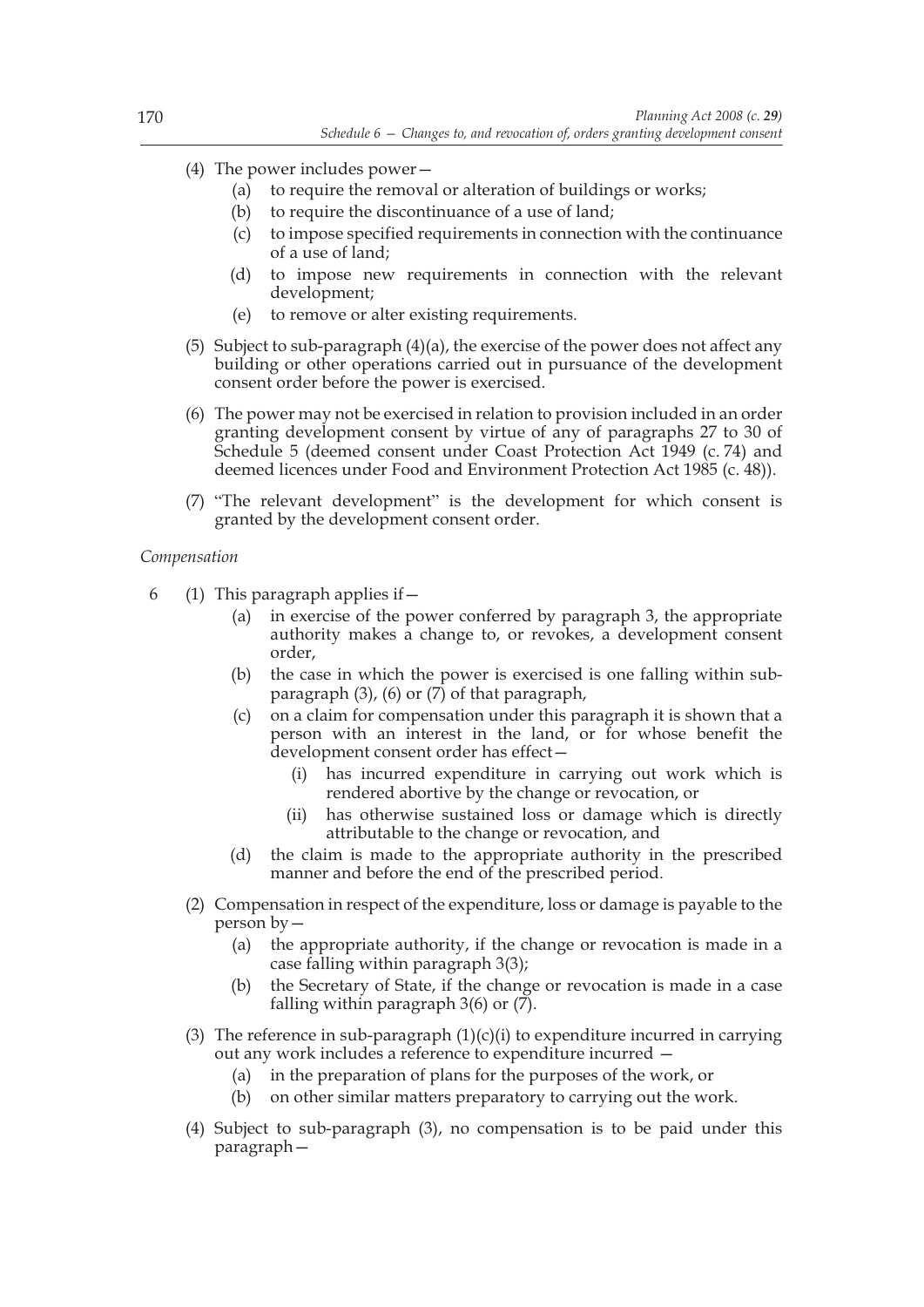(4) The power includes power—

  (a) to require the removal or alteration of buildings or works;

  (b) to require the discontinuance of a use of land;

  (c) to impose specified requirements in connection with the continuance of a use of land;

  (d) to impose new requirements in connection with the relevant development;

  (e) to remove or alter existing requirements.

(5) Subject to sub-paragraph (4)(a), the exercise of the power does not affect any building or other operations carried out in pursuance of the development consent order before the power is exercised.

(6) The power may not be exercised in relation to provision included in an order granting development consent by virtue of any of paragraphs 27 to 30 of Schedule 5 (deemed consent under Coast Protection Act 1949 (c. 74) and deemed licences under Food and Environment Protection Act 1985 (c. 48)).

(7) "The relevant development" is the development for which consent is granted by the development consent order.

*Compensation*

6 (1) This paragraph applies if—

  (a) in exercise of the power conferred by paragraph 3, the appropriate authority makes a change to, or revokes, a development consent order,

  (b) the case in which the power is exercised is one falling within sub-paragraph (3), (6) or (7) of that paragraph,

  (c) on a claim for compensation under this paragraph it is shown that a person with an interest in the land, or for whose benefit the development consent order has effect—

    (i) has incurred expenditure in carrying out work which is rendered abortive by the change or revocation, or

    (ii) has otherwise sustained loss or damage which is directly attributable to the change or revocation, and

  (d) the claim is made to the appropriate authority in the prescribed manner and before the end of the prescribed period.

(2) Compensation in respect of the expenditure, loss or damage is payable to the person by—

  (a) the appropriate authority, if the change or revocation is made in a case falling within paragraph 3(3);

  (b) the Secretary of State, if the change or revocation is made in a case falling within paragraph 3(6) or (7).

(3) The reference in sub-paragraph (1)(c)(i) to expenditure incurred in carrying out any work includes a reference to expenditure incurred —

  (a) in the preparation of plans for the purposes of the work, or

  (b) on other similar matters preparatory to carrying out the work.

(4) Subject to sub-paragraph (3), no compensation is to be paid under this paragraph—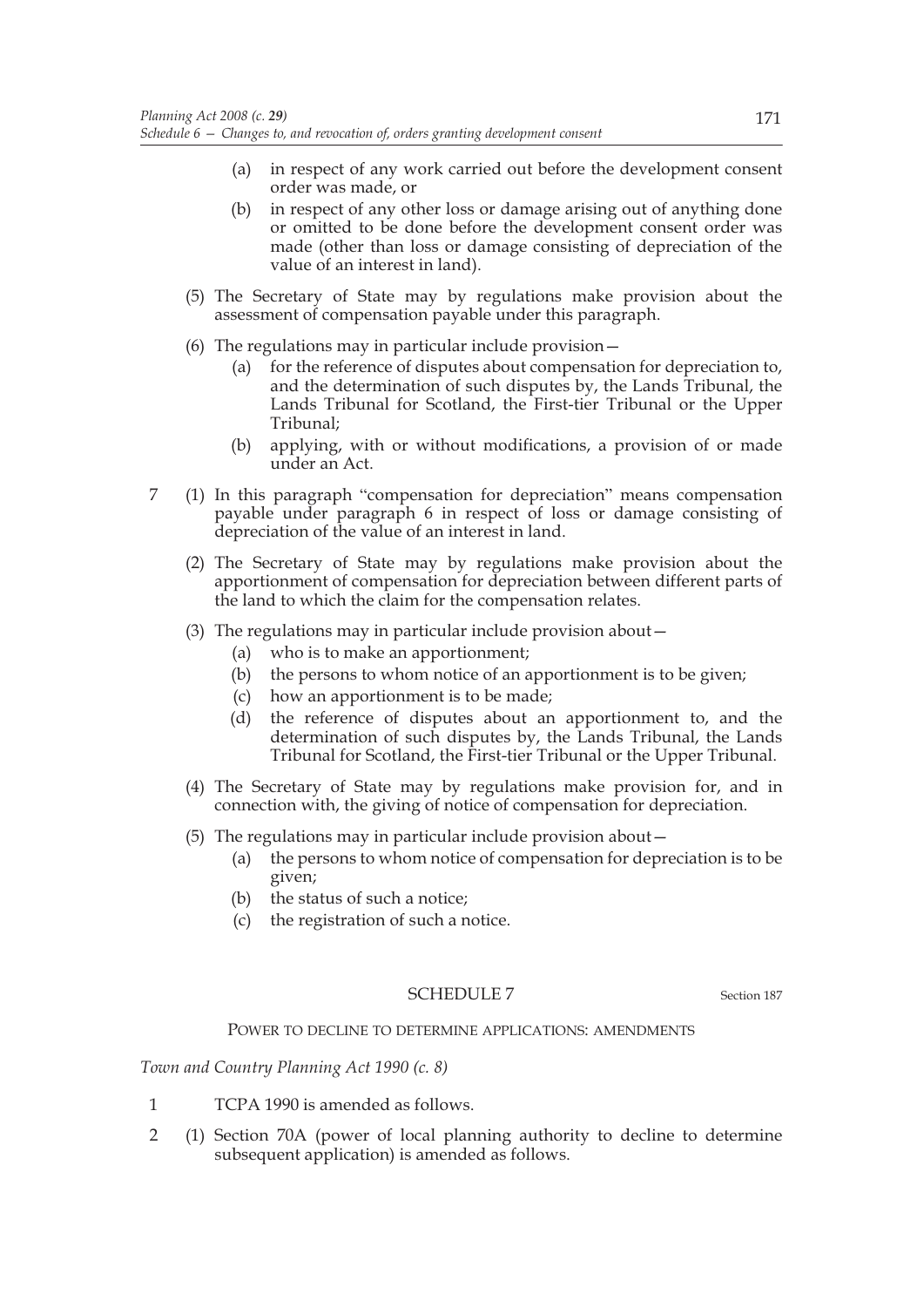(a) in respect of any work carried out before the development consent order was made, or

(b) in respect of any other loss or damage arising out of anything done or omitted to be done before the development consent order was made (other than loss or damage consisting of depreciation of the value of an interest in land).

(5) The Secretary of State may by regulations make provision about the assessment of compensation payable under this paragraph.

(6) The regulations may in particular include provision—

(a) for the reference of disputes about compensation for depreciation to, and the determination of such disputes by, the Lands Tribunal, the Lands Tribunal for Scotland, the First-tier Tribunal or the Upper Tribunal;

(b) applying, with or without modifications, a provision of or made under an Act.

7 (1) In this paragraph "compensation for depreciation" means compensation payable under paragraph 6 in respect of loss or damage consisting of depreciation of the value of an interest in land.

(2) The Secretary of State may by regulations make provision about the apportionment of compensation for depreciation between different parts of the land to which the claim for the compensation relates.

(3) The regulations may in particular include provision about—

(a) who is to make an apportionment;

(b) the persons to whom notice of an apportionment is to be given;

(c) how an apportionment is to be made;

(d) the reference of disputes about an apportionment to, and the determination of such disputes by, the Lands Tribunal, the Lands Tribunal for Scotland, the First-tier Tribunal or the Upper Tribunal.

(4) The Secretary of State may by regulations make provision for, and in connection with, the giving of notice of compensation for depreciation.

(5) The regulations may in particular include provision about—

(a) the persons to whom notice of compensation for depreciation is to be given;

(b) the status of such a notice;

(c) the registration of such a notice.

## SCHEDULE 7

Section 187

### POWER TO DECLINE TO DETERMINE APPLICATIONS: AMENDMENTS

*Town and Country Planning Act 1990 (c. 8)*

1 TCPA 1990 is amended as follows.

2 (1) Section 70A (power of local planning authority to decline to determine subsequent application) is amended as follows.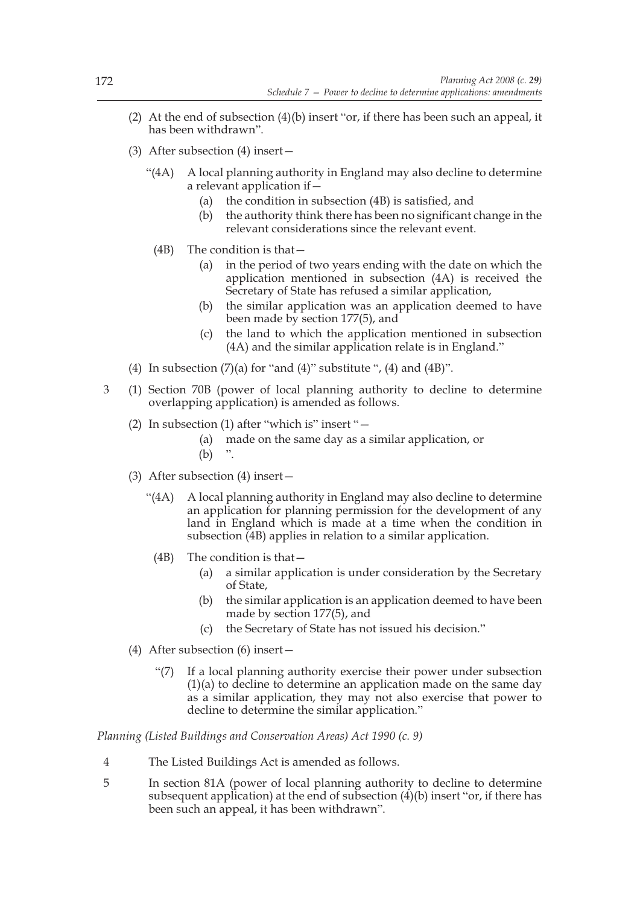(2) At the end of subsection (4)(b) insert "or, if there has been such an appeal, it has been withdrawn".

(3) After subsection (4) insert—

"(4A) A local planning authority in England may also decline to determine a relevant application if—

(a) the condition in subsection (4B) is satisfied, and

(b) the authority think there has been no significant change in the relevant considerations since the relevant event.

(4B) The condition is that—

(a) in the period of two years ending with the date on which the application mentioned in subsection (4A) is received the Secretary of State has refused a similar application,

(b) the similar application was an application deemed to have been made by section 177(5), and

(c) the land to which the application mentioned in subsection (4A) and the similar application relate is in England."

(4) In subsection (7)(a) for "and (4)" substitute ", (4) and (4B)".

3 (1) Section 70B (power of local planning authority to decline to determine overlapping application) is amended as follows.

(2) In subsection (1) after "which is" insert "—

(a) made on the same day as a similar application, or

(b) ".

(3) After subsection (4) insert—

"(4A) A local planning authority in England may also decline to determine an application for planning permission for the development of any land in England which is made at a time when the condition in subsection (4B) applies in relation to a similar application.

(4B) The condition is that—

(a) a similar application is under consideration by the Secretary of State,

(b) the similar application is an application deemed to have been made by section 177(5), and

(c) the Secretary of State has not issued his decision."

(4) After subsection (6) insert—

"(7) If a local planning authority exercise their power under subsection (1)(a) to decline to determine an application made on the same day as a similar application, they may not also exercise that power to decline to determine the similar application."

*Planning (Listed Buildings and Conservation Areas) Act 1990 (c. 9)*

4 The Listed Buildings Act is amended as follows.

5 In section 81A (power of local planning authority to decline to determine subsequent application) at the end of subsection (4)(b) insert "or, if there has been such an appeal, it has been withdrawn".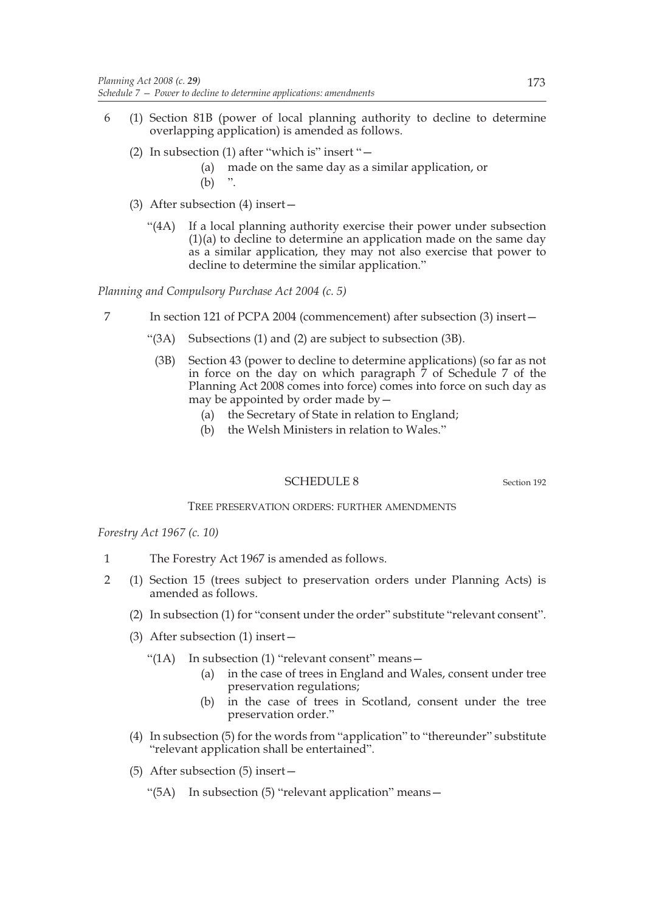6 (1) Section 81B (power of local planning authority to decline to determine overlapping application) is amended as follows.

(2) In subsection (1) after "which is" insert "—

(a) made on the same day as a similar application, or

(b) ".

(3) After subsection (4) insert—

"(4A) If a local planning authority exercise their power under subsection (1)(a) to decline to determine an application made on the same day as a similar application, they may not also exercise that power to decline to determine the similar application."

*Planning and Compulsory Purchase Act 2004 (c. 5)*

7 In section 121 of PCPA 2004 (commencement) after subsection (3) insert—

"(3A) Subsections (1) and (2) are subject to subsection (3B).

(3B) Section 43 (power to decline to determine applications) (so far as not in force on the day on which paragraph 7 of Schedule 7 of the Planning Act 2008 comes into force) comes into force on such day as may be appointed by order made by—

(a) the Secretary of State in relation to England;

(b) the Welsh Ministers in relation to Wales."

## SCHEDULE 8

Section 192

### TREE PRESERVATION ORDERS: FURTHER AMENDMENTS

*Forestry Act 1967 (c. 10)*

1 The Forestry Act 1967 is amended as follows.

2 (1) Section 15 (trees subject to preservation orders under Planning Acts) is amended as follows.

(2) In subsection (1) for "consent under the order" substitute "relevant consent".

(3) After subsection (1) insert—

"(1A) In subsection (1) "relevant consent" means—

(a) in the case of trees in England and Wales, consent under tree preservation regulations;

(b) in the case of trees in Scotland, consent under the tree preservation order."

(4) In subsection (5) for the words from "application" to "thereunder" substitute "relevant application shall be entertained".

(5) After subsection (5) insert—

"(5A) In subsection (5) "relevant application" means—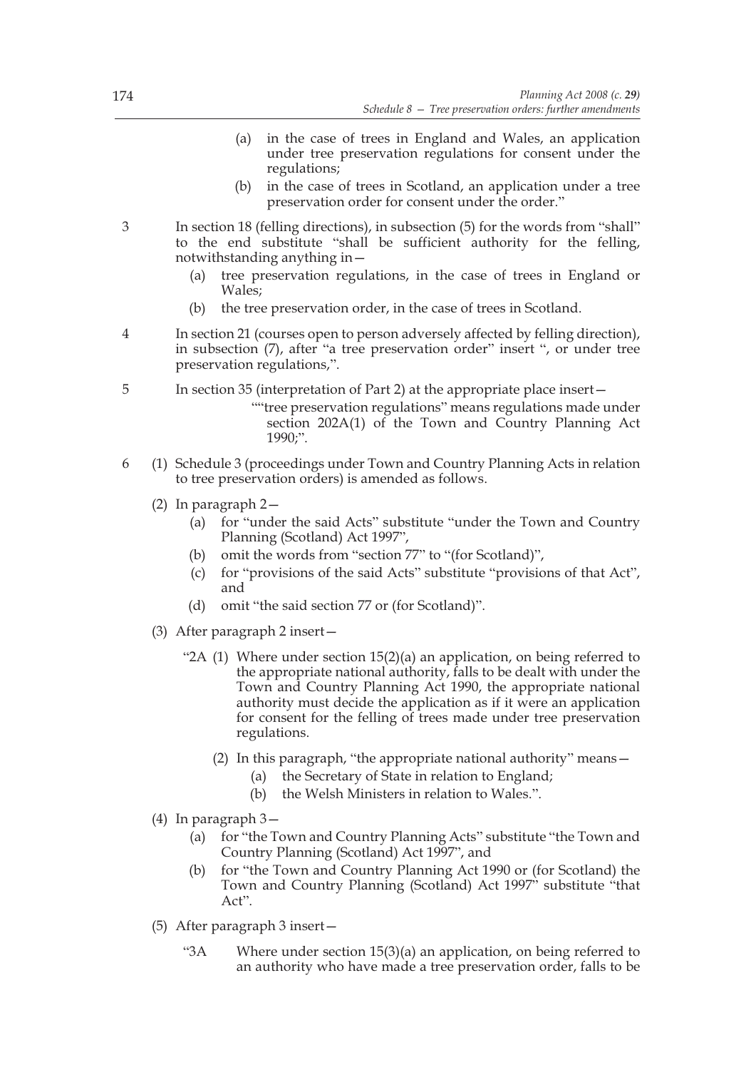(a) in the case of trees in England and Wales, an application under tree preservation regulations for consent under the regulations;

(b) in the case of trees in Scotland, an application under a tree preservation order for consent under the order."

3 In section 18 (felling directions), in subsection (5) for the words from "shall" to the end substitute "shall be sufficient authority for the felling, notwithstanding anything in—

(a) tree preservation regulations, in the case of trees in England or Wales;

(b) the tree preservation order, in the case of trees in Scotland.

4 In section 21 (courses open to person adversely affected by felling direction), in subsection (7), after "a tree preservation order" insert ", or under tree preservation regulations,".

5 In section 35 (interpretation of Part 2) at the appropriate place insert—

""tree preservation regulations" means regulations made under section 202A(1) of the Town and Country Planning Act 1990;".

6 (1) Schedule 3 (proceedings under Town and Country Planning Acts in relation to tree preservation orders) is amended as follows.

(2) In paragraph 2—

(a) for "under the said Acts" substitute "under the Town and Country Planning (Scotland) Act 1997",

(b) omit the words from "section 77" to "(for Scotland)",

(c) for "provisions of the said Acts" substitute "provisions of that Act", and

(d) omit "the said section 77 or (for Scotland)".

(3) After paragraph 2 insert—

"2A (1) Where under section 15(2)(a) an application, on being referred to the appropriate national authority, falls to be dealt with under the Town and Country Planning Act 1990, the appropriate national authority must decide the application as if it were an application for consent for the felling of trees made under tree preservation regulations.

(2) In this paragraph, "the appropriate national authority" means—

(a) the Secretary of State in relation to England;

(b) the Welsh Ministers in relation to Wales.".

(4) In paragraph 3—

(a) for "the Town and Country Planning Acts" substitute "the Town and Country Planning (Scotland) Act 1997", and

(b) for "the Town and Country Planning Act 1990 or (for Scotland) the Town and Country Planning (Scotland) Act 1997" substitute "that Act".

(5) After paragraph 3 insert—

"3A Where under section 15(3)(a) an application, on being referred to an authority who have made a tree preservation order, falls to be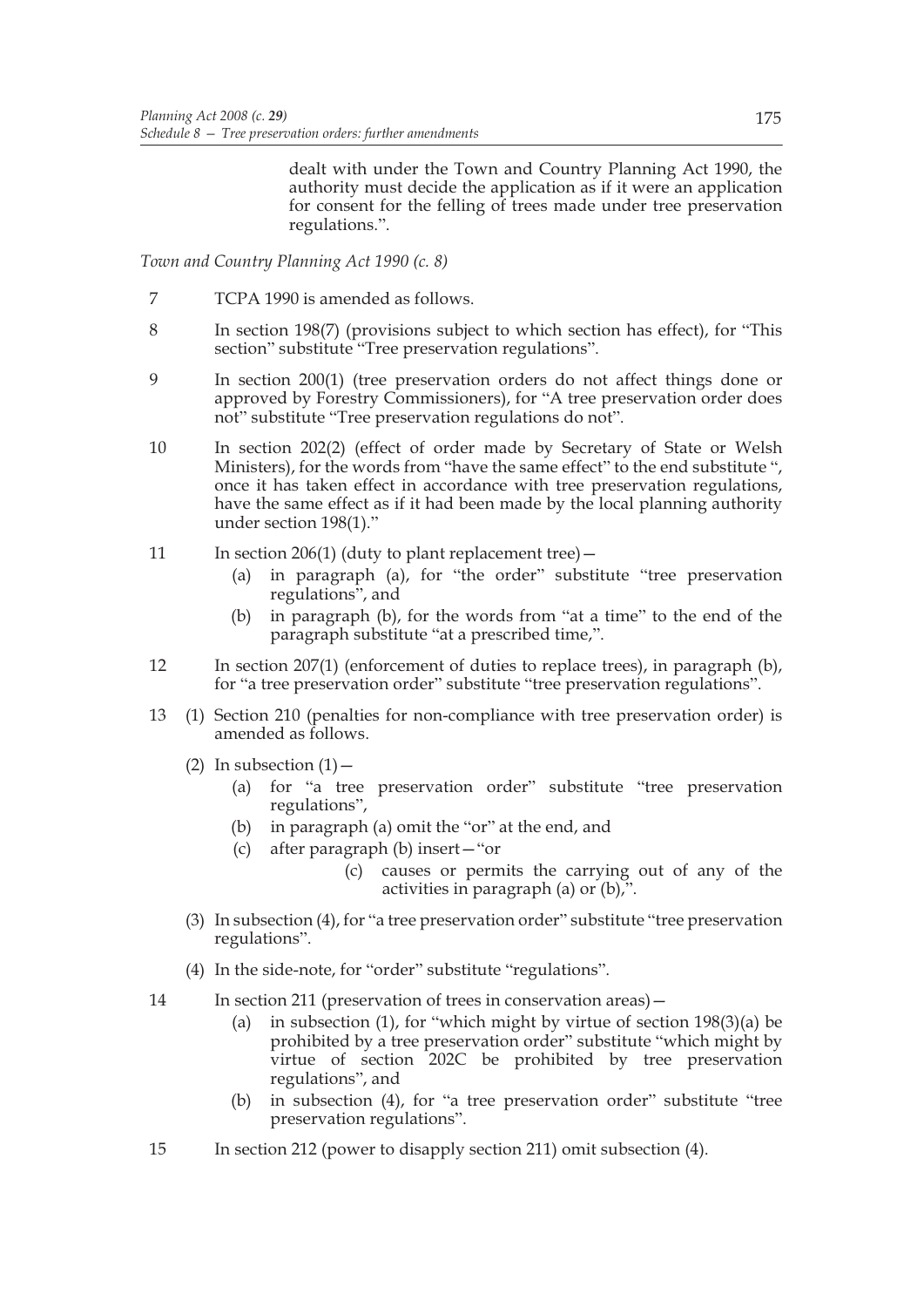dealt with under the Town and Country Planning Act 1990, the authority must decide the application as if it were an application for consent for the felling of trees made under tree preservation regulations.".

*Town and Country Planning Act 1990 (c. 8)*

7 TCPA 1990 is amended as follows.

8 In section 198(7) (provisions subject to which section has effect), for "This section" substitute "Tree preservation regulations".

9 In section 200(1) (tree preservation orders do not affect things done or approved by Forestry Commissioners), for "A tree preservation order does not" substitute "Tree preservation regulations do not".

10 In section 202(2) (effect of order made by Secretary of State or Welsh Ministers), for the words from "have the same effect" to the end substitute ", once it has taken effect in accordance with tree preservation regulations, have the same effect as if it had been made by the local planning authority under section 198(1)."

11 In section 206(1) (duty to plant replacement tree)—

   (a) in paragraph (a), for "the order" substitute "tree preservation regulations", and

   (b) in paragraph (b), for the words from "at a time" to the end of the paragraph substitute "at a prescribed time,".

12 In section 207(1) (enforcement of duties to replace trees), in paragraph (b), for "a tree preservation order" substitute "tree preservation regulations".

13 (1) Section 210 (penalties for non-compliance with tree preservation order) is amended as follows.

   (2) In subsection (1)—

   (a) for "a tree preservation order" substitute "tree preservation regulations",

   (b) in paragraph (a) omit the "or" at the end, and

   (c) after paragraph (b) insert—"or

      (c) causes or permits the carrying out of any of the activities in paragraph (a) or (b),".

   (3) In subsection (4), for "a tree preservation order" substitute "tree preservation regulations".

   (4) In the side-note, for "order" substitute "regulations".

14 In section 211 (preservation of trees in conservation areas)—

   (a) in subsection (1), for "which might by virtue of section 198(3)(a) be prohibited by a tree preservation order" substitute "which might by virtue of section 202C be prohibited by tree preservation regulations", and

   (b) in subsection (4), for "a tree preservation order" substitute "tree preservation regulations".

15 In section 212 (power to disapply section 211) omit subsection (4).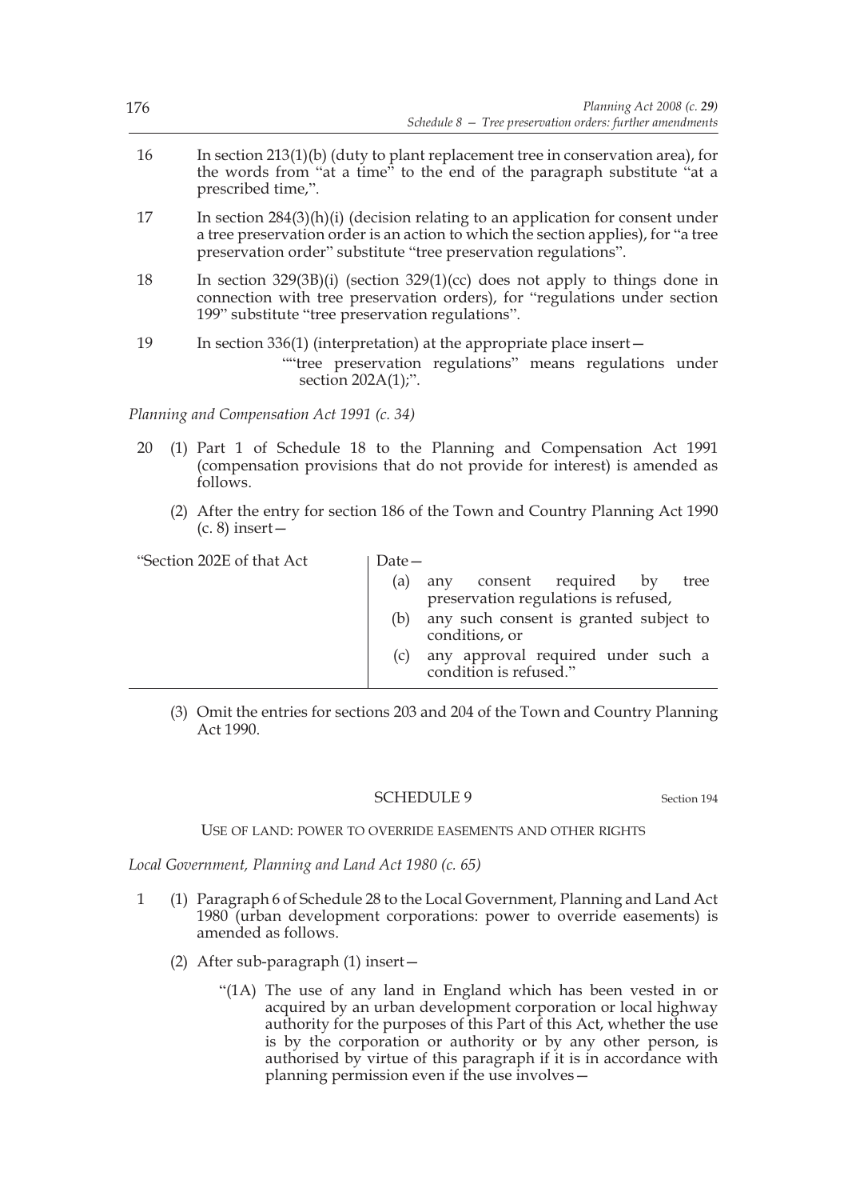16 In section 213(1)(b) (duty to plant replacement tree in conservation area), for the words from "at a time" to the end of the paragraph substitute "at a prescribed time,".

17 In section 284(3)(h)(i) (decision relating to an application for consent under a tree preservation order is an action to which the section applies), for "a tree preservation order" substitute "tree preservation regulations".

18 In section 329(3B)(i) (section 329(1)(cc) does not apply to things done in connection with tree preservation orders), for "regulations under section 199" substitute "tree preservation regulations".

19 In section 336(1) (interpretation) at the appropriate place insert—

""tree preservation regulations" means regulations under section 202A(1);".

*Planning and Compensation Act 1991 (c. 34)*

20 (1) Part 1 of Schedule 18 to the Planning and Compensation Act 1991 (compensation provisions that do not provide for interest) is amended as follows.

(2) After the entry for section 186 of the Town and Country Planning Act 1990 (c. 8) insert—

| | |
|---|---|
| "Section 202E of that Act | Date—<br>(a) any consent required by tree preservation regulations is refused,<br>(b) any such consent is granted subject to conditions, or<br>(c) any approval required under such a condition is refused." |

(3) Omit the entries for sections 203 and 204 of the Town and Country Planning Act 1990.

## SCHEDULE 9

Section 194

### USE OF LAND: POWER TO OVERRIDE EASEMENTS AND OTHER RIGHTS

*Local Government, Planning and Land Act 1980 (c. 65)*

1 (1) Paragraph 6 of Schedule 28 to the Local Government, Planning and Land Act 1980 (urban development corporations: power to override easements) is amended as follows.

(2) After sub-paragraph (1) insert—

"(1A) The use of any land in England which has been vested in or acquired by an urban development corporation or local highway authority for the purposes of this Part of this Act, whether the use is by the corporation or authority or by any other person, is authorised by virtue of this paragraph if it is in accordance with planning permission even if the use involves—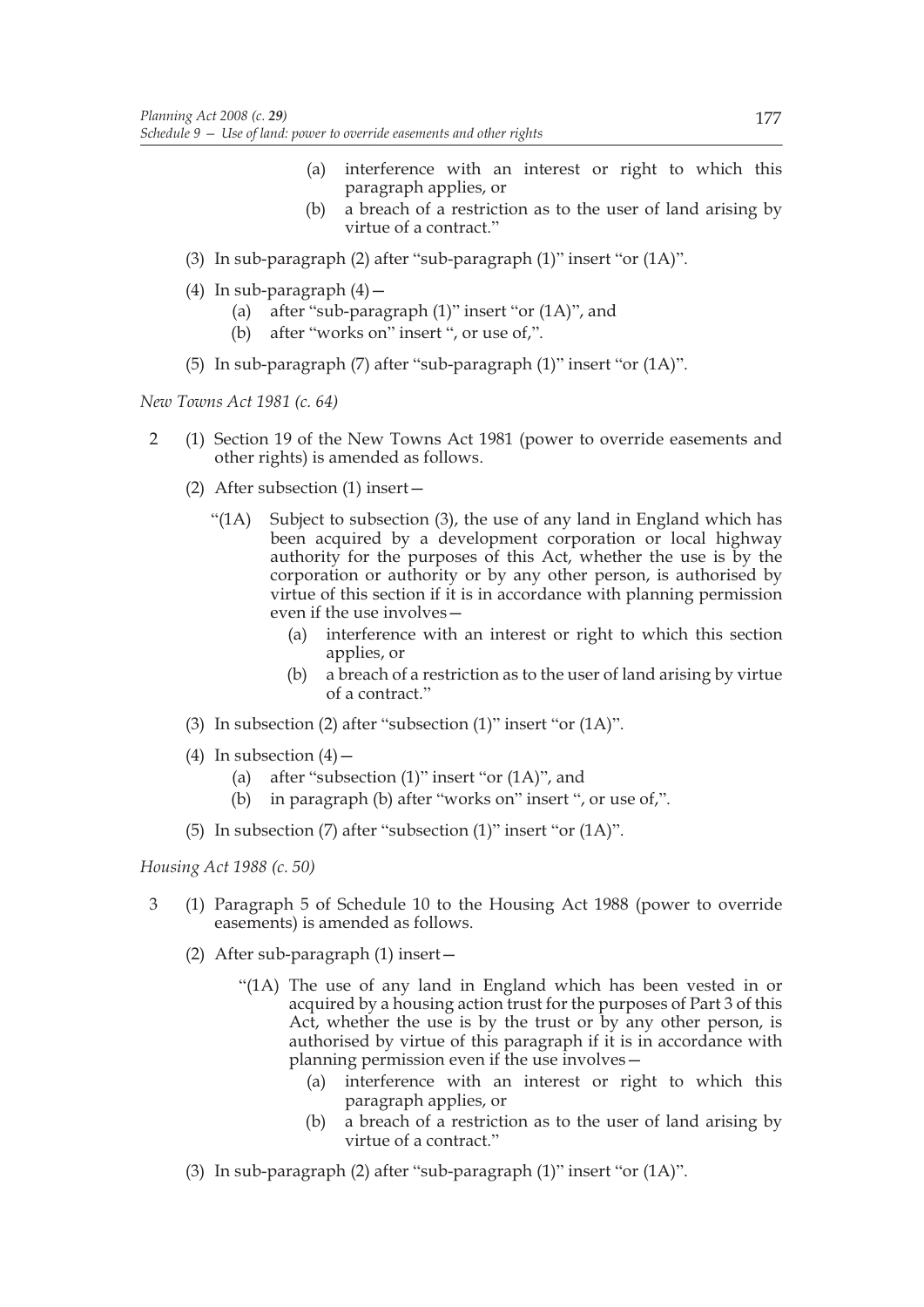(a) interference with an interest or right to which this paragraph applies, or

(b) a breach of a restriction as to the user of land arising by virtue of a contract."

(3) In sub-paragraph (2) after "sub-paragraph (1)" insert "or (1A)".

(4) In sub-paragraph (4)—

(a) after "sub-paragraph (1)" insert "or (1A)", and

(b) after "works on" insert ", or use of,".

(5) In sub-paragraph (7) after "sub-paragraph (1)" insert "or (1A)".

*New Towns Act 1981 (c. 64)*

2 (1) Section 19 of the New Towns Act 1981 (power to override easements and other rights) is amended as follows.

(2) After subsection (1) insert—

"(1A) Subject to subsection (3), the use of any land in England which has been acquired by a development corporation or local highway authority for the purposes of this Act, whether the use is by the corporation or authority or by any other person, is authorised by virtue of this section if it is in accordance with planning permission even if the use involves—

(a) interference with an interest or right to which this section applies, or

(b) a breach of a restriction as to the user of land arising by virtue of a contract."

(3) In subsection (2) after "subsection (1)" insert "or (1A)".

(4) In subsection (4)—

(a) after "subsection (1)" insert "or (1A)", and

(b) in paragraph (b) after "works on" insert ", or use of,".

(5) In subsection (7) after "subsection (1)" insert "or (1A)".

*Housing Act 1988 (c. 50)*

3 (1) Paragraph 5 of Schedule 10 to the Housing Act 1988 (power to override easements) is amended as follows.

(2) After sub-paragraph (1) insert—

"(1A) The use of any land in England which has been vested in or acquired by a housing action trust for the purposes of Part 3 of this Act, whether the use is by the trust or by any other person, is authorised by virtue of this paragraph if it is in accordance with planning permission even if the use involves—

(a) interference with an interest or right to which this paragraph applies, or

(b) a breach of a restriction as to the user of land arising by virtue of a contract."

(3) In sub-paragraph (2) after "sub-paragraph (1)" insert "or (1A)".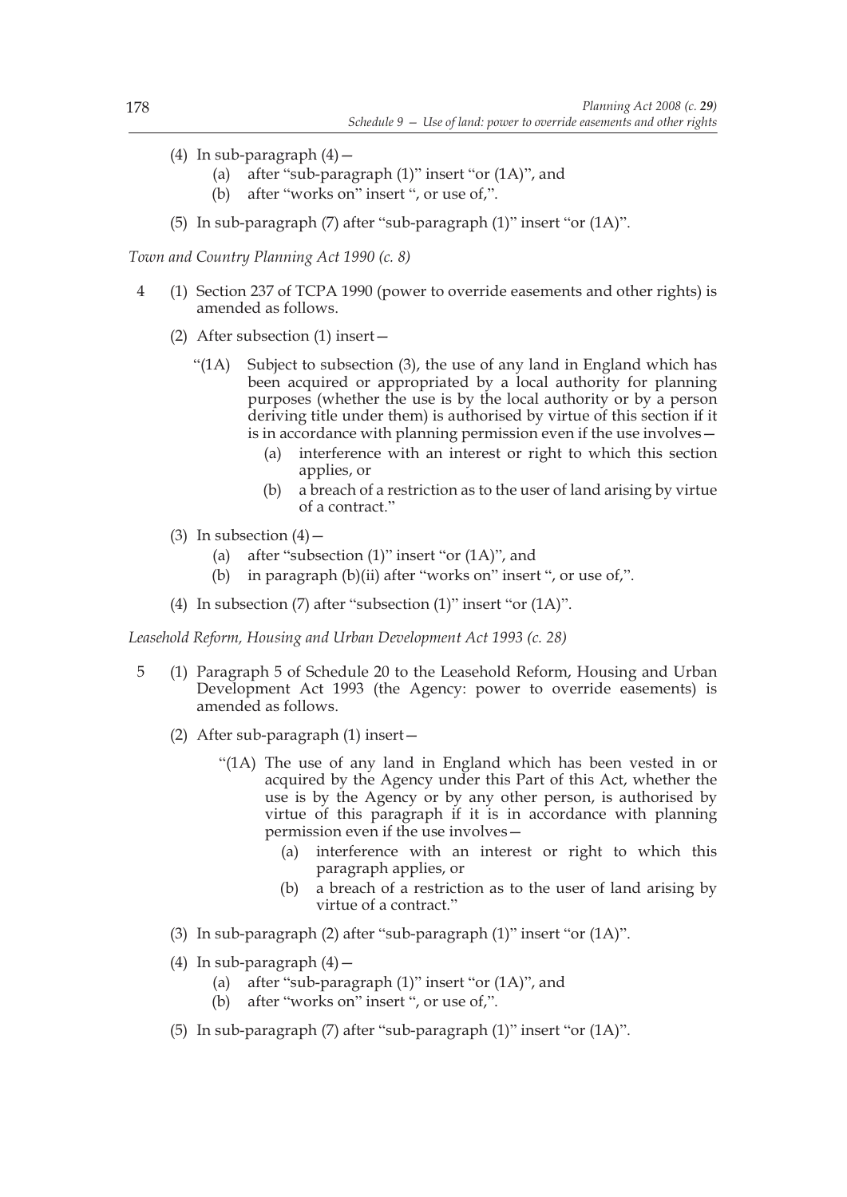(4) In sub-paragraph (4)—

(a) after "sub-paragraph (1)" insert "or (1A)", and

(b) after "works on" insert ", or use of,".

(5) In sub-paragraph (7) after "sub-paragraph (1)" insert "or (1A)".

*Town and Country Planning Act 1990 (c. 8)*

4 (1) Section 237 of TCPA 1990 (power to override easements and other rights) is amended as follows.

(2) After subsection (1) insert—

"(1A) Subject to subsection (3), the use of any land in England which has been acquired or appropriated by a local authority for planning purposes (whether the use is by the local authority or by a person deriving title under them) is authorised by virtue of this section if it is in accordance with planning permission even if the use involves—

(a) interference with an interest or right to which this section applies, or

(b) a breach of a restriction as to the user of land arising by virtue of a contract."

(3) In subsection (4)—

(a) after "subsection (1)" insert "or (1A)", and

(b) in paragraph (b)(ii) after "works on" insert ", or use of,".

(4) In subsection (7) after "subsection (1)" insert "or (1A)".

*Leasehold Reform, Housing and Urban Development Act 1993 (c. 28)*

5 (1) Paragraph 5 of Schedule 20 to the Leasehold Reform, Housing and Urban Development Act 1993 (the Agency: power to override easements) is amended as follows.

(2) After sub-paragraph (1) insert—

"(1A) The use of any land in England which has been vested in or acquired by the Agency under this Part of this Act, whether the use is by the Agency or by any other person, is authorised by virtue of this paragraph if it is in accordance with planning permission even if the use involves—

(a) interference with an interest or right to which this paragraph applies, or

(b) a breach of a restriction as to the user of land arising by virtue of a contract."

(3) In sub-paragraph (2) after "sub-paragraph (1)" insert "or (1A)".

(4) In sub-paragraph (4)—

(a) after "sub-paragraph (1)" insert "or (1A)", and

(b) after "works on" insert ", or use of,".

(5) In sub-paragraph (7) after "sub-paragraph (1)" insert "or (1A)".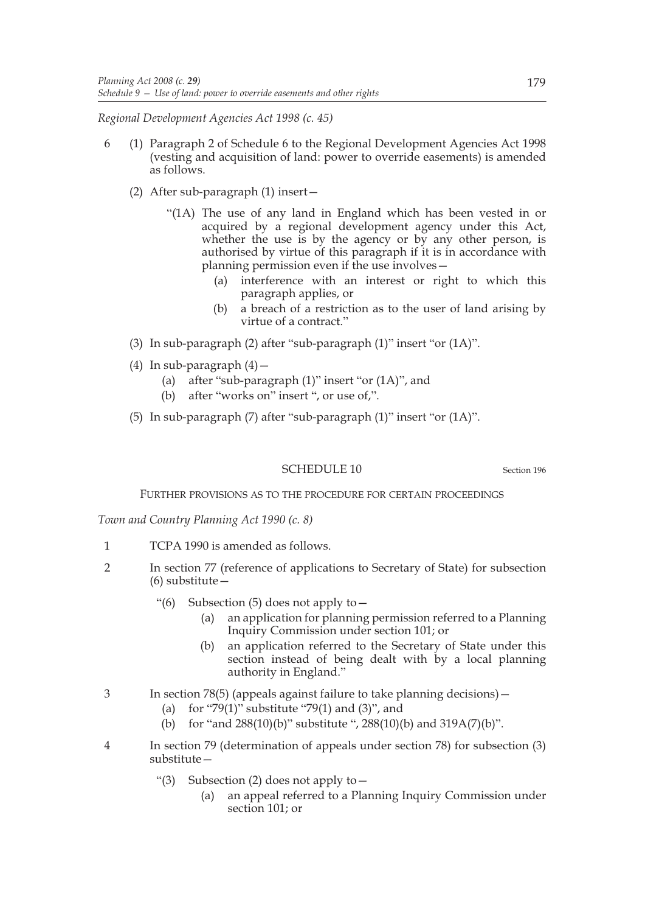*Regional Development Agencies Act 1998 (c. 45)*

6 (1) Paragraph 2 of Schedule 6 to the Regional Development Agencies Act 1998 (vesting and acquisition of land: power to override easements) is amended as follows.

(2) After sub-paragraph (1) insert—

"(1A) The use of any land in England which has been vested in or acquired by a regional development agency under this Act, whether the use is by the agency or by any other person, is authorised by virtue of this paragraph if it is in accordance with planning permission even if the use involves—

(a) interference with an interest or right to which this paragraph applies, or

(b) a breach of a restriction as to the user of land arising by virtue of a contract."

(3) In sub-paragraph (2) after "sub-paragraph (1)" insert "or (1A)".

(4) In sub-paragraph (4)—

(a) after "sub-paragraph (1)" insert "or (1A)", and

(b) after "works on" insert ", or use of,".

(5) In sub-paragraph (7) after "sub-paragraph (1)" insert "or (1A)".

## SCHEDULE 10

Section 196

### FURTHER PROVISIONS AS TO THE PROCEDURE FOR CERTAIN PROCEEDINGS

*Town and Country Planning Act 1990 (c. 8)*

1 TCPA 1990 is amended as follows.

2 In section 77 (reference of applications to Secretary of State) for subsection (6) substitute—

"(6) Subsection (5) does not apply to—

(a) an application for planning permission referred to a Planning Inquiry Commission under section 101; or

(b) an application referred to the Secretary of State under this section instead of being dealt with by a local planning authority in England."

3 In section 78(5) (appeals against failure to take planning decisions)—

(a) for "79(1)" substitute "79(1) and (3)", and

(b) for "and 288(10)(b)" substitute ", 288(10)(b) and 319A(7)(b)".

4 In section 79 (determination of appeals under section 78) for subsection (3) substitute—

"(3) Subsection (2) does not apply to—

(a) an appeal referred to a Planning Inquiry Commission under section 101; or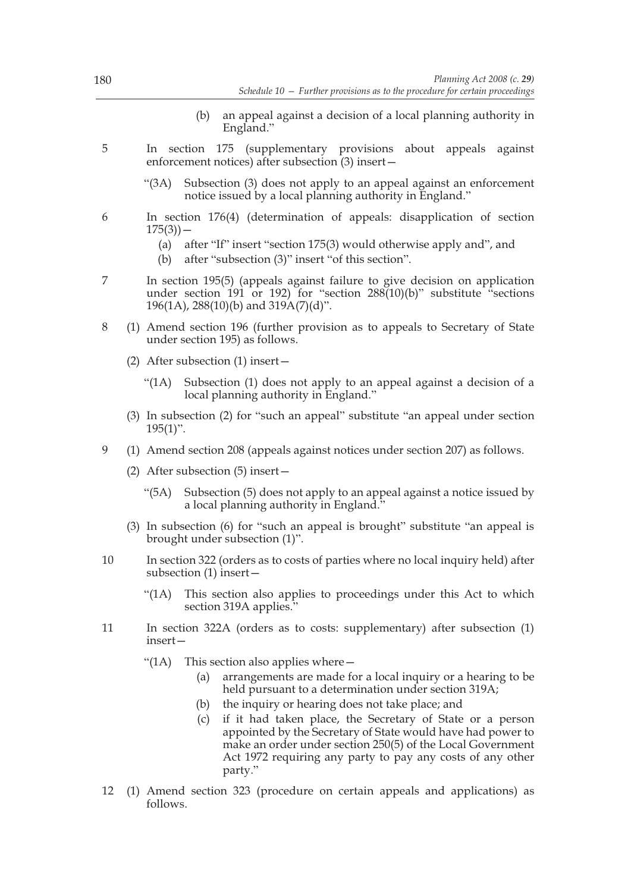(b) an appeal against a decision of a local planning authority in England."

5 In section 175 (supplementary provisions about appeals against enforcement notices) after subsection (3) insert—

"(3A) Subsection (3) does not apply to an appeal against an enforcement notice issued by a local planning authority in England."

6 In section 176(4) (determination of appeals: disapplication of section 175(3))—

(a) after "If" insert "section 175(3) would otherwise apply and", and

(b) after "subsection (3)" insert "of this section".

7 In section 195(5) (appeals against failure to give decision on application under section 191 or 192) for "section 288(10)(b)" substitute "sections 196(1A), 288(10)(b) and 319A(7)(d)".

8 (1) Amend section 196 (further provision as to appeals to Secretary of State under section 195) as follows.

(2) After subsection (1) insert—

"(1A) Subsection (1) does not apply to an appeal against a decision of a local planning authority in England."

(3) In subsection (2) for "such an appeal" substitute "an appeal under section 195(1)".

9 (1) Amend section 208 (appeals against notices under section 207) as follows.

(2) After subsection (5) insert—

"(5A) Subsection (5) does not apply to an appeal against a notice issued by a local planning authority in England."

(3) In subsection (6) for "such an appeal is brought" substitute "an appeal is brought under subsection (1)".

10 In section 322 (orders as to costs of parties where no local inquiry held) after subsection (1) insert—

"(1A) This section also applies to proceedings under this Act to which section 319A applies."

11 In section 322A (orders as to costs: supplementary) after subsection (1) insert—

"(1A) This section also applies where—

(a) arrangements are made for a local inquiry or a hearing to be held pursuant to a determination under section 319A;

(b) the inquiry or hearing does not take place; and

(c) if it had taken place, the Secretary of State or a person appointed by the Secretary of State would have had power to make an order under section 250(5) of the Local Government Act 1972 requiring any party to pay any costs of any other party."

12 (1) Amend section 323 (procedure on certain appeals and applications) as follows.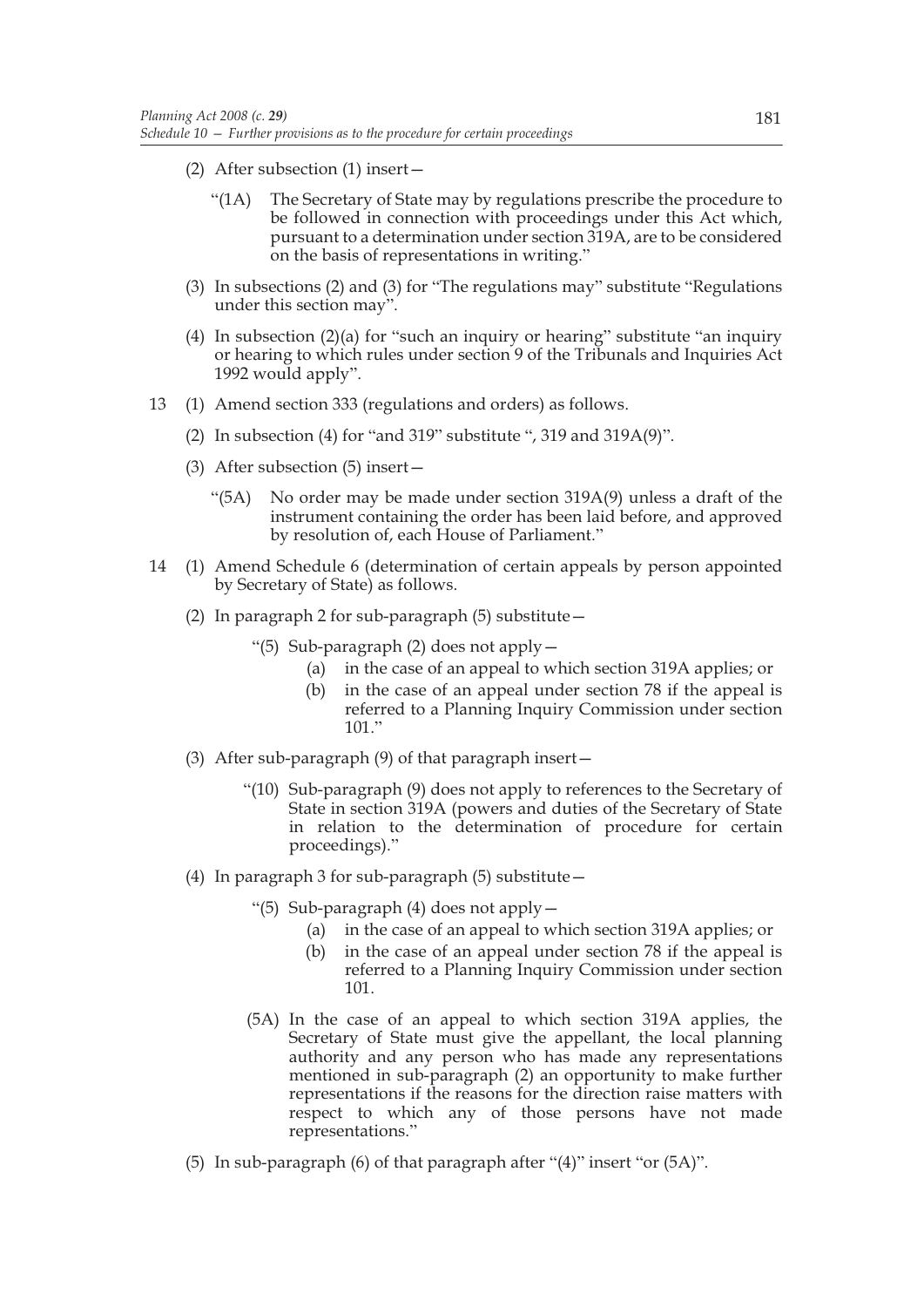(2) After subsection (1) insert—

"(1A) The Secretary of State may by regulations prescribe the procedure to be followed in connection with proceedings under this Act which, pursuant to a determination under section 319A, are to be considered on the basis of representations in writing."

(3) In subsections (2) and (3) for "The regulations may" substitute "Regulations under this section may".

(4) In subsection (2)(a) for "such an inquiry or hearing" substitute "an inquiry or hearing to which rules under section 9 of the Tribunals and Inquiries Act 1992 would apply".

13 (1) Amend section 333 (regulations and orders) as follows.

(2) In subsection (4) for "and 319" substitute ", 319 and 319A(9)".

(3) After subsection (5) insert—

"(5A) No order may be made under section 319A(9) unless a draft of the instrument containing the order has been laid before, and approved by resolution of, each House of Parliament."

14 (1) Amend Schedule 6 (determination of certain appeals by person appointed by Secretary of State) as follows.

(2) In paragraph 2 for sub-paragraph (5) substitute—

"(5) Sub-paragraph (2) does not apply—

(a) in the case of an appeal to which section 319A applies; or

(b) in the case of an appeal under section 78 if the appeal is referred to a Planning Inquiry Commission under section 101."

(3) After sub-paragraph (9) of that paragraph insert—

"(10) Sub-paragraph (9) does not apply to references to the Secretary of State in section 319A (powers and duties of the Secretary of State in relation to the determination of procedure for certain proceedings)."

(4) In paragraph 3 for sub-paragraph (5) substitute—

"(5) Sub-paragraph (4) does not apply—

(a) in the case of an appeal to which section 319A applies; or

(b) in the case of an appeal under section 78 if the appeal is referred to a Planning Inquiry Commission under section 101.

(5A) In the case of an appeal to which section 319A applies, the Secretary of State must give the appellant, the local planning authority and any person who has made any representations mentioned in sub-paragraph (2) an opportunity to make further representations if the reasons for the direction raise matters with respect to which any of those persons have not made representations."

(5) In sub-paragraph (6) of that paragraph after "(4)" insert "or (5A)".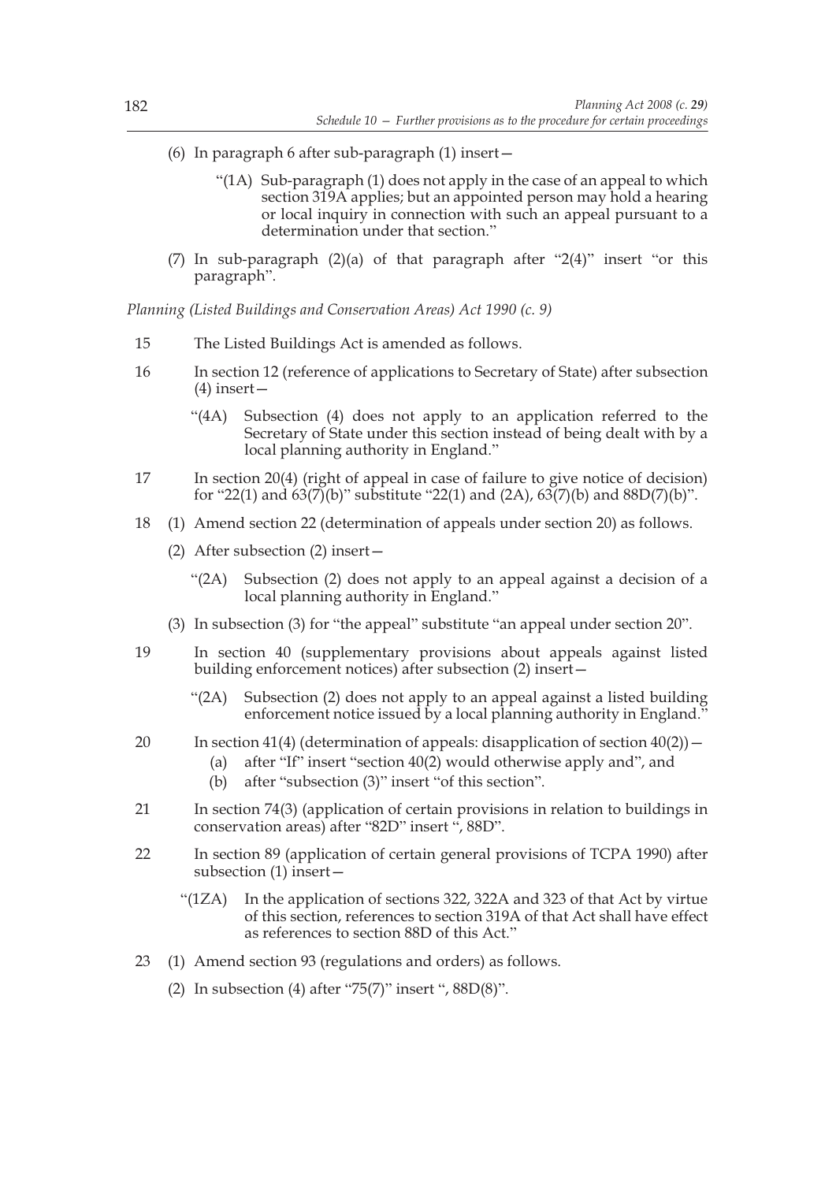(6) In paragraph 6 after sub-paragraph (1) insert—

> "(1A) Sub-paragraph (1) does not apply in the case of an appeal to which section 319A applies; but an appointed person may hold a hearing or local inquiry in connection with such an appeal pursuant to a determination under that section."

(7) In sub-paragraph (2)(a) of that paragraph after "2(4)" insert "or this paragraph".

*Planning (Listed Buildings and Conservation Areas) Act 1990 (c. 9)*

15 The Listed Buildings Act is amended as follows.

16 In section 12 (reference of applications to Secretary of State) after subsection (4) insert—

> "(4A) Subsection (4) does not apply to an application referred to the Secretary of State under this section instead of being dealt with by a local planning authority in England."

17 In section 20(4) (right of appeal in case of failure to give notice of decision) for "22(1) and 63(7)(b)" substitute "22(1) and (2A), 63(7)(b) and 88D(7)(b)".

18 (1) Amend section 22 (determination of appeals under section 20) as follows.

(2) After subsection (2) insert—

> "(2A) Subsection (2) does not apply to an appeal against a decision of a local planning authority in England."

(3) In subsection (3) for "the appeal" substitute "an appeal under section 20".

19 In section 40 (supplementary provisions about appeals against listed building enforcement notices) after subsection (2) insert—

> "(2A) Subsection (2) does not apply to an appeal against a listed building enforcement notice issued by a local planning authority in England."

20 In section 41(4) (determination of appeals: disapplication of section 40(2))—

(a) after "If" insert "section 40(2) would otherwise apply and", and

(b) after "subsection (3)" insert "of this section".

21 In section 74(3) (application of certain provisions in relation to buildings in conservation areas) after "82D" insert ", 88D".

22 In section 89 (application of certain general provisions of TCPA 1990) after subsection (1) insert—

> "(1ZA) In the application of sections 322, 322A and 323 of that Act by virtue of this section, references to section 319A of that Act shall have effect as references to section 88D of this Act."

23 (1) Amend section 93 (regulations and orders) as follows.

(2) In subsection (4) after "75(7)" insert ", 88D(8)".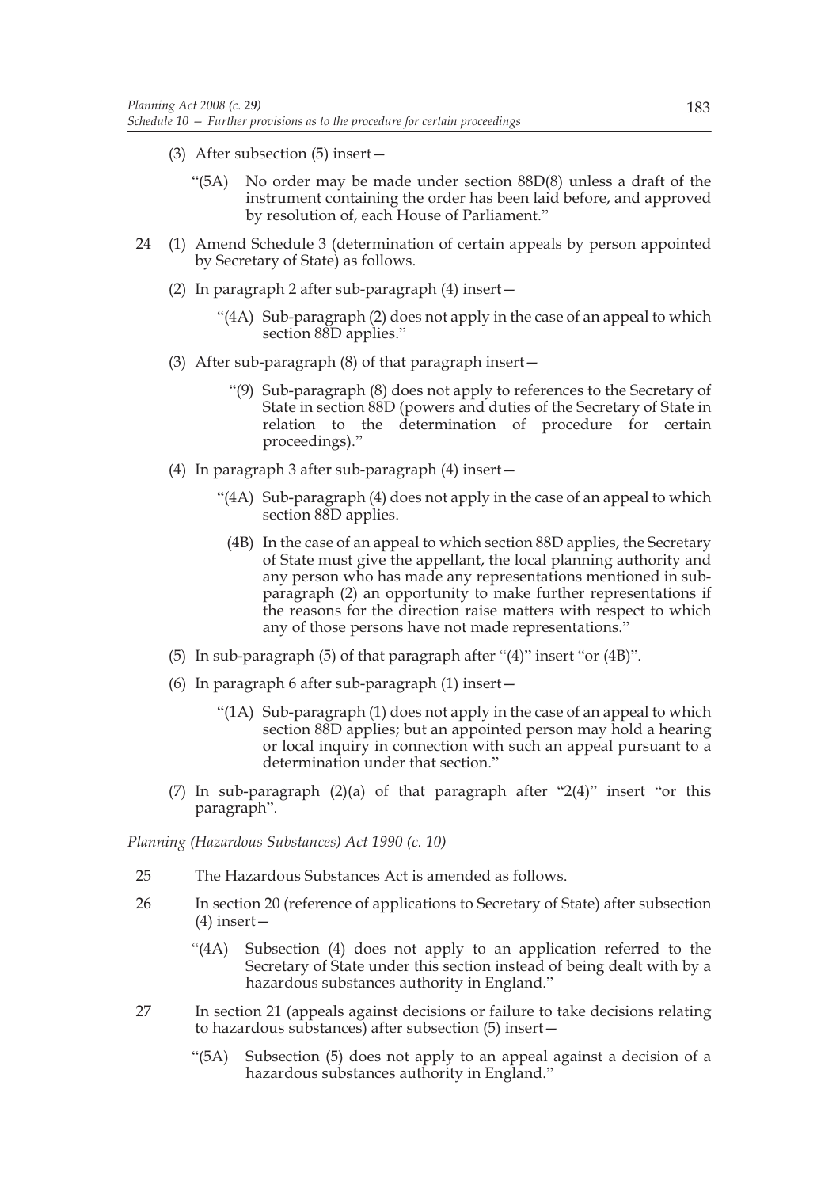(3) After subsection (5) insert—

"(5A) No order may be made under section 88D(8) unless a draft of the instrument containing the order has been laid before, and approved by resolution of, each House of Parliament."

24 (1) Amend Schedule 3 (determination of certain appeals by person appointed by Secretary of State) as follows.

(2) In paragraph 2 after sub-paragraph (4) insert—

"(4A) Sub-paragraph (2) does not apply in the case of an appeal to which section 88D applies."

(3) After sub-paragraph (8) of that paragraph insert—

"(9) Sub-paragraph (8) does not apply to references to the Secretary of State in section 88D (powers and duties of the Secretary of State in relation to the determination of procedure for certain proceedings)."

(4) In paragraph 3 after sub-paragraph (4) insert—

"(4A) Sub-paragraph (4) does not apply in the case of an appeal to which section 88D applies.

(4B) In the case of an appeal to which section 88D applies, the Secretary of State must give the appellant, the local planning authority and any person who has made any representations mentioned in sub-paragraph (2) an opportunity to make further representations if the reasons for the direction raise matters with respect to which any of those persons have not made representations."

(5) In sub-paragraph (5) of that paragraph after "(4)" insert "or (4B)".

(6) In paragraph 6 after sub-paragraph (1) insert—

"(1A) Sub-paragraph (1) does not apply in the case of an appeal to which section 88D applies; but an appointed person may hold a hearing or local inquiry in connection with such an appeal pursuant to a determination under that section."

(7) In sub-paragraph (2)(a) of that paragraph after "2(4)" insert "or this paragraph".

*Planning (Hazardous Substances) Act 1990 (c. 10)*

25 The Hazardous Substances Act is amended as follows.

26 In section 20 (reference of applications to Secretary of State) after subsection (4) insert—

"(4A) Subsection (4) does not apply to an application referred to the Secretary of State under this section instead of being dealt with by a hazardous substances authority in England."

27 In section 21 (appeals against decisions or failure to take decisions relating to hazardous substances) after subsection (5) insert—

"(5A) Subsection (5) does not apply to an appeal against a decision of a hazardous substances authority in England."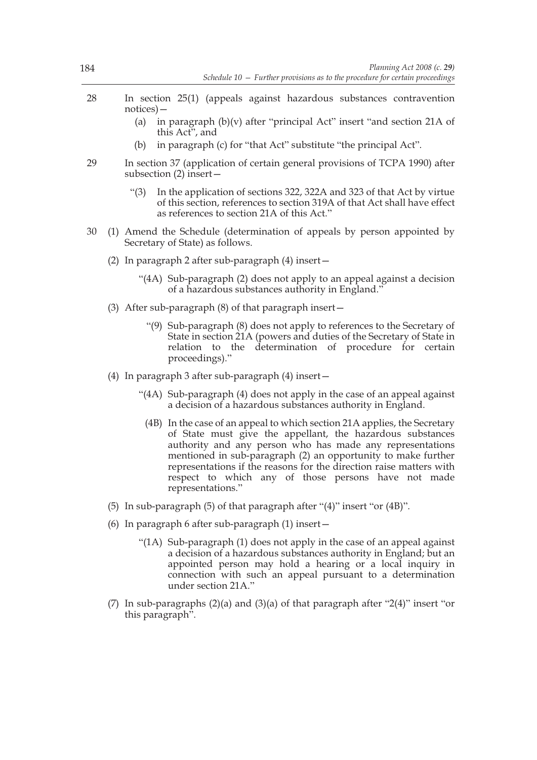28 In section 25(1) (appeals against hazardous substances contravention notices)—

   (a) in paragraph (b)(v) after "principal Act" insert "and section 21A of this Act", and

   (b) in paragraph (c) for "that Act" substitute "the principal Act".

29 In section 37 (application of certain general provisions of TCPA 1990) after subsection (2) insert—

   "(3) In the application of sections 322, 322A and 323 of that Act by virtue of this section, references to section 319A of that Act shall have effect as references to section 21A of this Act."

30 (1) Amend the Schedule (determination of appeals by person appointed by Secretary of State) as follows.

   (2) In paragraph 2 after sub-paragraph (4) insert—

   "(4A) Sub-paragraph (2) does not apply to an appeal against a decision of a hazardous substances authority in England."

   (3) After sub-paragraph (8) of that paragraph insert—

   "(9) Sub-paragraph (8) does not apply to references to the Secretary of State in section 21A (powers and duties of the Secretary of State in relation to the determination of procedure for certain proceedings)."

   (4) In paragraph 3 after sub-paragraph (4) insert—

   "(4A) Sub-paragraph (4) does not apply in the case of an appeal against a decision of a hazardous substances authority in England.

   (4B) In the case of an appeal to which section 21A applies, the Secretary of State must give the appellant, the hazardous substances authority and any person who has made any representations mentioned in sub-paragraph (2) an opportunity to make further representations if the reasons for the direction raise matters with respect to which any of those persons have not made representations."

   (5) In sub-paragraph (5) of that paragraph after "(4)" insert "or (4B)".

   (6) In paragraph 6 after sub-paragraph (1) insert—

   "(1A) Sub-paragraph (1) does not apply in the case of an appeal against a decision of a hazardous substances authority in England; but an appointed person may hold a hearing or a local inquiry in connection with such an appeal pursuant to a determination under section 21A."

   (7) In sub-paragraphs (2)(a) and (3)(a) of that paragraph after "2(4)" insert "or this paragraph".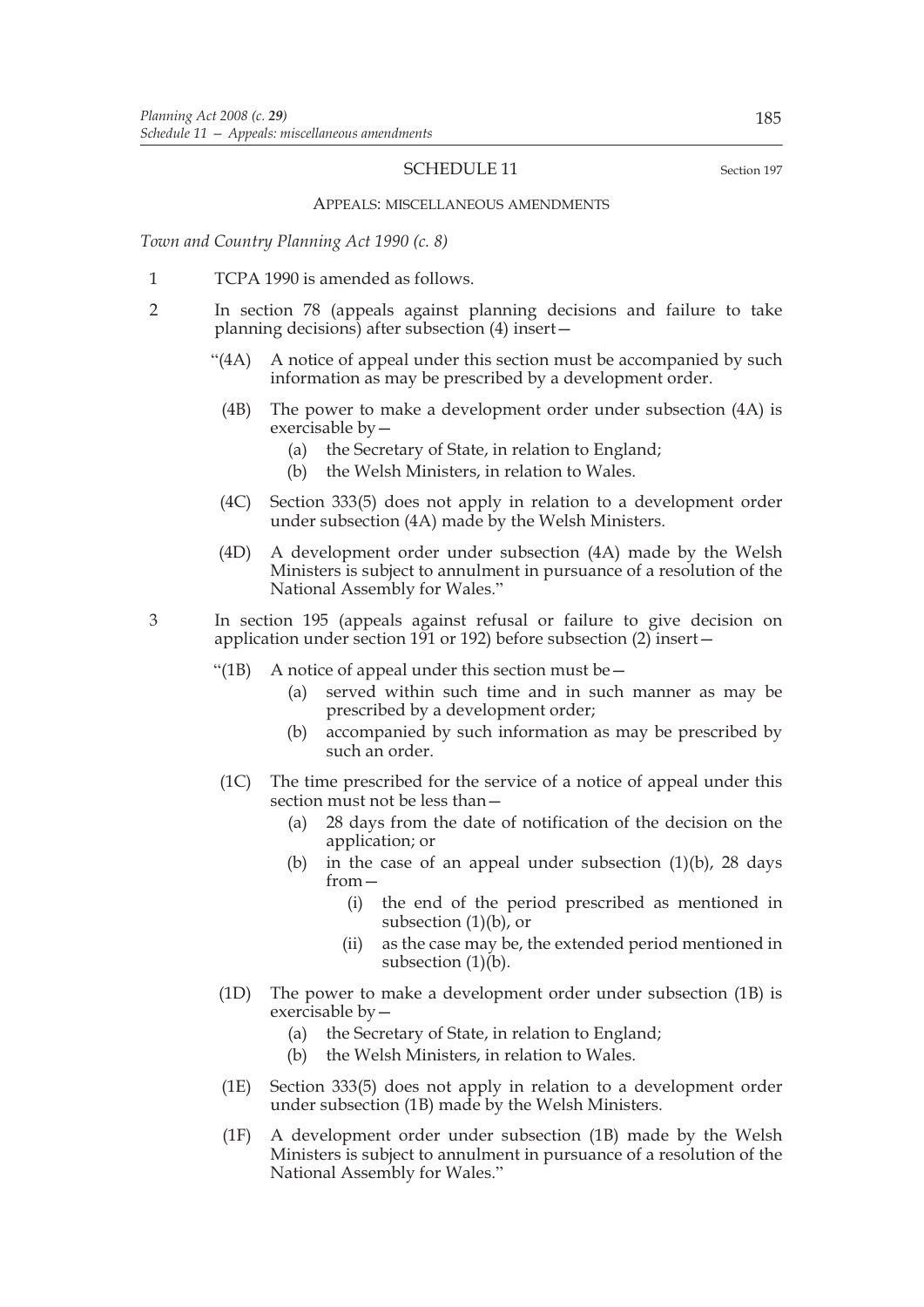## SCHEDULE 11

Section 197

### APPEALS: MISCELLANEOUS AMENDMENTS

*Town and Country Planning Act 1990 (c. 8)*

1 TCPA 1990 is amended as follows.

2 In section 78 (appeals against planning decisions and failure to take planning decisions) after subsection (4) insert—

"(4A) A notice of appeal under this section must be accompanied by such information as may be prescribed by a development order.

(4B) The power to make a development order under subsection (4A) is exercisable by—

(a) the Secretary of State, in relation to England;

(b) the Welsh Ministers, in relation to Wales.

(4C) Section 333(5) does not apply in relation to a development order under subsection (4A) made by the Welsh Ministers.

(4D) A development order under subsection (4A) made by the Welsh Ministers is subject to annulment in pursuance of a resolution of the National Assembly for Wales."

3 In section 195 (appeals against refusal or failure to give decision on application under section 191 or 192) before subsection (2) insert—

"(1B) A notice of appeal under this section must be—

(a) served within such time and in such manner as may be prescribed by a development order;

(b) accompanied by such information as may be prescribed by such an order.

(1C) The time prescribed for the service of a notice of appeal under this section must not be less than—

(a) 28 days from the date of notification of the decision on the application; or

(b) in the case of an appeal under subsection (1)(b), 28 days from—

(i) the end of the period prescribed as mentioned in subsection (1)(b), or

(ii) as the case may be, the extended period mentioned in subsection (1)(b).

(1D) The power to make a development order under subsection (1B) is exercisable by—

(a) the Secretary of State, in relation to England;

(b) the Welsh Ministers, in relation to Wales.

(1E) Section 333(5) does not apply in relation to a development order under subsection (1B) made by the Welsh Ministers.

(1F) A development order under subsection (1B) made by the Welsh Ministers is subject to annulment in pursuance of a resolution of the National Assembly for Wales."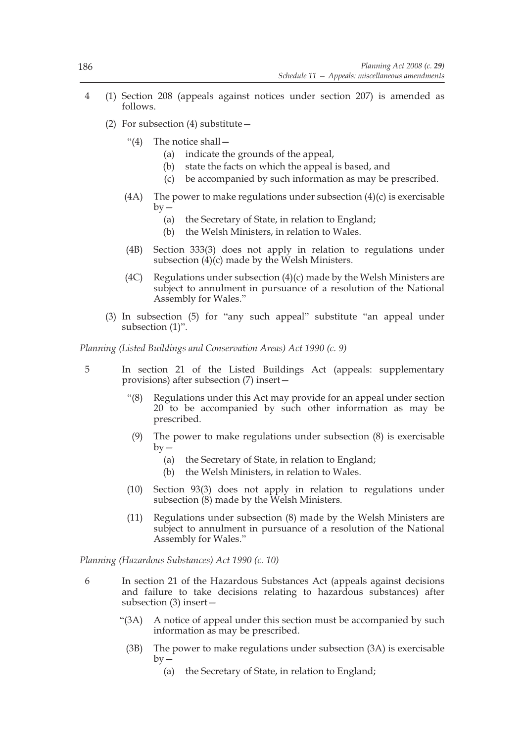4 (1) Section 208 (appeals against notices under section 207) is amended as follows.

(2) For subsection (4) substitute—

"(4) The notice shall—

(a) indicate the grounds of the appeal,

(b) state the facts on which the appeal is based, and

(c) be accompanied by such information as may be prescribed.

(4A) The power to make regulations under subsection (4)(c) is exercisable by—

(a) the Secretary of State, in relation to England;

(b) the Welsh Ministers, in relation to Wales.

(4B) Section 333(3) does not apply in relation to regulations under subsection (4)(c) made by the Welsh Ministers.

(4C) Regulations under subsection (4)(c) made by the Welsh Ministers are subject to annulment in pursuance of a resolution of the National Assembly for Wales."

(3) In subsection (5) for "any such appeal" substitute "an appeal under subsection (1)".

*Planning (Listed Buildings and Conservation Areas) Act 1990 (c. 9)*

5 In section 21 of the Listed Buildings Act (appeals: supplementary provisions) after subsection (7) insert—

"(8) Regulations under this Act may provide for an appeal under section 20 to be accompanied by such other information as may be prescribed.

(9) The power to make regulations under subsection (8) is exercisable by—

(a) the Secretary of State, in relation to England;

(b) the Welsh Ministers, in relation to Wales.

(10) Section 93(3) does not apply in relation to regulations under subsection (8) made by the Welsh Ministers.

(11) Regulations under subsection (8) made by the Welsh Ministers are subject to annulment in pursuance of a resolution of the National Assembly for Wales."

*Planning (Hazardous Substances) Act 1990 (c. 10)*

6 In section 21 of the Hazardous Substances Act (appeals against decisions and failure to take decisions relating to hazardous substances) after subsection (3) insert—

"(3A) A notice of appeal under this section must be accompanied by such information as may be prescribed.

(3B) The power to make regulations under subsection (3A) is exercisable by—

(a) the Secretary of State, in relation to England;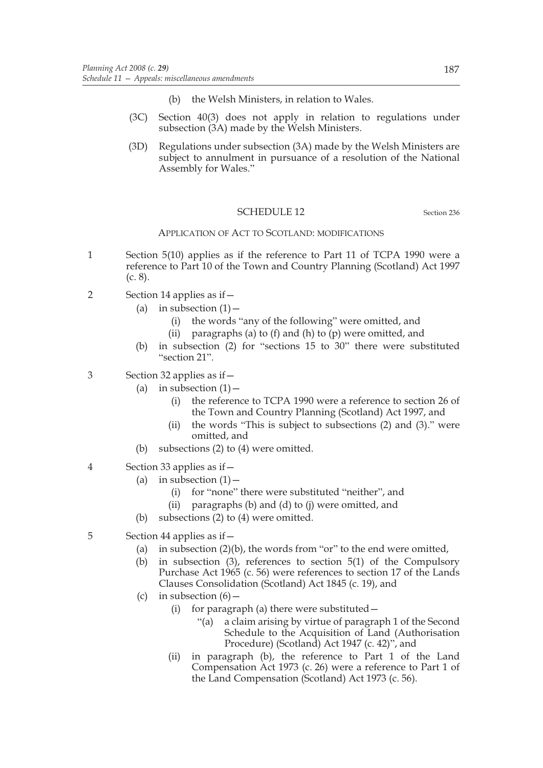(b) the Welsh Ministers, in relation to Wales.

(3C) Section 40(3) does not apply in relation to regulations under subsection (3A) made by the Welsh Ministers.

(3D) Regulations under subsection (3A) made by the Welsh Ministers are subject to annulment in pursuance of a resolution of the National Assembly for Wales."

## SCHEDULE 12

Section 236

### APPLICATION OF ACT TO SCOTLAND: MODIFICATIONS

1 Section 5(10) applies as if the reference to Part 11 of TCPA 1990 were a reference to Part 10 of the Town and Country Planning (Scotland) Act 1997 (c. 8).

2 Section 14 applies as if—

- (a) in subsection (1)—
  - (i) the words "any of the following" were omitted, and
  - (ii) paragraphs (a) to (f) and (h) to (p) were omitted, and
- (b) in subsection (2) for "sections 15 to 30" there were substituted "section 21".

3 Section 32 applies as if—

- (a) in subsection (1)—
  - (i) the reference to TCPA 1990 were a reference to section 26 of the Town and Country Planning (Scotland) Act 1997, and
  - (ii) the words "This is subject to subsections (2) and (3)." were omitted, and
- (b) subsections (2) to (4) were omitted.

4 Section 33 applies as if—

- (a) in subsection (1)—
  - (i) for "none" there were substituted "neither", and
  - (ii) paragraphs (b) and (d) to (j) were omitted, and
- (b) subsections (2) to (4) were omitted.

5 Section 44 applies as if—

- (a) in subsection (2)(b), the words from "or" to the end were omitted,
- (b) in subsection (3), references to section 5(1) of the Compulsory Purchase Act 1965 (c. 56) were references to section 17 of the Lands Clauses Consolidation (Scotland) Act 1845 (c. 19), and
- (c) in subsection (6)—
  - (i) for paragraph (a) there were substituted—
    - "(a) a claim arising by virtue of paragraph 1 of the Second Schedule to the Acquisition of Land (Authorisation Procedure) (Scotland) Act 1947 (c. 42)", and
  - (ii) in paragraph (b), the reference to Part 1 of the Land Compensation Act 1973 (c. 26) were a reference to Part 1 of the Land Compensation (Scotland) Act 1973 (c. 56).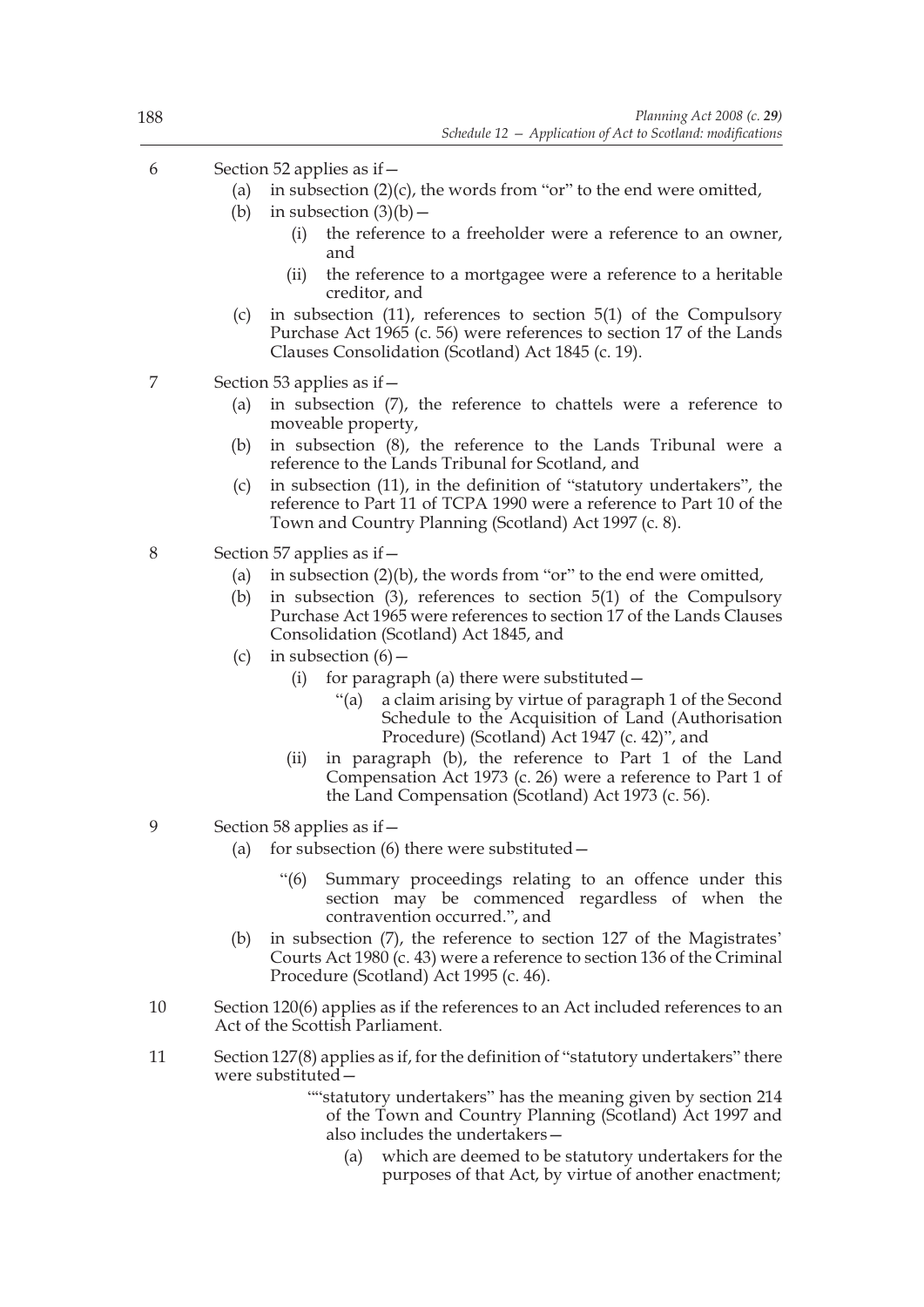6 Section 52 applies as if—

(a) in subsection (2)(c), the words from "or" to the end were omitted,

(b) in subsection (3)(b)—

(i) the reference to a freeholder were a reference to an owner, and

(ii) the reference to a mortgagee were a reference to a heritable creditor, and

(c) in subsection (11), references to section 5(1) of the Compulsory Purchase Act 1965 (c. 56) were references to section 17 of the Lands Clauses Consolidation (Scotland) Act 1845 (c. 19).

7 Section 53 applies as if—

(a) in subsection (7), the reference to chattels were a reference to moveable property,

(b) in subsection (8), the reference to the Lands Tribunal were a reference to the Lands Tribunal for Scotland, and

(c) in subsection (11), in the definition of "statutory undertakers", the reference to Part 11 of TCPA 1990 were a reference to Part 10 of the Town and Country Planning (Scotland) Act 1997 (c. 8).

8 Section 57 applies as if—

(a) in subsection (2)(b), the words from "or" to the end were omitted,

(b) in subsection (3), references to section 5(1) of the Compulsory Purchase Act 1965 were references to section 17 of the Lands Clauses Consolidation (Scotland) Act 1845, and

(c) in subsection (6)—

(i) for paragraph (a) there were substituted—

"(a) a claim arising by virtue of paragraph 1 of the Second Schedule to the Acquisition of Land (Authorisation Procedure) (Scotland) Act 1947 (c. 42)", and

(ii) in paragraph (b), the reference to Part 1 of the Land Compensation Act 1973 (c. 26) were a reference to Part 1 of the Land Compensation (Scotland) Act 1973 (c. 56).

9 Section 58 applies as if—

(a) for subsection (6) there were substituted—

"(6) Summary proceedings relating to an offence under this section may be commenced regardless of when the contravention occurred.", and

(b) in subsection (7), the reference to section 127 of the Magistrates' Courts Act 1980 (c. 43) were a reference to section 136 of the Criminal Procedure (Scotland) Act 1995 (c. 46).

10 Section 120(6) applies as if the references to an Act included references to an Act of the Scottish Parliament.

11 Section 127(8) applies as if, for the definition of "statutory undertakers" there were substituted—

""statutory undertakers" has the meaning given by section 214 of the Town and Country Planning (Scotland) Act 1997 and also includes the undertakers—

(a) which are deemed to be statutory undertakers for the purposes of that Act, by virtue of another enactment;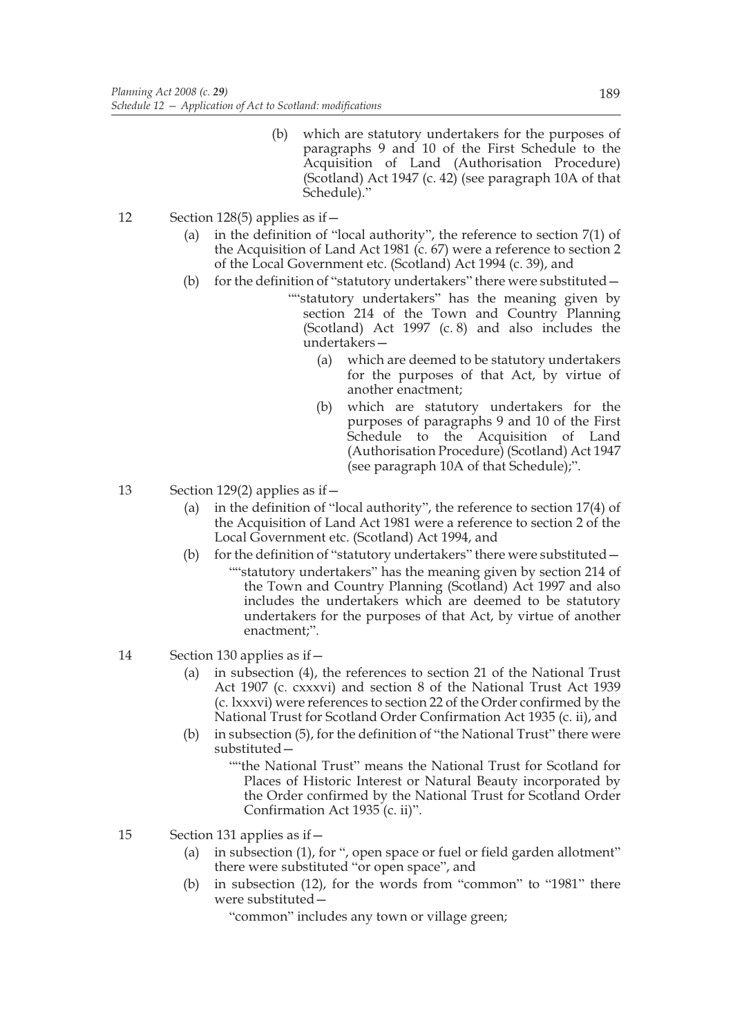(b) which are statutory undertakers for the purposes of paragraphs 9 and 10 of the First Schedule to the Acquisition of Land (Authorisation Procedure) (Scotland) Act 1947 (c. 42) (see paragraph 10A of that Schedule)."

12 Section 128(5) applies as if—

(a) in the definition of "local authority", the reference to section 7(1) of the Acquisition of Land Act 1981 (c. 67) were a reference to section 2 of the Local Government etc. (Scotland) Act 1994 (c. 39), and

(b) for the definition of "statutory undertakers" there were substituted—

""statutory undertakers" has the meaning given by section 214 of the Town and Country Planning (Scotland) Act 1997 (c. 8) and also includes the undertakers—

(a) which are deemed to be statutory undertakers for the purposes of that Act, by virtue of another enactment;

(b) which are statutory undertakers for the purposes of paragraphs 9 and 10 of the First Schedule to the Acquisition of Land (Authorisation Procedure) (Scotland) Act 1947 (see paragraph 10A of that Schedule);".

13 Section 129(2) applies as if—

(a) in the definition of "local authority", the reference to section 17(4) of the Acquisition of Land Act 1981 were a reference to section 2 of the Local Government etc. (Scotland) Act 1994, and

(b) for the definition of "statutory undertakers" there were substituted—

""statutory undertakers" has the meaning given by section 214 of the Town and Country Planning (Scotland) Act 1997 and also includes the undertakers which are deemed to be statutory undertakers for the purposes of that Act, by virtue of another enactment;".

14 Section 130 applies as if—

(a) in subsection (4), the references to section 21 of the National Trust Act 1907 (c. cxxxvi) and section 8 of the National Trust Act 1939 (c. lxxxvi) were references to section 22 of the Order confirmed by the National Trust for Scotland Order Confirmation Act 1935 (c. ii), and

(b) in subsection (5), for the definition of "the National Trust" there were substituted—

""the National Trust" means the National Trust for Scotland for Places of Historic Interest or Natural Beauty incorporated by the Order confirmed by the National Trust for Scotland Order Confirmation Act 1935 (c. ii)".

15 Section 131 applies as if—

(a) in subsection (1), for ", open space or fuel or field garden allotment" there were substituted "or open space", and

(b) in subsection (12), for the words from "common" to "1981" there were substituted—

"common" includes any town or village green;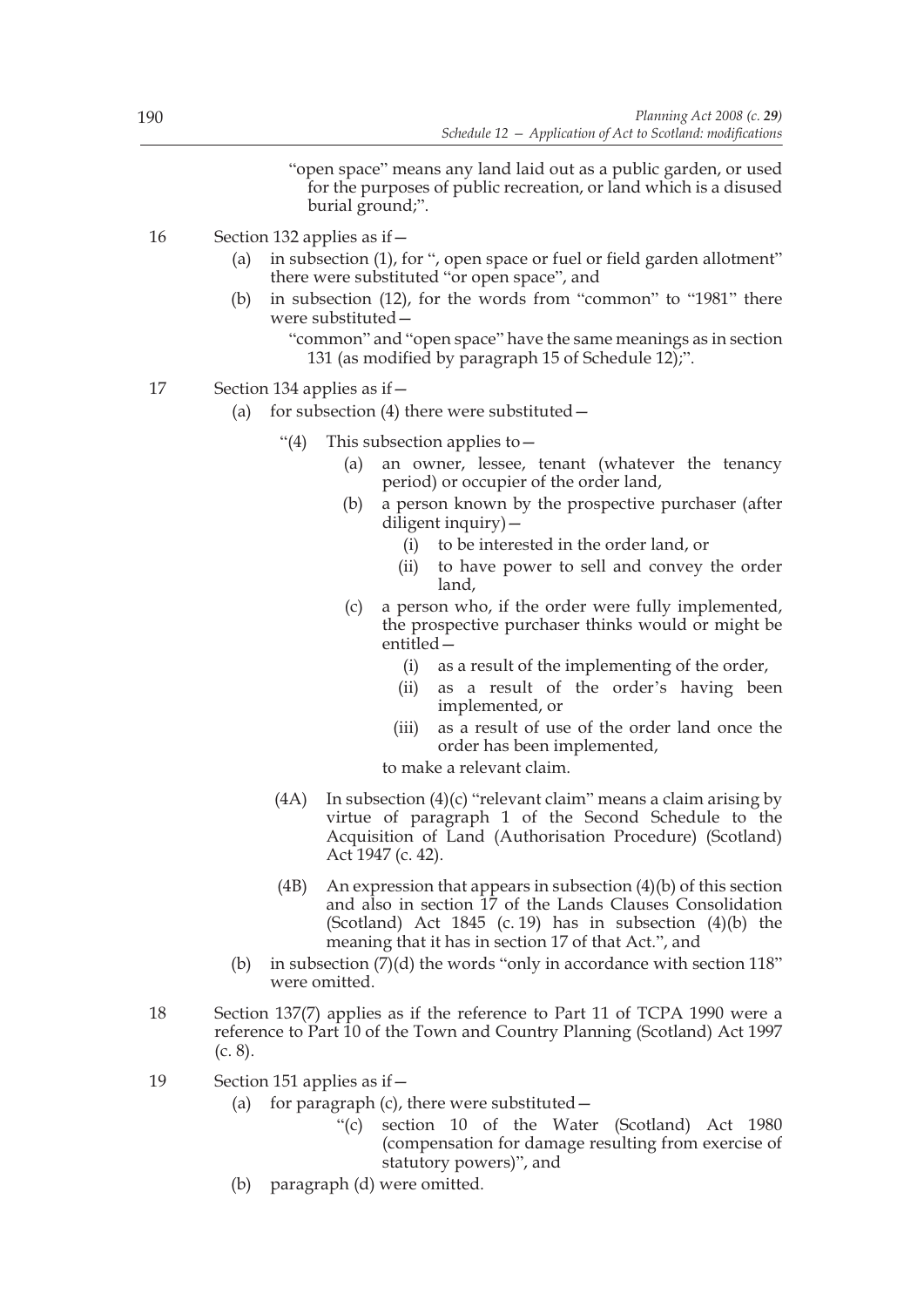"open space" means any land laid out as a public garden, or used for the purposes of public recreation, or land which is a disused burial ground;".

16 Section 132 applies as if—

(a) in subsection (1), for ", open space or fuel or field garden allotment" there were substituted "or open space", and

(b) in subsection (12), for the words from "common" to "1981" there were substituted—

"common" and "open space" have the same meanings as in section 131 (as modified by paragraph 15 of Schedule 12);".

17 Section 134 applies as if—

(a) for subsection (4) there were substituted—

"(4) This subsection applies to—

(a) an owner, lessee, tenant (whatever the tenancy period) or occupier of the order land,

(b) a person known by the prospective purchaser (after diligent inquiry)—

(i) to be interested in the order land, or

(ii) to have power to sell and convey the order land,

(c) a person who, if the order were fully implemented, the prospective purchaser thinks would or might be entitled—

(i) as a result of the implementing of the order,

(ii) as a result of the order's having been implemented, or

(iii) as a result of use of the order land once the order has been implemented,

to make a relevant claim.

(4A) In subsection (4)(c) "relevant claim" means a claim arising by virtue of paragraph 1 of the Second Schedule to the Acquisition of Land (Authorisation Procedure) (Scotland) Act 1947 (c. 42).

(4B) An expression that appears in subsection (4)(b) of this section and also in section 17 of the Lands Clauses Consolidation (Scotland) Act 1845 (c. 19) has in subsection (4)(b) the meaning that it has in section 17 of that Act.", and

(b) in subsection (7)(d) the words "only in accordance with section 118" were omitted.

18 Section 137(7) applies as if the reference to Part 11 of TCPA 1990 were a reference to Part 10 of the Town and Country Planning (Scotland) Act 1997 (c. 8).

19 Section 151 applies as if—

(a) for paragraph (c), there were substituted—

"(c) section 10 of the Water (Scotland) Act 1980 (compensation for damage resulting from exercise of statutory powers)", and

(b) paragraph (d) were omitted.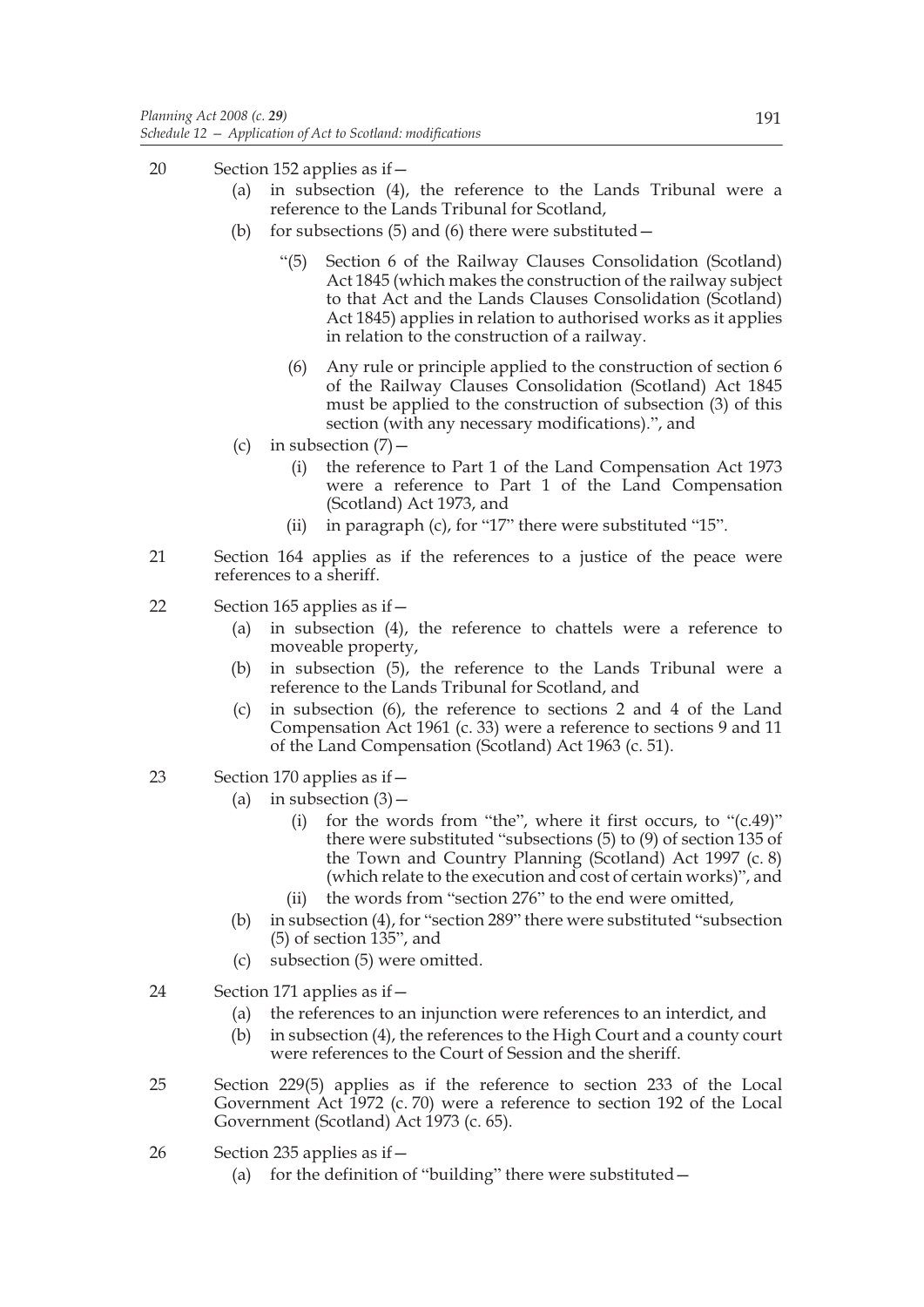20 Section 152 applies as if—

(a) in subsection (4), the reference to the Lands Tribunal were a reference to the Lands Tribunal for Scotland,

(b) for subsections (5) and (6) there were substituted—

"(5) Section 6 of the Railway Clauses Consolidation (Scotland) Act 1845 (which makes the construction of the railway subject to that Act and the Lands Clauses Consolidation (Scotland) Act 1845) applies in relation to authorised works as it applies in relation to the construction of a railway.

(6) Any rule or principle applied to the construction of section 6 of the Railway Clauses Consolidation (Scotland) Act 1845 must be applied to the construction of subsection (3) of this section (with any necessary modifications).", and

(c) in subsection (7)—

(i) the reference to Part 1 of the Land Compensation Act 1973 were a reference to Part 1 of the Land Compensation (Scotland) Act 1973, and

(ii) in paragraph (c), for "17" there were substituted "15".

21 Section 164 applies as if the references to a justice of the peace were references to a sheriff.

22 Section 165 applies as if—

(a) in subsection (4), the reference to chattels were a reference to moveable property,

(b) in subsection (5), the reference to the Lands Tribunal were a reference to the Lands Tribunal for Scotland, and

(c) in subsection (6), the reference to sections 2 and 4 of the Land Compensation Act 1961 (c. 33) were a reference to sections 9 and 11 of the Land Compensation (Scotland) Act 1963 (c. 51).

23 Section 170 applies as if—

(a) in subsection (3)—

(i) for the words from "the", where it first occurs, to "(c.49)" there were substituted "subsections (5) to (9) of section 135 of the Town and Country Planning (Scotland) Act 1997 (c. 8) (which relate to the execution and cost of certain works)", and

(ii) the words from "section 276" to the end were omitted,

(b) in subsection (4), for "section 289" there were substituted "subsection (5) of section 135", and

(c) subsection (5) were omitted.

24 Section 171 applies as if—

(a) the references to an injunction were references to an interdict, and

(b) in subsection (4), the references to the High Court and a county court were references to the Court of Session and the sheriff.

25 Section 229(5) applies as if the reference to section 233 of the Local Government Act 1972 (c. 70) were a reference to section 192 of the Local Government (Scotland) Act 1973 (c. 65).

26 Section 235 applies as if—

(a) for the definition of "building" there were substituted—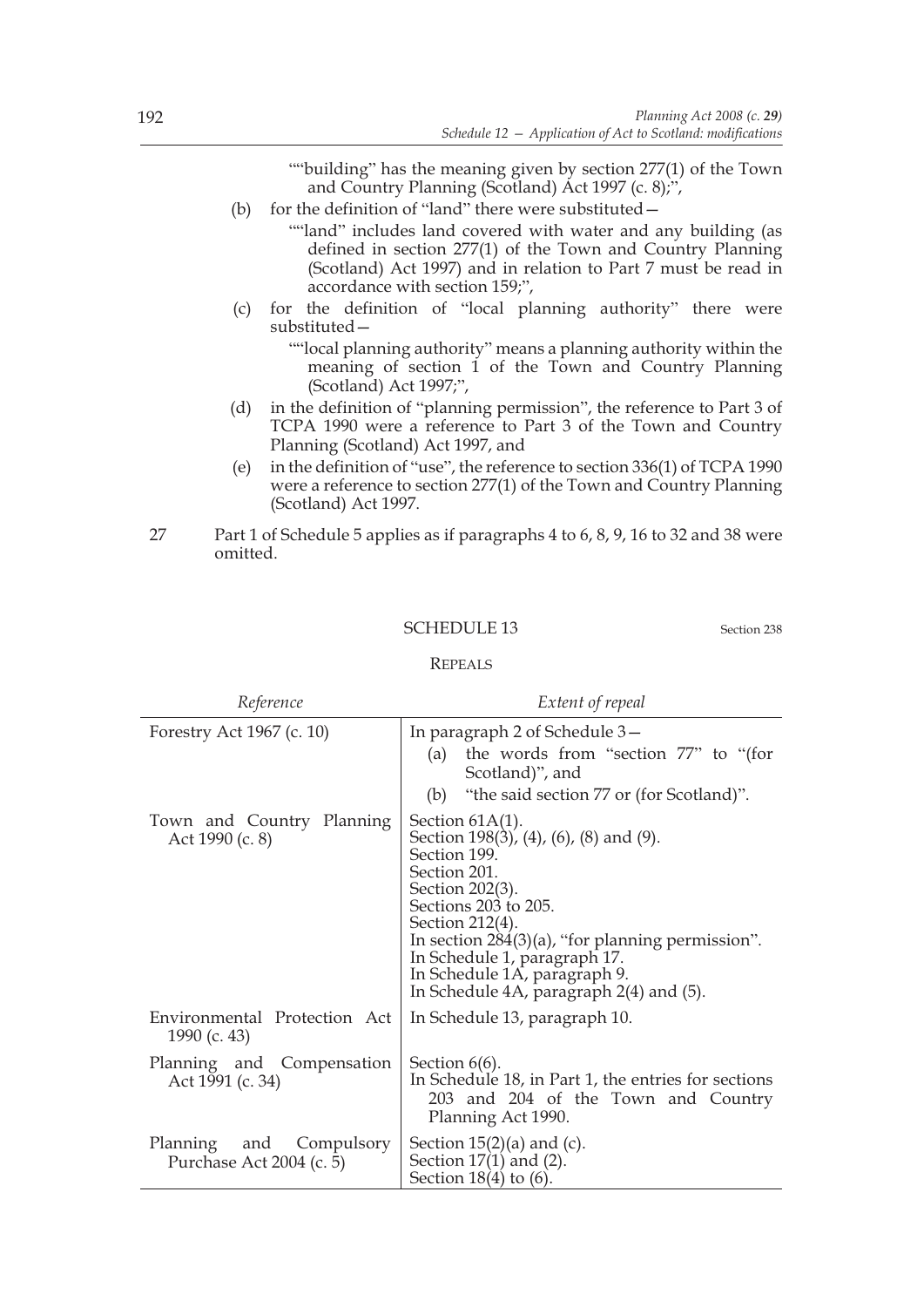""building" has the meaning given by section 277(1) of the Town and Country Planning (Scotland) Act 1997 (c. 8);",

(b) for the definition of "land" there were substituted—

""land" includes land covered with water and any building (as defined in section 277(1) of the Town and Country Planning (Scotland) Act 1997) and in relation to Part 7 must be read in accordance with section 159;",

(c) for the definition of "local planning authority" there were substituted—

""local planning authority" means a planning authority within the meaning of section 1 of the Town and Country Planning (Scotland) Act 1997;",

(d) in the definition of "planning permission", the reference to Part 3 of TCPA 1990 were a reference to Part 3 of the Town and Country Planning (Scotland) Act 1997, and

(e) in the definition of "use", the reference to section 336(1) of TCPA 1990 were a reference to section 277(1) of the Town and Country Planning (Scotland) Act 1997.

27 Part 1 of Schedule 5 applies as if paragraphs 4 to 6, 8, 9, 16 to 32 and 38 were omitted.

## SCHEDULE 13

Section 238

### REPEALS

| *Reference* | *Extent of repeal* |
|---|---|
| Forestry Act 1967 (c. 10) | In paragraph 2 of Schedule 3— (a) the words from "section 77" to "(for Scotland)", and (b) "the said section 77 or (for Scotland)". |
| Town and Country Planning Act 1990 (c. 8) | Section 61A(1). Section 198(3), (4), (6), (8) and (9). Section 199. Section 201. Section 202(3). Sections 203 to 205. Section 212(4). In section 284(3)(a), "for planning permission". In Schedule 1, paragraph 17. In Schedule 1A, paragraph 9. In Schedule 4A, paragraph 2(4) and (5). |
| Environmental Protection Act 1990 (c. 43) | In Schedule 13, paragraph 10. |
| Planning and Compensation Act 1991 (c. 34) | Section 6(6). In Schedule 18, in Part 1, the entries for sections 203 and 204 of the Town and Country Planning Act 1990. |
| Planning and Compulsory Purchase Act 2004 (c. 5) | Section 15(2)(a) and (c). Section 17(1) and (2). Section 18(4) to (6). |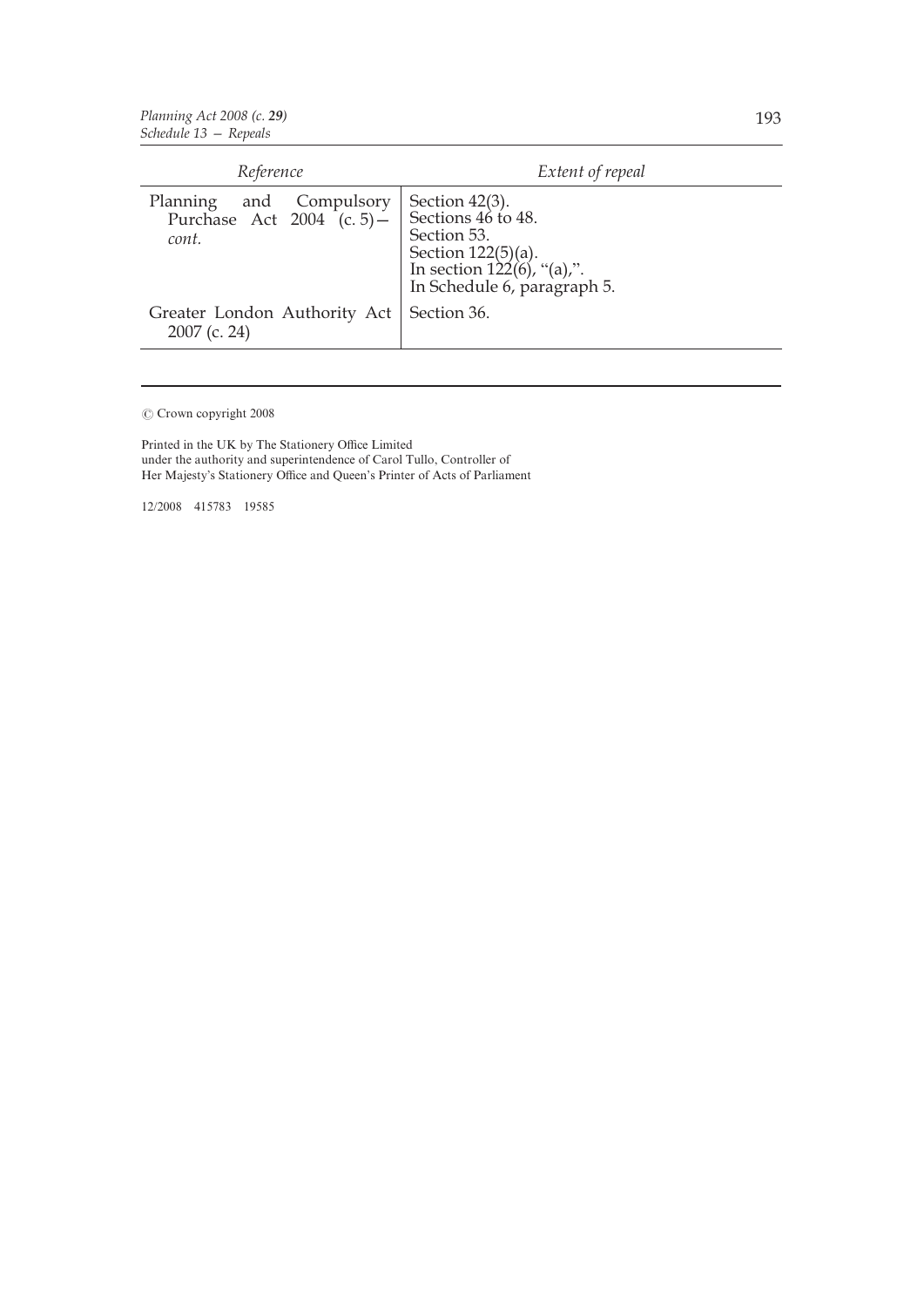| Reference | Extent of repeal |
|---|---|
| Planning and Compulsory Purchase Act 2004 (c. 5)—*cont.* | Section 42(3).<br>Sections 46 to 48.<br>Section 53.<br>Section 122(5)(a).<br>In section 122(6), "(a),".<br>In Schedule 6, paragraph 5. |
| Greater London Authority Act 2007 (c. 24) | Section 36. |

© Crown copyright 2008

Printed in the UK by The Stationery Office Limited
under the authority and superintendence of Carol Tullo, Controller of
Her Majesty's Stationery Office and Queen's Printer of Acts of Parliament

12/2008 415783 19585